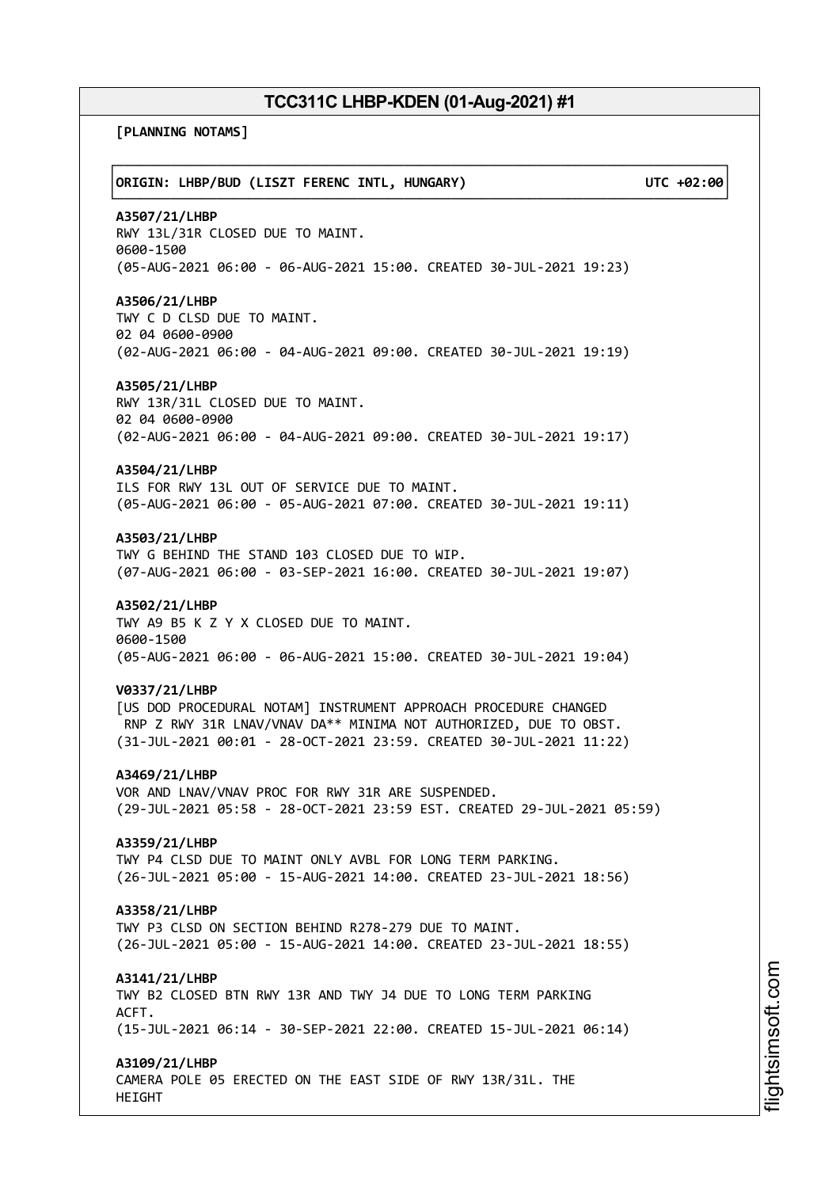# TCC311C LHBP-KDEN (01-Aug-2021) #1

**[PLANNING NOTAMS]**

| ORIGIN: LHBP/BUD (LISZT FERENC INTL, HUNGARY) | UTC +02:00 |
|---|---|

**A3507/21/LHBP**
RWY 13L/31R CLOSED DUE TO MAINT.
0600-1500
(05-AUG-2021 06:00 - 06-AUG-2021 15:00. CREATED 30-JUL-2021 19:23)

**A3506/21/LHBP**
TWY C D CLSD DUE TO MAINT.
02 04 0600-0900
(02-AUG-2021 06:00 - 04-AUG-2021 09:00. CREATED 30-JUL-2021 19:19)

**A3505/21/LHBP**
RWY 13R/31L CLOSED DUE TO MAINT.
02 04 0600-0900
(02-AUG-2021 06:00 - 04-AUG-2021 09:00. CREATED 30-JUL-2021 19:17)

**A3504/21/LHBP**
ILS FOR RWY 13L OUT OF SERVICE DUE TO MAINT.
(05-AUG-2021 06:00 - 05-AUG-2021 07:00. CREATED 30-JUL-2021 19:11)

**A3503/21/LHBP**
TWY G BEHIND THE STAND 103 CLOSED DUE TO WIP.
(07-AUG-2021 06:00 - 03-SEP-2021 16:00. CREATED 30-JUL-2021 19:07)

**A3502/21/LHBP**
TWY A9 B5 K Z Y X CLOSED DUE TO MAINT.
0600-1500
(05-AUG-2021 06:00 - 06-AUG-2021 15:00. CREATED 30-JUL-2021 19:04)

**V0337/21/LHBP**
[US DOD PROCEDURAL NOTAM] INSTRUMENT APPROACH PROCEDURE CHANGED
RNP Z RWY 31R LNAV/VNAV DA** MINIMA NOT AUTHORIZED, DUE TO OBST.
(31-JUL-2021 00:01 - 28-OCT-2021 23:59. CREATED 30-JUL-2021 11:22)

**A3469/21/LHBP**
VOR AND LNAV/VNAV PROC FOR RWY 31R ARE SUSPENDED.
(29-JUL-2021 05:58 - 28-OCT-2021 23:59 EST. CREATED 29-JUL-2021 05:59)

**A3359/21/LHBP**
TWY P4 CLSD DUE TO MAINT ONLY AVBL FOR LONG TERM PARKING.
(26-JUL-2021 05:00 - 15-AUG-2021 14:00. CREATED 23-JUL-2021 18:56)

**A3358/21/LHBP**
TWY P3 CLSD ON SECTION BEHIND R278-279 DUE TO MAINT.
(26-JUL-2021 05:00 - 15-AUG-2021 14:00. CREATED 23-JUL-2021 18:55)

**A3141/21/LHBP**
TWY B2 CLOSED BTN RWY 13R AND TWY J4 DUE TO LONG TERM PARKING
ACFT.
(15-JUL-2021 06:14 - 30-SEP-2021 22:00. CREATED 15-JUL-2021 06:14)

**A3109/21/LHBP**
CAMERA POLE 05 ERECTED ON THE EAST SIDE OF RWY 13R/31L. THE
HEIGHT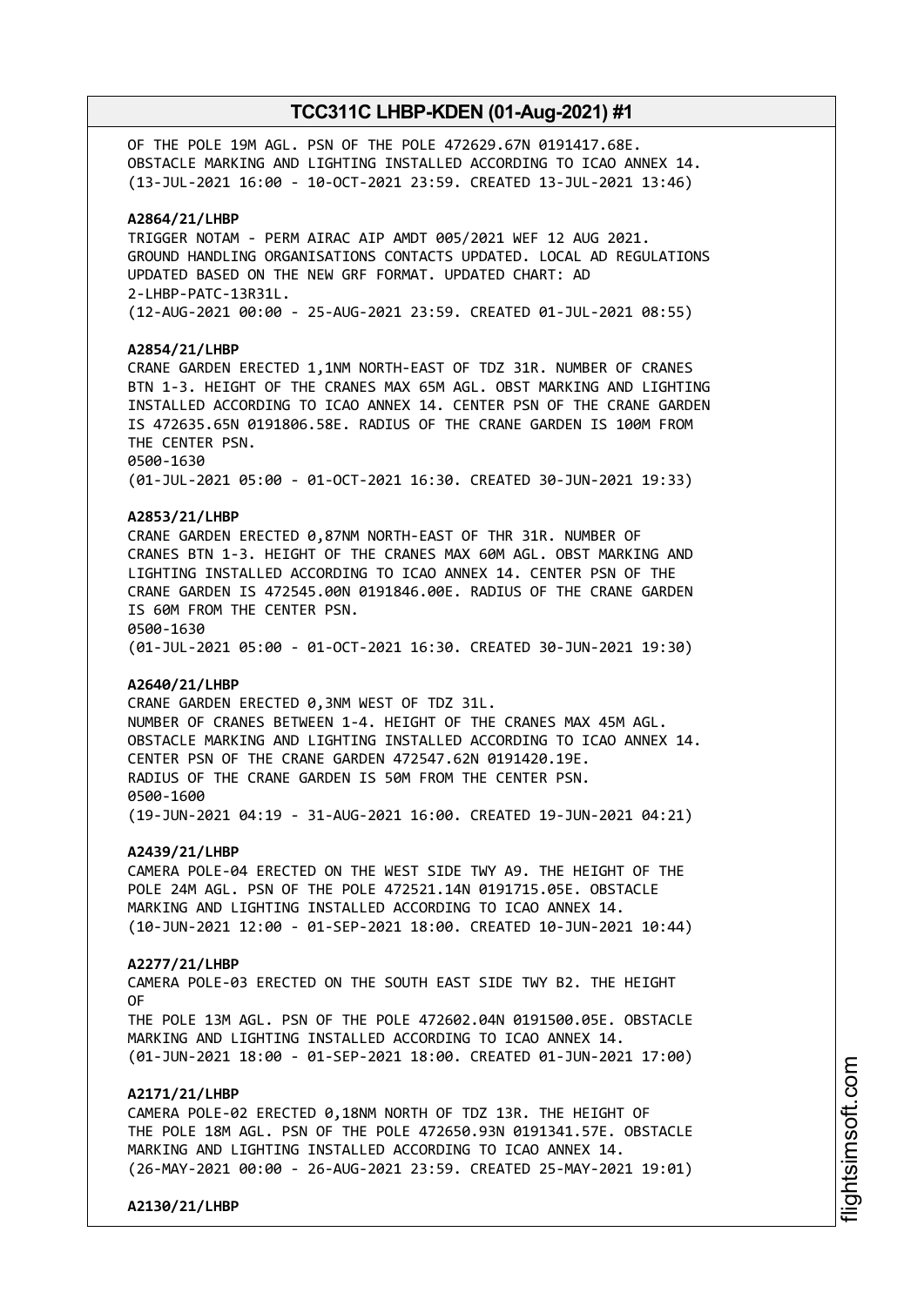OF THE POLE 19M AGL. PSN OF THE POLE 472629.67N 0191417.68E.
OBSTACLE MARKING AND LIGHTING INSTALLED ACCORDING TO ICAO ANNEX 14.
(13-JUL-2021 16:00 - 10-OCT-2021 23:59. CREATED 13-JUL-2021 13:46)

**A2864/21/LHBP**
TRIGGER NOTAM - PERM AIRAC AIP AMDT 005/2021 WEF 12 AUG 2021.
GROUND HANDLING ORGANISATIONS CONTACTS UPDATED. LOCAL AD REGULATIONS
UPDATED BASED ON THE NEW GRF FORMAT. UPDATED CHART: AD
2-LHBP-PATC-13R31L.
(12-AUG-2021 00:00 - 25-AUG-2021 23:59. CREATED 01-JUL-2021 08:55)

**A2854/21/LHBP**
CRANE GARDEN ERECTED 1,1NM NORTH-EAST OF TDZ 31R. NUMBER OF CRANES
BTN 1-3. HEIGHT OF THE CRANES MAX 65M AGL. OBST MARKING AND LIGHTING
INSTALLED ACCORDING TO ICAO ANNEX 14. CENTER PSN OF THE CRANE GARDEN
IS 472635.65N 0191806.58E. RADIUS OF THE CRANE GARDEN IS 100M FROM
THE CENTER PSN.
0500-1630
(01-JUL-2021 05:00 - 01-OCT-2021 16:30. CREATED 30-JUN-2021 19:33)

**A2853/21/LHBP**
CRANE GARDEN ERECTED 0,87NM NORTH-EAST OF THR 31R. NUMBER OF
CRANES BTN 1-3. HEIGHT OF THE CRANES MAX 60M AGL. OBST MARKING AND
LIGHTING INSTALLED ACCORDING TO ICAO ANNEX 14. CENTER PSN OF THE
CRANE GARDEN IS 472545.00N 0191846.00E. RADIUS OF THE CRANE GARDEN
IS 60M FROM THE CENTER PSN.
0500-1630
(01-JUL-2021 05:00 - 01-OCT-2021 16:30. CREATED 30-JUN-2021 19:30)

**A2640/21/LHBP**
CRANE GARDEN ERECTED 0,3NM WEST OF TDZ 31L.
NUMBER OF CRANES BETWEEN 1-4. HEIGHT OF THE CRANES MAX 45M AGL.
OBSTACLE MARKING AND LIGHTING INSTALLED ACCORDING TO ICAO ANNEX 14.
CENTER PSN OF THE CRANE GARDEN 472547.62N 0191420.19E.
RADIUS OF THE CRANE GARDEN IS 50M FROM THE CENTER PSN.
0500-1600
(19-JUN-2021 04:19 - 31-AUG-2021 16:00. CREATED 19-JUN-2021 04:21)

**A2439/21/LHBP**
CAMERA POLE-04 ERECTED ON THE WEST SIDE TWY A9. THE HEIGHT OF THE
POLE 24M AGL. PSN OF THE POLE 472521.14N 0191715.05E. OBSTACLE
MARKING AND LIGHTING INSTALLED ACCORDING TO ICAO ANNEX 14.
(10-JUN-2021 12:00 - 01-SEP-2021 18:00. CREATED 10-JUN-2021 10:44)

**A2277/21/LHBP**
CAMERA POLE-03 ERECTED ON THE SOUTH EAST SIDE TWY B2. THE HEIGHT
OF
THE POLE 13M AGL. PSN OF THE POLE 472602.04N 0191500.05E. OBSTACLE
MARKING AND LIGHTING INSTALLED ACCORDING TO ICAO ANNEX 14.
(01-JUN-2021 18:00 - 01-SEP-2021 18:00. CREATED 01-JUN-2021 17:00)

**A2171/21/LHBP**
CAMERA POLE-02 ERECTED 0,18NM NORTH OF TDZ 13R. THE HEIGHT OF
THE POLE 18M AGL. PSN OF THE POLE 472650.93N 0191341.57E. OBSTACLE
MARKING AND LIGHTING INSTALLED ACCORDING TO ICAO ANNEX 14.
(26-MAY-2021 00:00 - 26-AUG-2021 23:59. CREATED 25-MAY-2021 19:01)

**A2130/21/LHBP**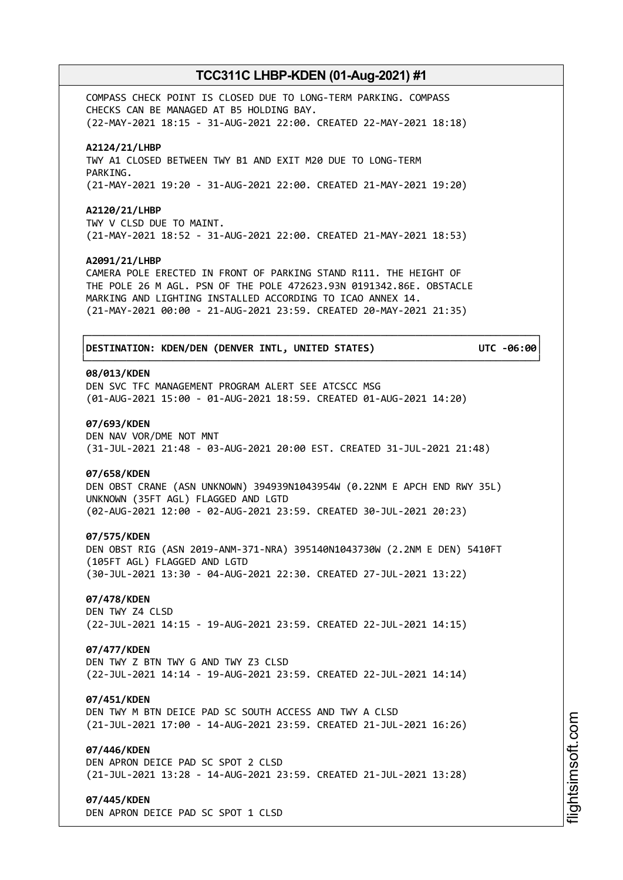COMPASS CHECK POINT IS CLOSED DUE TO LONG-TERM PARKING. COMPASS CHECKS CAN BE MANAGED AT B5 HOLDING BAY.
(22-MAY-2021 18:15 - 31-AUG-2021 22:00. CREATED 22-MAY-2021 18:18)

**A2124/21/LHBP**
TWY A1 CLOSED BETWEEN TWY B1 AND EXIT M20 DUE TO LONG-TERM PARKING.
(21-MAY-2021 19:20 - 31-AUG-2021 22:00. CREATED 21-MAY-2021 19:20)

**A2120/21/LHBP**
TWY V CLSD DUE TO MAINT.
(21-MAY-2021 18:52 - 31-AUG-2021 22:00. CREATED 21-MAY-2021 18:53)

**A2091/21/LHBP**
CAMERA POLE ERECTED IN FRONT OF PARKING STAND R111. THE HEIGHT OF THE POLE 26 M AGL. PSN OF THE POLE 472623.93N 0191342.86E. OBSTACLE MARKING AND LIGHTING INSTALLED ACCORDING TO ICAO ANNEX 14.
(21-MAY-2021 00:00 - 21-AUG-2021 23:59. CREATED 20-MAY-2021 21:35)

**DESTINATION: KDEN/DEN (DENVER INTL, UNITED STATES) UTC -06:00**

**08/013/KDEN**
DEN SVC TFC MANAGEMENT PROGRAM ALERT SEE ATCSCC MSG
(01-AUG-2021 15:00 - 01-AUG-2021 18:59. CREATED 01-AUG-2021 14:20)

**07/693/KDEN**
DEN NAV VOR/DME NOT MNT
(31-JUL-2021 21:48 - 03-AUG-2021 20:00 EST. CREATED 31-JUL-2021 21:48)

**07/658/KDEN**
DEN OBST CRANE (ASN UNKNOWN) 394939N1043954W (0.22NM E APCH END RWY 35L) UNKNOWN (35FT AGL) FLAGGED AND LGTD
(02-AUG-2021 12:00 - 02-AUG-2021 23:59. CREATED 30-JUL-2021 20:23)

**07/575/KDEN**
DEN OBST RIG (ASN 2019-ANM-371-NRA) 395140N1043730W (2.2NM E DEN) 5410FT (105FT AGL) FLAGGED AND LGTD
(30-JUL-2021 13:30 - 04-AUG-2021 22:30. CREATED 27-JUL-2021 13:22)

**07/478/KDEN**
DEN TWY Z4 CLSD
(22-JUL-2021 14:15 - 19-AUG-2021 23:59. CREATED 22-JUL-2021 14:15)

**07/477/KDEN**
DEN TWY Z BTN TWY G AND TWY Z3 CLSD
(22-JUL-2021 14:14 - 19-AUG-2021 23:59. CREATED 22-JUL-2021 14:14)

**07/451/KDEN**
DEN TWY M BTN DEICE PAD SC SOUTH ACCESS AND TWY A CLSD
(21-JUL-2021 17:00 - 14-AUG-2021 23:59. CREATED 21-JUL-2021 16:26)

**07/446/KDEN**
DEN APRON DEICE PAD SC SPOT 2 CLSD
(21-JUL-2021 13:28 - 14-AUG-2021 23:59. CREATED 21-JUL-2021 13:28)

**07/445/KDEN**
DEN APRON DEICE PAD SC SPOT 1 CLSD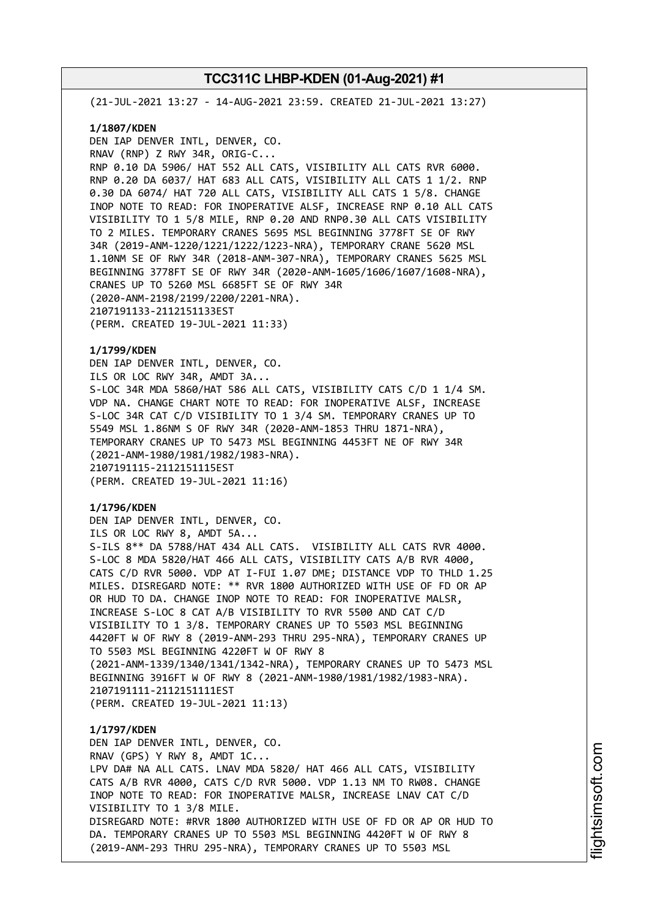(21-JUL-2021 13:27 - 14-AUG-2021 23:59. CREATED 21-JUL-2021 13:27)

**1/1807/KDEN**
DEN IAP DENVER INTL, DENVER, CO.
RNAV (RNP) Z RWY 34R, ORIG-C...
RNP 0.10 DA 5906/ HAT 552 ALL CATS, VISIBILITY ALL CATS RVR 6000.
RNP 0.20 DA 6037/ HAT 683 ALL CATS, VISIBILITY ALL CATS 1 1/2. RNP
0.30 DA 6074/ HAT 720 ALL CATS, VISIBILITY ALL CATS 1 5/8. CHANGE
INOP NOTE TO READ: FOR INOPERATIVE ALSF, INCREASE RNP 0.10 ALL CATS
VISIBILITY TO 1 5/8 MILE, RNP 0.20 AND RNP0.30 ALL CATS VISIBILITY
TO 2 MILES. TEMPORARY CRANES 5695 MSL BEGINNING 3778FT SE OF RWY
34R (2019-ANM-1220/1221/1222/1223-NRA), TEMPORARY CRANE 5620 MSL
1.10NM SE OF RWY 34R (2018-ANM-307-NRA), TEMPORARY CRANES 5625 MSL
BEGINNING 3778FT SE OF RWY 34R (2020-ANM-1605/1606/1607/1608-NRA),
CRANES UP TO 5260 MSL 6685FT SE OF RWY 34R
(2020-ANM-2198/2199/2200/2201-NRA).
2107191133-2112151133EST
(PERM. CREATED 19-JUL-2021 11:33)

**1/1799/KDEN**
DEN IAP DENVER INTL, DENVER, CO.
ILS OR LOC RWY 34R, AMDT 3A...
S-LOC 34R MDA 5860/HAT 586 ALL CATS, VISIBILITY CATS C/D 1 1/4 SM.
VDP NA. CHANGE CHART NOTE TO READ: FOR INOPERATIVE ALSF, INCREASE
S-LOC 34R CAT C/D VISIBILITY TO 1 3/4 SM. TEMPORARY CRANES UP TO
5549 MSL 1.86NM S OF RWY 34R (2020-ANM-1853 THRU 1871-NRA),
TEMPORARY CRANES UP TO 5473 MSL BEGINNING 4453FT NE OF RWY 34R
(2021-ANM-1980/1981/1982/1983-NRA).
2107191115-2112151115EST
(PERM. CREATED 19-JUL-2021 11:16)

**1/1796/KDEN**
DEN IAP DENVER INTL, DENVER, CO.
ILS OR LOC RWY 8, AMDT 5A...
S-ILS 8** DA 5788/HAT 434 ALL CATS. VISIBILITY ALL CATS RVR 4000.
S-LOC 8 MDA 5820/HAT 466 ALL CATS, VISIBILITY CATS A/B RVR 4000,
CATS C/D RVR 5000. VDP AT I-FUI 1.07 DME; DISTANCE VDP TO THLD 1.25
MILES. DISREGARD NOTE: ** RVR 1800 AUTHORIZED WITH USE OF FD OR AP
OR HUD TO DA. CHANGE INOP NOTE TO READ: FOR INOPERATIVE MALSR,
INCREASE S-LOC 8 CAT A/B VISIBILITY TO RVR 5500 AND CAT C/D
VISIBILITY TO 1 3/8. TEMPORARY CRANES UP TO 5503 MSL BEGINNING
4420FT W OF RWY 8 (2019-ANM-293 THRU 295-NRA), TEMPORARY CRANES UP
TO 5503 MSL BEGINNING 4220FT W OF RWY 8
(2021-ANM-1339/1340/1341/1342-NRA), TEMPORARY CRANES UP TO 5473 MSL
BEGINNING 3916FT W OF RWY 8 (2021-ANM-1980/1981/1982/1983-NRA).
2107191111-2112151111EST
(PERM. CREATED 19-JUL-2021 11:13)

**1/1797/KDEN**
DEN IAP DENVER INTL, DENVER, CO.
RNAV (GPS) Y RWY 8, AMDT 1C...
LPV DA# NA ALL CATS. LNAV MDA 5820/ HAT 466 ALL CATS, VISIBILITY
CATS A/B RVR 4000, CATS C/D RVR 5000. VDP 1.13 NM TO RW08. CHANGE
INOP NOTE TO READ: FOR INOPERATIVE MALSR, INCREASE LNAV CAT C/D
VISIBILITY TO 1 3/8 MILE.
DISREGARD NOTE: #RVR 1800 AUTHORIZED WITH USE OF FD OR AP OR HUD TO
DA. TEMPORARY CRANES UP TO 5503 MSL BEGINNING 4420FT W OF RWY 8
(2019-ANM-293 THRU 295-NRA), TEMPORARY CRANES UP TO 5503 MSL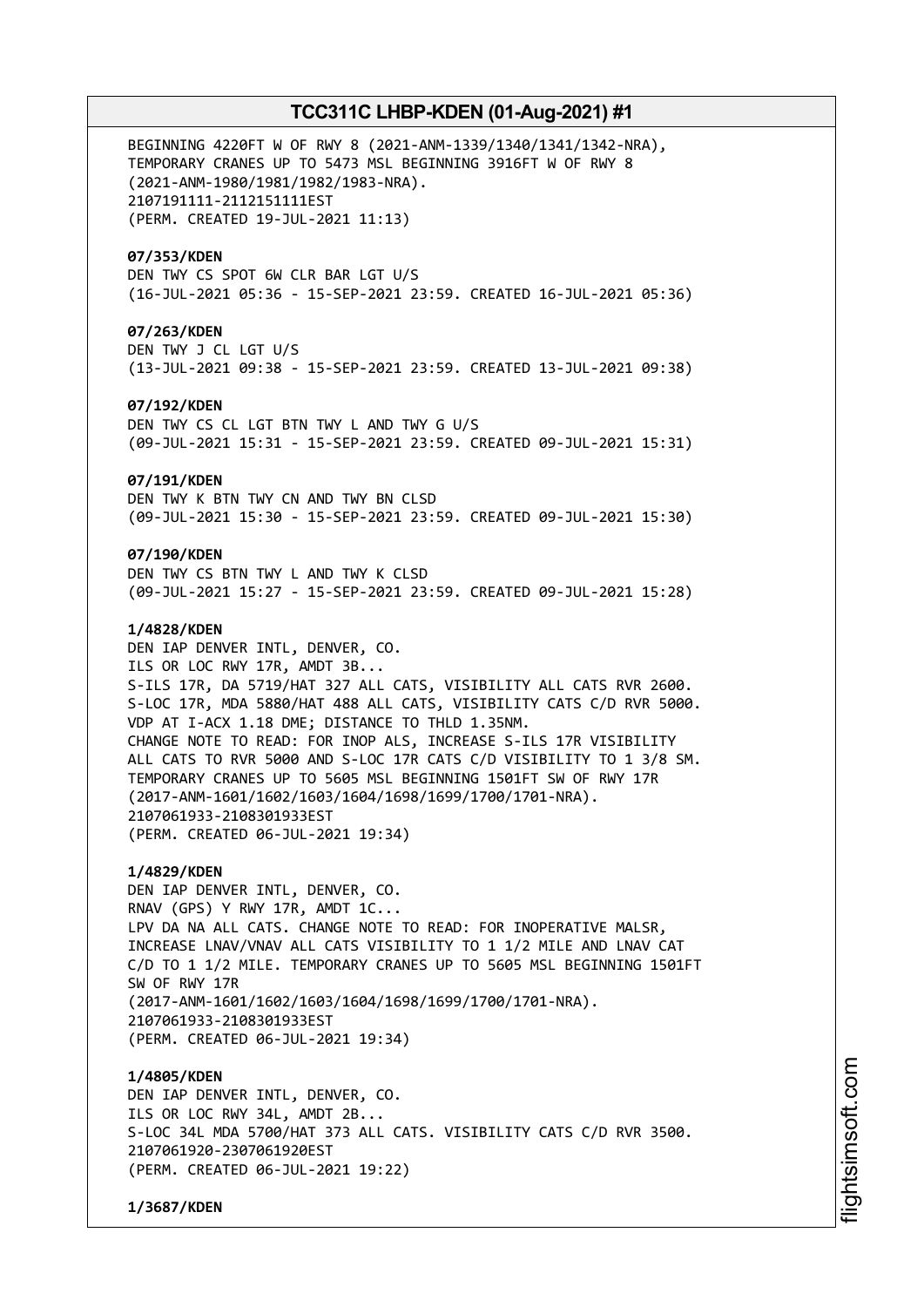BEGINNING 4220FT W OF RWY 8 (2021-ANM-1339/1340/1341/1342-NRA),
TEMPORARY CRANES UP TO 5473 MSL BEGINNING 3916FT W OF RWY 8
(2021-ANM-1980/1981/1982/1983-NRA).
2107191111-2112151111EST
(PERM. CREATED 19-JUL-2021 11:13)

**07/353/KDEN**
DEN TWY CS SPOT 6W CLR BAR LGT U/S
(16-JUL-2021 05:36 - 15-SEP-2021 23:59. CREATED 16-JUL-2021 05:36)

**07/263/KDEN**
DEN TWY J CL LGT U/S
(13-JUL-2021 09:38 - 15-SEP-2021 23:59. CREATED 13-JUL-2021 09:38)

**07/192/KDEN**
DEN TWY CS CL LGT BTN TWY L AND TWY G U/S
(09-JUL-2021 15:31 - 15-SEP-2021 23:59. CREATED 09-JUL-2021 15:31)

**07/191/KDEN**
DEN TWY K BTN TWY CN AND TWY BN CLSD
(09-JUL-2021 15:30 - 15-SEP-2021 23:59. CREATED 09-JUL-2021 15:30)

**07/190/KDEN**
DEN TWY CS BTN TWY L AND TWY K CLSD
(09-JUL-2021 15:27 - 15-SEP-2021 23:59. CREATED 09-JUL-2021 15:28)

**1/4828/KDEN**
DEN IAP DENVER INTL, DENVER, CO.
ILS OR LOC RWY 17R, AMDT 3B...
S-ILS 17R, DA 5719/HAT 327 ALL CATS, VISIBILITY ALL CATS RVR 2600.
S-LOC 17R, MDA 5880/HAT 488 ALL CATS, VISIBILITY CATS C/D RVR 5000.
VDP AT I-ACX 1.18 DME; DISTANCE TO THLD 1.35NM.
CHANGE NOTE TO READ: FOR INOP ALS, INCREASE S-ILS 17R VISIBILITY
ALL CATS TO RVR 5000 AND S-LOC 17R CATS C/D VISIBILITY TO 1 3/8 SM.
TEMPORARY CRANES UP TO 5605 MSL BEGINNING 1501FT SW OF RWY 17R
(2017-ANM-1601/1602/1603/1604/1698/1699/1700/1701-NRA).
2107061933-2108301933EST
(PERM. CREATED 06-JUL-2021 19:34)

**1/4829/KDEN**
DEN IAP DENVER INTL, DENVER, CO.
RNAV (GPS) Y RWY 17R, AMDT 1C...
LPV DA NA ALL CATS. CHANGE NOTE TO READ: FOR INOPERATIVE MALSR,
INCREASE LNAV/VNAV ALL CATS VISIBILITY TO 1 1/2 MILE AND LNAV CAT
C/D TO 1 1/2 MILE. TEMPORARY CRANES UP TO 5605 MSL BEGINNING 1501FT
SW OF RWY 17R
(2017-ANM-1601/1602/1603/1604/1698/1699/1700/1701-NRA).
2107061933-2108301933EST
(PERM. CREATED 06-JUL-2021 19:34)

**1/4805/KDEN**
DEN IAP DENVER INTL, DENVER, CO.
ILS OR LOC RWY 34L, AMDT 2B...
S-LOC 34L MDA 5700/HAT 373 ALL CATS. VISIBILITY CATS C/D RVR 3500.
2107061920-2307061920EST
(PERM. CREATED 06-JUL-2021 19:22)

**1/3687/KDEN**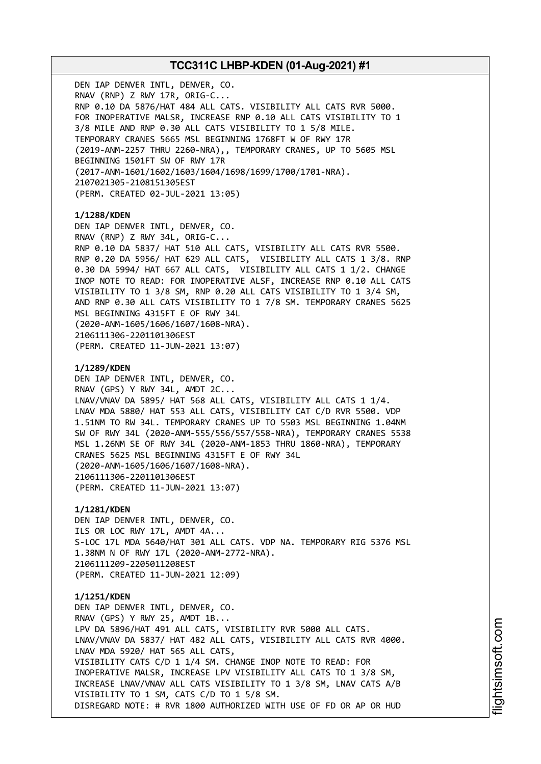DEN IAP DENVER INTL, DENVER, CO.
RNAV (RNP) Z RWY 17R, ORIG-C...
RNP 0.10 DA 5876/HAT 484 ALL CATS. VISIBILITY ALL CATS RVR 5000.
FOR INOPERATIVE MALSR, INCREASE RNP 0.10 ALL CATS VISIBILITY TO 1 3/8 MILE AND RNP 0.30 ALL CATS VISIBILITY TO 1 5/8 MILE.
TEMPORARY CRANES 5665 MSL BEGINNING 1768FT W OF RWY 17R (2019-ANM-2257 THRU 2260-NRA),, TEMPORARY CRANES, UP TO 5605 MSL BEGINNING 1501FT SW OF RWY 17R (2017-ANM-1601/1602/1603/1604/1698/1699/1700/1701-NRA).
2107021305-2108151305EST
(PERM. CREATED 02-JUL-2021 13:05)

**1/1288/KDEN**
DEN IAP DENVER INTL, DENVER, CO.
RNAV (RNP) Z RWY 34L, ORIG-C...
RNP 0.10 DA 5837/ HAT 510 ALL CATS, VISIBILITY ALL CATS RVR 5500.
RNP 0.20 DA 5956/ HAT 629 ALL CATS, VISIBILITY ALL CATS 1 3/8. RNP 0.30 DA 5994/ HAT 667 ALL CATS, VISIBILITY ALL CATS 1 1/2. CHANGE INOP NOTE TO READ: FOR INOPERATIVE ALSF, INCREASE RNP 0.10 ALL CATS VISIBILITY TO 1 3/8 SM, RNP 0.20 ALL CATS VISIBILITY TO 1 3/4 SM, AND RNP 0.30 ALL CATS VISIBILITY TO 1 7/8 SM. TEMPORARY CRANES 5625 MSL BEGINNING 4315FT E OF RWY 34L (2020-ANM-1605/1606/1607/1608-NRA).
2106111306-2201101306EST
(PERM. CREATED 11-JUN-2021 13:07)

**1/1289/KDEN**
DEN IAP DENVER INTL, DENVER, CO.
RNAV (GPS) Y RWY 34L, AMDT 2C...
LNAV/VNAV DA 5895/ HAT 568 ALL CATS, VISIBILITY ALL CATS 1 1/4.
LNAV MDA 5880/ HAT 553 ALL CATS, VISIBILITY CAT C/D RVR 5500. VDP 1.51NM TO RW 34L. TEMPORARY CRANES UP TO 5503 MSL BEGINNING 1.04NM SW OF RWY 34L (2020-ANM-555/556/557/558-NRA), TEMPORARY CRANES 5538 MSL 1.26NM SE OF RWY 34L (2020-ANM-1853 THRU 1860-NRA), TEMPORARY CRANES 5625 MSL BEGINNING 4315FT E OF RWY 34L (2020-ANM-1605/1606/1607/1608-NRA).
2106111306-2201101306EST
(PERM. CREATED 11-JUN-2021 13:07)

**1/1281/KDEN**
DEN IAP DENVER INTL, DENVER, CO.
ILS OR LOC RWY 17L, AMDT 4A...
S-LOC 17L MDA 5640/HAT 301 ALL CATS. VDP NA. TEMPORARY RIG 5376 MSL 1.38NM N OF RWY 17L (2020-ANM-2772-NRA).
2106111209-2205011208EST
(PERM. CREATED 11-JUN-2021 12:09)

**1/1251/KDEN**
DEN IAP DENVER INTL, DENVER, CO.
RNAV (GPS) Y RWY 25, AMDT 1B...
LPV DA 5896/HAT 491 ALL CATS, VISIBILITY RVR 5000 ALL CATS.
LNAV/VNAV DA 5837/ HAT 482 ALL CATS, VISIBILITY ALL CATS RVR 4000.
LNAV MDA 5920/ HAT 565 ALL CATS,
VISIBILITY CATS C/D 1 1/4 SM. CHANGE INOP NOTE TO READ: FOR INOPERATIVE MALSR, INCREASE LPV VISIBILITY ALL CATS TO 1 3/8 SM, INCREASE LNAV/VNAV ALL CATS VISIBILITY TO 1 3/8 SM, LNAV CATS A/B VISIBILITY TO 1 SM, CATS C/D TO 1 5/8 SM.
DISREGARD NOTE: # RVR 1800 AUTHORIZED WITH USE OF FD OR AP OR HUD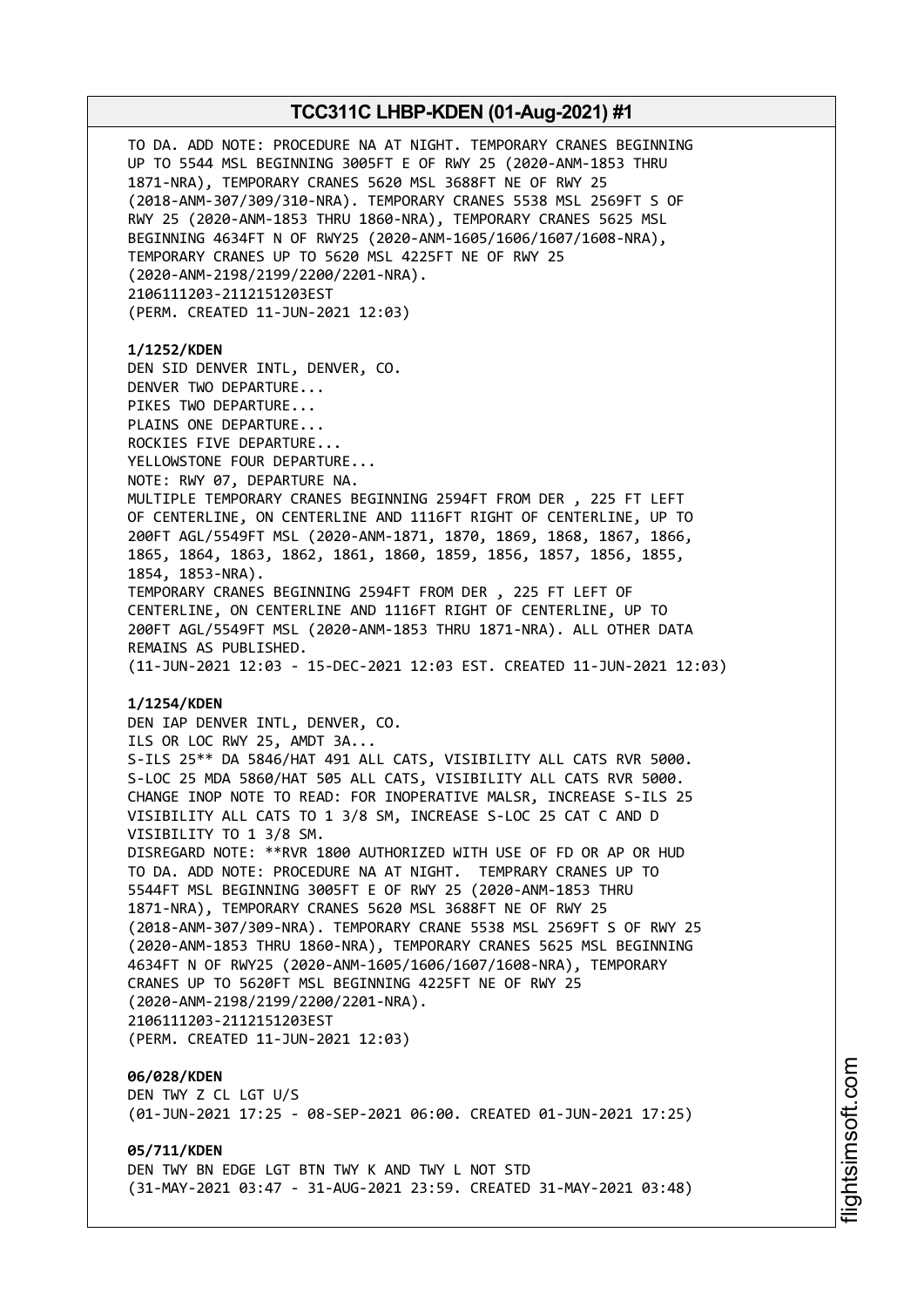TO DA. ADD NOTE: PROCEDURE NA AT NIGHT. TEMPORARY CRANES BEGINNING UP TO 5544 MSL BEGINNING 3005FT E OF RWY 25 (2020-ANM-1853 THRU 1871-NRA), TEMPORARY CRANES 5620 MSL 3688FT NE OF RWY 25 (2018-ANM-307/309/310-NRA). TEMPORARY CRANES 5538 MSL 2569FT S OF RWY 25 (2020-ANM-1853 THRU 1860-NRA), TEMPORARY CRANES 5625 MSL BEGINNING 4634FT N OF RWY25 (2020-ANM-1605/1606/1607/1608-NRA), TEMPORARY CRANES UP TO 5620 MSL 4225FT NE OF RWY 25 (2020-ANM-2198/2199/2200/2201-NRA).
2106111203-2112151203EST
(PERM. CREATED 11-JUN-2021 12:03)

**1/1252/KDEN**
DEN SID DENVER INTL, DENVER, CO.
DENVER TWO DEPARTURE...
PIKES TWO DEPARTURE...
PLAINS ONE DEPARTURE...
ROCKIES FIVE DEPARTURE...
YELLOWSTONE FOUR DEPARTURE...
NOTE: RWY 07, DEPARTURE NA.
MULTIPLE TEMPORARY CRANES BEGINNING 2594FT FROM DER , 225 FT LEFT OF CENTERLINE, ON CENTERLINE AND 1116FT RIGHT OF CENTERLINE, UP TO 200FT AGL/5549FT MSL (2020-ANM-1871, 1870, 1869, 1868, 1867, 1866, 1865, 1864, 1863, 1862, 1861, 1860, 1859, 1856, 1857, 1856, 1855, 1854, 1853-NRA).
TEMPORARY CRANES BEGINNING 2594FT FROM DER , 225 FT LEFT OF CENTERLINE, ON CENTERLINE AND 1116FT RIGHT OF CENTERLINE, UP TO 200FT AGL/5549FT MSL (2020-ANM-1853 THRU 1871-NRA). ALL OTHER DATA REMAINS AS PUBLISHED.
(11-JUN-2021 12:03 - 15-DEC-2021 12:03 EST. CREATED 11-JUN-2021 12:03)

**1/1254/KDEN**
DEN IAP DENVER INTL, DENVER, CO.
ILS OR LOC RWY 25, AMDT 3A...
S-ILS 25** DA 5846/HAT 491 ALL CATS, VISIBILITY ALL CATS RVR 5000.
S-LOC 25 MDA 5860/HAT 505 ALL CATS, VISIBILITY ALL CATS RVR 5000.
CHANGE INOP NOTE TO READ: FOR INOPERATIVE MALSR, INCREASE S-ILS 25 VISIBILITY ALL CATS TO 1 3/8 SM, INCREASE S-LOC 25 CAT C AND D VISIBILITY TO 1 3/8 SM.
DISREGARD NOTE: **RVR 1800 AUTHORIZED WITH USE OF FD OR AP OR HUD TO DA. ADD NOTE: PROCEDURE NA AT NIGHT. TEMPRARY CRANES UP TO 5544FT MSL BEGINNING 3005FT E OF RWY 25 (2020-ANM-1853 THRU 1871-NRA), TEMPORARY CRANES 5620 MSL 3688FT NE OF RWY 25 (2018-ANM-307/309-NRA). TEMPORARY CRANE 5538 MSL 2569FT S OF RWY 25 (2020-ANM-1853 THRU 1860-NRA), TEMPORARY CRANES 5625 MSL BEGINNING 4634FT N OF RWY25 (2020-ANM-1605/1606/1607/1608-NRA), TEMPORARY CRANES UP TO 5620FT MSL BEGINNING 4225FT NE OF RWY 25 (2020-ANM-2198/2199/2200/2201-NRA).
2106111203-2112151203EST
(PERM. CREATED 11-JUN-2021 12:03)

**06/028/KDEN**
DEN TWY Z CL LGT U/S
(01-JUN-2021 17:25 - 08-SEP-2021 06:00. CREATED 01-JUN-2021 17:25)

**05/711/KDEN**
DEN TWY BN EDGE LGT BTN TWY K AND TWY L NOT STD
(31-MAY-2021 03:47 - 31-AUG-2021 23:59. CREATED 31-MAY-2021 03:48)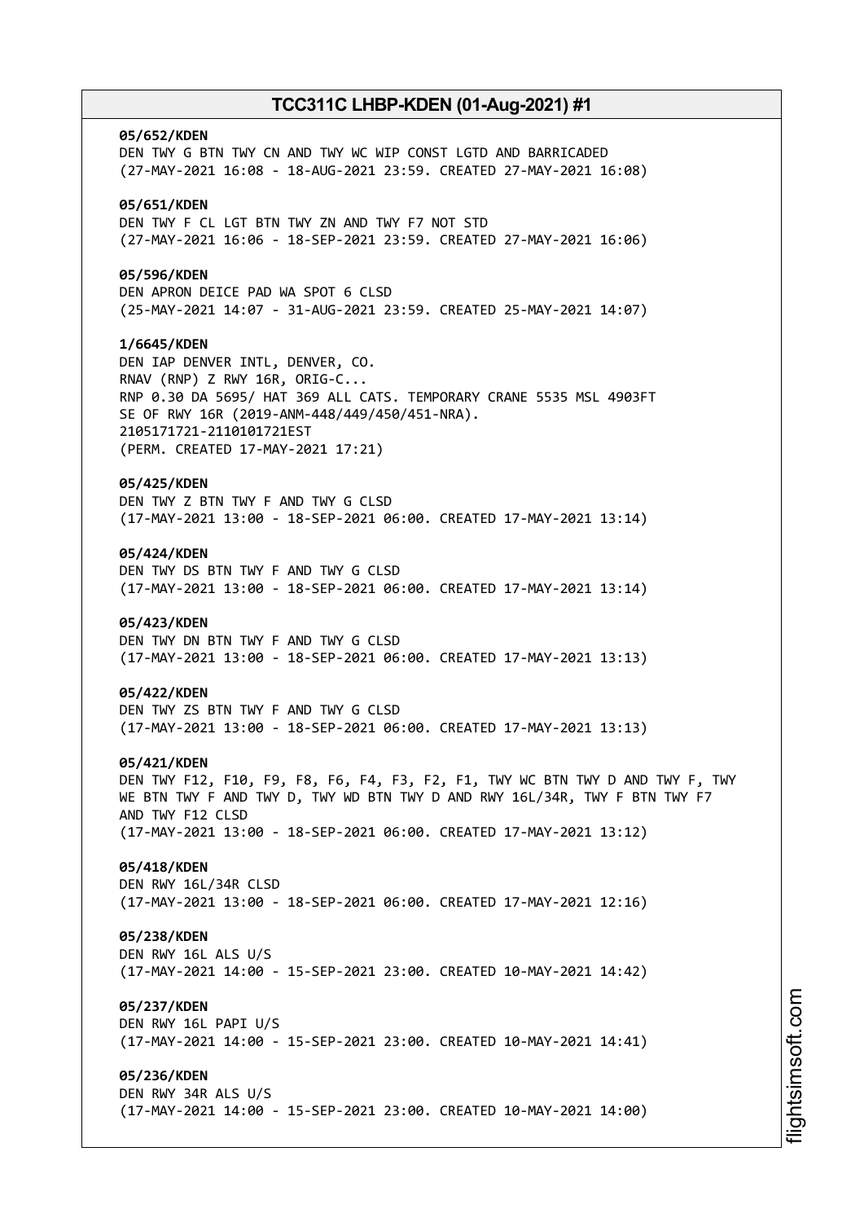**05/652/KDEN**
DEN TWY G BTN TWY CN AND TWY WC WIP CONST LGTD AND BARRICADED
(27-MAY-2021 16:08 - 18-AUG-2021 23:59. CREATED 27-MAY-2021 16:08)

**05/651/KDEN**
DEN TWY F CL LGT BTN TWY ZN AND TWY F7 NOT STD
(27-MAY-2021 16:06 - 18-SEP-2021 23:59. CREATED 27-MAY-2021 16:06)

**05/596/KDEN**
DEN APRON DEICE PAD WA SPOT 6 CLSD
(25-MAY-2021 14:07 - 31-AUG-2021 23:59. CREATED 25-MAY-2021 14:07)

**1/6645/KDEN**
DEN IAP DENVER INTL, DENVER, CO.
RNAV (RNP) Z RWY 16R, ORIG-C...
RNP 0.30 DA 5695/ HAT 369 ALL CATS. TEMPORARY CRANE 5535 MSL 4903FT
SE OF RWY 16R (2019-ANM-448/449/450/451-NRA).
2105171721-2110101721EST
(PERM. CREATED 17-MAY-2021 17:21)

**05/425/KDEN**
DEN TWY Z BTN TWY F AND TWY G CLSD
(17-MAY-2021 13:00 - 18-SEP-2021 06:00. CREATED 17-MAY-2021 13:14)

**05/424/KDEN**
DEN TWY DS BTN TWY F AND TWY G CLSD
(17-MAY-2021 13:00 - 18-SEP-2021 06:00. CREATED 17-MAY-2021 13:14)

**05/423/KDEN**
DEN TWY DN BTN TWY F AND TWY G CLSD
(17-MAY-2021 13:00 - 18-SEP-2021 06:00. CREATED 17-MAY-2021 13:13)

**05/422/KDEN**
DEN TWY ZS BTN TWY F AND TWY G CLSD
(17-MAY-2021 13:00 - 18-SEP-2021 06:00. CREATED 17-MAY-2021 13:13)

**05/421/KDEN**
DEN TWY F12, F10, F9, F8, F6, F4, F3, F2, F1, TWY WC BTN TWY D AND TWY F, TWY WE BTN TWY F AND TWY D, TWY WD BTN TWY D AND RWY 16L/34R, TWY F BTN TWY F7 AND TWY F12 CLSD
(17-MAY-2021 13:00 - 18-SEP-2021 06:00. CREATED 17-MAY-2021 13:12)

**05/418/KDEN**
DEN RWY 16L/34R CLSD
(17-MAY-2021 13:00 - 18-SEP-2021 06:00. CREATED 17-MAY-2021 12:16)

**05/238/KDEN**
DEN RWY 16L ALS U/S
(17-MAY-2021 14:00 - 15-SEP-2021 23:00. CREATED 10-MAY-2021 14:42)

**05/237/KDEN**
DEN RWY 16L PAPI U/S
(17-MAY-2021 14:00 - 15-SEP-2021 23:00. CREATED 10-MAY-2021 14:41)

**05/236/KDEN**
DEN RWY 34R ALS U/S
(17-MAY-2021 14:00 - 15-SEP-2021 23:00. CREATED 10-MAY-2021 14:00)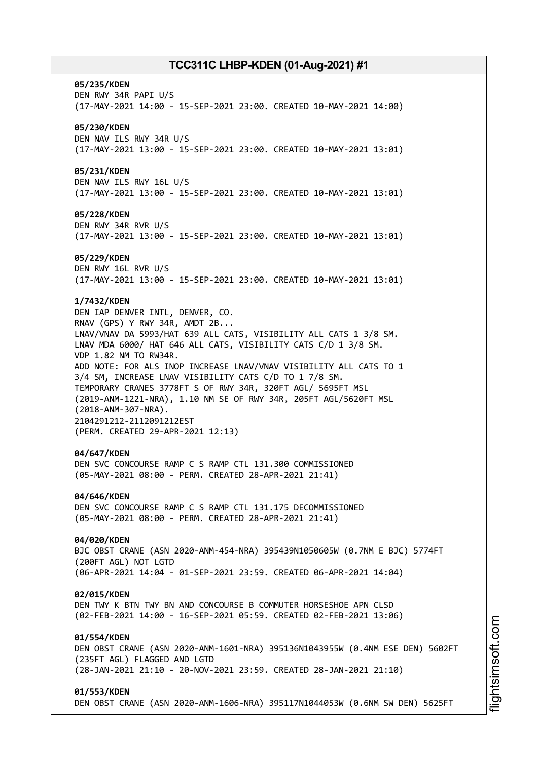**05/235/KDEN**
DEN RWY 34R PAPI U/S
(17-MAY-2021 14:00 - 15-SEP-2021 23:00. CREATED 10-MAY-2021 14:00)

**05/230/KDEN**
DEN NAV ILS RWY 34R U/S
(17-MAY-2021 13:00 - 15-SEP-2021 23:00. CREATED 10-MAY-2021 13:01)

**05/231/KDEN**
DEN NAV ILS RWY 16L U/S
(17-MAY-2021 13:00 - 15-SEP-2021 23:00. CREATED 10-MAY-2021 13:01)

**05/228/KDEN**
DEN RWY 34R RVR U/S
(17-MAY-2021 13:00 - 15-SEP-2021 23:00. CREATED 10-MAY-2021 13:01)

**05/229/KDEN**
DEN RWY 16L RVR U/S
(17-MAY-2021 13:00 - 15-SEP-2021 23:00. CREATED 10-MAY-2021 13:01)

**1/7432/KDEN**
DEN IAP DENVER INTL, DENVER, CO.
RNAV (GPS) Y RWY 34R, AMDT 2B...
LNAV/VNAV DA 5993/HAT 639 ALL CATS, VISIBILITY ALL CATS 1 3/8 SM.
LNAV MDA 6000/ HAT 646 ALL CATS, VISIBILITY CATS C/D 1 3/8 SM.
VDP 1.82 NM TO RW34R.
ADD NOTE: FOR ALS INOP INCREASE LNAV/VNAV VISIBILITY ALL CATS TO 1 3/4 SM, INCREASE LNAV VISIBILITY CATS C/D TO 1 7/8 SM.
TEMPORARY CRANES 3778FT S OF RWY 34R, 320FT AGL/ 5695FT MSL (2019-ANM-1221-NRA), 1.10 NM SE OF RWY 34R, 205FT AGL/5620FT MSL (2018-ANM-307-NRA).
2104291212-2112091212EST
(PERM. CREATED 29-APR-2021 12:13)

**04/647/KDEN**
DEN SVC CONCOURSE RAMP C S RAMP CTL 131.300 COMMISSIONED
(05-MAY-2021 08:00 - PERM. CREATED 28-APR-2021 21:41)

**04/646/KDEN**
DEN SVC CONCOURSE RAMP C S RAMP CTL 131.175 DECOMMISSIONED
(05-MAY-2021 08:00 - PERM. CREATED 28-APR-2021 21:41)

**04/020/KDEN**
BJC OBST CRANE (ASN 2020-ANM-454-NRA) 395439N1050605W (0.7NM E BJC) 5774FT (200FT AGL) NOT LGTD
(06-APR-2021 14:04 - 01-SEP-2021 23:59. CREATED 06-APR-2021 14:04)

**02/015/KDEN**
DEN TWY K BTN TWY BN AND CONCOURSE B COMMUTER HORSESHOE APN CLSD
(02-FEB-2021 14:00 - 16-SEP-2021 05:59. CREATED 02-FEB-2021 13:06)

**01/554/KDEN**
DEN OBST CRANE (ASN 2020-ANM-1601-NRA) 395136N1043955W (0.4NM ESE DEN) 5602FT (235FT AGL) FLAGGED AND LGTD
(28-JAN-2021 21:10 - 20-NOV-2021 23:59. CREATED 28-JAN-2021 21:10)

**01/553/KDEN**
DEN OBST CRANE (ASN 2020-ANM-1606-NRA) 395117N1044053W (0.6NM SW DEN) 5625FT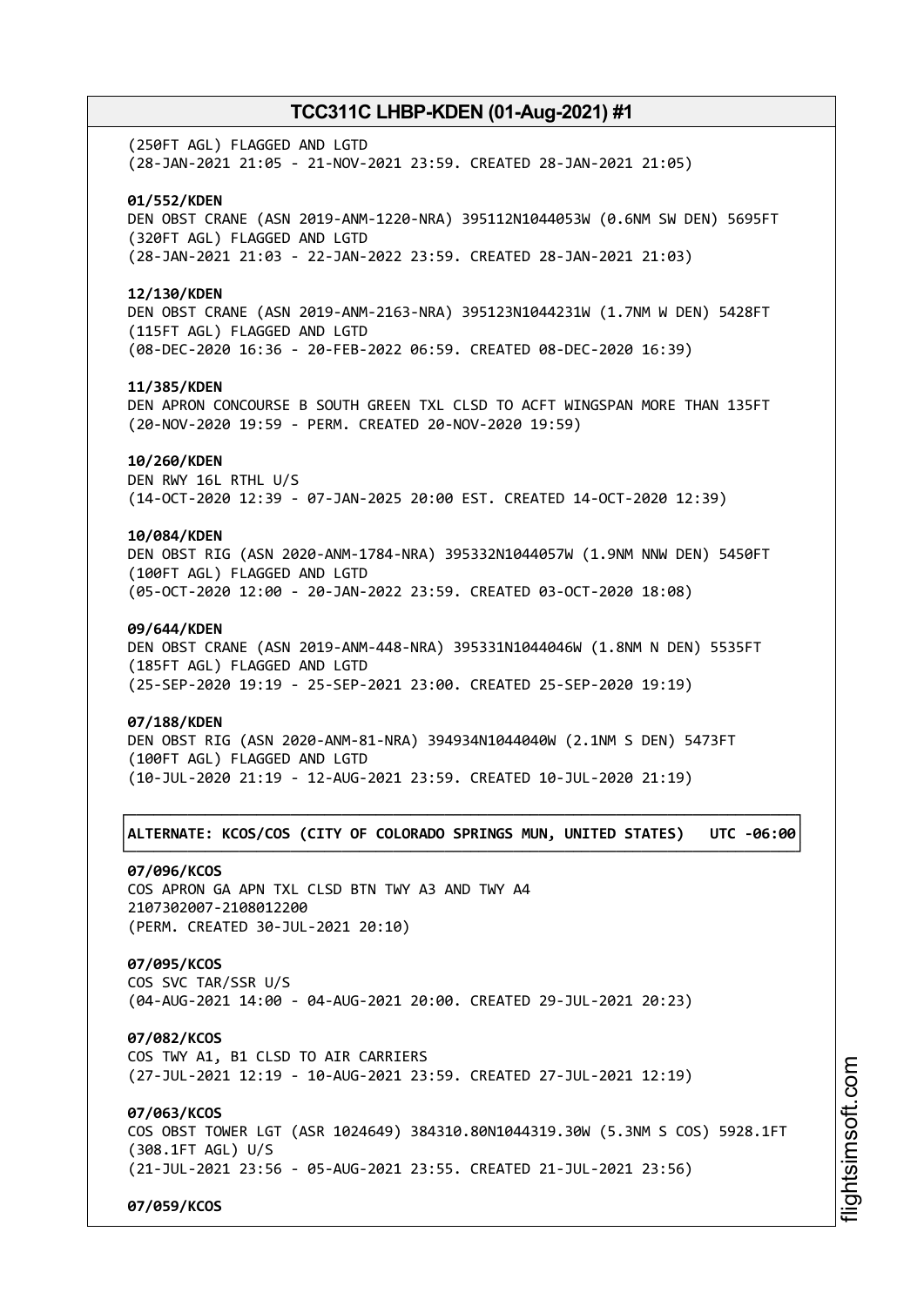(250FT AGL) FLAGGED AND LGTD
(28-JAN-2021 21:05 - 21-NOV-2021 23:59. CREATED 28-JAN-2021 21:05)

**01/552/KDEN**
DEN OBST CRANE (ASN 2019-ANM-1220-NRA) 395112N1044053W (0.6NM SW DEN) 5695FT (320FT AGL) FLAGGED AND LGTD
(28-JAN-2021 21:03 - 22-JAN-2022 23:59. CREATED 28-JAN-2021 21:03)

**12/130/KDEN**
DEN OBST CRANE (ASN 2019-ANM-2163-NRA) 395123N1044231W (1.7NM W DEN) 5428FT (115FT AGL) FLAGGED AND LGTD
(08-DEC-2020 16:36 - 20-FEB-2022 06:59. CREATED 08-DEC-2020 16:39)

**11/385/KDEN**
DEN APRON CONCOURSE B SOUTH GREEN TXL CLSD TO ACFT WINGSPAN MORE THAN 135FT
(20-NOV-2020 19:59 - PERM. CREATED 20-NOV-2020 19:59)

**10/260/KDEN**
DEN RWY 16L RTHL U/S
(14-OCT-2020 12:39 - 07-JAN-2025 20:00 EST. CREATED 14-OCT-2020 12:39)

**10/084/KDEN**
DEN OBST RIG (ASN 2020-ANM-1784-NRA) 395332N1044057W (1.9NM NNW DEN) 5450FT (100FT AGL) FLAGGED AND LGTD
(05-OCT-2020 12:00 - 20-JAN-2022 23:59. CREATED 03-OCT-2020 18:08)

**09/644/KDEN**
DEN OBST CRANE (ASN 2019-ANM-448-NRA) 395331N1044046W (1.8NM N DEN) 5535FT (185FT AGL) FLAGGED AND LGTD
(25-SEP-2020 19:19 - 25-SEP-2021 23:00. CREATED 25-SEP-2020 19:19)

**07/188/KDEN**
DEN OBST RIG (ASN 2020-ANM-81-NRA) 394934N1044040W (2.1NM S DEN) 5473FT (100FT AGL) FLAGGED AND LGTD
(10-JUL-2020 21:19 - 12-AUG-2021 23:59. CREATED 10-JUL-2020 21:19)

**ALTERNATE: KCOS/COS (CITY OF COLORADO SPRINGS MUN, UNITED STATES) UTC -06:00**

**07/096/KCOS**
COS APRON GA APN TXL CLSD BTN TWY A3 AND TWY A4
2107302007-2108012200
(PERM. CREATED 30-JUL-2021 20:10)

**07/095/KCOS**
COS SVC TAR/SSR U/S
(04-AUG-2021 14:00 - 04-AUG-2021 20:00. CREATED 29-JUL-2021 20:23)

**07/082/KCOS**
COS TWY A1, B1 CLSD TO AIR CARRIERS
(27-JUL-2021 12:19 - 10-AUG-2021 23:59. CREATED 27-JUL-2021 12:19)

**07/063/KCOS**
COS OBST TOWER LGT (ASR 1024649) 384310.80N1044319.30W (5.3NM S COS) 5928.1FT (308.1FT AGL) U/S
(21-JUL-2021 23:56 - 05-AUG-2021 23:55. CREATED 21-JUL-2021 23:56)

**07/059/KCOS**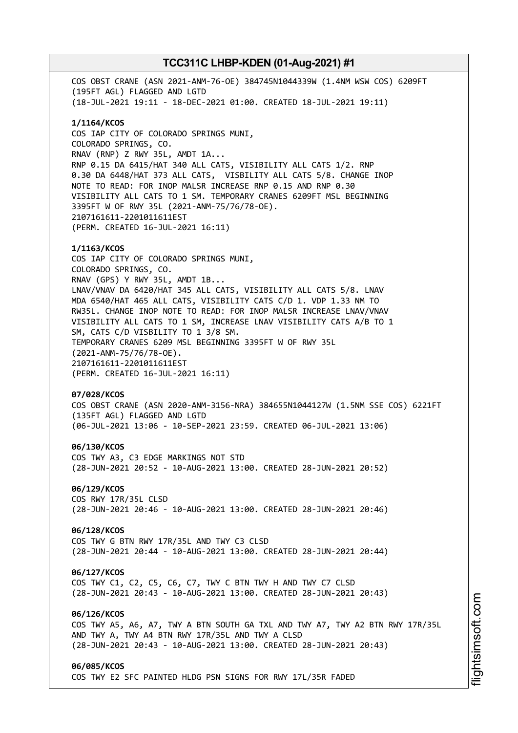COS OBST CRANE (ASN 2021-ANM-76-OE) 384745N1044339W (1.4NM WSW COS) 6209FT (195FT AGL) FLAGGED AND LGTD
(18-JUL-2021 19:11 - 18-DEC-2021 01:00. CREATED 18-JUL-2021 19:11)

**1/1164/KCOS**
COS IAP CITY OF COLORADO SPRINGS MUNI,
COLORADO SPRINGS, CO.
RNAV (RNP) Z RWY 35L, AMDT 1A...
RNP 0.15 DA 6415/HAT 340 ALL CATS, VISIBILITY ALL CATS 1/2. RNP 0.30 DA 6448/HAT 373 ALL CATS, VISBILITY ALL CATS 5/8. CHANGE INOP NOTE TO READ: FOR INOP MALSR INCREASE RNP 0.15 AND RNP 0.30 VISIBILITY ALL CATS TO 1 SM. TEMPORARY CRANES 6209FT MSL BEGINNING 3395FT W OF RWY 35L (2021-ANM-75/76/78-OE).
2107161611-2201011611EST
(PERM. CREATED 16-JUL-2021 16:11)

**1/1163/KCOS**
COS IAP CITY OF COLORADO SPRINGS MUNI,
COLORADO SPRINGS, CO.
RNAV (GPS) Y RWY 35L, AMDT 1B...
LNAV/VNAV DA 6420/HAT 345 ALL CATS, VISIBILITY ALL CATS 5/8. LNAV MDA 6540/HAT 465 ALL CATS, VISIBILITY CATS C/D 1. VDP 1.33 NM TO RW35L. CHANGE INOP NOTE TO READ: FOR INOP MALSR INCREASE LNAV/VNAV VISIBILITY ALL CATS TO 1 SM, INCREASE LNAV VISIBILITY CATS A/B TO 1 SM, CATS C/D VISIBILITY TO 1 3/8 SM.
TEMPORARY CRANES 6209 MSL BEGINNING 3395FT W OF RWY 35L (2021-ANM-75/76/78-OE).
2107161611-2201011611EST
(PERM. CREATED 16-JUL-2021 16:11)

**07/028/KCOS**
COS OBST CRANE (ASN 2020-ANM-3156-NRA) 384655N1044127W (1.5NM SSE COS) 6221FT (135FT AGL) FLAGGED AND LGTD
(06-JUL-2021 13:06 - 10-SEP-2021 23:59. CREATED 06-JUL-2021 13:06)

**06/130/KCOS**
COS TWY A3, C3 EDGE MARKINGS NOT STD
(28-JUN-2021 20:52 - 10-AUG-2021 13:00. CREATED 28-JUN-2021 20:52)

**06/129/KCOS**
COS RWY 17R/35L CLSD
(28-JUN-2021 20:46 - 10-AUG-2021 13:00. CREATED 28-JUN-2021 20:46)

**06/128/KCOS**
COS TWY G BTN RWY 17R/35L AND TWY C3 CLSD
(28-JUN-2021 20:44 - 10-AUG-2021 13:00. CREATED 28-JUN-2021 20:44)

**06/127/KCOS**
COS TWY C1, C2, C5, C6, C7, TWY C BTN TWY H AND TWY C7 CLSD
(28-JUN-2021 20:43 - 10-AUG-2021 13:00. CREATED 28-JUN-2021 20:43)

**06/126/KCOS**
COS TWY A5, A6, A7, TWY A BTN SOUTH GA TXL AND TWY A7, TWY A2 BTN RWY 17R/35L AND TWY A, TWY A4 BTN RWY 17R/35L AND TWY A CLSD
(28-JUN-2021 20:43 - 10-AUG-2021 13:00. CREATED 28-JUN-2021 20:43)

**06/085/KCOS**
COS TWY E2 SFC PAINTED HLDG PSN SIGNS FOR RWY 17L/35R FADED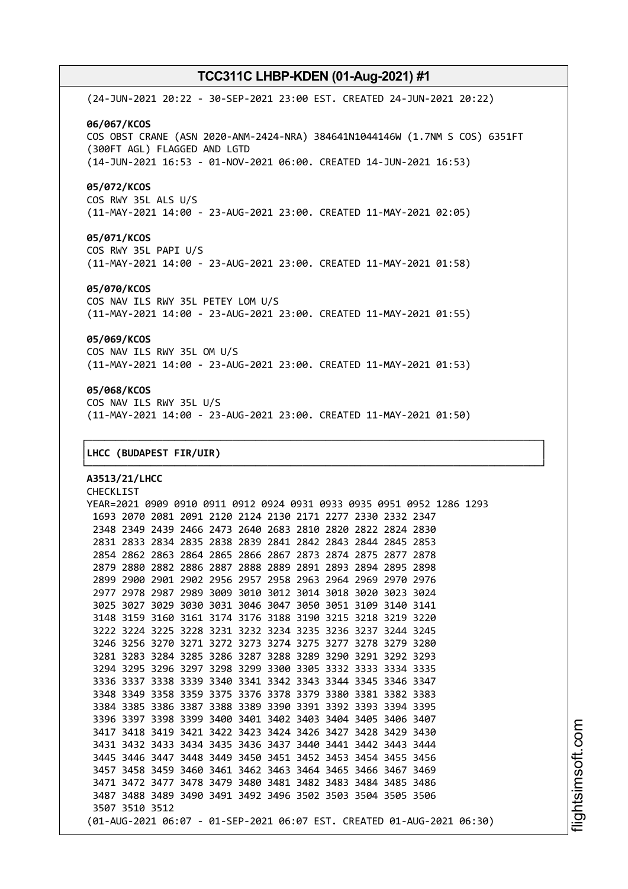(24-JUN-2021 20:22 - 30-SEP-2021 23:00 EST. CREATED 24-JUN-2021 20:22)

**06/067/KCOS**
COS OBST CRANE (ASN 2020-ANM-2424-NRA) 384641N1044146W (1.7NM S COS) 6351FT (300FT AGL) FLAGGED AND LGTD
(14-JUN-2021 16:53 - 01-NOV-2021 06:00. CREATED 14-JUN-2021 16:53)

**05/072/KCOS**
COS RWY 35L ALS U/S
(11-MAY-2021 14:00 - 23-AUG-2021 23:00. CREATED 11-MAY-2021 02:05)

**05/071/KCOS**
COS RWY 35L PAPI U/S
(11-MAY-2021 14:00 - 23-AUG-2021 23:00. CREATED 11-MAY-2021 01:58)

**05/070/KCOS**
COS NAV ILS RWY 35L PETEY LOM U/S
(11-MAY-2021 14:00 - 23-AUG-2021 23:00. CREATED 11-MAY-2021 01:55)

**05/069/KCOS**
COS NAV ILS RWY 35L OM U/S
(11-MAY-2021 14:00 - 23-AUG-2021 23:00. CREATED 11-MAY-2021 01:53)

**05/068/KCOS**
COS NAV ILS RWY 35L U/S
(11-MAY-2021 14:00 - 23-AUG-2021 23:00. CREATED 11-MAY-2021 01:50)

**LHCC (BUDAPEST FIR/UIR)**

**A3513/21/LHCC**
CHECKLIST
YEAR=2021 0909 0910 0911 0912 0924 0931 0933 0935 0951 0952 1286 1293
1693 2070 2081 2091 2120 2124 2130 2171 2277 2330 2332 2347
2348 2349 2439 2466 2473 2640 2683 2810 2820 2822 2824 2830
2831 2833 2834 2835 2838 2839 2841 2842 2843 2844 2845 2853
2854 2862 2863 2864 2865 2866 2867 2873 2874 2875 2877 2878
2879 2880 2882 2886 2887 2888 2889 2891 2893 2894 2895 2898
2899 2900 2901 2902 2956 2957 2958 2963 2964 2969 2970 2976
2977 2978 2987 2989 3009 3010 3012 3014 3018 3020 3023 3024
3025 3027 3029 3030 3031 3046 3047 3050 3051 3109 3140 3141
3148 3159 3160 3161 3174 3176 3188 3190 3215 3218 3219 3220
3222 3224 3225 3228 3231 3232 3234 3235 3236 3237 3244 3245
3246 3256 3270 3271 3272 3273 3274 3275 3277 3278 3279 3280
3281 3283 3284 3285 3286 3287 3288 3289 3290 3291 3292 3293
3294 3295 3296 3297 3298 3299 3300 3305 3332 3333 3334 3335
3336 3337 3338 3339 3340 3341 3342 3343 3344 3345 3346 3347
3348 3349 3358 3359 3375 3376 3378 3379 3380 3381 3382 3383
3384 3385 3386 3387 3388 3389 3390 3391 3392 3393 3394 3395
3396 3397 3398 3399 3400 3401 3402 3403 3404 3405 3406 3407
3417 3418 3419 3421 3422 3423 3424 3426 3427 3428 3429 3430
3431 3432 3433 3434 3435 3436 3437 3440 3441 3442 3443 3444
3445 3446 3447 3448 3449 3450 3451 3452 3453 3454 3455 3456
3457 3458 3459 3460 3461 3462 3463 3464 3465 3466 3467 3469
3471 3472 3477 3478 3479 3480 3481 3482 3483 3484 3485 3486
3487 3488 3489 3490 3491 3492 3496 3502 3503 3504 3505 3506
3507 3510 3512
(01-AUG-2021 06:07 - 01-SEP-2021 06:07 EST. CREATED 01-AUG-2021 06:30)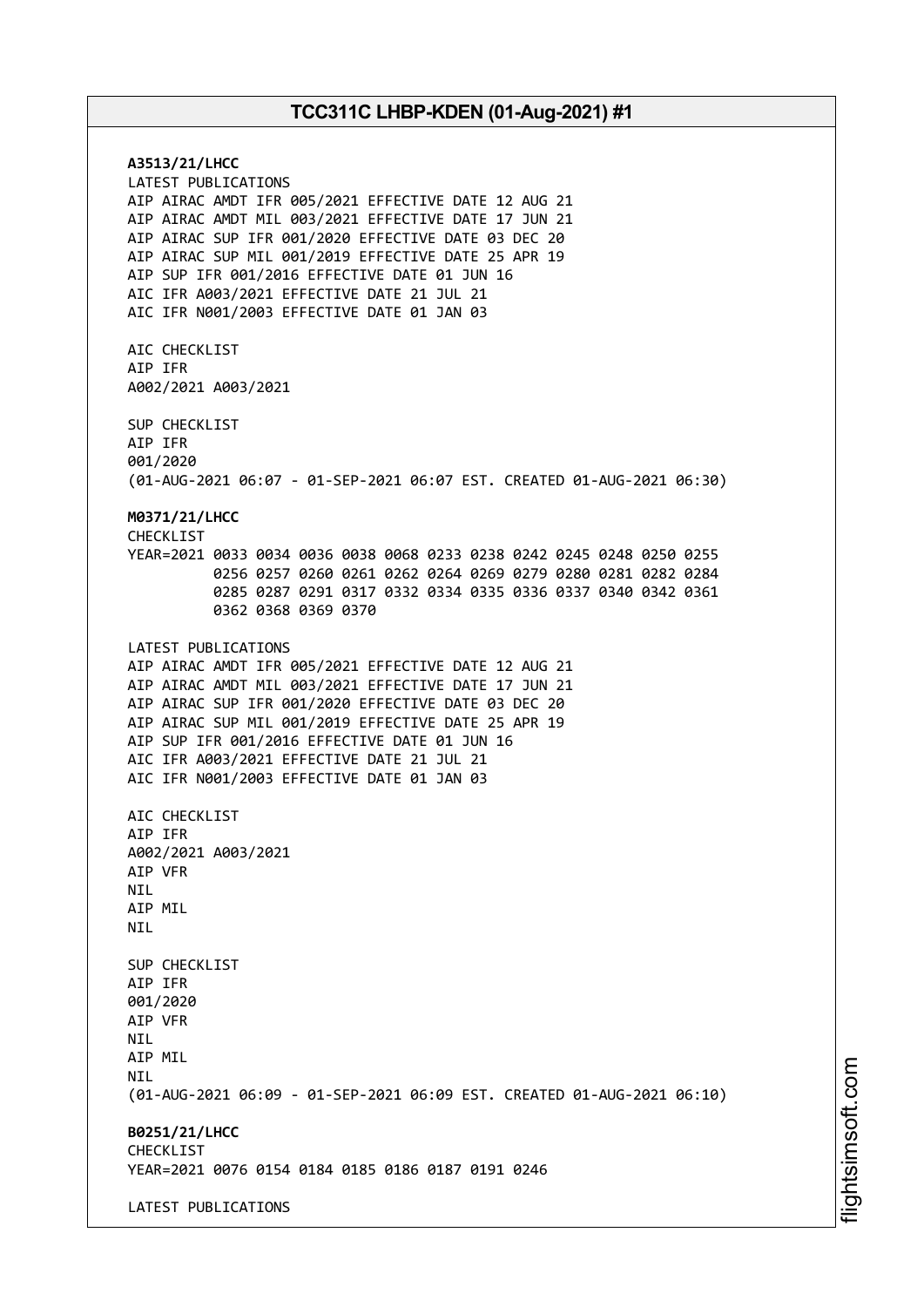**A3513/21/LHCC**
LATEST PUBLICATIONS
AIP AIRAC AMDT IFR 005/2021 EFFECTIVE DATE 12 AUG 21
AIP AIRAC AMDT MIL 003/2021 EFFECTIVE DATE 17 JUN 21
AIP AIRAC SUP IFR 001/2020 EFFECTIVE DATE 03 DEC 20
AIP AIRAC SUP MIL 001/2019 EFFECTIVE DATE 25 APR 19
AIP SUP IFR 001/2016 EFFECTIVE DATE 01 JUN 16
AIC IFR A003/2021 EFFECTIVE DATE 21 JUL 21
AIC IFR N001/2003 EFFECTIVE DATE 01 JAN 03

AIC CHECKLIST
AIP IFR
A002/2021 A003/2021

SUP CHECKLIST
AIP IFR
001/2020
(01-AUG-2021 06:07 - 01-SEP-2021 06:07 EST. CREATED 01-AUG-2021 06:30)

**M0371/21/LHCC**
CHECKLIST
YEAR=2021 0033 0034 0036 0038 0068 0233 0238 0242 0245 0248 0250 0255
0256 0257 0260 0261 0262 0264 0269 0279 0280 0281 0282 0284
0285 0287 0291 0317 0332 0334 0335 0336 0337 0340 0342 0361
0362 0368 0369 0370

LATEST PUBLICATIONS
AIP AIRAC AMDT IFR 005/2021 EFFECTIVE DATE 12 AUG 21
AIP AIRAC AMDT MIL 003/2021 EFFECTIVE DATE 17 JUN 21
AIP AIRAC SUP IFR 001/2020 EFFECTIVE DATE 03 DEC 20
AIP AIRAC SUP MIL 001/2019 EFFECTIVE DATE 25 APR 19
AIP SUP IFR 001/2016 EFFECTIVE DATE 01 JUN 16
AIC IFR A003/2021 EFFECTIVE DATE 21 JUL 21
AIC IFR N001/2003 EFFECTIVE DATE 01 JAN 03

AIC CHECKLIST
AIP IFR
A002/2021 A003/2021
AIP VFR
NIL
AIP MIL
NIL

SUP CHECKLIST
AIP IFR
001/2020
AIP VFR
NIL
AIP MIL
NIL
(01-AUG-2021 06:09 - 01-SEP-2021 06:09 EST. CREATED 01-AUG-2021 06:10)

**B0251/21/LHCC**
CHECKLIST
YEAR=2021 0076 0154 0184 0185 0186 0187 0191 0246

LATEST PUBLICATIONS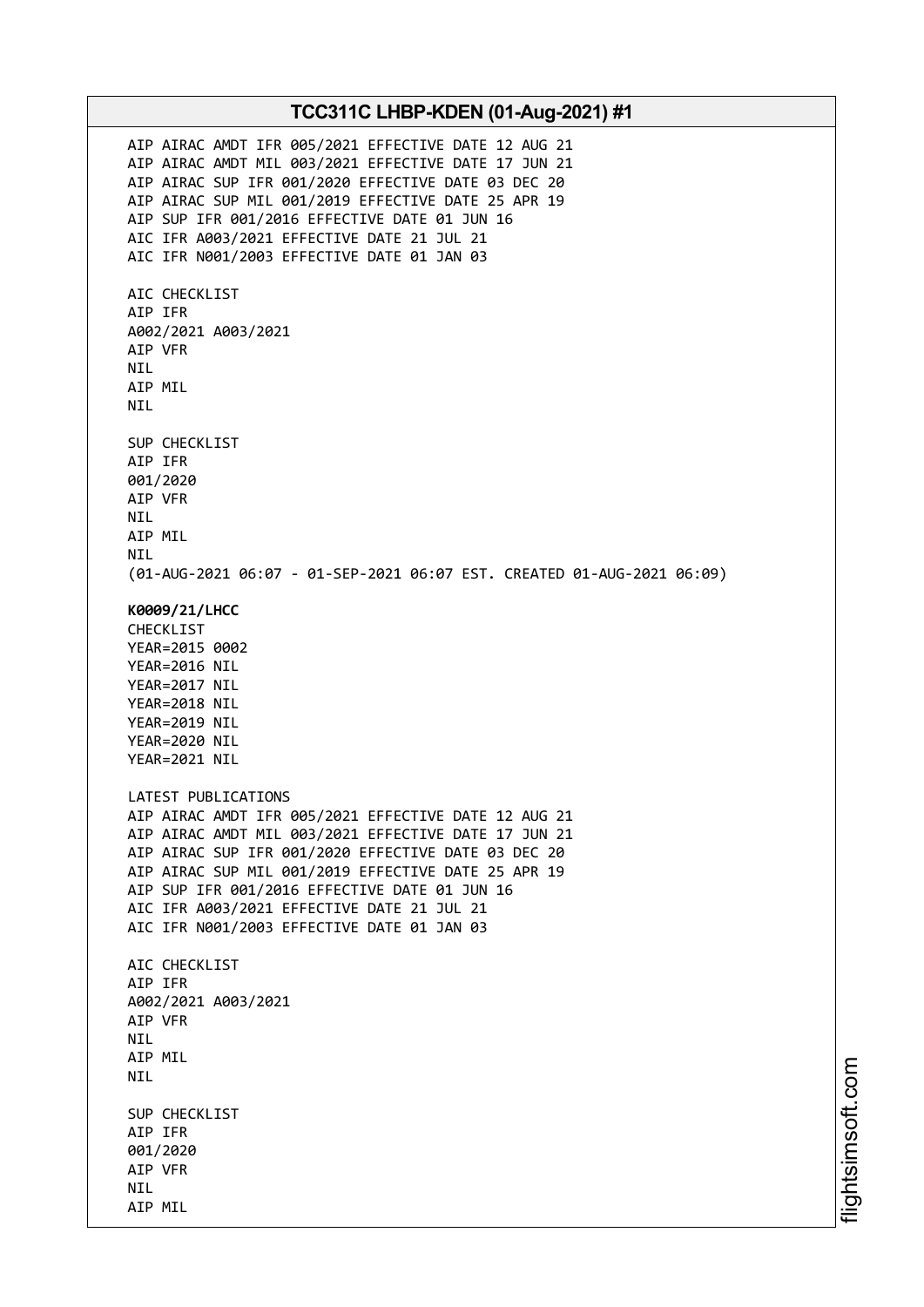AIP AIRAC AMDT IFR 005/2021 EFFECTIVE DATE 12 AUG 21
AIP AIRAC AMDT MIL 003/2021 EFFECTIVE DATE 17 JUN 21
AIP AIRAC SUP IFR 001/2020 EFFECTIVE DATE 03 DEC 20
AIP AIRAC SUP MIL 001/2019 EFFECTIVE DATE 25 APR 19
AIP SUP IFR 001/2016 EFFECTIVE DATE 01 JUN 16
AIC IFR A003/2021 EFFECTIVE DATE 21 JUL 21
AIC IFR N001/2003 EFFECTIVE DATE 01 JAN 03

AIC CHECKLIST
AIP IFR
A002/2021 A003/2021
AIP VFR
NIL
AIP MIL
NIL

SUP CHECKLIST
AIP IFR
001/2020
AIP VFR
NIL
AIP MIL
NIL
(01-AUG-2021 06:07 - 01-SEP-2021 06:07 EST. CREATED 01-AUG-2021 06:09)

**K0009/21/LHCC**
CHECKLIST
YEAR=2015 0002
YEAR=2016 NIL
YEAR=2017 NIL
YEAR=2018 NIL
YEAR=2019 NIL
YEAR=2020 NIL
YEAR=2021 NIL

LATEST PUBLICATIONS
AIP AIRAC AMDT IFR 005/2021 EFFECTIVE DATE 12 AUG 21
AIP AIRAC AMDT MIL 003/2021 EFFECTIVE DATE 17 JUN 21
AIP AIRAC SUP IFR 001/2020 EFFECTIVE DATE 03 DEC 20
AIP AIRAC SUP MIL 001/2019 EFFECTIVE DATE 25 APR 19
AIP SUP IFR 001/2016 EFFECTIVE DATE 01 JUN 16
AIC IFR A003/2021 EFFECTIVE DATE 21 JUL 21
AIC IFR N001/2003 EFFECTIVE DATE 01 JAN 03

AIC CHECKLIST
AIP IFR
A002/2021 A003/2021
AIP VFR
NIL
AIP MIL
NIL

SUP CHECKLIST
AIP IFR
001/2020
AIP VFR
NIL
AIP MIL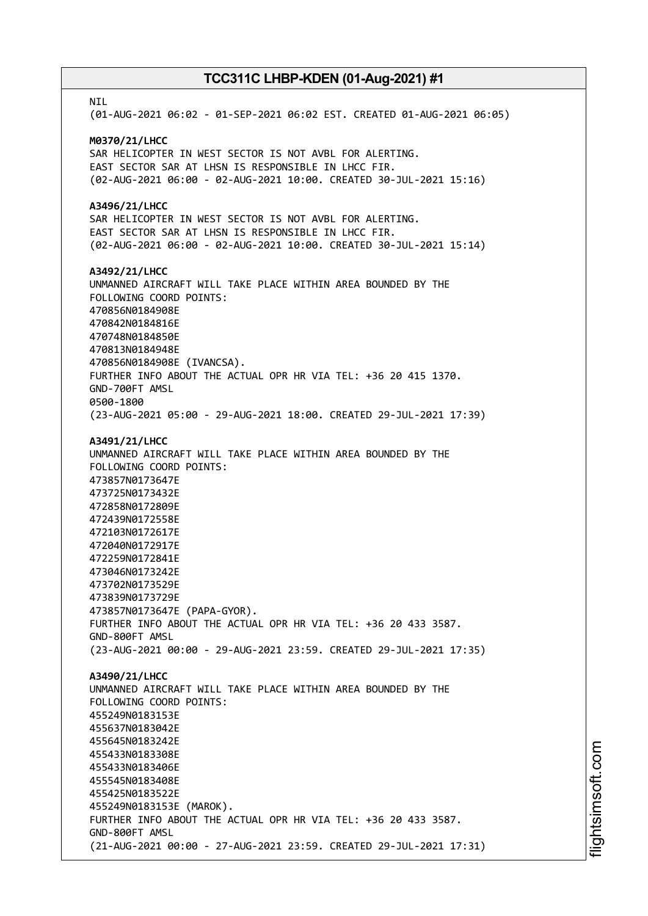NIL
(01-AUG-2021 06:02 - 01-SEP-2021 06:02 EST. CREATED 01-AUG-2021 06:05)

**M0370/21/LHCC**
SAR HELICOPTER IN WEST SECTOR IS NOT AVBL FOR ALERTING.
EAST SECTOR SAR AT LHSN IS RESPONSIBLE IN LHCC FIR.
(02-AUG-2021 06:00 - 02-AUG-2021 10:00. CREATED 30-JUL-2021 15:16)

**A3496/21/LHCC**
SAR HELICOPTER IN WEST SECTOR IS NOT AVBL FOR ALERTING.
EAST SECTOR SAR AT LHSN IS RESPONSIBLE IN LHCC FIR.
(02-AUG-2021 06:00 - 02-AUG-2021 10:00. CREATED 30-JUL-2021 15:14)

**A3492/21/LHCC**
UNMANNED AIRCRAFT WILL TAKE PLACE WITHIN AREA BOUNDED BY THE
FOLLOWING COORD POINTS:
470856N0184908E
470842N0184816E
470748N0184850E
470813N0184948E
470856N0184908E (IVANCSA).
FURTHER INFO ABOUT THE ACTUAL OPR HR VIA TEL: +36 20 415 1370.
GND-700FT AMSL
0500-1800
(23-AUG-2021 05:00 - 29-AUG-2021 18:00. CREATED 29-JUL-2021 17:39)

**A3491/21/LHCC**
UNMANNED AIRCRAFT WILL TAKE PLACE WITHIN AREA BOUNDED BY THE
FOLLOWING COORD POINTS:
473857N0173647E
473725N0173432E
472858N0172809E
472439N0172558E
472103N0172617E
472040N0172917E
472259N0172841E
473046N0173242E
473702N0173529E
473839N0173729E
473857N0173647E (PAPA-GYOR).
FURTHER INFO ABOUT THE ACTUAL OPR HR VIA TEL: +36 20 433 3587.
GND-800FT AMSL
(23-AUG-2021 00:00 - 29-AUG-2021 23:59. CREATED 29-JUL-2021 17:35)

**A3490/21/LHCC**
UNMANNED AIRCRAFT WILL TAKE PLACE WITHIN AREA BOUNDED BY THE
FOLLOWING COORD POINTS:
455249N0183153E
455637N0183042E
455645N0183242E
455433N0183308E
455433N0183406E
455545N0183408E
455425N0183522E
455249N0183153E (MAROK).
FURTHER INFO ABOUT THE ACTUAL OPR HR VIA TEL: +36 20 433 3587.
GND-800FT AMSL
(21-AUG-2021 00:00 - 27-AUG-2021 23:59. CREATED 29-JUL-2021 17:31)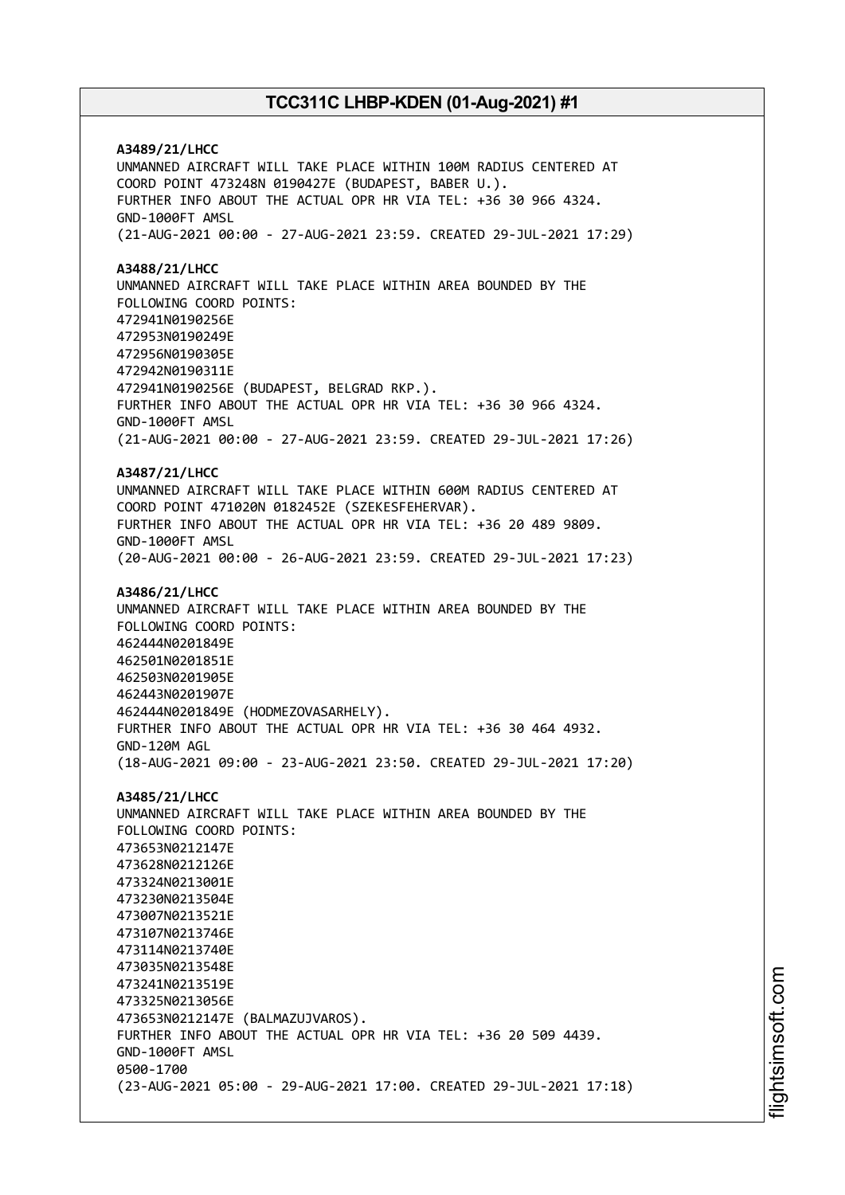**A3489/21/LHCC**
UNMANNED AIRCRAFT WILL TAKE PLACE WITHIN 100M RADIUS CENTERED AT COORD POINT 473248N 0190427E (BUDAPEST, BABER U.).
FURTHER INFO ABOUT THE ACTUAL OPR HR VIA TEL: +36 30 966 4324.
GND-1000FT AMSL
(21-AUG-2021 00:00 - 27-AUG-2021 23:59. CREATED 29-JUL-2021 17:29)

**A3488/21/LHCC**
UNMANNED AIRCRAFT WILL TAKE PLACE WITHIN AREA BOUNDED BY THE FOLLOWING COORD POINTS:
472941N0190256E
472953N0190249E
472956N0190305E
472942N0190311E
472941N0190256E (BUDAPEST, BELGRAD RKP.).
FURTHER INFO ABOUT THE ACTUAL OPR HR VIA TEL: +36 30 966 4324.
GND-1000FT AMSL
(21-AUG-2021 00:00 - 27-AUG-2021 23:59. CREATED 29-JUL-2021 17:26)

**A3487/21/LHCC**
UNMANNED AIRCRAFT WILL TAKE PLACE WITHIN 600M RADIUS CENTERED AT COORD POINT 471020N 0182452E (SZEKESFEHERVAR).
FURTHER INFO ABOUT THE ACTUAL OPR HR VIA TEL: +36 20 489 9809.
GND-1000FT AMSL
(20-AUG-2021 00:00 - 26-AUG-2021 23:59. CREATED 29-JUL-2021 17:23)

**A3486/21/LHCC**
UNMANNED AIRCRAFT WILL TAKE PLACE WITHIN AREA BOUNDED BY THE FOLLOWING COORD POINTS:
462444N0201849E
462501N0201851E
462503N0201905E
462443N0201907E
462444N0201849E (HODMEZOVASARHELY).
FURTHER INFO ABOUT THE ACTUAL OPR HR VIA TEL: +36 30 464 4932.
GND-120M AGL
(18-AUG-2021 09:00 - 23-AUG-2021 23:50. CREATED 29-JUL-2021 17:20)

**A3485/21/LHCC**
UNMANNED AIRCRAFT WILL TAKE PLACE WITHIN AREA BOUNDED BY THE FOLLOWING COORD POINTS:
473653N0212147E
473628N0212126E
473324N0213001E
473230N0213504E
473007N0213521E
473107N0213746E
473114N0213740E
473035N0213548E
473241N0213519E
473325N0213056E
473653N0212147E (BALMAZUJVAROS).
FURTHER INFO ABOUT THE ACTUAL OPR HR VIA TEL: +36 20 509 4439.
GND-1000FT AMSL
0500-1700
(23-AUG-2021 05:00 - 29-AUG-2021 17:00. CREATED 29-JUL-2021 17:18)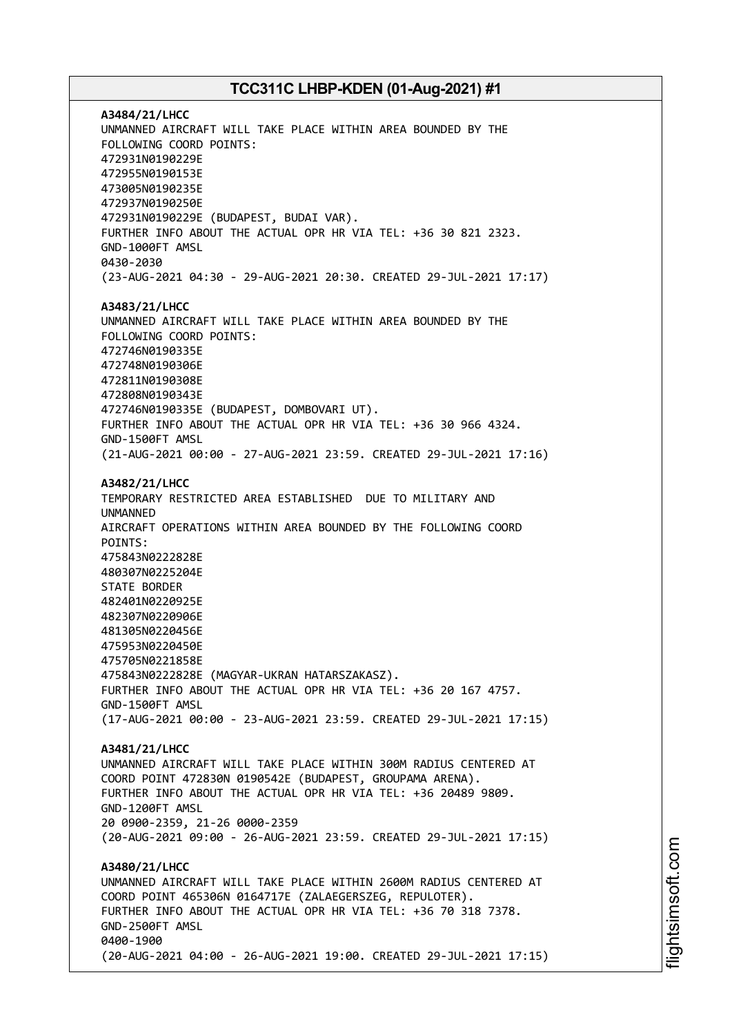**A3484/21/LHCC**
UNMANNED AIRCRAFT WILL TAKE PLACE WITHIN AREA BOUNDED BY THE FOLLOWING COORD POINTS:
472931N0190229E
472955N0190153E
473005N0190235E
472937N0190250E
472931N0190229E (BUDAPEST, BUDAI VAR).
FURTHER INFO ABOUT THE ACTUAL OPR HR VIA TEL: +36 30 821 2323.
GND-1000FT AMSL
0430-2030
(23-AUG-2021 04:30 - 29-AUG-2021 20:30. CREATED 29-JUL-2021 17:17)

**A3483/21/LHCC**
UNMANNED AIRCRAFT WILL TAKE PLACE WITHIN AREA BOUNDED BY THE FOLLOWING COORD POINTS:
472746N0190335E
472748N0190306E
472811N0190308E
472808N0190343E
472746N0190335E (BUDAPEST, DOMBOVARI UT).
FURTHER INFO ABOUT THE ACTUAL OPR HR VIA TEL: +36 30 966 4324.
GND-1500FT AMSL
(21-AUG-2021 00:00 - 27-AUG-2021 23:59. CREATED 29-JUL-2021 17:16)

**A3482/21/LHCC**
TEMPORARY RESTRICTED AREA ESTABLISHED DUE TO MILITARY AND UNMANNED
AIRCRAFT OPERATIONS WITHIN AREA BOUNDED BY THE FOLLOWING COORD POINTS:
475843N0222828E
480307N0225204E
STATE BORDER
482401N0220925E
482307N0220906E
481305N0220456E
475953N0220450E
475705N0221858E
475843N0222828E (MAGYAR-UKRAN HATARSZAKASZ).
FURTHER INFO ABOUT THE ACTUAL OPR HR VIA TEL: +36 20 167 4757.
GND-1500FT AMSL
(17-AUG-2021 00:00 - 23-AUG-2021 23:59. CREATED 29-JUL-2021 17:15)

**A3481/21/LHCC**
UNMANNED AIRCRAFT WILL TAKE PLACE WITHIN 300M RADIUS CENTERED AT COORD POINT 472830N 0190542E (BUDAPEST, GROUPAMA ARENA).
FURTHER INFO ABOUT THE ACTUAL OPR HR VIA TEL: +36 20489 9809.
GND-1200FT AMSL
20 0900-2359, 21-26 0000-2359
(20-AUG-2021 09:00 - 26-AUG-2021 23:59. CREATED 29-JUL-2021 17:15)

**A3480/21/LHCC**
UNMANNED AIRCRAFT WILL TAKE PLACE WITHIN 2600M RADIUS CENTERED AT COORD POINT 465306N 0164717E (ZALAEGERSZEG, REPULOTER).
FURTHER INFO ABOUT THE ACTUAL OPR HR VIA TEL: +36 70 318 7378.
GND-2500FT AMSL
0400-1900
(20-AUG-2021 04:00 - 26-AUG-2021 19:00. CREATED 29-JUL-2021 17:15)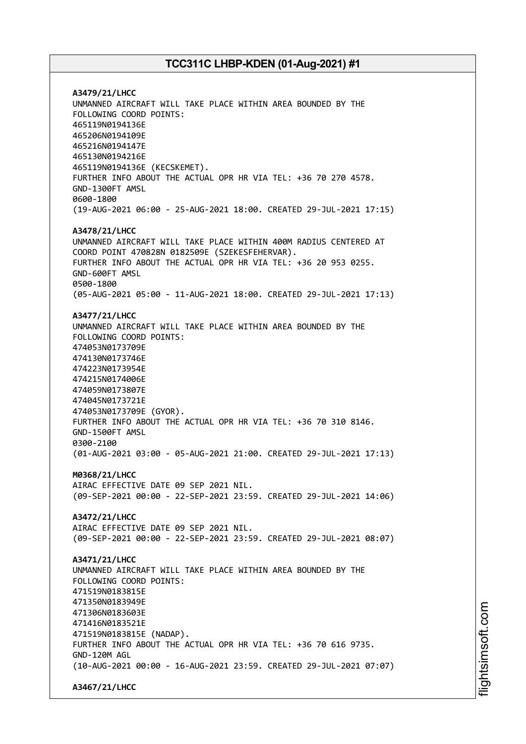**A3479/21/LHCC**
UNMANNED AIRCRAFT WILL TAKE PLACE WITHIN AREA BOUNDED BY THE FOLLOWING COORD POINTS:
465119N0194136E
465206N0194109E
465216N0194147E
465130N0194216E
465119N0194136E (KECSKEMET).
FURTHER INFO ABOUT THE ACTUAL OPR HR VIA TEL: +36 70 270 4578.
GND-1300FT AMSL
0600-1800
(19-AUG-2021 06:00 - 25-AUG-2021 18:00. CREATED 29-JUL-2021 17:15)

**A3478/21/LHCC**
UNMANNED AIRCRAFT WILL TAKE PLACE WITHIN 400M RADIUS CENTERED AT COORD POINT 470828N 0182509E (SZEKESFEHERVAR).
FURTHER INFO ABOUT THE ACTUAL OPR HR VIA TEL: +36 20 953 0255.
GND-600FT AMSL
0500-1800
(05-AUG-2021 05:00 - 11-AUG-2021 18:00. CREATED 29-JUL-2021 17:13)

**A3477/21/LHCC**
UNMANNED AIRCRAFT WILL TAKE PLACE WITHIN AREA BOUNDED BY THE FOLLOWING COORD POINTS:
474053N0173709E
474130N0173746E
474223N0173954E
474215N0174006E
474059N0173807E
474045N0173721E
474053N0173709E (GYOR).
FURTHER INFO ABOUT THE ACTUAL OPR HR VIA TEL: +36 70 310 8146.
GND-1500FT AMSL
0300-2100
(01-AUG-2021 03:00 - 05-AUG-2021 21:00. CREATED 29-JUL-2021 17:13)

**M0368/21/LHCC**
AIRAC EFFECTIVE DATE 09 SEP 2021 NIL.
(09-SEP-2021 00:00 - 22-SEP-2021 23:59. CREATED 29-JUL-2021 14:06)

**A3472/21/LHCC**
AIRAC EFFECTIVE DATE 09 SEP 2021 NIL.
(09-SEP-2021 00:00 - 22-SEP-2021 23:59. CREATED 29-JUL-2021 08:07)

**A3471/21/LHCC**
UNMANNED AIRCRAFT WILL TAKE PLACE WITHIN AREA BOUNDED BY THE FOLLOWING COORD POINTS:
471519N0183815E
471350N0183949E
471306N0183603E
471416N0183521E
471519N0183815E (NADAP).
FURTHER INFO ABOUT THE ACTUAL OPR HR VIA TEL: +36 70 616 9735.
GND-120M AGL
(10-AUG-2021 00:00 - 16-AUG-2021 23:59. CREATED 29-JUL-2021 07:07)

**A3467/21/LHCC**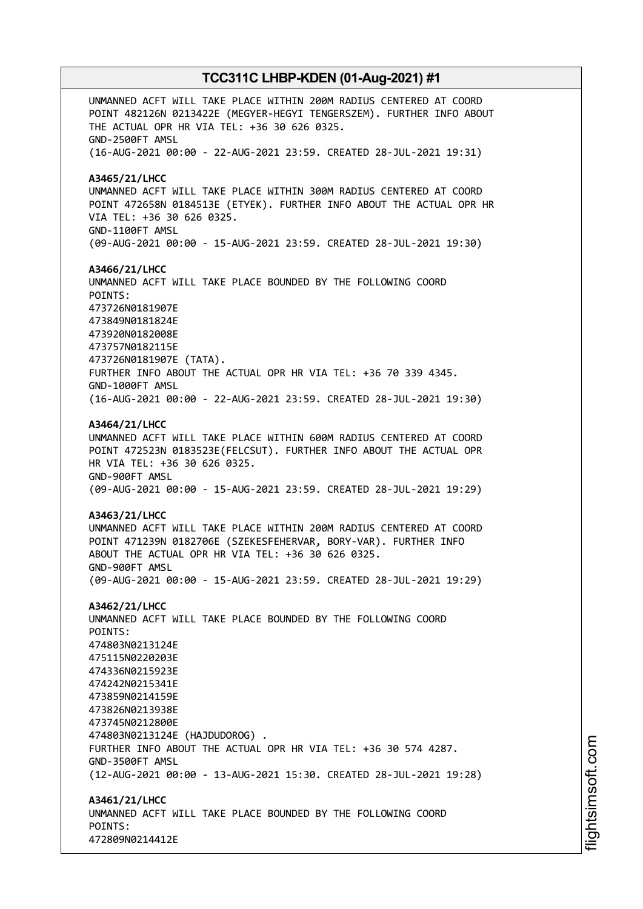UNMANNED ACFT WILL TAKE PLACE WITHIN 200M RADIUS CENTERED AT COORD POINT 482126N 0213422E (MEGYER-HEGYI TENGERSZEM). FURTHER INFO ABOUT THE ACTUAL OPR HR VIA TEL: +36 30 626 0325.
GND-2500FT AMSL
(16-AUG-2021 00:00 - 22-AUG-2021 23:59. CREATED 28-JUL-2021 19:31)

**A3465/21/LHCC**
UNMANNED ACFT WILL TAKE PLACE WITHIN 300M RADIUS CENTERED AT COORD POINT 472658N 0184513E (ETYEK). FURTHER INFO ABOUT THE ACTUAL OPR HR VIA TEL: +36 30 626 0325.
GND-1100FT AMSL
(09-AUG-2021 00:00 - 15-AUG-2021 23:59. CREATED 28-JUL-2021 19:30)

**A3466/21/LHCC**
UNMANNED ACFT WILL TAKE PLACE BOUNDED BY THE FOLLOWING COORD POINTS:
473726N0181907E
473849N0181824E
473920N0182008E
473757N0182115E
473726N0181907E (TATA).
FURTHER INFO ABOUT THE ACTUAL OPR HR VIA TEL: +36 70 339 4345.
GND-1000FT AMSL
(16-AUG-2021 00:00 - 22-AUG-2021 23:59. CREATED 28-JUL-2021 19:30)

**A3464/21/LHCC**
UNMANNED ACFT WILL TAKE PLACE WITHIN 600M RADIUS CENTERED AT COORD POINT 472523N 0183523E(FELCSUT). FURTHER INFO ABOUT THE ACTUAL OPR HR VIA TEL: +36 30 626 0325.
GND-900FT AMSL
(09-AUG-2021 00:00 - 15-AUG-2021 23:59. CREATED 28-JUL-2021 19:29)

**A3463/21/LHCC**
UNMANNED ACFT WILL TAKE PLACE WITHIN 200M RADIUS CENTERED AT COORD POINT 471239N 0182706E (SZEKESFEHERVAR, BORY-VAR). FURTHER INFO ABOUT THE ACTUAL OPR HR VIA TEL: +36 30 626 0325.
GND-900FT AMSL
(09-AUG-2021 00:00 - 15-AUG-2021 23:59. CREATED 28-JUL-2021 19:29)

**A3462/21/LHCC**
UNMANNED ACFT WILL TAKE PLACE BOUNDED BY THE FOLLOWING COORD POINTS:
474803N0213124E
475115N0220203E
474336N0215923E
474242N0215341E
473859N0214159E
473826N0213938E
473745N0212800E
474803N0213124E (HAJDUDOROG) .
FURTHER INFO ABOUT THE ACTUAL OPR HR VIA TEL: +36 30 574 4287.
GND-3500FT AMSL
(12-AUG-2021 00:00 - 13-AUG-2021 15:30. CREATED 28-JUL-2021 19:28)

**A3461/21/LHCC**
UNMANNED ACFT WILL TAKE PLACE BOUNDED BY THE FOLLOWING COORD POINTS:
472809N0214412E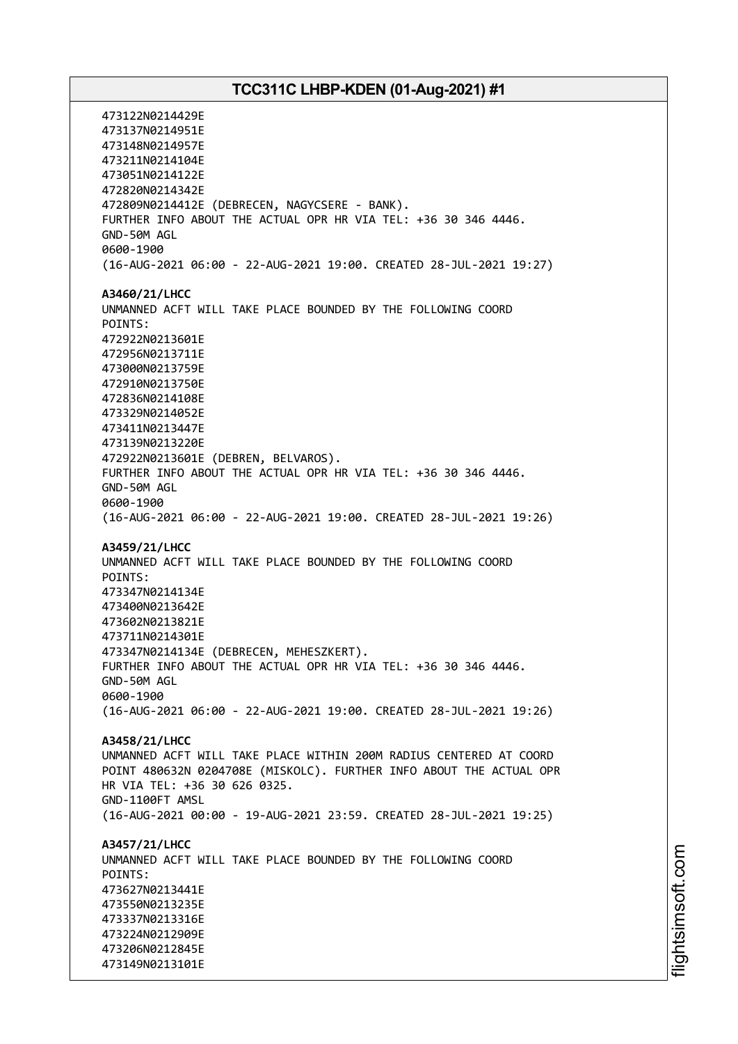473122N0214429E
473137N0214951E
473148N0214957E
473211N0214104E
473051N0214122E
472820N0214342E
472809N0214412E (DEBRECEN, NAGYCSERE - BANK).
FURTHER INFO ABOUT THE ACTUAL OPR HR VIA TEL: +36 30 346 4446.
GND-50M AGL
0600-1900
(16-AUG-2021 06:00 - 22-AUG-2021 19:00. CREATED 28-JUL-2021 19:27)

**A3460/21/LHCC**
UNMANNED ACFT WILL TAKE PLACE BOUNDED BY THE FOLLOWING COORD
POINTS:
472922N0213601E
472956N0213711E
473000N0213759E
472910N0213750E
472836N0214108E
473329N0214052E
473411N0213447E
473139N0213220E
472922N0213601E (DEBREN, BELVAROS).
FURTHER INFO ABOUT THE ACTUAL OPR HR VIA TEL: +36 30 346 4446.
GND-50M AGL
0600-1900
(16-AUG-2021 06:00 - 22-AUG-2021 19:00. CREATED 28-JUL-2021 19:26)

**A3459/21/LHCC**
UNMANNED ACFT WILL TAKE PLACE BOUNDED BY THE FOLLOWING COORD
POINTS:
473347N0214134E
473400N0213642E
473602N0213821E
473711N0214301E
473347N0214134E (DEBRECEN, MEHESZKERT).
FURTHER INFO ABOUT THE ACTUAL OPR HR VIA TEL: +36 30 346 4446.
GND-50M AGL
0600-1900
(16-AUG-2021 06:00 - 22-AUG-2021 19:00. CREATED 28-JUL-2021 19:26)

**A3458/21/LHCC**
UNMANNED ACFT WILL TAKE PLACE WITHIN 200M RADIUS CENTERED AT COORD
POINT 480632N 0204708E (MISKOLC). FURTHER INFO ABOUT THE ACTUAL OPR
HR VIA TEL: +36 30 626 0325.
GND-1100FT AMSL
(16-AUG-2021 00:00 - 19-AUG-2021 23:59. CREATED 28-JUL-2021 19:25)

**A3457/21/LHCC**
UNMANNED ACFT WILL TAKE PLACE BOUNDED BY THE FOLLOWING COORD
POINTS:
473627N0213441E
473550N0213235E
473337N0213316E
473224N0212909E
473206N0212845E
473149N0213101E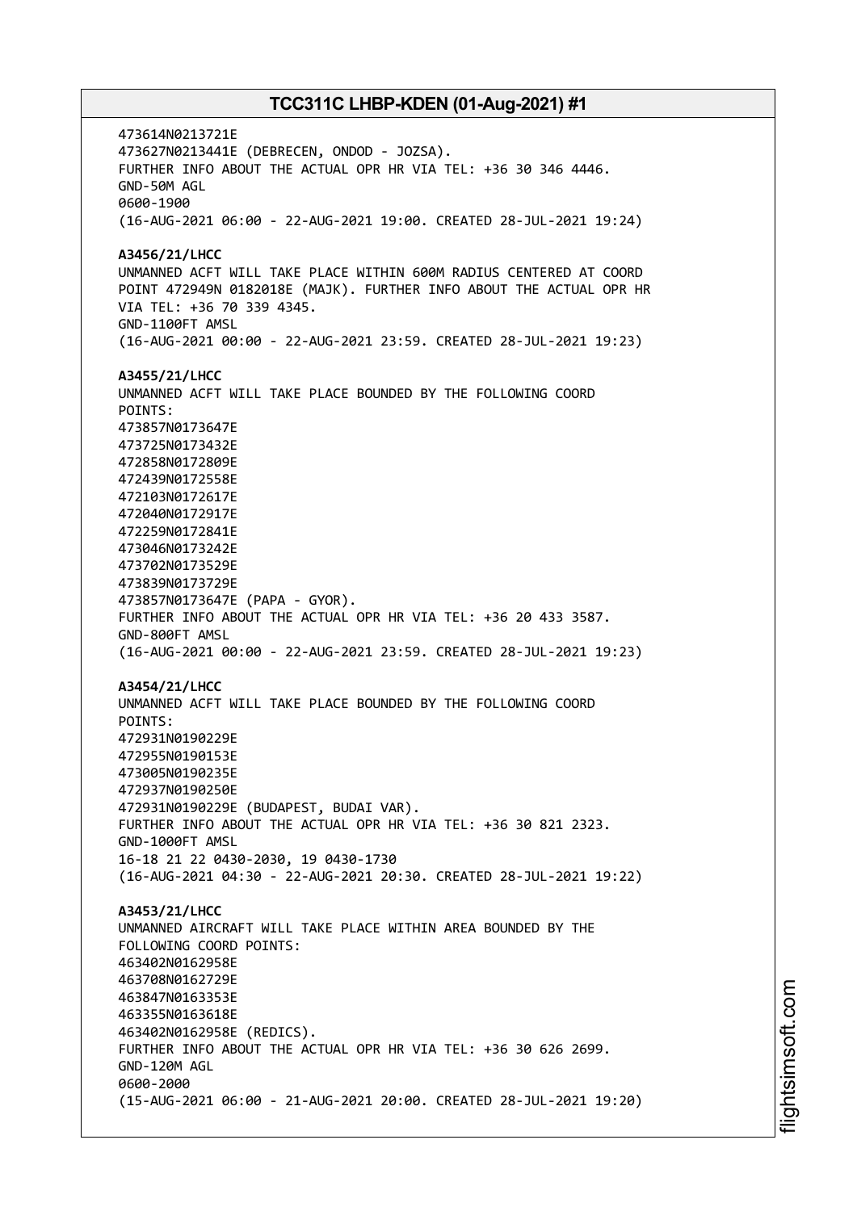473614N0213721E
473627N0213441E (DEBRECEN, ONDOD - JOZSA).
FURTHER INFO ABOUT THE ACTUAL OPR HR VIA TEL: +36 30 346 4446.
GND-50M AGL
0600-1900
(16-AUG-2021 06:00 - 22-AUG-2021 19:00. CREATED 28-JUL-2021 19:24)

**A3456/21/LHCC**
UNMANNED ACFT WILL TAKE PLACE WITHIN 600M RADIUS CENTERED AT COORD POINT 472949N 0182018E (MAJK). FURTHER INFO ABOUT THE ACTUAL OPR HR VIA TEL: +36 70 339 4345.
GND-1100FT AMSL
(16-AUG-2021 00:00 - 22-AUG-2021 23:59. CREATED 28-JUL-2021 19:23)

**A3455/21/LHCC**
UNMANNED ACFT WILL TAKE PLACE BOUNDED BY THE FOLLOWING COORD POINTS:
473857N0173647E
473725N0173432E
472858N0172809E
472439N0172558E
472103N0172617E
472040N0172917E
472259N0172841E
473046N0173242E
473702N0173529E
473839N0173729E
473857N0173647E (PAPA - GYOR).
FURTHER INFO ABOUT THE ACTUAL OPR HR VIA TEL: +36 20 433 3587.
GND-800FT AMSL
(16-AUG-2021 00:00 - 22-AUG-2021 23:59. CREATED 28-JUL-2021 19:23)

**A3454/21/LHCC**
UNMANNED ACFT WILL TAKE PLACE BOUNDED BY THE FOLLOWING COORD POINTS:
472931N0190229E
472955N0190153E
473005N0190235E
472937N0190250E
472931N0190229E (BUDAPEST, BUDAI VAR).
FURTHER INFO ABOUT THE ACTUAL OPR HR VIA TEL: +36 30 821 2323.
GND-1000FT AMSL
16-18 21 22 0430-2030, 19 0430-1730
(16-AUG-2021 04:30 - 22-AUG-2021 20:30. CREATED 28-JUL-2021 19:22)

**A3453/21/LHCC**
UNMANNED AIRCRAFT WILL TAKE PLACE WITHIN AREA BOUNDED BY THE FOLLOWING COORD POINTS:
463402N0162958E
463708N0162729E
463847N0163353E
463355N0163618E
463402N0162958E (REDICS).
FURTHER INFO ABOUT THE ACTUAL OPR HR VIA TEL: +36 30 626 2699.
GND-120M AGL
0600-2000
(15-AUG-2021 06:00 - 21-AUG-2021 20:00. CREATED 28-JUL-2021 19:20)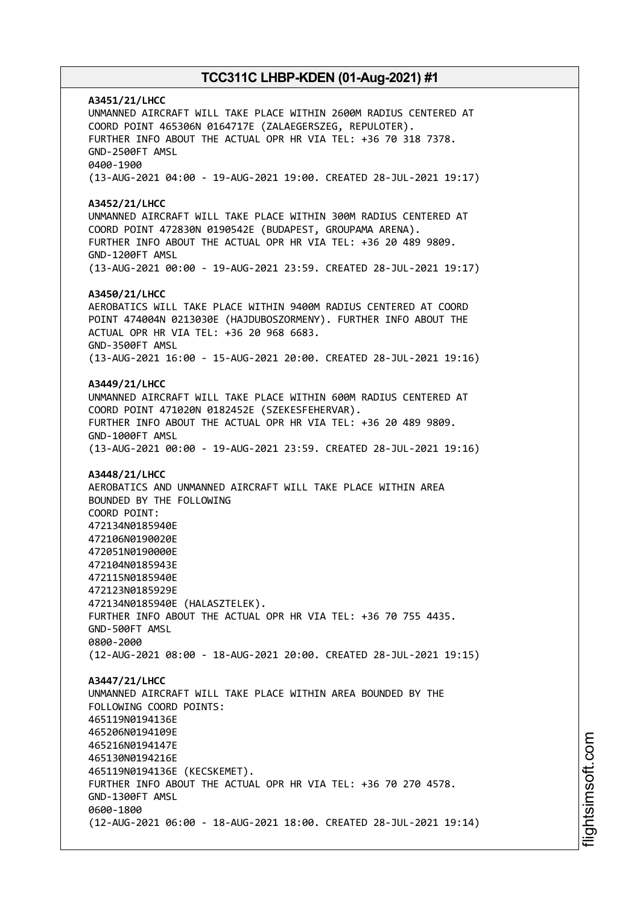**A3451/21/LHCC**
UNMANNED AIRCRAFT WILL TAKE PLACE WITHIN 2600M RADIUS CENTERED AT
COORD POINT 465306N 0164717E (ZALAEGERSZEG, REPULOTER).
FURTHER INFO ABOUT THE ACTUAL OPR HR VIA TEL: +36 70 318 7378.
GND-2500FT AMSL
0400-1900
(13-AUG-2021 04:00 - 19-AUG-2021 19:00. CREATED 28-JUL-2021 19:17)

**A3452/21/LHCC**
UNMANNED AIRCRAFT WILL TAKE PLACE WITHIN 300M RADIUS CENTERED AT
COORD POINT 472830N 0190542E (BUDAPEST, GROUPAMA ARENA).
FURTHER INFO ABOUT THE ACTUAL OPR HR VIA TEL: +36 20 489 9809.
GND-1200FT AMSL
(13-AUG-2021 00:00 - 19-AUG-2021 23:59. CREATED 28-JUL-2021 19:17)

**A3450/21/LHCC**
AEROBATICS WILL TAKE PLACE WITHIN 9400M RADIUS CENTERED AT COORD
POINT 474004N 0213030E (HAJDUBOSZORMENY). FURTHER INFO ABOUT THE
ACTUAL OPR HR VIA TEL: +36 20 968 6683.
GND-3500FT AMSL
(13-AUG-2021 16:00 - 15-AUG-2021 20:00. CREATED 28-JUL-2021 19:16)

**A3449/21/LHCC**
UNMANNED AIRCRAFT WILL TAKE PLACE WITHIN 600M RADIUS CENTERED AT
COORD POINT 471020N 0182452E (SZEKESFEHERVAR).
FURTHER INFO ABOUT THE ACTUAL OPR HR VIA TEL: +36 20 489 9809.
GND-1000FT AMSL
(13-AUG-2021 00:00 - 19-AUG-2021 23:59. CREATED 28-JUL-2021 19:16)

**A3448/21/LHCC**
AEROBATICS AND UNMANNED AIRCRAFT WILL TAKE PLACE WITHIN AREA
BOUNDED BY THE FOLLOWING
COORD POINT:
472134N0185940E
472106N0190020E
472051N0190000E
472104N0185943E
472115N0185940E
472123N0185929E
472134N0185940E (HALASZTELEK).
FURTHER INFO ABOUT THE ACTUAL OPR HR VIA TEL: +36 70 755 4435.
GND-500FT AMSL
0800-2000
(12-AUG-2021 08:00 - 18-AUG-2021 20:00. CREATED 28-JUL-2021 19:15)

**A3447/21/LHCC**
UNMANNED AIRCRAFT WILL TAKE PLACE WITHIN AREA BOUNDED BY THE
FOLLOWING COORD POINTS:
465119N0194136E
465206N0194109E
465216N0194147E
465130N0194216E
465119N0194136E (KECSKEMET).
FURTHER INFO ABOUT THE ACTUAL OPR HR VIA TEL: +36 70 270 4578.
GND-1300FT AMSL
0600-1800
(12-AUG-2021 06:00 - 18-AUG-2021 18:00. CREATED 28-JUL-2021 19:14)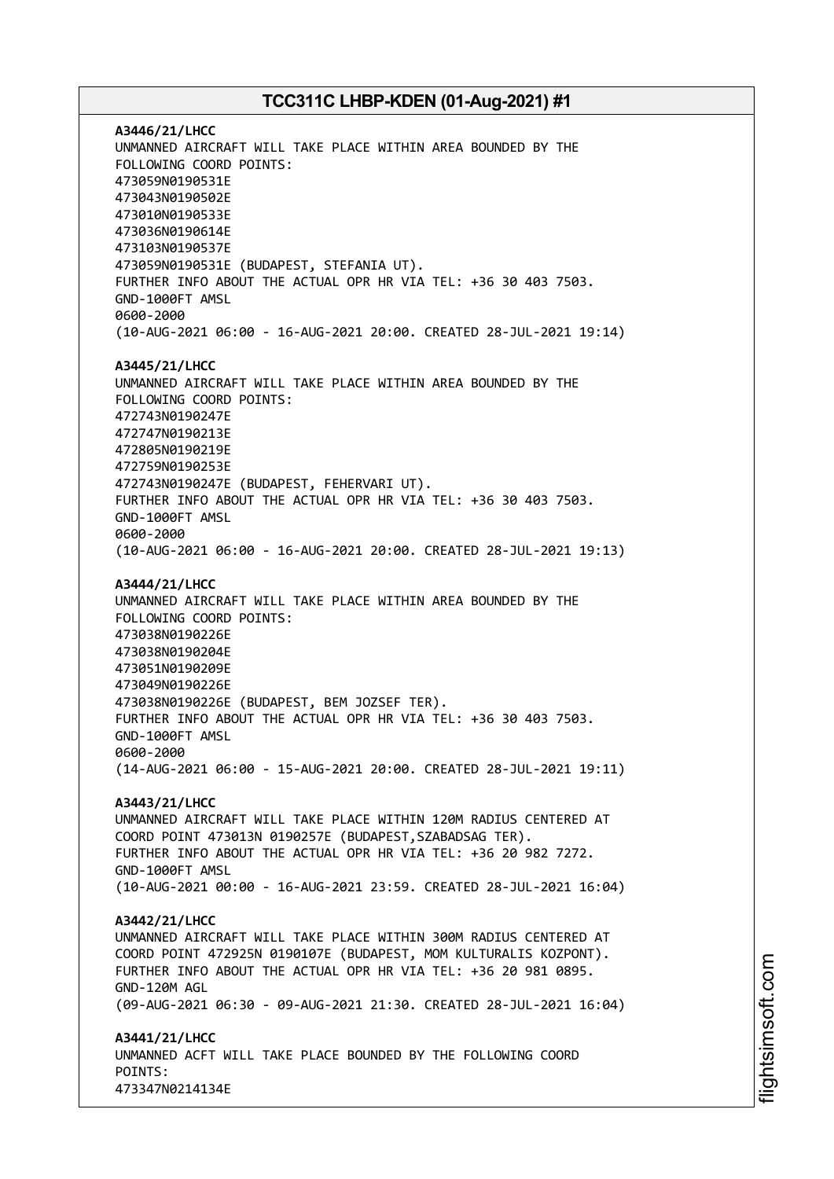**A3446/21/LHCC**
UNMANNED AIRCRAFT WILL TAKE PLACE WITHIN AREA BOUNDED BY THE FOLLOWING COORD POINTS:
473059N0190531E
473043N0190502E
473010N0190533E
473036N0190614E
473103N0190537E
473059N0190531E (BUDAPEST, STEFANIA UT).
FURTHER INFO ABOUT THE ACTUAL OPR HR VIA TEL: +36 30 403 7503.
GND-1000FT AMSL
0600-2000
(10-AUG-2021 06:00 - 16-AUG-2021 20:00. CREATED 28-JUL-2021 19:14)

**A3445/21/LHCC**
UNMANNED AIRCRAFT WILL TAKE PLACE WITHIN AREA BOUNDED BY THE FOLLOWING COORD POINTS:
472743N0190247E
472747N0190213E
472805N0190219E
472759N0190253E
472743N0190247E (BUDAPEST, FEHERVARI UT).
FURTHER INFO ABOUT THE ACTUAL OPR HR VIA TEL: +36 30 403 7503.
GND-1000FT AMSL
0600-2000
(10-AUG-2021 06:00 - 16-AUG-2021 20:00. CREATED 28-JUL-2021 19:13)

**A3444/21/LHCC**
UNMANNED AIRCRAFT WILL TAKE PLACE WITHIN AREA BOUNDED BY THE FOLLOWING COORD POINTS:
473038N0190226E
473038N0190204E
473051N0190209E
473049N0190226E
473038N0190226E (BUDAPEST, BEM JOZSEF TER).
FURTHER INFO ABOUT THE ACTUAL OPR HR VIA TEL: +36 30 403 7503.
GND-1000FT AMSL
0600-2000
(14-AUG-2021 06:00 - 15-AUG-2021 20:00. CREATED 28-JUL-2021 19:11)

**A3443/21/LHCC**
UNMANNED AIRCRAFT WILL TAKE PLACE WITHIN 120M RADIUS CENTERED AT COORD POINT 473013N 0190257E (BUDAPEST,SZABADSAG TER).
FURTHER INFO ABOUT THE ACTUAL OPR HR VIA TEL: +36 20 982 7272.
GND-1000FT AMSL
(10-AUG-2021 00:00 - 16-AUG-2021 23:59. CREATED 28-JUL-2021 16:04)

**A3442/21/LHCC**
UNMANNED AIRCRAFT WILL TAKE PLACE WITHIN 300M RADIUS CENTERED AT COORD POINT 472925N 0190107E (BUDAPEST, MOM KULTURALIS KOZPONT).
FURTHER INFO ABOUT THE ACTUAL OPR HR VIA TEL: +36 20 981 0895.
GND-120M AGL
(09-AUG-2021 06:30 - 09-AUG-2021 21:30. CREATED 28-JUL-2021 16:04)

**A3441/21/LHCC**
UNMANNED ACFT WILL TAKE PLACE BOUNDED BY THE FOLLOWING COORD POINTS:
473347N0214134E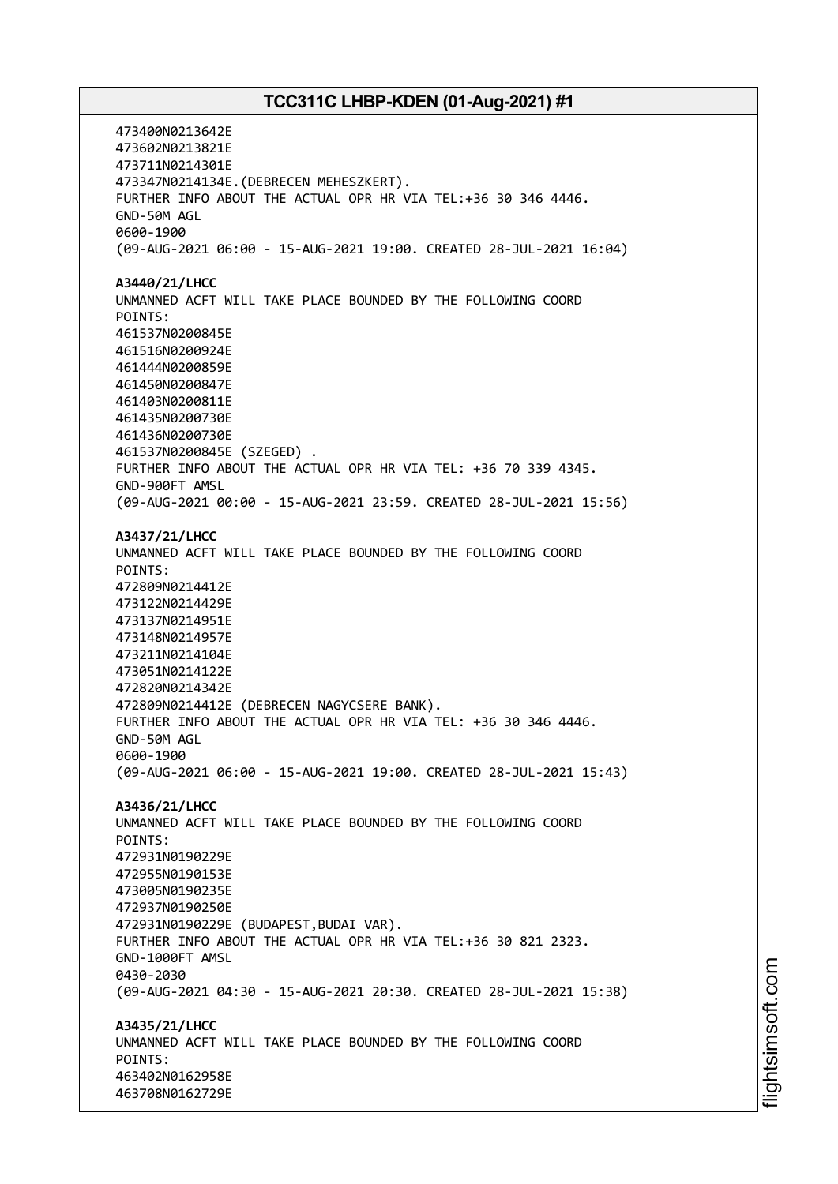473400N0213642E
473602N0213821E
473711N0214301E
473347N0214134E.(DEBRECEN MEHESZKERT).
FURTHER INFO ABOUT THE ACTUAL OPR HR VIA TEL:+36 30 346 4446.
GND-50M AGL
0600-1900
(09-AUG-2021 06:00 - 15-AUG-2021 19:00. CREATED 28-JUL-2021 16:04)

**A3440/21/LHCC**
UNMANNED ACFT WILL TAKE PLACE BOUNDED BY THE FOLLOWING COORD
POINTS:
461537N0200845E
461516N0200924E
461444N0200859E
461450N0200847E
461403N0200811E
461435N0200730E
461436N0200730E
461537N0200845E (SZEGED) .
FURTHER INFO ABOUT THE ACTUAL OPR HR VIA TEL: +36 70 339 4345.
GND-900FT AMSL
(09-AUG-2021 00:00 - 15-AUG-2021 23:59. CREATED 28-JUL-2021 15:56)

**A3437/21/LHCC**
UNMANNED ACFT WILL TAKE PLACE BOUNDED BY THE FOLLOWING COORD
POINTS:
472809N0214412E
473122N0214429E
473137N0214951E
473148N0214957E
473211N0214104E
473051N0214122E
472820N0214342E
472809N0214412E (DEBRECEN NAGYCSERE BANK).
FURTHER INFO ABOUT THE ACTUAL OPR HR VIA TEL: +36 30 346 4446.
GND-50M AGL
0600-1900
(09-AUG-2021 06:00 - 15-AUG-2021 19:00. CREATED 28-JUL-2021 15:43)

**A3436/21/LHCC**
UNMANNED ACFT WILL TAKE PLACE BOUNDED BY THE FOLLOWING COORD
POINTS:
472931N0190229E
472955N0190153E
473005N0190235E
472937N0190250E
472931N0190229E (BUDAPEST,BUDAI VAR).
FURTHER INFO ABOUT THE ACTUAL OPR HR VIA TEL:+36 30 821 2323.
GND-1000FT AMSL
0430-2030
(09-AUG-2021 04:30 - 15-AUG-2021 20:30. CREATED 28-JUL-2021 15:38)

**A3435/21/LHCC**
UNMANNED ACFT WILL TAKE PLACE BOUNDED BY THE FOLLOWING COORD
POINTS:
463402N0162958E
463708N0162729E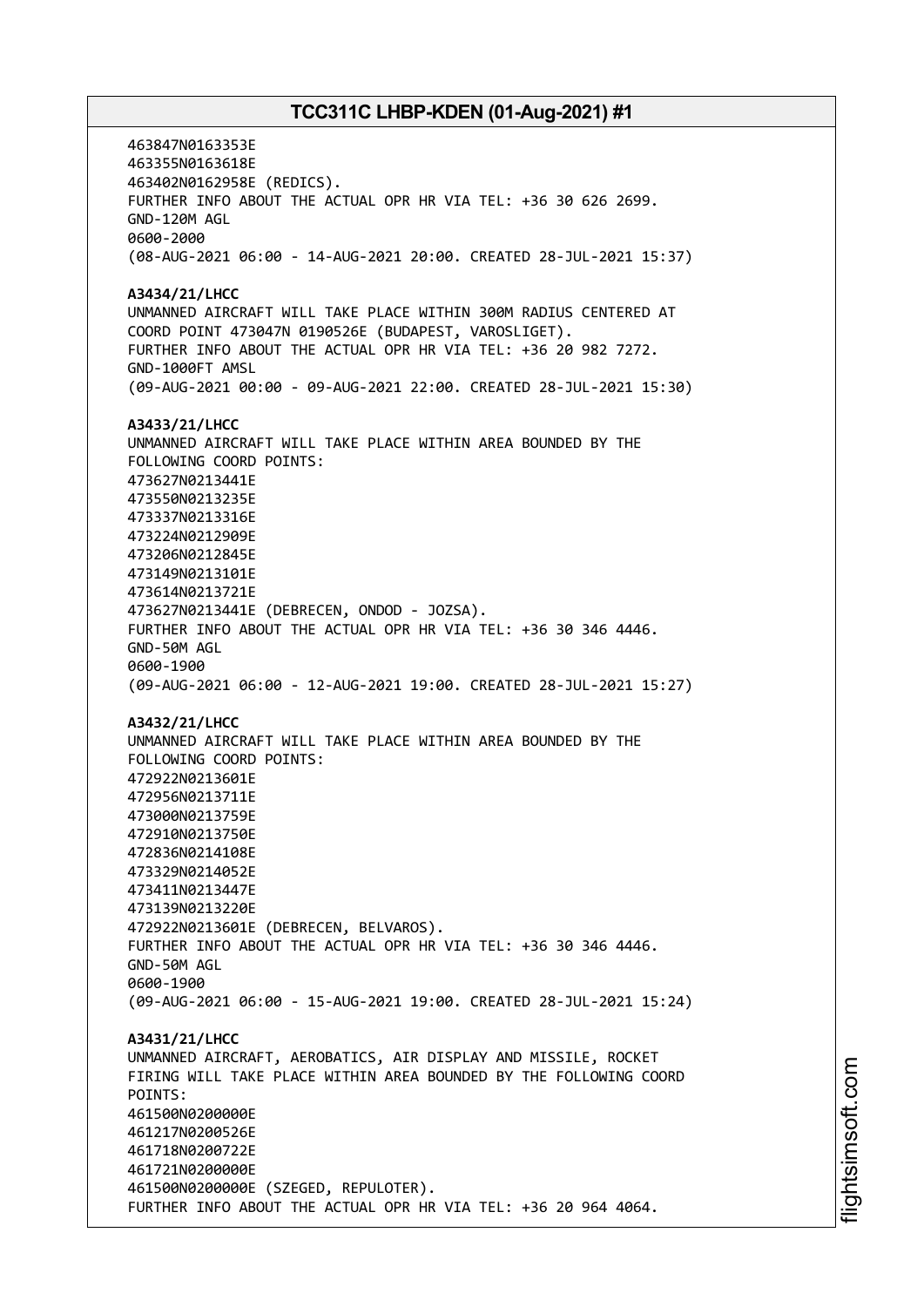463847N0163353E
463355N0163618E
463402N0162958E (REDICS).
FURTHER INFO ABOUT THE ACTUAL OPR HR VIA TEL: +36 30 626 2699.
GND-120M AGL
0600-2000
(08-AUG-2021 06:00 - 14-AUG-2021 20:00. CREATED 28-JUL-2021 15:37)

**A3434/21/LHCC**
UNMANNED AIRCRAFT WILL TAKE PLACE WITHIN 300M RADIUS CENTERED AT COORD POINT 473047N 0190526E (BUDAPEST, VAROSLIGET).
FURTHER INFO ABOUT THE ACTUAL OPR HR VIA TEL: +36 20 982 7272.
GND-1000FT AMSL
(09-AUG-2021 00:00 - 09-AUG-2021 22:00. CREATED 28-JUL-2021 15:30)

**A3433/21/LHCC**
UNMANNED AIRCRAFT WILL TAKE PLACE WITHIN AREA BOUNDED BY THE FOLLOWING COORD POINTS:
473627N0213441E
473550N0213235E
473337N0213316E
473224N0212909E
473206N0212845E
473149N0213101E
473614N0213721E
473627N0213441E (DEBRECEN, ONDOD - JOZSA).
FURTHER INFO ABOUT THE ACTUAL OPR HR VIA TEL: +36 30 346 4446.
GND-50M AGL
0600-1900
(09-AUG-2021 06:00 - 12-AUG-2021 19:00. CREATED 28-JUL-2021 15:27)

**A3432/21/LHCC**
UNMANNED AIRCRAFT WILL TAKE PLACE WITHIN AREA BOUNDED BY THE FOLLOWING COORD POINTS:
472922N0213601E
472956N0213711E
473000N0213759E
472910N0213750E
472836N0214108E
473329N0214052E
473411N0213447E
473139N0213220E
472922N0213601E (DEBRECEN, BELVAROS).
FURTHER INFO ABOUT THE ACTUAL OPR HR VIA TEL: +36 30 346 4446.
GND-50M AGL
0600-1900
(09-AUG-2021 06:00 - 15-AUG-2021 19:00. CREATED 28-JUL-2021 15:24)

**A3431/21/LHCC**
UNMANNED AIRCRAFT, AEROBATICS, AIR DISPLAY AND MISSILE, ROCKET FIRING WILL TAKE PLACE WITHIN AREA BOUNDED BY THE FOLLOWING COORD POINTS:
461500N0200000E
461217N0200526E
461718N0200722E
461721N0200000E
461500N0200000E (SZEGED, REPULOTER).
FURTHER INFO ABOUT THE ACTUAL OPR HR VIA TEL: +36 20 964 4064.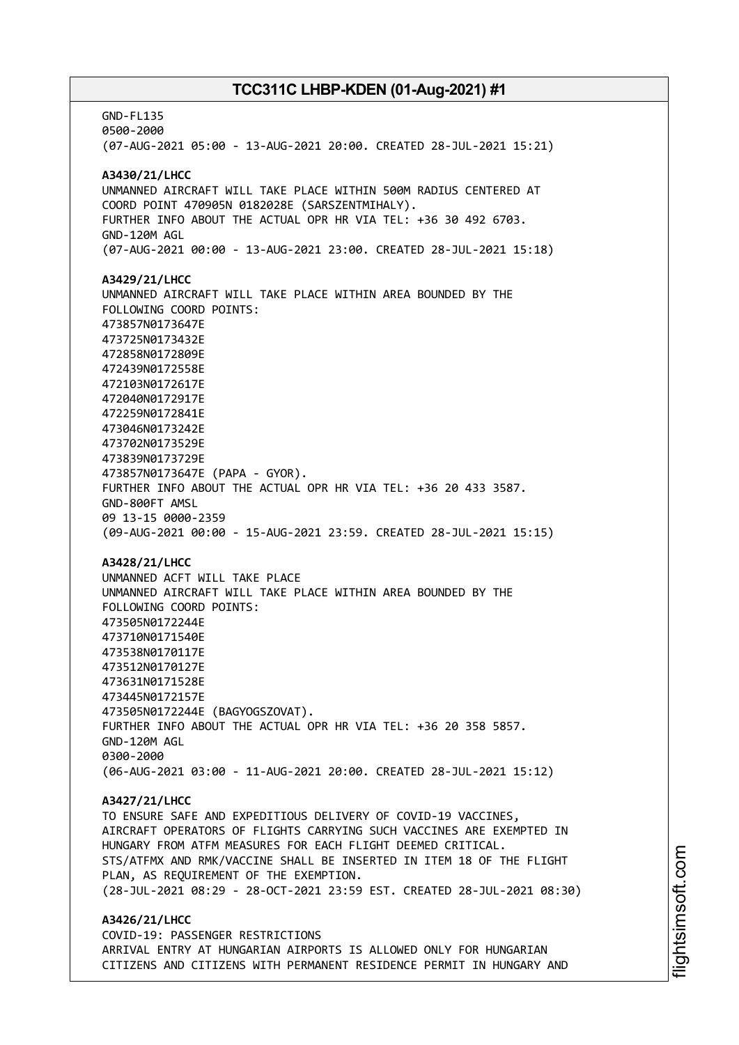GND-FL135
0500-2000
(07-AUG-2021 05:00 - 13-AUG-2021 20:00. CREATED 28-JUL-2021 15:21)

**A3430/21/LHCC**
UNMANNED AIRCRAFT WILL TAKE PLACE WITHIN 500M RADIUS CENTERED AT
COORD POINT 470905N 0182028E (SARSZENTMIHALY).
FURTHER INFO ABOUT THE ACTUAL OPR HR VIA TEL: +36 30 492 6703.
GND-120M AGL
(07-AUG-2021 00:00 - 13-AUG-2021 23:00. CREATED 28-JUL-2021 15:18)

**A3429/21/LHCC**
UNMANNED AIRCRAFT WILL TAKE PLACE WITHIN AREA BOUNDED BY THE
FOLLOWING COORD POINTS:
473857N0173647E
473725N0173432E
472858N0172809E
472439N0172558E
472103N0172617E
472040N0172917E
472259N0172841E
473046N0173242E
473702N0173529E
473839N0173729E
473857N0173647E (PAPA - GYOR).
FURTHER INFO ABOUT THE ACTUAL OPR HR VIA TEL: +36 20 433 3587.
GND-800FT AMSL
09 13-15 0000-2359
(09-AUG-2021 00:00 - 15-AUG-2021 23:59. CREATED 28-JUL-2021 15:15)

**A3428/21/LHCC**
UNMANNED ACFT WILL TAKE PLACE
UNMANNED AIRCRAFT WILL TAKE PLACE WITHIN AREA BOUNDED BY THE
FOLLOWING COORD POINTS:
473505N0172244E
473710N0171540E
473538N0170117E
473512N0170127E
473631N0171528E
473445N0172157E
473505N0172244E (BAGYOGSZOVAT).
FURTHER INFO ABOUT THE ACTUAL OPR HR VIA TEL: +36 20 358 5857.
GND-120M AGL
0300-2000
(06-AUG-2021 03:00 - 11-AUG-2021 20:00. CREATED 28-JUL-2021 15:12)

**A3427/21/LHCC**
TO ENSURE SAFE AND EXPEDITIOUS DELIVERY OF COVID-19 VACCINES,
AIRCRAFT OPERATORS OF FLIGHTS CARRYING SUCH VACCINES ARE EXEMPTED IN
HUNGARY FROM ATFM MEASURES FOR EACH FLIGHT DEEMED CRITICAL.
STS/ATFMX AND RMK/VACCINE SHALL BE INSERTED IN ITEM 18 OF THE FLIGHT
PLAN, AS REQUIREMENT OF THE EXEMPTION.
(28-JUL-2021 08:29 - 28-OCT-2021 23:59 EST. CREATED 28-JUL-2021 08:30)

**A3426/21/LHCC**
COVID-19: PASSENGER RESTRICTIONS
ARRIVAL ENTRY AT HUNGARIAN AIRPORTS IS ALLOWED ONLY FOR HUNGARIAN
CITIZENS AND CITIZENS WITH PERMANENT RESIDENCE PERMIT IN HUNGARY AND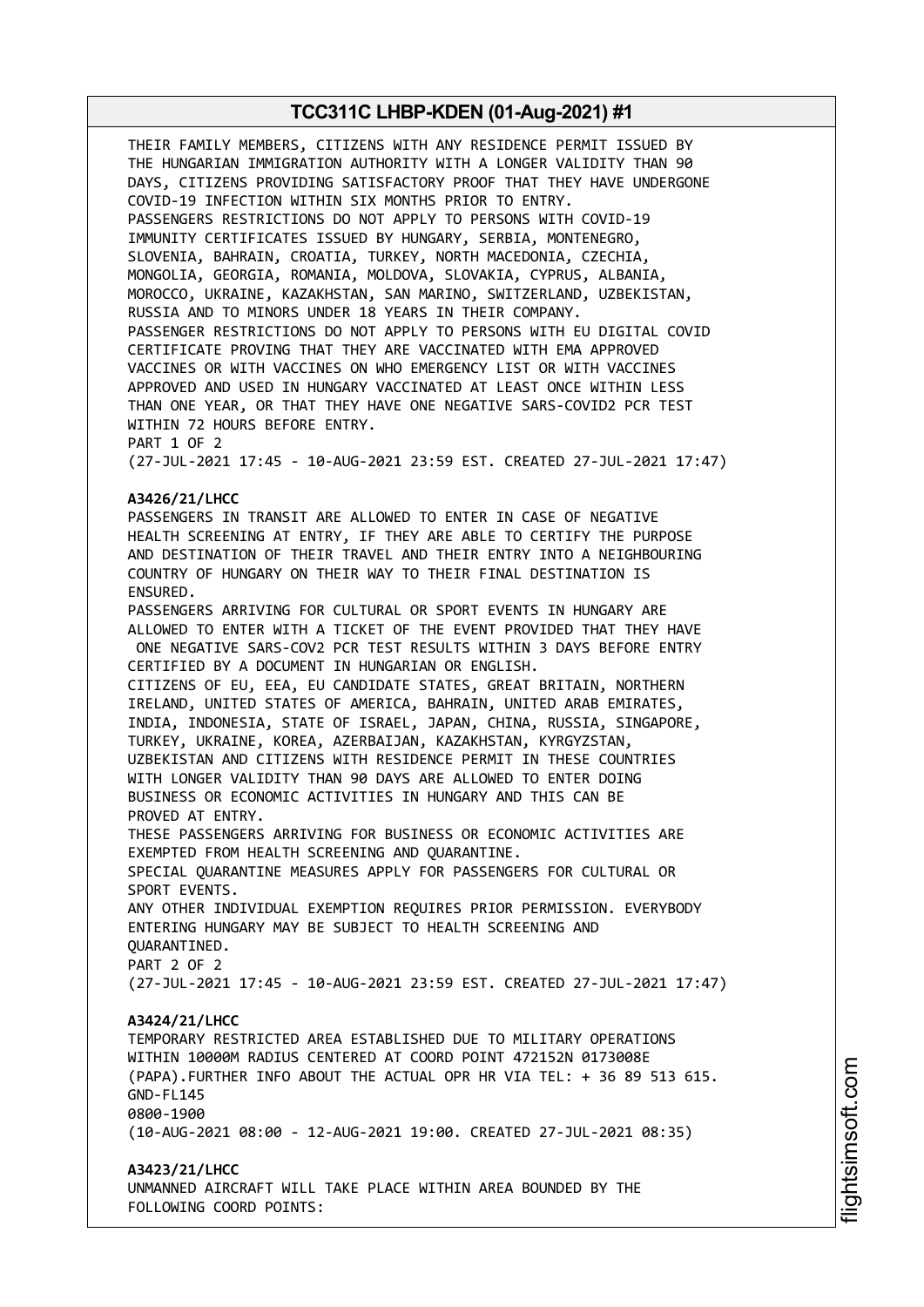THEIR FAMILY MEMBERS, CITIZENS WITH ANY RESIDENCE PERMIT ISSUED BY THE HUNGARIAN IMMIGRATION AUTHORITY WITH A LONGER VALIDITY THAN 90 DAYS, CITIZENS PROVIDING SATISFACTORY PROOF THAT THEY HAVE UNDERGONE COVID-19 INFECTION WITHIN SIX MONTHS PRIOR TO ENTRY.
PASSENGERS RESTRICTIONS DO NOT APPLY TO PERSONS WITH COVID-19 IMMUNITY CERTIFICATES ISSUED BY HUNGARY, SERBIA, MONTENEGRO, SLOVENIA, BAHRAIN, CROATIA, TURKEY, NORTH MACEDONIA, CZECHIA, MONGOLIA, GEORGIA, ROMANIA, MOLDOVA, SLOVAKIA, CYPRUS, ALBANIA, MOROCCO, UKRAINE, KAZAKHSTAN, SAN MARINO, SWITZERLAND, UZBEKISTAN, RUSSIA AND TO MINORS UNDER 18 YEARS IN THEIR COMPANY.
PASSENGER RESTRICTIONS DO NOT APPLY TO PERSONS WITH EU DIGITAL COVID CERTIFICATE PROVING THAT THEY ARE VACCINATED WITH EMA APPROVED VACCINES OR WITH VACCINES ON WHO EMERGENCY LIST OR WITH VACCINES APPROVED AND USED IN HUNGARY VACCINATED AT LEAST ONCE WITHIN LESS THAN ONE YEAR, OR THAT THEY HAVE ONE NEGATIVE SARS-COVID2 PCR TEST WITHIN 72 HOURS BEFORE ENTRY.
PART 1 OF 2
(27-JUL-2021 17:45 - 10-AUG-2021 23:59 EST. CREATED 27-JUL-2021 17:47)

**A3426/21/LHCC**
PASSENGERS IN TRANSIT ARE ALLOWED TO ENTER IN CASE OF NEGATIVE HEALTH SCREENING AT ENTRY, IF THEY ARE ABLE TO CERTIFY THE PURPOSE AND DESTINATION OF THEIR TRAVEL AND THEIR ENTRY INTO A NEIGHBOURING COUNTRY OF HUNGARY ON THEIR WAY TO THEIR FINAL DESTINATION IS ENSURED.
PASSENGERS ARRIVING FOR CULTURAL OR SPORT EVENTS IN HUNGARY ARE ALLOWED TO ENTER WITH A TICKET OF THE EVENT PROVIDED THAT THEY HAVE ONE NEGATIVE SARS-COV2 PCR TEST RESULTS WITHIN 3 DAYS BEFORE ENTRY CERTIFIED BY A DOCUMENT IN HUNGARIAN OR ENGLISH.
CITIZENS OF EU, EEA, EU CANDIDATE STATES, GREAT BRITAIN, NORTHERN IRELAND, UNITED STATES OF AMERICA, BAHRAIN, UNITED ARAB EMIRATES, INDIA, INDONESIA, STATE OF ISRAEL, JAPAN, CHINA, RUSSIA, SINGAPORE, TURKEY, UKRAINE, KOREA, AZERBAIJAN, KAZAKHSTAN, KYRGYZSTAN, UZBEKISTAN AND CITIZENS WITH RESIDENCE PERMIT IN THESE COUNTRIES WITH LONGER VALIDITY THAN 90 DAYS ARE ALLOWED TO ENTER DOING BUSINESS OR ECONOMIC ACTIVITIES IN HUNGARY AND THIS CAN BE PROVED AT ENTRY.
THESE PASSENGERS ARRIVING FOR BUSINESS OR ECONOMIC ACTIVITIES ARE EXEMPTED FROM HEALTH SCREENING AND QUARANTINE.
SPECIAL QUARANTINE MEASURES APPLY FOR PASSENGERS FOR CULTURAL OR SPORT EVENTS.
ANY OTHER INDIVIDUAL EXEMPTION REQUIRES PRIOR PERMISSION. EVERYBODY ENTERING HUNGARY MAY BE SUBJECT TO HEALTH SCREENING AND QUARANTINED.
PART 2 OF 2
(27-JUL-2021 17:45 - 10-AUG-2021 23:59 EST. CREATED 27-JUL-2021 17:47)

**A3424/21/LHCC**
TEMPORARY RESTRICTED AREA ESTABLISHED DUE TO MILITARY OPERATIONS WITHIN 10000M RADIUS CENTERED AT COORD POINT 472152N 0173008E (PAPA).FURTHER INFO ABOUT THE ACTUAL OPR HR VIA TEL: + 36 89 513 615.
GND-FL145
0800-1900
(10-AUG-2021 08:00 - 12-AUG-2021 19:00. CREATED 27-JUL-2021 08:35)

**A3423/21/LHCC**
UNMANNED AIRCRAFT WILL TAKE PLACE WITHIN AREA BOUNDED BY THE FOLLOWING COORD POINTS: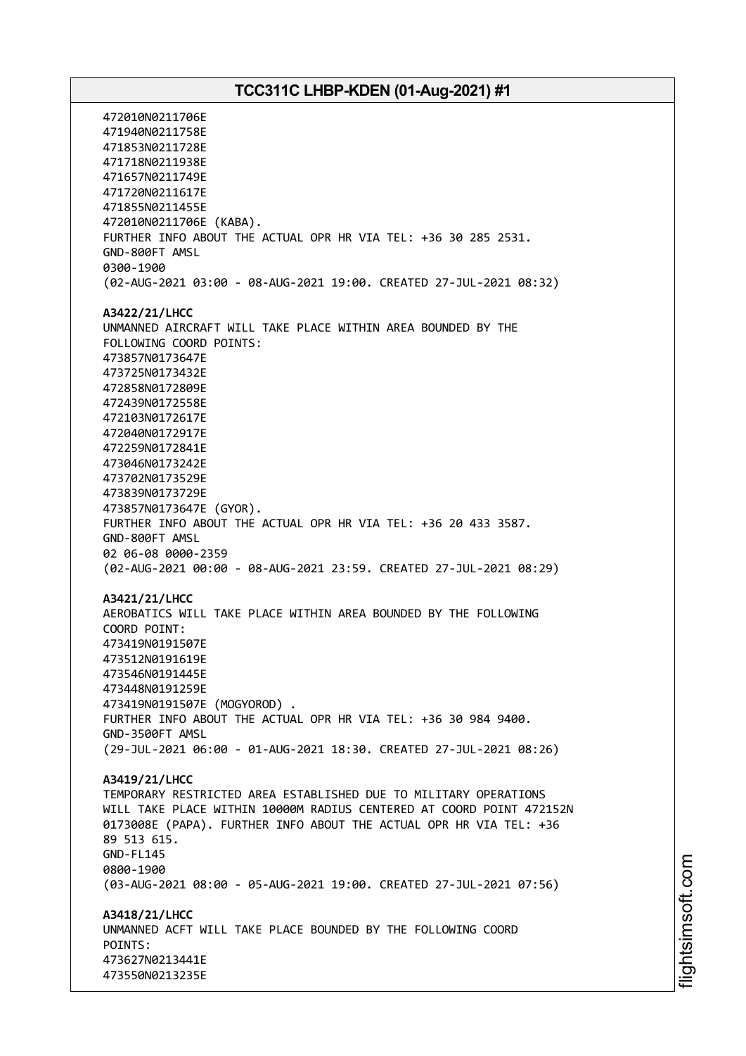472010N0211706E
471940N0211758E
471853N0211728E
471718N0211938E
471657N0211749E
471720N0211617E
471855N0211455E
472010N0211706E (KABA).
FURTHER INFO ABOUT THE ACTUAL OPR HR VIA TEL: +36 30 285 2531.
GND-800FT AMSL
0300-1900
(02-AUG-2021 03:00 - 08-AUG-2021 19:00. CREATED 27-JUL-2021 08:32)

**A3422/21/LHCC**
UNMANNED AIRCRAFT WILL TAKE PLACE WITHIN AREA BOUNDED BY THE
FOLLOWING COORD POINTS:
473857N0173647E
473725N0173432E
472858N0172809E
472439N0172558E
472103N0172617E
472040N0172917E
472259N0172841E
473046N0173242E
473702N0173529E
473839N0173729E
473857N0173647E (GYOR).
FURTHER INFO ABOUT THE ACTUAL OPR HR VIA TEL: +36 20 433 3587.
GND-800FT AMSL
02 06-08 0000-2359
(02-AUG-2021 00:00 - 08-AUG-2021 23:59. CREATED 27-JUL-2021 08:29)

**A3421/21/LHCC**
AEROBATICS WILL TAKE PLACE WITHIN AREA BOUNDED BY THE FOLLOWING
COORD POINT:
473419N0191507E
473512N0191619E
473546N0191445E
473448N0191259E
473419N0191507E (MOGYOROD) .
FURTHER INFO ABOUT THE ACTUAL OPR HR VIA TEL: +36 30 984 9400.
GND-3500FT AMSL
(29-JUL-2021 06:00 - 01-AUG-2021 18:30. CREATED 27-JUL-2021 08:26)

**A3419/21/LHCC**
TEMPORARY RESTRICTED AREA ESTABLISHED DUE TO MILITARY OPERATIONS
WILL TAKE PLACE WITHIN 10000M RADIUS CENTERED AT COORD POINT 472152N
0173008E (PAPA). FURTHER INFO ABOUT THE ACTUAL OPR HR VIA TEL: +36
89 513 615.
GND-FL145
0800-1900
(03-AUG-2021 08:00 - 05-AUG-2021 19:00. CREATED 27-JUL-2021 07:56)

**A3418/21/LHCC**
UNMANNED ACFT WILL TAKE PLACE BOUNDED BY THE FOLLOWING COORD
POINTS:
473627N0213441E
473550N0213235E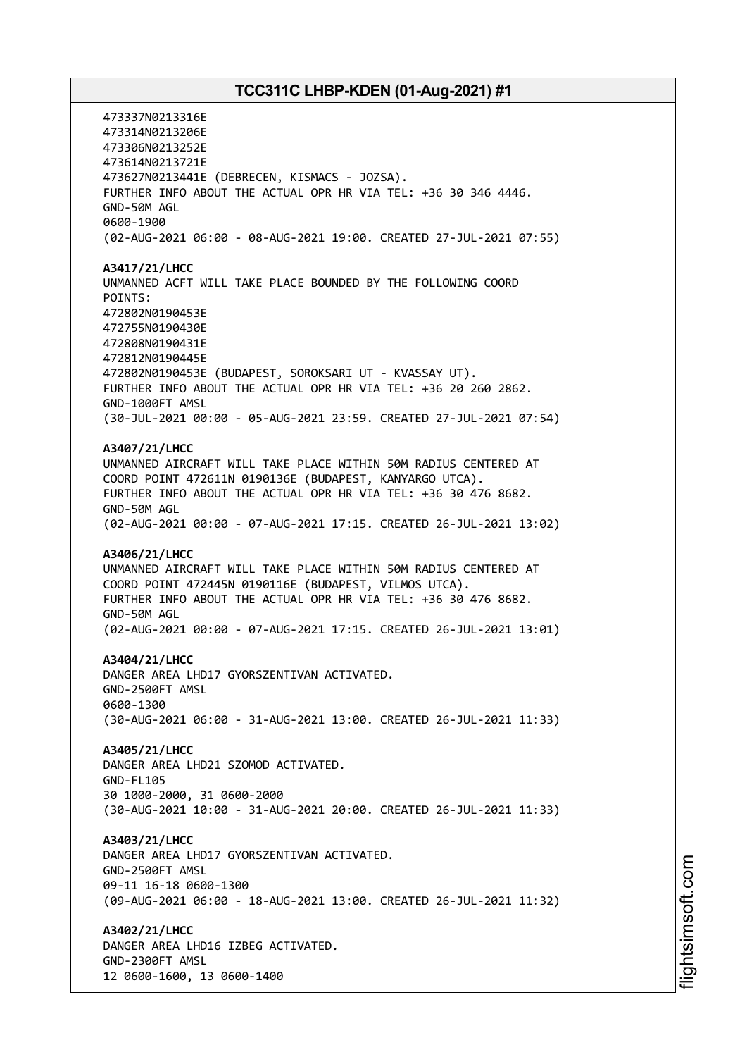473337N0213316E
473314N0213206E
473306N0213252E
473614N0213721E
473627N0213441E (DEBRECEN, KISMACS - JOZSA).
FURTHER INFO ABOUT THE ACTUAL OPR HR VIA TEL: +36 30 346 4446.
GND-50M AGL
0600-1900
(02-AUG-2021 06:00 - 08-AUG-2021 19:00. CREATED 27-JUL-2021 07:55)

**A3417/21/LHCC**
UNMANNED ACFT WILL TAKE PLACE BOUNDED BY THE FOLLOWING COORD POINTS:
472802N0190453E
472755N0190430E
472808N0190431E
472812N0190445E
472802N0190453E (BUDAPEST, SOROKSARI UT - KVASSAY UT).
FURTHER INFO ABOUT THE ACTUAL OPR HR VIA TEL: +36 20 260 2862.
GND-1000FT AMSL
(30-JUL-2021 00:00 - 05-AUG-2021 23:59. CREATED 27-JUL-2021 07:54)

**A3407/21/LHCC**
UNMANNED AIRCRAFT WILL TAKE PLACE WITHIN 50M RADIUS CENTERED AT COORD POINT 472611N 0190136E (BUDAPEST, KANYARGO UTCA).
FURTHER INFO ABOUT THE ACTUAL OPR HR VIA TEL: +36 30 476 8682.
GND-50M AGL
(02-AUG-2021 00:00 - 07-AUG-2021 17:15. CREATED 26-JUL-2021 13:02)

**A3406/21/LHCC**
UNMANNED AIRCRAFT WILL TAKE PLACE WITHIN 50M RADIUS CENTERED AT COORD POINT 472445N 0190116E (BUDAPEST, VILMOS UTCA).
FURTHER INFO ABOUT THE ACTUAL OPR HR VIA TEL: +36 30 476 8682.
GND-50M AGL
(02-AUG-2021 00:00 - 07-AUG-2021 17:15. CREATED 26-JUL-2021 13:01)

**A3404/21/LHCC**
DANGER AREA LHD17 GYORSZENTIVAN ACTIVATED.
GND-2500FT AMSL
0600-1300
(30-AUG-2021 06:00 - 31-AUG-2021 13:00. CREATED 26-JUL-2021 11:33)

**A3405/21/LHCC**
DANGER AREA LHD21 SZOMOD ACTIVATED.
GND-FL105
30 1000-2000, 31 0600-2000
(30-AUG-2021 10:00 - 31-AUG-2021 20:00. CREATED 26-JUL-2021 11:33)

**A3403/21/LHCC**
DANGER AREA LHD17 GYORSZENTIVAN ACTIVATED.
GND-2500FT AMSL
09-11 16-18 0600-1300
(09-AUG-2021 06:00 - 18-AUG-2021 13:00. CREATED 26-JUL-2021 11:32)

**A3402/21/LHCC**
DANGER AREA LHD16 IZBEG ACTIVATED.
GND-2300FT AMSL
12 0600-1600, 13 0600-1400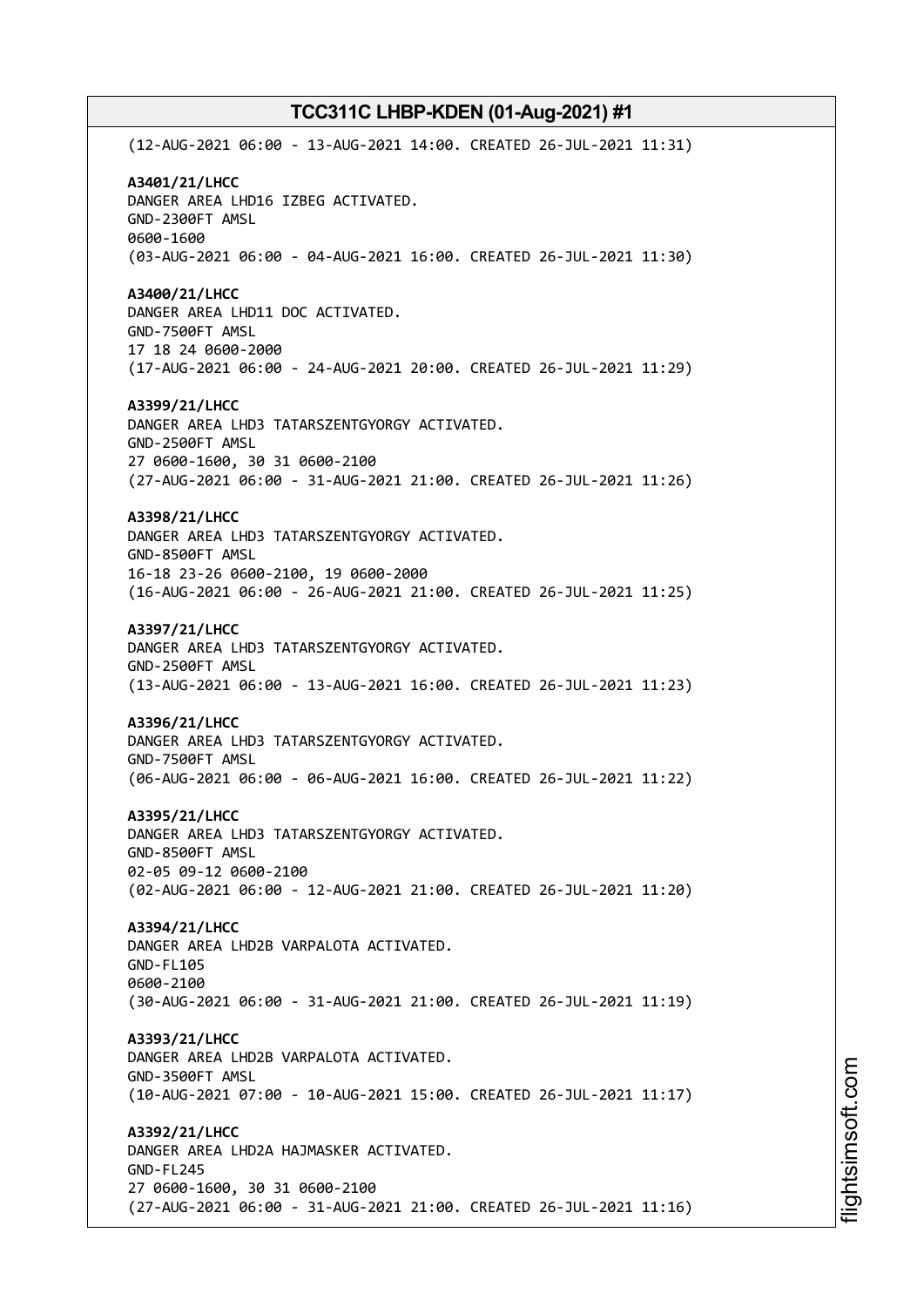(12-AUG-2021 06:00 - 13-AUG-2021 14:00. CREATED 26-JUL-2021 11:31)

**A3401/21/LHCC**
DANGER AREA LHD16 IZBEG ACTIVATED.
GND-2300FT AMSL
0600-1600
(03-AUG-2021 06:00 - 04-AUG-2021 16:00. CREATED 26-JUL-2021 11:30)

**A3400/21/LHCC**
DANGER AREA LHD11 DOC ACTIVATED.
GND-7500FT AMSL
17 18 24 0600-2000
(17-AUG-2021 06:00 - 24-AUG-2021 20:00. CREATED 26-JUL-2021 11:29)

**A3399/21/LHCC**
DANGER AREA LHD3 TATARSZENTGYORGY ACTIVATED.
GND-2500FT AMSL
27 0600-1600, 30 31 0600-2100
(27-AUG-2021 06:00 - 31-AUG-2021 21:00. CREATED 26-JUL-2021 11:26)

**A3398/21/LHCC**
DANGER AREA LHD3 TATARSZENTGYORGY ACTIVATED.
GND-8500FT AMSL
16-18 23-26 0600-2100, 19 0600-2000
(16-AUG-2021 06:00 - 26-AUG-2021 21:00. CREATED 26-JUL-2021 11:25)

**A3397/21/LHCC**
DANGER AREA LHD3 TATARSZENTGYORGY ACTIVATED.
GND-2500FT AMSL
(13-AUG-2021 06:00 - 13-AUG-2021 16:00. CREATED 26-JUL-2021 11:23)

**A3396/21/LHCC**
DANGER AREA LHD3 TATARSZENTGYORGY ACTIVATED.
GND-7500FT AMSL
(06-AUG-2021 06:00 - 06-AUG-2021 16:00. CREATED 26-JUL-2021 11:22)

**A3395/21/LHCC**
DANGER AREA LHD3 TATARSZENTGYORGY ACTIVATED.
GND-8500FT AMSL
02-05 09-12 0600-2100
(02-AUG-2021 06:00 - 12-AUG-2021 21:00. CREATED 26-JUL-2021 11:20)

**A3394/21/LHCC**
DANGER AREA LHD2B VARPALOTA ACTIVATED.
GND-FL105
0600-2100
(30-AUG-2021 06:00 - 31-AUG-2021 21:00. CREATED 26-JUL-2021 11:19)

**A3393/21/LHCC**
DANGER AREA LHD2B VARPALOTA ACTIVATED.
GND-3500FT AMSL
(10-AUG-2021 07:00 - 10-AUG-2021 15:00. CREATED 26-JUL-2021 11:17)

**A3392/21/LHCC**
DANGER AREA LHD2A HAJMASKER ACTIVATED.
GND-FL245
27 0600-1600, 30 31 0600-2100
(27-AUG-2021 06:00 - 31-AUG-2021 21:00. CREATED 26-JUL-2021 11:16)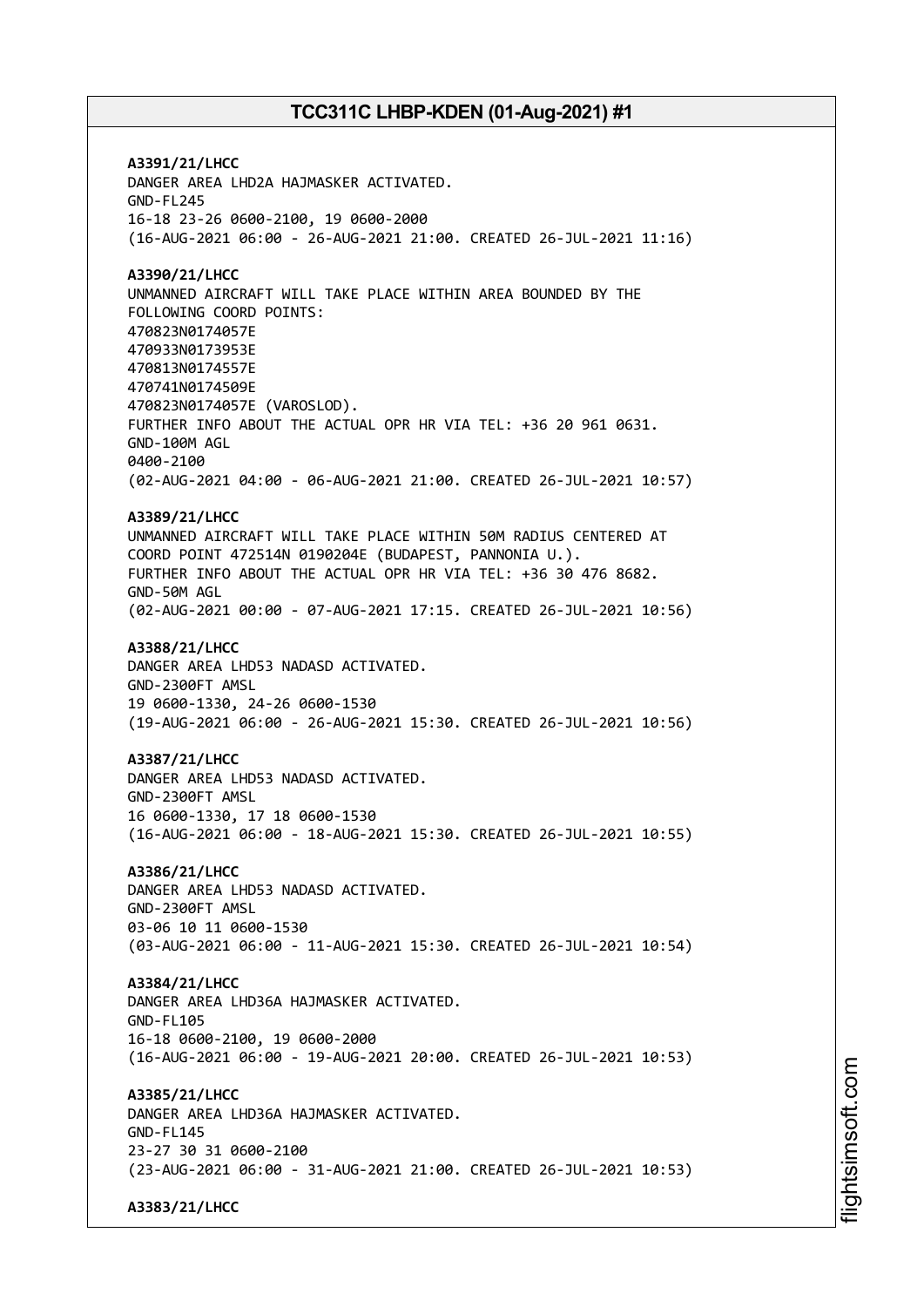**A3391/21/LHCC**
DANGER AREA LHD2A HAJMASKER ACTIVATED.
GND-FL245
16-18 23-26 0600-2100, 19 0600-2000
(16-AUG-2021 06:00 - 26-AUG-2021 21:00. CREATED 26-JUL-2021 11:16)

**A3390/21/LHCC**
UNMANNED AIRCRAFT WILL TAKE PLACE WITHIN AREA BOUNDED BY THE FOLLOWING COORD POINTS:
470823N0174057E
470933N0173953E
470813N0174557E
470741N0174509E
470823N0174057E (VAROSLOD).
FURTHER INFO ABOUT THE ACTUAL OPR HR VIA TEL: +36 20 961 0631.
GND-100M AGL
0400-2100
(02-AUG-2021 04:00 - 06-AUG-2021 21:00. CREATED 26-JUL-2021 10:57)

**A3389/21/LHCC**
UNMANNED AIRCRAFT WILL TAKE PLACE WITHIN 50M RADIUS CENTERED AT COORD POINT 472514N 0190204E (BUDAPEST, PANNONIA U.).
FURTHER INFO ABOUT THE ACTUAL OPR HR VIA TEL: +36 30 476 8682.
GND-50M AGL
(02-AUG-2021 00:00 - 07-AUG-2021 17:15. CREATED 26-JUL-2021 10:56)

**A3388/21/LHCC**
DANGER AREA LHD53 NADASD ACTIVATED.
GND-2300FT AMSL
19 0600-1330, 24-26 0600-1530
(19-AUG-2021 06:00 - 26-AUG-2021 15:30. CREATED 26-JUL-2021 10:56)

**A3387/21/LHCC**
DANGER AREA LHD53 NADASD ACTIVATED.
GND-2300FT AMSL
16 0600-1330, 17 18 0600-1530
(16-AUG-2021 06:00 - 18-AUG-2021 15:30. CREATED 26-JUL-2021 10:55)

**A3386/21/LHCC**
DANGER AREA LHD53 NADASD ACTIVATED.
GND-2300FT AMSL
03-06 10 11 0600-1530
(03-AUG-2021 06:00 - 11-AUG-2021 15:30. CREATED 26-JUL-2021 10:54)

**A3384/21/LHCC**
DANGER AREA LHD36A HAJMASKER ACTIVATED.
GND-FL105
16-18 0600-2100, 19 0600-2000
(16-AUG-2021 06:00 - 19-AUG-2021 20:00. CREATED 26-JUL-2021 10:53)

**A3385/21/LHCC**
DANGER AREA LHD36A HAJMASKER ACTIVATED.
GND-FL145
23-27 30 31 0600-2100
(23-AUG-2021 06:00 - 31-AUG-2021 21:00. CREATED 26-JUL-2021 10:53)

**A3383/21/LHCC**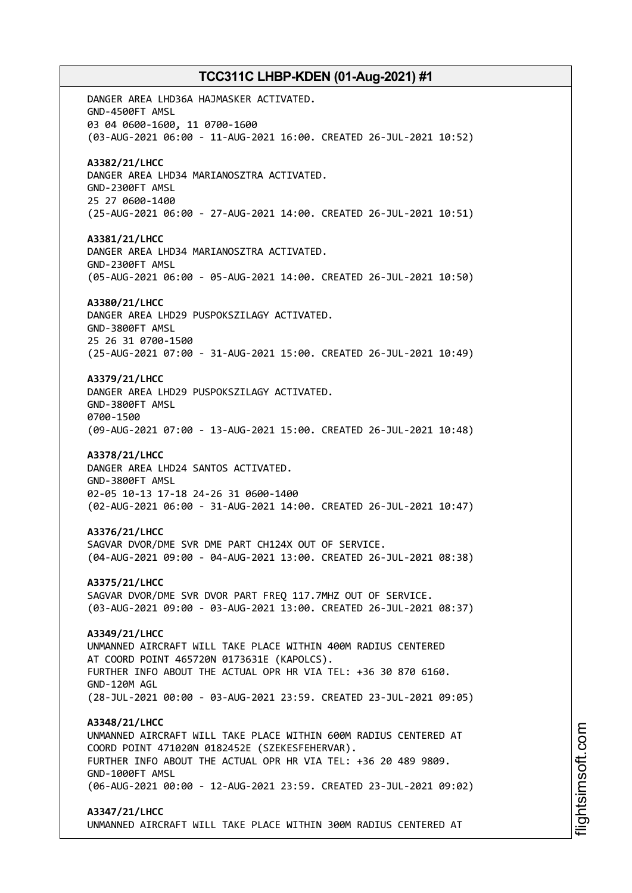DANGER AREA LHD36A HAJMASKER ACTIVATED.
GND-4500FT AMSL
03 04 0600-1600, 11 0700-1600
(03-AUG-2021 06:00 - 11-AUG-2021 16:00. CREATED 26-JUL-2021 10:52)

**A3382/21/LHCC**
DANGER AREA LHD34 MARIANOSZTRA ACTIVATED.
GND-2300FT AMSL
25 27 0600-1400
(25-AUG-2021 06:00 - 27-AUG-2021 14:00. CREATED 26-JUL-2021 10:51)

**A3381/21/LHCC**
DANGER AREA LHD34 MARIANOSZTRA ACTIVATED.
GND-2300FT AMSL
(05-AUG-2021 06:00 - 05-AUG-2021 14:00. CREATED 26-JUL-2021 10:50)

**A3380/21/LHCC**
DANGER AREA LHD29 PUSPOKSZILAGY ACTIVATED.
GND-3800FT AMSL
25 26 31 0700-1500
(25-AUG-2021 07:00 - 31-AUG-2021 15:00. CREATED 26-JUL-2021 10:49)

**A3379/21/LHCC**
DANGER AREA LHD29 PUSPOKSZILAGY ACTIVATED.
GND-3800FT AMSL
0700-1500
(09-AUG-2021 07:00 - 13-AUG-2021 15:00. CREATED 26-JUL-2021 10:48)

**A3378/21/LHCC**
DANGER AREA LHD24 SANTOS ACTIVATED.
GND-3800FT AMSL
02-05 10-13 17-18 24-26 31 0600-1400
(02-AUG-2021 06:00 - 31-AUG-2021 14:00. CREATED 26-JUL-2021 10:47)

**A3376/21/LHCC**
SAGVAR DVOR/DME SVR DME PART CH124X OUT OF SERVICE.
(04-AUG-2021 09:00 - 04-AUG-2021 13:00. CREATED 26-JUL-2021 08:38)

**A3375/21/LHCC**
SAGVAR DVOR/DME SVR DVOR PART FREQ 117.7MHZ OUT OF SERVICE.
(03-AUG-2021 09:00 - 03-AUG-2021 13:00. CREATED 26-JUL-2021 08:37)

**A3349/21/LHCC**
UNMANNED AIRCRAFT WILL TAKE PLACE WITHIN 400M RADIUS CENTERED
AT COORD POINT 465720N 0173631E (KAPOLCS).
FURTHER INFO ABOUT THE ACTUAL OPR HR VIA TEL: +36 30 870 6160.
GND-120M AGL
(28-JUL-2021 00:00 - 03-AUG-2021 23:59. CREATED 23-JUL-2021 09:05)

**A3348/21/LHCC**
UNMANNED AIRCRAFT WILL TAKE PLACE WITHIN 600M RADIUS CENTERED AT
COORD POINT 471020N 0182452E (SZEKESFEHERVAR).
FURTHER INFO ABOUT THE ACTUAL OPR HR VIA TEL: +36 20 489 9809.
GND-1000FT AMSL
(06-AUG-2021 00:00 - 12-AUG-2021 23:59. CREATED 23-JUL-2021 09:02)

**A3347/21/LHCC**
UNMANNED AIRCRAFT WILL TAKE PLACE WITHIN 300M RADIUS CENTERED AT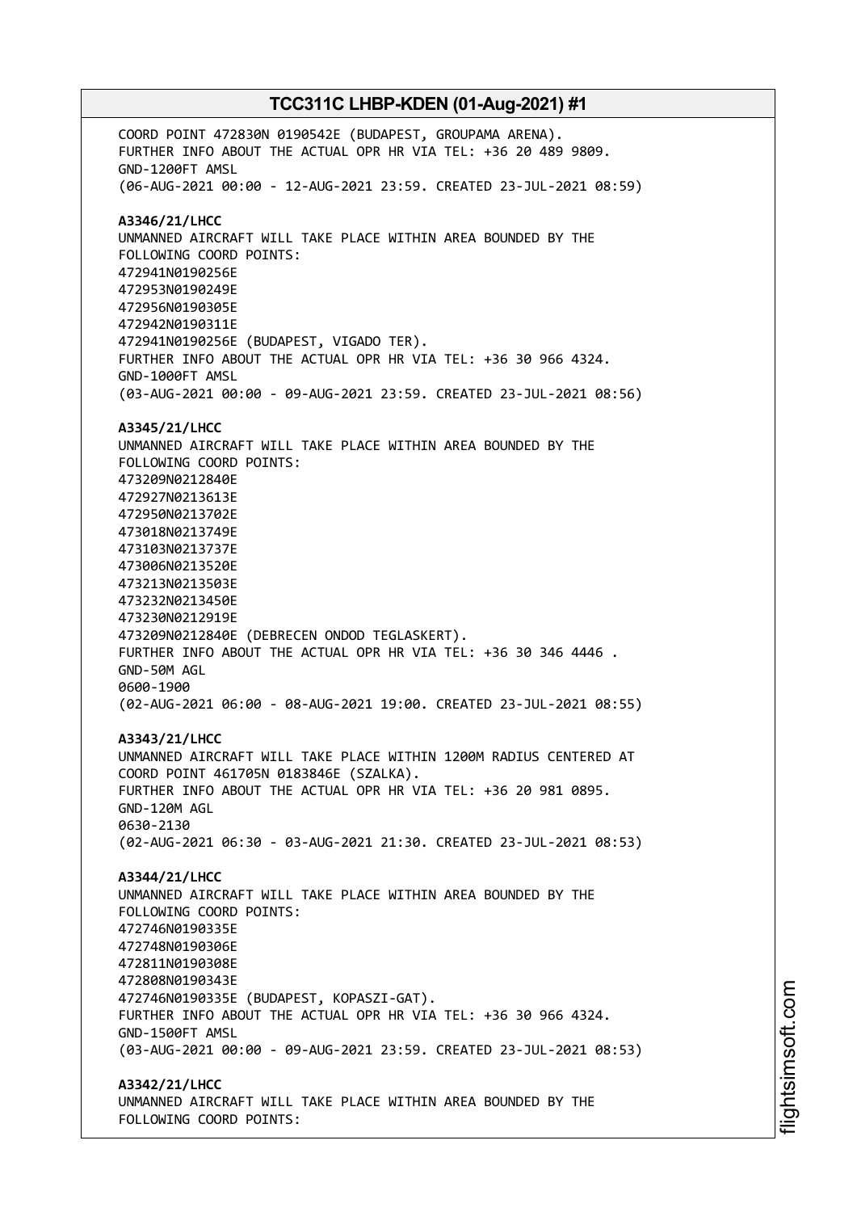COORD POINT 472830N 0190542E (BUDAPEST, GROUPAMA ARENA).
FURTHER INFO ABOUT THE ACTUAL OPR HR VIA TEL: +36 20 489 9809.
GND-1200FT AMSL
(06-AUG-2021 00:00 - 12-AUG-2021 23:59. CREATED 23-JUL-2021 08:59)

**A3346/21/LHCC**
UNMANNED AIRCRAFT WILL TAKE PLACE WITHIN AREA BOUNDED BY THE
FOLLOWING COORD POINTS:
472941N0190256E
472953N0190249E
472956N0190305E
472942N0190311E
472941N0190256E (BUDAPEST, VIGADO TER).
FURTHER INFO ABOUT THE ACTUAL OPR HR VIA TEL: +36 30 966 4324.
GND-1000FT AMSL
(03-AUG-2021 00:00 - 09-AUG-2021 23:59. CREATED 23-JUL-2021 08:56)

**A3345/21/LHCC**
UNMANNED AIRCRAFT WILL TAKE PLACE WITHIN AREA BOUNDED BY THE
FOLLOWING COORD POINTS:
473209N0212840E
472927N0213613E
472950N0213702E
473018N0213749E
473103N0213737E
473006N0213520E
473213N0213503E
473232N0213450E
473230N0212919E
473209N0212840E (DEBRECEN ONDOD TEGLASKERT).
FURTHER INFO ABOUT THE ACTUAL OPR HR VIA TEL: +36 30 346 4446 .
GND-50M AGL
0600-1900
(02-AUG-2021 06:00 - 08-AUG-2021 19:00. CREATED 23-JUL-2021 08:55)

**A3343/21/LHCC**
UNMANNED AIRCRAFT WILL TAKE PLACE WITHIN 1200M RADIUS CENTERED AT
COORD POINT 461705N 0183846E (SZALKA).
FURTHER INFO ABOUT THE ACTUAL OPR HR VIA TEL: +36 20 981 0895.
GND-120M AGL
0630-2130
(02-AUG-2021 06:30 - 03-AUG-2021 21:30. CREATED 23-JUL-2021 08:53)

**A3344/21/LHCC**
UNMANNED AIRCRAFT WILL TAKE PLACE WITHIN AREA BOUNDED BY THE
FOLLOWING COORD POINTS:
472746N0190335E
472748N0190306E
472811N0190308E
472808N0190343E
472746N0190335E (BUDAPEST, KOPASZI-GAT).
FURTHER INFO ABOUT THE ACTUAL OPR HR VIA TEL: +36 30 966 4324.
GND-1500FT AMSL
(03-AUG-2021 00:00 - 09-AUG-2021 23:59. CREATED 23-JUL-2021 08:53)

**A3342/21/LHCC**
UNMANNED AIRCRAFT WILL TAKE PLACE WITHIN AREA BOUNDED BY THE
FOLLOWING COORD POINTS: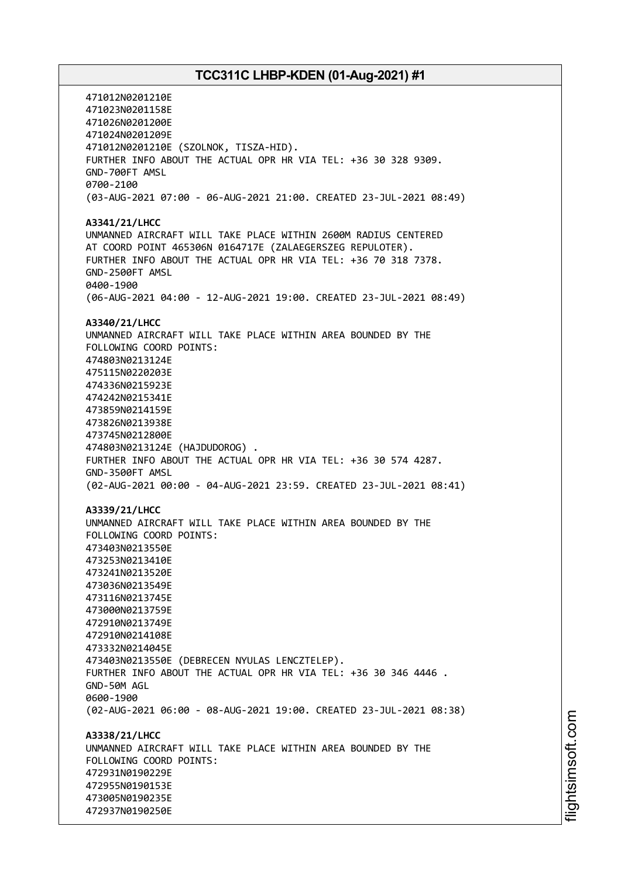471012N0201210E
471023N0201158E
471026N0201200E
471024N0201209E
471012N0201210E (SZOLNOK, TISZA-HID).
FURTHER INFO ABOUT THE ACTUAL OPR HR VIA TEL: +36 30 328 9309.
GND-700FT AMSL
0700-2100
(03-AUG-2021 07:00 - 06-AUG-2021 21:00. CREATED 23-JUL-2021 08:49)

**A3341/21/LHCC**
UNMANNED AIRCRAFT WILL TAKE PLACE WITHIN 2600M RADIUS CENTERED
AT COORD POINT 465306N 0164717E (ZALAEGERSZEG REPULOTER).
FURTHER INFO ABOUT THE ACTUAL OPR HR VIA TEL: +36 70 318 7378.
GND-2500FT AMSL
0400-1900
(06-AUG-2021 04:00 - 12-AUG-2021 19:00. CREATED 23-JUL-2021 08:49)

**A3340/21/LHCC**
UNMANNED AIRCRAFT WILL TAKE PLACE WITHIN AREA BOUNDED BY THE
FOLLOWING COORD POINTS:
474803N0213124E
475115N0220203E
474336N0215923E
474242N0215341E
473859N0214159E
473826N0213938E
473745N0212800E
474803N0213124E (HAJDUDOROG) .
FURTHER INFO ABOUT THE ACTUAL OPR HR VIA TEL: +36 30 574 4287.
GND-3500FT AMSL
(02-AUG-2021 00:00 - 04-AUG-2021 23:59. CREATED 23-JUL-2021 08:41)

**A3339/21/LHCC**
UNMANNED AIRCRAFT WILL TAKE PLACE WITHIN AREA BOUNDED BY THE
FOLLOWING COORD POINTS:
473403N0213550E
473253N0213410E
473241N0213520E
473036N0213549E
473116N0213745E
473000N0213759E
472910N0213749E
472910N0214108E
473332N0214045E
473403N0213550E (DEBRECEN NYULAS LENCZTELEP).
FURTHER INFO ABOUT THE ACTUAL OPR HR VIA TEL: +36 30 346 4446 .
GND-50M AGL
0600-1900
(02-AUG-2021 06:00 - 08-AUG-2021 19:00. CREATED 23-JUL-2021 08:38)

**A3338/21/LHCC**
UNMANNED AIRCRAFT WILL TAKE PLACE WITHIN AREA BOUNDED BY THE
FOLLOWING COORD POINTS:
472931N0190229E
472955N0190153E
473005N0190235E
472937N0190250E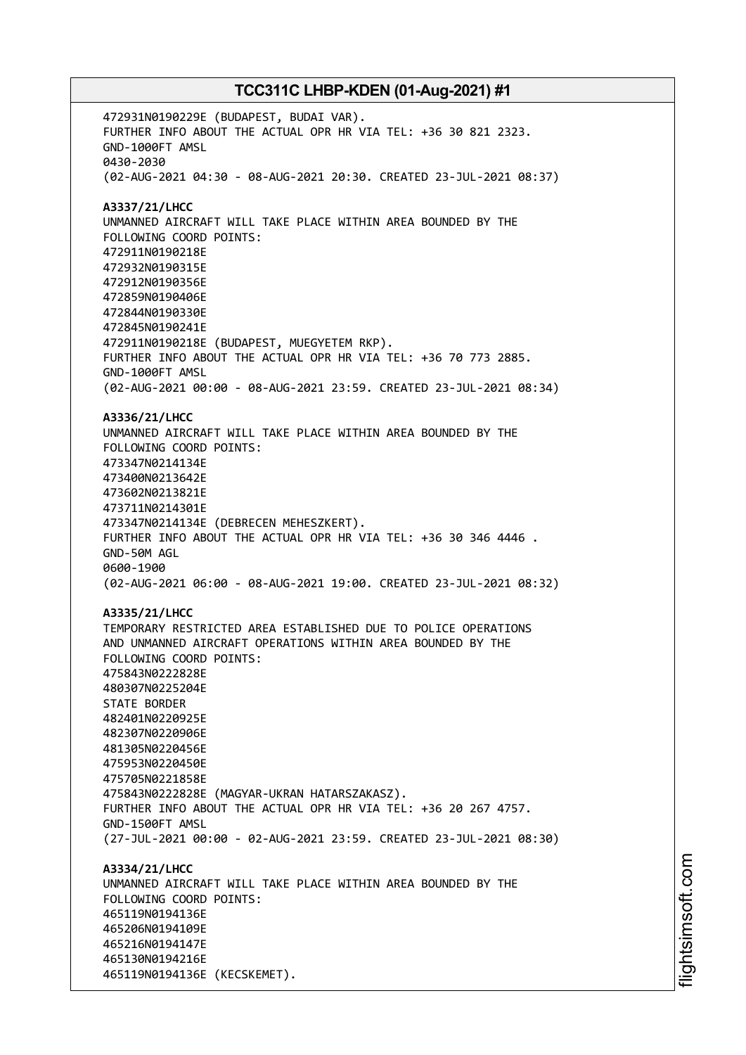472931N0190229E (BUDAPEST, BUDAI VAR).
FURTHER INFO ABOUT THE ACTUAL OPR HR VIA TEL: +36 30 821 2323.
GND-1000FT AMSL
0430-2030
(02-AUG-2021 04:30 - 08-AUG-2021 20:30. CREATED 23-JUL-2021 08:37)

**A3337/21/LHCC**
UNMANNED AIRCRAFT WILL TAKE PLACE WITHIN AREA BOUNDED BY THE
FOLLOWING COORD POINTS:
472911N0190218E
472932N0190315E
472912N0190356E
472859N0190406E
472844N0190330E
472845N0190241E
472911N0190218E (BUDAPEST, MUEGYETEM RKP).
FURTHER INFO ABOUT THE ACTUAL OPR HR VIA TEL: +36 70 773 2885.
GND-1000FT AMSL
(02-AUG-2021 00:00 - 08-AUG-2021 23:59. CREATED 23-JUL-2021 08:34)

**A3336/21/LHCC**
UNMANNED AIRCRAFT WILL TAKE PLACE WITHIN AREA BOUNDED BY THE
FOLLOWING COORD POINTS:
473347N0214134E
473400N0213642E
473602N0213821E
473711N0214301E
473347N0214134E (DEBRECEN MEHESZKERT).
FURTHER INFO ABOUT THE ACTUAL OPR HR VIA TEL: +36 30 346 4446 .
GND-50M AGL
0600-1900
(02-AUG-2021 06:00 - 08-AUG-2021 19:00. CREATED 23-JUL-2021 08:32)

**A3335/21/LHCC**
TEMPORARY RESTRICTED AREA ESTABLISHED DUE TO POLICE OPERATIONS
AND UNMANNED AIRCRAFT OPERATIONS WITHIN AREA BOUNDED BY THE
FOLLOWING COORD POINTS:
475843N0222828E
480307N0225204E
STATE BORDER
482401N0220925E
482307N0220906E
481305N0220456E
475953N0220450E
475705N0221858E
475843N0222828E (MAGYAR-UKRAN HATARSZAKASZ).
FURTHER INFO ABOUT THE ACTUAL OPR HR VIA TEL: +36 20 267 4757.
GND-1500FT AMSL
(27-JUL-2021 00:00 - 02-AUG-2021 23:59. CREATED 23-JUL-2021 08:30)

**A3334/21/LHCC**
UNMANNED AIRCRAFT WILL TAKE PLACE WITHIN AREA BOUNDED BY THE
FOLLOWING COORD POINTS:
465119N0194136E
465206N0194109E
465216N0194147E
465130N0194216E
465119N0194136E (KECSKEMET).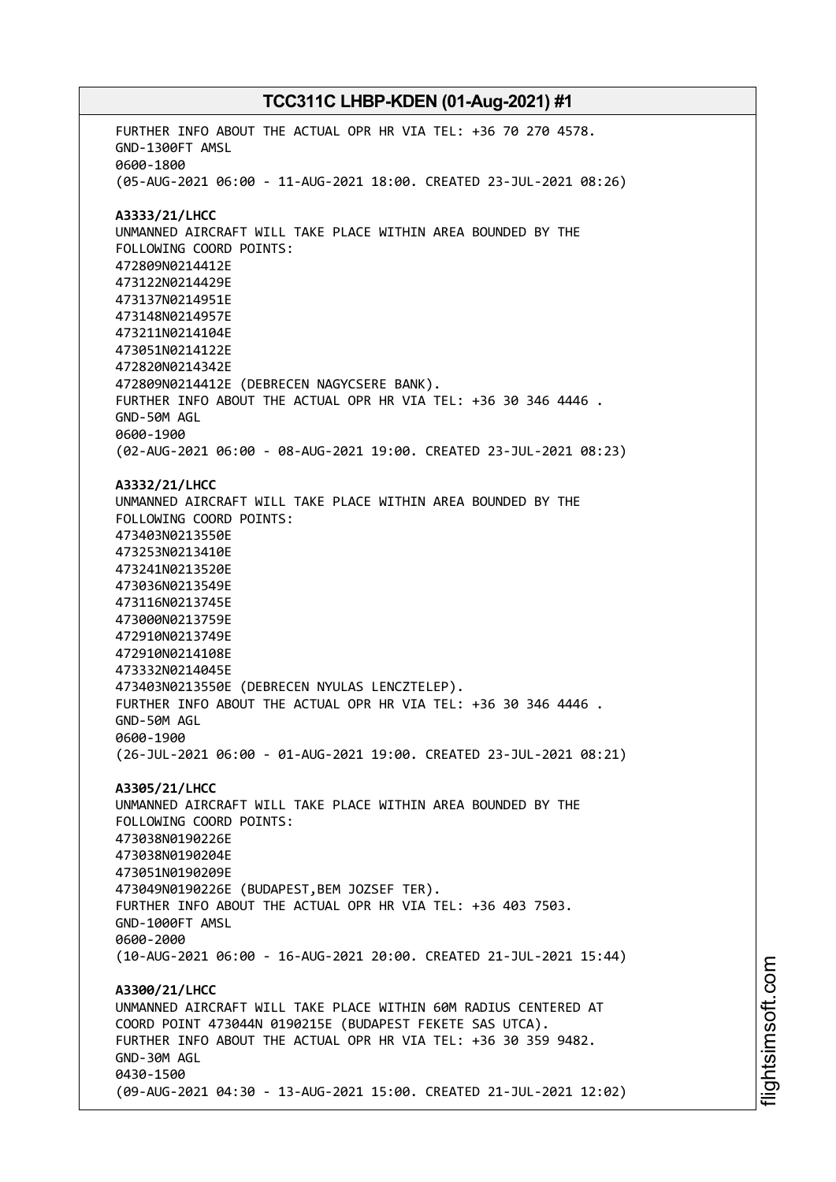FURTHER INFO ABOUT THE ACTUAL OPR HR VIA TEL: +36 70 270 4578.
GND-1300FT AMSL
0600-1800
(05-AUG-2021 06:00 - 11-AUG-2021 18:00. CREATED 23-JUL-2021 08:26)

**A3333/21/LHCC**
UNMANNED AIRCRAFT WILL TAKE PLACE WITHIN AREA BOUNDED BY THE
FOLLOWING COORD POINTS:
472809N0214412E
473122N0214429E
473137N0214951E
473148N0214957E
473211N0214104E
473051N0214122E
472820N0214342E
472809N0214412E (DEBRECEN NAGYCSERE BANK).
FURTHER INFO ABOUT THE ACTUAL OPR HR VIA TEL: +36 30 346 4446 .
GND-50M AGL
0600-1900
(02-AUG-2021 06:00 - 08-AUG-2021 19:00. CREATED 23-JUL-2021 08:23)

**A3332/21/LHCC**
UNMANNED AIRCRAFT WILL TAKE PLACE WITHIN AREA BOUNDED BY THE
FOLLOWING COORD POINTS:
473403N0213550E
473253N0213410E
473241N0213520E
473036N0213549E
473116N0213745E
473000N0213759E
472910N0213749E
472910N0214108E
473332N0214045E
473403N0213550E (DEBRECEN NYULAS LENCZTELEP).
FURTHER INFO ABOUT THE ACTUAL OPR HR VIA TEL: +36 30 346 4446 .
GND-50M AGL
0600-1900
(26-JUL-2021 06:00 - 01-AUG-2021 19:00. CREATED 23-JUL-2021 08:21)

**A3305/21/LHCC**
UNMANNED AIRCRAFT WILL TAKE PLACE WITHIN AREA BOUNDED BY THE
FOLLOWING COORD POINTS:
473038N0190226E
473038N0190204E
473051N0190209E
473049N0190226E (BUDAPEST,BEM JOZSEF TER).
FURTHER INFO ABOUT THE ACTUAL OPR HR VIA TEL: +36 403 7503.
GND-1000FT AMSL
0600-2000
(10-AUG-2021 06:00 - 16-AUG-2021 20:00. CREATED 21-JUL-2021 15:44)

**A3300/21/LHCC**
UNMANNED AIRCRAFT WILL TAKE PLACE WITHIN 60M RADIUS CENTERED AT
COORD POINT 473044N 0190215E (BUDAPEST FEKETE SAS UTCA).
FURTHER INFO ABOUT THE ACTUAL OPR HR VIA TEL: +36 30 359 9482.
GND-30M AGL
0430-1500
(09-AUG-2021 04:30 - 13-AUG-2021 15:00. CREATED 21-JUL-2021 12:02)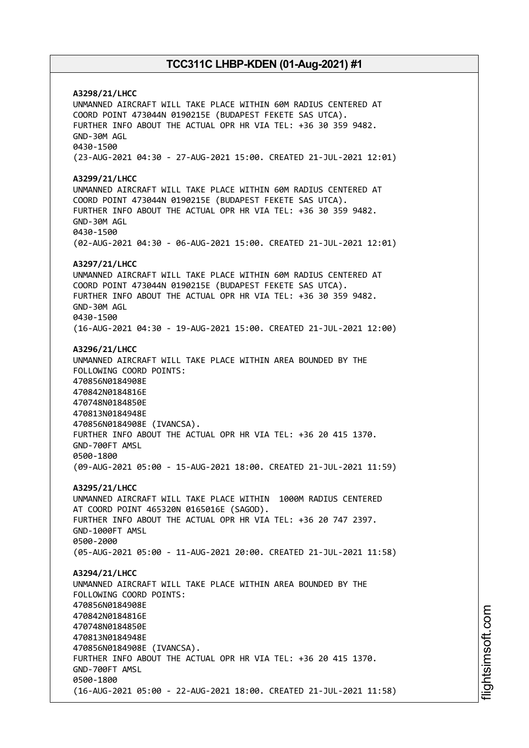**A3298/21/LHCC**
UNMANNED AIRCRAFT WILL TAKE PLACE WITHIN 60M RADIUS CENTERED AT
COORD POINT 473044N 0190215E (BUDAPEST FEKETE SAS UTCA).
FURTHER INFO ABOUT THE ACTUAL OPR HR VIA TEL: +36 30 359 9482.
GND-30M AGL
0430-1500
(23-AUG-2021 04:30 - 27-AUG-2021 15:00. CREATED 21-JUL-2021 12:01)

**A3299/21/LHCC**
UNMANNED AIRCRAFT WILL TAKE PLACE WITHIN 60M RADIUS CENTERED AT
COORD POINT 473044N 0190215E (BUDAPEST FEKETE SAS UTCA).
FURTHER INFO ABOUT THE ACTUAL OPR HR VIA TEL: +36 30 359 9482.
GND-30M AGL
0430-1500
(02-AUG-2021 04:30 - 06-AUG-2021 15:00. CREATED 21-JUL-2021 12:01)

**A3297/21/LHCC**
UNMANNED AIRCRAFT WILL TAKE PLACE WITHIN 60M RADIUS CENTERED AT
COORD POINT 473044N 0190215E (BUDAPEST FEKETE SAS UTCA).
FURTHER INFO ABOUT THE ACTUAL OPR HR VIA TEL: +36 30 359 9482.
GND-30M AGL
0430-1500
(16-AUG-2021 04:30 - 19-AUG-2021 15:00. CREATED 21-JUL-2021 12:00)

**A3296/21/LHCC**
UNMANNED AIRCRAFT WILL TAKE PLACE WITHIN AREA BOUNDED BY THE
FOLLOWING COORD POINTS:
470856N0184908E
470842N0184816E
470748N0184850E
470813N0184948E
470856N0184908E (IVANCSA).
FURTHER INFO ABOUT THE ACTUAL OPR HR VIA TEL: +36 20 415 1370.
GND-700FT AMSL
0500-1800
(09-AUG-2021 05:00 - 15-AUG-2021 18:00. CREATED 21-JUL-2021 11:59)

**A3295/21/LHCC**
UNMANNED AIRCRAFT WILL TAKE PLACE WITHIN 1000M RADIUS CENTERED
AT COORD POINT 465320N 0165016E (SAGOD).
FURTHER INFO ABOUT THE ACTUAL OPR HR VIA TEL: +36 20 747 2397.
GND-1000FT AMSL
0500-2000
(05-AUG-2021 05:00 - 11-AUG-2021 20:00. CREATED 21-JUL-2021 11:58)

**A3294/21/LHCC**
UNMANNED AIRCRAFT WILL TAKE PLACE WITHIN AREA BOUNDED BY THE
FOLLOWING COORD POINTS:
470856N0184908E
470842N0184816E
470748N0184850E
470813N0184948E
470856N0184908E (IVANCSA).
FURTHER INFO ABOUT THE ACTUAL OPR HR VIA TEL: +36 20 415 1370.
GND-700FT AMSL
0500-1800
(16-AUG-2021 05:00 - 22-AUG-2021 18:00. CREATED 21-JUL-2021 11:58)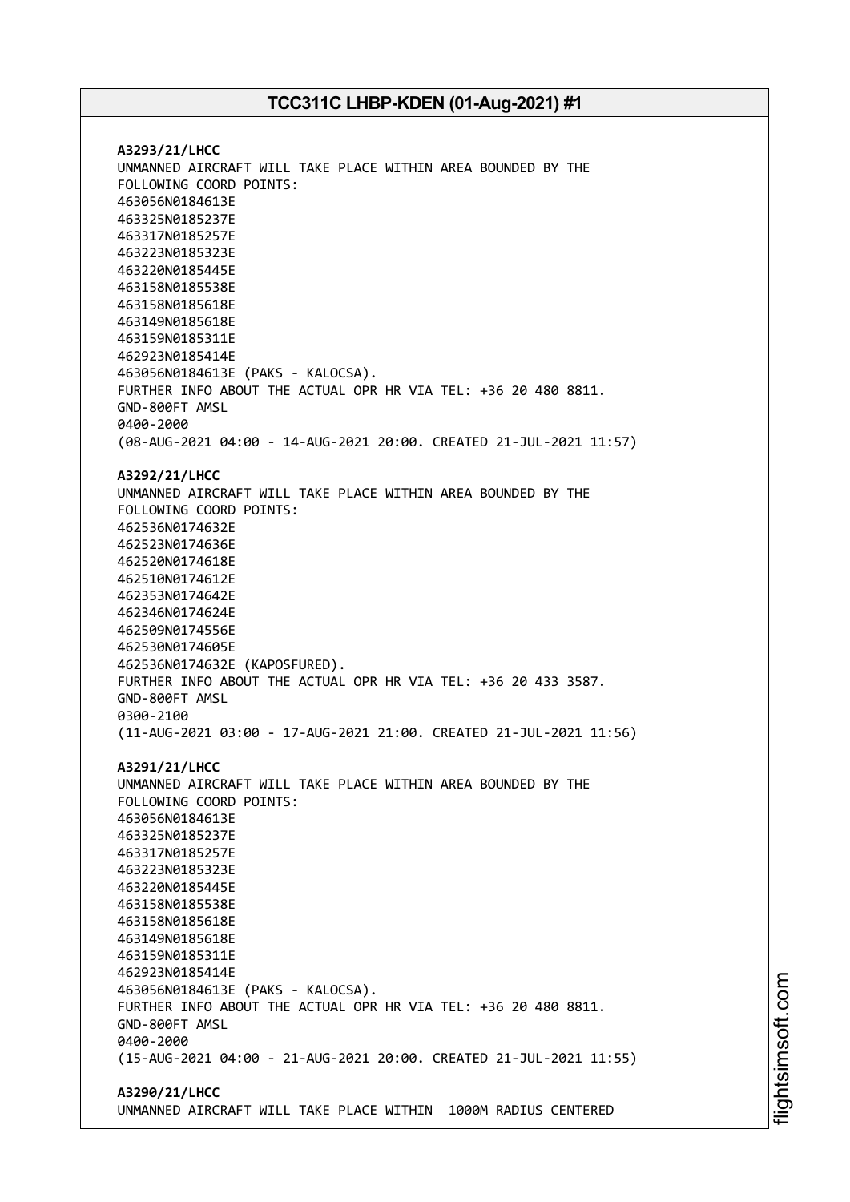**A3293/21/LHCC**
UNMANNED AIRCRAFT WILL TAKE PLACE WITHIN AREA BOUNDED BY THE
FOLLOWING COORD POINTS:
463056N0184613E
463325N0185237E
463317N0185257E
463223N0185323E
463220N0185445E
463158N0185538E
463158N0185618E
463149N0185618E
463159N0185311E
462923N0185414E
463056N0184613E (PAKS - KALOCSA).
FURTHER INFO ABOUT THE ACTUAL OPR HR VIA TEL: +36 20 480 8811.
GND-800FT AMSL
0400-2000
(08-AUG-2021 04:00 - 14-AUG-2021 20:00. CREATED 21-JUL-2021 11:57)

**A3292/21/LHCC**
UNMANNED AIRCRAFT WILL TAKE PLACE WITHIN AREA BOUNDED BY THE
FOLLOWING COORD POINTS:
462536N0174632E
462523N0174636E
462520N0174618E
462510N0174612E
462353N0174642E
462346N0174624E
462509N0174556E
462530N0174605E
462536N0174632E (KAPOSFURED).
FURTHER INFO ABOUT THE ACTUAL OPR HR VIA TEL: +36 20 433 3587.
GND-800FT AMSL
0300-2100
(11-AUG-2021 03:00 - 17-AUG-2021 21:00. CREATED 21-JUL-2021 11:56)

**A3291/21/LHCC**
UNMANNED AIRCRAFT WILL TAKE PLACE WITHIN AREA BOUNDED BY THE
FOLLOWING COORD POINTS:
463056N0184613E
463325N0185237E
463317N0185257E
463223N0185323E
463220N0185445E
463158N0185538E
463158N0185618E
463149N0185618E
463159N0185311E
462923N0185414E
463056N0184613E (PAKS - KALOCSA).
FURTHER INFO ABOUT THE ACTUAL OPR HR VIA TEL: +36 20 480 8811.
GND-800FT AMSL
0400-2000
(15-AUG-2021 04:00 - 21-AUG-2021 20:00. CREATED 21-JUL-2021 11:55)

**A3290/21/LHCC**
UNMANNED AIRCRAFT WILL TAKE PLACE WITHIN 1000M RADIUS CENTERED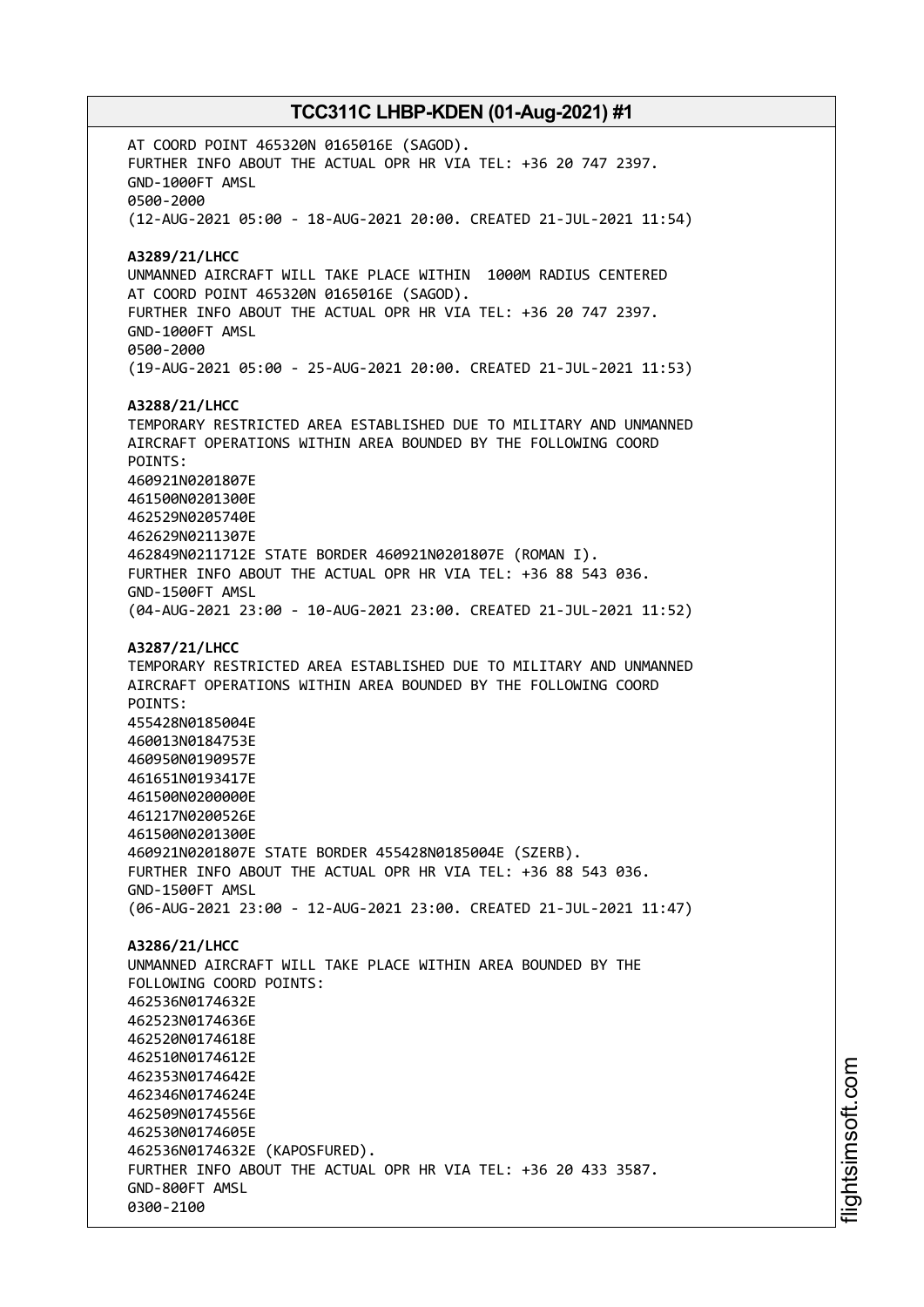AT COORD POINT 465320N 0165016E (SAGOD).
FURTHER INFO ABOUT THE ACTUAL OPR HR VIA TEL: +36 20 747 2397.
GND-1000FT AMSL
0500-2000
(12-AUG-2021 05:00 - 18-AUG-2021 20:00. CREATED 21-JUL-2021 11:54)

**A3289/21/LHCC**
UNMANNED AIRCRAFT WILL TAKE PLACE WITHIN 1000M RADIUS CENTERED
AT COORD POINT 465320N 0165016E (SAGOD).
FURTHER INFO ABOUT THE ACTUAL OPR HR VIA TEL: +36 20 747 2397.
GND-1000FT AMSL
0500-2000
(19-AUG-2021 05:00 - 25-AUG-2021 20:00. CREATED 21-JUL-2021 11:53)

**A3288/21/LHCC**
TEMPORARY RESTRICTED AREA ESTABLISHED DUE TO MILITARY AND UNMANNED
AIRCRAFT OPERATIONS WITHIN AREA BOUNDED BY THE FOLLOWING COORD
POINTS:
460921N0201807E
461500N0201300E
462529N0205740E
462629N0211307E
462849N0211712E STATE BORDER 460921N0201807E (ROMAN I).
FURTHER INFO ABOUT THE ACTUAL OPR HR VIA TEL: +36 88 543 036.
GND-1500FT AMSL
(04-AUG-2021 23:00 - 10-AUG-2021 23:00. CREATED 21-JUL-2021 11:52)

**A3287/21/LHCC**
TEMPORARY RESTRICTED AREA ESTABLISHED DUE TO MILITARY AND UNMANNED
AIRCRAFT OPERATIONS WITHIN AREA BOUNDED BY THE FOLLOWING COORD
POINTS:
455428N0185004E
460013N0184753E
460950N0190957E
461651N0193417E
461500N0200000E
461217N0200526E
461500N0201300E
460921N0201807E STATE BORDER 455428N0185004E (SZERB).
FURTHER INFO ABOUT THE ACTUAL OPR HR VIA TEL: +36 88 543 036.
GND-1500FT AMSL
(06-AUG-2021 23:00 - 12-AUG-2021 23:00. CREATED 21-JUL-2021 11:47)

**A3286/21/LHCC**
UNMANNED AIRCRAFT WILL TAKE PLACE WITHIN AREA BOUNDED BY THE
FOLLOWING COORD POINTS:
462536N0174632E
462523N0174636E
462520N0174618E
462510N0174612E
462353N0174642E
462346N0174624E
462509N0174556E
462530N0174605E
462536N0174632E (KAPOSFURED).
FURTHER INFO ABOUT THE ACTUAL OPR HR VIA TEL: +36 20 433 3587.
GND-800FT AMSL
0300-2100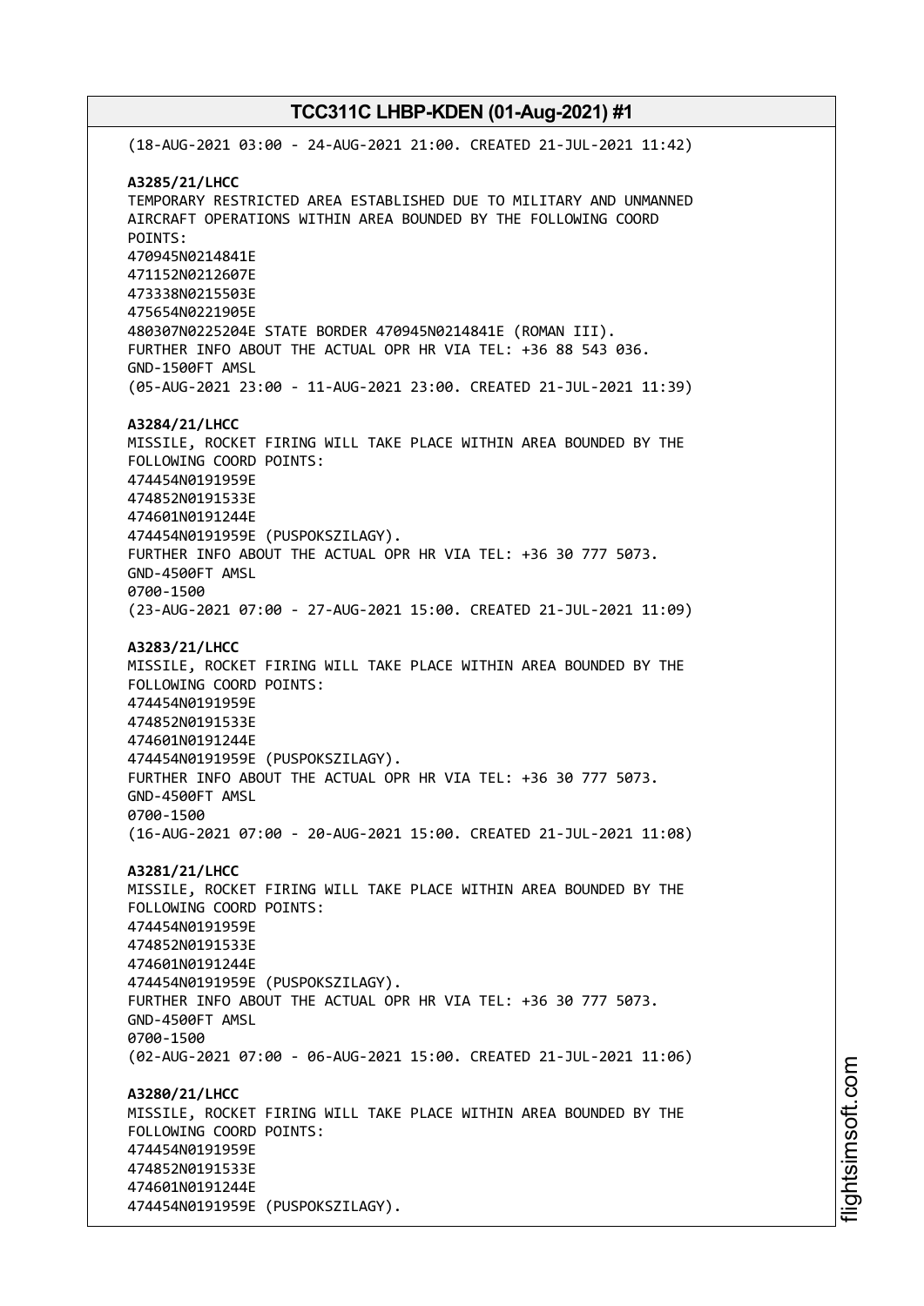(18-AUG-2021 03:00 - 24-AUG-2021 21:00. CREATED 21-JUL-2021 11:42)

**A3285/21/LHCC**
TEMPORARY RESTRICTED AREA ESTABLISHED DUE TO MILITARY AND UNMANNED AIRCRAFT OPERATIONS WITHIN AREA BOUNDED BY THE FOLLOWING COORD POINTS:
470945N0214841E
471152N0212607E
473338N0215503E
475654N0221905E
480307N0225204E STATE BORDER 470945N0214841E (ROMAN III).
FURTHER INFO ABOUT THE ACTUAL OPR HR VIA TEL: +36 88 543 036.
GND-1500FT AMSL
(05-AUG-2021 23:00 - 11-AUG-2021 23:00. CREATED 21-JUL-2021 11:39)

**A3284/21/LHCC**
MISSILE, ROCKET FIRING WILL TAKE PLACE WITHIN AREA BOUNDED BY THE FOLLOWING COORD POINTS:
474454N0191959E
474852N0191533E
474601N0191244E
474454N0191959E (PUSPOKSZILAGY).
FURTHER INFO ABOUT THE ACTUAL OPR HR VIA TEL: +36 30 777 5073.
GND-4500FT AMSL
0700-1500
(23-AUG-2021 07:00 - 27-AUG-2021 15:00. CREATED 21-JUL-2021 11:09)

**A3283/21/LHCC**
MISSILE, ROCKET FIRING WILL TAKE PLACE WITHIN AREA BOUNDED BY THE FOLLOWING COORD POINTS:
474454N0191959E
474852N0191533E
474601N0191244E
474454N0191959E (PUSPOKSZILAGY).
FURTHER INFO ABOUT THE ACTUAL OPR HR VIA TEL: +36 30 777 5073.
GND-4500FT AMSL
0700-1500
(16-AUG-2021 07:00 - 20-AUG-2021 15:00. CREATED 21-JUL-2021 11:08)

**A3281/21/LHCC**
MISSILE, ROCKET FIRING WILL TAKE PLACE WITHIN AREA BOUNDED BY THE FOLLOWING COORD POINTS:
474454N0191959E
474852N0191533E
474601N0191244E
474454N0191959E (PUSPOKSZILAGY).
FURTHER INFO ABOUT THE ACTUAL OPR HR VIA TEL: +36 30 777 5073.
GND-4500FT AMSL
0700-1500
(02-AUG-2021 07:00 - 06-AUG-2021 15:00. CREATED 21-JUL-2021 11:06)

**A3280/21/LHCC**
MISSILE, ROCKET FIRING WILL TAKE PLACE WITHIN AREA BOUNDED BY THE FOLLOWING COORD POINTS:
474454N0191959E
474852N0191533E
474601N0191244E
474454N0191959E (PUSPOKSZILAGY).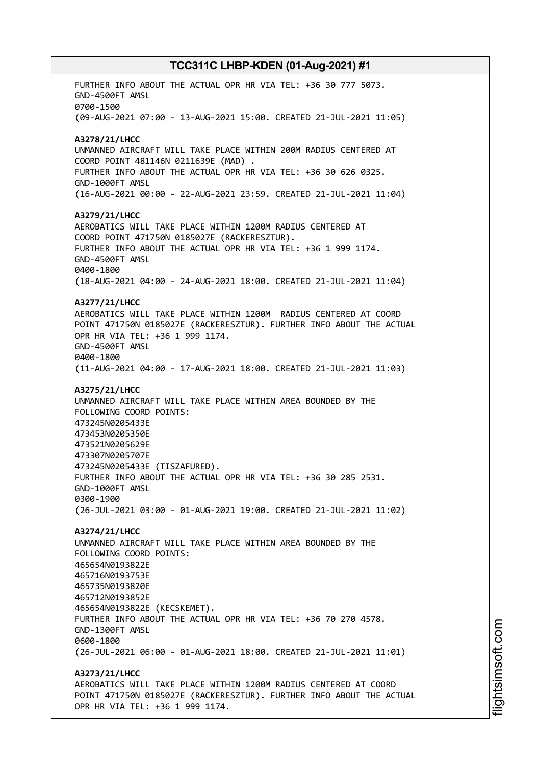FURTHER INFO ABOUT THE ACTUAL OPR HR VIA TEL: +36 30 777 5073.
GND-4500FT AMSL
0700-1500
(09-AUG-2021 07:00 - 13-AUG-2021 15:00. CREATED 21-JUL-2021 11:05)

**A3278/21/LHCC**
UNMANNED AIRCRAFT WILL TAKE PLACE WITHIN 200M RADIUS CENTERED AT
COORD POINT 481146N 0211639E (MAD) .
FURTHER INFO ABOUT THE ACTUAL OPR HR VIA TEL: +36 30 626 0325.
GND-1000FT AMSL
(16-AUG-2021 00:00 - 22-AUG-2021 23:59. CREATED 21-JUL-2021 11:04)

**A3279/21/LHCC**
AEROBATICS WILL TAKE PLACE WITHIN 1200M RADIUS CENTERED AT
COORD POINT 471750N 0185027E (RACKERESZTUR).
FURTHER INFO ABOUT THE ACTUAL OPR HR VIA TEL: +36 1 999 1174.
GND-4500FT AMSL
0400-1800
(18-AUG-2021 04:00 - 24-AUG-2021 18:00. CREATED 21-JUL-2021 11:04)

**A3277/21/LHCC**
AEROBATICS WILL TAKE PLACE WITHIN 1200M RADIUS CENTERED AT COORD
POINT 471750N 0185027E (RACKERESZTUR). FURTHER INFO ABOUT THE ACTUAL
OPR HR VIA TEL: +36 1 999 1174.
GND-4500FT AMSL
0400-1800
(11-AUG-2021 04:00 - 17-AUG-2021 18:00. CREATED 21-JUL-2021 11:03)

**A3275/21/LHCC**
UNMANNED AIRCRAFT WILL TAKE PLACE WITHIN AREA BOUNDED BY THE
FOLLOWING COORD POINTS:
473245N0205433E
473453N0205350E
473521N0205629E
473307N0205707E
473245N0205433E (TISZAFURED).
FURTHER INFO ABOUT THE ACTUAL OPR HR VIA TEL: +36 30 285 2531.
GND-1000FT AMSL
0300-1900
(26-JUL-2021 03:00 - 01-AUG-2021 19:00. CREATED 21-JUL-2021 11:02)

**A3274/21/LHCC**
UNMANNED AIRCRAFT WILL TAKE PLACE WITHIN AREA BOUNDED BY THE
FOLLOWING COORD POINTS:
465654N0193822E
465716N0193753E
465735N0193820E
465712N0193852E
465654N0193822E (KECSKEMET).
FURTHER INFO ABOUT THE ACTUAL OPR HR VIA TEL: +36 70 270 4578.
GND-1300FT AMSL
0600-1800
(26-JUL-2021 06:00 - 01-AUG-2021 18:00. CREATED 21-JUL-2021 11:01)

**A3273/21/LHCC**
AEROBATICS WILL TAKE PLACE WITHIN 1200M RADIUS CENTERED AT COORD
POINT 471750N 0185027E (RACKERESZTUR). FURTHER INFO ABOUT THE ACTUAL
OPR HR VIA TEL: +36 1 999 1174.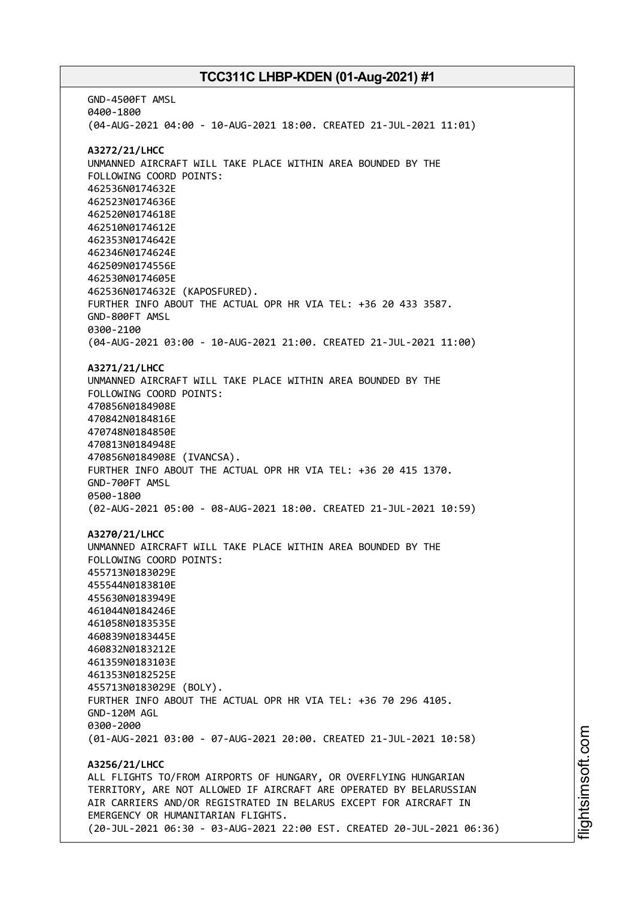GND-4500FT AMSL
0400-1800
(04-AUG-2021 04:00 - 10-AUG-2021 18:00. CREATED 21-JUL-2021 11:01)

**A3272/21/LHCC**
UNMANNED AIRCRAFT WILL TAKE PLACE WITHIN AREA BOUNDED BY THE
FOLLOWING COORD POINTS:
462536N0174632E
462523N0174636E
462520N0174618E
462510N0174612E
462353N0174642E
462346N0174624E
462509N0174556E
462530N0174605E
462536N0174632E (KAPOSFURED).
FURTHER INFO ABOUT THE ACTUAL OPR HR VIA TEL: +36 20 433 3587.
GND-800FT AMSL
0300-2100
(04-AUG-2021 03:00 - 10-AUG-2021 21:00. CREATED 21-JUL-2021 11:00)

**A3271/21/LHCC**
UNMANNED AIRCRAFT WILL TAKE PLACE WITHIN AREA BOUNDED BY THE
FOLLOWING COORD POINTS:
470856N0184908E
470842N0184816E
470748N0184850E
470813N0184948E
470856N0184908E (IVANCSA).
FURTHER INFO ABOUT THE ACTUAL OPR HR VIA TEL: +36 20 415 1370.
GND-700FT AMSL
0500-1800
(02-AUG-2021 05:00 - 08-AUG-2021 18:00. CREATED 21-JUL-2021 10:59)

**A3270/21/LHCC**
UNMANNED AIRCRAFT WILL TAKE PLACE WITHIN AREA BOUNDED BY THE
FOLLOWING COORD POINTS:
455713N0183029E
455544N0183810E
455630N0183949E
461044N0184246E
461058N0183535E
460839N0183445E
460832N0183212E
461359N0183103E
461353N0182525E
455713N0183029E (BOLY).
FURTHER INFO ABOUT THE ACTUAL OPR HR VIA TEL: +36 70 296 4105.
GND-120M AGL
0300-2000
(01-AUG-2021 03:00 - 07-AUG-2021 20:00. CREATED 21-JUL-2021 10:58)

**A3256/21/LHCC**
ALL FLIGHTS TO/FROM AIRPORTS OF HUNGARY, OR OVERFLYING HUNGARIAN
TERRITORY, ARE NOT ALLOWED IF AIRCRAFT ARE OPERATED BY BELARUSSIAN
AIR CARRIERS AND/OR REGISTRATED IN BELARUS EXCEPT FOR AIRCRAFT IN
EMERGENCY OR HUMANITARIAN FLIGHTS.
(20-JUL-2021 06:30 - 03-AUG-2021 22:00 EST. CREATED 20-JUL-2021 06:36)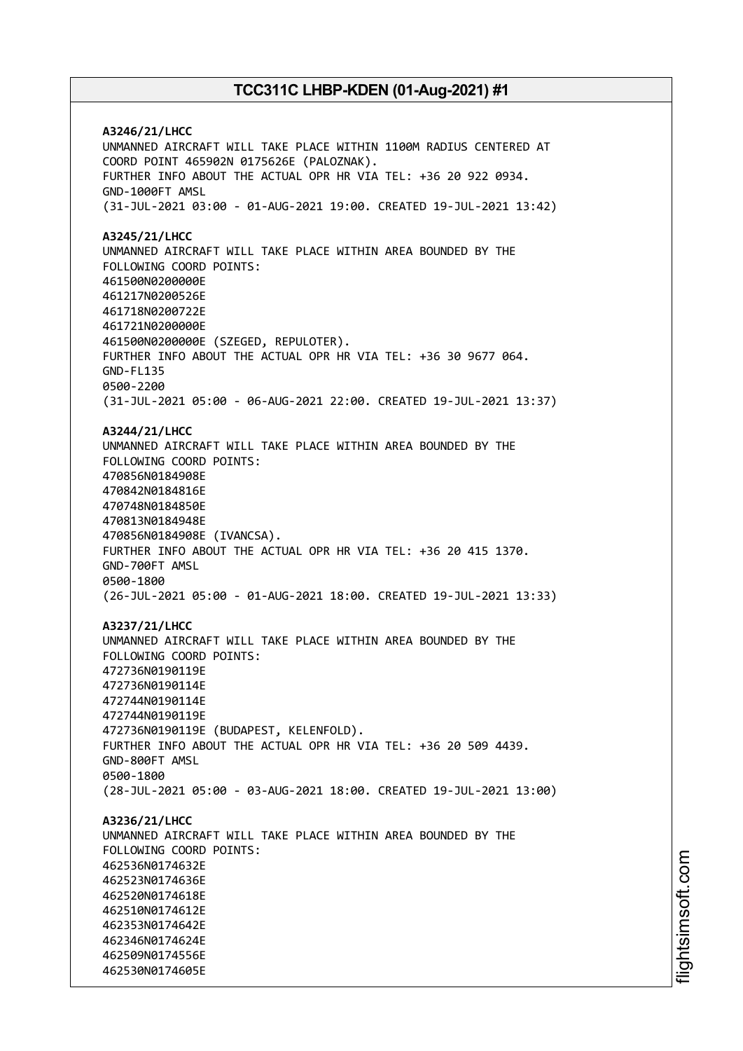**A3246/21/LHCC**
UNMANNED AIRCRAFT WILL TAKE PLACE WITHIN 1100M RADIUS CENTERED AT COORD POINT 465902N 0175626E (PALOZNAK).
FURTHER INFO ABOUT THE ACTUAL OPR HR VIA TEL: +36 20 922 0934.
GND-1000FT AMSL
(31-JUL-2021 03:00 - 01-AUG-2021 19:00. CREATED 19-JUL-2021 13:42)

**A3245/21/LHCC**
UNMANNED AIRCRAFT WILL TAKE PLACE WITHIN AREA BOUNDED BY THE FOLLOWING COORD POINTS:
461500N0200000E
461217N0200526E
461718N0200722E
461721N0200000E
461500N0200000E (SZEGED, REPULOTER).
FURTHER INFO ABOUT THE ACTUAL OPR HR VIA TEL: +36 30 9677 064.
GND-FL135
0500-2200
(31-JUL-2021 05:00 - 06-AUG-2021 22:00. CREATED 19-JUL-2021 13:37)

**A3244/21/LHCC**
UNMANNED AIRCRAFT WILL TAKE PLACE WITHIN AREA BOUNDED BY THE FOLLOWING COORD POINTS:
470856N0184908E
470842N0184816E
470748N0184850E
470813N0184948E
470856N0184908E (IVANCSA).
FURTHER INFO ABOUT THE ACTUAL OPR HR VIA TEL: +36 20 415 1370.
GND-700FT AMSL
0500-1800
(26-JUL-2021 05:00 - 01-AUG-2021 18:00. CREATED 19-JUL-2021 13:33)

**A3237/21/LHCC**
UNMANNED AIRCRAFT WILL TAKE PLACE WITHIN AREA BOUNDED BY THE FOLLOWING COORD POINTS:
472736N0190119E
472736N0190114E
472744N0190114E
472744N0190119E
472736N0190119E (BUDAPEST, KELENFOLD).
FURTHER INFO ABOUT THE ACTUAL OPR HR VIA TEL: +36 20 509 4439.
GND-800FT AMSL
0500-1800
(28-JUL-2021 05:00 - 03-AUG-2021 18:00. CREATED 19-JUL-2021 13:00)

**A3236/21/LHCC**
UNMANNED AIRCRAFT WILL TAKE PLACE WITHIN AREA BOUNDED BY THE FOLLOWING COORD POINTS:
462536N0174632E
462523N0174636E
462520N0174618E
462510N0174612E
462353N0174642E
462346N0174624E
462509N0174556E
462530N0174605E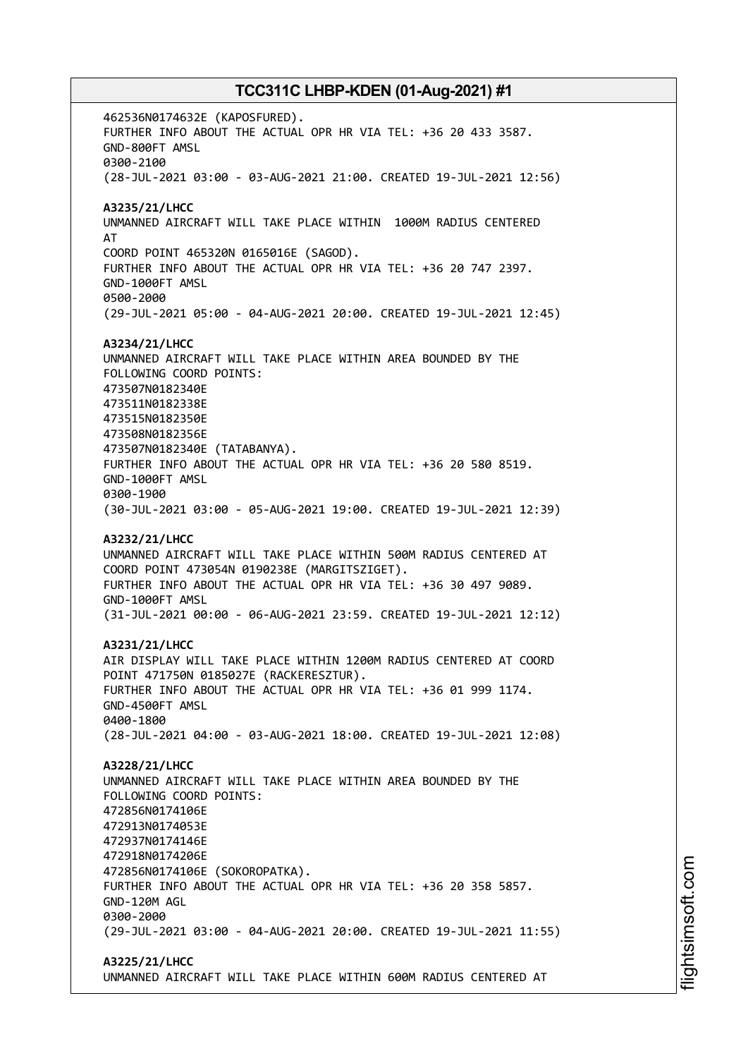462536N0174632E (KAPOSFURED).
FURTHER INFO ABOUT THE ACTUAL OPR HR VIA TEL: +36 20 433 3587.
GND-800FT AMSL
0300-2100
(28-JUL-2021 03:00 - 03-AUG-2021 21:00. CREATED 19-JUL-2021 12:56)

**A3235/21/LHCC**
UNMANNED AIRCRAFT WILL TAKE PLACE WITHIN 1000M RADIUS CENTERED AT
COORD POINT 465320N 0165016E (SAGOD).
FURTHER INFO ABOUT THE ACTUAL OPR HR VIA TEL: +36 20 747 2397.
GND-1000FT AMSL
0500-2000
(29-JUL-2021 05:00 - 04-AUG-2021 20:00. CREATED 19-JUL-2021 12:45)

**A3234/21/LHCC**
UNMANNED AIRCRAFT WILL TAKE PLACE WITHIN AREA BOUNDED BY THE FOLLOWING COORD POINTS:
473507N0182340E
473511N0182338E
473515N0182350E
473508N0182356E
473507N0182340E (TATABANYA).
FURTHER INFO ABOUT THE ACTUAL OPR HR VIA TEL: +36 20 580 8519.
GND-1000FT AMSL
0300-1900
(30-JUL-2021 03:00 - 05-AUG-2021 19:00. CREATED 19-JUL-2021 12:39)

**A3232/21/LHCC**
UNMANNED AIRCRAFT WILL TAKE PLACE WITHIN 500M RADIUS CENTERED AT COORD POINT 473054N 0190238E (MARGITSZIGET).
FURTHER INFO ABOUT THE ACTUAL OPR HR VIA TEL: +36 30 497 9089.
GND-1000FT AMSL
(31-JUL-2021 00:00 - 06-AUG-2021 23:59. CREATED 19-JUL-2021 12:12)

**A3231/21/LHCC**
AIR DISPLAY WILL TAKE PLACE WITHIN 1200M RADIUS CENTERED AT COORD POINT 471750N 0185027E (RACKERESZTUR).
FURTHER INFO ABOUT THE ACTUAL OPR HR VIA TEL: +36 01 999 1174.
GND-4500FT AMSL
0400-1800
(28-JUL-2021 04:00 - 03-AUG-2021 18:00. CREATED 19-JUL-2021 12:08)

**A3228/21/LHCC**
UNMANNED AIRCRAFT WILL TAKE PLACE WITHIN AREA BOUNDED BY THE FOLLOWING COORD POINTS:
472856N0174106E
472913N0174053E
472937N0174146E
472918N0174206E
472856N0174106E (SOKOROPATKA).
FURTHER INFO ABOUT THE ACTUAL OPR HR VIA TEL: +36 20 358 5857.
GND-120M AGL
0300-2000
(29-JUL-2021 03:00 - 04-AUG-2021 20:00. CREATED 19-JUL-2021 11:55)

**A3225/21/LHCC**
UNMANNED AIRCRAFT WILL TAKE PLACE WITHIN 600M RADIUS CENTERED AT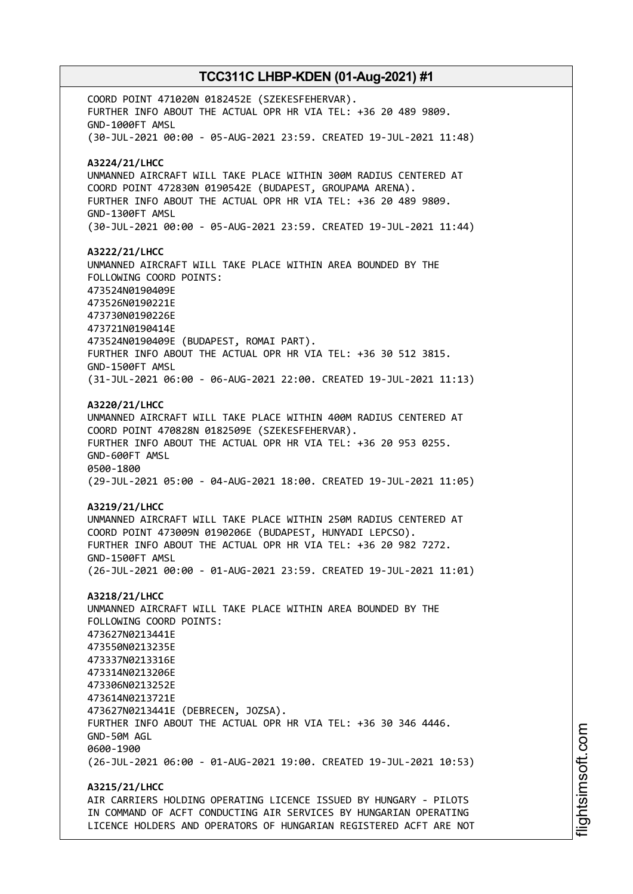COORD POINT 471020N 0182452E (SZEKESFEHERVAR).
FURTHER INFO ABOUT THE ACTUAL OPR HR VIA TEL: +36 20 489 9809.
GND-1000FT AMSL
(30-JUL-2021 00:00 - 05-AUG-2021 23:59. CREATED 19-JUL-2021 11:48)

**A3224/21/LHCC**
UNMANNED AIRCRAFT WILL TAKE PLACE WITHIN 300M RADIUS CENTERED AT
COORD POINT 472830N 0190542E (BUDAPEST, GROUPAMA ARENA).
FURTHER INFO ABOUT THE ACTUAL OPR HR VIA TEL: +36 20 489 9809.
GND-1300FT AMSL
(30-JUL-2021 00:00 - 05-AUG-2021 23:59. CREATED 19-JUL-2021 11:44)

**A3222/21/LHCC**
UNMANNED AIRCRAFT WILL TAKE PLACE WITHIN AREA BOUNDED BY THE
FOLLOWING COORD POINTS:
473524N0190409E
473526N0190221E
473730N0190226E
473721N0190414E
473524N0190409E (BUDAPEST, ROMAI PART).
FURTHER INFO ABOUT THE ACTUAL OPR HR VIA TEL: +36 30 512 3815.
GND-1500FT AMSL
(31-JUL-2021 06:00 - 06-AUG-2021 22:00. CREATED 19-JUL-2021 11:13)

**A3220/21/LHCC**
UNMANNED AIRCRAFT WILL TAKE PLACE WITHIN 400M RADIUS CENTERED AT
COORD POINT 470828N 0182509E (SZEKESFEHERVAR).
FURTHER INFO ABOUT THE ACTUAL OPR HR VIA TEL: +36 20 953 0255.
GND-600FT AMSL
0500-1800
(29-JUL-2021 05:00 - 04-AUG-2021 18:00. CREATED 19-JUL-2021 11:05)

**A3219/21/LHCC**
UNMANNED AIRCRAFT WILL TAKE PLACE WITHIN 250M RADIUS CENTERED AT
COORD POINT 473009N 0190206E (BUDAPEST, HUNYADI LEPCSO).
FURTHER INFO ABOUT THE ACTUAL OPR HR VIA TEL: +36 20 982 7272.
GND-1500FT AMSL
(26-JUL-2021 00:00 - 01-AUG-2021 23:59. CREATED 19-JUL-2021 11:01)

**A3218/21/LHCC**
UNMANNED AIRCRAFT WILL TAKE PLACE WITHIN AREA BOUNDED BY THE
FOLLOWING COORD POINTS:
473627N0213441E
473550N0213235E
473337N0213316E
473314N0213206E
473306N0213252E
473614N0213721E
473627N0213441E (DEBRECEN, JOZSA).
FURTHER INFO ABOUT THE ACTUAL OPR HR VIA TEL: +36 30 346 4446.
GND-50M AGL
0600-1900
(26-JUL-2021 06:00 - 01-AUG-2021 19:00. CREATED 19-JUL-2021 10:53)

**A3215/21/LHCC**
AIR CARRIERS HOLDING OPERATING LICENCE ISSUED BY HUNGARY - PILOTS
IN COMMAND OF ACFT CONDUCTING AIR SERVICES BY HUNGARIAN OPERATING
LICENCE HOLDERS AND OPERATORS OF HUNGARIAN REGISTERED ACFT ARE NOT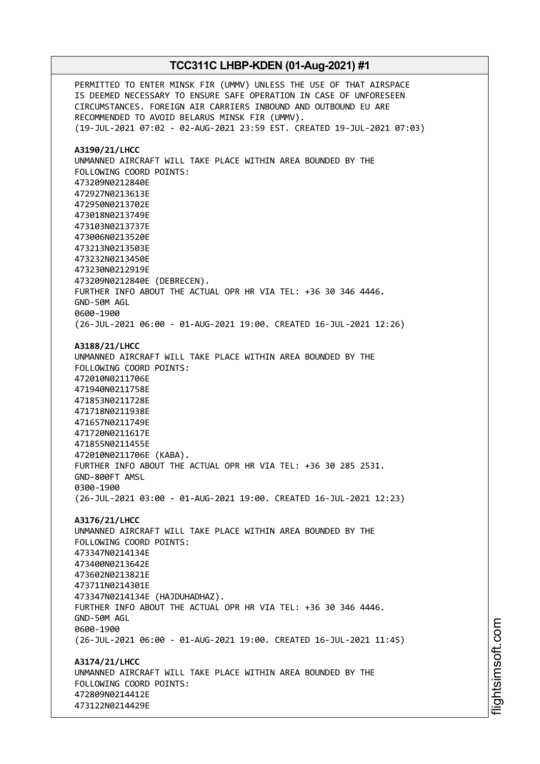PERMITTED TO ENTER MINSK FIR (UMMV) UNLESS THE USE OF THAT AIRSPACE IS DEEMED NECESSARY TO ENSURE SAFE OPERATION IN CASE OF UNFORESEEN CIRCUMSTANCES. FOREIGN AIR CARRIERS INBOUND AND OUTBOUND EU ARE RECOMMENDED TO AVOID BELARUS MINSK FIR (UMMV).
(19-JUL-2021 07:02 - 02-AUG-2021 23:59 EST. CREATED 19-JUL-2021 07:03)

**A3190/21/LHCC**
UNMANNED AIRCRAFT WILL TAKE PLACE WITHIN AREA BOUNDED BY THE FOLLOWING COORD POINTS:
473209N0212840E
472927N0213613E
472950N0213702E
473018N0213749E
473103N0213737E
473006N0213520E
473213N0213503E
473232N0213450E
473230N0212919E
473209N0212840E (DEBRECEN).
FURTHER INFO ABOUT THE ACTUAL OPR HR VIA TEL: +36 30 346 4446.
GND-50M AGL
0600-1900
(26-JUL-2021 06:00 - 01-AUG-2021 19:00. CREATED 16-JUL-2021 12:26)

**A3188/21/LHCC**
UNMANNED AIRCRAFT WILL TAKE PLACE WITHIN AREA BOUNDED BY THE FOLLOWING COORD POINTS:
472010N0211706E
471940N0211758E
471853N0211728E
471718N0211938E
471657N0211749E
471720N0211617E
471855N0211455E
472010N0211706E (KABA).
FURTHER INFO ABOUT THE ACTUAL OPR HR VIA TEL: +36 30 285 2531.
GND-800FT AMSL
0300-1900
(26-JUL-2021 03:00 - 01-AUG-2021 19:00. CREATED 16-JUL-2021 12:23)

**A3176/21/LHCC**
UNMANNED AIRCRAFT WILL TAKE PLACE WITHIN AREA BOUNDED BY THE FOLLOWING COORD POINTS:
473347N0214134E
473400N0213642E
473602N0213821E
473711N0214301E
473347N0214134E (HAJDUHADHAZ).
FURTHER INFO ABOUT THE ACTUAL OPR HR VIA TEL: +36 30 346 4446.
GND-50M AGL
0600-1900
(26-JUL-2021 06:00 - 01-AUG-2021 19:00. CREATED 16-JUL-2021 11:45)

**A3174/21/LHCC**
UNMANNED AIRCRAFT WILL TAKE PLACE WITHIN AREA BOUNDED BY THE FOLLOWING COORD POINTS:
472809N0214412E
473122N0214429E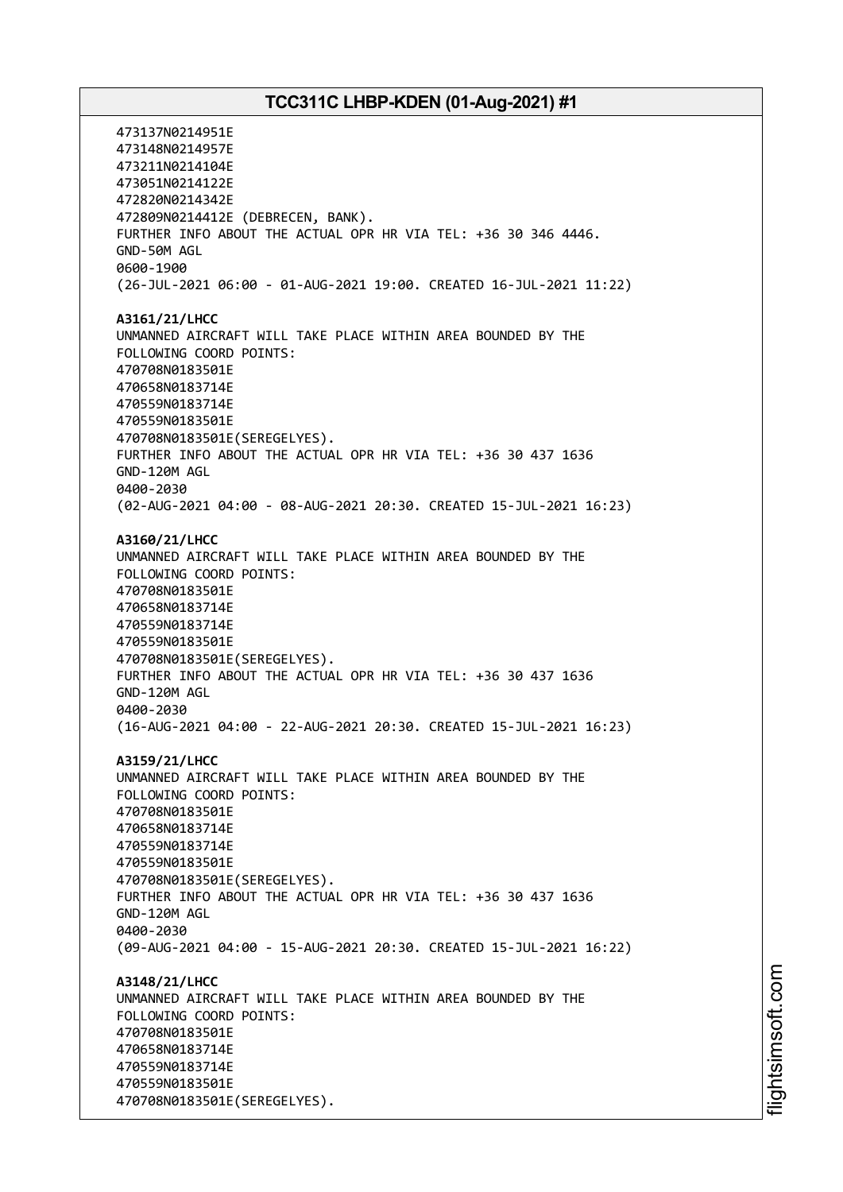473137N0214951E
473148N0214957E
473211N0214104E
473051N0214122E
472820N0214342E
472809N0214412E (DEBRECEN, BANK).
FURTHER INFO ABOUT THE ACTUAL OPR HR VIA TEL: +36 30 346 4446.
GND-50M AGL
0600-1900
(26-JUL-2021 06:00 - 01-AUG-2021 19:00. CREATED 16-JUL-2021 11:22)

**A3161/21/LHCC**
UNMANNED AIRCRAFT WILL TAKE PLACE WITHIN AREA BOUNDED BY THE
FOLLOWING COORD POINTS:
470708N0183501E
470658N0183714E
470559N0183714E
470559N0183501E
470708N0183501E(SEREGELYES).
FURTHER INFO ABOUT THE ACTUAL OPR HR VIA TEL: +36 30 437 1636
GND-120M AGL
0400-2030
(02-AUG-2021 04:00 - 08-AUG-2021 20:30. CREATED 15-JUL-2021 16:23)

**A3160/21/LHCC**
UNMANNED AIRCRAFT WILL TAKE PLACE WITHIN AREA BOUNDED BY THE
FOLLOWING COORD POINTS:
470708N0183501E
470658N0183714E
470559N0183714E
470559N0183501E
470708N0183501E(SEREGELYES).
FURTHER INFO ABOUT THE ACTUAL OPR HR VIA TEL: +36 30 437 1636
GND-120M AGL
0400-2030
(16-AUG-2021 04:00 - 22-AUG-2021 20:30. CREATED 15-JUL-2021 16:23)

**A3159/21/LHCC**
UNMANNED AIRCRAFT WILL TAKE PLACE WITHIN AREA BOUNDED BY THE
FOLLOWING COORD POINTS:
470708N0183501E
470658N0183714E
470559N0183714E
470559N0183501E
470708N0183501E(SEREGELYES).
FURTHER INFO ABOUT THE ACTUAL OPR HR VIA TEL: +36 30 437 1636
GND-120M AGL
0400-2030
(09-AUG-2021 04:00 - 15-AUG-2021 20:30. CREATED 15-JUL-2021 16:22)

**A3148/21/LHCC**
UNMANNED AIRCRAFT WILL TAKE PLACE WITHIN AREA BOUNDED BY THE
FOLLOWING COORD POINTS:
470708N0183501E
470658N0183714E
470559N0183714E
470559N0183501E
470708N0183501E(SEREGELYES).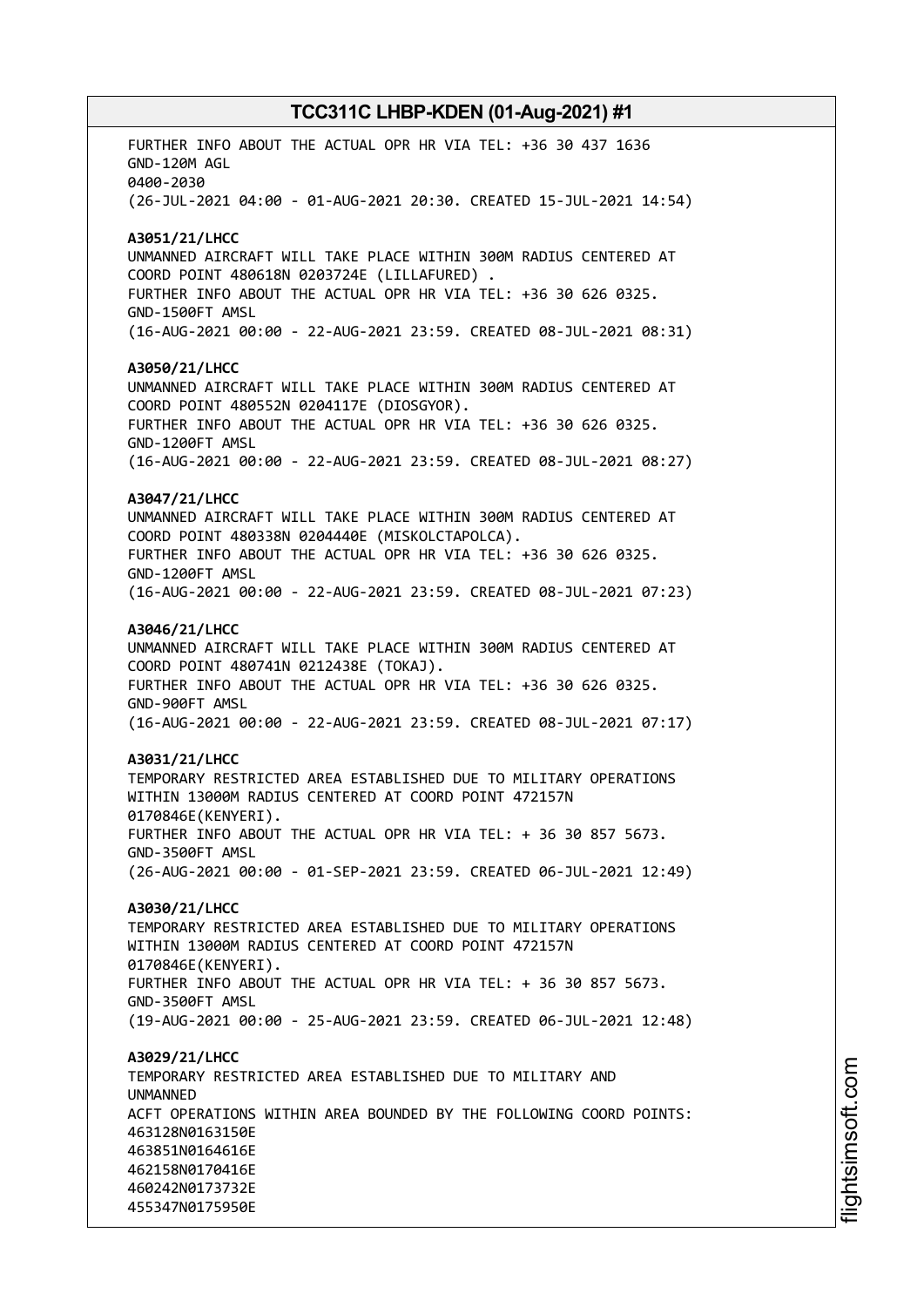FURTHER INFO ABOUT THE ACTUAL OPR HR VIA TEL: +36 30 437 1636
GND-120M AGL
0400-2030
(26-JUL-2021 04:00 - 01-AUG-2021 20:30. CREATED 15-JUL-2021 14:54)

**A3051/21/LHCC**
UNMANNED AIRCRAFT WILL TAKE PLACE WITHIN 300M RADIUS CENTERED AT COORD POINT 480618N 0203724E (LILLAFURED) .
FURTHER INFO ABOUT THE ACTUAL OPR HR VIA TEL: +36 30 626 0325.
GND-1500FT AMSL
(16-AUG-2021 00:00 - 22-AUG-2021 23:59. CREATED 08-JUL-2021 08:31)

**A3050/21/LHCC**
UNMANNED AIRCRAFT WILL TAKE PLACE WITHIN 300M RADIUS CENTERED AT COORD POINT 480552N 0204117E (DIOSGYOR).
FURTHER INFO ABOUT THE ACTUAL OPR HR VIA TEL: +36 30 626 0325.
GND-1200FT AMSL
(16-AUG-2021 00:00 - 22-AUG-2021 23:59. CREATED 08-JUL-2021 08:27)

**A3047/21/LHCC**
UNMANNED AIRCRAFT WILL TAKE PLACE WITHIN 300M RADIUS CENTERED AT COORD POINT 480338N 0204440E (MISKOLCTAPOLCA).
FURTHER INFO ABOUT THE ACTUAL OPR HR VIA TEL: +36 30 626 0325.
GND-1200FT AMSL
(16-AUG-2021 00:00 - 22-AUG-2021 23:59. CREATED 08-JUL-2021 07:23)

**A3046/21/LHCC**
UNMANNED AIRCRAFT WILL TAKE PLACE WITHIN 300M RADIUS CENTERED AT COORD POINT 480741N 0212438E (TOKAJ).
FURTHER INFO ABOUT THE ACTUAL OPR HR VIA TEL: +36 30 626 0325.
GND-900FT AMSL
(16-AUG-2021 00:00 - 22-AUG-2021 23:59. CREATED 08-JUL-2021 07:17)

**A3031/21/LHCC**
TEMPORARY RESTRICTED AREA ESTABLISHED DUE TO MILITARY OPERATIONS WITHIN 13000M RADIUS CENTERED AT COORD POINT 472157N 0170846E(KENYERI).
FURTHER INFO ABOUT THE ACTUAL OPR HR VIA TEL: + 36 30 857 5673.
GND-3500FT AMSL
(26-AUG-2021 00:00 - 01-SEP-2021 23:59. CREATED 06-JUL-2021 12:49)

**A3030/21/LHCC**
TEMPORARY RESTRICTED AREA ESTABLISHED DUE TO MILITARY OPERATIONS WITHIN 13000M RADIUS CENTERED AT COORD POINT 472157N 0170846E(KENYERI).
FURTHER INFO ABOUT THE ACTUAL OPR HR VIA TEL: + 36 30 857 5673.
GND-3500FT AMSL
(19-AUG-2021 00:00 - 25-AUG-2021 23:59. CREATED 06-JUL-2021 12:48)

**A3029/21/LHCC**
TEMPORARY RESTRICTED AREA ESTABLISHED DUE TO MILITARY AND UNMANNED
ACFT OPERATIONS WITHIN AREA BOUNDED BY THE FOLLOWING COORD POINTS:
463128N0163150E
463851N0164616E
462158N0170416E
460242N0173732E
455347N0175950E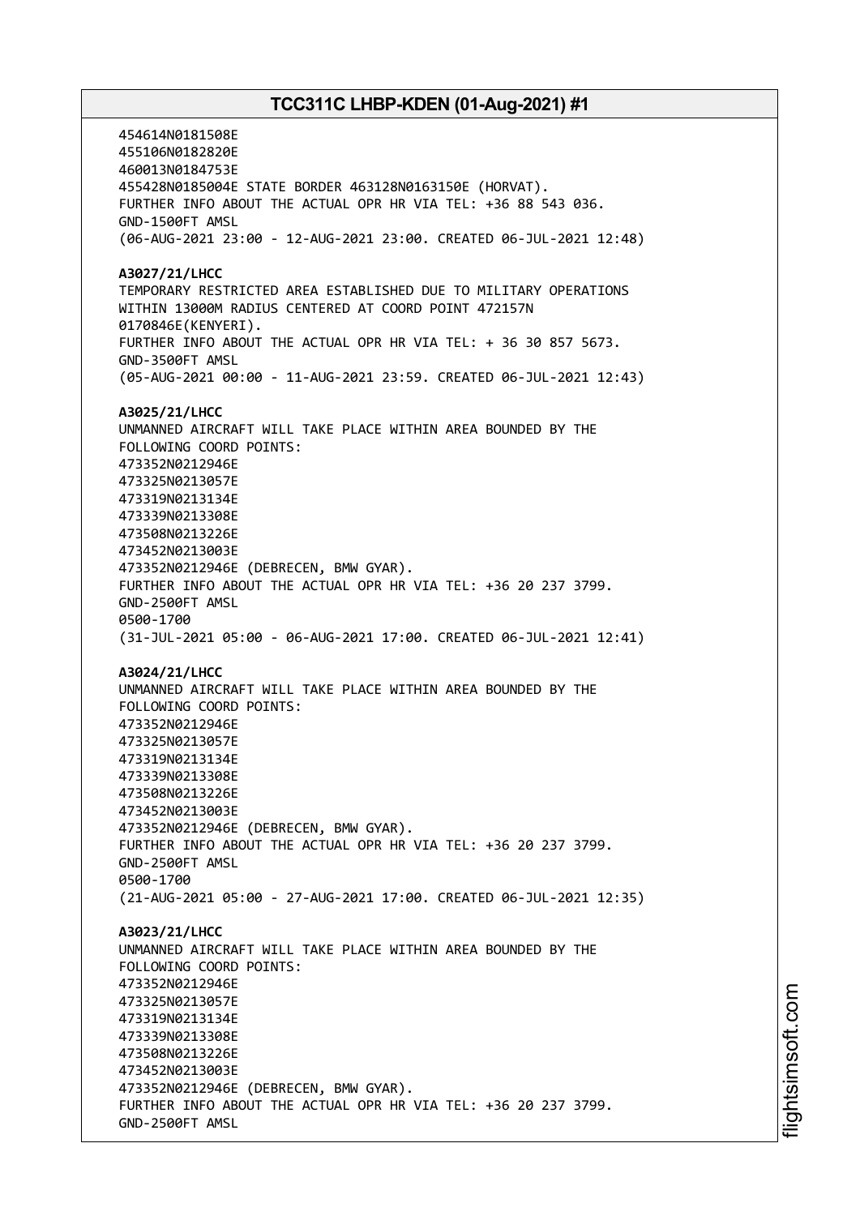454614N0181508E
455106N0182820E
460013N0184753E
455428N0185004E STATE BORDER 463128N0163150E (HORVAT).
FURTHER INFO ABOUT THE ACTUAL OPR HR VIA TEL: +36 88 543 036.
GND-1500FT AMSL
(06-AUG-2021 23:00 - 12-AUG-2021 23:00. CREATED 06-JUL-2021 12:48)

**A3027/21/LHCC**
TEMPORARY RESTRICTED AREA ESTABLISHED DUE TO MILITARY OPERATIONS
WITHIN 13000M RADIUS CENTERED AT COORD POINT 472157N
0170846E(KENYERI).
FURTHER INFO ABOUT THE ACTUAL OPR HR VIA TEL: + 36 30 857 5673.
GND-3500FT AMSL
(05-AUG-2021 00:00 - 11-AUG-2021 23:59. CREATED 06-JUL-2021 12:43)

**A3025/21/LHCC**
UNMANNED AIRCRAFT WILL TAKE PLACE WITHIN AREA BOUNDED BY THE
FOLLOWING COORD POINTS:
473352N0212946E
473325N0213057E
473319N0213134E
473339N0213308E
473508N0213226E
473452N0213003E
473352N0212946E (DEBRECEN, BMW GYAR).
FURTHER INFO ABOUT THE ACTUAL OPR HR VIA TEL: +36 20 237 3799.
GND-2500FT AMSL
0500-1700
(31-JUL-2021 05:00 - 06-AUG-2021 17:00. CREATED 06-JUL-2021 12:41)

**A3024/21/LHCC**
UNMANNED AIRCRAFT WILL TAKE PLACE WITHIN AREA BOUNDED BY THE
FOLLOWING COORD POINTS:
473352N0212946E
473325N0213057E
473319N0213134E
473339N0213308E
473508N0213226E
473452N0213003E
473352N0212946E (DEBRECEN, BMW GYAR).
FURTHER INFO ABOUT THE ACTUAL OPR HR VIA TEL: +36 20 237 3799.
GND-2500FT AMSL
0500-1700
(21-AUG-2021 05:00 - 27-AUG-2021 17:00. CREATED 06-JUL-2021 12:35)

**A3023/21/LHCC**
UNMANNED AIRCRAFT WILL TAKE PLACE WITHIN AREA BOUNDED BY THE
FOLLOWING COORD POINTS:
473352N0212946E
473325N0213057E
473319N0213134E
473339N0213308E
473508N0213226E
473452N0213003E
473352N0212946E (DEBRECEN, BMW GYAR).
FURTHER INFO ABOUT THE ACTUAL OPR HR VIA TEL: +36 20 237 3799.
GND-2500FT AMSL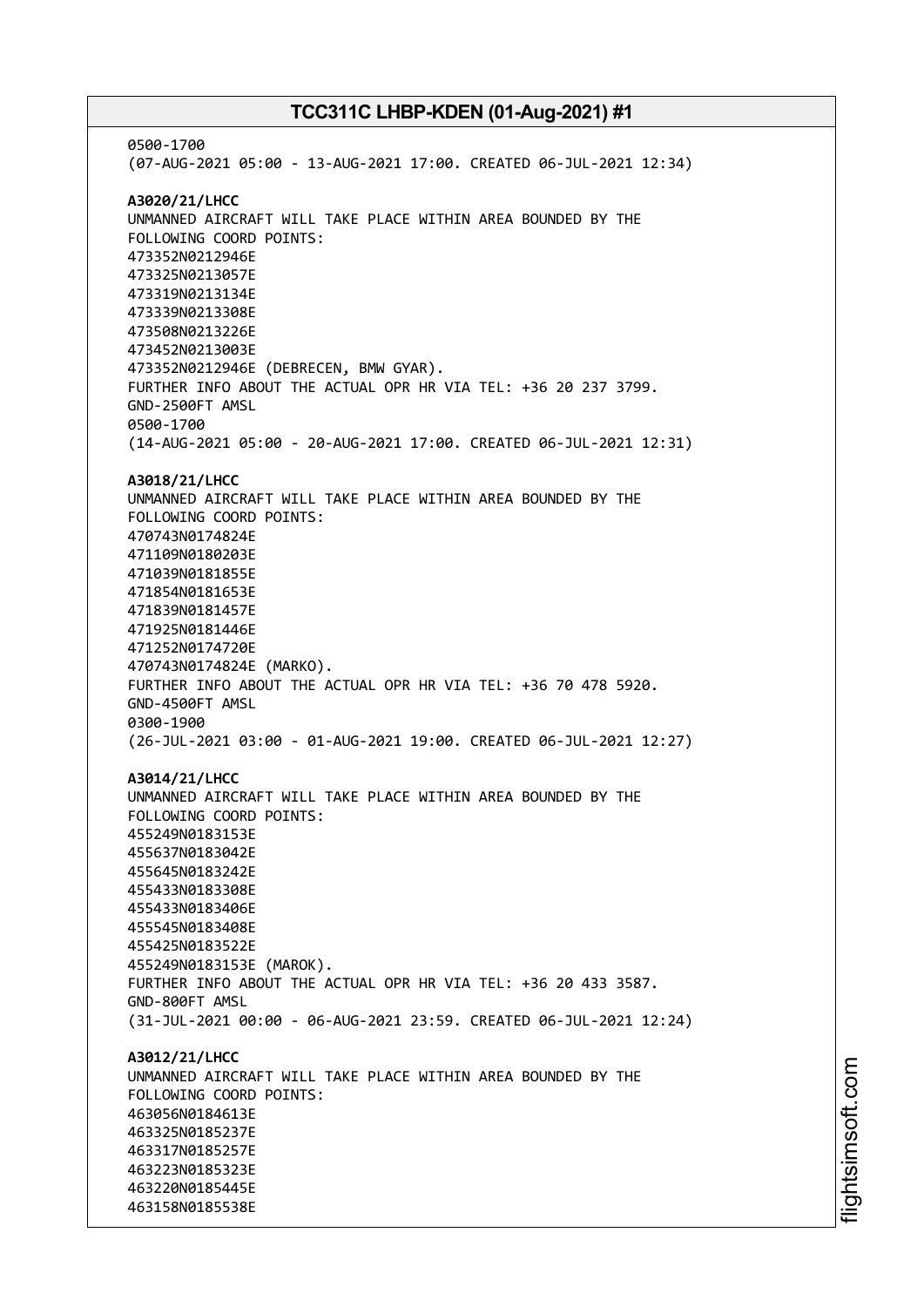0500-1700
(07-AUG-2021 05:00 - 13-AUG-2021 17:00. CREATED 06-JUL-2021 12:34)

**A3020/21/LHCC**
UNMANNED AIRCRAFT WILL TAKE PLACE WITHIN AREA BOUNDED BY THE
FOLLOWING COORD POINTS:
473352N0212946E
473325N0213057E
473319N0213134E
473339N0213308E
473508N0213226E
473452N0213003E
473352N0212946E (DEBRECEN, BMW GYAR).
FURTHER INFO ABOUT THE ACTUAL OPR HR VIA TEL: +36 20 237 3799.
GND-2500FT AMSL
0500-1700
(14-AUG-2021 05:00 - 20-AUG-2021 17:00. CREATED 06-JUL-2021 12:31)

**A3018/21/LHCC**
UNMANNED AIRCRAFT WILL TAKE PLACE WITHIN AREA BOUNDED BY THE
FOLLOWING COORD POINTS:
470743N0174824E
471109N0180203E
471039N0181855E
471854N0181653E
471839N0181457E
471925N0181446E
471252N0174720E
470743N0174824E (MARKO).
FURTHER INFO ABOUT THE ACTUAL OPR HR VIA TEL: +36 70 478 5920.
GND-4500FT AMSL
0300-1900
(26-JUL-2021 03:00 - 01-AUG-2021 19:00. CREATED 06-JUL-2021 12:27)

**A3014/21/LHCC**
UNMANNED AIRCRAFT WILL TAKE PLACE WITHIN AREA BOUNDED BY THE
FOLLOWING COORD POINTS:
455249N0183153E
455637N0183042E
455645N0183242E
455433N0183308E
455433N0183406E
455545N0183408E
455425N0183522E
455249N0183153E (MAROK).
FURTHER INFO ABOUT THE ACTUAL OPR HR VIA TEL: +36 20 433 3587.
GND-800FT AMSL
(31-JUL-2021 00:00 - 06-AUG-2021 23:59. CREATED 06-JUL-2021 12:24)

**A3012/21/LHCC**
UNMANNED AIRCRAFT WILL TAKE PLACE WITHIN AREA BOUNDED BY THE
FOLLOWING COORD POINTS:
463056N0184613E
463325N0185237E
463317N0185257E
463223N0185323E
463220N0185445E
463158N0185538E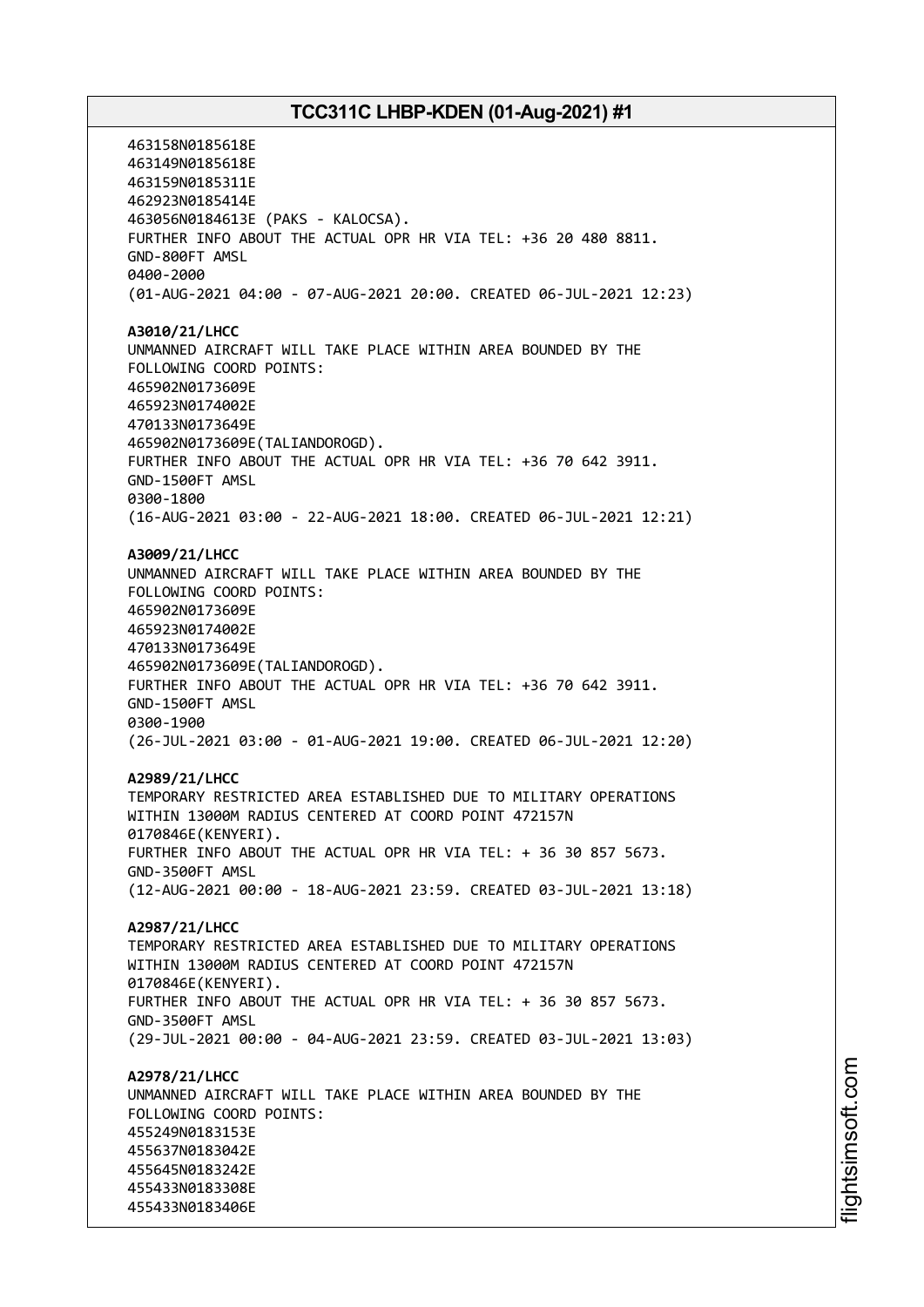463158N0185618E
463149N0185618E
463159N0185311E
462923N0185414E
463056N0184613E (PAKS - KALOCSA).
FURTHER INFO ABOUT THE ACTUAL OPR HR VIA TEL: +36 20 480 8811.
GND-800FT AMSL
0400-2000
(01-AUG-2021 04:00 - 07-AUG-2021 20:00. CREATED 06-JUL-2021 12:23)

**A3010/21/LHCC**
UNMANNED AIRCRAFT WILL TAKE PLACE WITHIN AREA BOUNDED BY THE FOLLOWING COORD POINTS:
465902N0173609E
465923N0174002E
470133N0173649E
465902N0173609E(TALIANDOROGD).
FURTHER INFO ABOUT THE ACTUAL OPR HR VIA TEL: +36 70 642 3911.
GND-1500FT AMSL
0300-1800
(16-AUG-2021 03:00 - 22-AUG-2021 18:00. CREATED 06-JUL-2021 12:21)

**A3009/21/LHCC**
UNMANNED AIRCRAFT WILL TAKE PLACE WITHIN AREA BOUNDED BY THE FOLLOWING COORD POINTS:
465902N0173609E
465923N0174002E
470133N0173649E
465902N0173609E(TALIANDOROGD).
FURTHER INFO ABOUT THE ACTUAL OPR HR VIA TEL: +36 70 642 3911.
GND-1500FT AMSL
0300-1900
(26-JUL-2021 03:00 - 01-AUG-2021 19:00. CREATED 06-JUL-2021 12:20)

**A2989/21/LHCC**
TEMPORARY RESTRICTED AREA ESTABLISHED DUE TO MILITARY OPERATIONS WITHIN 13000M RADIUS CENTERED AT COORD POINT 472157N 0170846E(KENYERI).
FURTHER INFO ABOUT THE ACTUAL OPR HR VIA TEL: + 36 30 857 5673.
GND-3500FT AMSL
(12-AUG-2021 00:00 - 18-AUG-2021 23:59. CREATED 03-JUL-2021 13:18)

**A2987/21/LHCC**
TEMPORARY RESTRICTED AREA ESTABLISHED DUE TO MILITARY OPERATIONS WITHIN 13000M RADIUS CENTERED AT COORD POINT 472157N 0170846E(KENYERI).
FURTHER INFO ABOUT THE ACTUAL OPR HR VIA TEL: + 36 30 857 5673.
GND-3500FT AMSL
(29-JUL-2021 00:00 - 04-AUG-2021 23:59. CREATED 03-JUL-2021 13:03)

**A2978/21/LHCC**
UNMANNED AIRCRAFT WILL TAKE PLACE WITHIN AREA BOUNDED BY THE FOLLOWING COORD POINTS:
455249N0183153E
455637N0183042E
455645N0183242E
455433N0183308E
455433N0183406E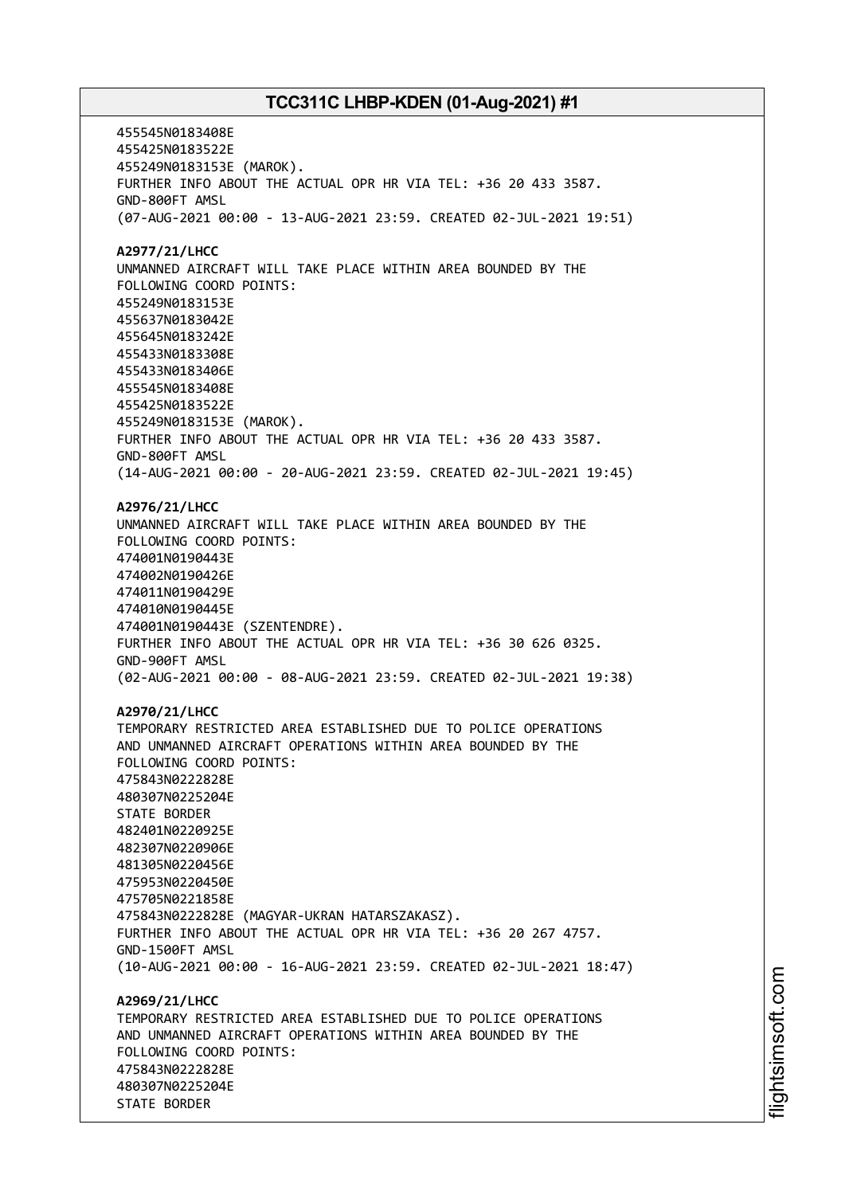455545N0183408E
455425N0183522E
455249N0183153E (MAROK).
FURTHER INFO ABOUT THE ACTUAL OPR HR VIA TEL: +36 20 433 3587.
GND-800FT AMSL
(07-AUG-2021 00:00 - 13-AUG-2021 23:59. CREATED 02-JUL-2021 19:51)

**A2977/21/LHCC**
UNMANNED AIRCRAFT WILL TAKE PLACE WITHIN AREA BOUNDED BY THE
FOLLOWING COORD POINTS:
455249N0183153E
455637N0183042E
455645N0183242E
455433N0183308E
455433N0183406E
455545N0183408E
455425N0183522E
455249N0183153E (MAROK).
FURTHER INFO ABOUT THE ACTUAL OPR HR VIA TEL: +36 20 433 3587.
GND-800FT AMSL
(14-AUG-2021 00:00 - 20-AUG-2021 23:59. CREATED 02-JUL-2021 19:45)

**A2976/21/LHCC**
UNMANNED AIRCRAFT WILL TAKE PLACE WITHIN AREA BOUNDED BY THE
FOLLOWING COORD POINTS:
474001N0190443E
474002N0190426E
474011N0190429E
474010N0190445E
474001N0190443E (SZENTENDRE).
FURTHER INFO ABOUT THE ACTUAL OPR HR VIA TEL: +36 30 626 0325.
GND-900FT AMSL
(02-AUG-2021 00:00 - 08-AUG-2021 23:59. CREATED 02-JUL-2021 19:38)

**A2970/21/LHCC**
TEMPORARY RESTRICTED AREA ESTABLISHED DUE TO POLICE OPERATIONS
AND UNMANNED AIRCRAFT OPERATIONS WITHIN AREA BOUNDED BY THE
FOLLOWING COORD POINTS:
475843N0222828E
480307N0225204E
STATE BORDER
482401N0220925E
482307N0220906E
481305N0220456E
475953N0220450E
475705N0221858E
475843N0222828E (MAGYAR-UKRAN HATARSZAKASZ).
FURTHER INFO ABOUT THE ACTUAL OPR HR VIA TEL: +36 20 267 4757.
GND-1500FT AMSL
(10-AUG-2021 00:00 - 16-AUG-2021 23:59. CREATED 02-JUL-2021 18:47)

**A2969/21/LHCC**
TEMPORARY RESTRICTED AREA ESTABLISHED DUE TO POLICE OPERATIONS
AND UNMANNED AIRCRAFT OPERATIONS WITHIN AREA BOUNDED BY THE
FOLLOWING COORD POINTS:
475843N0222828E
480307N0225204E
STATE BORDER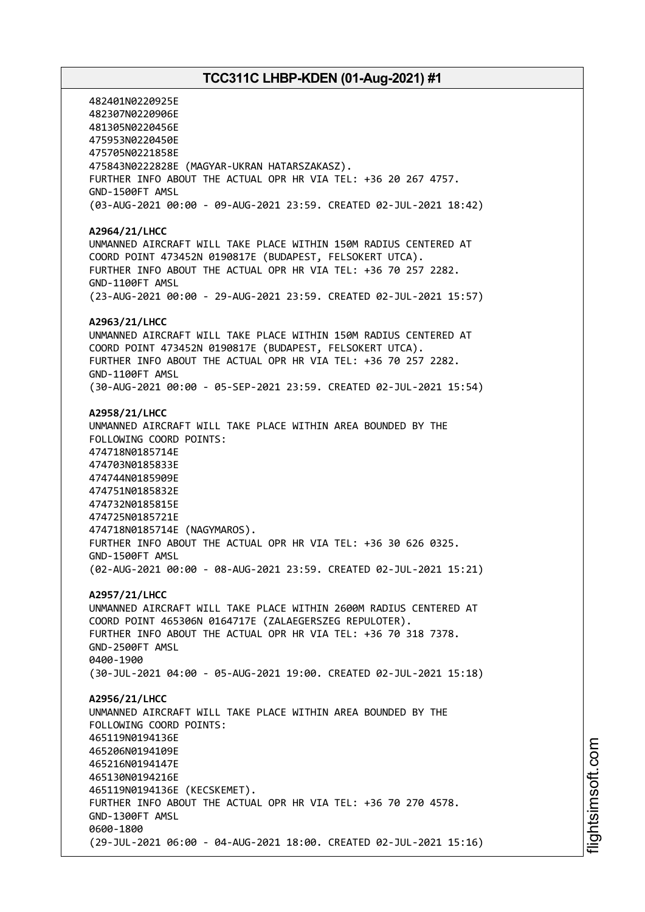482401N0220925E
482307N0220906E
481305N0220456E
475953N0220450E
475705N0221858E
475843N0222828E (MAGYAR-UKRAN HATARSZAKASZ).
FURTHER INFO ABOUT THE ACTUAL OPR HR VIA TEL: +36 20 267 4757.
GND-1500FT AMSL
(03-AUG-2021 00:00 - 09-AUG-2021 23:59. CREATED 02-JUL-2021 18:42)

**A2964/21/LHCC**
UNMANNED AIRCRAFT WILL TAKE PLACE WITHIN 150M RADIUS CENTERED AT COORD POINT 473452N 0190817E (BUDAPEST, FELSOKERT UTCA).
FURTHER INFO ABOUT THE ACTUAL OPR HR VIA TEL: +36 70 257 2282.
GND-1100FT AMSL
(23-AUG-2021 00:00 - 29-AUG-2021 23:59. CREATED 02-JUL-2021 15:57)

**A2963/21/LHCC**
UNMANNED AIRCRAFT WILL TAKE PLACE WITHIN 150M RADIUS CENTERED AT COORD POINT 473452N 0190817E (BUDAPEST, FELSOKERT UTCA).
FURTHER INFO ABOUT THE ACTUAL OPR HR VIA TEL: +36 70 257 2282.
GND-1100FT AMSL
(30-AUG-2021 00:00 - 05-SEP-2021 23:59. CREATED 02-JUL-2021 15:54)

**A2958/21/LHCC**
UNMANNED AIRCRAFT WILL TAKE PLACE WITHIN AREA BOUNDED BY THE FOLLOWING COORD POINTS:
474718N0185714E
474703N0185833E
474744N0185909E
474751N0185832E
474732N0185815E
474725N0185721E
474718N0185714E (NAGYMAROS).
FURTHER INFO ABOUT THE ACTUAL OPR HR VIA TEL: +36 30 626 0325.
GND-1500FT AMSL
(02-AUG-2021 00:00 - 08-AUG-2021 23:59. CREATED 02-JUL-2021 15:21)

**A2957/21/LHCC**
UNMANNED AIRCRAFT WILL TAKE PLACE WITHIN 2600M RADIUS CENTERED AT COORD POINT 465306N 0164717E (ZALAEGERSZEG REPULOTER).
FURTHER INFO ABOUT THE ACTUAL OPR HR VIA TEL: +36 70 318 7378.
GND-2500FT AMSL
0400-1900
(30-JUL-2021 04:00 - 05-AUG-2021 19:00. CREATED 02-JUL-2021 15:18)

**A2956/21/LHCC**
UNMANNED AIRCRAFT WILL TAKE PLACE WITHIN AREA BOUNDED BY THE FOLLOWING COORD POINTS:
465119N0194136E
465206N0194109E
465216N0194147E
465130N0194216E
465119N0194136E (KECSKEMET).
FURTHER INFO ABOUT THE ACTUAL OPR HR VIA TEL: +36 70 270 4578.
GND-1300FT AMSL
0600-1800
(29-JUL-2021 06:00 - 04-AUG-2021 18:00. CREATED 02-JUL-2021 15:16)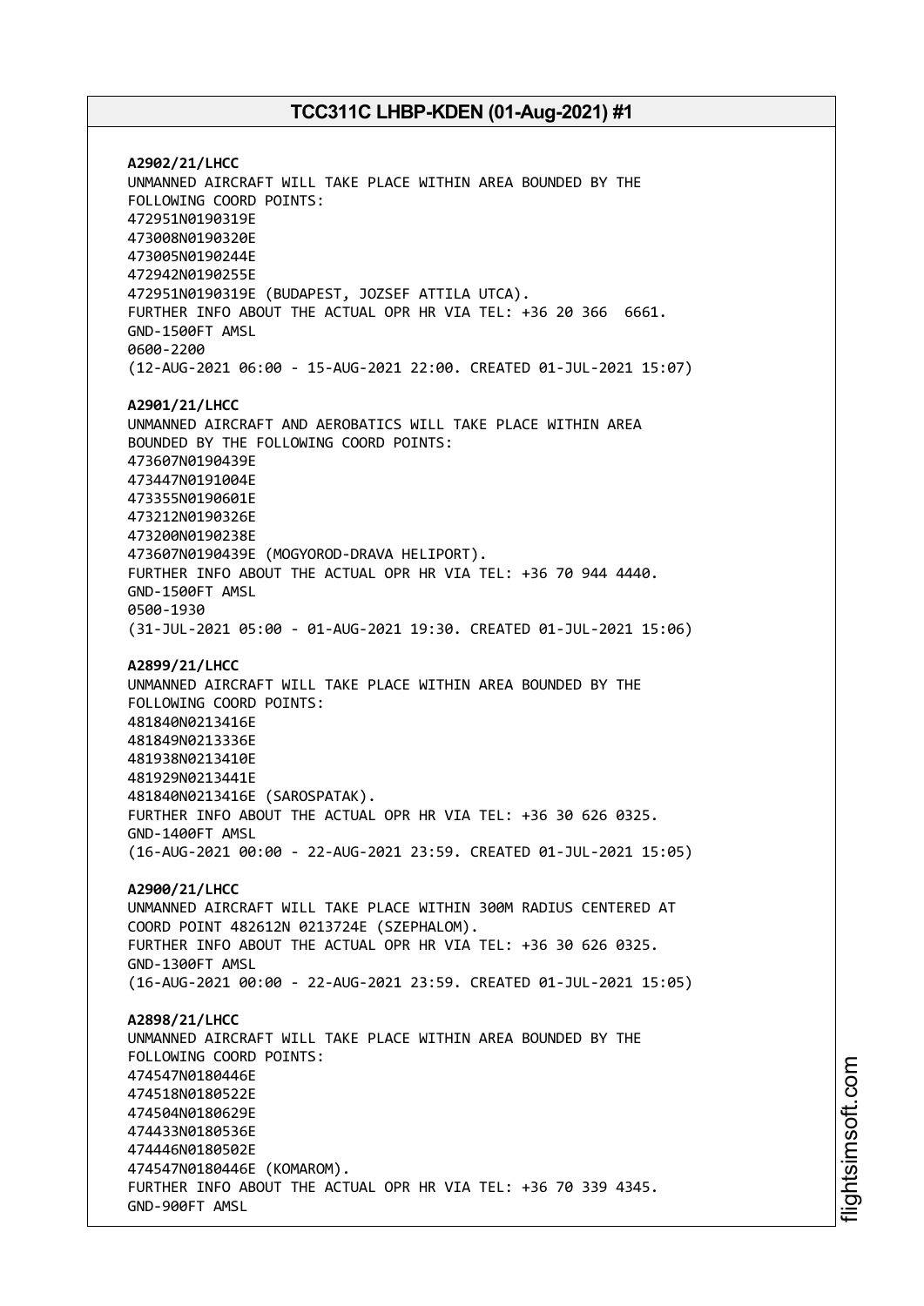**A2902/21/LHCC**
UNMANNED AIRCRAFT WILL TAKE PLACE WITHIN AREA BOUNDED BY THE FOLLOWING COORD POINTS:
472951N0190319E
473008N0190320E
473005N0190244E
472942N0190255E
472951N0190319E (BUDAPEST, JOZSEF ATTILA UTCA).
FURTHER INFO ABOUT THE ACTUAL OPR HR VIA TEL: +36 20 366 6661.
GND-1500FT AMSL
0600-2200
(12-AUG-2021 06:00 - 15-AUG-2021 22:00. CREATED 01-JUL-2021 15:07)

**A2901/21/LHCC**
UNMANNED AIRCRAFT AND AEROBATICS WILL TAKE PLACE WITHIN AREA BOUNDED BY THE FOLLOWING COORD POINTS:
473607N0190439E
473447N0191004E
473355N0190601E
473212N0190326E
473200N0190238E
473607N0190439E (MOGYOROD-DRAVA HELIPORT).
FURTHER INFO ABOUT THE ACTUAL OPR HR VIA TEL: +36 70 944 4440.
GND-1500FT AMSL
0500-1930
(31-JUL-2021 05:00 - 01-AUG-2021 19:30. CREATED 01-JUL-2021 15:06)

**A2899/21/LHCC**
UNMANNED AIRCRAFT WILL TAKE PLACE WITHIN AREA BOUNDED BY THE FOLLOWING COORD POINTS:
481840N0213416E
481849N0213336E
481938N0213410E
481929N0213441E
481840N0213416E (SAROSPATAK).
FURTHER INFO ABOUT THE ACTUAL OPR HR VIA TEL: +36 30 626 0325.
GND-1400FT AMSL
(16-AUG-2021 00:00 - 22-AUG-2021 23:59. CREATED 01-JUL-2021 15:05)

**A2900/21/LHCC**
UNMANNED AIRCRAFT WILL TAKE PLACE WITHIN 300M RADIUS CENTERED AT COORD POINT 482612N 0213724E (SZEPHALOM).
FURTHER INFO ABOUT THE ACTUAL OPR HR VIA TEL: +36 30 626 0325.
GND-1300FT AMSL
(16-AUG-2021 00:00 - 22-AUG-2021 23:59. CREATED 01-JUL-2021 15:05)

**A2898/21/LHCC**
UNMANNED AIRCRAFT WILL TAKE PLACE WITHIN AREA BOUNDED BY THE FOLLOWING COORD POINTS:
474547N0180446E
474518N0180522E
474504N0180629E
474433N0180536E
474446N0180502E
474547N0180446E (KOMAROM).
FURTHER INFO ABOUT THE ACTUAL OPR HR VIA TEL: +36 70 339 4345.
GND-900FT AMSL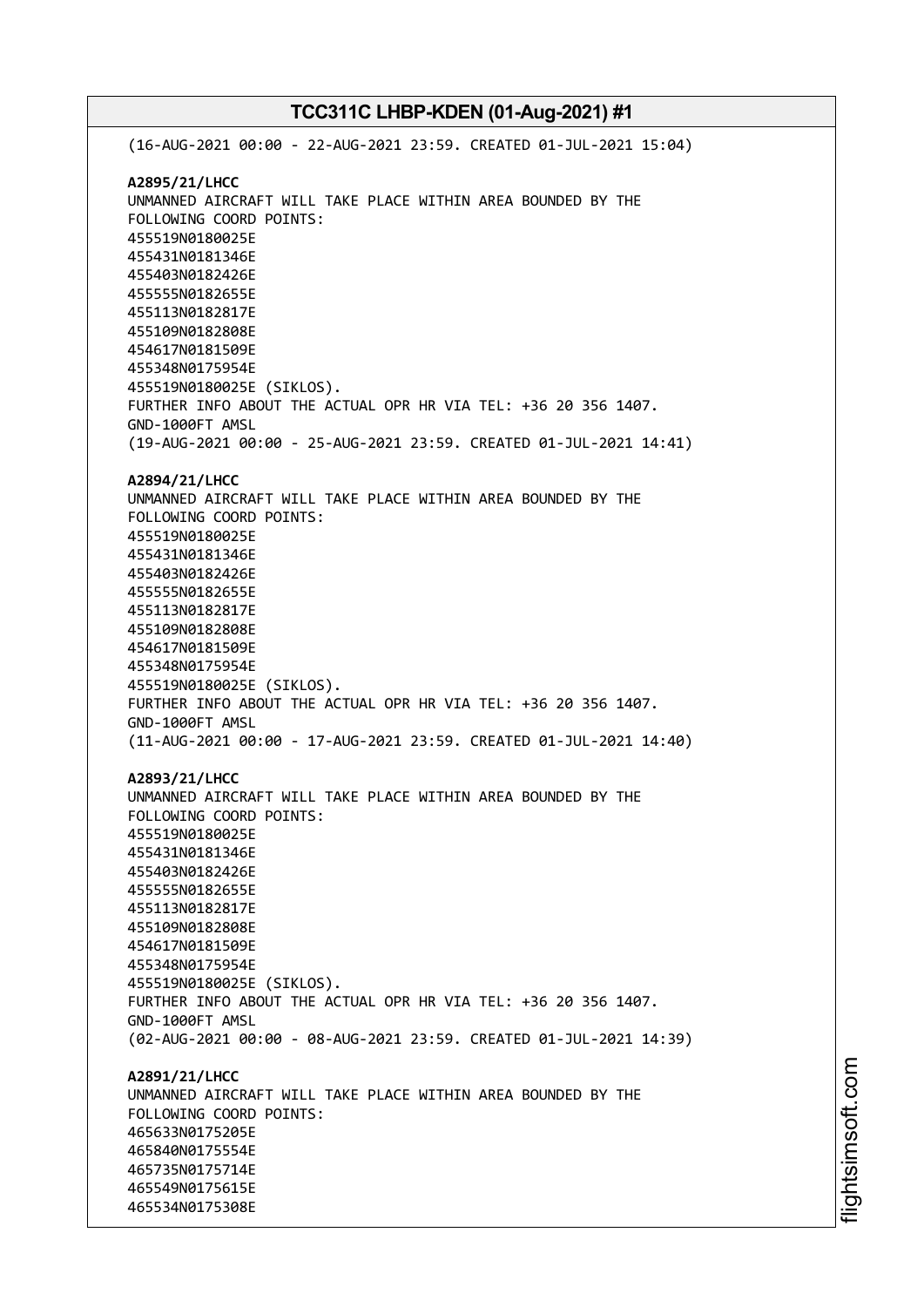(16-AUG-2021 00:00 - 22-AUG-2021 23:59. CREATED 01-JUL-2021 15:04)

**A2895/21/LHCC**
UNMANNED AIRCRAFT WILL TAKE PLACE WITHIN AREA BOUNDED BY THE FOLLOWING COORD POINTS:
455519N0180025E
455431N0181346E
455403N0182426E
455555N0182655E
455113N0182817E
455109N0182808E
454617N0181509E
455348N0175954E
455519N0180025E (SIKLOS).
FURTHER INFO ABOUT THE ACTUAL OPR HR VIA TEL: +36 20 356 1407.
GND-1000FT AMSL
(19-AUG-2021 00:00 - 25-AUG-2021 23:59. CREATED 01-JUL-2021 14:41)

**A2894/21/LHCC**
UNMANNED AIRCRAFT WILL TAKE PLACE WITHIN AREA BOUNDED BY THE FOLLOWING COORD POINTS:
455519N0180025E
455431N0181346E
455403N0182426E
455555N0182655E
455113N0182817E
455109N0182808E
454617N0181509E
455348N0175954E
455519N0180025E (SIKLOS).
FURTHER INFO ABOUT THE ACTUAL OPR HR VIA TEL: +36 20 356 1407.
GND-1000FT AMSL
(11-AUG-2021 00:00 - 17-AUG-2021 23:59. CREATED 01-JUL-2021 14:40)

**A2893/21/LHCC**
UNMANNED AIRCRAFT WILL TAKE PLACE WITHIN AREA BOUNDED BY THE FOLLOWING COORD POINTS:
455519N0180025E
455431N0181346E
455403N0182426E
455555N0182655E
455113N0182817E
455109N0182808E
454617N0181509E
455348N0175954E
455519N0180025E (SIKLOS).
FURTHER INFO ABOUT THE ACTUAL OPR HR VIA TEL: +36 20 356 1407.
GND-1000FT AMSL
(02-AUG-2021 00:00 - 08-AUG-2021 23:59. CREATED 01-JUL-2021 14:39)

**A2891/21/LHCC**
UNMANNED AIRCRAFT WILL TAKE PLACE WITHIN AREA BOUNDED BY THE FOLLOWING COORD POINTS:
465633N0175205E
465840N0175554E
465735N0175714E
465549N0175615E
465534N0175308E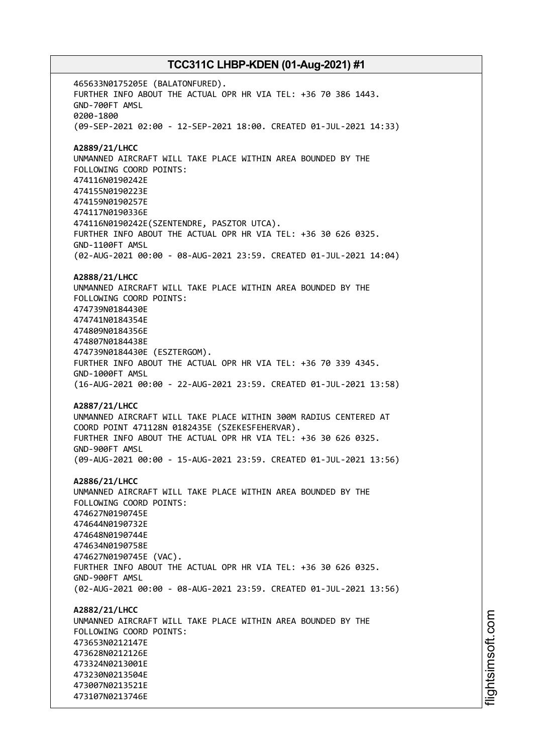465633N0175205E (BALATONFURED).
FURTHER INFO ABOUT THE ACTUAL OPR HR VIA TEL: +36 70 386 1443.
GND-700FT AMSL
0200-1800
(09-SEP-2021 02:00 - 12-SEP-2021 18:00. CREATED 01-JUL-2021 14:33)

**A2889/21/LHCC**
UNMANNED AIRCRAFT WILL TAKE PLACE WITHIN AREA BOUNDED BY THE
FOLLOWING COORD POINTS:
474116N0190242E
474155N0190223E
474159N0190257E
474117N0190336E
474116N0190242E(SZENTENDRE, PASZTOR UTCA).
FURTHER INFO ABOUT THE ACTUAL OPR HR VIA TEL: +36 30 626 0325.
GND-1100FT AMSL
(02-AUG-2021 00:00 - 08-AUG-2021 23:59. CREATED 01-JUL-2021 14:04)

**A2888/21/LHCC**
UNMANNED AIRCRAFT WILL TAKE PLACE WITHIN AREA BOUNDED BY THE
FOLLOWING COORD POINTS:
474739N0184430E
474741N0184354E
474809N0184356E
474807N0184438E
474739N0184430E (ESZTERGOM).
FURTHER INFO ABOUT THE ACTUAL OPR HR VIA TEL: +36 70 339 4345.
GND-1000FT AMSL
(16-AUG-2021 00:00 - 22-AUG-2021 23:59. CREATED 01-JUL-2021 13:58)

**A2887/21/LHCC**
UNMANNED AIRCRAFT WILL TAKE PLACE WITHIN 300M RADIUS CENTERED AT
COORD POINT 471128N 0182435E (SZEKESFEHERVAR).
FURTHER INFO ABOUT THE ACTUAL OPR HR VIA TEL: +36 30 626 0325.
GND-900FT AMSL
(09-AUG-2021 00:00 - 15-AUG-2021 23:59. CREATED 01-JUL-2021 13:56)

**A2886/21/LHCC**
UNMANNED AIRCRAFT WILL TAKE PLACE WITHIN AREA BOUNDED BY THE
FOLLOWING COORD POINTS:
474627N0190745E
474644N0190732E
474648N0190744E
474634N0190758E
474627N0190745E (VAC).
FURTHER INFO ABOUT THE ACTUAL OPR HR VIA TEL: +36 30 626 0325.
GND-900FT AMSL
(02-AUG-2021 00:00 - 08-AUG-2021 23:59. CREATED 01-JUL-2021 13:56)

**A2882/21/LHCC**
UNMANNED AIRCRAFT WILL TAKE PLACE WITHIN AREA BOUNDED BY THE
FOLLOWING COORD POINTS:
473653N0212147E
473628N0212126E
473324N0213001E
473230N0213504E
473007N0213521E
473107N0213746E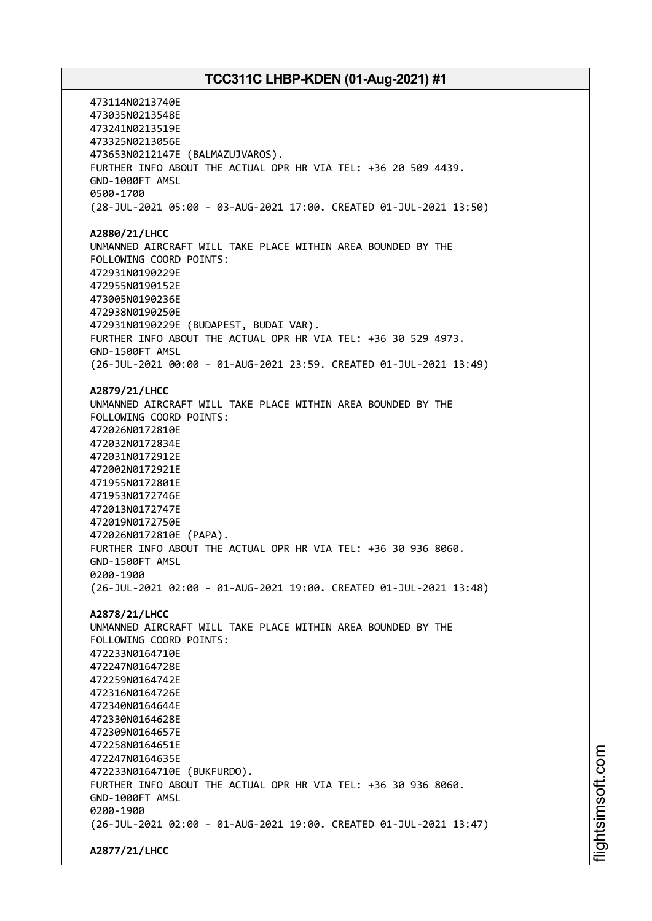473114N0213740E
473035N0213548E
473241N0213519E
473325N0213056E
473653N0212147E (BALMAZUJVAROS).
FURTHER INFO ABOUT THE ACTUAL OPR HR VIA TEL: +36 20 509 4439.
GND-1000FT AMSL
0500-1700
(28-JUL-2021 05:00 - 03-AUG-2021 17:00. CREATED 01-JUL-2021 13:50)

**A2880/21/LHCC**
UNMANNED AIRCRAFT WILL TAKE PLACE WITHIN AREA BOUNDED BY THE
FOLLOWING COORD POINTS:
472931N0190229E
472955N0190152E
473005N0190236E
472938N0190250E
472931N0190229E (BUDAPEST, BUDAI VAR).
FURTHER INFO ABOUT THE ACTUAL OPR HR VIA TEL: +36 30 529 4973.
GND-1500FT AMSL
(26-JUL-2021 00:00 - 01-AUG-2021 23:59. CREATED 01-JUL-2021 13:49)

**A2879/21/LHCC**
UNMANNED AIRCRAFT WILL TAKE PLACE WITHIN AREA BOUNDED BY THE
FOLLOWING COORD POINTS:
472026N0172810E
472032N0172834E
472031N0172912E
472002N0172921E
471955N0172801E
471953N0172746E
472013N0172747E
472019N0172750E
472026N0172810E (PAPA).
FURTHER INFO ABOUT THE ACTUAL OPR HR VIA TEL: +36 30 936 8060.
GND-1500FT AMSL
0200-1900
(26-JUL-2021 02:00 - 01-AUG-2021 19:00. CREATED 01-JUL-2021 13:48)

**A2878/21/LHCC**
UNMANNED AIRCRAFT WILL TAKE PLACE WITHIN AREA BOUNDED BY THE
FOLLOWING COORD POINTS:
472233N0164710E
472247N0164728E
472259N0164742E
472316N0164726E
472340N0164644E
472330N0164628E
472309N0164657E
472258N0164651E
472247N0164635E
472233N0164710E (BUKFURDO).
FURTHER INFO ABOUT THE ACTUAL OPR HR VIA TEL: +36 30 936 8060.
GND-1000FT AMSL
0200-1900
(26-JUL-2021 02:00 - 01-AUG-2021 19:00. CREATED 01-JUL-2021 13:47)

**A2877/21/LHCC**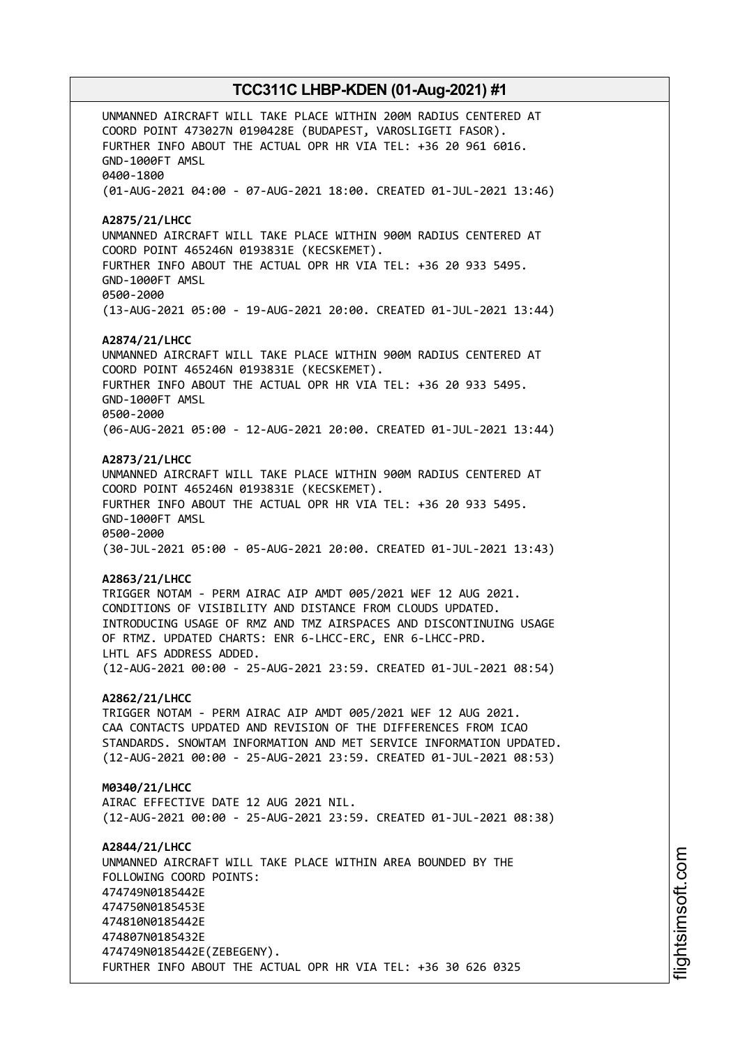UNMANNED AIRCRAFT WILL TAKE PLACE WITHIN 200M RADIUS CENTERED AT
COORD POINT 473027N 0190428E (BUDAPEST, VAROSLIGETI FASOR).
FURTHER INFO ABOUT THE ACTUAL OPR HR VIA TEL: +36 20 961 6016.
GND-1000FT AMSL
0400-1800
(01-AUG-2021 04:00 - 07-AUG-2021 18:00. CREATED 01-JUL-2021 13:46)

**A2875/21/LHCC**
UNMANNED AIRCRAFT WILL TAKE PLACE WITHIN 900M RADIUS CENTERED AT
COORD POINT 465246N 0193831E (KECSKEMET).
FURTHER INFO ABOUT THE ACTUAL OPR HR VIA TEL: +36 20 933 5495.
GND-1000FT AMSL
0500-2000
(13-AUG-2021 05:00 - 19-AUG-2021 20:00. CREATED 01-JUL-2021 13:44)

**A2874/21/LHCC**
UNMANNED AIRCRAFT WILL TAKE PLACE WITHIN 900M RADIUS CENTERED AT
COORD POINT 465246N 0193831E (KECSKEMET).
FURTHER INFO ABOUT THE ACTUAL OPR HR VIA TEL: +36 20 933 5495.
GND-1000FT AMSL
0500-2000
(06-AUG-2021 05:00 - 12-AUG-2021 20:00. CREATED 01-JUL-2021 13:44)

**A2873/21/LHCC**
UNMANNED AIRCRAFT WILL TAKE PLACE WITHIN 900M RADIUS CENTERED AT
COORD POINT 465246N 0193831E (KECSKEMET).
FURTHER INFO ABOUT THE ACTUAL OPR HR VIA TEL: +36 20 933 5495.
GND-1000FT AMSL
0500-2000
(30-JUL-2021 05:00 - 05-AUG-2021 20:00. CREATED 01-JUL-2021 13:43)

**A2863/21/LHCC**
TRIGGER NOTAM - PERM AIRAC AIP AMDT 005/2021 WEF 12 AUG 2021.
CONDITIONS OF VISIBILITY AND DISTANCE FROM CLOUDS UPDATED.
INTRODUCING USAGE OF RMZ AND TMZ AIRSPACES AND DISCONTINUING USAGE
OF RTMZ. UPDATED CHARTS: ENR 6-LHCC-ERC, ENR 6-LHCC-PRD.
LHTL AFS ADDRESS ADDED.
(12-AUG-2021 00:00 - 25-AUG-2021 23:59. CREATED 01-JUL-2021 08:54)

**A2862/21/LHCC**
TRIGGER NOTAM - PERM AIRAC AIP AMDT 005/2021 WEF 12 AUG 2021.
CAA CONTACTS UPDATED AND REVISION OF THE DIFFERENCES FROM ICAO
STANDARDS. SNOWTAM INFORMATION AND MET SERVICE INFORMATION UPDATED.
(12-AUG-2021 00:00 - 25-AUG-2021 23:59. CREATED 01-JUL-2021 08:53)

**M0340/21/LHCC**
AIRAC EFFECTIVE DATE 12 AUG 2021 NIL.
(12-AUG-2021 00:00 - 25-AUG-2021 23:59. CREATED 01-JUL-2021 08:38)

**A2844/21/LHCC**
UNMANNED AIRCRAFT WILL TAKE PLACE WITHIN AREA BOUNDED BY THE
FOLLOWING COORD POINTS:
474749N0185442E
474750N0185453E
474810N0185442E
474807N0185432E
474749N0185442E(ZEBEGENY).
FURTHER INFO ABOUT THE ACTUAL OPR HR VIA TEL: +36 30 626 0325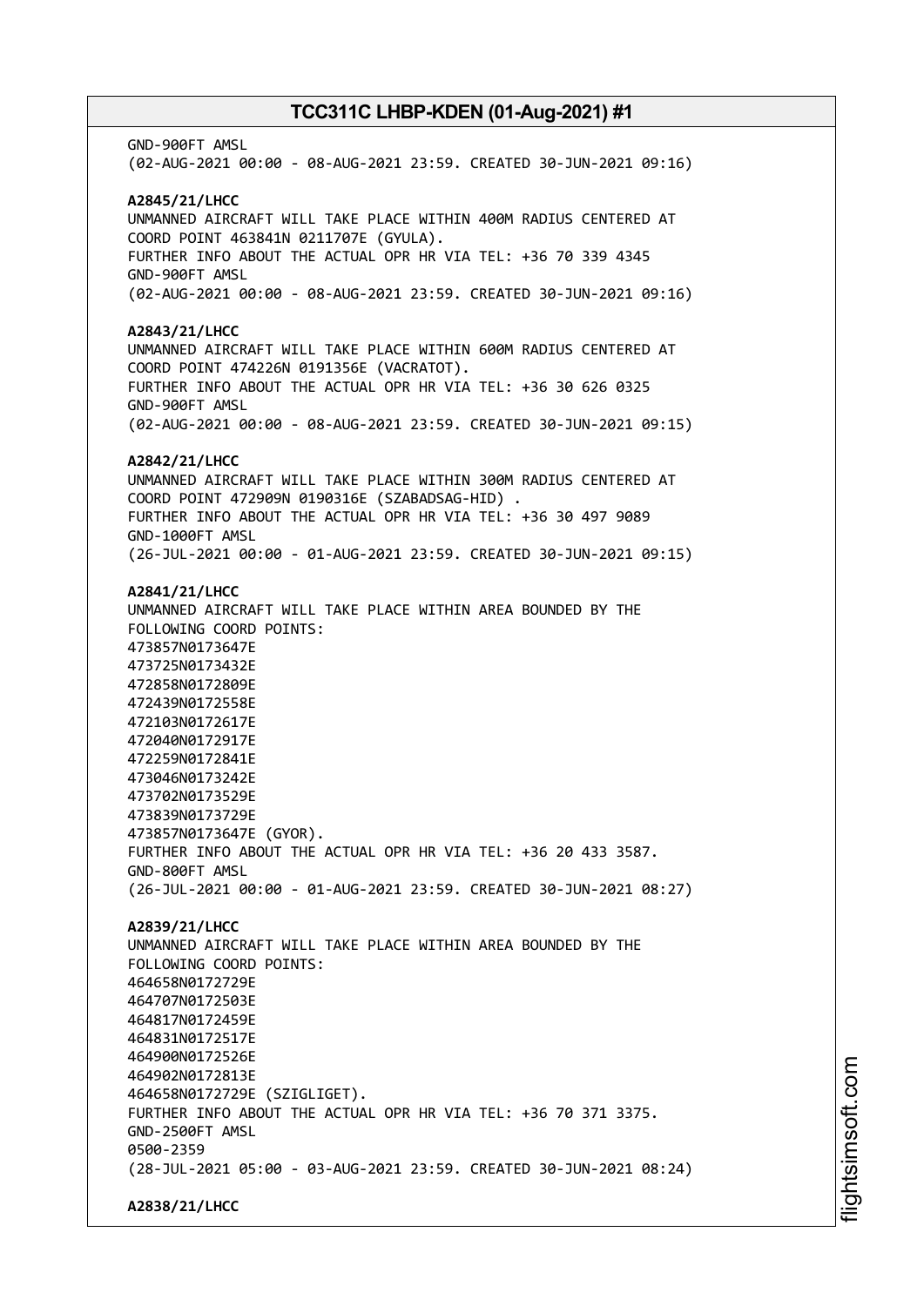GND-900FT AMSL
(02-AUG-2021 00:00 - 08-AUG-2021 23:59. CREATED 30-JUN-2021 09:16)

**A2845/21/LHCC**
UNMANNED AIRCRAFT WILL TAKE PLACE WITHIN 400M RADIUS CENTERED AT COORD POINT 463841N 0211707E (GYULA).
FURTHER INFO ABOUT THE ACTUAL OPR HR VIA TEL: +36 70 339 4345
GND-900FT AMSL
(02-AUG-2021 00:00 - 08-AUG-2021 23:59. CREATED 30-JUN-2021 09:16)

**A2843/21/LHCC**
UNMANNED AIRCRAFT WILL TAKE PLACE WITHIN 600M RADIUS CENTERED AT COORD POINT 474226N 0191356E (VACRATOT).
FURTHER INFO ABOUT THE ACTUAL OPR HR VIA TEL: +36 30 626 0325
GND-900FT AMSL
(02-AUG-2021 00:00 - 08-AUG-2021 23:59. CREATED 30-JUN-2021 09:15)

**A2842/21/LHCC**
UNMANNED AIRCRAFT WILL TAKE PLACE WITHIN 300M RADIUS CENTERED AT COORD POINT 472909N 0190316E (SZABADSAG-HID) .
FURTHER INFO ABOUT THE ACTUAL OPR HR VIA TEL: +36 30 497 9089
GND-1000FT AMSL
(26-JUL-2021 00:00 - 01-AUG-2021 23:59. CREATED 30-JUN-2021 09:15)

**A2841/21/LHCC**
UNMANNED AIRCRAFT WILL TAKE PLACE WITHIN AREA BOUNDED BY THE FOLLOWING COORD POINTS:
473857N0173647E
473725N0173432E
472858N0172809E
472439N0172558E
472103N0172617E
472040N0172917E
472259N0172841E
473046N0173242E
473702N0173529E
473839N0173729E
473857N0173647E (GYOR).
FURTHER INFO ABOUT THE ACTUAL OPR HR VIA TEL: +36 20 433 3587.
GND-800FT AMSL
(26-JUL-2021 00:00 - 01-AUG-2021 23:59. CREATED 30-JUN-2021 08:27)

**A2839/21/LHCC**
UNMANNED AIRCRAFT WILL TAKE PLACE WITHIN AREA BOUNDED BY THE FOLLOWING COORD POINTS:
464658N0172729E
464707N0172503E
464817N0172459E
464831N0172517E
464900N0172526E
464902N0172813E
464658N0172729E (SZIGLIGET).
FURTHER INFO ABOUT THE ACTUAL OPR HR VIA TEL: +36 70 371 3375.
GND-2500FT AMSL
0500-2359
(28-JUL-2021 05:00 - 03-AUG-2021 23:59. CREATED 30-JUN-2021 08:24)

**A2838/21/LHCC**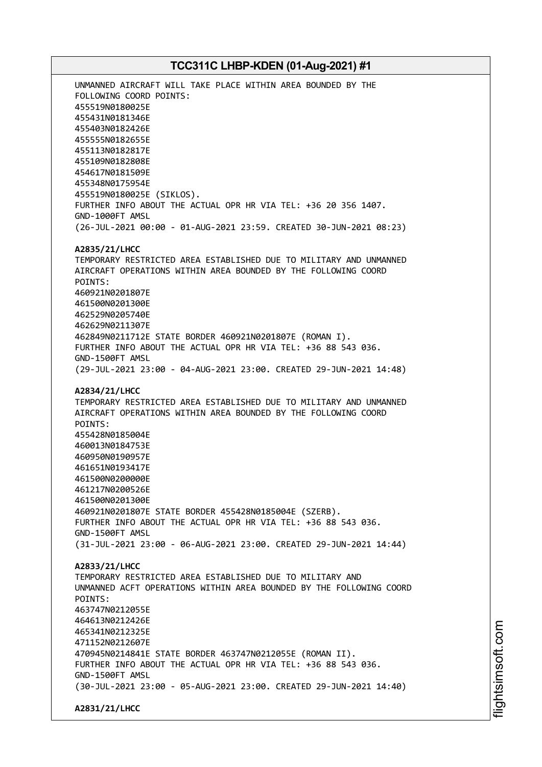UNMANNED AIRCRAFT WILL TAKE PLACE WITHIN AREA BOUNDED BY THE FOLLOWING COORD POINTS:
455519N0180025E
455431N0181346E
455403N0182426E
455555N0182655E
455113N0182817E
455109N0182808E
454617N0181509E
455348N0175954E
455519N0180025E (SIKLOS).
FURTHER INFO ABOUT THE ACTUAL OPR HR VIA TEL: +36 20 356 1407.
GND-1000FT AMSL
(26-JUL-2021 00:00 - 01-AUG-2021 23:59. CREATED 30-JUN-2021 08:23)

**A2835/21/LHCC**
TEMPORARY RESTRICTED AREA ESTABLISHED DUE TO MILITARY AND UNMANNED AIRCRAFT OPERATIONS WITHIN AREA BOUNDED BY THE FOLLOWING COORD POINTS:
460921N0201807E
461500N0201300E
462529N0205740E
462629N0211307E
462849N0211712E STATE BORDER 460921N0201807E (ROMAN I).
FURTHER INFO ABOUT THE ACTUAL OPR HR VIA TEL: +36 88 543 036.
GND-1500FT AMSL
(29-JUL-2021 23:00 - 04-AUG-2021 23:00. CREATED 29-JUN-2021 14:48)

**A2834/21/LHCC**
TEMPORARY RESTRICTED AREA ESTABLISHED DUE TO MILITARY AND UNMANNED AIRCRAFT OPERATIONS WITHIN AREA BOUNDED BY THE FOLLOWING COORD POINTS:
455428N0185004E
460013N0184753E
460950N0190957E
461651N0193417E
461500N0200000E
461217N0200526E
461500N0201300E
460921N0201807E STATE BORDER 455428N0185004E (SZERB).
FURTHER INFO ABOUT THE ACTUAL OPR HR VIA TEL: +36 88 543 036.
GND-1500FT AMSL
(31-JUL-2021 23:00 - 06-AUG-2021 23:00. CREATED 29-JUN-2021 14:44)

**A2833/21/LHCC**
TEMPORARY RESTRICTED AREA ESTABLISHED DUE TO MILITARY AND UNMANNED ACFT OPERATIONS WITHIN AREA BOUNDED BY THE FOLLOWING COORD POINTS:
463747N0212055E
464613N0212426E
465341N0212325E
471152N0212607E
470945N0214841E STATE BORDER 463747N0212055E (ROMAN II).
FURTHER INFO ABOUT THE ACTUAL OPR HR VIA TEL: +36 88 543 036.
GND-1500FT AMSL
(30-JUL-2021 23:00 - 05-AUG-2021 23:00. CREATED 29-JUN-2021 14:40)

**A2831/21/LHCC**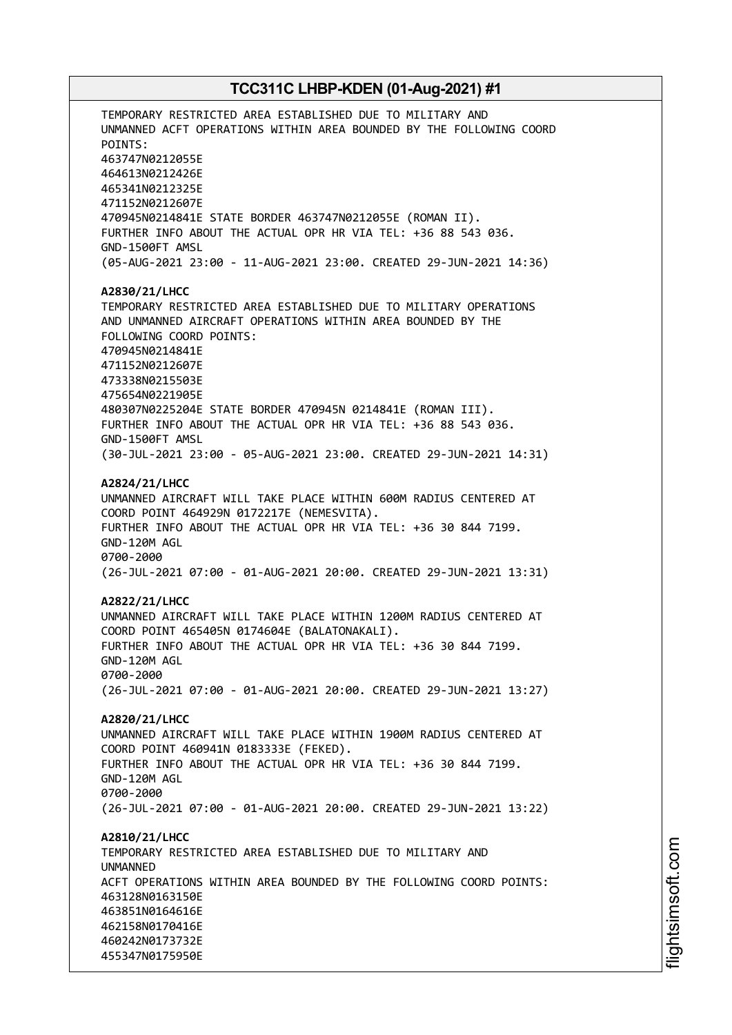TEMPORARY RESTRICTED AREA ESTABLISHED DUE TO MILITARY AND UNMANNED ACFT OPERATIONS WITHIN AREA BOUNDED BY THE FOLLOWING COORD POINTS:
463747N0212055E
464613N0212426E
465341N0212325E
471152N0212607E
470945N0214841E STATE BORDER 463747N0212055E (ROMAN II).
FURTHER INFO ABOUT THE ACTUAL OPR HR VIA TEL: +36 88 543 036.
GND-1500FT AMSL
(05-AUG-2021 23:00 - 11-AUG-2021 23:00. CREATED 29-JUN-2021 14:36)

**A2830/21/LHCC**
TEMPORARY RESTRICTED AREA ESTABLISHED DUE TO MILITARY OPERATIONS AND UNMANNED AIRCRAFT OPERATIONS WITHIN AREA BOUNDED BY THE FOLLOWING COORD POINTS:
470945N0214841E
471152N0212607E
473338N0215503E
475654N0221905E
480307N0225204E STATE BORDER 470945N 0214841E (ROMAN III).
FURTHER INFO ABOUT THE ACTUAL OPR HR VIA TEL: +36 88 543 036.
GND-1500FT AMSL
(30-JUL-2021 23:00 - 05-AUG-2021 23:00. CREATED 29-JUN-2021 14:31)

**A2824/21/LHCC**
UNMANNED AIRCRAFT WILL TAKE PLACE WITHIN 600M RADIUS CENTERED AT COORD POINT 464929N 0172217E (NEMESVITA).
FURTHER INFO ABOUT THE ACTUAL OPR HR VIA TEL: +36 30 844 7199.
GND-120M AGL
0700-2000
(26-JUL-2021 07:00 - 01-AUG-2021 20:00. CREATED 29-JUN-2021 13:31)

**A2822/21/LHCC**
UNMANNED AIRCRAFT WILL TAKE PLACE WITHIN 1200M RADIUS CENTERED AT COORD POINT 465405N 0174604E (BALATONAKALI).
FURTHER INFO ABOUT THE ACTUAL OPR HR VIA TEL: +36 30 844 7199.
GND-120M AGL
0700-2000
(26-JUL-2021 07:00 - 01-AUG-2021 20:00. CREATED 29-JUN-2021 13:27)

**A2820/21/LHCC**
UNMANNED AIRCRAFT WILL TAKE PLACE WITHIN 1900M RADIUS CENTERED AT COORD POINT 460941N 0183333E (FEKED).
FURTHER INFO ABOUT THE ACTUAL OPR HR VIA TEL: +36 30 844 7199.
GND-120M AGL
0700-2000
(26-JUL-2021 07:00 - 01-AUG-2021 20:00. CREATED 29-JUN-2021 13:22)

**A2810/21/LHCC**
TEMPORARY RESTRICTED AREA ESTABLISHED DUE TO MILITARY AND UNMANNED
ACFT OPERATIONS WITHIN AREA BOUNDED BY THE FOLLOWING COORD POINTS:
463128N0163150E
463851N0164616E
462158N0170416E
460242N0173732E
455347N0175950E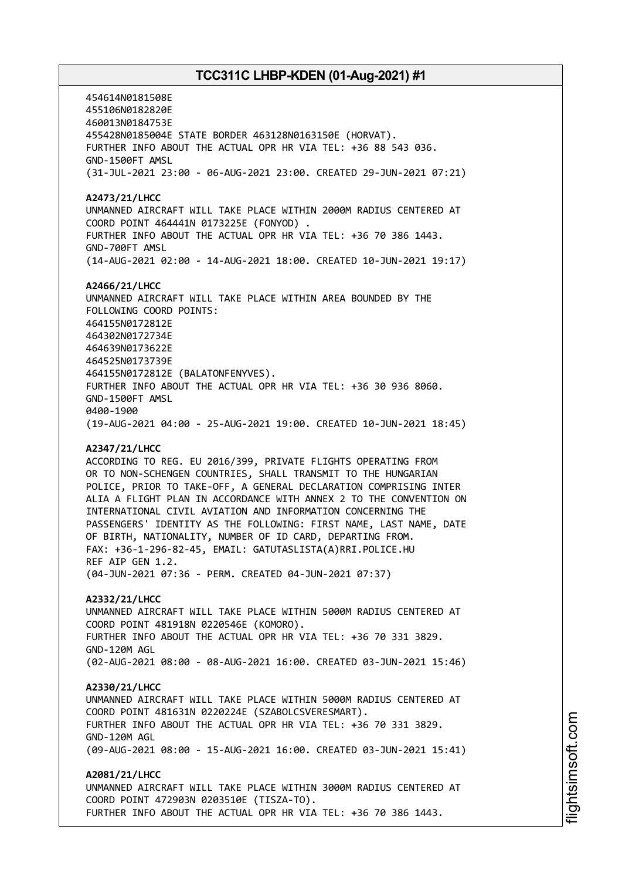454614N0181508E
455106N0182820E
460013N0184753E
455428N0185004E STATE BORDER 463128N0163150E (HORVAT).
FURTHER INFO ABOUT THE ACTUAL OPR HR VIA TEL: +36 88 543 036.
GND-1500FT AMSL
(31-JUL-2021 23:00 - 06-AUG-2021 23:00. CREATED 29-JUN-2021 07:21)

**A2473/21/LHCC**
UNMANNED AIRCRAFT WILL TAKE PLACE WITHIN 2000M RADIUS CENTERED AT COORD POINT 464441N 0173225E (FONYOD) .
FURTHER INFO ABOUT THE ACTUAL OPR HR VIA TEL: +36 70 386 1443.
GND-700FT AMSL
(14-AUG-2021 02:00 - 14-AUG-2021 18:00. CREATED 10-JUN-2021 19:17)

**A2466/21/LHCC**
UNMANNED AIRCRAFT WILL TAKE PLACE WITHIN AREA BOUNDED BY THE FOLLOWING COORD POINTS:
464155N0172812E
464302N0172734E
464639N0173622E
464525N0173739E
464155N0172812E (BALATONFENYVES).
FURTHER INFO ABOUT THE ACTUAL OPR HR VIA TEL: +36 30 936 8060.
GND-1500FT AMSL
0400-1900
(19-AUG-2021 04:00 - 25-AUG-2021 19:00. CREATED 10-JUN-2021 18:45)

**A2347/21/LHCC**
ACCORDING TO REG. EU 2016/399, PRIVATE FLIGHTS OPERATING FROM OR TO NON-SCHENGEN COUNTRIES, SHALL TRANSMIT TO THE HUNGARIAN POLICE, PRIOR TO TAKE-OFF, A GENERAL DECLARATION COMPRISING INTER ALIA A FLIGHT PLAN IN ACCORDANCE WITH ANNEX 2 TO THE CONVENTION ON INTERNATIONAL CIVIL AVIATION AND INFORMATION CONCERNING THE PASSENGERS' IDENTITY AS THE FOLLOWING: FIRST NAME, LAST NAME, DATE OF BIRTH, NATIONALITY, NUMBER OF ID CARD, DEPARTING FROM.
FAX: +36-1-296-82-45, EMAIL: GATUTASLISTA(A)RRI.POLICE.HU
REF AIP GEN 1.2.
(04-JUN-2021 07:36 - PERM. CREATED 04-JUN-2021 07:37)

**A2332/21/LHCC**
UNMANNED AIRCRAFT WILL TAKE PLACE WITHIN 5000M RADIUS CENTERED AT COORD POINT 481918N 0220546E (KOMORO).
FURTHER INFO ABOUT THE ACTUAL OPR HR VIA TEL: +36 70 331 3829.
GND-120M AGL
(02-AUG-2021 08:00 - 08-AUG-2021 16:00. CREATED 03-JUN-2021 15:46)

**A2330/21/LHCC**
UNMANNED AIRCRAFT WILL TAKE PLACE WITHIN 5000M RADIUS CENTERED AT COORD POINT 481631N 0220224E (SZABOLCSVERESMART).
FURTHER INFO ABOUT THE ACTUAL OPR HR VIA TEL: +36 70 331 3829.
GND-120M AGL
(09-AUG-2021 08:00 - 15-AUG-2021 16:00. CREATED 03-JUN-2021 15:41)

**A2081/21/LHCC**
UNMANNED AIRCRAFT WILL TAKE PLACE WITHIN 3000M RADIUS CENTERED AT COORD POINT 472903N 0203510E (TISZA-TO).
FURTHER INFO ABOUT THE ACTUAL OPR HR VIA TEL: +36 70 386 1443.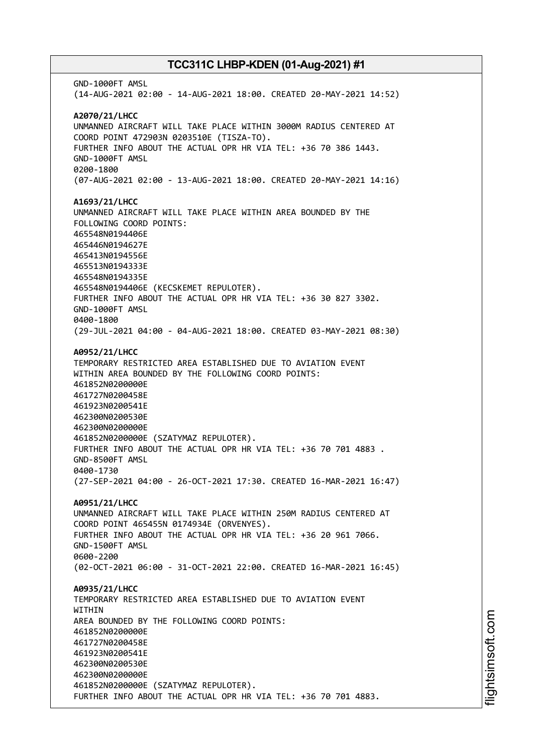GND-1000FT AMSL
(14-AUG-2021 02:00 - 14-AUG-2021 18:00. CREATED 20-MAY-2021 14:52)

**A2070/21/LHCC**
UNMANNED AIRCRAFT WILL TAKE PLACE WITHIN 3000M RADIUS CENTERED AT COORD POINT 472903N 0203510E (TISZA-TO).
FURTHER INFO ABOUT THE ACTUAL OPR HR VIA TEL: +36 70 386 1443.
GND-1000FT AMSL
0200-1800
(07-AUG-2021 02:00 - 13-AUG-2021 18:00. CREATED 20-MAY-2021 14:16)

**A1693/21/LHCC**
UNMANNED AIRCRAFT WILL TAKE PLACE WITHIN AREA BOUNDED BY THE FOLLOWING COORD POINTS:
465548N0194406E
465446N0194627E
465413N0194556E
465513N0194333E
465548N0194335E
465548N0194406E (KECSKEMET REPULOTER).
FURTHER INFO ABOUT THE ACTUAL OPR HR VIA TEL: +36 30 827 3302.
GND-1000FT AMSL
0400-1800
(29-JUL-2021 04:00 - 04-AUG-2021 18:00. CREATED 03-MAY-2021 08:30)

**A0952/21/LHCC**
TEMPORARY RESTRICTED AREA ESTABLISHED DUE TO AVIATION EVENT WITHIN AREA BOUNDED BY THE FOLLOWING COORD POINTS:
461852N0200000E
461727N0200458E
461923N0200541E
462300N0200530E
462300N0200000E
461852N0200000E (SZATYMAZ REPULOTER).
FURTHER INFO ABOUT THE ACTUAL OPR HR VIA TEL: +36 70 701 4883 .
GND-8500FT AMSL
0400-1730
(27-SEP-2021 04:00 - 26-OCT-2021 17:30. CREATED 16-MAR-2021 16:47)

**A0951/21/LHCC**
UNMANNED AIRCRAFT WILL TAKE PLACE WITHIN 250M RADIUS CENTERED AT COORD POINT 465455N 0174934E (ORVENYES).
FURTHER INFO ABOUT THE ACTUAL OPR HR VIA TEL: +36 20 961 7066.
GND-1500FT AMSL
0600-2200
(02-OCT-2021 06:00 - 31-OCT-2021 22:00. CREATED 16-MAR-2021 16:45)

**A0935/21/LHCC**
TEMPORARY RESTRICTED AREA ESTABLISHED DUE TO AVIATION EVENT
WITHIN
AREA BOUNDED BY THE FOLLOWING COORD POINTS:
461852N0200000E
461727N0200458E
461923N0200541E
462300N0200530E
462300N0200000E
461852N0200000E (SZATYMAZ REPULOTER).
FURTHER INFO ABOUT THE ACTUAL OPR HR VIA TEL: +36 70 701 4883.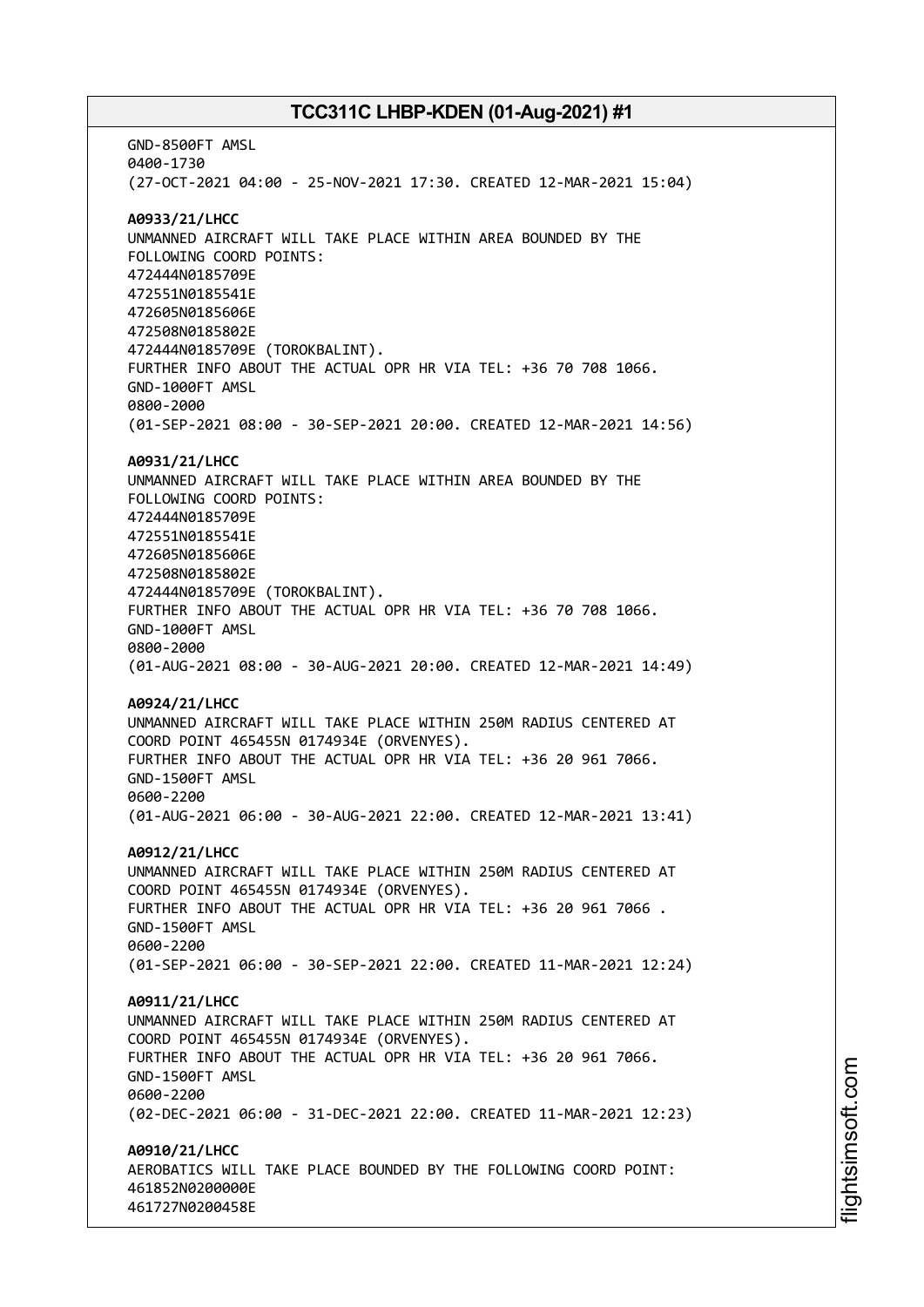GND-8500FT AMSL
0400-1730
(27-OCT-2021 04:00 - 25-NOV-2021 17:30. CREATED 12-MAR-2021 15:04)

**A0933/21/LHCC**
UNMANNED AIRCRAFT WILL TAKE PLACE WITHIN AREA BOUNDED BY THE
FOLLOWING COORD POINTS:
472444N0185709E
472551N0185541E
472605N0185606E
472508N0185802E
472444N0185709E (TOROKBALINT).
FURTHER INFO ABOUT THE ACTUAL OPR HR VIA TEL: +36 70 708 1066.
GND-1000FT AMSL
0800-2000
(01-SEP-2021 08:00 - 30-SEP-2021 20:00. CREATED 12-MAR-2021 14:56)

**A0931/21/LHCC**
UNMANNED AIRCRAFT WILL TAKE PLACE WITHIN AREA BOUNDED BY THE
FOLLOWING COORD POINTS:
472444N0185709E
472551N0185541E
472605N0185606E
472508N0185802E
472444N0185709E (TOROKBALINT).
FURTHER INFO ABOUT THE ACTUAL OPR HR VIA TEL: +36 70 708 1066.
GND-1000FT AMSL
0800-2000
(01-AUG-2021 08:00 - 30-AUG-2021 20:00. CREATED 12-MAR-2021 14:49)

**A0924/21/LHCC**
UNMANNED AIRCRAFT WILL TAKE PLACE WITHIN 250M RADIUS CENTERED AT
COORD POINT 465455N 0174934E (ORVENYES).
FURTHER INFO ABOUT THE ACTUAL OPR HR VIA TEL: +36 20 961 7066.
GND-1500FT AMSL
0600-2200
(01-AUG-2021 06:00 - 30-AUG-2021 22:00. CREATED 12-MAR-2021 13:41)

**A0912/21/LHCC**
UNMANNED AIRCRAFT WILL TAKE PLACE WITHIN 250M RADIUS CENTERED AT
COORD POINT 465455N 0174934E (ORVENYES).
FURTHER INFO ABOUT THE ACTUAL OPR HR VIA TEL: +36 20 961 7066 .
GND-1500FT AMSL
0600-2200
(01-SEP-2021 06:00 - 30-SEP-2021 22:00. CREATED 11-MAR-2021 12:24)

**A0911/21/LHCC**
UNMANNED AIRCRAFT WILL TAKE PLACE WITHIN 250M RADIUS CENTERED AT
COORD POINT 465455N 0174934E (ORVENYES).
FURTHER INFO ABOUT THE ACTUAL OPR HR VIA TEL: +36 20 961 7066.
GND-1500FT AMSL
0600-2200
(02-DEC-2021 06:00 - 31-DEC-2021 22:00. CREATED 11-MAR-2021 12:23)

**A0910/21/LHCC**
AEROBATICS WILL TAKE PLACE BOUNDED BY THE FOLLOWING COORD POINT:
461852N0200000E
461727N0200458E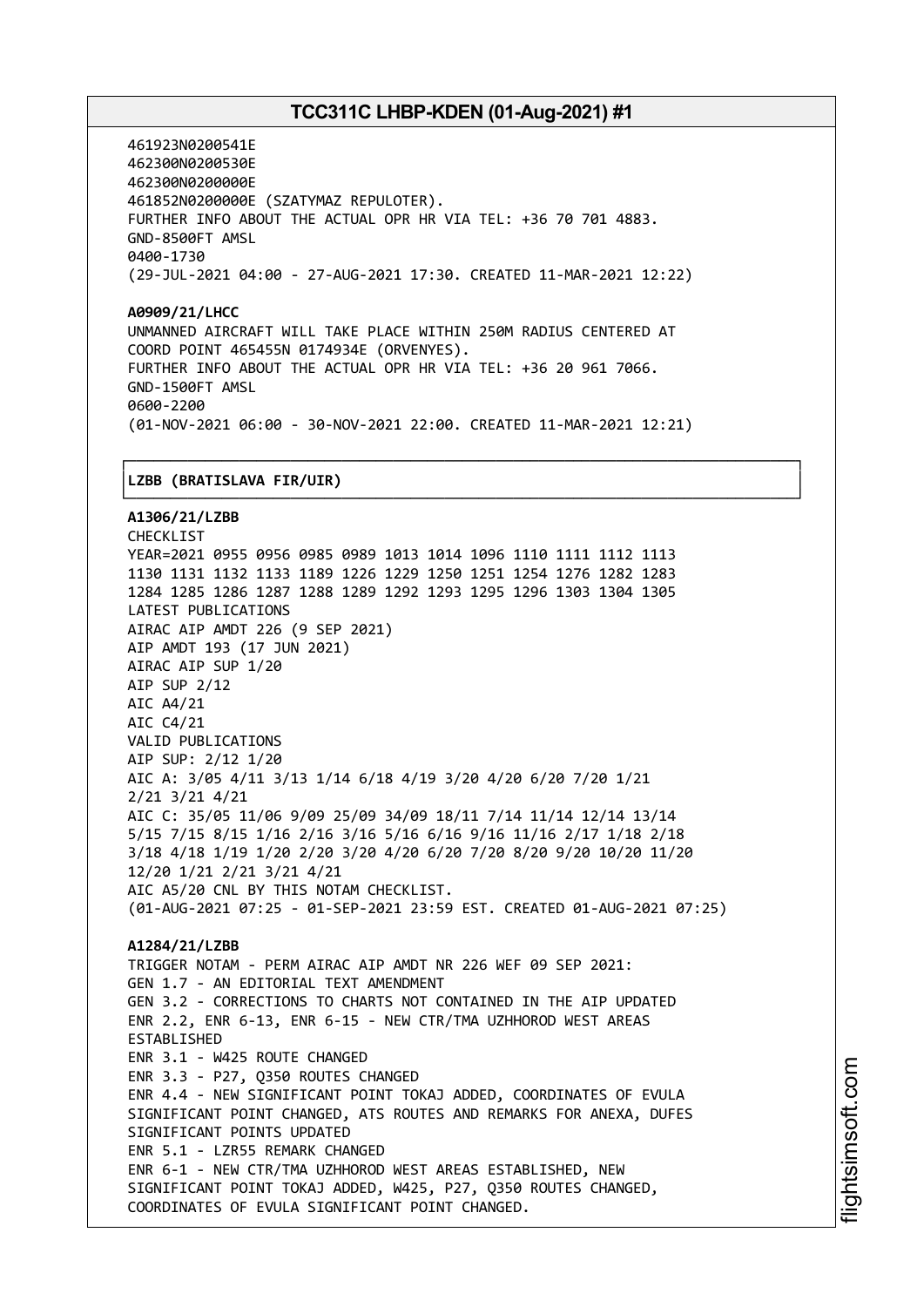461923N0200541E
462300N0200530E
462300N0200000E
461852N0200000E (SZATYMAZ REPULOTER).
FURTHER INFO ABOUT THE ACTUAL OPR HR VIA TEL: +36 70 701 4883.
GND-8500FT AMSL
0400-1730
(29-JUL-2021 04:00 - 27-AUG-2021 17:30. CREATED 11-MAR-2021 12:22)

**A0909/21/LHCC**
UNMANNED AIRCRAFT WILL TAKE PLACE WITHIN 250M RADIUS CENTERED AT
COORD POINT 465455N 0174934E (ORVENYES).
FURTHER INFO ABOUT THE ACTUAL OPR HR VIA TEL: +36 20 961 7066.
GND-1500FT AMSL
0600-2200
(01-NOV-2021 06:00 - 30-NOV-2021 22:00. CREATED 11-MAR-2021 12:21)

## LZBB (BRATISLAVA FIR/UIR)

**A1306/21/LZBB**
CHECKLIST
YEAR=2021 0955 0956 0985 0989 1013 1014 1096 1110 1111 1112 1113
1130 1131 1132 1133 1189 1226 1229 1250 1251 1254 1276 1282 1283
1284 1285 1286 1287 1288 1289 1292 1293 1295 1296 1303 1304 1305
LATEST PUBLICATIONS
AIRAC AIP AMDT 226 (9 SEP 2021)
AIP AMDT 193 (17 JUN 2021)
AIRAC AIP SUP 1/20
AIP SUP 2/12
AIC A4/21
AIC C4/21
VALID PUBLICATIONS
AIP SUP: 2/12 1/20
AIC A: 3/05 4/11 3/13 1/14 6/18 4/19 3/20 4/20 6/20 7/20 1/21
2/21 3/21 4/21
AIC C: 35/05 11/06 9/09 25/09 34/09 18/11 7/14 11/14 12/14 13/14
5/15 7/15 8/15 1/16 2/16 3/16 5/16 6/16 9/16 11/16 2/17 1/18 2/18
3/18 4/18 1/19 1/20 2/20 3/20 4/20 6/20 7/20 8/20 9/20 10/20 11/20
12/20 1/21 2/21 3/21 4/21
AIC A5/20 CNL BY THIS NOTAM CHECKLIST.
(01-AUG-2021 07:25 - 01-SEP-2021 23:59 EST. CREATED 01-AUG-2021 07:25)

**A1284/21/LZBB**
TRIGGER NOTAM - PERM AIRAC AIP AMDT NR 226 WEF 09 SEP 2021:
GEN 1.7 - AN EDITORIAL TEXT AMENDMENT
GEN 3.2 - CORRECTIONS TO CHARTS NOT CONTAINED IN THE AIP UPDATED
ENR 2.2, ENR 6-13, ENR 6-15 - NEW CTR/TMA UZHHOROD WEST AREAS
ESTABLISHED
ENR 3.1 - W425 ROUTE CHANGED
ENR 3.3 - P27, Q350 ROUTES CHANGED
ENR 4.4 - NEW SIGNIFICANT POINT TOKAJ ADDED, COORDINATES OF EVULA
SIGNIFICANT POINT CHANGED, ATS ROUTES AND REMARKS FOR ANEXA, DUFES
SIGNIFICANT POINTS UPDATED
ENR 5.1 - LZR55 REMARK CHANGED
ENR 6-1 - NEW CTR/TMA UZHHOROD WEST AREAS ESTABLISHED, NEW
SIGNIFICANT POINT TOKAJ ADDED, W425, P27, Q350 ROUTES CHANGED,
COORDINATES OF EVULA SIGNIFICANT POINT CHANGED.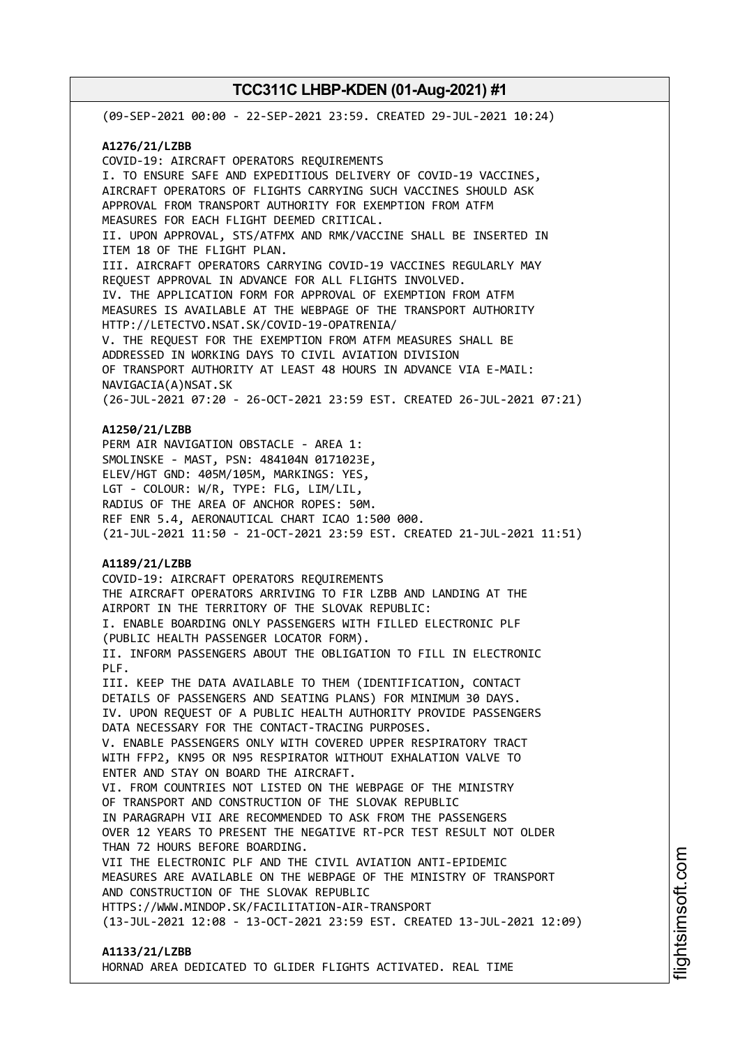(09-SEP-2021 00:00 - 22-SEP-2021 23:59. CREATED 29-JUL-2021 10:24)

**A1276/21/LZBB**
COVID-19: AIRCRAFT OPERATORS REQUIREMENTS
I. TO ENSURE SAFE AND EXPEDITIOUS DELIVERY OF COVID-19 VACCINES, AIRCRAFT OPERATORS OF FLIGHTS CARRYING SUCH VACCINES SHOULD ASK APPROVAL FROM TRANSPORT AUTHORITY FOR EXEMPTION FROM ATFM MEASURES FOR EACH FLIGHT DEEMED CRITICAL.
II. UPON APPROVAL, STS/ATFMX AND RMK/VACCINE SHALL BE INSERTED IN ITEM 18 OF THE FLIGHT PLAN.
III. AIRCRAFT OPERATORS CARRYING COVID-19 VACCINES REGULARLY MAY REQUEST APPROVAL IN ADVANCE FOR ALL FLIGHTS INVOLVED.
IV. THE APPLICATION FORM FOR APPROVAL OF EXEMPTION FROM ATFM MEASURES IS AVAILABLE AT THE WEBPAGE OF THE TRANSPORT AUTHORITY HTTP://LETECTVO.NSAT.SK/COVID-19-OPATRENIA/
V. THE REQUEST FOR THE EXEMPTION FROM ATFM MEASURES SHALL BE ADDRESSED IN WORKING DAYS TO CIVIL AVIATION DIVISION OF TRANSPORT AUTHORITY AT LEAST 48 HOURS IN ADVANCE VIA E-MAIL: NAVIGACIA(A)NSAT.SK
(26-JUL-2021 07:20 - 26-OCT-2021 23:59 EST. CREATED 26-JUL-2021 07:21)

**A1250/21/LZBB**
PERM AIR NAVIGATION OBSTACLE - AREA 1:
SMOLINSKE - MAST, PSN: 484104N 0171023E,
ELEV/HGT GND: 405M/105M, MARKINGS: YES,
LGT - COLOUR: W/R, TYPE: FLG, LIM/LIL,
RADIUS OF THE AREA OF ANCHOR ROPES: 50M.
REF ENR 5.4, AERONAUTICAL CHART ICAO 1:500 000.
(21-JUL-2021 11:50 - 21-OCT-2021 23:59 EST. CREATED 21-JUL-2021 11:51)

**A1189/21/LZBB**
COVID-19: AIRCRAFT OPERATORS REQUIREMENTS
THE AIRCRAFT OPERATORS ARRIVING TO FIR LZBB AND LANDING AT THE AIRPORT IN THE TERRITORY OF THE SLOVAK REPUBLIC:
I. ENABLE BOARDING ONLY PASSENGERS WITH FILLED ELECTRONIC PLF (PUBLIC HEALTH PASSENGER LOCATOR FORM).
II. INFORM PASSENGERS ABOUT THE OBLIGATION TO FILL IN ELECTRONIC PLF.
III. KEEP THE DATA AVAILABLE TO THEM (IDENTIFICATION, CONTACT DETAILS OF PASSENGERS AND SEATING PLANS) FOR MINIMUM 30 DAYS.
IV. UPON REQUEST OF A PUBLIC HEALTH AUTHORITY PROVIDE PASSENGERS DATA NECESSARY FOR THE CONTACT-TRACING PURPOSES.
V. ENABLE PASSENGERS ONLY WITH COVERED UPPER RESPIRATORY TRACT WITH FFP2, KN95 OR N95 RESPIRATOR WITHOUT EXHALATION VALVE TO ENTER AND STAY ON BOARD THE AIRCRAFT.
VI. FROM COUNTRIES NOT LISTED ON THE WEBPAGE OF THE MINISTRY OF TRANSPORT AND CONSTRUCTION OF THE SLOVAK REPUBLIC IN PARAGRAPH VII ARE RECOMMENDED TO ASK FROM THE PASSENGERS OVER 12 YEARS TO PRESENT THE NEGATIVE RT-PCR TEST RESULT NOT OLDER THAN 72 HOURS BEFORE BOARDING.
VII THE ELECTRONIC PLF AND THE CIVIL AVIATION ANTI-EPIDEMIC MEASURES ARE AVAILABLE ON THE WEBPAGE OF THE MINISTRY OF TRANSPORT AND CONSTRUCTION OF THE SLOVAK REPUBLIC HTTPS://WWW.MINDOP.SK/FACILITATION-AIR-TRANSPORT
(13-JUL-2021 12:08 - 13-OCT-2021 23:59 EST. CREATED 13-JUL-2021 12:09)

**A1133/21/LZBB**
HORNAD AREA DEDICATED TO GLIDER FLIGHTS ACTIVATED. REAL TIME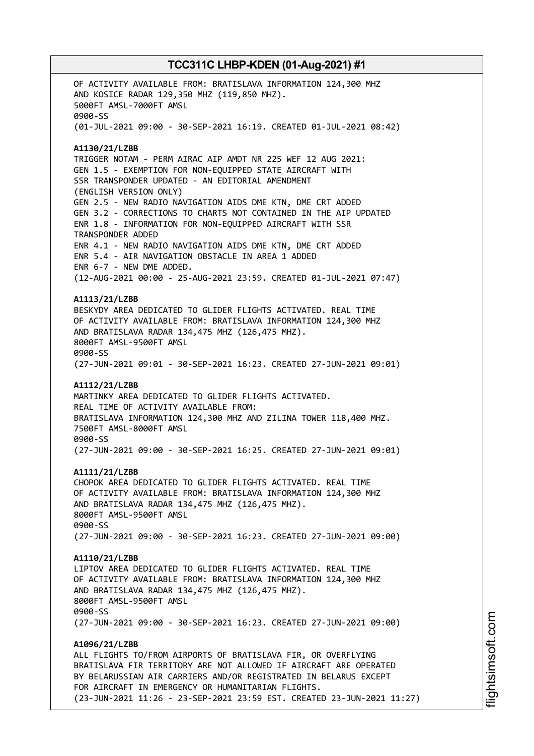OF ACTIVITY AVAILABLE FROM: BRATISLAVA INFORMATION 124,300 MHZ
AND KOSICE RADAR 129,350 MHZ (119,850 MHZ).
5000FT AMSL-7000FT AMSL
0900-SS
(01-JUL-2021 09:00 - 30-SEP-2021 16:19. CREATED 01-JUL-2021 08:42)

**A1130/21/LZBB**
TRIGGER NOTAM - PERM AIRAC AIP AMDT NR 225 WEF 12 AUG 2021:
GEN 1.5 - EXEMPTION FOR NON-EQUIPPED STATE AIRCRAFT WITH
SSR TRANSPONDER UPDATED - AN EDITORIAL AMENDMENT
(ENGLISH VERSION ONLY)
GEN 2.5 - NEW RADIO NAVIGATION AIDS DME KTN, DME CRT ADDED
GEN 3.2 - CORRECTIONS TO CHARTS NOT CONTAINED IN THE AIP UPDATED
ENR 1.8 - INFORMATION FOR NON-EQUIPPED AIRCRAFT WITH SSR
TRANSPONDER ADDED
ENR 4.1 - NEW RADIO NAVIGATION AIDS DME KTN, DME CRT ADDED
ENR 5.4 - AIR NAVIGATION OBSTACLE IN AREA 1 ADDED
ENR 6-7 - NEW DME ADDED.
(12-AUG-2021 00:00 - 25-AUG-2021 23:59. CREATED 01-JUL-2021 07:47)

**A1113/21/LZBB**
BESKYDY AREA DEDICATED TO GLIDER FLIGHTS ACTIVATED. REAL TIME
OF ACTIVITY AVAILABLE FROM: BRATISLAVA INFORMATION 124,300 MHZ
AND BRATISLAVA RADAR 134,475 MHZ (126,475 MHZ).
8000FT AMSL-9500FT AMSL
0900-SS
(27-JUN-2021 09:01 - 30-SEP-2021 16:23. CREATED 27-JUN-2021 09:01)

**A1112/21/LZBB**
MARTINKY AREA DEDICATED TO GLIDER FLIGHTS ACTIVATED.
REAL TIME OF ACTIVITY AVAILABLE FROM:
BRATISLAVA INFORMATION 124,300 MHZ AND ZILINA TOWER 118,400 MHZ.
7500FT AMSL-8000FT AMSL
0900-SS
(27-JUN-2021 09:00 - 30-SEP-2021 16:25. CREATED 27-JUN-2021 09:01)

**A1111/21/LZBB**
CHOPOK AREA DEDICATED TO GLIDER FLIGHTS ACTIVATED. REAL TIME
OF ACTIVITY AVAILABLE FROM: BRATISLAVA INFORMATION 124,300 MHZ
AND BRATISLAVA RADAR 134,475 MHZ (126,475 MHZ).
8000FT AMSL-9500FT AMSL
0900-SS
(27-JUN-2021 09:00 - 30-SEP-2021 16:23. CREATED 27-JUN-2021 09:00)

**A1110/21/LZBB**
LIPTOV AREA DEDICATED TO GLIDER FLIGHTS ACTIVATED. REAL TIME
OF ACTIVITY AVAILABLE FROM: BRATISLAVA INFORMATION 124,300 MHZ
AND BRATISLAVA RADAR 134,475 MHZ (126,475 MHZ).
8000FT AMSL-9500FT AMSL
0900-SS
(27-JUN-2021 09:00 - 30-SEP-2021 16:23. CREATED 27-JUN-2021 09:00)

**A1096/21/LZBB**
ALL FLIGHTS TO/FROM AIRPORTS OF BRATISLAVA FIR, OR OVERFLYING
BRATISLAVA FIR TERRITORY ARE NOT ALLOWED IF AIRCRAFT ARE OPERATED
BY BELARUSSIAN AIR CARRIERS AND/OR REGISTRATED IN BELARUS EXCEPT
FOR AIRCRAFT IN EMERGENCY OR HUMANITARIAN FLIGHTS.
(23-JUN-2021 11:26 - 23-SEP-2021 23:59 EST. CREATED 23-JUN-2021 11:27)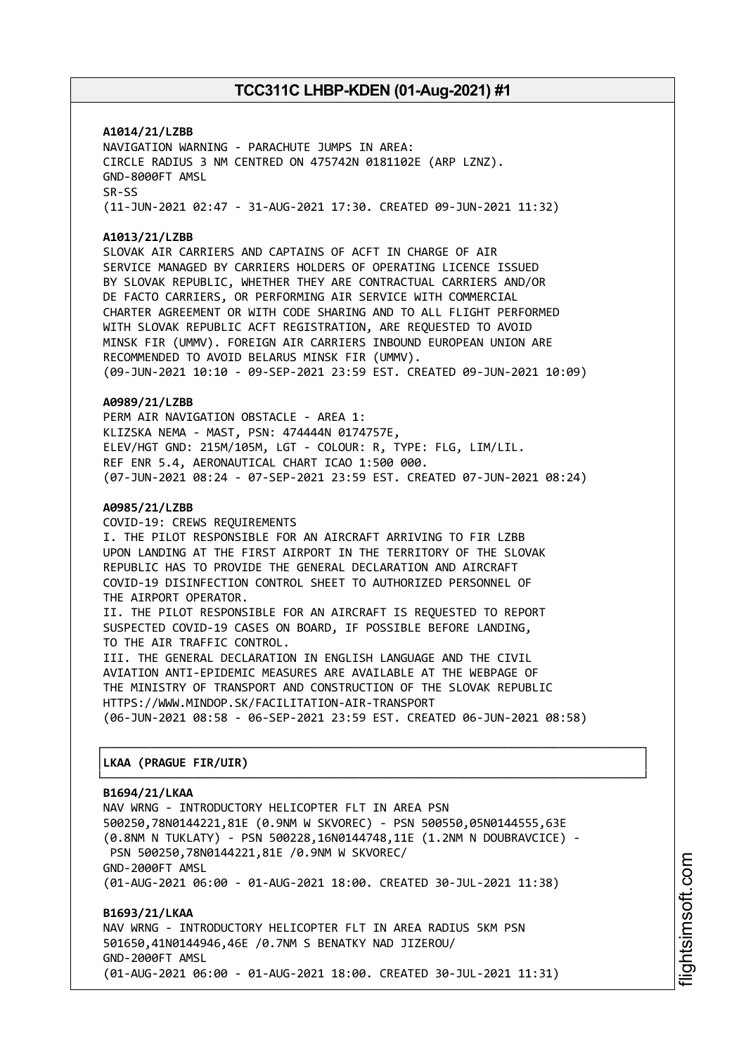**A1014/21/LZBB**
NAVIGATION WARNING - PARACHUTE JUMPS IN AREA:
CIRCLE RADIUS 3 NM CENTRED ON 475742N 0181102E (ARP LZNZ).
GND-8000FT AMSL
SR-SS
(11-JUN-2021 02:47 - 31-AUG-2021 17:30. CREATED 09-JUN-2021 11:32)

**A1013/21/LZBB**
SLOVAK AIR CARRIERS AND CAPTAINS OF ACFT IN CHARGE OF AIR SERVICE MANAGED BY CARRIERS HOLDERS OF OPERATING LICENCE ISSUED BY SLOVAK REPUBLIC, WHETHER THEY ARE CONTRACTUAL CARRIERS AND/OR DE FACTO CARRIERS, OR PERFORMING AIR SERVICE WITH COMMERCIAL CHARTER AGREEMENT OR WITH CODE SHARING AND TO ALL FLIGHT PERFORMED WITH SLOVAK REPUBLIC ACFT REGISTRATION, ARE REQUESTED TO AVOID MINSK FIR (UMMV). FOREIGN AIR CARRIERS INBOUND EUROPEAN UNION ARE RECOMMENDED TO AVOID BELARUS MINSK FIR (UMMV).
(09-JUN-2021 10:10 - 09-SEP-2021 23:59 EST. CREATED 09-JUN-2021 10:09)

**A0989/21/LZBB**
PERM AIR NAVIGATION OBSTACLE - AREA 1:
KLIZSKA NEMA - MAST, PSN: 474444N 0174757E,
ELEV/HGT GND: 215M/105M, LGT - COLOUR: R, TYPE: FLG, LIM/LIL.
REF ENR 5.4, AERONAUTICAL CHART ICAO 1:500 000.
(07-JUN-2021 08:24 - 07-SEP-2021 23:59 EST. CREATED 07-JUN-2021 08:24)

**A0985/21/LZBB**
COVID-19: CREWS REQUIREMENTS
I. THE PILOT RESPONSIBLE FOR AN AIRCRAFT ARRIVING TO FIR LZBB UPON LANDING AT THE FIRST AIRPORT IN THE TERRITORY OF THE SLOVAK REPUBLIC HAS TO PROVIDE THE GENERAL DECLARATION AND AIRCRAFT COVID-19 DISINFECTION CONTROL SHEET TO AUTHORIZED PERSONNEL OF THE AIRPORT OPERATOR.
II. THE PILOT RESPONSIBLE FOR AN AIRCRAFT IS REQUESTED TO REPORT SUSPECTED COVID-19 CASES ON BOARD, IF POSSIBLE BEFORE LANDING, TO THE AIR TRAFFIC CONTROL.
III. THE GENERAL DECLARATION IN ENGLISH LANGUAGE AND THE CIVIL AVIATION ANTI-EPIDEMIC MEASURES ARE AVAILABLE AT THE WEBPAGE OF THE MINISTRY OF TRANSPORT AND CONSTRUCTION OF THE SLOVAK REPUBLIC HTTPS://WWW.MINDOP.SK/FACILITATION-AIR-TRANSPORT
(06-JUN-2021 08:58 - 06-SEP-2021 23:59 EST. CREATED 06-JUN-2021 08:58)

## LKAA (PRAGUE FIR/UIR)

**B1694/21/LKAA**
NAV WRNG - INTRODUCTORY HELICOPTER FLT IN AREA PSN 500250,78N0144221,81E (0.9NM W SKVOREC) - PSN 500550,05N0144555,63E (0.8NM N TUKLATY) - PSN 500228,16N0144748,11E (1.2NM N DOUBRAVCICE) - PSN 500250,78N0144221,81E /0.9NM W SKVOREC/
GND-2000FT AMSL
(01-AUG-2021 06:00 - 01-AUG-2021 18:00. CREATED 30-JUL-2021 11:38)

**B1693/21/LKAA**
NAV WRNG - INTRODUCTORY HELICOPTER FLT IN AREA RADIUS 5KM PSN 501650,41N0144946,46E /0.7NM S BENATKY NAD JIZEROU/
GND-2000FT AMSL
(01-AUG-2021 06:00 - 01-AUG-2021 18:00. CREATED 30-JUL-2021 11:31)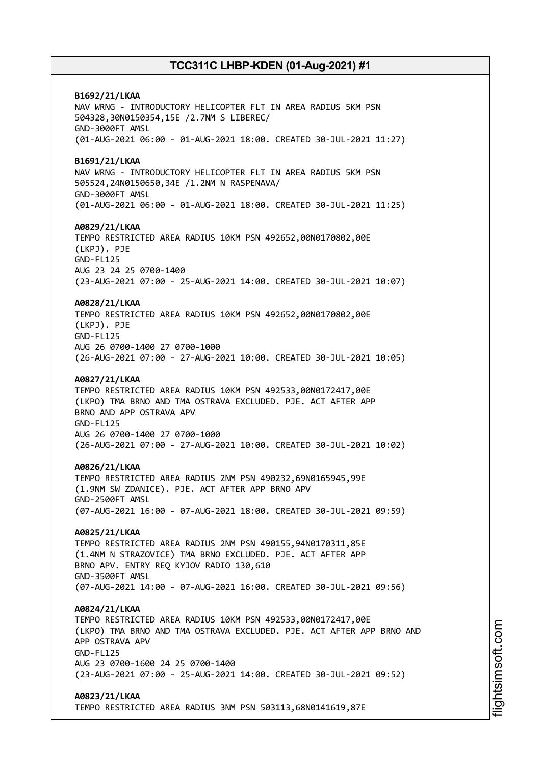**B1692/21/LKAA**
NAV WRNG - INTRODUCTORY HELICOPTER FLT IN AREA RADIUS 5KM PSN 504328,30N0150354,15E /2.7NM S LIBEREC/
GND-3000FT AMSL
(01-AUG-2021 06:00 - 01-AUG-2021 18:00. CREATED 30-JUL-2021 11:27)

**B1691/21/LKAA**
NAV WRNG - INTRODUCTORY HELICOPTER FLT IN AREA RADIUS 5KM PSN 505524,24N0150650,34E /1.2NM N RASPENAVA/
GND-3000FT AMSL
(01-AUG-2021 06:00 - 01-AUG-2021 18:00. CREATED 30-JUL-2021 11:25)

**A0829/21/LKAA**
TEMPO RESTRICTED AREA RADIUS 10KM PSN 492652,00N0170802,00E (LKPJ). PJE
GND-FL125
AUG 23 24 25 0700-1400
(23-AUG-2021 07:00 - 25-AUG-2021 14:00. CREATED 30-JUL-2021 10:07)

**A0828/21/LKAA**
TEMPO RESTRICTED AREA RADIUS 10KM PSN 492652,00N0170802,00E (LKPJ). PJE
GND-FL125
AUG 26 0700-1400 27 0700-1000
(26-AUG-2021 07:00 - 27-AUG-2021 10:00. CREATED 30-JUL-2021 10:05)

**A0827/21/LKAA**
TEMPO RESTRICTED AREA RADIUS 10KM PSN 492533,00N0172417,00E (LKPO) TMA BRNO AND TMA OSTRAVA EXCLUDED. PJE. ACT AFTER APP BRNO AND APP OSTRAVA APV
GND-FL125
AUG 26 0700-1400 27 0700-1000
(26-AUG-2021 07:00 - 27-AUG-2021 10:00. CREATED 30-JUL-2021 10:02)

**A0826/21/LKAA**
TEMPO RESTRICTED AREA RADIUS 2NM PSN 490232,69N0165945,99E (1.9NM SW ZDANICE). PJE. ACT AFTER APP BRNO APV
GND-2500FT AMSL
(07-AUG-2021 16:00 - 07-AUG-2021 18:00. CREATED 30-JUL-2021 09:59)

**A0825/21/LKAA**
TEMPO RESTRICTED AREA RADIUS 2NM PSN 490155,94N0170311,85E (1.4NM N STRAZOVICE) TMA BRNO EXCLUDED. PJE. ACT AFTER APP BRNO APV. ENTRY REQ KYJOV RADIO 130,610
GND-3500FT AMSL
(07-AUG-2021 14:00 - 07-AUG-2021 16:00. CREATED 30-JUL-2021 09:56)

**A0824/21/LKAA**
TEMPO RESTRICTED AREA RADIUS 10KM PSN 492533,00N0172417,00E (LKPO) TMA BRNO AND TMA OSTRAVA EXCLUDED. PJE. ACT AFTER APP BRNO AND APP OSTRAVA APV
GND-FL125
AUG 23 0700-1600 24 25 0700-1400
(23-AUG-2021 07:00 - 25-AUG-2021 14:00. CREATED 30-JUL-2021 09:52)

**A0823/21/LKAA**
TEMPO RESTRICTED AREA RADIUS 3NM PSN 503113,68N0141619,87E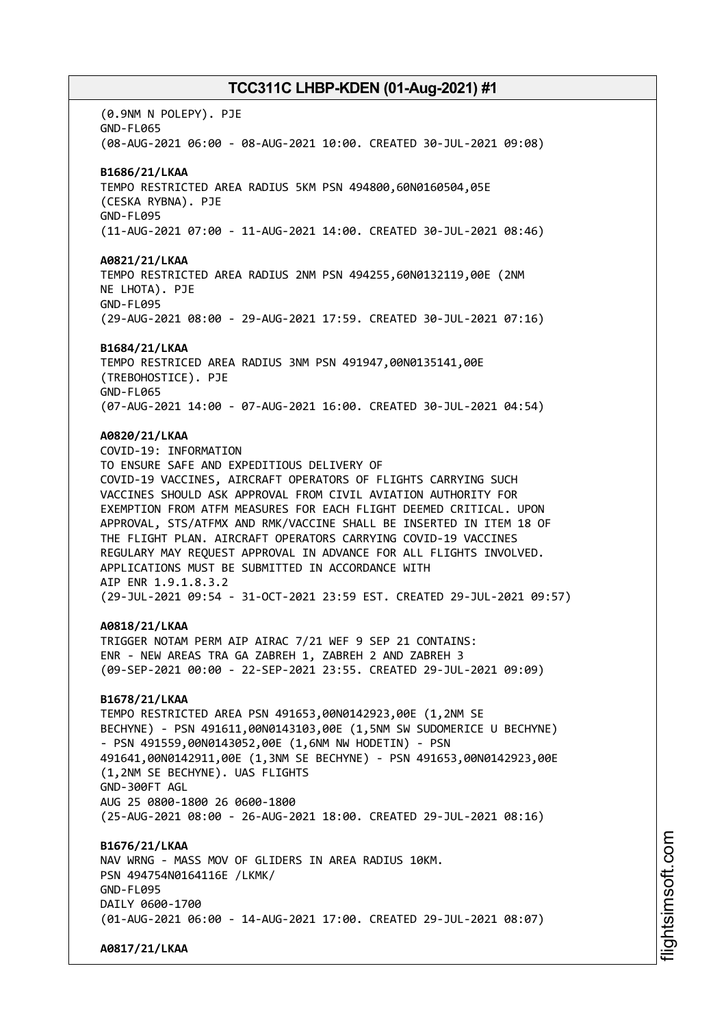(0.9NM N POLEPY). PJE
GND-FL065
(08-AUG-2021 06:00 - 08-AUG-2021 10:00. CREATED 30-JUL-2021 09:08)

**B1686/21/LKAA**
TEMPO RESTRICTED AREA RADIUS 5KM PSN 494800,60N0160504,05E
(CESKA RYBNA). PJE
GND-FL095
(11-AUG-2021 07:00 - 11-AUG-2021 14:00. CREATED 30-JUL-2021 08:46)

**A0821/21/LKAA**
TEMPO RESTRICTED AREA RADIUS 2NM PSN 494255,60N0132119,00E (2NM
NE LHOTA). PJE
GND-FL095
(29-AUG-2021 08:00 - 29-AUG-2021 17:59. CREATED 30-JUL-2021 07:16)

**B1684/21/LKAA**
TEMPO RESTRICED AREA RADIUS 3NM PSN 491947,00N0135141,00E
(TREBOHOSTICE). PJE
GND-FL065
(07-AUG-2021 14:00 - 07-AUG-2021 16:00. CREATED 30-JUL-2021 04:54)

**A0820/21/LKAA**
COVID-19: INFORMATION
TO ENSURE SAFE AND EXPEDITIOUS DELIVERY OF
COVID-19 VACCINES, AIRCRAFT OPERATORS OF FLIGHTS CARRYING SUCH
VACCINES SHOULD ASK APPROVAL FROM CIVIL AVIATION AUTHORITY FOR
EXEMPTION FROM ATFM MEASURES FOR EACH FLIGHT DEEMED CRITICAL. UPON
APPROVAL, STS/ATFMX AND RMK/VACCINE SHALL BE INSERTED IN ITEM 18 OF
THE FLIGHT PLAN. AIRCRAFT OPERATORS CARRYING COVID-19 VACCINES
REGULARY MAY REQUEST APPROVAL IN ADVANCE FOR ALL FLIGHTS INVOLVED.
APPLICATIONS MUST BE SUBMITTED IN ACCORDANCE WITH
AIP ENR 1.9.1.8.3.2
(29-JUL-2021 09:54 - 31-OCT-2021 23:59 EST. CREATED 29-JUL-2021 09:57)

**A0818/21/LKAA**
TRIGGER NOTAM PERM AIP AIRAC 7/21 WEF 9 SEP 21 CONTAINS:
ENR - NEW AREAS TRA GA ZABREH 1, ZABREH 2 AND ZABREH 3
(09-SEP-2021 00:00 - 22-SEP-2021 23:55. CREATED 29-JUL-2021 09:09)

**B1678/21/LKAA**
TEMPO RESTRICTED AREA PSN 491653,00N0142923,00E (1,2NM SE
BECHYNE) - PSN 491611,00N0143103,00E (1,5NM SW SUDOMERICE U BECHYNE)
- PSN 491559,00N0143052,00E (1,6NM NW HODETIN) - PSN
491641,00N0142911,00E (1,3NM SE BECHYNE) - PSN 491653,00N0142923,00E
(1,2NM SE BECHYNE). UAS FLIGHTS
GND-300FT AGL
AUG 25 0800-1800 26 0600-1800
(25-AUG-2021 08:00 - 26-AUG-2021 18:00. CREATED 29-JUL-2021 08:16)

**B1676/21/LKAA**
NAV WRNG - MASS MOV OF GLIDERS IN AREA RADIUS 10KM.
PSN 494754N0164116E /LKMK/
GND-FL095
DAILY 0600-1700
(01-AUG-2021 06:00 - 14-AUG-2021 17:00. CREATED 29-JUL-2021 08:07)

**A0817/21/LKAA**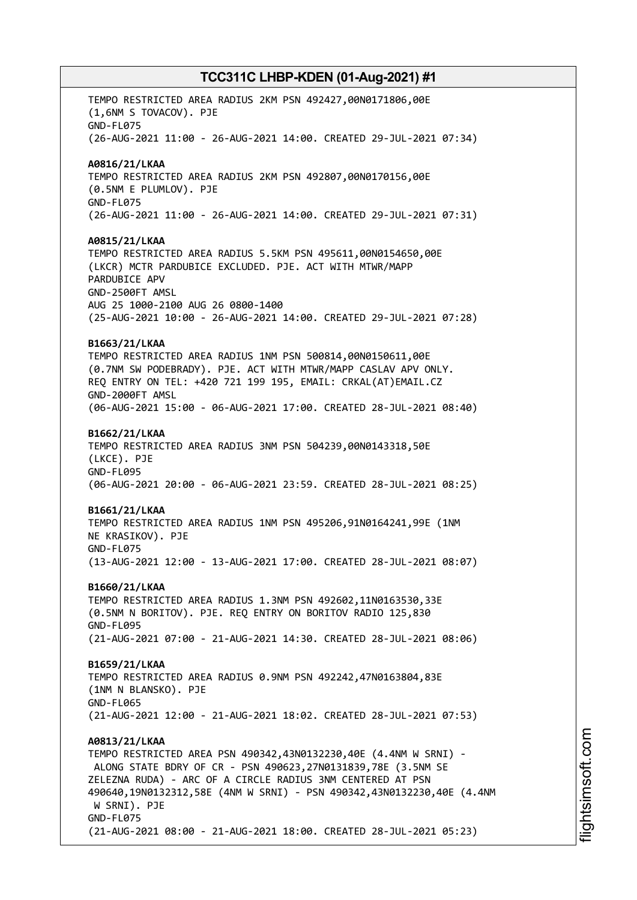TEMPO RESTRICTED AREA RADIUS 2KM PSN 492427,00N0171806,00E (1,6NM S TOVACOV). PJE
GND-FL075
(26-AUG-2021 11:00 - 26-AUG-2021 14:00. CREATED 29-JUL-2021 07:34)

**A0816/21/LKAA**
TEMPO RESTRICTED AREA RADIUS 2KM PSN 492807,00N0170156,00E (0.5NM E PLUMLOV). PJE
GND-FL075
(26-AUG-2021 11:00 - 26-AUG-2021 14:00. CREATED 29-JUL-2021 07:31)

**A0815/21/LKAA**
TEMPO RESTRICTED AREA RADIUS 5.5KM PSN 495611,00N0154650,00E (LKCR) MCTR PARDUBICE EXCLUDED. PJE. ACT WITH MTWR/MAPP PARDUBICE APV
GND-2500FT AMSL
AUG 25 1000-2100 AUG 26 0800-1400
(25-AUG-2021 10:00 - 26-AUG-2021 14:00. CREATED 29-JUL-2021 07:28)

**B1663/21/LKAA**
TEMPO RESTRICTED AREA RADIUS 1NM PSN 500814,00N0150611,00E (0.7NM SW PODEBRADY). PJE. ACT WITH MTWR/MAPP CASLAV APV ONLY. REQ ENTRY ON TEL: +420 721 199 195, EMAIL: CRKAL(AT)EMAIL.CZ
GND-2000FT AMSL
(06-AUG-2021 15:00 - 06-AUG-2021 17:00. CREATED 28-JUL-2021 08:40)

**B1662/21/LKAA**
TEMPO RESTRICTED AREA RADIUS 3NM PSN 504239,00N0143318,50E (LKCE). PJE
GND-FL095
(06-AUG-2021 20:00 - 06-AUG-2021 23:59. CREATED 28-JUL-2021 08:25)

**B1661/21/LKAA**
TEMPO RESTRICTED AREA RADIUS 1NM PSN 495206,91N0164241,99E (1NM NE KRASIKOV). PJE
GND-FL075
(13-AUG-2021 12:00 - 13-AUG-2021 17:00. CREATED 28-JUL-2021 08:07)

**B1660/21/LKAA**
TEMPO RESTRICTED AREA RADIUS 1.3NM PSN 492602,11N0163530,33E (0.5NM N BORITOV). PJE. REQ ENTRY ON BORITOV RADIO 125,830
GND-FL095
(21-AUG-2021 07:00 - 21-AUG-2021 14:30. CREATED 28-JUL-2021 08:06)

**B1659/21/LKAA**
TEMPO RESTRICTED AREA RADIUS 0.9NM PSN 492242,47N0163804,83E (1NM N BLANSKO). PJE
GND-FL065
(21-AUG-2021 12:00 - 21-AUG-2021 18:02. CREATED 28-JUL-2021 07:53)

**A0813/21/LKAA**
TEMPO RESTRICTED AREA PSN 490342,43N0132230,40E (4.4NM W SRNI) - ALONG STATE BDRY OF CR - PSN 490623,27N0131839,78E (3.5NM SE ZELEZNA RUDA) - ARC OF A CIRCLE RADIUS 3NM CENTERED AT PSN 490640,19N0132312,58E (4NM W SRNI) - PSN 490342,43N0132230,40E (4.4NM W SRNI). PJE
GND-FL075
(21-AUG-2021 08:00 - 21-AUG-2021 18:00. CREATED 28-JUL-2021 05:23)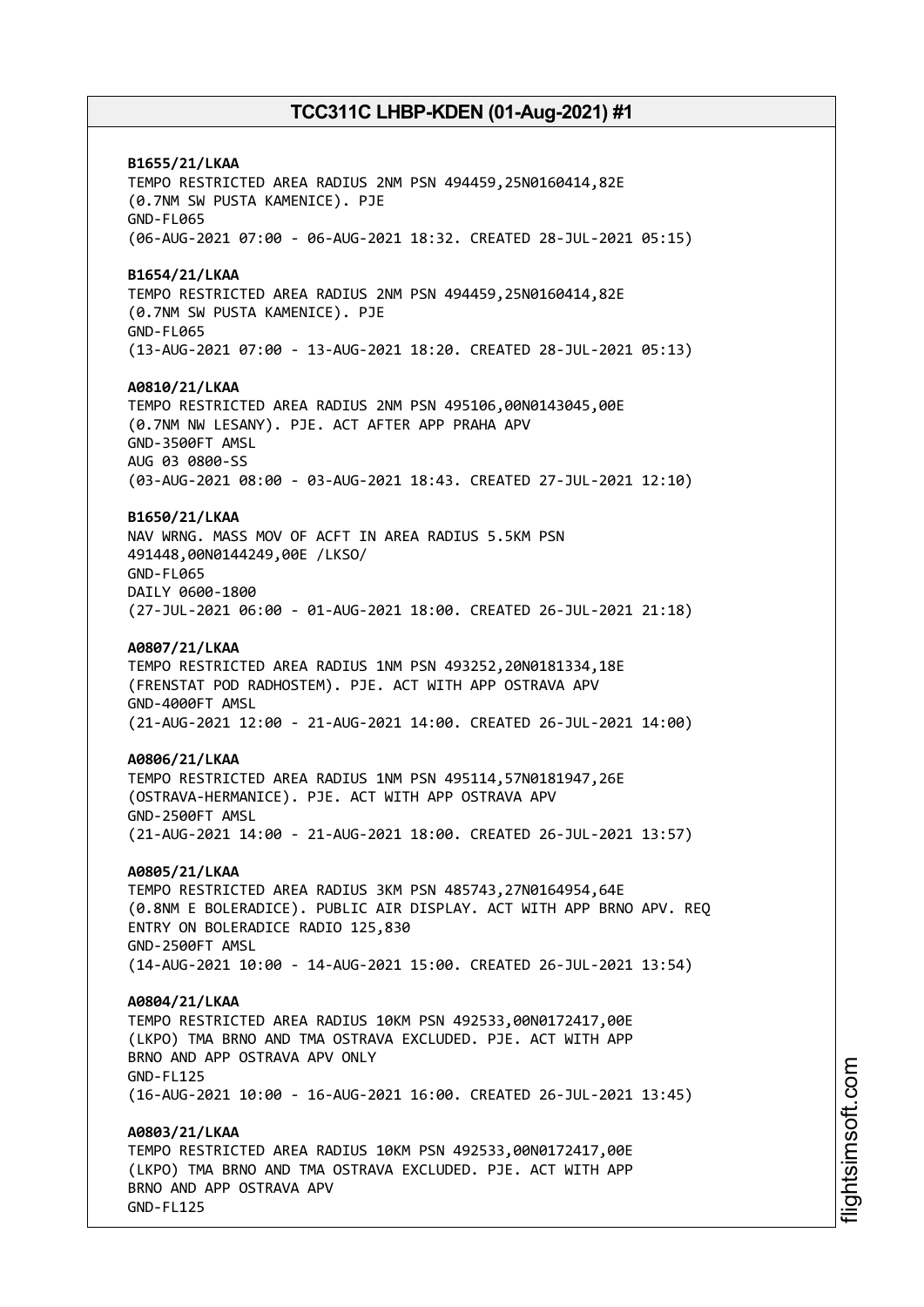**B1655/21/LKAA**
TEMPO RESTRICTED AREA RADIUS 2NM PSN 494459,25N0160414,82E
(0.7NM SW PUSTA KAMENICE). PJE
GND-FL065
(06-AUG-2021 07:00 - 06-AUG-2021 18:32. CREATED 28-JUL-2021 05:15)

**B1654/21/LKAA**
TEMPO RESTRICTED AREA RADIUS 2NM PSN 494459,25N0160414,82E
(0.7NM SW PUSTA KAMENICE). PJE
GND-FL065
(13-AUG-2021 07:00 - 13-AUG-2021 18:20. CREATED 28-JUL-2021 05:13)

**A0810/21/LKAA**
TEMPO RESTRICTED AREA RADIUS 2NM PSN 495106,00N0143045,00E
(0.7NM NW LESANY). PJE. ACT AFTER APP PRAHA APV
GND-3500FT AMSL
AUG 03 0800-SS
(03-AUG-2021 08:00 - 03-AUG-2021 18:43. CREATED 27-JUL-2021 12:10)

**B1650/21/LKAA**
NAV WRNG. MASS MOV OF ACFT IN AREA RADIUS 5.5KM PSN
491448,00N0144249,00E /LKSO/
GND-FL065
DAILY 0600-1800
(27-JUL-2021 06:00 - 01-AUG-2021 18:00. CREATED 26-JUL-2021 21:18)

**A0807/21/LKAA**
TEMPO RESTRICTED AREA RADIUS 1NM PSN 493252,20N0181334,18E
(FRENSTAT POD RADHOSTEM). PJE. ACT WITH APP OSTRAVA APV
GND-4000FT AMSL
(21-AUG-2021 12:00 - 21-AUG-2021 14:00. CREATED 26-JUL-2021 14:00)

**A0806/21/LKAA**
TEMPO RESTRICTED AREA RADIUS 1NM PSN 495114,57N0181947,26E
(OSTRAVA-HERMANICE). PJE. ACT WITH APP OSTRAVA APV
GND-2500FT AMSL
(21-AUG-2021 14:00 - 21-AUG-2021 18:00. CREATED 26-JUL-2021 13:57)

**A0805/21/LKAA**
TEMPO RESTRICTED AREA RADIUS 3KM PSN 485743,27N0164954,64E
(0.8NM E BOLERADICE). PUBLIC AIR DISPLAY. ACT WITH APP BRNO APV. REQ
ENTRY ON BOLERADICE RADIO 125,830
GND-2500FT AMSL
(14-AUG-2021 10:00 - 14-AUG-2021 15:00. CREATED 26-JUL-2021 13:54)

**A0804/21/LKAA**
TEMPO RESTRICTED AREA RADIUS 10KM PSN 492533,00N0172417,00E
(LKPO) TMA BRNO AND TMA OSTRAVA EXCLUDED. PJE. ACT WITH APP
BRNO AND APP OSTRAVA APV ONLY
GND-FL125
(16-AUG-2021 10:00 - 16-AUG-2021 16:00. CREATED 26-JUL-2021 13:45)

**A0803/21/LKAA**
TEMPO RESTRICTED AREA RADIUS 10KM PSN 492533,00N0172417,00E
(LKPO) TMA BRNO AND TMA OSTRAVA EXCLUDED. PJE. ACT WITH APP
BRNO AND APP OSTRAVA APV
GND-FL125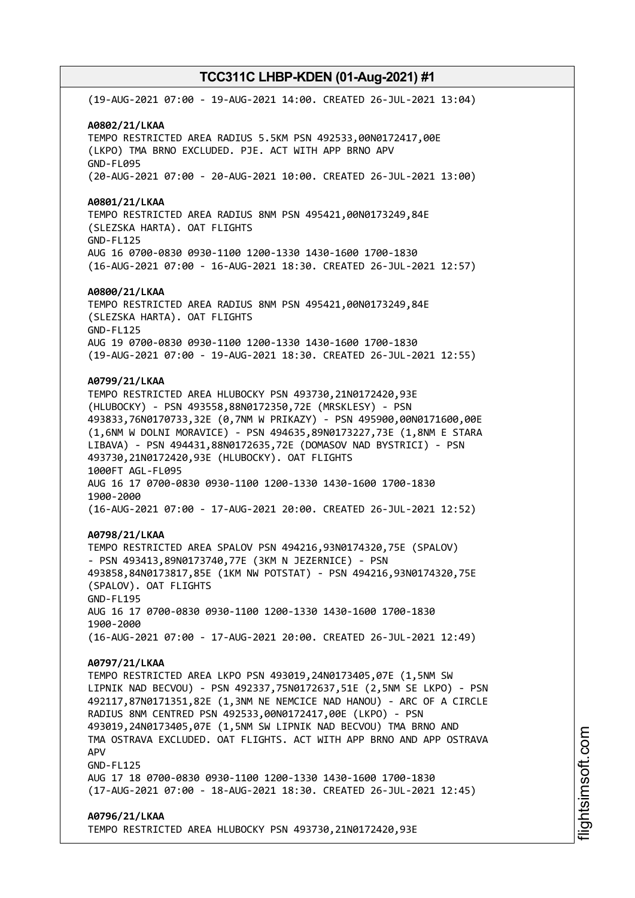(19-AUG-2021 07:00 - 19-AUG-2021 14:00. CREATED 26-JUL-2021 13:04)

**A0802/21/LKAA**
TEMPO RESTRICTED AREA RADIUS 5.5KM PSN 492533,00N0172417,00E
(LKPO) TMA BRNO EXCLUDED. PJE. ACT WITH APP BRNO APV
GND-FL095
(20-AUG-2021 07:00 - 20-AUG-2021 10:00. CREATED 26-JUL-2021 13:00)

**A0801/21/LKAA**
TEMPO RESTRICTED AREA RADIUS 8NM PSN 495421,00N0173249,84E
(SLEZSKA HARTA). OAT FLIGHTS
GND-FL125
AUG 16 0700-0830 0930-1100 1200-1330 1430-1600 1700-1830
(16-AUG-2021 07:00 - 16-AUG-2021 18:30. CREATED 26-JUL-2021 12:57)

**A0800/21/LKAA**
TEMPO RESTRICTED AREA RADIUS 8NM PSN 495421,00N0173249,84E
(SLEZSKA HARTA). OAT FLIGHTS
GND-FL125
AUG 19 0700-0830 0930-1100 1200-1330 1430-1600 1700-1830
(19-AUG-2021 07:00 - 19-AUG-2021 18:30. CREATED 26-JUL-2021 12:55)

**A0799/21/LKAA**
TEMPO RESTRICTED AREA HLUBOCKY PSN 493730,21N0172420,93E
(HLUBOCKY) - PSN 493558,88N0172350,72E (MRSKLESY) - PSN
493833,76N0170733,32E (0,7NM W PRIKAZY) - PSN 495900,00N0171600,00E
(1,6NM W DOLNI MORAVICE) - PSN 494635,89N0173227,73E (1,8NM E STARA
LIBAVA) - PSN 494431,88N0172635,72E (DOMASOV NAD BYSTRICI) - PSN
493730,21N0172420,93E (HLUBOCKY). OAT FLIGHTS
1000FT AGL-FL095
AUG 16 17 0700-0830 0930-1100 1200-1330 1430-1600 1700-1830
1900-2000
(16-AUG-2021 07:00 - 17-AUG-2021 20:00. CREATED 26-JUL-2021 12:52)

**A0798/21/LKAA**
TEMPO RESTRICTED AREA SPALOV PSN 494216,93N0174320,75E (SPALOV)
- PSN 493413,89N0173740,77E (3KM N JEZERNICE) - PSN
493858,84N0173817,85E (1KM NW POTSTAT) - PSN 494216,93N0174320,75E
(SPALOV). OAT FLIGHTS
GND-FL195
AUG 16 17 0700-0830 0930-1100 1200-1330 1430-1600 1700-1830
1900-2000
(16-AUG-2021 07:00 - 17-AUG-2021 20:00. CREATED 26-JUL-2021 12:49)

**A0797/21/LKAA**
TEMPO RESTRICTED AREA LKPO PSN 493019,24N0173405,07E (1,5NM SW
LIPNIK NAD BECVOU) - PSN 492337,75N0172637,51E (2,5NM SE LKPO) - PSN
492117,87N0171351,82E (1,3NM NE NEMCICE NAD HANOU) - ARC OF A CIRCLE
RADIUS 8NM CENTRED PSN 492533,00N0172417,00E (LKPO) - PSN
493019,24N0173405,07E (1,5NM SW LIPNIK NAD BECVOU) TMA BRNO AND
TMA OSTRAVA EXCLUDED. OAT FLIGHTS. ACT WITH APP BRNO AND APP OSTRAVA
APV
GND-FL125
AUG 17 18 0700-0830 0930-1100 1200-1330 1430-1600 1700-1830
(17-AUG-2021 07:00 - 18-AUG-2021 18:30. CREATED 26-JUL-2021 12:45)

**A0796/21/LKAA**
TEMPO RESTRICTED AREA HLUBOCKY PSN 493730,21N0172420,93E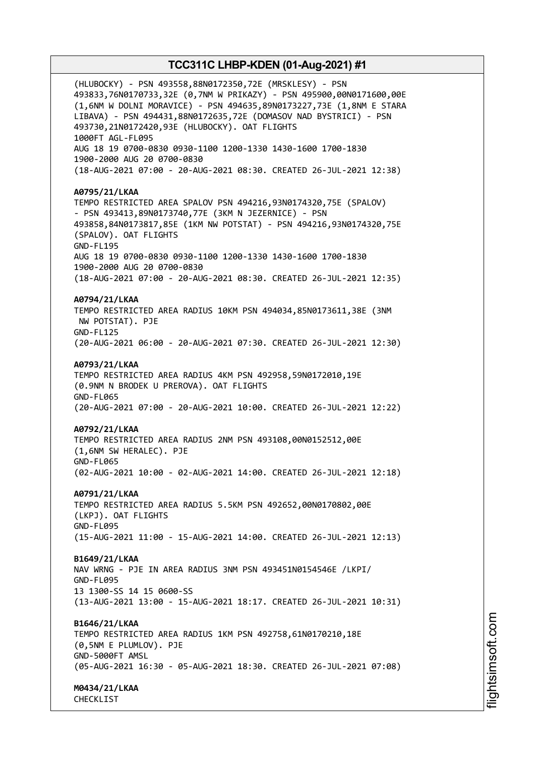(HLUBOCKY) - PSN 493558,88N0172350,72E (MRSKLESY) - PSN 493833,76N0170733,32E (0,7NM W PRIKAZY) - PSN 495900,00N0171600,00E (1,6NM W DOLNI MORAVICE) - PSN 494635,89N0173227,73E (1,8NM E STARA LIBAVA) - PSN 494431,88N0172635,72E (DOMASOV NAD BYSTRICI) - PSN 493730,21N0172420,93E (HLUBOCKY). OAT FLIGHTS
1000FT AGL-FL095
AUG 18 19 0700-0830 0930-1100 1200-1330 1430-1600 1700-1830 1900-2000 AUG 20 0700-0830
(18-AUG-2021 07:00 - 20-AUG-2021 08:30. CREATED 26-JUL-2021 12:38)

**A0795/21/LKAA**
TEMPO RESTRICTED AREA SPALOV PSN 494216,93N0174320,75E (SPALOV) - PSN 493413,89N0173740,77E (3KM N JEZERNICE) - PSN 493858,84N0173817,85E (1KM NW POTSTAT) - PSN 494216,93N0174320,75E (SPALOV). OAT FLIGHTS
GND-FL195
AUG 18 19 0700-0830 0930-1100 1200-1330 1430-1600 1700-1830 1900-2000 AUG 20 0700-0830
(18-AUG-2021 07:00 - 20-AUG-2021 08:30. CREATED 26-JUL-2021 12:35)

**A0794/21/LKAA**
TEMPO RESTRICTED AREA RADIUS 10KM PSN 494034,85N0173611,38E (3NM NW POTSTAT). PJE
GND-FL125
(20-AUG-2021 06:00 - 20-AUG-2021 07:30. CREATED 26-JUL-2021 12:30)

**A0793/21/LKAA**
TEMPO RESTRICTED AREA RADIUS 4KM PSN 492958,59N0172010,19E (0.9NM N BRODEK U PREROVA). OAT FLIGHTS
GND-FL065
(20-AUG-2021 07:00 - 20-AUG-2021 10:00. CREATED 26-JUL-2021 12:22)

**A0792/21/LKAA**
TEMPO RESTRICTED AREA RADIUS 2NM PSN 493108,00N0152512,00E (1,6NM SW HERALEC). PJE
GND-FL065
(02-AUG-2021 10:00 - 02-AUG-2021 14:00. CREATED 26-JUL-2021 12:18)

**A0791/21/LKAA**
TEMPO RESTRICTED AREA RADIUS 5.5KM PSN 492652,00N0170802,00E (LKPJ). OAT FLIGHTS
GND-FL095
(15-AUG-2021 11:00 - 15-AUG-2021 14:00. CREATED 26-JUL-2021 12:13)

**B1649/21/LKAA**
NAV WRNG - PJE IN AREA RADIUS 3NM PSN 493451N0154546E /LKPI/
GND-FL095
13 1300-SS 14 15 0600-SS
(13-AUG-2021 13:00 - 15-AUG-2021 18:17. CREATED 26-JUL-2021 10:31)

**B1646/21/LKAA**
TEMPO RESTRICTED AREA RADIUS 1KM PSN 492758,61N0170210,18E (0,5NM E PLUMLOV). PJE
GND-5000FT AMSL
(05-AUG-2021 16:30 - 05-AUG-2021 18:30. CREATED 26-JUL-2021 07:08)

**M0434/21/LKAA**
CHECKLIST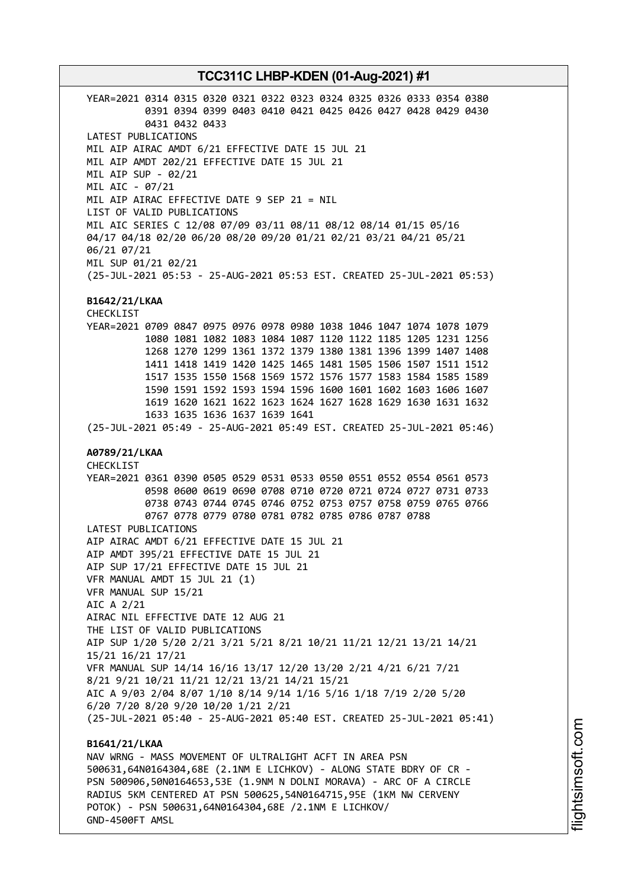YEAR=2021 0314 0315 0320 0321 0322 0323 0324 0325 0326 0333 0354 0380
0391 0394 0399 0403 0410 0421 0425 0426 0427 0428 0429 0430
0431 0432 0433
LATEST PUBLICATIONS
MIL AIP AIRAC AMDT 6/21 EFFECTIVE DATE 15 JUL 21
MIL AIP AMDT 202/21 EFFECTIVE DATE 15 JUL 21
MIL AIP SUP - 02/21
MIL AIC - 07/21
MIL AIP AIRAC EFFECTIVE DATE 9 SEP 21 = NIL
LIST OF VALID PUBLICATIONS
MIL AIC SERIES C 12/08 07/09 03/11 08/11 08/12 08/14 01/15 05/16
04/17 04/18 02/20 06/20 08/20 09/20 01/21 02/21 03/21 04/21 05/21
06/21 07/21
MIL SUP 01/21 02/21
(25-JUL-2021 05:53 - 25-AUG-2021 05:53 EST. CREATED 25-JUL-2021 05:53)

**B1642/21/LKAA**
CHECKLIST
YEAR=2021 0709 0847 0975 0976 0978 0980 1038 1046 1047 1074 1078 1079
1080 1081 1082 1083 1084 1087 1120 1122 1185 1205 1231 1256
1268 1270 1299 1361 1372 1379 1380 1381 1396 1399 1407 1408
1411 1418 1419 1420 1425 1465 1481 1505 1506 1507 1511 1512
1517 1535 1550 1568 1569 1572 1576 1577 1583 1584 1585 1589
1590 1591 1592 1593 1594 1596 1600 1601 1602 1603 1606 1607
1619 1620 1621 1622 1623 1624 1627 1628 1629 1630 1631 1632
1633 1635 1636 1637 1639 1641
(25-JUL-2021 05:49 - 25-AUG-2021 05:49 EST. CREATED 25-JUL-2021 05:46)

**A0789/21/LKAA**
CHECKLIST
YEAR=2021 0361 0390 0505 0529 0531 0533 0550 0551 0552 0554 0561 0573
0598 0600 0619 0690 0708 0710 0720 0721 0724 0727 0731 0733
0738 0743 0744 0745 0746 0752 0753 0757 0758 0759 0765 0766
0767 0778 0779 0780 0781 0782 0785 0786 0787 0788
LATEST PUBLICATIONS
AIP AIRAC AMDT 6/21 EFFECTIVE DATE 15 JUL 21
AIP AMDT 395/21 EFFECTIVE DATE 15 JUL 21
AIP SUP 17/21 EFFECTIVE DATE 15 JUL 21
VFR MANUAL AMDT 15 JUL 21 (1)
VFR MANUAL SUP 15/21
AIC A 2/21
AIRAC NIL EFFECTIVE DATE 12 AUG 21
THE LIST OF VALID PUBLICATIONS
AIP SUP 1/20 5/20 2/21 3/21 5/21 8/21 10/21 11/21 12/21 13/21 14/21
15/21 16/21 17/21
VFR MANUAL SUP 14/14 16/16 13/17 12/20 13/20 2/21 4/21 6/21 7/21
8/21 9/21 10/21 11/21 12/21 13/21 14/21 15/21
AIC A 9/03 2/04 8/07 1/10 8/14 9/14 1/16 5/16 1/18 7/19 2/20 5/20
6/20 7/20 8/20 9/20 10/20 1/21 2/21
(25-JUL-2021 05:40 - 25-AUG-2021 05:40 EST. CREATED 25-JUL-2021 05:41)

**B1641/21/LKAA**
NAV WRNG - MASS MOVEMENT OF ULTRALIGHT ACFT IN AREA PSN
500631,64N0164304,68E (2.1NM E LICHKOV) - ALONG STATE BDRY OF CR -
PSN 500906,50N0164653,53E (1.9NM N DOLNI MORAVA) - ARC OF A CIRCLE
RADIUS 5KM CENTERED AT PSN 500625,54N0164715,95E (1KM NW CERVENY
POTOK) - PSN 500631,64N0164304,68E /2.1NM E LICHKOV/
GND-4500FT AMSL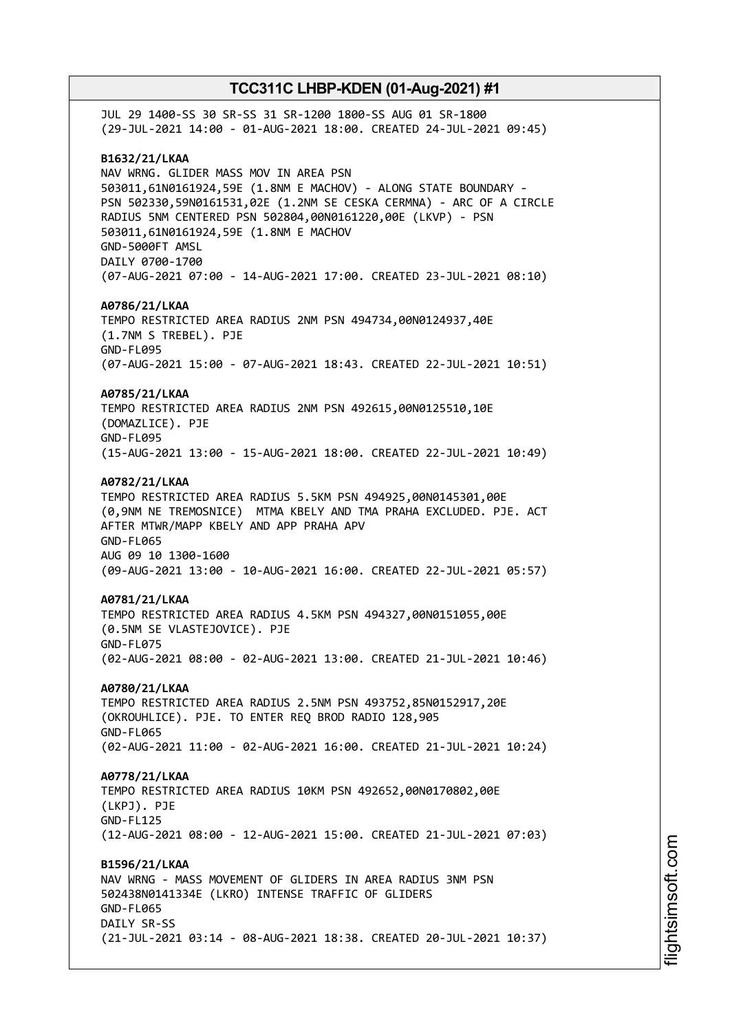JUL 29 1400-SS 30 SR-SS 31 SR-1200 1800-SS AUG 01 SR-1800
(29-JUL-2021 14:00 - 01-AUG-2021 18:00. CREATED 24-JUL-2021 09:45)

**B1632/21/LKAA**
NAV WRNG. GLIDER MASS MOV IN AREA PSN
503011,61N0161924,59E (1.8NM E MACHOV) - ALONG STATE BOUNDARY -
PSN 502330,59N0161531,02E (1.2NM SE CESKA CERMNA) - ARC OF A CIRCLE
RADIUS 5NM CENTERED PSN 502804,00N0161220,00E (LKVP) - PSN
503011,61N0161924,59E (1.8NM E MACHOV
GND-5000FT AMSL
DAILY 0700-1700
(07-AUG-2021 07:00 - 14-AUG-2021 17:00. CREATED 23-JUL-2021 08:10)

**A0786/21/LKAA**
TEMPO RESTRICTED AREA RADIUS 2NM PSN 494734,00N0124937,40E
(1.7NM S TREBEL). PJE
GND-FL095
(07-AUG-2021 15:00 - 07-AUG-2021 18:43. CREATED 22-JUL-2021 10:51)

**A0785/21/LKAA**
TEMPO RESTRICTED AREA RADIUS 2NM PSN 492615,00N0125510,10E
(DOMAZLICE). PJE
GND-FL095
(15-AUG-2021 13:00 - 15-AUG-2021 18:00. CREATED 22-JUL-2021 10:49)

**A0782/21/LKAA**
TEMPO RESTRICTED AREA RADIUS 5.5KM PSN 494925,00N0145301,00E
(0,9NM NE TREMOSNICE) MTMA KBELY AND TMA PRAHA EXCLUDED. PJE. ACT
AFTER MTWR/MAPP KBELY AND APP PRAHA APV
GND-FL065
AUG 09 10 1300-1600
(09-AUG-2021 13:00 - 10-AUG-2021 16:00. CREATED 22-JUL-2021 05:57)

**A0781/21/LKAA**
TEMPO RESTRICTED AREA RADIUS 4.5KM PSN 494327,00N0151055,00E
(0.5NM SE VLASTEJOVICE). PJE
GND-FL075
(02-AUG-2021 08:00 - 02-AUG-2021 13:00. CREATED 21-JUL-2021 10:46)

**A0780/21/LKAA**
TEMPO RESTRICTED AREA RADIUS 2.5NM PSN 493752,85N0152917,20E
(OKROUHLICE). PJE. TO ENTER REQ BROD RADIO 128,905
GND-FL065
(02-AUG-2021 11:00 - 02-AUG-2021 16:00. CREATED 21-JUL-2021 10:24)

**A0778/21/LKAA**
TEMPO RESTRICTED AREA RADIUS 10KM PSN 492652,00N0170802,00E
(LKPJ). PJE
GND-FL125
(12-AUG-2021 08:00 - 12-AUG-2021 15:00. CREATED 21-JUL-2021 07:03)

**B1596/21/LKAA**
NAV WRNG - MASS MOVEMENT OF GLIDERS IN AREA RADIUS 3NM PSN
502438N0141334E (LKRO) INTENSE TRAFFIC OF GLIDERS
GND-FL065
DAILY SR-SS
(21-JUL-2021 03:14 - 08-AUG-2021 18:38. CREATED 20-JUL-2021 10:37)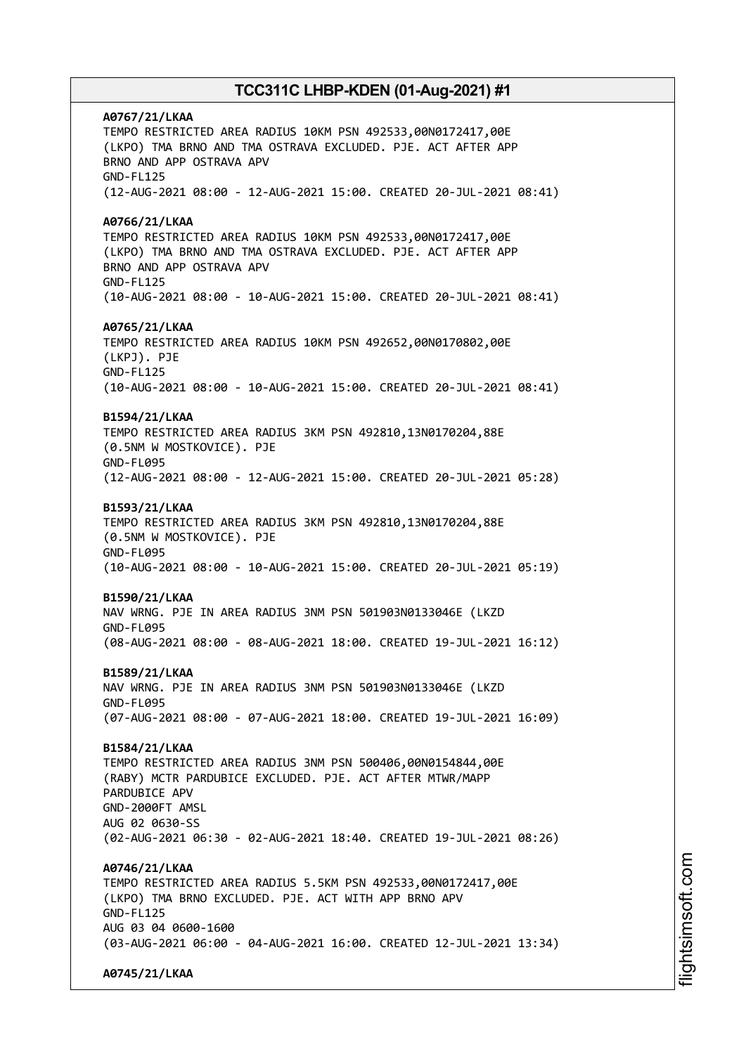**A0767/21/LKAA**
TEMPO RESTRICTED AREA RADIUS 10KM PSN 492533,00N0172417,00E
(LKPO) TMA BRNO AND TMA OSTRAVA EXCLUDED. PJE. ACT AFTER APP
BRNO AND APP OSTRAVA APV
GND-FL125
(12-AUG-2021 08:00 - 12-AUG-2021 15:00. CREATED 20-JUL-2021 08:41)

**A0766/21/LKAA**
TEMPO RESTRICTED AREA RADIUS 10KM PSN 492533,00N0172417,00E
(LKPO) TMA BRNO AND TMA OSTRAVA EXCLUDED. PJE. ACT AFTER APP
BRNO AND APP OSTRAVA APV
GND-FL125
(10-AUG-2021 08:00 - 10-AUG-2021 15:00. CREATED 20-JUL-2021 08:41)

**A0765/21/LKAA**
TEMPO RESTRICTED AREA RADIUS 10KM PSN 492652,00N0170802,00E
(LKPJ). PJE
GND-FL125
(10-AUG-2021 08:00 - 10-AUG-2021 15:00. CREATED 20-JUL-2021 08:41)

**B1594/21/LKAA**
TEMPO RESTRICTED AREA RADIUS 3KM PSN 492810,13N0170204,88E
(0.5NM W MOSTKOVICE). PJE
GND-FL095
(12-AUG-2021 08:00 - 12-AUG-2021 15:00. CREATED 20-JUL-2021 05:28)

**B1593/21/LKAA**
TEMPO RESTRICTED AREA RADIUS 3KM PSN 492810,13N0170204,88E
(0.5NM W MOSTKOVICE). PJE
GND-FL095
(10-AUG-2021 08:00 - 10-AUG-2021 15:00. CREATED 20-JUL-2021 05:19)

**B1590/21/LKAA**
NAV WRNG. PJE IN AREA RADIUS 3NM PSN 501903N0133046E (LKZD
GND-FL095
(08-AUG-2021 08:00 - 08-AUG-2021 18:00. CREATED 19-JUL-2021 16:12)

**B1589/21/LKAA**
NAV WRNG. PJE IN AREA RADIUS 3NM PSN 501903N0133046E (LKZD
GND-FL095
(07-AUG-2021 08:00 - 07-AUG-2021 18:00. CREATED 19-JUL-2021 16:09)

**B1584/21/LKAA**
TEMPO RESTRICTED AREA RADIUS 3NM PSN 500406,00N0154844,00E
(RABY) MCTR PARDUBICE EXCLUDED. PJE. ACT AFTER MTWR/MAPP
PARDUBICE APV
GND-2000FT AMSL
AUG 02 0630-SS
(02-AUG-2021 06:30 - 02-AUG-2021 18:40. CREATED 19-JUL-2021 08:26)

**A0746/21/LKAA**
TEMPO RESTRICTED AREA RADIUS 5.5KM PSN 492533,00N0172417,00E
(LKPO) TMA BRNO EXCLUDED. PJE. ACT WITH APP BRNO APV
GND-FL125
AUG 03 04 0600-1600
(03-AUG-2021 06:00 - 04-AUG-2021 16:00. CREATED 12-JUL-2021 13:34)

**A0745/21/LKAA**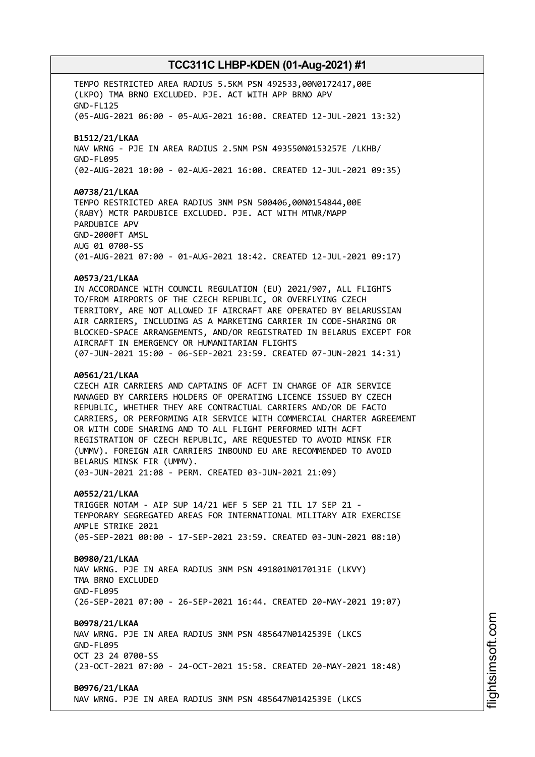TEMPO RESTRICTED AREA RADIUS 5.5KM PSN 492533,00N0172417,00E (LKPO) TMA BRNO EXCLUDED. PJE. ACT WITH APP BRNO APV
GND-FL125
(05-AUG-2021 06:00 - 05-AUG-2021 16:00. CREATED 12-JUL-2021 13:32)

**B1512/21/LKAA**
NAV WRNG - PJE IN AREA RADIUS 2.5NM PSN 493550N0153257E /LKHB/
GND-FL095
(02-AUG-2021 10:00 - 02-AUG-2021 16:00. CREATED 12-JUL-2021 09:35)

**A0738/21/LKAA**
TEMPO RESTRICTED AREA RADIUS 3NM PSN 500406,00N0154844,00E (RABY) MCTR PARDUBICE EXCLUDED. PJE. ACT WITH MTWR/MAPP PARDUBICE APV
GND-2000FT AMSL
AUG 01 0700-SS
(01-AUG-2021 07:00 - 01-AUG-2021 18:42. CREATED 12-JUL-2021 09:17)

**A0573/21/LKAA**
IN ACCORDANCE WITH COUNCIL REGULATION (EU) 2021/907, ALL FLIGHTS TO/FROM AIRPORTS OF THE CZECH REPUBLIC, OR OVERFLYING CZECH TERRITORY, ARE NOT ALLOWED IF AIRCRAFT ARE OPERATED BY BELARUSSIAN AIR CARRIERS, INCLUDING AS A MARKETING CARRIER IN CODE-SHARING OR BLOCKED-SPACE ARRANGEMENTS, AND/OR REGISTRATED IN BELARUS EXCEPT FOR AIRCRAFT IN EMERGENCY OR HUMANITARIAN FLIGHTS
(07-JUN-2021 15:00 - 06-SEP-2021 23:59. CREATED 07-JUN-2021 14:31)

**A0561/21/LKAA**
CZECH AIR CARRIERS AND CAPTAINS OF ACFT IN CHARGE OF AIR SERVICE MANAGED BY CARRIERS HOLDERS OF OPERATING LICENCE ISSUED BY CZECH REPUBLIC, WHETHER THEY ARE CONTRACTUAL CARRIERS AND/OR DE FACTO CARRIERS, OR PERFORMING AIR SERVICE WITH COMMERCIAL CHARTER AGREEMENT OR WITH CODE SHARING AND TO ALL FLIGHT PERFORMED WITH ACFT REGISTRATION OF CZECH REPUBLIC, ARE REQUESTED TO AVOID MINSK FIR (UMMV). FOREIGN AIR CARRIERS INBOUND EU ARE RECOMMENDED TO AVOID BELARUS MINSK FIR (UMMV).
(03-JUN-2021 21:08 - PERM. CREATED 03-JUN-2021 21:09)

**A0552/21/LKAA**
TRIGGER NOTAM - AIP SUP 14/21 WEF 5 SEP 21 TIL 17 SEP 21 - TEMPORARY SEGREGATED AREAS FOR INTERNATIONAL MILITARY AIR EXERCISE AMPLE STRIKE 2021
(05-SEP-2021 00:00 - 17-SEP-2021 23:59. CREATED 03-JUN-2021 08:10)

**B0980/21/LKAA**
NAV WRNG. PJE IN AREA RADIUS 3NM PSN 491801N0170131E (LKVY) TMA BRNO EXCLUDED
GND-FL095
(26-SEP-2021 07:00 - 26-SEP-2021 16:44. CREATED 20-MAY-2021 19:07)

**B0978/21/LKAA**
NAV WRNG. PJE IN AREA RADIUS 3NM PSN 485647N0142539E (LKCS
GND-FL095
OCT 23 24 0700-SS
(23-OCT-2021 07:00 - 24-OCT-2021 15:58. CREATED 20-MAY-2021 18:48)

**B0976/21/LKAA**
NAV WRNG. PJE IN AREA RADIUS 3NM PSN 485647N0142539E (LKCS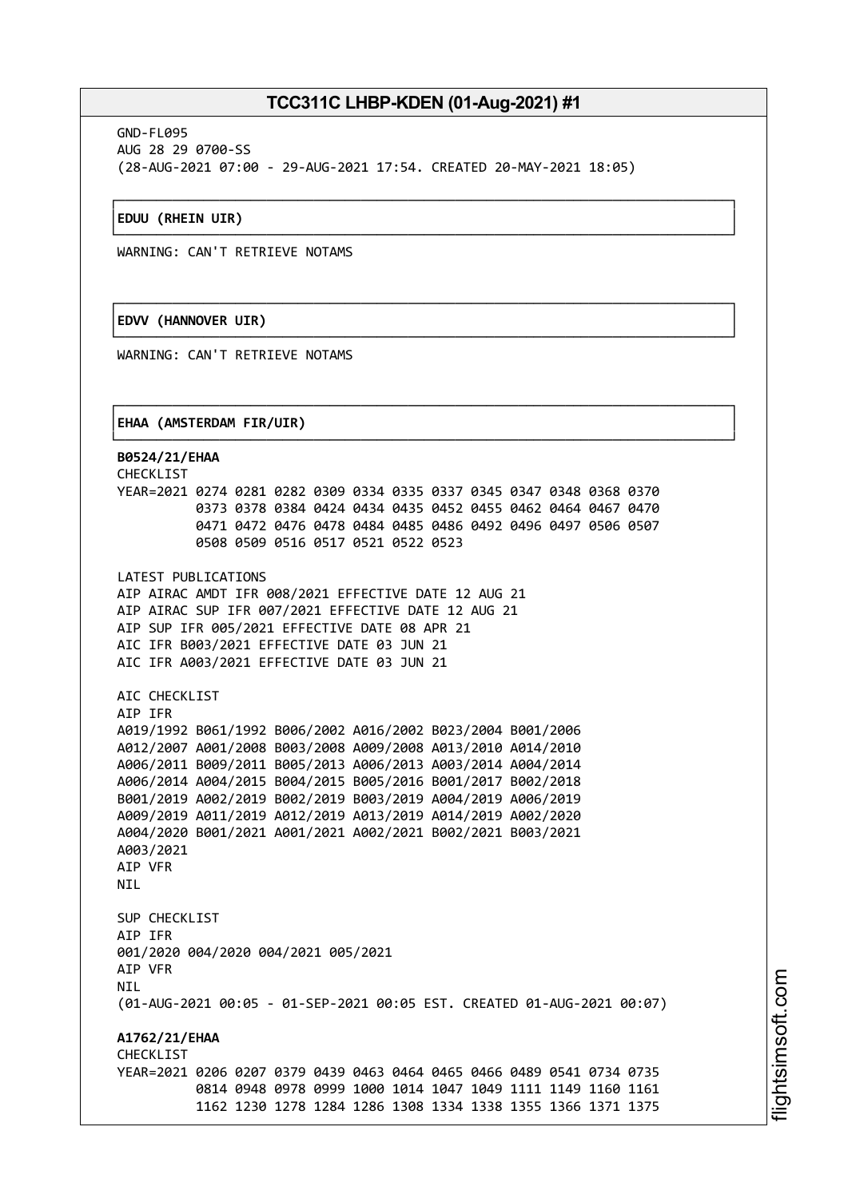GND-FL095
AUG 28 29 0700-SS
(28-AUG-2021 07:00 - 29-AUG-2021 17:54. CREATED 20-MAY-2021 18:05)

**EDUU (RHEIN UIR)**

WARNING: CAN'T RETRIEVE NOTAMS

**EDVV (HANNOVER UIR)**

WARNING: CAN'T RETRIEVE NOTAMS

**EHAA (AMSTERDAM FIR/UIR)**

**B0524/21/EHAA**
CHECKLIST
YEAR=2021 0274 0281 0282 0309 0334 0335 0337 0345 0347 0348 0368 0370
0373 0378 0384 0424 0434 0435 0452 0455 0462 0464 0467 0470
0471 0472 0476 0478 0484 0485 0486 0492 0496 0497 0506 0507
0508 0509 0516 0517 0521 0522 0523

LATEST PUBLICATIONS
AIP AIRAC AMDT IFR 008/2021 EFFECTIVE DATE 12 AUG 21
AIP AIRAC SUP IFR 007/2021 EFFECTIVE DATE 12 AUG 21
AIP SUP IFR 005/2021 EFFECTIVE DATE 08 APR 21
AIC IFR B003/2021 EFFECTIVE DATE 03 JUN 21
AIC IFR A003/2021 EFFECTIVE DATE 03 JUN 21

AIC CHECKLIST
AIP IFR
A019/1992 B061/1992 B006/2002 A016/2002 B023/2004 B001/2006
A012/2007 A001/2008 B003/2008 A009/2008 A013/2010 A014/2010
A006/2011 B009/2011 B005/2013 A006/2013 A003/2014 A004/2014
A006/2014 A004/2015 B004/2015 B005/2016 B001/2017 B002/2018
B001/2019 A002/2019 B002/2019 B003/2019 A004/2019 A006/2019
A009/2019 A011/2019 A012/2019 A013/2019 A014/2019 A002/2020
A004/2020 B001/2021 A001/2021 A002/2021 B002/2021 B003/2021
A003/2021
AIP VFR
NIL

SUP CHECKLIST
AIP IFR
001/2020 004/2020 004/2021 005/2021
AIP VFR
NIL
(01-AUG-2021 00:05 - 01-SEP-2021 00:05 EST. CREATED 01-AUG-2021 00:07)

**A1762/21/EHAA**
CHECKLIST
YEAR=2021 0206 0207 0379 0439 0463 0464 0465 0466 0489 0541 0734 0735
0814 0948 0978 0999 1000 1014 1047 1049 1111 1149 1160 1161
1162 1230 1278 1284 1286 1308 1334 1338 1355 1366 1371 1375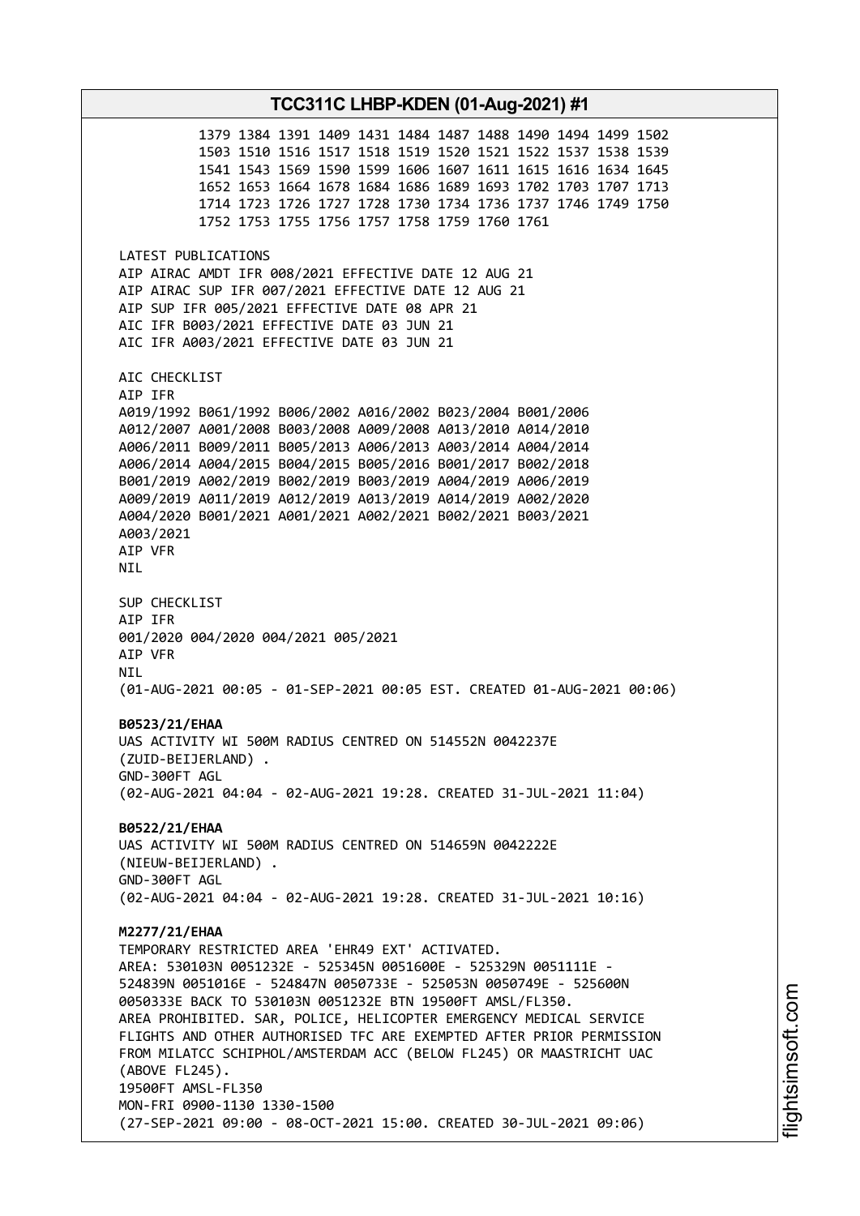1379 1384 1391 1409 1431 1484 1487 1488 1490 1494 1499 1502
1503 1510 1516 1517 1518 1519 1520 1521 1522 1537 1538 1539
1541 1543 1569 1590 1599 1606 1607 1611 1615 1616 1634 1645
1652 1653 1664 1678 1684 1686 1689 1693 1702 1703 1707 1713
1714 1723 1726 1727 1728 1730 1734 1736 1737 1746 1749 1750
1752 1753 1755 1756 1757 1758 1759 1760 1761

LATEST PUBLICATIONS
AIP AIRAC AMDT IFR 008/2021 EFFECTIVE DATE 12 AUG 21
AIP AIRAC SUP IFR 007/2021 EFFECTIVE DATE 12 AUG 21
AIP SUP IFR 005/2021 EFFECTIVE DATE 08 APR 21
AIC IFR B003/2021 EFFECTIVE DATE 03 JUN 21
AIC IFR A003/2021 EFFECTIVE DATE 03 JUN 21

AIC CHECKLIST
AIP IFR
A019/1992 B061/1992 B006/2002 A016/2002 B023/2004 B001/2006
A012/2007 A001/2008 B003/2008 A009/2008 A013/2010 A014/2010
A006/2011 B009/2011 B005/2013 A006/2013 A003/2014 A004/2014
A006/2014 A004/2015 B004/2015 B005/2016 B001/2017 B002/2018
B001/2019 A002/2019 B002/2019 B003/2019 A004/2019 A006/2019
A009/2019 A011/2019 A012/2019 A013/2019 A014/2019 A002/2020
A004/2020 B001/2021 A001/2021 A002/2021 B002/2021 B003/2021
A003/2021
AIP VFR
NIL

SUP CHECKLIST
AIP IFR
001/2020 004/2020 004/2021 005/2021
AIP VFR
NIL
(01-AUG-2021 00:05 - 01-SEP-2021 00:05 EST. CREATED 01-AUG-2021 00:06)

**B0523/21/EHAA**
UAS ACTIVITY WI 500M RADIUS CENTRED ON 514552N 0042237E
(ZUID-BEIJERLAND) .
GND-300FT AGL
(02-AUG-2021 04:04 - 02-AUG-2021 19:28. CREATED 31-JUL-2021 11:04)

**B0522/21/EHAA**
UAS ACTIVITY WI 500M RADIUS CENTRED ON 514659N 0042222E
(NIEUW-BEIJERLAND) .
GND-300FT AGL
(02-AUG-2021 04:04 - 02-AUG-2021 19:28. CREATED 31-JUL-2021 10:16)

**M2277/21/EHAA**
TEMPORARY RESTRICTED AREA 'EHR49 EXT' ACTIVATED.
AREA: 530103N 0051232E - 525345N 0051600E - 525329N 0051111E -
524839N 0051016E - 524847N 0050733E - 525053N 0050749E - 525600N
0050333E BACK TO 530103N 0051232E BTN 19500FT AMSL/FL350.
AREA PROHIBITED. SAR, POLICE, HELICOPTER EMERGENCY MEDICAL SERVICE
FLIGHTS AND OTHER AUTHORISED TFC ARE EXEMPTED AFTER PRIOR PERMISSION
FROM MILATCC SCHIPHOL/AMSTERDAM ACC (BELOW FL245) OR MAASTRICHT UAC
(ABOVE FL245).
19500FT AMSL-FL350
MON-FRI 0900-1130 1330-1500
(27-SEP-2021 09:00 - 08-OCT-2021 15:00. CREATED 30-JUL-2021 09:06)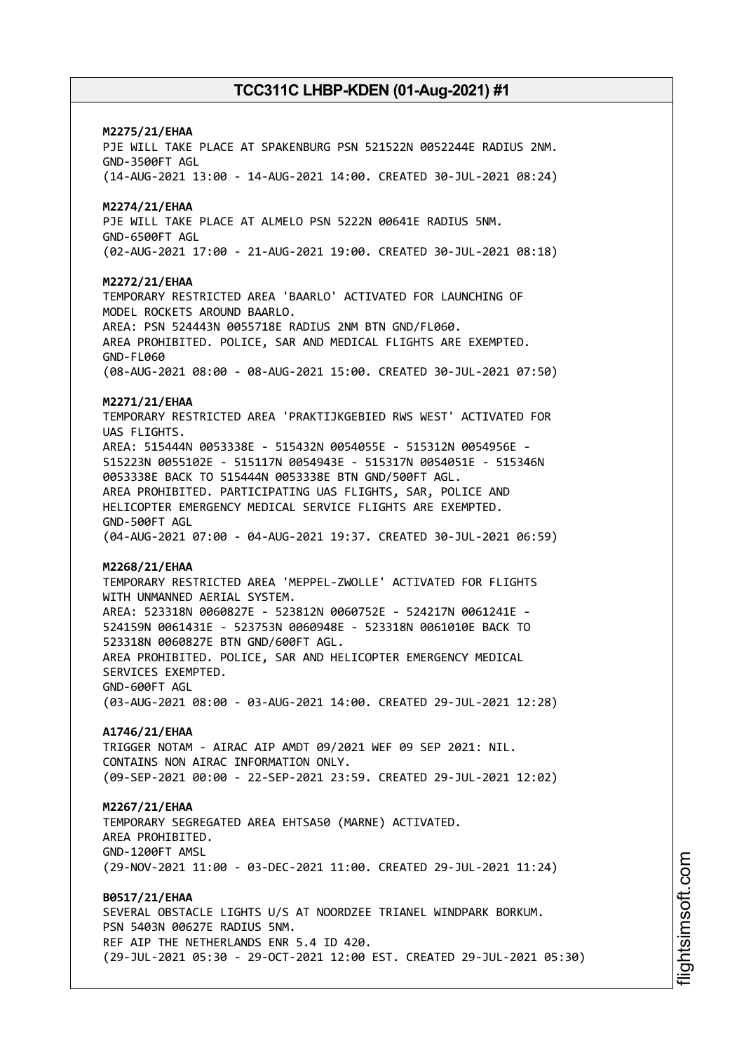**M2275/21/EHAA**
PJE WILL TAKE PLACE AT SPAKENBURG PSN 521522N 0052244E RADIUS 2NM.
GND-3500FT AGL
(14-AUG-2021 13:00 - 14-AUG-2021 14:00. CREATED 30-JUL-2021 08:24)

**M2274/21/EHAA**
PJE WILL TAKE PLACE AT ALMELO PSN 5222N 00641E RADIUS 5NM.
GND-6500FT AGL
(02-AUG-2021 17:00 - 21-AUG-2021 19:00. CREATED 30-JUL-2021 08:18)

**M2272/21/EHAA**
TEMPORARY RESTRICTED AREA 'BAARLO' ACTIVATED FOR LAUNCHING OF MODEL ROCKETS AROUND BAARLO.
AREA: PSN 524443N 0055718E RADIUS 2NM BTN GND/FL060.
AREA PROHIBITED. POLICE, SAR AND MEDICAL FLIGHTS ARE EXEMPTED.
GND-FL060
(08-AUG-2021 08:00 - 08-AUG-2021 15:00. CREATED 30-JUL-2021 07:50)

**M2271/21/EHAA**
TEMPORARY RESTRICTED AREA 'PRAKTIJKGEBIED RWS WEST' ACTIVATED FOR UAS FLIGHTS.
AREA: 515444N 0053338E - 515432N 0054055E - 515312N 0054956E - 515223N 0055102E - 515117N 0054943E - 515317N 0054051E - 515346N 0053338E BACK TO 515444N 0053338E BTN GND/500FT AGL.
AREA PROHIBITED. PARTICIPATING UAS FLIGHTS, SAR, POLICE AND HELICOPTER EMERGENCY MEDICAL SERVICE FLIGHTS ARE EXEMPTED.
GND-500FT AGL
(04-AUG-2021 07:00 - 04-AUG-2021 19:37. CREATED 30-JUL-2021 06:59)

**M2268/21/EHAA**
TEMPORARY RESTRICTED AREA 'MEPPEL-ZWOLLE' ACTIVATED FOR FLIGHTS WITH UNMANNED AERIAL SYSTEM.
AREA: 523318N 0060827E - 523812N 0060752E - 524217N 0061241E - 524159N 0061431E - 523753N 0060948E - 523318N 0061010E BACK TO 523318N 0060827E BTN GND/600FT AGL.
AREA PROHIBITED. POLICE, SAR AND HELICOPTER EMERGENCY MEDICAL SERVICES EXEMPTED.
GND-600FT AGL
(03-AUG-2021 08:00 - 03-AUG-2021 14:00. CREATED 29-JUL-2021 12:28)

**A1746/21/EHAA**
TRIGGER NOTAM - AIRAC AIP AMDT 09/2021 WEF 09 SEP 2021: NIL.
CONTAINS NON AIRAC INFORMATION ONLY.
(09-SEP-2021 00:00 - 22-SEP-2021 23:59. CREATED 29-JUL-2021 12:02)

**M2267/21/EHAA**
TEMPORARY SEGREGATED AREA EHTSA50 (MARNE) ACTIVATED.
AREA PROHIBITED.
GND-1200FT AMSL
(29-NOV-2021 11:00 - 03-DEC-2021 11:00. CREATED 29-JUL-2021 11:24)

**B0517/21/EHAA**
SEVERAL OBSTACLE LIGHTS U/S AT NOORDZEE TRIANEL WINDPARK BORKUM.
PSN 5403N 00627E RADIUS 5NM.
REF AIP THE NETHERLANDS ENR 5.4 ID 420.
(29-JUL-2021 05:30 - 29-OCT-2021 12:00 EST. CREATED 29-JUL-2021 05:30)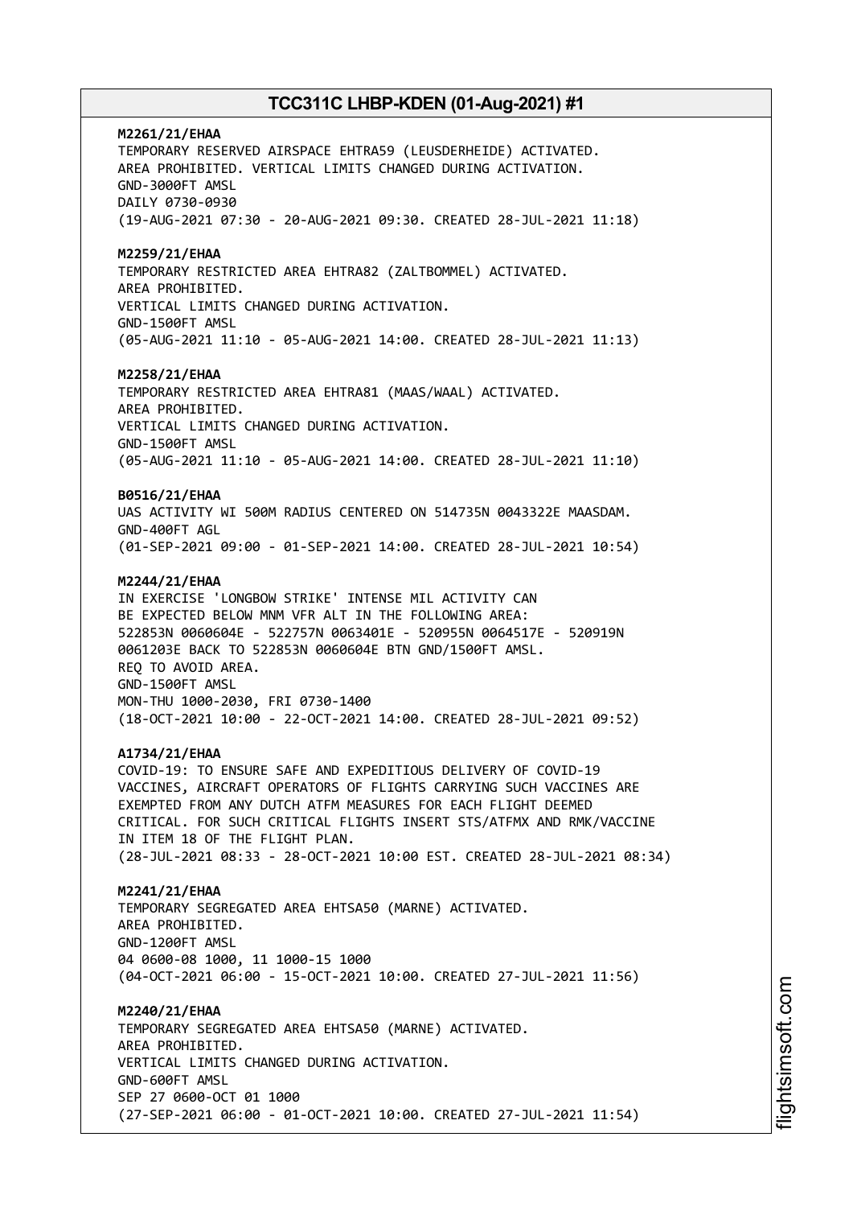**M2261/21/EHAA**
TEMPORARY RESERVED AIRSPACE EHTRA59 (LEUSDERHEIDE) ACTIVATED.
AREA PROHIBITED. VERTICAL LIMITS CHANGED DURING ACTIVATION.
GND-3000FT AMSL
DAILY 0730-0930
(19-AUG-2021 07:30 - 20-AUG-2021 09:30. CREATED 28-JUL-2021 11:18)

**M2259/21/EHAA**
TEMPORARY RESTRICTED AREA EHTRA82 (ZALTBOMMEL) ACTIVATED.
AREA PROHIBITED.
VERTICAL LIMITS CHANGED DURING ACTIVATION.
GND-1500FT AMSL
(05-AUG-2021 11:10 - 05-AUG-2021 14:00. CREATED 28-JUL-2021 11:13)

**M2258/21/EHAA**
TEMPORARY RESTRICTED AREA EHTRA81 (MAAS/WAAL) ACTIVATED.
AREA PROHIBITED.
VERTICAL LIMITS CHANGED DURING ACTIVATION.
GND-1500FT AMSL
(05-AUG-2021 11:10 - 05-AUG-2021 14:00. CREATED 28-JUL-2021 11:10)

**B0516/21/EHAA**
UAS ACTIVITY WI 500M RADIUS CENTERED ON 514735N 0043322E MAASDAM.
GND-400FT AGL
(01-SEP-2021 09:00 - 01-SEP-2021 14:00. CREATED 28-JUL-2021 10:54)

**M2244/21/EHAA**
IN EXERCISE 'LONGBOW STRIKE' INTENSE MIL ACTIVITY CAN
BE EXPECTED BELOW MNM VFR ALT IN THE FOLLOWING AREA:
522853N 0060604E - 522757N 0063401E - 520955N 0064517E - 520919N
0061203E BACK TO 522853N 0060604E BTN GND/1500FT AMSL.
REQ TO AVOID AREA.
GND-1500FT AMSL
MON-THU 1000-2030, FRI 0730-1400
(18-OCT-2021 10:00 - 22-OCT-2021 14:00. CREATED 28-JUL-2021 09:52)

**A1734/21/EHAA**
COVID-19: TO ENSURE SAFE AND EXPEDITIOUS DELIVERY OF COVID-19
VACCINES, AIRCRAFT OPERATORS OF FLIGHTS CARRYING SUCH VACCINES ARE
EXEMPTED FROM ANY DUTCH ATFM MEASURES FOR EACH FLIGHT DEEMED
CRITICAL. FOR SUCH CRITICAL FLIGHTS INSERT STS/ATFMX AND RMK/VACCINE
IN ITEM 18 OF THE FLIGHT PLAN.
(28-JUL-2021 08:33 - 28-OCT-2021 10:00 EST. CREATED 28-JUL-2021 08:34)

**M2241/21/EHAA**
TEMPORARY SEGREGATED AREA EHTSA50 (MARNE) ACTIVATED.
AREA PROHIBITED.
GND-1200FT AMSL
04 0600-08 1000, 11 1000-15 1000
(04-OCT-2021 06:00 - 15-OCT-2021 10:00. CREATED 27-JUL-2021 11:56)

**M2240/21/EHAA**
TEMPORARY SEGREGATED AREA EHTSA50 (MARNE) ACTIVATED.
AREA PROHIBITED.
VERTICAL LIMITS CHANGED DURING ACTIVATION.
GND-600FT AMSL
SEP 27 0600-OCT 01 1000
(27-SEP-2021 06:00 - 01-OCT-2021 10:00. CREATED 27-JUL-2021 11:54)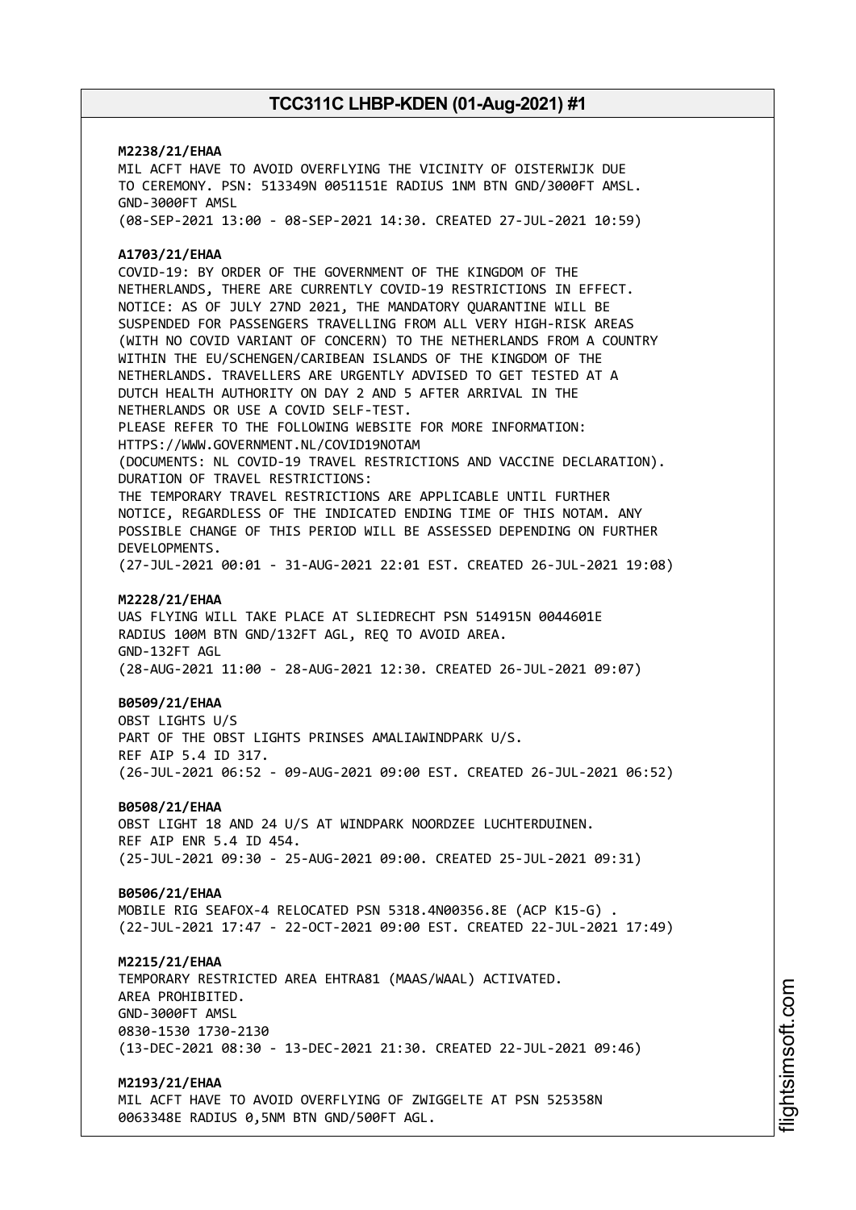**M2238/21/EHAA**
MIL ACFT HAVE TO AVOID OVERFLYING THE VICINITY OF OISTERWIJK DUE TO CEREMONY. PSN: 513349N 0051151E RADIUS 1NM BTN GND/3000FT AMSL.
GND-3000FT AMSL
(08-SEP-2021 13:00 - 08-SEP-2021 14:30. CREATED 27-JUL-2021 10:59)

**A1703/21/EHAA**
COVID-19: BY ORDER OF THE GOVERNMENT OF THE KINGDOM OF THE NETHERLANDS, THERE ARE CURRENTLY COVID-19 RESTRICTIONS IN EFFECT.
NOTICE: AS OF JULY 27ND 2021, THE MANDATORY QUARANTINE WILL BE SUSPENDED FOR PASSENGERS TRAVELLING FROM ALL VERY HIGH-RISK AREAS (WITH NO COVID VARIANT OF CONCERN) TO THE NETHERLANDS FROM A COUNTRY WITHIN THE EU/SCHENGEN/CARIBEAN ISLANDS OF THE KINGDOM OF THE NETHERLANDS. TRAVELLERS ARE URGENTLY ADVISED TO GET TESTED AT A DUTCH HEALTH AUTHORITY ON DAY 2 AND 5 AFTER ARRIVAL IN THE NETHERLANDS OR USE A COVID SELF-TEST.
PLEASE REFER TO THE FOLLOWING WEBSITE FOR MORE INFORMATION:
HTTPS://WWW.GOVERNMENT.NL/COVID19NOTAM
(DOCUMENTS: NL COVID-19 TRAVEL RESTRICTIONS AND VACCINE DECLARATION).
DURATION OF TRAVEL RESTRICTIONS:
THE TEMPORARY TRAVEL RESTRICTIONS ARE APPLICABLE UNTIL FURTHER NOTICE, REGARDLESS OF THE INDICATED ENDING TIME OF THIS NOTAM. ANY POSSIBLE CHANGE OF THIS PERIOD WILL BE ASSESSED DEPENDING ON FURTHER DEVELOPMENTS.
(27-JUL-2021 00:01 - 31-AUG-2021 22:01 EST. CREATED 26-JUL-2021 19:08)

**M2228/21/EHAA**
UAS FLYING WILL TAKE PLACE AT SLIEDRECHT PSN 514915N 0044601E RADIUS 100M BTN GND/132FT AGL, REQ TO AVOID AREA.
GND-132FT AGL
(28-AUG-2021 11:00 - 28-AUG-2021 12:30. CREATED 26-JUL-2021 09:07)

**B0509/21/EHAA**
OBST LIGHTS U/S
PART OF THE OBST LIGHTS PRINSES AMALIAWINDPARK U/S.
REF AIP 5.4 ID 317.
(26-JUL-2021 06:52 - 09-AUG-2021 09:00 EST. CREATED 26-JUL-2021 06:52)

**B0508/21/EHAA**
OBST LIGHT 18 AND 24 U/S AT WINDPARK NOORDZEE LUCHTERDUINEN.
REF AIP ENR 5.4 ID 454.
(25-JUL-2021 09:30 - 25-AUG-2021 09:00. CREATED 25-JUL-2021 09:31)

**B0506/21/EHAA**
MOBILE RIG SEAFOX-4 RELOCATED PSN 5318.4N00356.8E (ACP K15-G) .
(22-JUL-2021 17:47 - 22-OCT-2021 09:00 EST. CREATED 22-JUL-2021 17:49)

**M2215/21/EHAA**
TEMPORARY RESTRICTED AREA EHTRA81 (MAAS/WAAL) ACTIVATED.
AREA PROHIBITED.
GND-3000FT AMSL
0830-1530 1730-2130
(13-DEC-2021 08:30 - 13-DEC-2021 21:30. CREATED 22-JUL-2021 09:46)

**M2193/21/EHAA**
MIL ACFT HAVE TO AVOID OVERFLYING OF ZWIGGELTE AT PSN 525358N 0063348E RADIUS 0,5NM BTN GND/500FT AGL.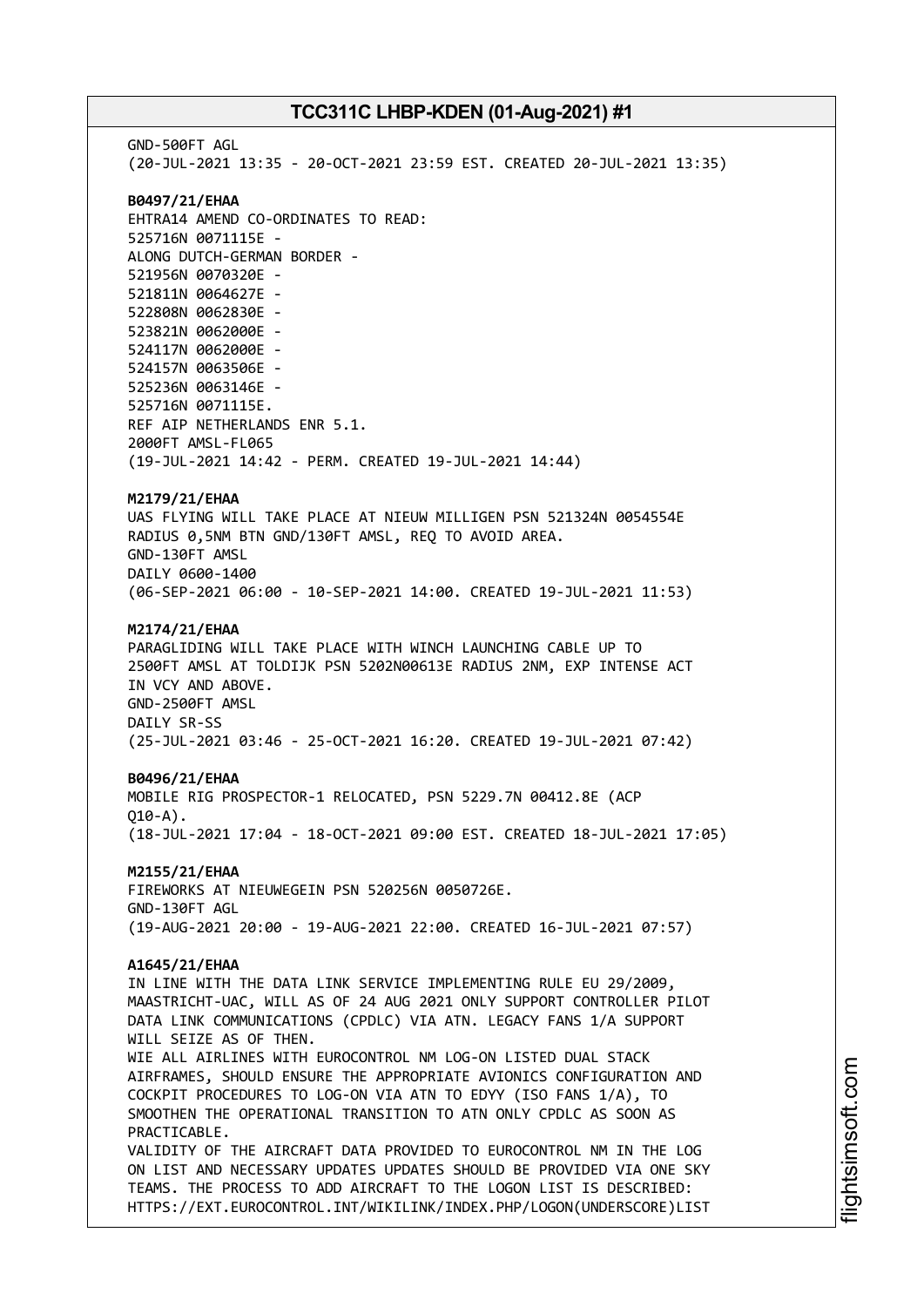GND-500FT AGL
(20-JUL-2021 13:35 - 20-OCT-2021 23:59 EST. CREATED 20-JUL-2021 13:35)

**B0497/21/EHAA**
EHTRA14 AMEND CO-ORDINATES TO READ:
525716N 0071115E -
ALONG DUTCH-GERMAN BORDER -
521956N 0070320E -
521811N 0064627E -
522808N 0062830E -
523821N 0062000E -
524117N 0062000E -
524157N 0063506E -
525236N 0063146E -
525716N 0071115E.
REF AIP NETHERLANDS ENR 5.1.
2000FT AMSL-FL065
(19-JUL-2021 14:42 - PERM. CREATED 19-JUL-2021 14:44)

**M2179/21/EHAA**
UAS FLYING WILL TAKE PLACE AT NIEUW MILLIGEN PSN 521324N 0054554E
RADIUS 0,5NM BTN GND/130FT AMSL, REQ TO AVOID AREA.
GND-130FT AMSL
DAILY 0600-1400
(06-SEP-2021 06:00 - 10-SEP-2021 14:00. CREATED 19-JUL-2021 11:53)

**M2174/21/EHAA**
PARAGLIDING WILL TAKE PLACE WITH WINCH LAUNCHING CABLE UP TO
2500FT AMSL AT TOLDIJK PSN 5202N00613E RADIUS 2NM, EXP INTENSE ACT
IN VCY AND ABOVE.
GND-2500FT AMSL
DAILY SR-SS
(25-JUL-2021 03:46 - 25-OCT-2021 16:20. CREATED 19-JUL-2021 07:42)

**B0496/21/EHAA**
MOBILE RIG PROSPECTOR-1 RELOCATED, PSN 5229.7N 00412.8E (ACP
Q10-A).
(18-JUL-2021 17:04 - 18-OCT-2021 09:00 EST. CREATED 18-JUL-2021 17:05)

**M2155/21/EHAA**
FIREWORKS AT NIEUWEGEIN PSN 520256N 0050726E.
GND-130FT AGL
(19-AUG-2021 20:00 - 19-AUG-2021 22:00. CREATED 16-JUL-2021 07:57)

**A1645/21/EHAA**
IN LINE WITH THE DATA LINK SERVICE IMPLEMENTING RULE EU 29/2009,
MAASTRICHT-UAC, WILL AS OF 24 AUG 2021 ONLY SUPPORT CONTROLLER PILOT
DATA LINK COMMUNICATIONS (CPDLC) VIA ATN. LEGACY FANS 1/A SUPPORT
WILL SEIZE AS OF THEN.
WIE ALL AIRLINES WITH EUROCONTROL NM LOG-ON LISTED DUAL STACK
AIRFRAMES, SHOULD ENSURE THE APPROPRIATE AVIONICS CONFIGURATION AND
COCKPIT PROCEDURES TO LOG-ON VIA ATN TO EDYY (ISO FANS 1/A), TO
SMOOTHEN THE OPERATIONAL TRANSITION TO ATN ONLY CPDLC AS SOON AS
PRACTICABLE.
VALIDITY OF THE AIRCRAFT DATA PROVIDED TO EUROCONTROL NM IN THE LOG
ON LIST AND NECESSARY UPDATES UPDATES SHOULD BE PROVIDED VIA ONE SKY
TEAMS. THE PROCESS TO ADD AIRCRAFT TO THE LOGON LIST IS DESCRIBED:
HTTPS://EXT.EUROCONTROL.INT/WIKILINK/INDEX.PHP/LOGON(UNDERSCORE)LIST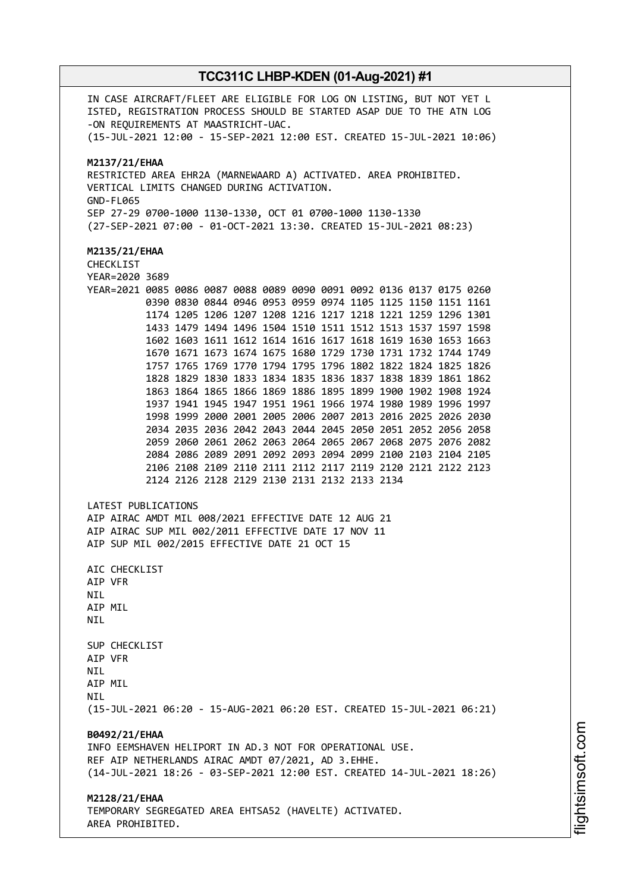IN CASE AIRCRAFT/FLEET ARE ELIGIBLE FOR LOG ON LISTING, BUT NOT YET L
ISTED, REGISTRATION PROCESS SHOULD BE STARTED ASAP DUE TO THE ATN LOG
-ON REQUIREMENTS AT MAASTRICHT-UAC.
(15-JUL-2021 12:00 - 15-SEP-2021 12:00 EST. CREATED 15-JUL-2021 10:06)

**M2137/21/EHAA**
RESTRICTED AREA EHR2A (MARNEWAARD A) ACTIVATED. AREA PROHIBITED.
VERTICAL LIMITS CHANGED DURING ACTIVATION.
GND-FL065
SEP 27-29 0700-1000 1130-1330, OCT 01 0700-1000 1130-1330
(27-SEP-2021 07:00 - 01-OCT-2021 13:30. CREATED 15-JUL-2021 08:23)

**M2135/21/EHAA**
CHECKLIST
YEAR=2020 3689
YEAR=2021 0085 0086 0087 0088 0089 0090 0091 0092 0136 0137 0175 0260
0390 0830 0844 0946 0953 0959 0974 1105 1125 1150 1151 1161
1174 1205 1206 1207 1208 1216 1217 1218 1221 1259 1296 1301
1433 1479 1494 1496 1504 1510 1511 1512 1513 1537 1597 1598
1602 1603 1611 1612 1614 1616 1617 1618 1619 1630 1653 1663
1670 1671 1673 1674 1675 1680 1729 1730 1731 1732 1744 1749
1757 1765 1769 1770 1794 1795 1796 1802 1822 1824 1825 1826
1828 1829 1830 1833 1834 1835 1836 1837 1838 1839 1861 1862
1863 1864 1865 1866 1869 1886 1895 1899 1900 1902 1908 1924
1937 1941 1945 1947 1951 1961 1966 1974 1980 1989 1996 1997
1998 1999 2000 2001 2005 2006 2007 2013 2016 2025 2026 2030
2034 2035 2036 2042 2043 2044 2045 2050 2051 2052 2056 2058
2059 2060 2061 2062 2063 2064 2065 2067 2068 2075 2076 2082
2084 2086 2089 2091 2092 2093 2094 2099 2100 2103 2104 2105
2106 2108 2109 2110 2111 2112 2117 2119 2120 2121 2122 2123
2124 2126 2128 2129 2130 2131 2132 2133 2134

LATEST PUBLICATIONS
AIP AIRAC AMDT MIL 008/2021 EFFECTIVE DATE 12 AUG 21
AIP AIRAC SUP MIL 002/2011 EFFECTIVE DATE 17 NOV 11
AIP SUP MIL 002/2015 EFFECTIVE DATE 21 OCT 15

AIC CHECKLIST
AIP VFR
NIL
AIP MIL
NIL

SUP CHECKLIST
AIP VFR
NIL
AIP MIL
NIL
(15-JUL-2021 06:20 - 15-AUG-2021 06:20 EST. CREATED 15-JUL-2021 06:21)

**B0492/21/EHAA**
INFO EEMSHAVEN HELIPORT IN AD.3 NOT FOR OPERATIONAL USE.
REF AIP NETHERLANDS AIRAC AMDT 07/2021, AD 3.EHHE.
(14-JUL-2021 18:26 - 03-SEP-2021 12:00 EST. CREATED 14-JUL-2021 18:26)

**M2128/21/EHAA**
TEMPORARY SEGREGATED AREA EHTSA52 (HAVELTE) ACTIVATED.
AREA PROHIBITED.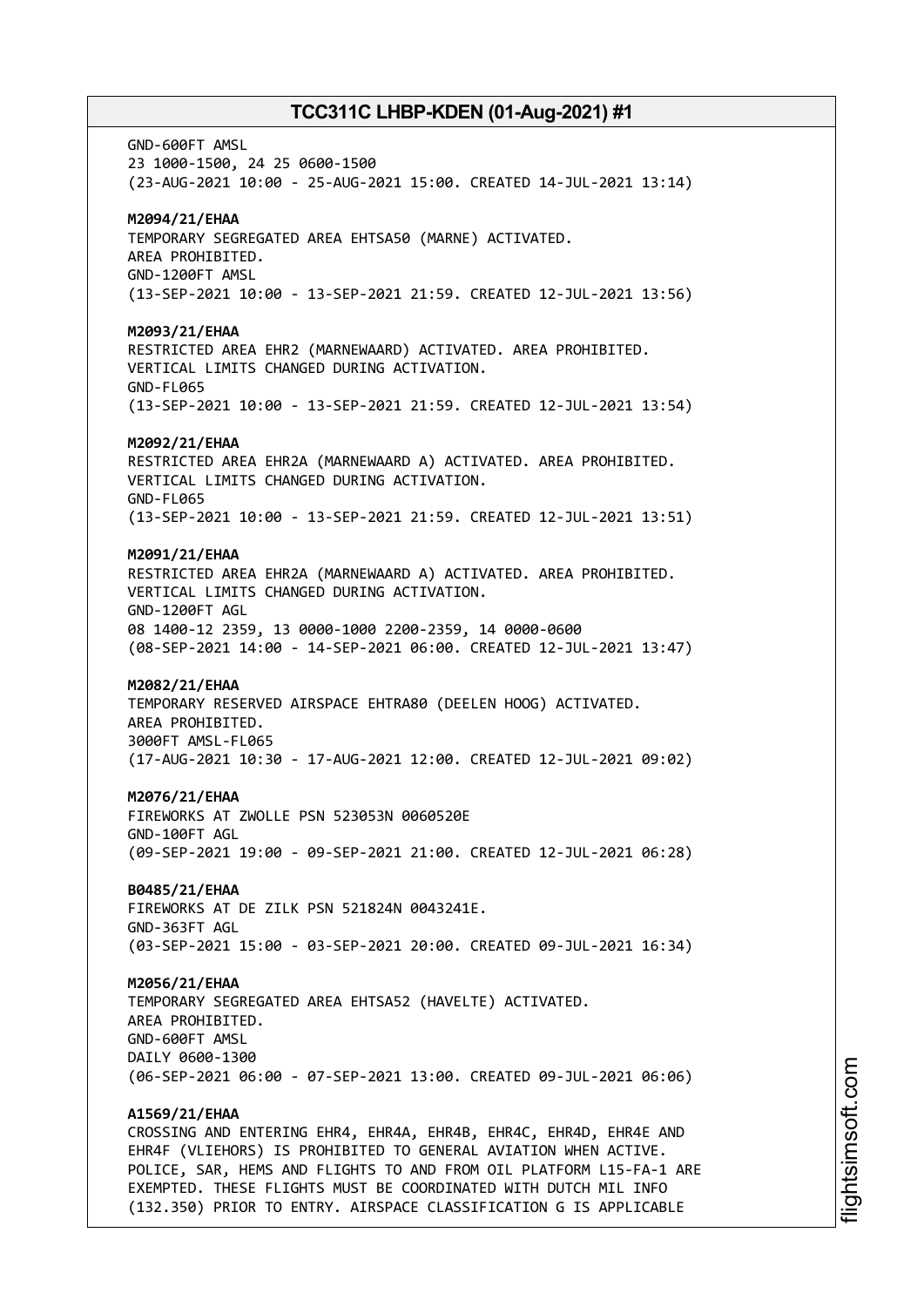GND-600FT AMSL
23 1000-1500, 24 25 0600-1500
(23-AUG-2021 10:00 - 25-AUG-2021 15:00. CREATED 14-JUL-2021 13:14)

**M2094/21/EHAA**
TEMPORARY SEGREGATED AREA EHTSA50 (MARNE) ACTIVATED.
AREA PROHIBITED.
GND-1200FT AMSL
(13-SEP-2021 10:00 - 13-SEP-2021 21:59. CREATED 12-JUL-2021 13:56)

**M2093/21/EHAA**
RESTRICTED AREA EHR2 (MARNEWAARD) ACTIVATED. AREA PROHIBITED.
VERTICAL LIMITS CHANGED DURING ACTIVATION.
GND-FL065
(13-SEP-2021 10:00 - 13-SEP-2021 21:59. CREATED 12-JUL-2021 13:54)

**M2092/21/EHAA**
RESTRICTED AREA EHR2A (MARNEWAARD A) ACTIVATED. AREA PROHIBITED.
VERTICAL LIMITS CHANGED DURING ACTIVATION.
GND-FL065
(13-SEP-2021 10:00 - 13-SEP-2021 21:59. CREATED 12-JUL-2021 13:51)

**M2091/21/EHAA**
RESTRICTED AREA EHR2A (MARNEWAARD A) ACTIVATED. AREA PROHIBITED.
VERTICAL LIMITS CHANGED DURING ACTIVATION.
GND-1200FT AGL
08 1400-12 2359, 13 0000-1000 2200-2359, 14 0000-0600
(08-SEP-2021 14:00 - 14-SEP-2021 06:00. CREATED 12-JUL-2021 13:47)

**M2082/21/EHAA**
TEMPORARY RESERVED AIRSPACE EHTRA80 (DEELEN HOOG) ACTIVATED.
AREA PROHIBITED.
3000FT AMSL-FL065
(17-AUG-2021 10:30 - 17-AUG-2021 12:00. CREATED 12-JUL-2021 09:02)

**M2076/21/EHAA**
FIREWORKS AT ZWOLLE PSN 523053N 0060520E
GND-100FT AGL
(09-SEP-2021 19:00 - 09-SEP-2021 21:00. CREATED 12-JUL-2021 06:28)

**B0485/21/EHAA**
FIREWORKS AT DE ZILK PSN 521824N 0043241E.
GND-363FT AGL
(03-SEP-2021 15:00 - 03-SEP-2021 20:00. CREATED 09-JUL-2021 16:34)

**M2056/21/EHAA**
TEMPORARY SEGREGATED AREA EHTSA52 (HAVELTE) ACTIVATED.
AREA PROHIBITED.
GND-600FT AMSL
DAILY 0600-1300
(06-SEP-2021 06:00 - 07-SEP-2021 13:00. CREATED 09-JUL-2021 06:06)

**A1569/21/EHAA**
CROSSING AND ENTERING EHR4, EHR4A, EHR4B, EHR4C, EHR4D, EHR4E AND
EHR4F (VLIEHORS) IS PROHIBITED TO GENERAL AVIATION WHEN ACTIVE.
POLICE, SAR, HEMS AND FLIGHTS TO AND FROM OIL PLATFORM L15-FA-1 ARE
EXEMPTED. THESE FLIGHTS MUST BE COORDINATED WITH DUTCH MIL INFO
(132.350) PRIOR TO ENTRY. AIRSPACE CLASSIFICATION G IS APPLICABLE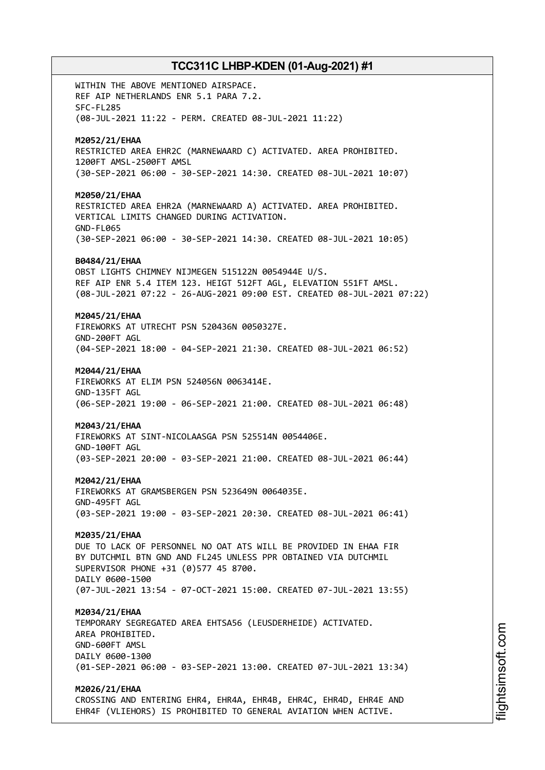WITHIN THE ABOVE MENTIONED AIRSPACE.
REF AIP NETHERLANDS ENR 5.1 PARA 7.2.
SFC-FL285
(08-JUL-2021 11:22 - PERM. CREATED 08-JUL-2021 11:22)

**M2052/21/EHAA**
RESTRICTED AREA EHR2C (MARNEWAARD C) ACTIVATED. AREA PROHIBITED.
1200FT AMSL-2500FT AMSL
(30-SEP-2021 06:00 - 30-SEP-2021 14:30. CREATED 08-JUL-2021 10:07)

**M2050/21/EHAA**
RESTRICTED AREA EHR2A (MARNEWAARD A) ACTIVATED. AREA PROHIBITED.
VERTICAL LIMITS CHANGED DURING ACTIVATION.
GND-FL065
(30-SEP-2021 06:00 - 30-SEP-2021 14:30. CREATED 08-JUL-2021 10:05)

**B0484/21/EHAA**
OBST LIGHTS CHIMNEY NIJMEGEN 515122N 0054944E U/S.
REF AIP ENR 5.4 ITEM 123. HEIGT 512FT AGL, ELEVATION 551FT AMSL.
(08-JUL-2021 07:22 - 26-AUG-2021 09:00 EST. CREATED 08-JUL-2021 07:22)

**M2045/21/EHAA**
FIREWORKS AT UTRECHT PSN 520436N 0050327E.
GND-200FT AGL
(04-SEP-2021 18:00 - 04-SEP-2021 21:30. CREATED 08-JUL-2021 06:52)

**M2044/21/EHAA**
FIREWORKS AT ELIM PSN 524056N 0063414E.
GND-135FT AGL
(06-SEP-2021 19:00 - 06-SEP-2021 21:00. CREATED 08-JUL-2021 06:48)

**M2043/21/EHAA**
FIREWORKS AT SINT-NICOLAASGA PSN 525514N 0054406E.
GND-100FT AGL
(03-SEP-2021 20:00 - 03-SEP-2021 21:00. CREATED 08-JUL-2021 06:44)

**M2042/21/EHAA**
FIREWORKS AT GRAMSBERGEN PSN 523649N 0064035E.
GND-495FT AGL
(03-SEP-2021 19:00 - 03-SEP-2021 20:30. CREATED 08-JUL-2021 06:41)

**M2035/21/EHAA**
DUE TO LACK OF PERSONNEL NO OAT ATS WILL BE PROVIDED IN EHAA FIR
BY DUTCHMIL BTN GND AND FL245 UNLESS PPR OBTAINED VIA DUTCHMIL
SUPERVISOR PHONE +31 (0)577 45 8700.
DAILY 0600-1500
(07-JUL-2021 13:54 - 07-OCT-2021 15:00. CREATED 07-JUL-2021 13:55)

**M2034/21/EHAA**
TEMPORARY SEGREGATED AREA EHTSA56 (LEUSDERHEIDE) ACTIVATED.
AREA PROHIBITED.
GND-600FT AMSL
DAILY 0600-1300
(01-SEP-2021 06:00 - 03-SEP-2021 13:00. CREATED 07-JUL-2021 13:34)

**M2026/21/EHAA**
CROSSING AND ENTERING EHR4, EHR4A, EHR4B, EHR4C, EHR4D, EHR4E AND
EHR4F (VLIEHORS) IS PROHIBITED TO GENERAL AVIATION WHEN ACTIVE.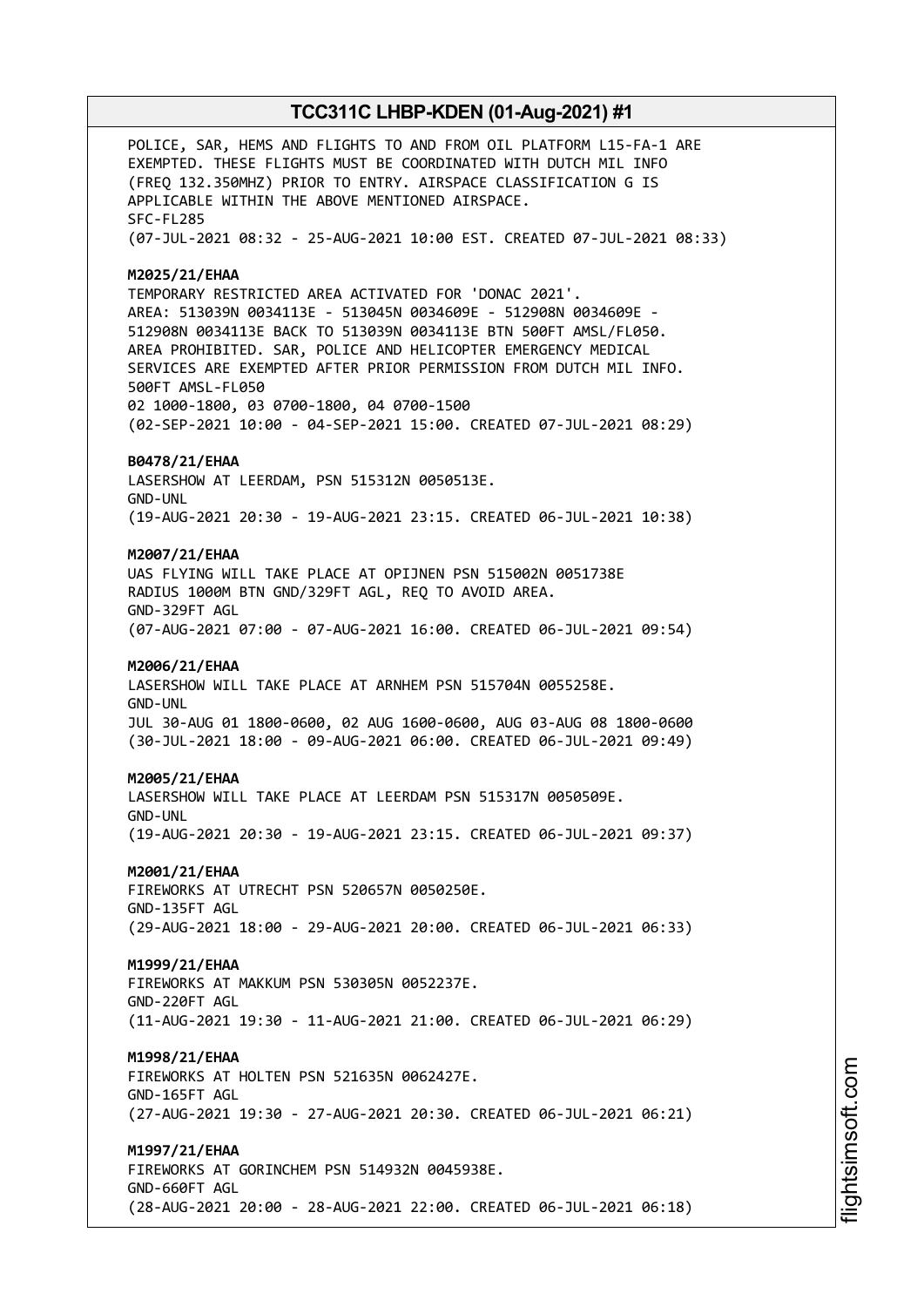POLICE, SAR, HEMS AND FLIGHTS TO AND FROM OIL PLATFORM L15-FA-1 ARE EXEMPTED. THESE FLIGHTS MUST BE COORDINATED WITH DUTCH MIL INFO (FREQ 132.350MHZ) PRIOR TO ENTRY. AIRSPACE CLASSIFICATION G IS APPLICABLE WITHIN THE ABOVE MENTIONED AIRSPACE.
SFC-FL285
(07-JUL-2021 08:32 - 25-AUG-2021 10:00 EST. CREATED 07-JUL-2021 08:33)

**M2025/21/EHAA**
TEMPORARY RESTRICTED AREA ACTIVATED FOR 'DONAC 2021'.
AREA: 513039N 0034113E - 513045N 0034609E - 512908N 0034609E - 512908N 0034113E BACK TO 513039N 0034113E BTN 500FT AMSL/FL050.
AREA PROHIBITED. SAR, POLICE AND HELICOPTER EMERGENCY MEDICAL SERVICES ARE EXEMPTED AFTER PRIOR PERMISSION FROM DUTCH MIL INFO.
500FT AMSL-FL050
02 1000-1800, 03 0700-1800, 04 0700-1500
(02-SEP-2021 10:00 - 04-SEP-2021 15:00. CREATED 07-JUL-2021 08:29)

**B0478/21/EHAA**
LASERSHOW AT LEERDAM, PSN 515312N 0050513E.
GND-UNL
(19-AUG-2021 20:30 - 19-AUG-2021 23:15. CREATED 06-JUL-2021 10:38)

**M2007/21/EHAA**
UAS FLYING WILL TAKE PLACE AT OPIJNEN PSN 515002N 0051738E RADIUS 1000M BTN GND/329FT AGL, REQ TO AVOID AREA.
GND-329FT AGL
(07-AUG-2021 07:00 - 07-AUG-2021 16:00. CREATED 06-JUL-2021 09:54)

**M2006/21/EHAA**
LASERSHOW WILL TAKE PLACE AT ARNHEM PSN 515704N 0055258E.
GND-UNL
JUL 30-AUG 01 1800-0600, 02 AUG 1600-0600, AUG 03-AUG 08 1800-0600
(30-JUL-2021 18:00 - 09-AUG-2021 06:00. CREATED 06-JUL-2021 09:49)

**M2005/21/EHAA**
LASERSHOW WILL TAKE PLACE AT LEERDAM PSN 515317N 0050509E.
GND-UNL
(19-AUG-2021 20:30 - 19-AUG-2021 23:15. CREATED 06-JUL-2021 09:37)

**M2001/21/EHAA**
FIREWORKS AT UTRECHT PSN 520657N 0050250E.
GND-135FT AGL
(29-AUG-2021 18:00 - 29-AUG-2021 20:00. CREATED 06-JUL-2021 06:33)

**M1999/21/EHAA**
FIREWORKS AT MAKKUM PSN 530305N 0052237E.
GND-220FT AGL
(11-AUG-2021 19:30 - 11-AUG-2021 21:00. CREATED 06-JUL-2021 06:29)

**M1998/21/EHAA**
FIREWORKS AT HOLTEN PSN 521635N 0062427E.
GND-165FT AGL
(27-AUG-2021 19:30 - 27-AUG-2021 20:30. CREATED 06-JUL-2021 06:21)

**M1997/21/EHAA**
FIREWORKS AT GORINCHEM PSN 514932N 0045938E.
GND-660FT AGL
(28-AUG-2021 20:00 - 28-AUG-2021 22:00. CREATED 06-JUL-2021 06:18)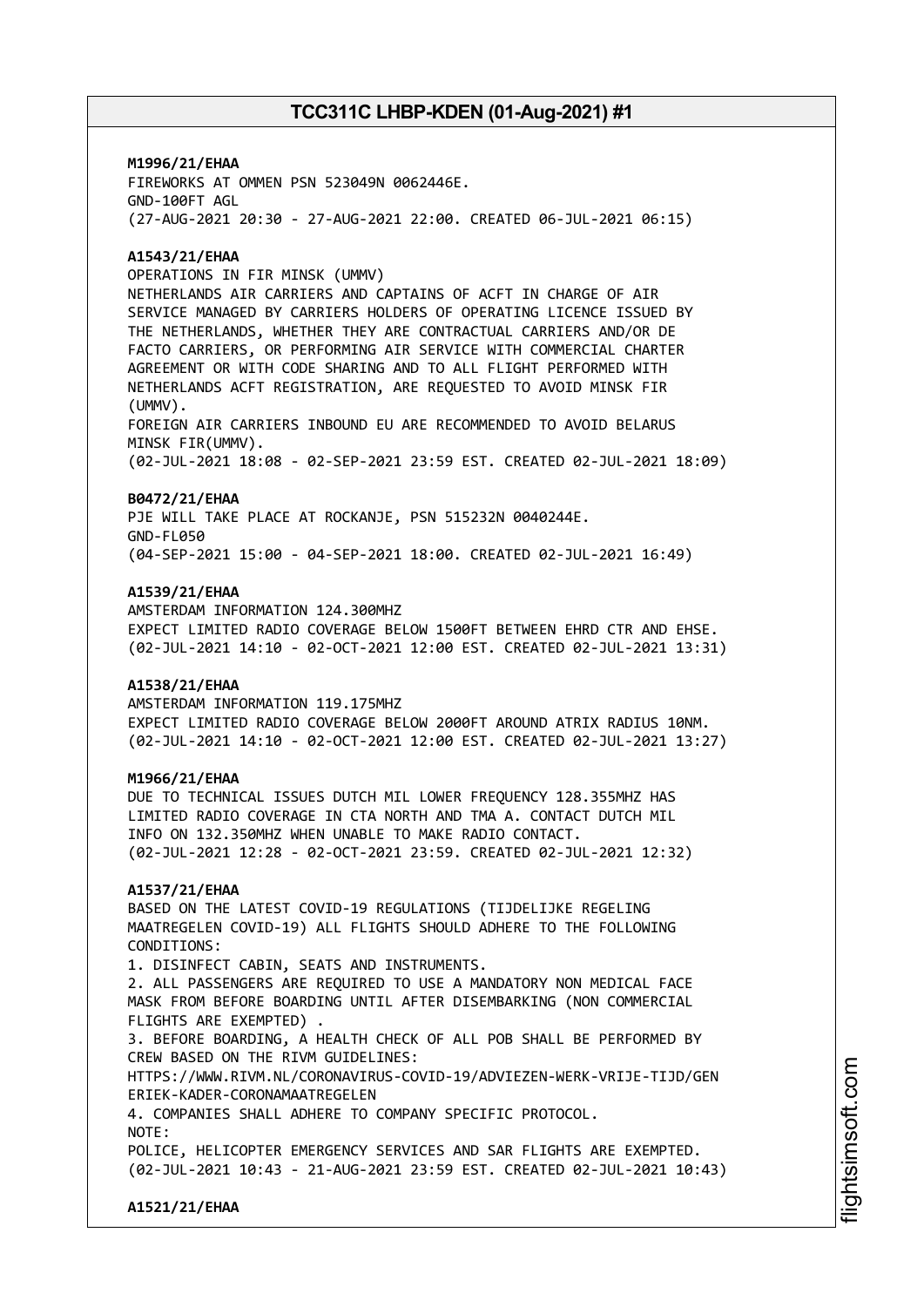**M1996/21/EHAA**
FIREWORKS AT OMMEN PSN 523049N 0062446E.
GND-100FT AGL
(27-AUG-2021 20:30 - 27-AUG-2021 22:00. CREATED 06-JUL-2021 06:15)

**A1543/21/EHAA**
OPERATIONS IN FIR MINSK (UMMV)
NETHERLANDS AIR CARRIERS AND CAPTAINS OF ACFT IN CHARGE OF AIR SERVICE MANAGED BY CARRIERS HOLDERS OF OPERATING LICENCE ISSUED BY THE NETHERLANDS, WHETHER THEY ARE CONTRACTUAL CARRIERS AND/OR DE FACTO CARRIERS, OR PERFORMING AIR SERVICE WITH COMMERCIAL CHARTER AGREEMENT OR WITH CODE SHARING AND TO ALL FLIGHT PERFORMED WITH NETHERLANDS ACFT REGISTRATION, ARE REQUESTED TO AVOID MINSK FIR (UMMV).
FOREIGN AIR CARRIERS INBOUND EU ARE RECOMMENDED TO AVOID BELARUS MINSK FIR(UMMV).
(02-JUL-2021 18:08 - 02-SEP-2021 23:59 EST. CREATED 02-JUL-2021 18:09)

**B0472/21/EHAA**
PJE WILL TAKE PLACE AT ROCKANJE, PSN 515232N 0040244E.
GND-FL050
(04-SEP-2021 15:00 - 04-SEP-2021 18:00. CREATED 02-JUL-2021 16:49)

**A1539/21/EHAA**
AMSTERDAM INFORMATION 124.300MHZ
EXPECT LIMITED RADIO COVERAGE BELOW 1500FT BETWEEN EHRD CTR AND EHSE.
(02-JUL-2021 14:10 - 02-OCT-2021 12:00 EST. CREATED 02-JUL-2021 13:31)

**A1538/21/EHAA**
AMSTERDAM INFORMATION 119.175MHZ
EXPECT LIMITED RADIO COVERAGE BELOW 2000FT AROUND ATRIX RADIUS 10NM.
(02-JUL-2021 14:10 - 02-OCT-2021 12:00 EST. CREATED 02-JUL-2021 13:27)

**M1966/21/EHAA**
DUE TO TECHNICAL ISSUES DUTCH MIL LOWER FREQUENCY 128.355MHZ HAS LIMITED RADIO COVERAGE IN CTA NORTH AND TMA A. CONTACT DUTCH MIL INFO ON 132.350MHZ WHEN UNABLE TO MAKE RADIO CONTACT.
(02-JUL-2021 12:28 - 02-OCT-2021 23:59. CREATED 02-JUL-2021 12:32)

**A1537/21/EHAA**
BASED ON THE LATEST COVID-19 REGULATIONS (TIJDELIJKE REGELING MAATREGELEN COVID-19) ALL FLIGHTS SHOULD ADHERE TO THE FOLLOWING CONDITIONS:
1. DISINFECT CABIN, SEATS AND INSTRUMENTS.
2. ALL PASSENGERS ARE REQUIRED TO USE A MANDATORY NON MEDICAL FACE MASK FROM BEFORE BOARDING UNTIL AFTER DISEMBARKING (NON COMMERCIAL FLIGHTS ARE EXEMPTED) .
3. BEFORE BOARDING, A HEALTH CHECK OF ALL POB SHALL BE PERFORMED BY CREW BASED ON THE RIVM GUIDELINES:
HTTPS://WWW.RIVM.NL/CORONAVIRUS-COVID-19/ADVIEZEN-WERK-VRIJE-TIJD/GENERIEK-KADER-CORONAMAATREGELEN
4. COMPANIES SHALL ADHERE TO COMPANY SPECIFIC PROTOCOL.
NOTE:
POLICE, HELICOPTER EMERGENCY SERVICES AND SAR FLIGHTS ARE EXEMPTED.
(02-JUL-2021 10:43 - 21-AUG-2021 23:59 EST. CREATED 02-JUL-2021 10:43)

**A1521/21/EHAA**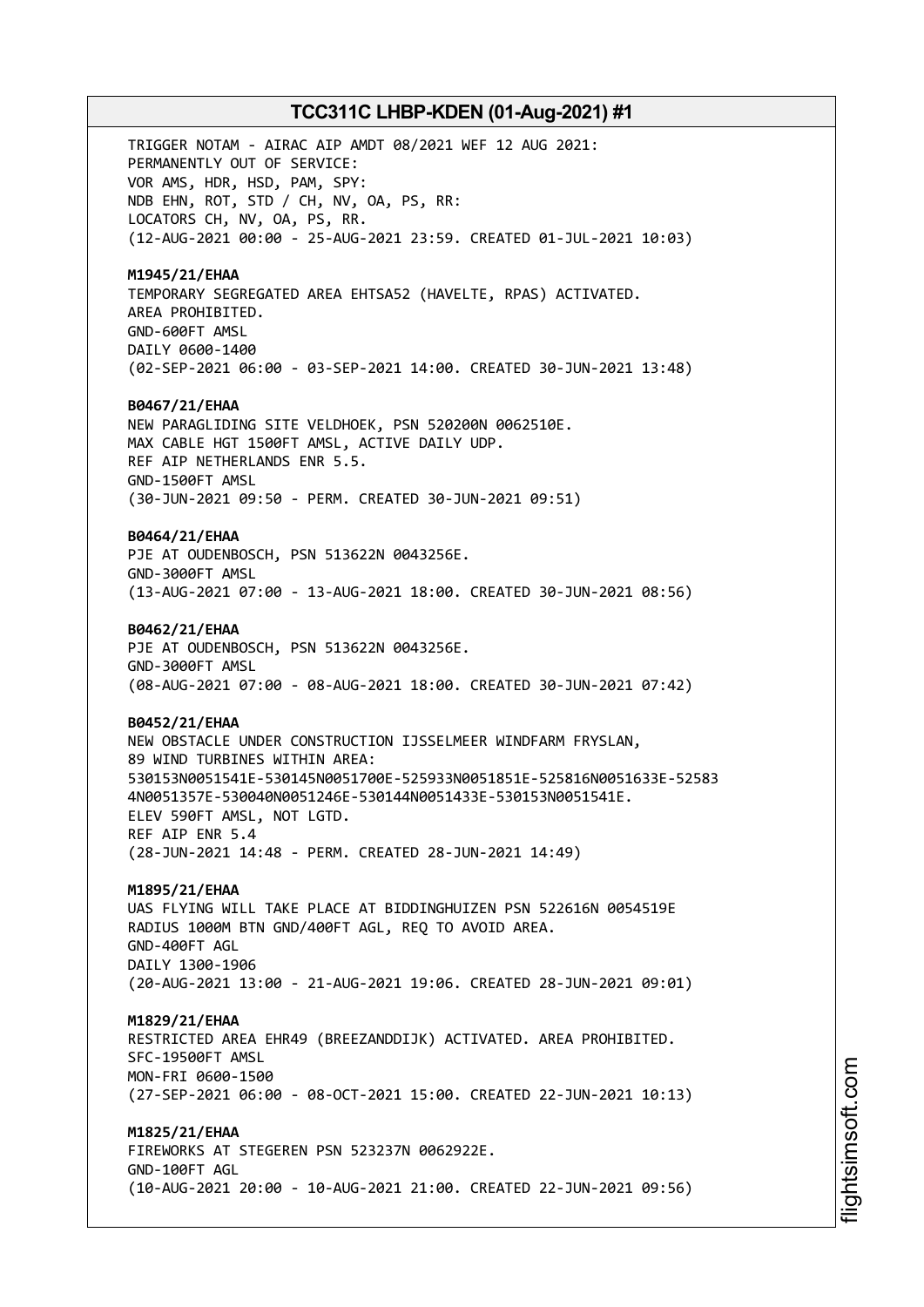TRIGGER NOTAM - AIRAC AIP AMDT 08/2021 WEF 12 AUG 2021:
PERMANENTLY OUT OF SERVICE:
VOR AMS, HDR, HSD, PAM, SPY:
NDB EHN, ROT, STD / CH, NV, OA, PS, RR:
LOCATORS CH, NV, OA, PS, RR.
(12-AUG-2021 00:00 - 25-AUG-2021 23:59. CREATED 01-JUL-2021 10:03)

**M1945/21/EHAA**
TEMPORARY SEGREGATED AREA EHTSA52 (HAVELTE, RPAS) ACTIVATED.
AREA PROHIBITED.
GND-600FT AMSL
DAILY 0600-1400
(02-SEP-2021 06:00 - 03-SEP-2021 14:00. CREATED 30-JUN-2021 13:48)

**B0467/21/EHAA**
NEW PARAGLIDING SITE VELDHOEK, PSN 520200N 0062510E.
MAX CABLE HGT 1500FT AMSL, ACTIVE DAILY UDP.
REF AIP NETHERLANDS ENR 5.5.
GND-1500FT AMSL
(30-JUN-2021 09:50 - PERM. CREATED 30-JUN-2021 09:51)

**B0464/21/EHAA**
PJE AT OUDENBOSCH, PSN 513622N 0043256E.
GND-3000FT AMSL
(13-AUG-2021 07:00 - 13-AUG-2021 18:00. CREATED 30-JUN-2021 08:56)

**B0462/21/EHAA**
PJE AT OUDENBOSCH, PSN 513622N 0043256E.
GND-3000FT AMSL
(08-AUG-2021 07:00 - 08-AUG-2021 18:00. CREATED 30-JUN-2021 07:42)

**B0452/21/EHAA**
NEW OBSTACLE UNDER CONSTRUCTION IJSSELMEER WINDFARM FRYSLAN,
89 WIND TURBINES WITHIN AREA:
530153N0051541E-530145N0051700E-525933N0051851E-525816N0051633E-52583
4N0051357E-530040N0051246E-530144N0051433E-530153N0051541E.
ELEV 590FT AMSL, NOT LGTD.
REF AIP ENR 5.4
(28-JUN-2021 14:48 - PERM. CREATED 28-JUN-2021 14:49)

**M1895/21/EHAA**
UAS FLYING WILL TAKE PLACE AT BIDDINGHUIZEN PSN 522616N 0054519E
RADIUS 1000M BTN GND/400FT AGL, REQ TO AVOID AREA.
GND-400FT AGL
DAILY 1300-1906
(20-AUG-2021 13:00 - 21-AUG-2021 19:06. CREATED 28-JUN-2021 09:01)

**M1829/21/EHAA**
RESTRICTED AREA EHR49 (BREEZANDDIJK) ACTIVATED. AREA PROHIBITED.
SFC-19500FT AMSL
MON-FRI 0600-1500
(27-SEP-2021 06:00 - 08-OCT-2021 15:00. CREATED 22-JUN-2021 10:13)

**M1825/21/EHAA**
FIREWORKS AT STEGEREN PSN 523237N 0062922E.
GND-100FT AGL
(10-AUG-2021 20:00 - 10-AUG-2021 21:00. CREATED 22-JUN-2021 09:56)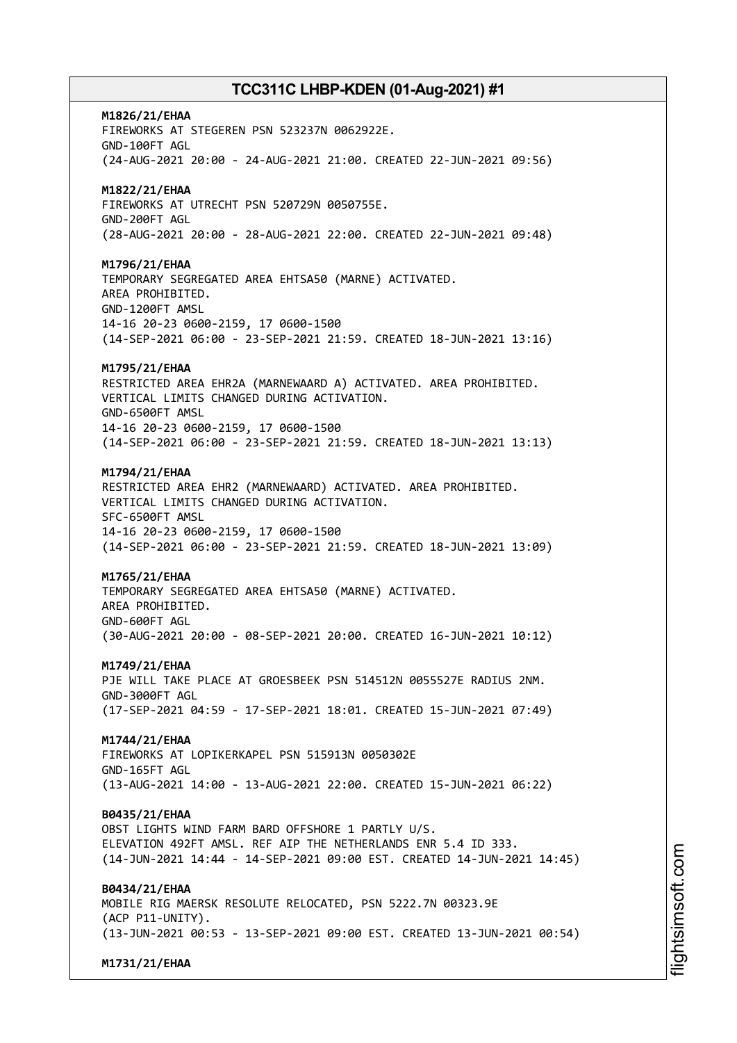**M1826/21/EHAA**
FIREWORKS AT STEGEREN PSN 523237N 0062922E.
GND-100FT AGL
(24-AUG-2021 20:00 - 24-AUG-2021 21:00. CREATED 22-JUN-2021 09:56)

**M1822/21/EHAA**
FIREWORKS AT UTRECHT PSN 520729N 0050755E.
GND-200FT AGL
(28-AUG-2021 20:00 - 28-AUG-2021 22:00. CREATED 22-JUN-2021 09:48)

**M1796/21/EHAA**
TEMPORARY SEGREGATED AREA EHTSA50 (MARNE) ACTIVATED.
AREA PROHIBITED.
GND-1200FT AMSL
14-16 20-23 0600-2159, 17 0600-1500
(14-SEP-2021 06:00 - 23-SEP-2021 21:59. CREATED 18-JUN-2021 13:16)

**M1795/21/EHAA**
RESTRICTED AREA EHR2A (MARNEWAARD A) ACTIVATED. AREA PROHIBITED.
VERTICAL LIMITS CHANGED DURING ACTIVATION.
GND-6500FT AMSL
14-16 20-23 0600-2159, 17 0600-1500
(14-SEP-2021 06:00 - 23-SEP-2021 21:59. CREATED 18-JUN-2021 13:13)

**M1794/21/EHAA**
RESTRICTED AREA EHR2 (MARNEWAARD) ACTIVATED. AREA PROHIBITED.
VERTICAL LIMITS CHANGED DURING ACTIVATION.
SFC-6500FT AMSL
14-16 20-23 0600-2159, 17 0600-1500
(14-SEP-2021 06:00 - 23-SEP-2021 21:59. CREATED 18-JUN-2021 13:09)

**M1765/21/EHAA**
TEMPORARY SEGREGATED AREA EHTSA50 (MARNE) ACTIVATED.
AREA PROHIBITED.
GND-600FT AGL
(30-AUG-2021 20:00 - 08-SEP-2021 20:00. CREATED 16-JUN-2021 10:12)

**M1749/21/EHAA**
PJE WILL TAKE PLACE AT GROESBEEK PSN 514512N 0055527E RADIUS 2NM.
GND-3000FT AGL
(17-SEP-2021 04:59 - 17-SEP-2021 18:01. CREATED 15-JUN-2021 07:49)

**M1744/21/EHAA**
FIREWORKS AT LOPIKERKAPEL PSN 515913N 0050302E
GND-165FT AGL
(13-AUG-2021 14:00 - 13-AUG-2021 22:00. CREATED 15-JUN-2021 06:22)

**B0435/21/EHAA**
OBST LIGHTS WIND FARM BARD OFFSHORE 1 PARTLY U/S.
ELEVATION 492FT AMSL. REF AIP THE NETHERLANDS ENR 5.4 ID 333.
(14-JUN-2021 14:44 - 14-SEP-2021 09:00 EST. CREATED 14-JUN-2021 14:45)

**B0434/21/EHAA**
MOBILE RIG MAERSK RESOLUTE RELOCATED, PSN 5222.7N 00323.9E
(ACP P11-UNITY).
(13-JUN-2021 00:53 - 13-SEP-2021 09:00 EST. CREATED 13-JUN-2021 00:54)

**M1731/21/EHAA**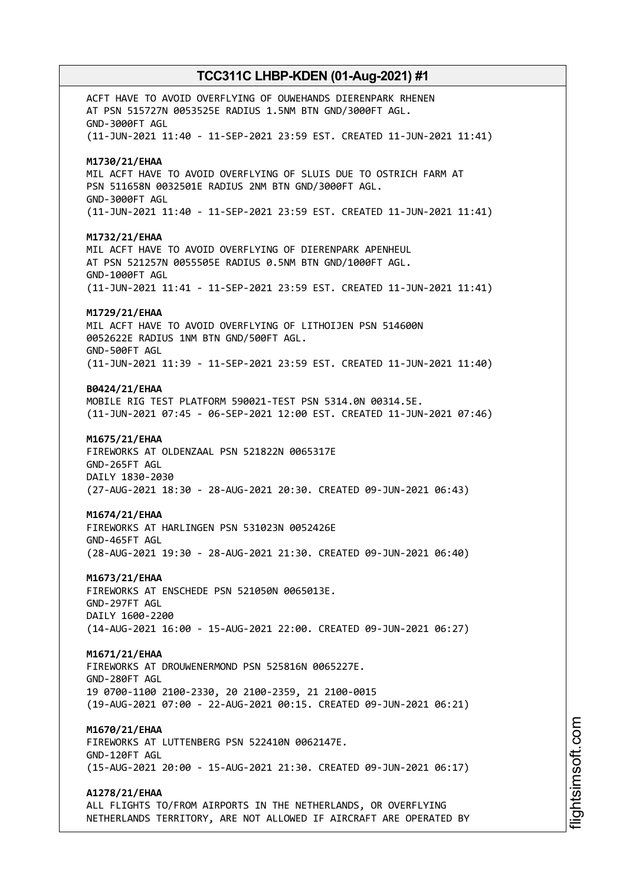ACFT HAVE TO AVOID OVERFLYING OF OUWEHANDS DIERENPARK RHENEN
AT PSN 515727N 0053525E RADIUS 1.5NM BTN GND/3000FT AGL.
GND-3000FT AGL
(11-JUN-2021 11:40 - 11-SEP-2021 23:59 EST. CREATED 11-JUN-2021 11:41)

**M1730/21/EHAA**
MIL ACFT HAVE TO AVOID OVERFLYING OF SLUIS DUE TO OSTRICH FARM AT
PSN 511658N 0032501E RADIUS 2NM BTN GND/3000FT AGL.
GND-3000FT AGL
(11-JUN-2021 11:40 - 11-SEP-2021 23:59 EST. CREATED 11-JUN-2021 11:41)

**M1732/21/EHAA**
MIL ACFT HAVE TO AVOID OVERFLYING OF DIERENPARK APENHEUL
AT PSN 521257N 0055505E RADIUS 0.5NM BTN GND/1000FT AGL.
GND-1000FT AGL
(11-JUN-2021 11:41 - 11-SEP-2021 23:59 EST. CREATED 11-JUN-2021 11:41)

**M1729/21/EHAA**
MIL ACFT HAVE TO AVOID OVERFLYING OF LITHOIJEN PSN 514600N
0052622E RADIUS 1NM BTN GND/500FT AGL.
GND-500FT AGL
(11-JUN-2021 11:39 - 11-SEP-2021 23:59 EST. CREATED 11-JUN-2021 11:40)

**B0424/21/EHAA**
MOBILE RIG TEST PLATFORM 590021-TEST PSN 5314.0N 00314.5E.
(11-JUN-2021 07:45 - 06-SEP-2021 12:00 EST. CREATED 11-JUN-2021 07:46)

**M1675/21/EHAA**
FIREWORKS AT OLDENZAAL PSN 521822N 0065317E
GND-265FT AGL
DAILY 1830-2030
(27-AUG-2021 18:30 - 28-AUG-2021 20:30. CREATED 09-JUN-2021 06:43)

**M1674/21/EHAA**
FIREWORKS AT HARLINGEN PSN 531023N 0052426E
GND-465FT AGL
(28-AUG-2021 19:30 - 28-AUG-2021 21:30. CREATED 09-JUN-2021 06:40)

**M1673/21/EHAA**
FIREWORKS AT ENSCHEDE PSN 521050N 0065013E.
GND-297FT AGL
DAILY 1600-2200
(14-AUG-2021 16:00 - 15-AUG-2021 22:00. CREATED 09-JUN-2021 06:27)

**M1671/21/EHAA**
FIREWORKS AT DROUWENERMOND PSN 525816N 0065227E.
GND-280FT AGL
19 0700-1100 2100-2330, 20 2100-2359, 21 2100-0015
(19-AUG-2021 07:00 - 22-AUG-2021 00:15. CREATED 09-JUN-2021 06:21)

**M1670/21/EHAA**
FIREWORKS AT LUTTENBERG PSN 522410N 0062147E.
GND-120FT AGL
(15-AUG-2021 20:00 - 15-AUG-2021 21:30. CREATED 09-JUN-2021 06:17)

**A1278/21/EHAA**
ALL FLIGHTS TO/FROM AIRPORTS IN THE NETHERLANDS, OR OVERFLYING
NETHERLANDS TERRITORY, ARE NOT ALLOWED IF AIRCRAFT ARE OPERATED BY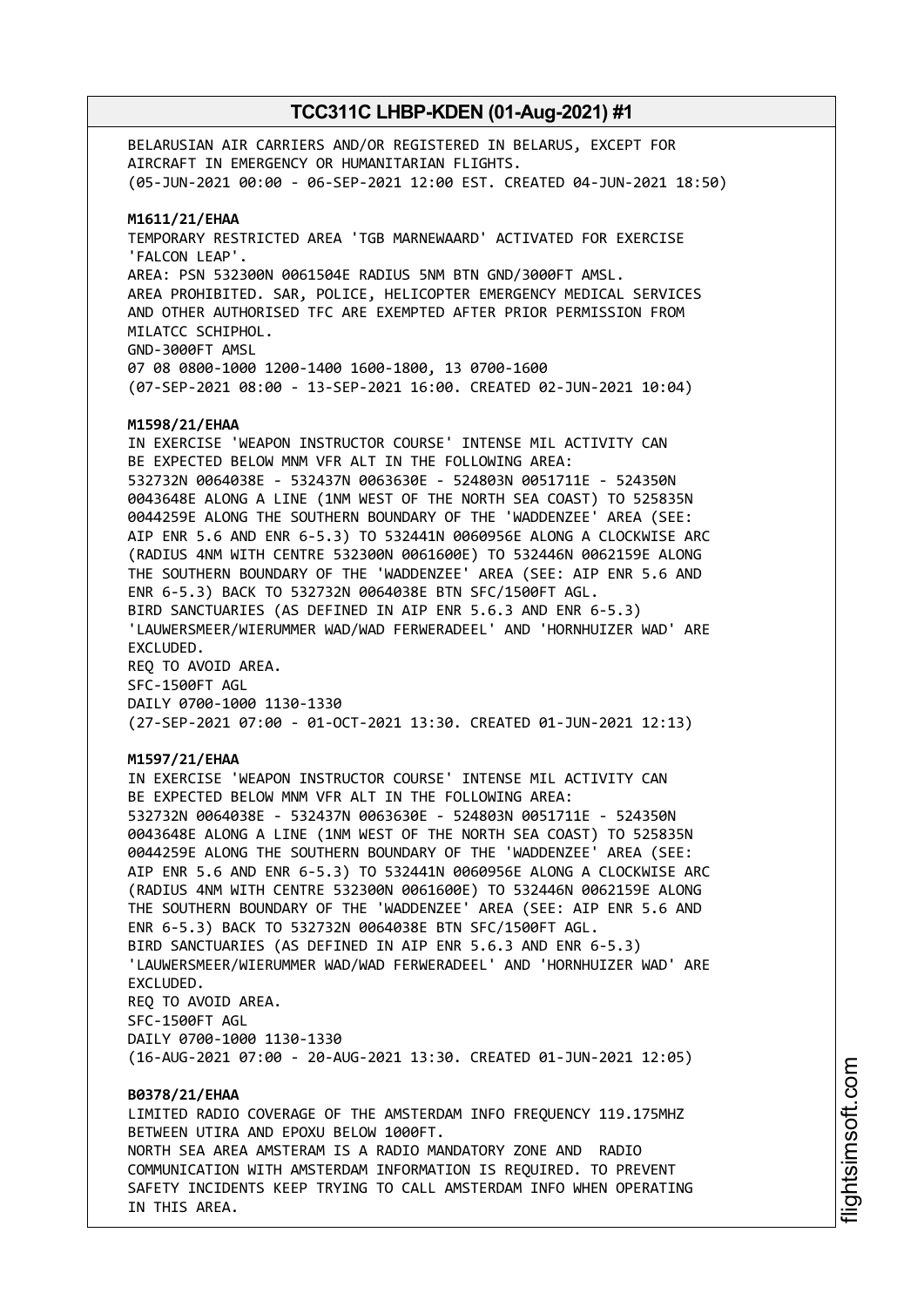BELARUSIAN AIR CARRIERS AND/OR REGISTERED IN BELARUS, EXCEPT FOR AIRCRAFT IN EMERGENCY OR HUMANITARIAN FLIGHTS.
(05-JUN-2021 00:00 - 06-SEP-2021 12:00 EST. CREATED 04-JUN-2021 18:50)

**M1611/21/EHAA**
TEMPORARY RESTRICTED AREA 'TGB MARNEWAARD' ACTIVATED FOR EXERCISE 'FALCON LEAP'.
AREA: PSN 532300N 0061504E RADIUS 5NM BTN GND/3000FT AMSL.
AREA PROHIBITED. SAR, POLICE, HELICOPTER EMERGENCY MEDICAL SERVICES AND OTHER AUTHORISED TFC ARE EXEMPTED AFTER PRIOR PERMISSION FROM MILATCC SCHIPHOL.
GND-3000FT AMSL
07 08 0800-1000 1200-1400 1600-1800, 13 0700-1600
(07-SEP-2021 08:00 - 13-SEP-2021 16:00. CREATED 02-JUN-2021 10:04)

**M1598/21/EHAA**
IN EXERCISE 'WEAPON INSTRUCTOR COURSE' INTENSE MIL ACTIVITY CAN BE EXPECTED BELOW MNM VFR ALT IN THE FOLLOWING AREA:
532732N 0064038E - 532437N 0063630E - 524803N 0051711E - 524350N 0043648E ALONG A LINE (1NM WEST OF THE NORTH SEA COAST) TO 525835N 0044259E ALONG THE SOUTHERN BOUNDARY OF THE 'WADDENZEE' AREA (SEE: AIP ENR 5.6 AND ENR 6-5.3) TO 532441N 0060956E ALONG A CLOCKWISE ARC (RADIUS 4NM WITH CENTRE 532300N 0061600E) TO 532446N 0062159E ALONG THE SOUTHERN BOUNDARY OF THE 'WADDENZEE' AREA (SEE: AIP ENR 5.6 AND ENR 6-5.3) BACK TO 532732N 0064038E BTN SFC/1500FT AGL.
BIRD SANCTUARIES (AS DEFINED IN AIP ENR 5.6.3 AND ENR 6-5.3) 'LAUWERSMEER/WIERUMMER WAD/WAD FERWERADEEL' AND 'HORNHUIZER WAD' ARE EXCLUDED.
REQ TO AVOID AREA.
SFC-1500FT AGL
DAILY 0700-1000 1130-1330
(27-SEP-2021 07:00 - 01-OCT-2021 13:30. CREATED 01-JUN-2021 12:13)

**M1597/21/EHAA**
IN EXERCISE 'WEAPON INSTRUCTOR COURSE' INTENSE MIL ACTIVITY CAN BE EXPECTED BELOW MNM VFR ALT IN THE FOLLOWING AREA:
532732N 0064038E - 532437N 0063630E - 524803N 0051711E - 524350N 0043648E ALONG A LINE (1NM WEST OF THE NORTH SEA COAST) TO 525835N 0044259E ALONG THE SOUTHERN BOUNDARY OF THE 'WADDENZEE' AREA (SEE: AIP ENR 5.6 AND ENR 6-5.3) TO 532441N 0060956E ALONG A CLOCKWISE ARC (RADIUS 4NM WITH CENTRE 532300N 0061600E) TO 532446N 0062159E ALONG THE SOUTHERN BOUNDARY OF THE 'WADDENZEE' AREA (SEE: AIP ENR 5.6 AND ENR 6-5.3) BACK TO 532732N 0064038E BTN SFC/1500FT AGL.
BIRD SANCTUARIES (AS DEFINED IN AIP ENR 5.6.3 AND ENR 6-5.3) 'LAUWERSMEER/WIERUMMER WAD/WAD FERWERADEEL' AND 'HORNHUIZER WAD' ARE EXCLUDED.
REQ TO AVOID AREA.
SFC-1500FT AGL
DAILY 0700-1000 1130-1330
(16-AUG-2021 07:00 - 20-AUG-2021 13:30. CREATED 01-JUN-2021 12:05)

**B0378/21/EHAA**
LIMITED RADIO COVERAGE OF THE AMSTERDAM INFO FREQUENCY 119.175MHZ BETWEEN UTIRA AND EPOXU BELOW 1000FT.
NORTH SEA AREA AMSTERAM IS A RADIO MANDATORY ZONE AND RADIO COMMUNICATION WITH AMSTERDAM INFORMATION IS REQUIRED. TO PREVENT SAFETY INCIDENTS KEEP TRYING TO CALL AMSTERDAM INFO WHEN OPERATING IN THIS AREA.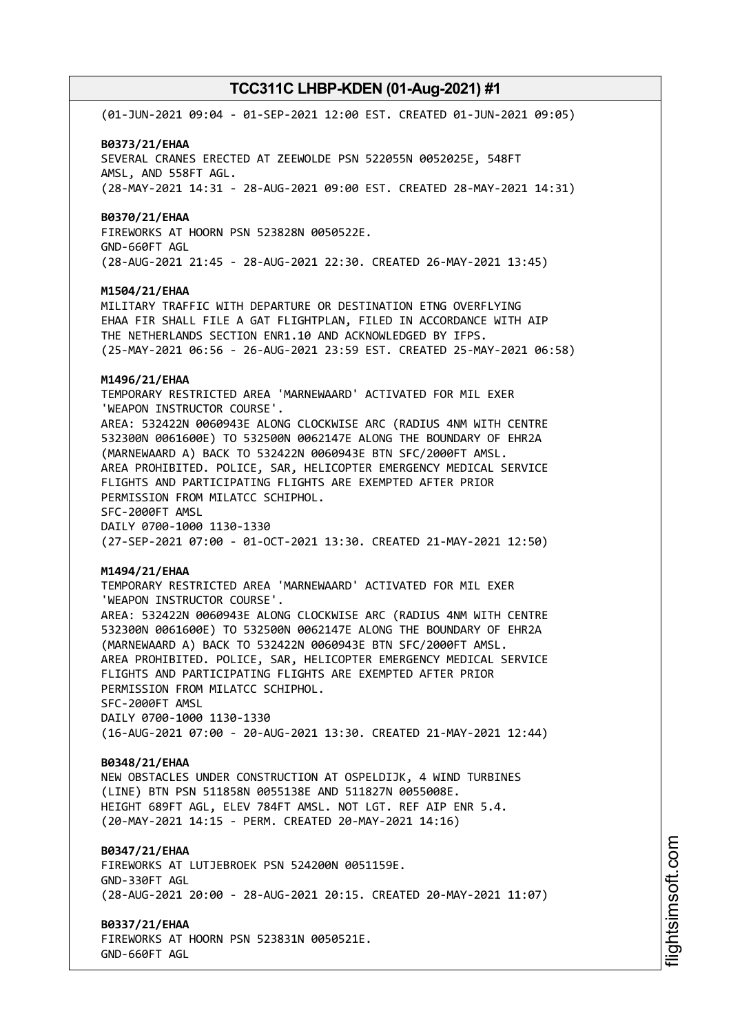(01-JUN-2021 09:04 - 01-SEP-2021 12:00 EST. CREATED 01-JUN-2021 09:05)

**B0373/21/EHAA**
SEVERAL CRANES ERECTED AT ZEEWOLDE PSN 522055N 0052025E, 548FT AMSL, AND 558FT AGL.
(28-MAY-2021 14:31 - 28-AUG-2021 09:00 EST. CREATED 28-MAY-2021 14:31)

**B0370/21/EHAA**
FIREWORKS AT HOORN PSN 523828N 0050522E.
GND-660FT AGL
(28-AUG-2021 21:45 - 28-AUG-2021 22:30. CREATED 26-MAY-2021 13:45)

**M1504/21/EHAA**
MILITARY TRAFFIC WITH DEPARTURE OR DESTINATION ETNG OVERFLYING EHAA FIR SHALL FILE A GAT FLIGHTPLAN, FILED IN ACCORDANCE WITH AIP THE NETHERLANDS SECTION ENR1.10 AND ACKNOWLEDGED BY IFPS.
(25-MAY-2021 06:56 - 26-AUG-2021 23:59 EST. CREATED 25-MAY-2021 06:58)

**M1496/21/EHAA**
TEMPORARY RESTRICTED AREA 'MARNEWAARD' ACTIVATED FOR MIL EXER 'WEAPON INSTRUCTOR COURSE'.
AREA: 532422N 0060943E ALONG CLOCKWISE ARC (RADIUS 4NM WITH CENTRE 532300N 0061600E) TO 532500N 0062147E ALONG THE BOUNDARY OF EHR2A (MARNEWAARD A) BACK TO 532422N 0060943E BTN SFC/2000FT AMSL.
AREA PROHIBITED. POLICE, SAR, HELICOPTER EMERGENCY MEDICAL SERVICE FLIGHTS AND PARTICIPATING FLIGHTS ARE EXEMPTED AFTER PRIOR PERMISSION FROM MILATCC SCHIPHOL.
SFC-2000FT AMSL
DAILY 0700-1000 1130-1330
(27-SEP-2021 07:00 - 01-OCT-2021 13:30. CREATED 21-MAY-2021 12:50)

**M1494/21/EHAA**
TEMPORARY RESTRICTED AREA 'MARNEWAARD' ACTIVATED FOR MIL EXER 'WEAPON INSTRUCTOR COURSE'.
AREA: 532422N 0060943E ALONG CLOCKWISE ARC (RADIUS 4NM WITH CENTRE 532300N 0061600E) TO 532500N 0062147E ALONG THE BOUNDARY OF EHR2A (MARNEWAARD A) BACK TO 532422N 0060943E BTN SFC/2000FT AMSL.
AREA PROHIBITED. POLICE, SAR, HELICOPTER EMERGENCY MEDICAL SERVICE FLIGHTS AND PARTICIPATING FLIGHTS ARE EXEMPTED AFTER PRIOR PERMISSION FROM MILATCC SCHIPHOL.
SFC-2000FT AMSL
DAILY 0700-1000 1130-1330
(16-AUG-2021 07:00 - 20-AUG-2021 13:30. CREATED 21-MAY-2021 12:44)

**B0348/21/EHAA**
NEW OBSTACLES UNDER CONSTRUCTION AT OSPELDIJK, 4 WIND TURBINES (LINE) BTN PSN 511858N 0055138E AND 511827N 0055008E.
HEIGHT 689FT AGL, ELEV 784FT AMSL. NOT LGT. REF AIP ENR 5.4.
(20-MAY-2021 14:15 - PERM. CREATED 20-MAY-2021 14:16)

**B0347/21/EHAA**
FIREWORKS AT LUTJEBROEK PSN 524200N 0051159E.
GND-330FT AGL
(28-AUG-2021 20:00 - 28-AUG-2021 20:15. CREATED 20-MAY-2021 11:07)

**B0337/21/EHAA**
FIREWORKS AT HOORN PSN 523831N 0050521E.
GND-660FT AGL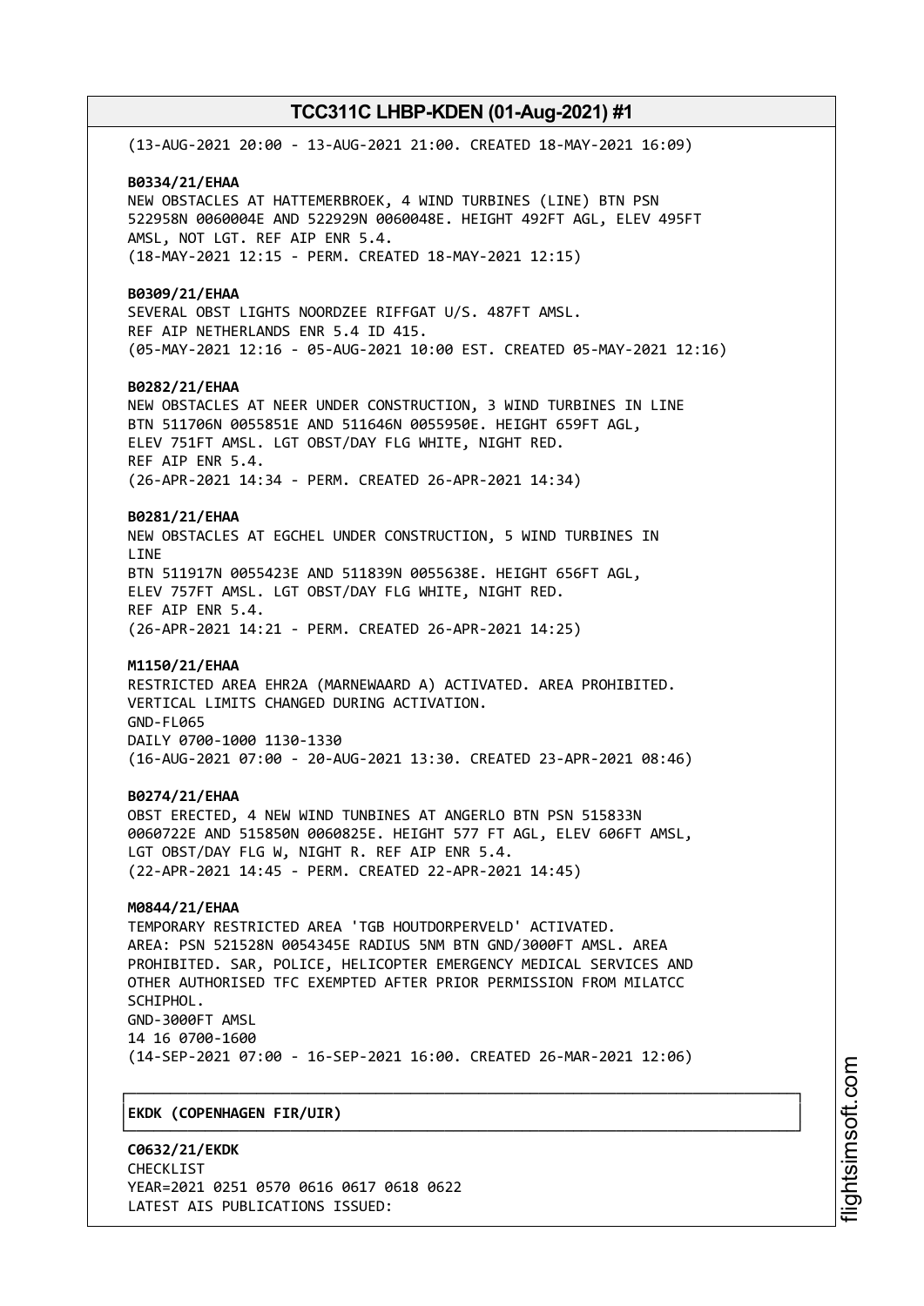(13-AUG-2021 20:00 - 13-AUG-2021 21:00. CREATED 18-MAY-2021 16:09)

**B0334/21/EHAA**
NEW OBSTACLES AT HATTEMERBROEK, 4 WIND TURBINES (LINE) BTN PSN 522958N 0060004E AND 522929N 0060048E. HEIGHT 492FT AGL, ELEV 495FT AMSL, NOT LGT. REF AIP ENR 5.4.
(18-MAY-2021 12:15 - PERM. CREATED 18-MAY-2021 12:15)

**B0309/21/EHAA**
SEVERAL OBST LIGHTS NOORDZEE RIFFGAT U/S. 487FT AMSL.
REF AIP NETHERLANDS ENR 5.4 ID 415.
(05-MAY-2021 12:16 - 05-AUG-2021 10:00 EST. CREATED 05-MAY-2021 12:16)

**B0282/21/EHAA**
NEW OBSTACLES AT NEER UNDER CONSTRUCTION, 3 WIND TURBINES IN LINE BTN 511706N 0055851E AND 511646N 0055950E. HEIGHT 659FT AGL, ELEV 751FT AMSL. LGT OBST/DAY FLG WHITE, NIGHT RED.
REF AIP ENR 5.4.
(26-APR-2021 14:34 - PERM. CREATED 26-APR-2021 14:34)

**B0281/21/EHAA**
NEW OBSTACLES AT EGCHEL UNDER CONSTRUCTION, 5 WIND TURBINES IN LINE
BTN 511917N 0055423E AND 511839N 0055638E. HEIGHT 656FT AGL, ELEV 757FT AMSL. LGT OBST/DAY FLG WHITE, NIGHT RED.
REF AIP ENR 5.4.
(26-APR-2021 14:21 - PERM. CREATED 26-APR-2021 14:25)

**M1150/21/EHAA**
RESTRICTED AREA EHR2A (MARNEWAARD A) ACTIVATED. AREA PROHIBITED.
VERTICAL LIMITS CHANGED DURING ACTIVATION.
GND-FL065
DAILY 0700-1000 1130-1330
(16-AUG-2021 07:00 - 20-AUG-2021 13:30. CREATED 23-APR-2021 08:46)

**B0274/21/EHAA**
OBST ERECTED, 4 NEW WIND TUNBINES AT ANGERLO BTN PSN 515833N 0060722E AND 515850N 0060825E. HEIGHT 577 FT AGL, ELEV 606FT AMSL, LGT OBST/DAY FLG W, NIGHT R. REF AIP ENR 5.4.
(22-APR-2021 14:45 - PERM. CREATED 22-APR-2021 14:45)

**M0844/21/EHAA**
TEMPORARY RESTRICTED AREA 'TGB HOUTDORPERVELD' ACTIVATED.
AREA: PSN 521528N 0054345E RADIUS 5NM BTN GND/3000FT AMSL. AREA PROHIBITED. SAR, POLICE, HELICOPTER EMERGENCY MEDICAL SERVICES AND OTHER AUTHORISED TFC EXEMPTED AFTER PRIOR PERMISSION FROM MILATCC SCHIPHOL.
GND-3000FT AMSL
14 16 0700-1600
(14-SEP-2021 07:00 - 16-SEP-2021 16:00. CREATED 26-MAR-2021 12:06)

## EKDK (COPENHAGEN FIR/UIR)

**C0632/21/EKDK**
CHECKLIST
YEAR=2021 0251 0570 0616 0617 0618 0622
LATEST AIS PUBLICATIONS ISSUED: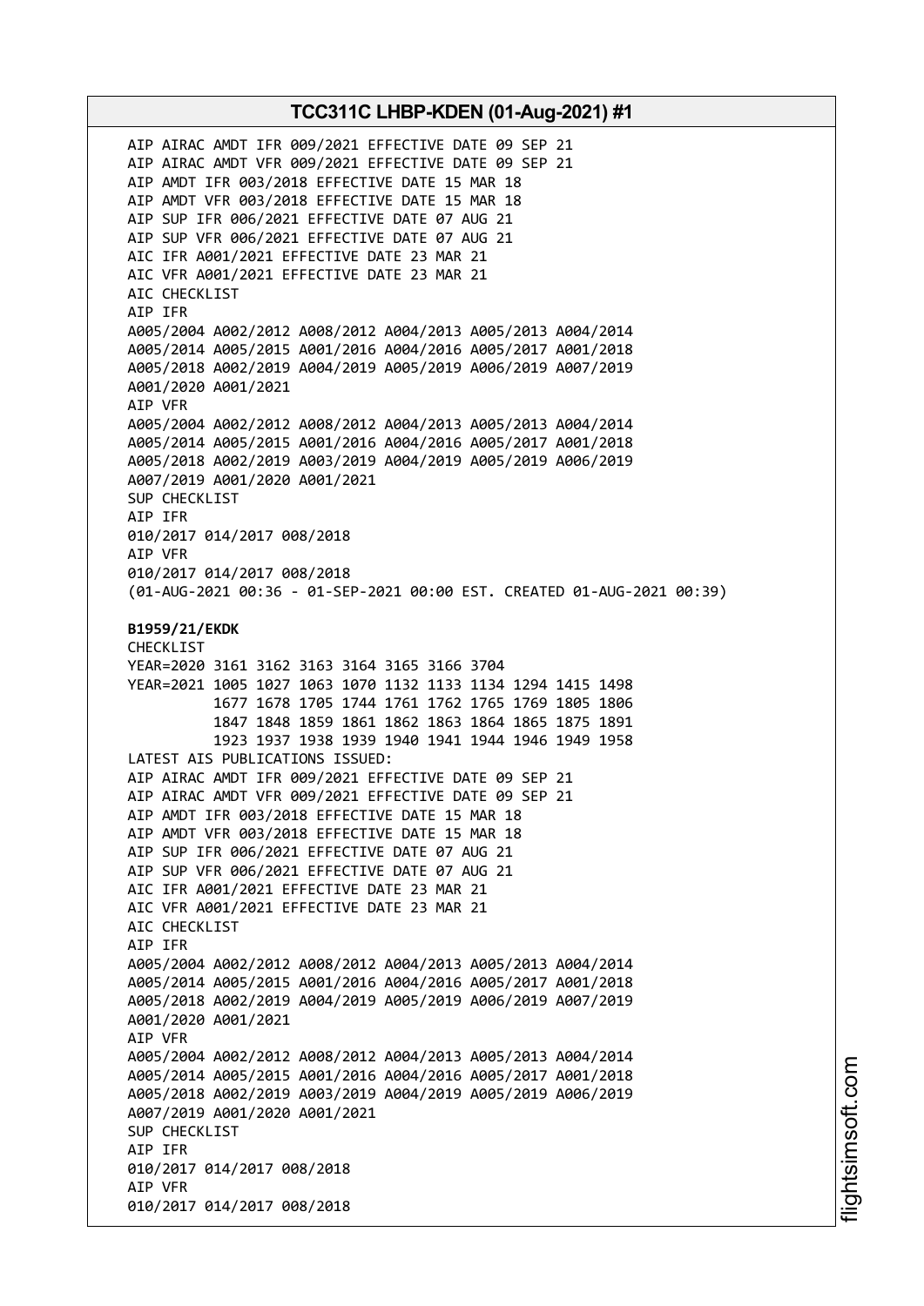AIP AIRAC AMDT IFR 009/2021 EFFECTIVE DATE 09 SEP 21
AIP AIRAC AMDT VFR 009/2021 EFFECTIVE DATE 09 SEP 21
AIP AMDT IFR 003/2018 EFFECTIVE DATE 15 MAR 18
AIP AMDT VFR 003/2018 EFFECTIVE DATE 15 MAR 18
AIP SUP IFR 006/2021 EFFECTIVE DATE 07 AUG 21
AIP SUP VFR 006/2021 EFFECTIVE DATE 07 AUG 21
AIC IFR A001/2021 EFFECTIVE DATE 23 MAR 21
AIC VFR A001/2021 EFFECTIVE DATE 23 MAR 21
AIC CHECKLIST
AIP IFR
A005/2004 A002/2012 A008/2012 A004/2013 A005/2013 A004/2014
A005/2014 A005/2015 A001/2016 A004/2016 A005/2017 A001/2018
A005/2018 A002/2019 A004/2019 A005/2019 A006/2019 A007/2019
A001/2020 A001/2021
AIP VFR
A005/2004 A002/2012 A008/2012 A004/2013 A005/2013 A004/2014
A005/2014 A005/2015 A001/2016 A004/2016 A005/2017 A001/2018
A005/2018 A002/2019 A003/2019 A004/2019 A005/2019 A006/2019
A007/2019 A001/2020 A001/2021
SUP CHECKLIST
AIP IFR
010/2017 014/2017 008/2018
AIP VFR
010/2017 014/2017 008/2018
(01-AUG-2021 00:36 - 01-SEP-2021 00:00 EST. CREATED 01-AUG-2021 00:39)

**B1959/21/EKDK**
CHECKLIST
YEAR=2020 3161 3162 3163 3164 3165 3166 3704
YEAR=2021 1005 1027 1063 1070 1132 1133 1134 1294 1415 1498
1677 1678 1705 1744 1761 1762 1765 1769 1805 1806
1847 1848 1859 1861 1862 1863 1864 1865 1875 1891
1923 1937 1938 1939 1940 1941 1944 1946 1949 1958
LATEST AIS PUBLICATIONS ISSUED:
AIP AIRAC AMDT IFR 009/2021 EFFECTIVE DATE 09 SEP 21
AIP AIRAC AMDT VFR 009/2021 EFFECTIVE DATE 09 SEP 21
AIP AMDT IFR 003/2018 EFFECTIVE DATE 15 MAR 18
AIP AMDT VFR 003/2018 EFFECTIVE DATE 15 MAR 18
AIP SUP IFR 006/2021 EFFECTIVE DATE 07 AUG 21
AIP SUP VFR 006/2021 EFFECTIVE DATE 07 AUG 21
AIC IFR A001/2021 EFFECTIVE DATE 23 MAR 21
AIC VFR A001/2021 EFFECTIVE DATE 23 MAR 21
AIC CHECKLIST
AIP IFR
A005/2004 A002/2012 A008/2012 A004/2013 A005/2013 A004/2014
A005/2014 A005/2015 A001/2016 A004/2016 A005/2017 A001/2018
A005/2018 A002/2019 A004/2019 A005/2019 A006/2019 A007/2019
A001/2020 A001/2021
AIP VFR
A005/2004 A002/2012 A008/2012 A004/2013 A005/2013 A004/2014
A005/2014 A005/2015 A001/2016 A004/2016 A005/2017 A001/2018
A005/2018 A002/2019 A003/2019 A004/2019 A005/2019 A006/2019
A007/2019 A001/2020 A001/2021
SUP CHECKLIST
AIP IFR
010/2017 014/2017 008/2018
AIP VFR
010/2017 014/2017 008/2018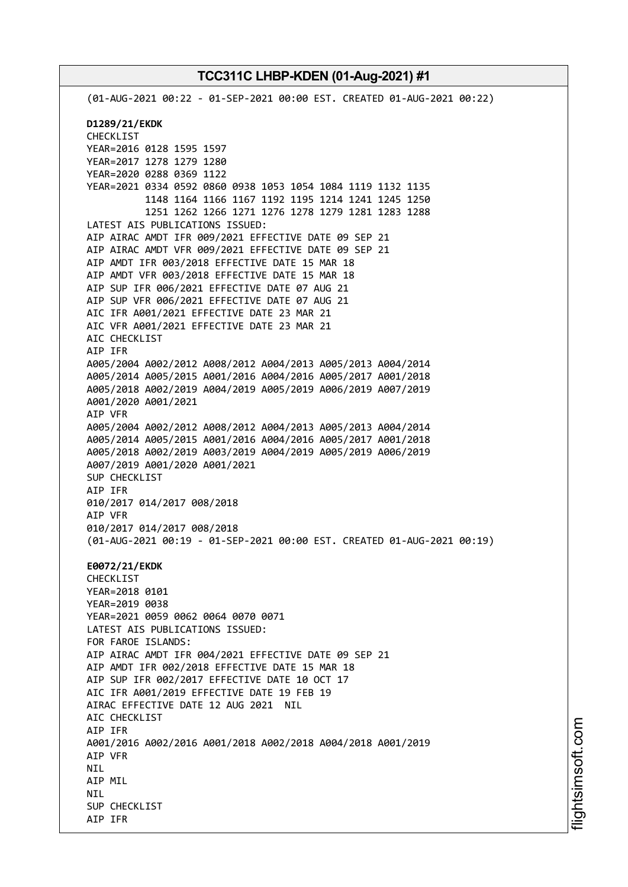(01-AUG-2021 00:22 - 01-SEP-2021 00:00 EST. CREATED 01-AUG-2021 00:22)

**D1289/21/EKDK**

CHECKLIST
YEAR=2016 0128 1595 1597
YEAR=2017 1278 1279 1280
YEAR=2020 0288 0369 1122
YEAR=2021 0334 0592 0860 0938 1053 1054 1084 1119 1132 1135
1148 1164 1166 1167 1192 1195 1214 1241 1245 1250
1251 1262 1266 1271 1276 1278 1279 1281 1283 1288
LATEST AIS PUBLICATIONS ISSUED:
AIP AIRAC AMDT IFR 009/2021 EFFECTIVE DATE 09 SEP 21
AIP AIRAC AMDT VFR 009/2021 EFFECTIVE DATE 09 SEP 21
AIP AMDT IFR 003/2018 EFFECTIVE DATE 15 MAR 18
AIP AMDT VFR 003/2018 EFFECTIVE DATE 15 MAR 18
AIP SUP IFR 006/2021 EFFECTIVE DATE 07 AUG 21
AIP SUP VFR 006/2021 EFFECTIVE DATE 07 AUG 21
AIC IFR A001/2021 EFFECTIVE DATE 23 MAR 21
AIC VFR A001/2021 EFFECTIVE DATE 23 MAR 21
AIC CHECKLIST
AIP IFR
A005/2004 A002/2012 A008/2012 A004/2013 A005/2013 A004/2014
A005/2014 A005/2015 A001/2016 A004/2016 A005/2017 A001/2018
A005/2018 A002/2019 A004/2019 A005/2019 A006/2019 A007/2019
A001/2020 A001/2021
AIP VFR
A005/2004 A002/2012 A008/2012 A004/2013 A005/2013 A004/2014
A005/2014 A005/2015 A001/2016 A004/2016 A005/2017 A001/2018
A005/2018 A002/2019 A003/2019 A004/2019 A005/2019 A006/2019
A007/2019 A001/2020 A001/2021
SUP CHECKLIST
AIP IFR
010/2017 014/2017 008/2018
AIP VFR
010/2017 014/2017 008/2018
(01-AUG-2021 00:19 - 01-SEP-2021 00:00 EST. CREATED 01-AUG-2021 00:19)

**E0072/21/EKDK**

CHECKLIST
YEAR=2018 0101
YEAR=2019 0038
YEAR=2021 0059 0062 0064 0070 0071
LATEST AIS PUBLICATIONS ISSUED:
FOR FAROE ISLANDS:
AIP AIRAC AMDT IFR 004/2021 EFFECTIVE DATE 09 SEP 21
AIP AMDT IFR 002/2018 EFFECTIVE DATE 15 MAR 18
AIP SUP IFR 002/2017 EFFECTIVE DATE 10 OCT 17
AIC IFR A001/2019 EFFECTIVE DATE 19 FEB 19
AIRAC EFFECTIVE DATE 12 AUG 2021 NIL
AIC CHECKLIST
AIP IFR
A001/2016 A002/2016 A001/2018 A002/2018 A004/2018 A001/2019
AIP VFR
NIL
AIP MIL
NIL
SUP CHECKLIST
AIP IFR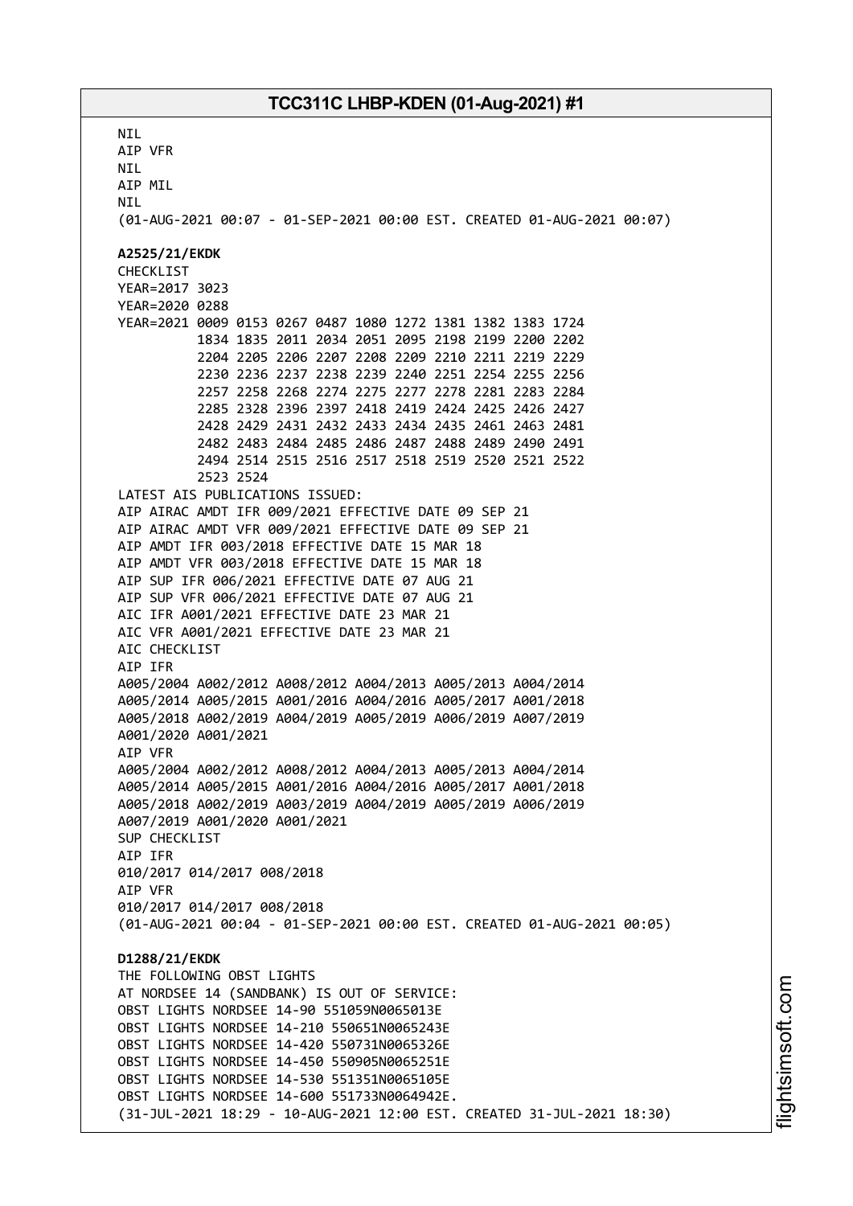NIL
AIP VFR
NIL
AIP MIL
NIL
(01-AUG-2021 00:07 - 01-SEP-2021 00:00 EST. CREATED 01-AUG-2021 00:07)

**A2525/21/EKDK**
CHECKLIST
YEAR=2017 3023
YEAR=2020 0288
YEAR=2021 0009 0153 0267 0487 1080 1272 1381 1382 1383 1724
1834 1835 2011 2034 2051 2095 2198 2199 2200 2202
2204 2205 2206 2207 2208 2209 2210 2211 2219 2229
2230 2236 2237 2238 2239 2240 2251 2254 2255 2256
2257 2258 2268 2274 2275 2277 2278 2281 2283 2284
2285 2328 2396 2397 2418 2419 2424 2425 2426 2427
2428 2429 2431 2432 2433 2434 2435 2461 2463 2481
2482 2483 2484 2485 2486 2487 2488 2489 2490 2491
2494 2514 2515 2516 2517 2518 2519 2520 2521 2522
2523 2524
LATEST AIS PUBLICATIONS ISSUED:
AIP AIRAC AMDT IFR 009/2021 EFFECTIVE DATE 09 SEP 21
AIP AIRAC AMDT VFR 009/2021 EFFECTIVE DATE 09 SEP 21
AIP AMDT IFR 003/2018 EFFECTIVE DATE 15 MAR 18
AIP AMDT VFR 003/2018 EFFECTIVE DATE 15 MAR 18
AIP SUP IFR 006/2021 EFFECTIVE DATE 07 AUG 21
AIP SUP VFR 006/2021 EFFECTIVE DATE 07 AUG 21
AIC IFR A001/2021 EFFECTIVE DATE 23 MAR 21
AIC VFR A001/2021 EFFECTIVE DATE 23 MAR 21
AIC CHECKLIST
AIP IFR
A005/2004 A002/2012 A008/2012 A004/2013 A005/2013 A004/2014
A005/2014 A005/2015 A001/2016 A004/2016 A005/2017 A001/2018
A005/2018 A002/2019 A004/2019 A005/2019 A006/2019 A007/2019
A001/2020 A001/2021
AIP VFR
A005/2004 A002/2012 A008/2012 A004/2013 A005/2013 A004/2014
A005/2014 A005/2015 A001/2016 A004/2016 A005/2017 A001/2018
A005/2018 A002/2019 A003/2019 A004/2019 A005/2019 A006/2019
A007/2019 A001/2020 A001/2021
SUP CHECKLIST
AIP IFR
010/2017 014/2017 008/2018
AIP VFR
010/2017 014/2017 008/2018
(01-AUG-2021 00:04 - 01-SEP-2021 00:00 EST. CREATED 01-AUG-2021 00:05)

**D1288/21/EKDK**
THE FOLLOWING OBST LIGHTS
AT NORDSEE 14 (SANDBANK) IS OUT OF SERVICE:
OBST LIGHTS NORDSEE 14-90 551059N0065013E
OBST LIGHTS NORDSEE 14-210 550651N0065243E
OBST LIGHTS NORDSEE 14-420 550731N0065326E
OBST LIGHTS NORDSEE 14-450 550905N0065251E
OBST LIGHTS NORDSEE 14-530 551351N0065105E
OBST LIGHTS NORDSEE 14-600 551733N0064942E.
(31-JUL-2021 18:29 - 10-AUG-2021 12:00 EST. CREATED 31-JUL-2021 18:30)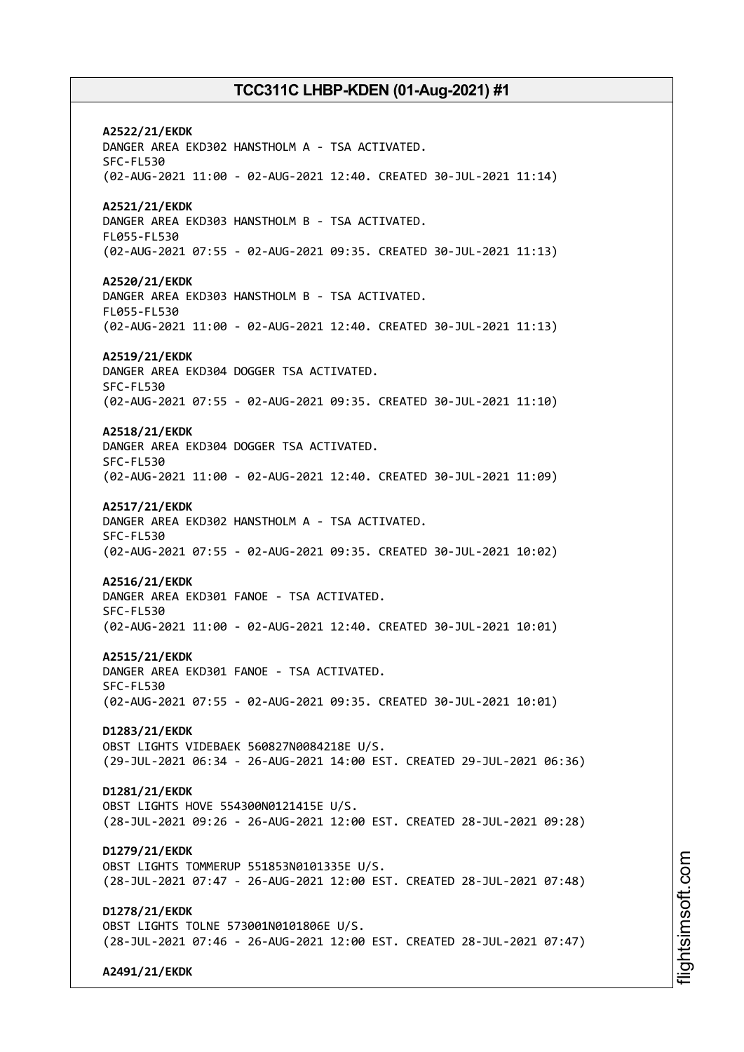**A2522/21/EKDK**
DANGER AREA EKD302 HANSTHOLM A - TSA ACTIVATED.
SFC-FL530
(02-AUG-2021 11:00 - 02-AUG-2021 12:40. CREATED 30-JUL-2021 11:14)

**A2521/21/EKDK**
DANGER AREA EKD303 HANSTHOLM B - TSA ACTIVATED.
FL055-FL530
(02-AUG-2021 07:55 - 02-AUG-2021 09:35. CREATED 30-JUL-2021 11:13)

**A2520/21/EKDK**
DANGER AREA EKD303 HANSTHOLM B - TSA ACTIVATED.
FL055-FL530
(02-AUG-2021 11:00 - 02-AUG-2021 12:40. CREATED 30-JUL-2021 11:13)

**A2519/21/EKDK**
DANGER AREA EKD304 DOGGER TSA ACTIVATED.
SFC-FL530
(02-AUG-2021 07:55 - 02-AUG-2021 09:35. CREATED 30-JUL-2021 11:10)

**A2518/21/EKDK**
DANGER AREA EKD304 DOGGER TSA ACTIVATED.
SFC-FL530
(02-AUG-2021 11:00 - 02-AUG-2021 12:40. CREATED 30-JUL-2021 11:09)

**A2517/21/EKDK**
DANGER AREA EKD302 HANSTHOLM A - TSA ACTIVATED.
SFC-FL530
(02-AUG-2021 07:55 - 02-AUG-2021 09:35. CREATED 30-JUL-2021 10:02)

**A2516/21/EKDK**
DANGER AREA EKD301 FANOE - TSA ACTIVATED.
SFC-FL530
(02-AUG-2021 11:00 - 02-AUG-2021 12:40. CREATED 30-JUL-2021 10:01)

**A2515/21/EKDK**
DANGER AREA EKD301 FANOE - TSA ACTIVATED.
SFC-FL530
(02-AUG-2021 07:55 - 02-AUG-2021 09:35. CREATED 30-JUL-2021 10:01)

**D1283/21/EKDK**
OBST LIGHTS VIDEBAEK 560827N0084218E U/S.
(29-JUL-2021 06:34 - 26-AUG-2021 14:00 EST. CREATED 29-JUL-2021 06:36)

**D1281/21/EKDK**
OBST LIGHTS HOVE 554300N0121415E U/S.
(28-JUL-2021 09:26 - 26-AUG-2021 12:00 EST. CREATED 28-JUL-2021 09:28)

**D1279/21/EKDK**
OBST LIGHTS TOMMERUP 551853N0101335E U/S.
(28-JUL-2021 07:47 - 26-AUG-2021 12:00 EST. CREATED 28-JUL-2021 07:48)

**D1278/21/EKDK**
OBST LIGHTS TOLNE 573001N0101806E U/S.
(28-JUL-2021 07:46 - 26-AUG-2021 12:00 EST. CREATED 28-JUL-2021 07:47)

**A2491/21/EKDK**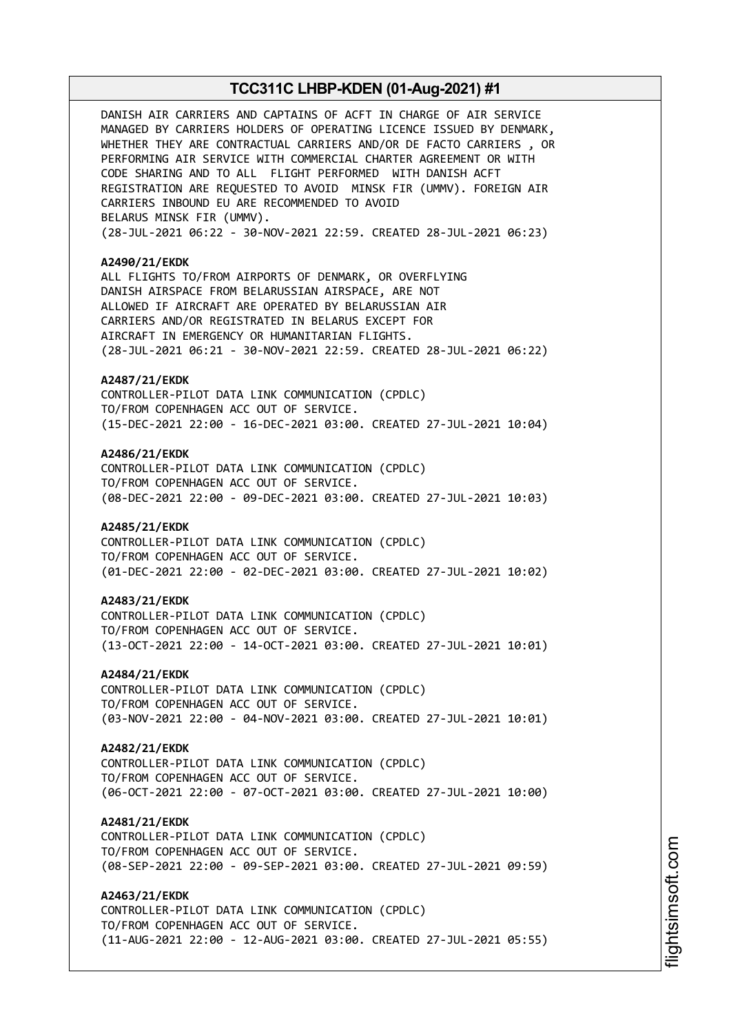DANISH AIR CARRIERS AND CAPTAINS OF ACFT IN CHARGE OF AIR SERVICE MANAGED BY CARRIERS HOLDERS OF OPERATING LICENCE ISSUED BY DENMARK, WHETHER THEY ARE CONTRACTUAL CARRIERS AND/OR DE FACTO CARRIERS , OR PERFORMING AIR SERVICE WITH COMMERCIAL CHARTER AGREEMENT OR WITH CODE SHARING AND TO ALL FLIGHT PERFORMED WITH DANISH ACFT REGISTRATION ARE REQUESTED TO AVOID MINSK FIR (UMMV). FOREIGN AIR CARRIERS INBOUND EU ARE RECOMMENDED TO AVOID BELARUS MINSK FIR (UMMV).
(28-JUL-2021 06:22 - 30-NOV-2021 22:59. CREATED 28-JUL-2021 06:23)

**A2490/21/EKDK**
ALL FLIGHTS TO/FROM AIRPORTS OF DENMARK, OR OVERFLYING DANISH AIRSPACE FROM BELARUSSIAN AIRSPACE, ARE NOT ALLOWED IF AIRCRAFT ARE OPERATED BY BELARUSSIAN AIR CARRIERS AND/OR REGISTRATED IN BELARUS EXCEPT FOR AIRCRAFT IN EMERGENCY OR HUMANITARIAN FLIGHTS.
(28-JUL-2021 06:21 - 30-NOV-2021 22:59. CREATED 28-JUL-2021 06:22)

**A2487/21/EKDK**
CONTROLLER-PILOT DATA LINK COMMUNICATION (CPDLC) TO/FROM COPENHAGEN ACC OUT OF SERVICE.
(15-DEC-2021 22:00 - 16-DEC-2021 03:00. CREATED 27-JUL-2021 10:04)

**A2486/21/EKDK**
CONTROLLER-PILOT DATA LINK COMMUNICATION (CPDLC) TO/FROM COPENHAGEN ACC OUT OF SERVICE.
(08-DEC-2021 22:00 - 09-DEC-2021 03:00. CREATED 27-JUL-2021 10:03)

**A2485/21/EKDK**
CONTROLLER-PILOT DATA LINK COMMUNICATION (CPDLC) TO/FROM COPENHAGEN ACC OUT OF SERVICE.
(01-DEC-2021 22:00 - 02-DEC-2021 03:00. CREATED 27-JUL-2021 10:02)

**A2483/21/EKDK**
CONTROLLER-PILOT DATA LINK COMMUNICATION (CPDLC) TO/FROM COPENHAGEN ACC OUT OF SERVICE.
(13-OCT-2021 22:00 - 14-OCT-2021 03:00. CREATED 27-JUL-2021 10:01)

**A2484/21/EKDK**
CONTROLLER-PILOT DATA LINK COMMUNICATION (CPDLC) TO/FROM COPENHAGEN ACC OUT OF SERVICE.
(03-NOV-2021 22:00 - 04-NOV-2021 03:00. CREATED 27-JUL-2021 10:01)

**A2482/21/EKDK**
CONTROLLER-PILOT DATA LINK COMMUNICATION (CPDLC) TO/FROM COPENHAGEN ACC OUT OF SERVICE.
(06-OCT-2021 22:00 - 07-OCT-2021 03:00. CREATED 27-JUL-2021 10:00)

**A2481/21/EKDK**
CONTROLLER-PILOT DATA LINK COMMUNICATION (CPDLC) TO/FROM COPENHAGEN ACC OUT OF SERVICE.
(08-SEP-2021 22:00 - 09-SEP-2021 03:00. CREATED 27-JUL-2021 09:59)

**A2463/21/EKDK**
CONTROLLER-PILOT DATA LINK COMMUNICATION (CPDLC) TO/FROM COPENHAGEN ACC OUT OF SERVICE.
(11-AUG-2021 22:00 - 12-AUG-2021 03:00. CREATED 27-JUL-2021 05:55)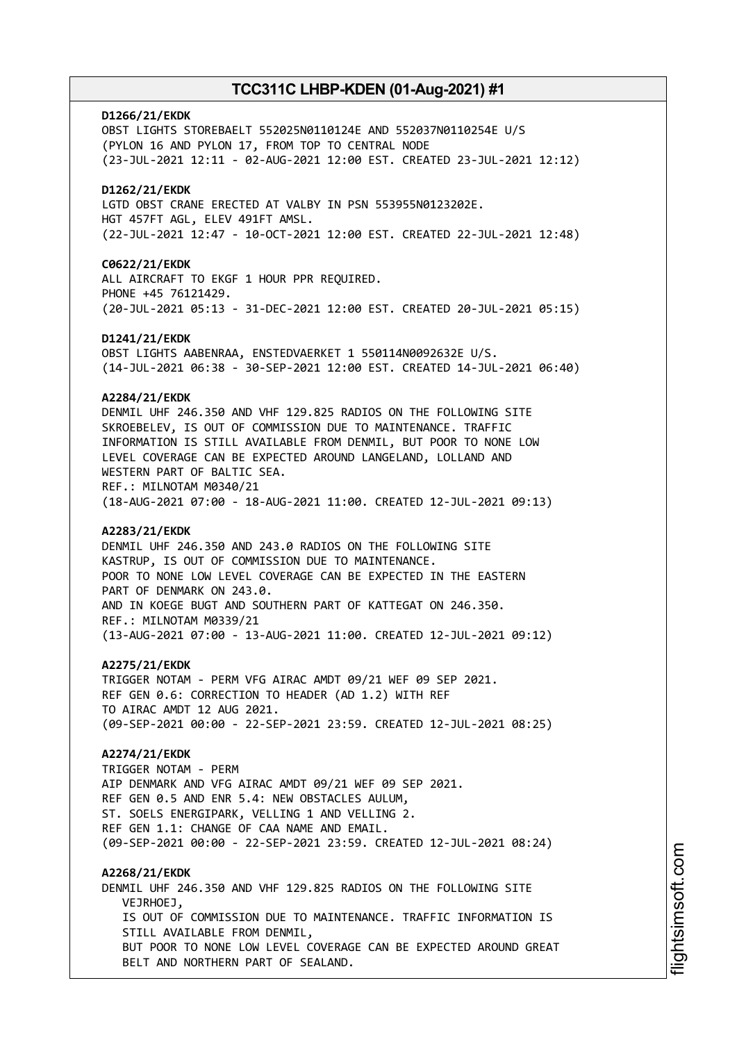**D1266/21/EKDK**
OBST LIGHTS STOREBAELT 552025N0110124E AND 552037N0110254E U/S
(PYLON 16 AND PYLON 17, FROM TOP TO CENTRAL NODE
(23-JUL-2021 12:11 - 02-AUG-2021 12:00 EST. CREATED 23-JUL-2021 12:12)

**D1262/21/EKDK**
LGTD OBST CRANE ERECTED AT VALBY IN PSN 553955N0123202E.
HGT 457FT AGL, ELEV 491FT AMSL.
(22-JUL-2021 12:47 - 10-OCT-2021 12:00 EST. CREATED 22-JUL-2021 12:48)

**C0622/21/EKDK**
ALL AIRCRAFT TO EKGF 1 HOUR PPR REQUIRED.
PHONE +45 76121429.
(20-JUL-2021 05:13 - 31-DEC-2021 12:00 EST. CREATED 20-JUL-2021 05:15)

**D1241/21/EKDK**
OBST LIGHTS AABENRAA, ENSTEDVAERKET 1 550114N0092632E U/S.
(14-JUL-2021 06:38 - 30-SEP-2021 12:00 EST. CREATED 14-JUL-2021 06:40)

**A2284/21/EKDK**
DENMIL UHF 246.350 AND VHF 129.825 RADIOS ON THE FOLLOWING SITE
SKROEBELEV, IS OUT OF COMMISSION DUE TO MAINTENANCE. TRAFFIC
INFORMATION IS STILL AVAILABLE FROM DENMIL, BUT POOR TO NONE LOW
LEVEL COVERAGE CAN BE EXPECTED AROUND LANGELAND, LOLLAND AND
WESTERN PART OF BALTIC SEA.
REF.: MILNOTAM M0340/21
(18-AUG-2021 07:00 - 18-AUG-2021 11:00. CREATED 12-JUL-2021 09:13)

**A2283/21/EKDK**
DENMIL UHF 246.350 AND 243.0 RADIOS ON THE FOLLOWING SITE
KASTRUP, IS OUT OF COMMISSION DUE TO MAINTENANCE.
POOR TO NONE LOW LEVEL COVERAGE CAN BE EXPECTED IN THE EASTERN
PART OF DENMARK ON 243.0.
AND IN KOEGE BUGT AND SOUTHERN PART OF KATTEGAT ON 246.350.
REF.: MILNOTAM M0339/21
(13-AUG-2021 07:00 - 13-AUG-2021 11:00. CREATED 12-JUL-2021 09:12)

**A2275/21/EKDK**
TRIGGER NOTAM - PERM VFG AIRAC AMDT 09/21 WEF 09 SEP 2021.
REF GEN 0.6: CORRECTION TO HEADER (AD 1.2) WITH REF
TO AIRAC AMDT 12 AUG 2021.
(09-SEP-2021 00:00 - 22-SEP-2021 23:59. CREATED 12-JUL-2021 08:25)

**A2274/21/EKDK**
TRIGGER NOTAM - PERM
AIP DENMARK AND VFG AIRAC AMDT 09/21 WEF 09 SEP 2021.
REF GEN 0.5 AND ENR 5.4: NEW OBSTACLES AULUM,
ST. SOELS ENERGIPARK, VELLING 1 AND VELLING 2.
REF GEN 1.1: CHANGE OF CAA NAME AND EMAIL.
(09-SEP-2021 00:00 - 22-SEP-2021 23:59. CREATED 12-JUL-2021 08:24)

**A2268/21/EKDK**
DENMIL UHF 246.350 AND VHF 129.825 RADIOS ON THE FOLLOWING SITE
VEJRHOEJ,
IS OUT OF COMMISSION DUE TO MAINTENANCE. TRAFFIC INFORMATION IS
STILL AVAILABLE FROM DENMIL,
BUT POOR TO NONE LOW LEVEL COVERAGE CAN BE EXPECTED AROUND GREAT
BELT AND NORTHERN PART OF SEALAND.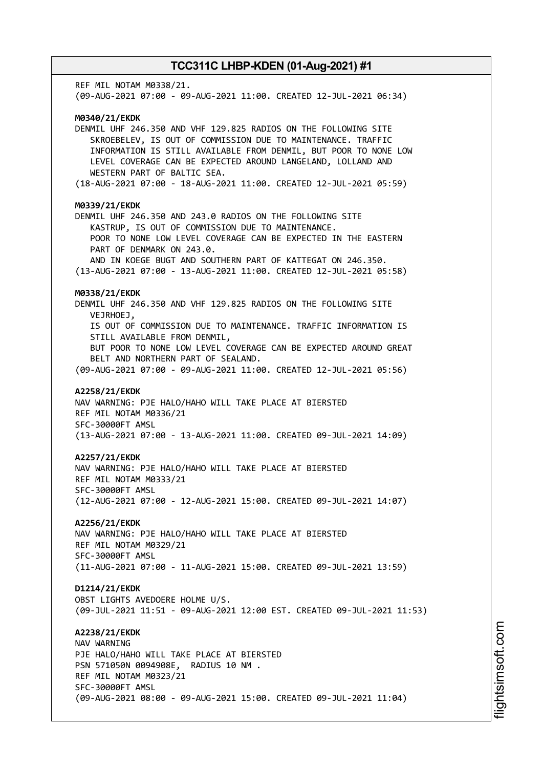REF MIL NOTAM M0338/21.
(09-AUG-2021 07:00 - 09-AUG-2021 11:00. CREATED 12-JUL-2021 06:34)

**M0340/21/EKDK**
DENMIL UHF 246.350 AND VHF 129.825 RADIOS ON THE FOLLOWING SITE SKROEBELEV, IS OUT OF COMMISSION DUE TO MAINTENANCE. TRAFFIC INFORMATION IS STILL AVAILABLE FROM DENMIL, BUT POOR TO NONE LOW LEVEL COVERAGE CAN BE EXPECTED AROUND LANGELAND, LOLLAND AND WESTERN PART OF BALTIC SEA.
(18-AUG-2021 07:00 - 18-AUG-2021 11:00. CREATED 12-JUL-2021 05:59)

**M0339/21/EKDK**
DENMIL UHF 246.350 AND 243.0 RADIOS ON THE FOLLOWING SITE KASTRUP, IS OUT OF COMMISSION DUE TO MAINTENANCE.
POOR TO NONE LOW LEVEL COVERAGE CAN BE EXPECTED IN THE EASTERN PART OF DENMARK ON 243.0.
AND IN KOEGE BUGT AND SOUTHERN PART OF KATTEGAT ON 246.350.
(13-AUG-2021 07:00 - 13-AUG-2021 11:00. CREATED 12-JUL-2021 05:58)

**M0338/21/EKDK**
DENMIL UHF 246.350 AND VHF 129.825 RADIOS ON THE FOLLOWING SITE VEJRHOEJ,
IS OUT OF COMMISSION DUE TO MAINTENANCE. TRAFFIC INFORMATION IS STILL AVAILABLE FROM DENMIL,
BUT POOR TO NONE LOW LEVEL COVERAGE CAN BE EXPECTED AROUND GREAT BELT AND NORTHERN PART OF SEALAND.
(09-AUG-2021 07:00 - 09-AUG-2021 11:00. CREATED 12-JUL-2021 05:56)

**A2258/21/EKDK**
NAV WARNING: PJE HALO/HAHO WILL TAKE PLACE AT BIERSTED
REF MIL NOTAM M0336/21
SFC-30000FT AMSL
(13-AUG-2021 07:00 - 13-AUG-2021 11:00. CREATED 09-JUL-2021 14:09)

**A2257/21/EKDK**
NAV WARNING: PJE HALO/HAHO WILL TAKE PLACE AT BIERSTED
REF MIL NOTAM M0333/21
SFC-30000FT AMSL
(12-AUG-2021 07:00 - 12-AUG-2021 15:00. CREATED 09-JUL-2021 14:07)

**A2256/21/EKDK**
NAV WARNING: PJE HALO/HAHO WILL TAKE PLACE AT BIERSTED
REF MIL NOTAM M0329/21
SFC-30000FT AMSL
(11-AUG-2021 07:00 - 11-AUG-2021 15:00. CREATED 09-JUL-2021 13:59)

**D1214/21/EKDK**
OBST LIGHTS AVEDOERE HOLME U/S.
(09-JUL-2021 11:51 - 09-AUG-2021 12:00 EST. CREATED 09-JUL-2021 11:53)

**A2238/21/EKDK**
NAV WARNING
PJE HALO/HAHO WILL TAKE PLACE AT BIERSTED
PSN 571050N 0094908E, RADIUS 10 NM .
REF MIL NOTAM M0323/21
SFC-30000FT AMSL
(09-AUG-2021 08:00 - 09-AUG-2021 15:00. CREATED 09-JUL-2021 11:04)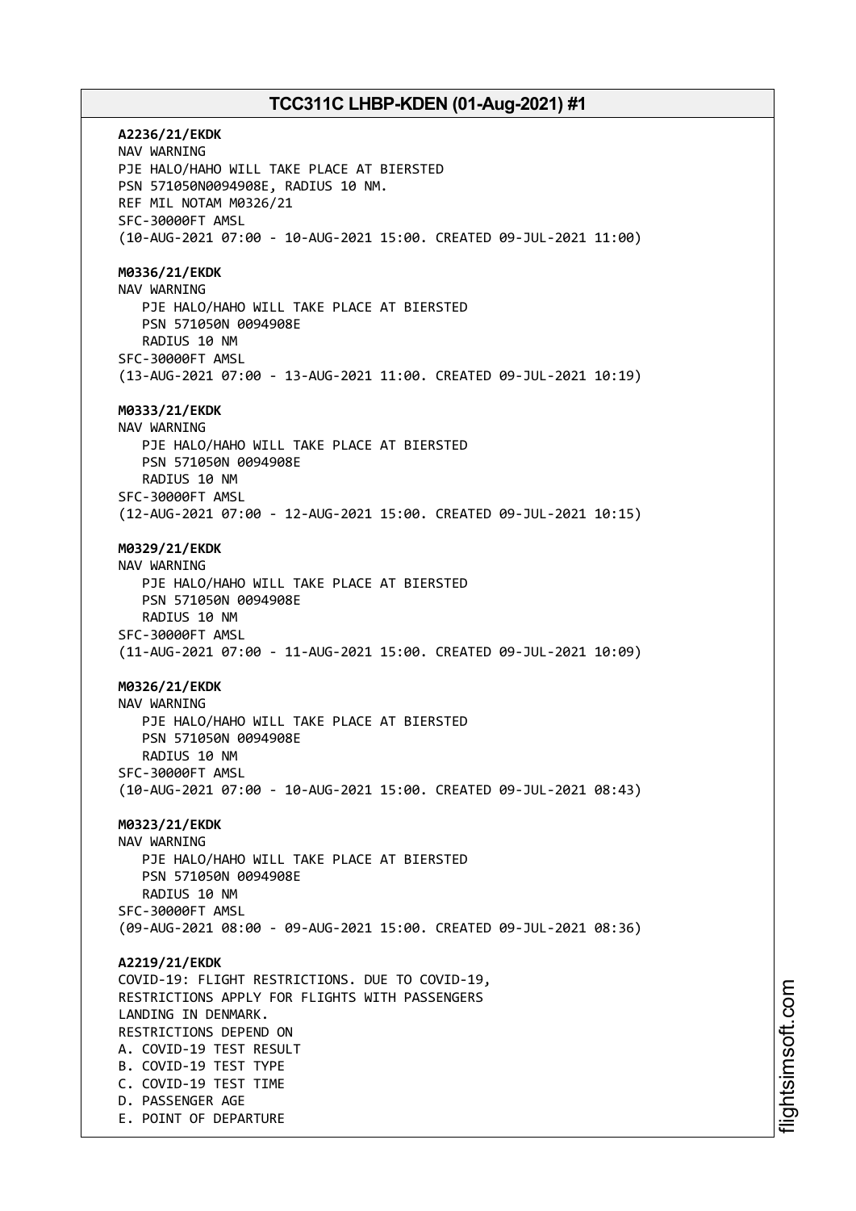**A2236/21/EKDK**
NAV WARNING
PJE HALO/HAHO WILL TAKE PLACE AT BIERSTED
PSN 571050N0094908E, RADIUS 10 NM.
REF MIL NOTAM M0326/21
SFC-30000FT AMSL
(10-AUG-2021 07:00 - 10-AUG-2021 15:00. CREATED 09-JUL-2021 11:00)

**M0336/21/EKDK**
NAV WARNING
PJE HALO/HAHO WILL TAKE PLACE AT BIERSTED
PSN 571050N 0094908E
RADIUS 10 NM
SFC-30000FT AMSL
(13-AUG-2021 07:00 - 13-AUG-2021 11:00. CREATED 09-JUL-2021 10:19)

**M0333/21/EKDK**
NAV WARNING
PJE HALO/HAHO WILL TAKE PLACE AT BIERSTED
PSN 571050N 0094908E
RADIUS 10 NM
SFC-30000FT AMSL
(12-AUG-2021 07:00 - 12-AUG-2021 15:00. CREATED 09-JUL-2021 10:15)

**M0329/21/EKDK**
NAV WARNING
PJE HALO/HAHO WILL TAKE PLACE AT BIERSTED
PSN 571050N 0094908E
RADIUS 10 NM
SFC-30000FT AMSL
(11-AUG-2021 07:00 - 11-AUG-2021 15:00. CREATED 09-JUL-2021 10:09)

**M0326/21/EKDK**
NAV WARNING
PJE HALO/HAHO WILL TAKE PLACE AT BIERSTED
PSN 571050N 0094908E
RADIUS 10 NM
SFC-30000FT AMSL
(10-AUG-2021 07:00 - 10-AUG-2021 15:00. CREATED 09-JUL-2021 08:43)

**M0323/21/EKDK**
NAV WARNING
PJE HALO/HAHO WILL TAKE PLACE AT BIERSTED
PSN 571050N 0094908E
RADIUS 10 NM
SFC-30000FT AMSL
(09-AUG-2021 08:00 - 09-AUG-2021 15:00. CREATED 09-JUL-2021 08:36)

**A2219/21/EKDK**
COVID-19: FLIGHT RESTRICTIONS. DUE TO COVID-19,
RESTRICTIONS APPLY FOR FLIGHTS WITH PASSENGERS
LANDING IN DENMARK.
RESTRICTIONS DEPEND ON
A. COVID-19 TEST RESULT
B. COVID-19 TEST TYPE
C. COVID-19 TEST TIME
D. PASSENGER AGE
E. POINT OF DEPARTURE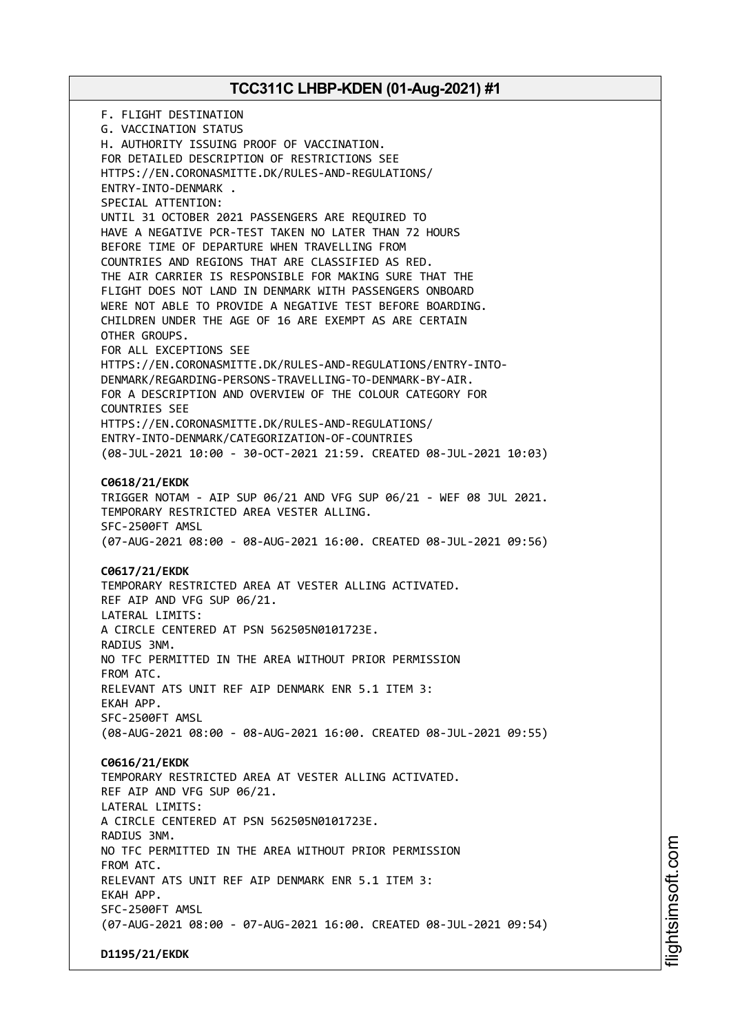F. FLIGHT DESTINATION
G. VACCINATION STATUS
H. AUTHORITY ISSUING PROOF OF VACCINATION.
FOR DETAILED DESCRIPTION OF RESTRICTIONS SEE
HTTPS://EN.CORONASMITTE.DK/RULES-AND-REGULATIONS/
ENTRY-INTO-DENMARK .
SPECIAL ATTENTION:
UNTIL 31 OCTOBER 2021 PASSENGERS ARE REQUIRED TO
HAVE A NEGATIVE PCR-TEST TAKEN NO LATER THAN 72 HOURS
BEFORE TIME OF DEPARTURE WHEN TRAVELLING FROM
COUNTRIES AND REGIONS THAT ARE CLASSIFIED AS RED.
THE AIR CARRIER IS RESPONSIBLE FOR MAKING SURE THAT THE
FLIGHT DOES NOT LAND IN DENMARK WITH PASSENGERS ONBOARD
WERE NOT ABLE TO PROVIDE A NEGATIVE TEST BEFORE BOARDING.
CHILDREN UNDER THE AGE OF 16 ARE EXEMPT AS ARE CERTAIN
OTHER GROUPS.
FOR ALL EXCEPTIONS SEE
HTTPS://EN.CORONASMITTE.DK/RULES-AND-REGULATIONS/ENTRY-INTO-
DENMARK/REGARDING-PERSONS-TRAVELLING-TO-DENMARK-BY-AIR.
FOR A DESCRIPTION AND OVERVIEW OF THE COLOUR CATEGORY FOR
COUNTRIES SEE
HTTPS://EN.CORONASMITTE.DK/RULES-AND-REGULATIONS/
ENTRY-INTO-DENMARK/CATEGORIZATION-OF-COUNTRIES
(08-JUL-2021 10:00 - 30-OCT-2021 21:59. CREATED 08-JUL-2021 10:03)

**C0618/21/EKDK**
TRIGGER NOTAM - AIP SUP 06/21 AND VFG SUP 06/21 - WEF 08 JUL 2021.
TEMPORARY RESTRICTED AREA VESTER ALLING.
SFC-2500FT AMSL
(07-AUG-2021 08:00 - 08-AUG-2021 16:00. CREATED 08-JUL-2021 09:56)

**C0617/21/EKDK**
TEMPORARY RESTRICTED AREA AT VESTER ALLING ACTIVATED.
REF AIP AND VFG SUP 06/21.
LATERAL LIMITS:
A CIRCLE CENTERED AT PSN 562505N0101723E.
RADIUS 3NM.
NO TFC PERMITTED IN THE AREA WITHOUT PRIOR PERMISSION
FROM ATC.
RELEVANT ATS UNIT REF AIP DENMARK ENR 5.1 ITEM 3:
EKAH APP.
SFC-2500FT AMSL
(08-AUG-2021 08:00 - 08-AUG-2021 16:00. CREATED 08-JUL-2021 09:55)

**C0616/21/EKDK**
TEMPORARY RESTRICTED AREA AT VESTER ALLING ACTIVATED.
REF AIP AND VFG SUP 06/21.
LATERAL LIMITS:
A CIRCLE CENTERED AT PSN 562505N0101723E.
RADIUS 3NM.
NO TFC PERMITTED IN THE AREA WITHOUT PRIOR PERMISSION
FROM ATC.
RELEVANT ATS UNIT REF AIP DENMARK ENR 5.1 ITEM 3:
EKAH APP.
SFC-2500FT AMSL
(07-AUG-2021 08:00 - 07-AUG-2021 16:00. CREATED 08-JUL-2021 09:54)

**D1195/21/EKDK**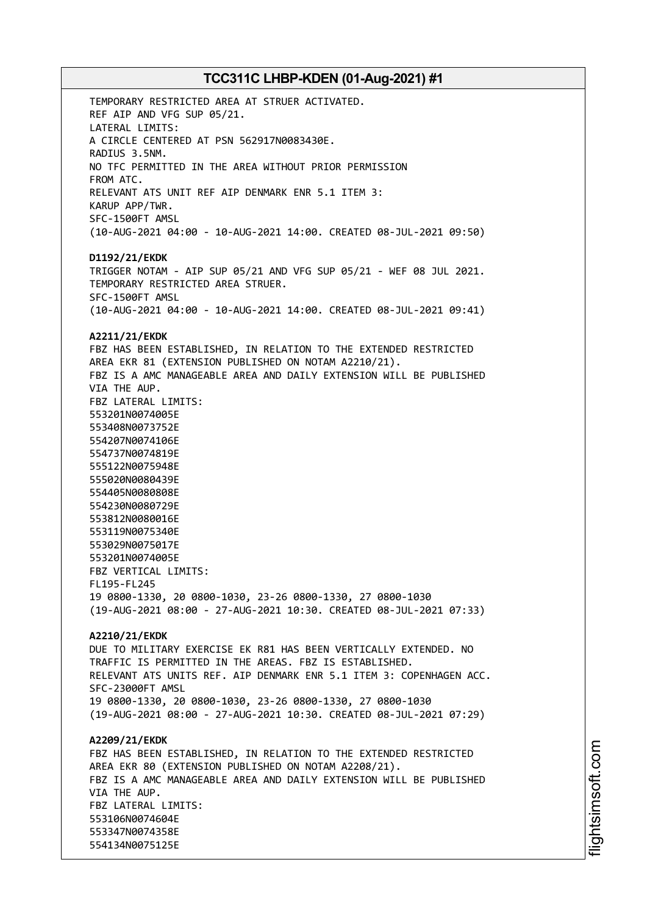TEMPORARY RESTRICTED AREA AT STRUER ACTIVATED.
REF AIP AND VFG SUP 05/21.
LATERAL LIMITS:
A CIRCLE CENTERED AT PSN 562917N0083430E.
RADIUS 3.5NM.
NO TFC PERMITTED IN THE AREA WITHOUT PRIOR PERMISSION
FROM ATC.
RELEVANT ATS UNIT REF AIP DENMARK ENR 5.1 ITEM 3:
KARUP APP/TWR.
SFC-1500FT AMSL
(10-AUG-2021 04:00 - 10-AUG-2021 14:00. CREATED 08-JUL-2021 09:50)

**D1192/21/EKDK**
TRIGGER NOTAM - AIP SUP 05/21 AND VFG SUP 05/21 - WEF 08 JUL 2021.
TEMPORARY RESTRICTED AREA STRUER.
SFC-1500FT AMSL
(10-AUG-2021 04:00 - 10-AUG-2021 14:00. CREATED 08-JUL-2021 09:41)

**A2211/21/EKDK**
FBZ HAS BEEN ESTABLISHED, IN RELATION TO THE EXTENDED RESTRICTED
AREA EKR 81 (EXTENSION PUBLISHED ON NOTAM A2210/21).
FBZ IS A AMC MANAGEABLE AREA AND DAILY EXTENSION WILL BE PUBLISHED
VIA THE AUP.
FBZ LATERAL LIMITS:
553201N0074005E
553408N0073752E
554207N0074106E
554737N0074819E
555122N0075948E
555020N0080439E
554405N0080808E
554230N0080729E
553812N0080016E
553119N0075340E
553029N0075017E
553201N0074005E
FBZ VERTICAL LIMITS:
FL195-FL245
19 0800-1330, 20 0800-1030, 23-26 0800-1330, 27 0800-1030
(19-AUG-2021 08:00 - 27-AUG-2021 10:30. CREATED 08-JUL-2021 07:33)

**A2210/21/EKDK**
DUE TO MILITARY EXERCISE EK R81 HAS BEEN VERTICALLY EXTENDED. NO
TRAFFIC IS PERMITTED IN THE AREAS. FBZ IS ESTABLISHED.
RELEVANT ATS UNITS REF. AIP DENMARK ENR 5.1 ITEM 3: COPENHAGEN ACC.
SFC-23000FT AMSL
19 0800-1330, 20 0800-1030, 23-26 0800-1330, 27 0800-1030
(19-AUG-2021 08:00 - 27-AUG-2021 10:30. CREATED 08-JUL-2021 07:29)

**A2209/21/EKDK**
FBZ HAS BEEN ESTABLISHED, IN RELATION TO THE EXTENDED RESTRICTED
AREA EKR 80 (EXTENSION PUBLISHED ON NOTAM A2208/21).
FBZ IS A AMC MANAGEABLE AREA AND DAILY EXTENSION WILL BE PUBLISHED
VIA THE AUP.
FBZ LATERAL LIMITS:
553106N0074604E
553347N0074358E
554134N0075125E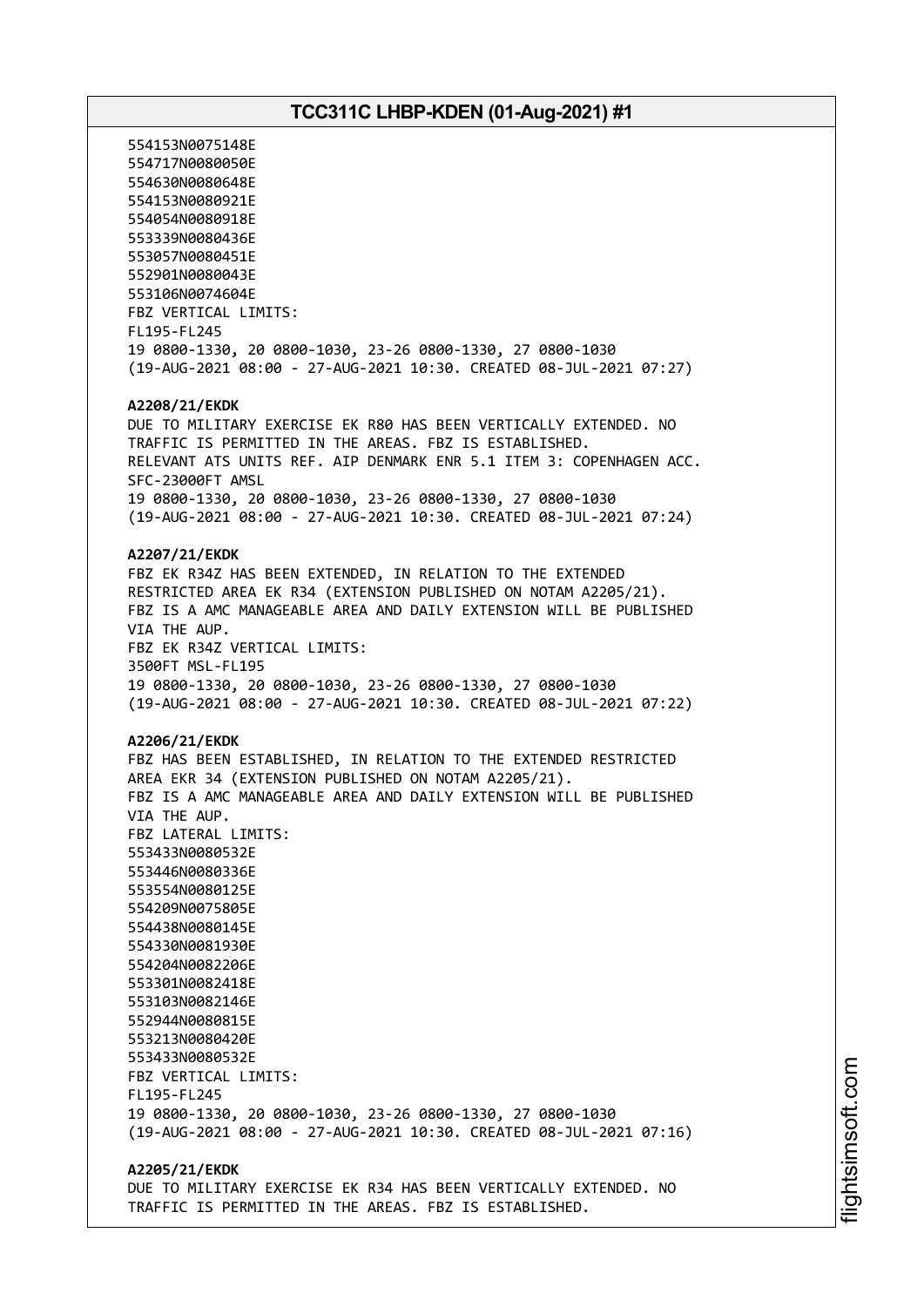554153N0075148E
554717N0080050E
554630N0080648E
554153N0080921E
554054N0080918E
553339N0080436E
553057N0080451E
552901N0080043E
553106N0074604E
FBZ VERTICAL LIMITS:
FL195-FL245
19 0800-1330, 20 0800-1030, 23-26 0800-1330, 27 0800-1030
(19-AUG-2021 08:00 - 27-AUG-2021 10:30. CREATED 08-JUL-2021 07:27)

**A2208/21/EKDK**
DUE TO MILITARY EXERCISE EK R80 HAS BEEN VERTICALLY EXTENDED. NO TRAFFIC IS PERMITTED IN THE AREAS. FBZ IS ESTABLISHED.
RELEVANT ATS UNITS REF. AIP DENMARK ENR 5.1 ITEM 3: COPENHAGEN ACC.
SFC-23000FT AMSL
19 0800-1330, 20 0800-1030, 23-26 0800-1330, 27 0800-1030
(19-AUG-2021 08:00 - 27-AUG-2021 10:30. CREATED 08-JUL-2021 07:24)

**A2207/21/EKDK**
FBZ EK R34Z HAS BEEN EXTENDED, IN RELATION TO THE EXTENDED RESTRICTED AREA EK R34 (EXTENSION PUBLISHED ON NOTAM A2205/21).
FBZ IS A AMC MANAGEABLE AREA AND DAILY EXTENSION WILL BE PUBLISHED VIA THE AUP.
FBZ EK R34Z VERTICAL LIMITS:
3500FT MSL-FL195
19 0800-1330, 20 0800-1030, 23-26 0800-1330, 27 0800-1030
(19-AUG-2021 08:00 - 27-AUG-2021 10:30. CREATED 08-JUL-2021 07:22)

**A2206/21/EKDK**
FBZ HAS BEEN ESTABLISHED, IN RELATION TO THE EXTENDED RESTRICTED AREA EKR 34 (EXTENSION PUBLISHED ON NOTAM A2205/21).
FBZ IS A AMC MANAGEABLE AREA AND DAILY EXTENSION WILL BE PUBLISHED VIA THE AUP.
FBZ LATERAL LIMITS:
553433N0080532E
553446N0080336E
553554N0080125E
554209N0075805E
554438N0080145E
554330N0081930E
554204N0082206E
553301N0082418E
553103N0082146E
552944N0080815E
553213N0080420E
553433N0080532E
FBZ VERTICAL LIMITS:
FL195-FL245
19 0800-1330, 20 0800-1030, 23-26 0800-1330, 27 0800-1030
(19-AUG-2021 08:00 - 27-AUG-2021 10:30. CREATED 08-JUL-2021 07:16)

**A2205/21/EKDK**
DUE TO MILITARY EXERCISE EK R34 HAS BEEN VERTICALLY EXTENDED. NO TRAFFIC IS PERMITTED IN THE AREAS. FBZ IS ESTABLISHED.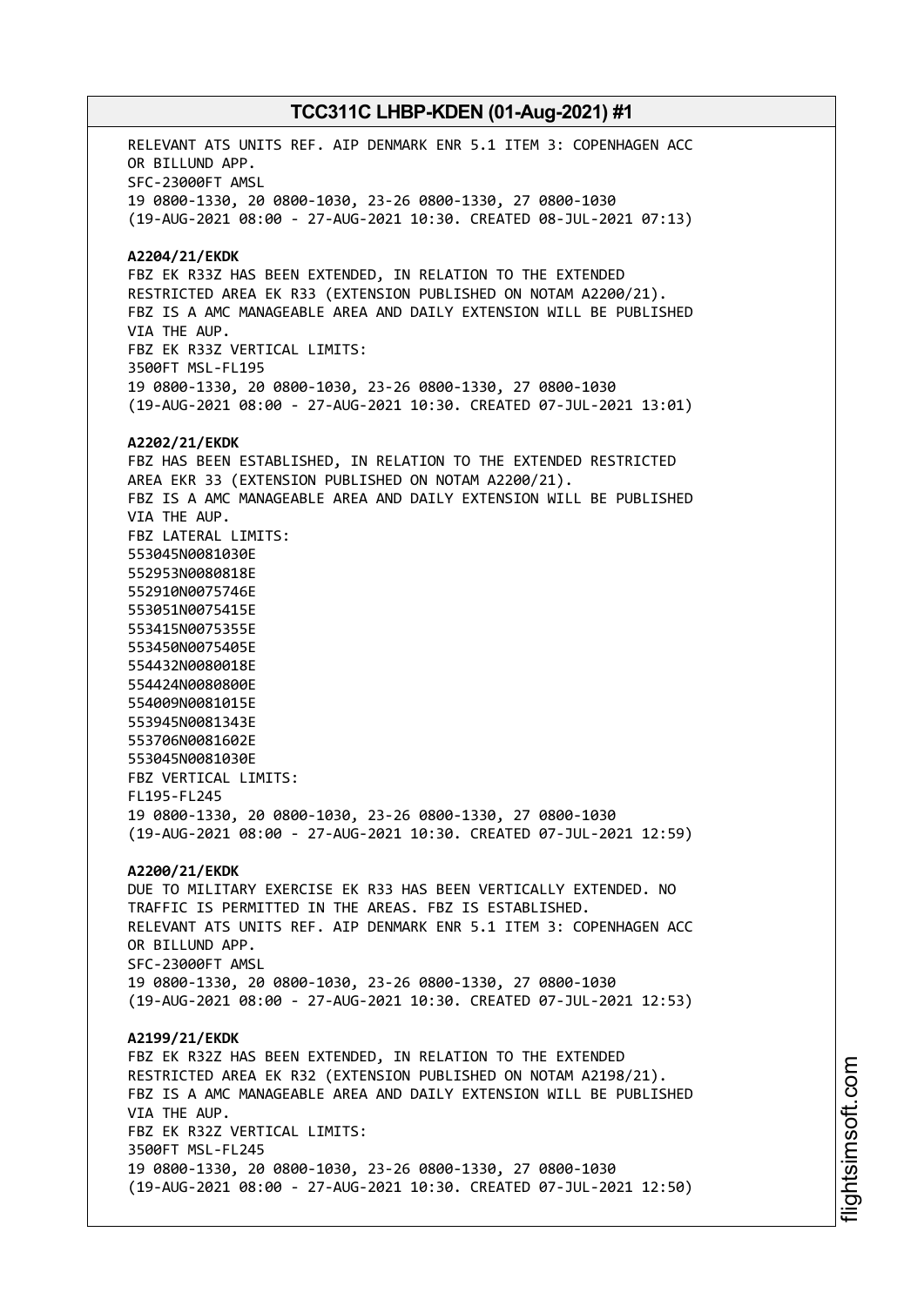RELEVANT ATS UNITS REF. AIP DENMARK ENR 5.1 ITEM 3: COPENHAGEN ACC OR BILLUND APP.
SFC-23000FT AMSL
19 0800-1330, 20 0800-1030, 23-26 0800-1330, 27 0800-1030
(19-AUG-2021 08:00 - 27-AUG-2021 10:30. CREATED 08-JUL-2021 07:13)

**A2204/21/EKDK**
FBZ EK R33Z HAS BEEN EXTENDED, IN RELATION TO THE EXTENDED RESTRICTED AREA EK R33 (EXTENSION PUBLISHED ON NOTAM A2200/21).
FBZ IS A AMC MANAGEABLE AREA AND DAILY EXTENSION WILL BE PUBLISHED VIA THE AUP.
FBZ EK R33Z VERTICAL LIMITS:
3500FT MSL-FL195
19 0800-1330, 20 0800-1030, 23-26 0800-1330, 27 0800-1030
(19-AUG-2021 08:00 - 27-AUG-2021 10:30. CREATED 07-JUL-2021 13:01)

**A2202/21/EKDK**
FBZ HAS BEEN ESTABLISHED, IN RELATION TO THE EXTENDED RESTRICTED AREA EKR 33 (EXTENSION PUBLISHED ON NOTAM A2200/21).
FBZ IS A AMC MANAGEABLE AREA AND DAILY EXTENSION WILL BE PUBLISHED VIA THE AUP.
FBZ LATERAL LIMITS:
553045N0081030E
552953N0080818E
552910N0075746E
553051N0075415E
553415N0075355E
553450N0075405E
554432N0080018E
554424N0080800E
554009N0081015E
553945N0081343E
553706N0081602E
553045N0081030E
FBZ VERTICAL LIMITS:
FL195-FL245
19 0800-1330, 20 0800-1030, 23-26 0800-1330, 27 0800-1030
(19-AUG-2021 08:00 - 27-AUG-2021 10:30. CREATED 07-JUL-2021 12:59)

**A2200/21/EKDK**
DUE TO MILITARY EXERCISE EK R33 HAS BEEN VERTICALLY EXTENDED. NO TRAFFIC IS PERMITTED IN THE AREAS. FBZ IS ESTABLISHED.
RELEVANT ATS UNITS REF. AIP DENMARK ENR 5.1 ITEM 3: COPENHAGEN ACC OR BILLUND APP.
SFC-23000FT AMSL
19 0800-1330, 20 0800-1030, 23-26 0800-1330, 27 0800-1030
(19-AUG-2021 08:00 - 27-AUG-2021 10:30. CREATED 07-JUL-2021 12:53)

**A2199/21/EKDK**
FBZ EK R32Z HAS BEEN EXTENDED, IN RELATION TO THE EXTENDED RESTRICTED AREA EK R32 (EXTENSION PUBLISHED ON NOTAM A2198/21).
FBZ IS A AMC MANAGEABLE AREA AND DAILY EXTENSION WILL BE PUBLISHED VIA THE AUP.
FBZ EK R32Z VERTICAL LIMITS:
3500FT MSL-FL245
19 0800-1330, 20 0800-1030, 23-26 0800-1330, 27 0800-1030
(19-AUG-2021 08:00 - 27-AUG-2021 10:30. CREATED 07-JUL-2021 12:50)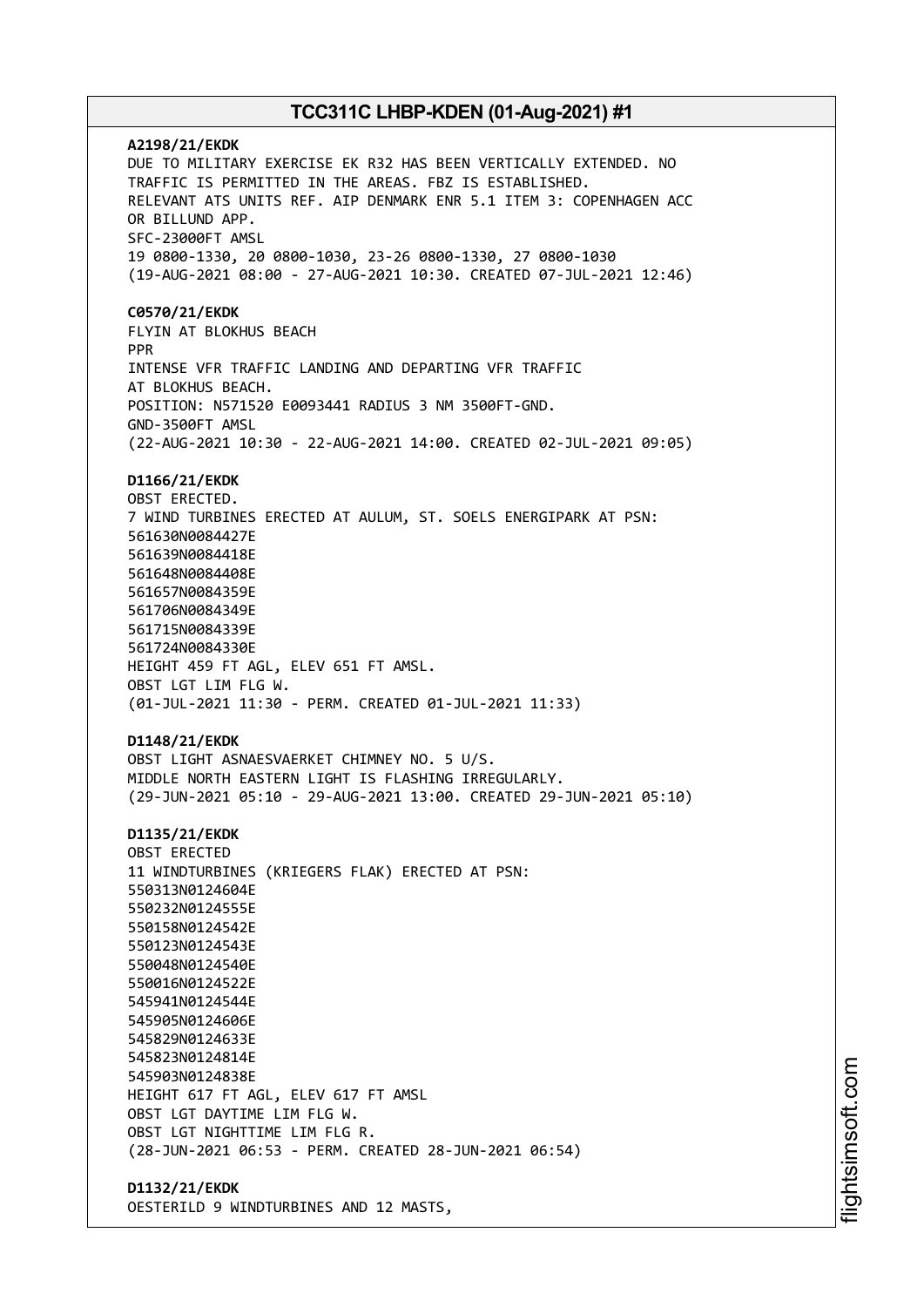**A2198/21/EKDK**
DUE TO MILITARY EXERCISE EK R32 HAS BEEN VERTICALLY EXTENDED. NO
TRAFFIC IS PERMITTED IN THE AREAS. FBZ IS ESTABLISHED.
RELEVANT ATS UNITS REF. AIP DENMARK ENR 5.1 ITEM 3: COPENHAGEN ACC
OR BILLUND APP.
SFC-23000FT AMSL
19 0800-1330, 20 0800-1030, 23-26 0800-1330, 27 0800-1030
(19-AUG-2021 08:00 - 27-AUG-2021 10:30. CREATED 07-JUL-2021 12:46)

**C0570/21/EKDK**
FLYIN AT BLOKHUS BEACH
PPR
INTENSE VFR TRAFFIC LANDING AND DEPARTING VFR TRAFFIC
AT BLOKHUS BEACH.
POSITION: N571520 E0093441 RADIUS 3 NM 3500FT-GND.
GND-3500FT AMSL
(22-AUG-2021 10:30 - 22-AUG-2021 14:00. CREATED 02-JUL-2021 09:05)

**D1166/21/EKDK**
OBST ERECTED.
7 WIND TURBINES ERECTED AT AULUM, ST. SOELS ENERGIPARK AT PSN:
561630N0084427E
561639N0084418E
561648N0084408E
561657N0084359E
561706N0084349E
561715N0084339E
561724N0084330E
HEIGHT 459 FT AGL, ELEV 651 FT AMSL.
OBST LGT LIM FLG W.
(01-JUL-2021 11:30 - PERM. CREATED 01-JUL-2021 11:33)

**D1148/21/EKDK**
OBST LIGHT ASNAESVAERKET CHIMNEY NO. 5 U/S.
MIDDLE NORTH EASTERN LIGHT IS FLASHING IRREGULARLY.
(29-JUN-2021 05:10 - 29-AUG-2021 13:00. CREATED 29-JUN-2021 05:10)

**D1135/21/EKDK**
OBST ERECTED
11 WINDTURBINES (KRIEGERS FLAK) ERECTED AT PSN:
550313N0124604E
550232N0124555E
550158N0124542E
550123N0124543E
550048N0124540E
550016N0124522E
545941N0124544E
545905N0124606E
545829N0124633E
545823N0124814E
545903N0124838E
HEIGHT 617 FT AGL, ELEV 617 FT AMSL
OBST LGT DAYTIME LIM FLG W.
OBST LGT NIGHTTIME LIM FLG R.
(28-JUN-2021 06:53 - PERM. CREATED 28-JUN-2021 06:54)

**D1132/21/EKDK**
OESTERILD 9 WINDTURBINES AND 12 MASTS,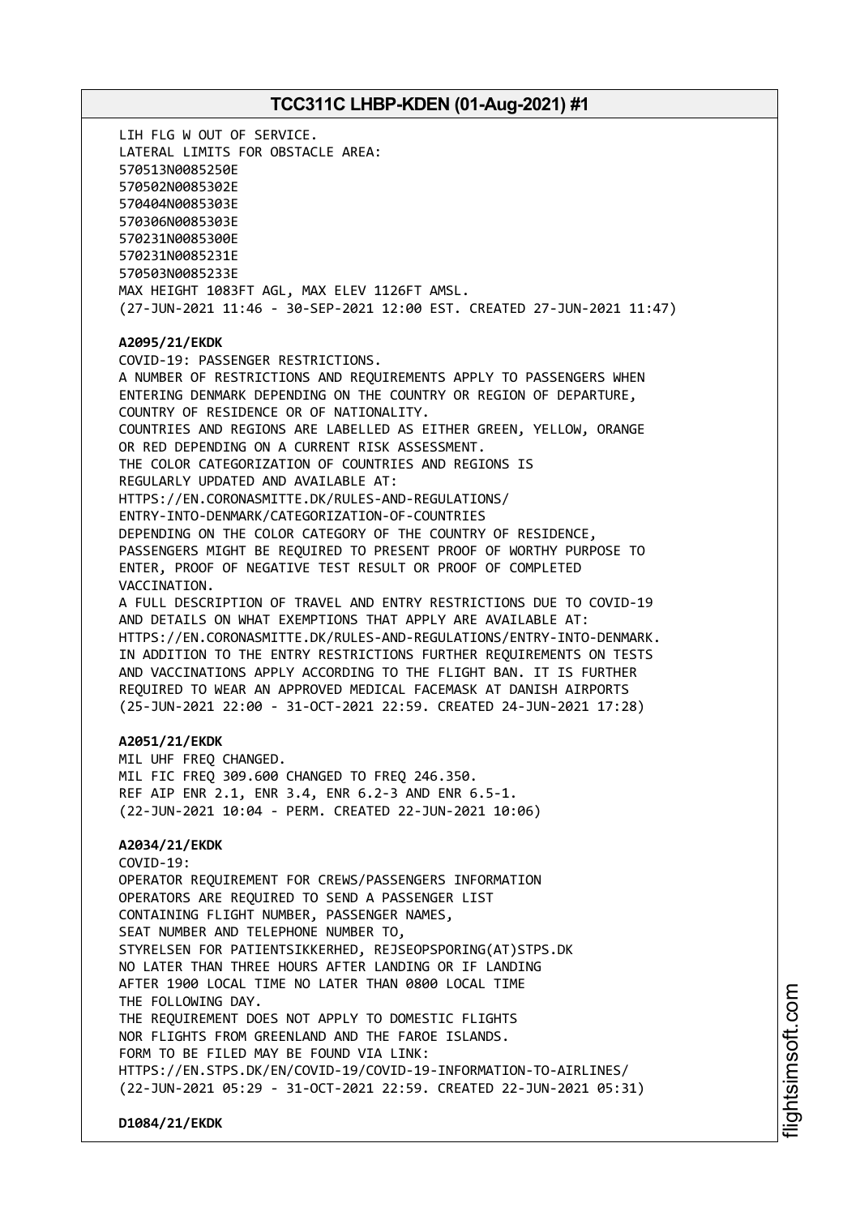LIH FLG W OUT OF SERVICE.
LATERAL LIMITS FOR OBSTACLE AREA:
570513N0085250E
570502N0085302E
570404N0085303E
570306N0085303E
570231N0085300E
570231N0085231E
570503N0085233E
MAX HEIGHT 1083FT AGL, MAX ELEV 1126FT AMSL.
(27-JUN-2021 11:46 - 30-SEP-2021 12:00 EST. CREATED 27-JUN-2021 11:47)

**A2095/21/EKDK**
COVID-19: PASSENGER RESTRICTIONS.
A NUMBER OF RESTRICTIONS AND REQUIREMENTS APPLY TO PASSENGERS WHEN ENTERING DENMARK DEPENDING ON THE COUNTRY OR REGION OF DEPARTURE, COUNTRY OF RESIDENCE OR OF NATIONALITY.
COUNTRIES AND REGIONS ARE LABELLED AS EITHER GREEN, YELLOW, ORANGE OR RED DEPENDING ON A CURRENT RISK ASSESSMENT.
THE COLOR CATEGORIZATION OF COUNTRIES AND REGIONS IS REGULARLY UPDATED AND AVAILABLE AT:
HTTPS://EN.CORONASMITTE.DK/RULES-AND-REGULATIONS/
ENTRY-INTO-DENMARK/CATEGORIZATION-OF-COUNTRIES
DEPENDING ON THE COLOR CATEGORY OF THE COUNTRY OF RESIDENCE, PASSENGERS MIGHT BE REQUIRED TO PRESENT PROOF OF WORTHY PURPOSE TO ENTER, PROOF OF NEGATIVE TEST RESULT OR PROOF OF COMPLETED VACCINATION.
A FULL DESCRIPTION OF TRAVEL AND ENTRY RESTRICTIONS DUE TO COVID-19 AND DETAILS ON WHAT EXEMPTIONS THAT APPLY ARE AVAILABLE AT:
HTTPS://EN.CORONASMITTE.DK/RULES-AND-REGULATIONS/ENTRY-INTO-DENMARK.
IN ADDITION TO THE ENTRY RESTRICTIONS FURTHER REQUIREMENTS ON TESTS AND VACCINATIONS APPLY ACCORDING TO THE FLIGHT BAN. IT IS FURTHER REQUIRED TO WEAR AN APPROVED MEDICAL FACEMASK AT DANISH AIRPORTS
(25-JUN-2021 22:00 - 31-OCT-2021 22:59. CREATED 24-JUN-2021 17:28)

**A2051/21/EKDK**
MIL UHF FREQ CHANGED.
MIL FIC FREQ 309.600 CHANGED TO FREQ 246.350.
REF AIP ENR 2.1, ENR 3.4, ENR 6.2-3 AND ENR 6.5-1.
(22-JUN-2021 10:04 - PERM. CREATED 22-JUN-2021 10:06)

**A2034/21/EKDK**
COVID-19:
OPERATOR REQUIREMENT FOR CREWS/PASSENGERS INFORMATION
OPERATORS ARE REQUIRED TO SEND A PASSENGER LIST CONTAINING FLIGHT NUMBER, PASSENGER NAMES, SEAT NUMBER AND TELEPHONE NUMBER TO,
STYRELSEN FOR PATIENTSIKKERHED, REJSEOPSPORING(AT)STPS.DK
NO LATER THAN THREE HOURS AFTER LANDING OR IF LANDING AFTER 1900 LOCAL TIME NO LATER THAN 0800 LOCAL TIME THE FOLLOWING DAY.
THE REQUIREMENT DOES NOT APPLY TO DOMESTIC FLIGHTS NOR FLIGHTS FROM GREENLAND AND THE FAROE ISLANDS.
FORM TO BE FILED MAY BE FOUND VIA LINK:
HTTPS://EN.STPS.DK/EN/COVID-19/COVID-19-INFORMATION-TO-AIRLINES/
(22-JUN-2021 05:29 - 31-OCT-2021 22:59. CREATED 22-JUN-2021 05:31)

**D1084/21/EKDK**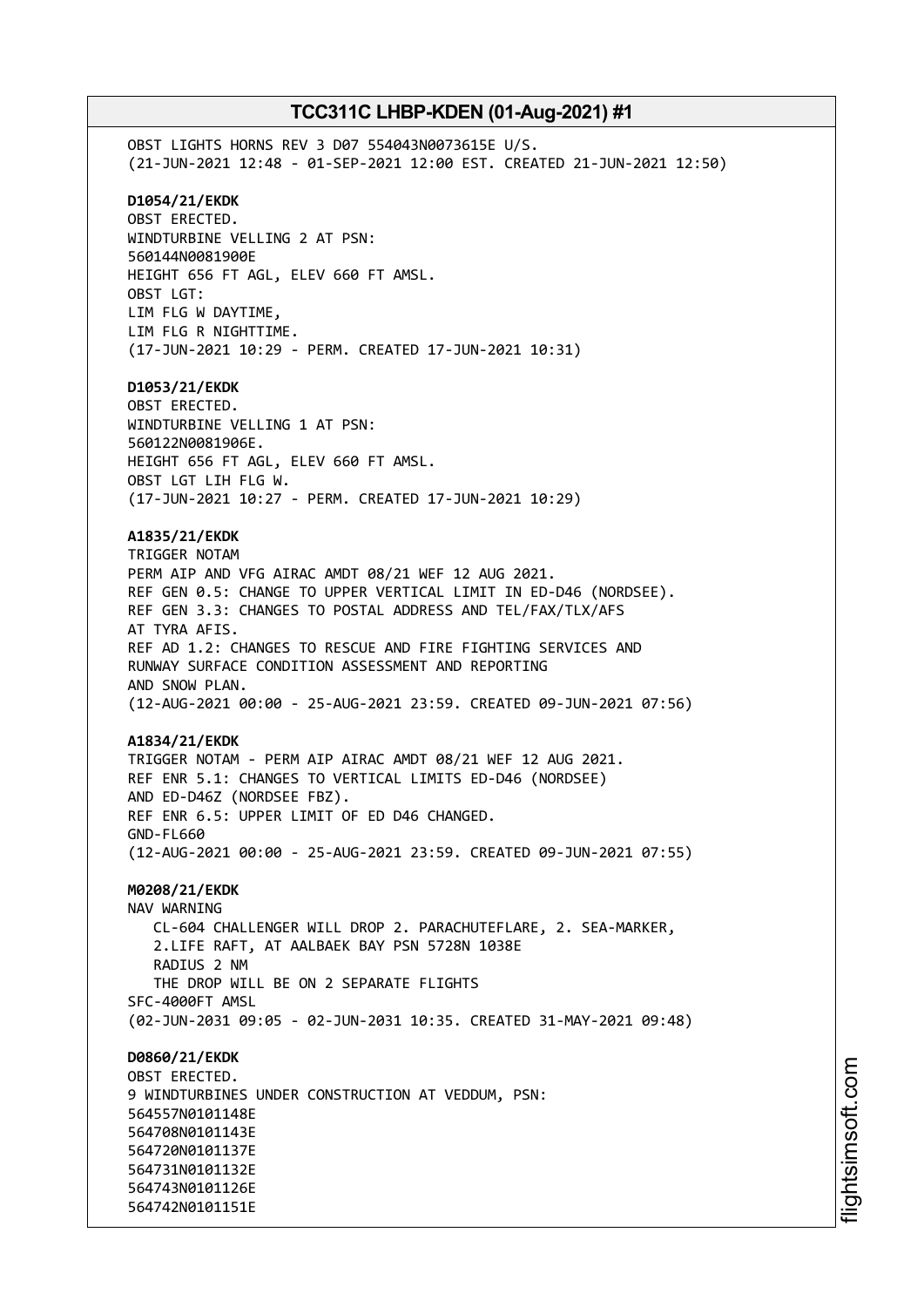OBST LIGHTS HORNS REV 3 D07 554043N0073615E U/S.
(21-JUN-2021 12:48 - 01-SEP-2021 12:00 EST. CREATED 21-JUN-2021 12:50)

**D1054/21/EKDK**
OBST ERECTED.
WINDTURBINE VELLING 2 AT PSN:
560144N0081900E
HEIGHT 656 FT AGL, ELEV 660 FT AMSL.
OBST LGT:
LIM FLG W DAYTIME,
LIM FLG R NIGHTTIME.
(17-JUN-2021 10:29 - PERM. CREATED 17-JUN-2021 10:31)

**D1053/21/EKDK**
OBST ERECTED.
WINDTURBINE VELLING 1 AT PSN:
560122N0081906E.
HEIGHT 656 FT AGL, ELEV 660 FT AMSL.
OBST LGT LIH FLG W.
(17-JUN-2021 10:27 - PERM. CREATED 17-JUN-2021 10:29)

**A1835/21/EKDK**
TRIGGER NOTAM
PERM AIP AND VFG AIRAC AMDT 08/21 WEF 12 AUG 2021.
REF GEN 0.5: CHANGE TO UPPER VERTICAL LIMIT IN ED-D46 (NORDSEE).
REF GEN 3.3: CHANGES TO POSTAL ADDRESS AND TEL/FAX/TLX/AFS
AT TYRA AFIS.
REF AD 1.2: CHANGES TO RESCUE AND FIRE FIGHTING SERVICES AND
RUNWAY SURFACE CONDITION ASSESSMENT AND REPORTING
AND SNOW PLAN.
(12-AUG-2021 00:00 - 25-AUG-2021 23:59. CREATED 09-JUN-2021 07:56)

**A1834/21/EKDK**
TRIGGER NOTAM - PERM AIP AIRAC AMDT 08/21 WEF 12 AUG 2021.
REF ENR 5.1: CHANGES TO VERTICAL LIMITS ED-D46 (NORDSEE)
AND ED-D46Z (NORDSEE FBZ).
REF ENR 6.5: UPPER LIMIT OF ED D46 CHANGED.
GND-FL660
(12-AUG-2021 00:00 - 25-AUG-2021 23:59. CREATED 09-JUN-2021 07:55)

**M0208/21/EKDK**
NAV WARNING
CL-604 CHALLENGER WILL DROP 2. PARACHUTEFLARE, 2. SEA-MARKER,
2.LIFE RAFT, AT AALBAEK BAY PSN 5728N 1038E
RADIUS 2 NM
THE DROP WILL BE ON 2 SEPARATE FLIGHTS
SFC-4000FT AMSL
(02-JUN-2031 09:05 - 02-JUN-2031 10:35. CREATED 31-MAY-2021 09:48)

**D0860/21/EKDK**
OBST ERECTED.
9 WINDTURBINES UNDER CONSTRUCTION AT VEDDUM, PSN:
564557N0101148E
564708N0101143E
564720N0101137E
564731N0101132E
564743N0101126E
564742N0101151E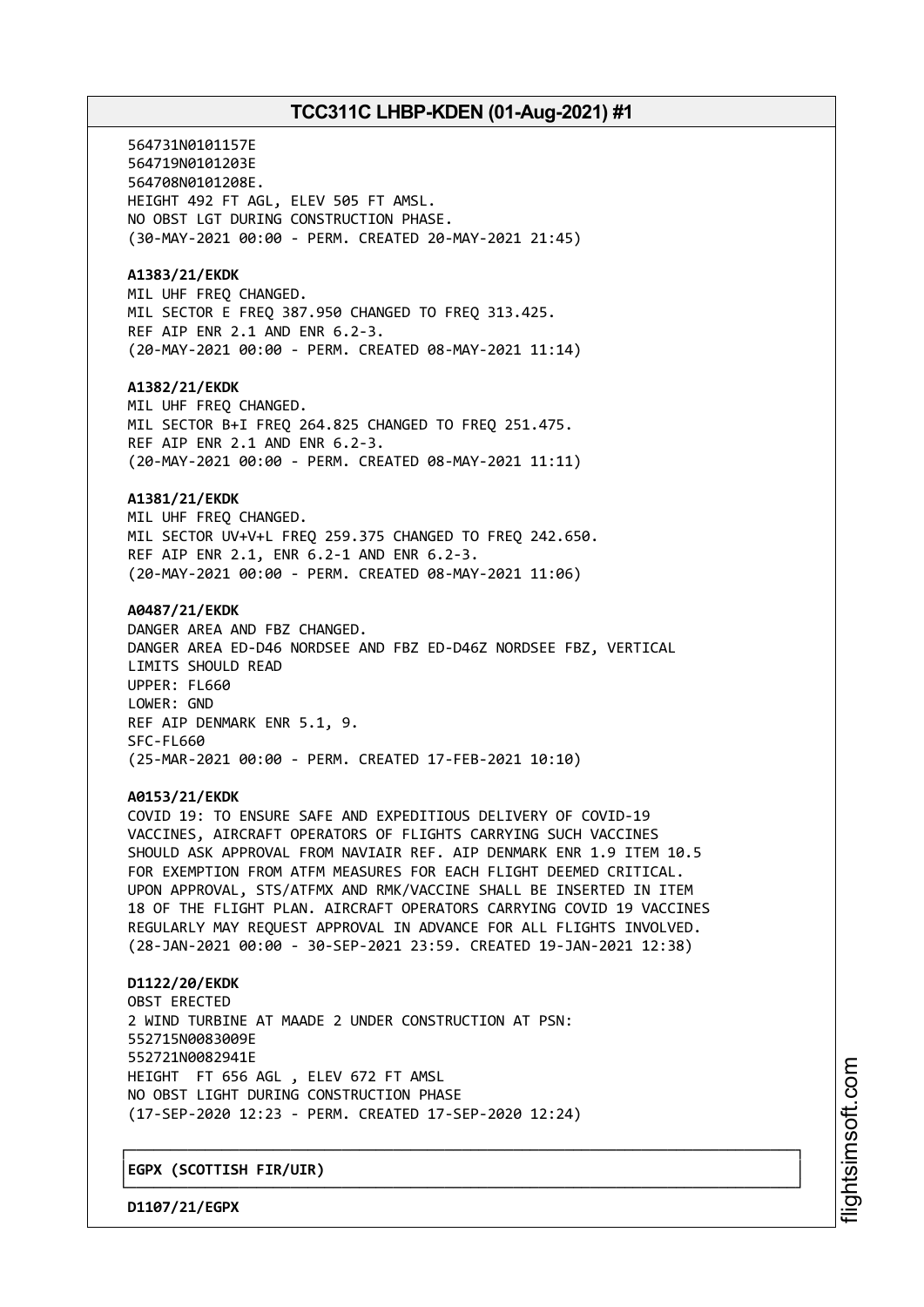564731N0101157E
564719N0101203E
564708N0101208E.
HEIGHT 492 FT AGL, ELEV 505 FT AMSL.
NO OBST LGT DURING CONSTRUCTION PHASE.
(30-MAY-2021 00:00 - PERM. CREATED 20-MAY-2021 21:45)

**A1383/21/EKDK**
MIL UHF FREQ CHANGED.
MIL SECTOR E FREQ 387.950 CHANGED TO FREQ 313.425.
REF AIP ENR 2.1 AND ENR 6.2-3.
(20-MAY-2021 00:00 - PERM. CREATED 08-MAY-2021 11:14)

**A1382/21/EKDK**
MIL UHF FREQ CHANGED.
MIL SECTOR B+I FREQ 264.825 CHANGED TO FREQ 251.475.
REF AIP ENR 2.1 AND ENR 6.2-3.
(20-MAY-2021 00:00 - PERM. CREATED 08-MAY-2021 11:11)

**A1381/21/EKDK**
MIL UHF FREQ CHANGED.
MIL SECTOR UV+V+L FREQ 259.375 CHANGED TO FREQ 242.650.
REF AIP ENR 2.1, ENR 6.2-1 AND ENR 6.2-3.
(20-MAY-2021 00:00 - PERM. CREATED 08-MAY-2021 11:06)

**A0487/21/EKDK**
DANGER AREA AND FBZ CHANGED.
DANGER AREA ED-D46 NORDSEE AND FBZ ED-D46Z NORDSEE FBZ, VERTICAL LIMITS SHOULD READ
UPPER: FL660
LOWER: GND
REF AIP DENMARK ENR 5.1, 9.
SFC-FL660
(25-MAR-2021 00:00 - PERM. CREATED 17-FEB-2021 10:10)

**A0153/21/EKDK**
COVID 19: TO ENSURE SAFE AND EXPEDITIOUS DELIVERY OF COVID-19 VACCINES, AIRCRAFT OPERATORS OF FLIGHTS CARRYING SUCH VACCINES SHOULD ASK APPROVAL FROM NAVIAIR REF. AIP DENMARK ENR 1.9 ITEM 10.5 FOR EXEMPTION FROM ATFM MEASURES FOR EACH FLIGHT DEEMED CRITICAL. UPON APPROVAL, STS/ATFMX AND RMK/VACCINE SHALL BE INSERTED IN ITEM 18 OF THE FLIGHT PLAN. AIRCRAFT OPERATORS CARRYING COVID 19 VACCINES REGULARLY MAY REQUEST APPROVAL IN ADVANCE FOR ALL FLIGHTS INVOLVED.
(28-JAN-2021 00:00 - 30-SEP-2021 23:59. CREATED 19-JAN-2021 12:38)

**D1122/20/EKDK**
OBST ERECTED
2 WIND TURBINE AT MAADE 2 UNDER CONSTRUCTION AT PSN:
552715N0083009E
552721N0082941E
HEIGHT FT 656 AGL , ELEV 672 FT AMSL
NO OBST LIGHT DURING CONSTRUCTION PHASE
(17-SEP-2020 12:23 - PERM. CREATED 17-SEP-2020 12:24)

**EGPX (SCOTTISH FIR/UIR)**

**D1107/21/EGPX**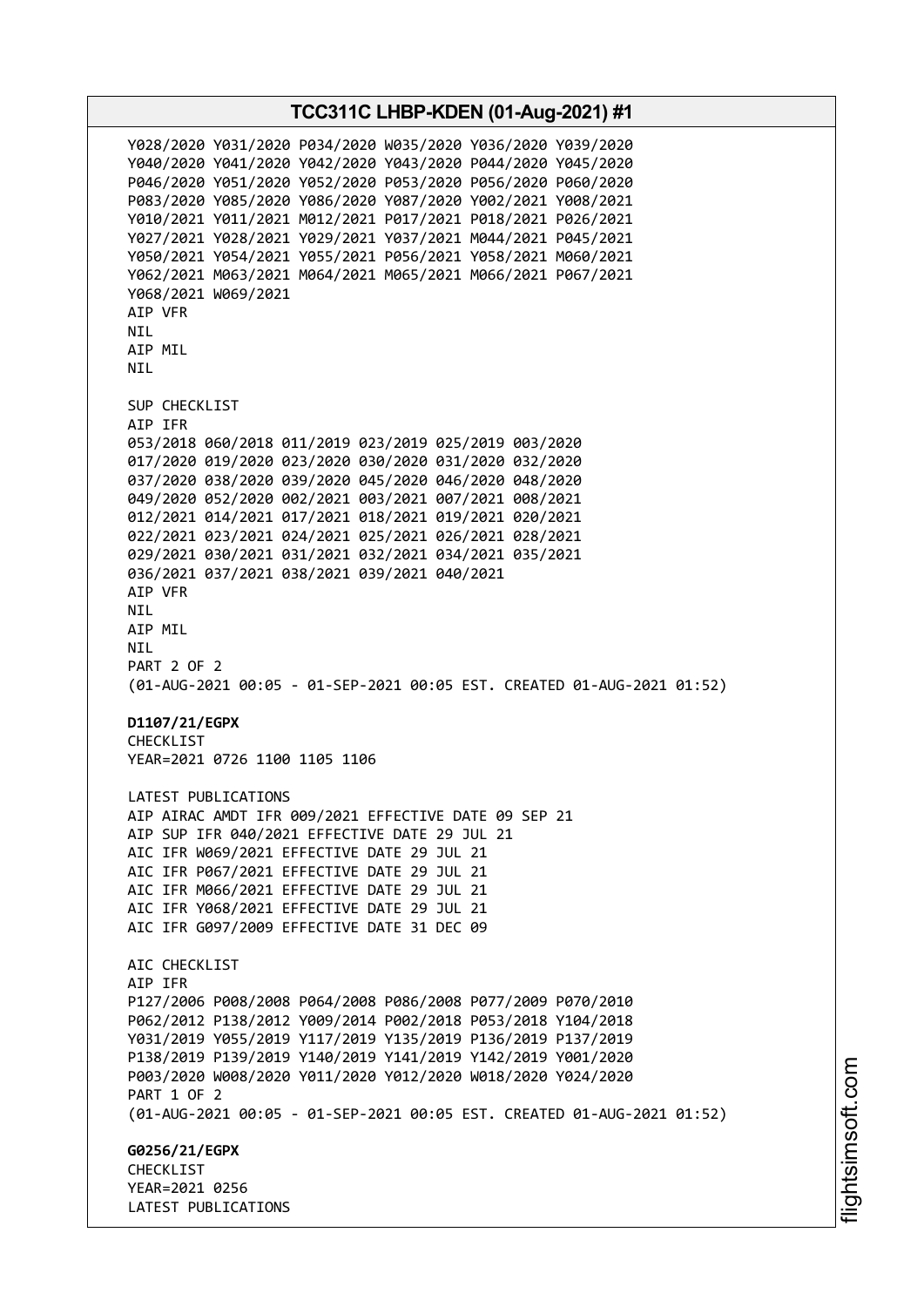Y028/2020 Y031/2020 P034/2020 W035/2020 Y036/2020 Y039/2020
Y040/2020 Y041/2020 Y042/2020 Y043/2020 P044/2020 Y045/2020
P046/2020 Y051/2020 Y052/2020 P053/2020 P056/2020 P060/2020
P083/2020 Y085/2020 Y086/2020 Y087/2020 Y002/2021 Y008/2021
Y010/2021 Y011/2021 M012/2021 P017/2021 P018/2021 P026/2021
Y027/2021 Y028/2021 Y029/2021 Y037/2021 M044/2021 P045/2021
Y050/2021 Y054/2021 Y055/2021 P056/2021 Y058/2021 M060/2021
Y062/2021 M063/2021 M064/2021 M065/2021 M066/2021 P067/2021
Y068/2021 W069/2021
AIP VFR
NIL
AIP MIL
NIL

SUP CHECKLIST
AIP IFR
053/2018 060/2018 011/2019 023/2019 025/2019 003/2020
017/2020 019/2020 023/2020 030/2020 031/2020 032/2020
037/2020 038/2020 039/2020 045/2020 046/2020 048/2020
049/2020 052/2020 002/2021 003/2021 007/2021 008/2021
012/2021 014/2021 017/2021 018/2021 019/2021 020/2021
022/2021 023/2021 024/2021 025/2021 026/2021 028/2021
029/2021 030/2021 031/2021 032/2021 034/2021 035/2021
036/2021 037/2021 038/2021 039/2021 040/2021
AIP VFR
NIL
AIP MIL
NIL
PART 2 OF 2
(01-AUG-2021 00:05 - 01-SEP-2021 00:05 EST. CREATED 01-AUG-2021 01:52)

**D1107/21/EGPX**
CHECKLIST
YEAR=2021 0726 1100 1105 1106

LATEST PUBLICATIONS
AIP AIRAC AMDT IFR 009/2021 EFFECTIVE DATE 09 SEP 21
AIP SUP IFR 040/2021 EFFECTIVE DATE 29 JUL 21
AIC IFR W069/2021 EFFECTIVE DATE 29 JUL 21
AIC IFR P067/2021 EFFECTIVE DATE 29 JUL 21
AIC IFR M066/2021 EFFECTIVE DATE 29 JUL 21
AIC IFR Y068/2021 EFFECTIVE DATE 29 JUL 21
AIC IFR G097/2009 EFFECTIVE DATE 31 DEC 09

AIC CHECKLIST
AIP IFR
P127/2006 P008/2008 P064/2008 P086/2008 P077/2009 P070/2010
P062/2012 P138/2012 Y009/2014 P002/2018 P053/2018 Y104/2018
Y031/2019 Y055/2019 Y117/2019 Y135/2019 P136/2019 P137/2019
P138/2019 P139/2019 Y140/2019 Y141/2019 Y142/2019 Y001/2020
P003/2020 W008/2020 Y011/2020 Y012/2020 W018/2020 Y024/2020
PART 1 OF 2
(01-AUG-2021 00:05 - 01-SEP-2021 00:05 EST. CREATED 01-AUG-2021 01:52)

**G0256/21/EGPX**
CHECKLIST
YEAR=2021 0256
LATEST PUBLICATIONS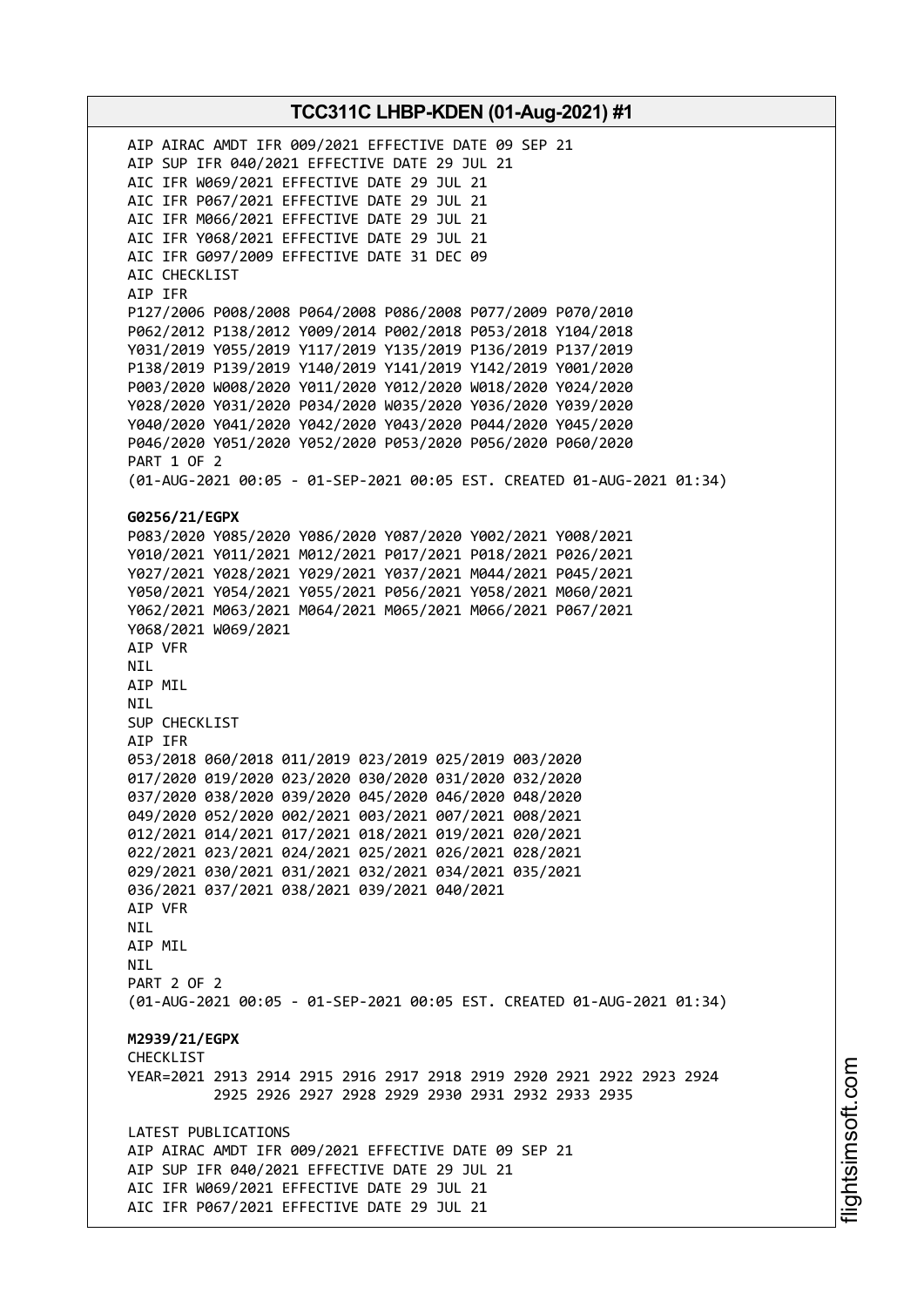AIP AIRAC AMDT IFR 009/2021 EFFECTIVE DATE 09 SEP 21
AIP SUP IFR 040/2021 EFFECTIVE DATE 29 JUL 21
AIC IFR W069/2021 EFFECTIVE DATE 29 JUL 21
AIC IFR P067/2021 EFFECTIVE DATE 29 JUL 21
AIC IFR M066/2021 EFFECTIVE DATE 29 JUL 21
AIC IFR Y068/2021 EFFECTIVE DATE 29 JUL 21
AIC IFR G097/2009 EFFECTIVE DATE 31 DEC 09
AIC CHECKLIST
AIP IFR
P127/2006 P008/2008 P064/2008 P086/2008 P077/2009 P070/2010
P062/2012 P138/2012 Y009/2014 P002/2018 P053/2018 Y104/2018
Y031/2019 Y055/2019 Y117/2019 Y135/2019 P136/2019 P137/2019
P138/2019 P139/2019 Y140/2019 Y141/2019 Y142/2019 Y001/2020
P003/2020 W008/2020 Y011/2020 Y012/2020 W018/2020 Y024/2020
Y028/2020 Y031/2020 P034/2020 W035/2020 Y036/2020 Y039/2020
Y040/2020 Y041/2020 Y042/2020 Y043/2020 P044/2020 Y045/2020
P046/2020 Y051/2020 Y052/2020 P053/2020 P056/2020 P060/2020
PART 1 OF 2
(01-AUG-2021 00:05 - 01-SEP-2021 00:05 EST. CREATED 01-AUG-2021 01:34)

**G0256/21/EGPX**
P083/2020 Y085/2020 Y086/2020 Y087/2020 Y002/2021 Y008/2021
Y010/2021 Y011/2021 M012/2021 P017/2021 P018/2021 P026/2021
Y027/2021 Y028/2021 Y029/2021 Y037/2021 M044/2021 P045/2021
Y050/2021 Y054/2021 Y055/2021 P056/2021 Y058/2021 M060/2021
Y062/2021 M063/2021 M064/2021 M065/2021 M066/2021 P067/2021
Y068/2021 W069/2021
AIP VFR
NIL
AIP MIL
NIL
SUP CHECKLIST
AIP IFR
053/2018 060/2018 011/2019 023/2019 025/2019 003/2020
017/2020 019/2020 023/2020 030/2020 031/2020 032/2020
037/2020 038/2020 039/2020 045/2020 046/2020 048/2020
049/2020 052/2020 002/2021 003/2021 007/2021 008/2021
012/2021 014/2021 017/2021 018/2021 019/2021 020/2021
022/2021 023/2021 024/2021 025/2021 026/2021 028/2021
029/2021 030/2021 031/2021 032/2021 034/2021 035/2021
036/2021 037/2021 038/2021 039/2021 040/2021
AIP VFR
NIL
AIP MIL
NIL
PART 2 OF 2
(01-AUG-2021 00:05 - 01-SEP-2021 00:05 EST. CREATED 01-AUG-2021 01:34)

**M2939/21/EGPX**
CHECKLIST
YEAR=2021 2913 2914 2915 2916 2917 2918 2919 2920 2921 2922 2923 2924
2925 2926 2927 2928 2929 2930 2931 2932 2933 2935

LATEST PUBLICATIONS
AIP AIRAC AMDT IFR 009/2021 EFFECTIVE DATE 09 SEP 21
AIP SUP IFR 040/2021 EFFECTIVE DATE 29 JUL 21
AIC IFR W069/2021 EFFECTIVE DATE 29 JUL 21
AIC IFR P067/2021 EFFECTIVE DATE 29 JUL 21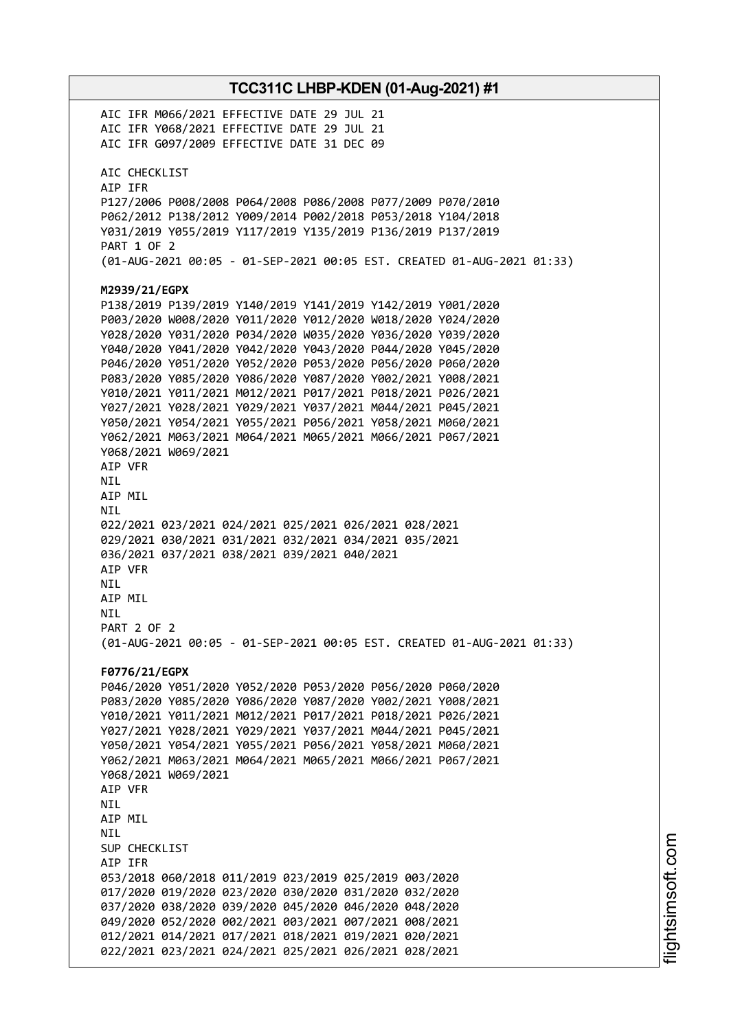AIC IFR M066/2021 EFFECTIVE DATE 29 JUL 21
AIC IFR Y068/2021 EFFECTIVE DATE 29 JUL 21
AIC IFR G097/2009 EFFECTIVE DATE 31 DEC 09

AIC CHECKLIST
AIP IFR
P127/2006 P008/2008 P064/2008 P086/2008 P077/2009 P070/2010
P062/2012 P138/2012 Y009/2014 P002/2018 P053/2018 Y104/2018
Y031/2019 Y055/2019 Y117/2019 Y135/2019 P136/2019 P137/2019
PART 1 OF 2
(01-AUG-2021 00:05 - 01-SEP-2021 00:05 EST. CREATED 01-AUG-2021 01:33)

**M2939/21/EGPX**
P138/2019 P139/2019 Y140/2019 Y141/2019 Y142/2019 Y001/2020
P003/2020 W008/2020 Y011/2020 Y012/2020 W018/2020 Y024/2020
Y028/2020 Y031/2020 P034/2020 W035/2020 Y036/2020 Y039/2020
Y040/2020 Y041/2020 Y042/2020 Y043/2020 P044/2020 Y045/2020
P046/2020 Y051/2020 Y052/2020 P053/2020 P056/2020 P060/2020
P083/2020 Y085/2020 Y086/2020 Y087/2020 Y002/2021 Y008/2021
Y010/2021 Y011/2021 M012/2021 P017/2021 P018/2021 P026/2021
Y027/2021 Y028/2021 Y029/2021 Y037/2021 M044/2021 P045/2021
Y050/2021 Y054/2021 Y055/2021 P056/2021 Y058/2021 M060/2021
Y062/2021 M063/2021 M064/2021 M065/2021 M066/2021 P067/2021
Y068/2021 W069/2021
AIP VFR
NIL
AIP MIL
NIL
022/2021 023/2021 024/2021 025/2021 026/2021 028/2021
029/2021 030/2021 031/2021 032/2021 034/2021 035/2021
036/2021 037/2021 038/2021 039/2021 040/2021
AIP VFR
NIL
AIP MIL
NIL
PART 2 OF 2
(01-AUG-2021 00:05 - 01-SEP-2021 00:05 EST. CREATED 01-AUG-2021 01:33)

**F0776/21/EGPX**
P046/2020 Y051/2020 Y052/2020 P053/2020 P056/2020 P060/2020
P083/2020 Y085/2020 Y086/2020 Y087/2020 Y002/2021 Y008/2021
Y010/2021 Y011/2021 M012/2021 P017/2021 P018/2021 P026/2021
Y027/2021 Y028/2021 Y029/2021 Y037/2021 M044/2021 P045/2021
Y050/2021 Y054/2021 Y055/2021 P056/2021 Y058/2021 M060/2021
Y062/2021 M063/2021 M064/2021 M065/2021 M066/2021 P067/2021
Y068/2021 W069/2021
AIP VFR
NIL
AIP MIL
NIL
SUP CHECKLIST
AIP IFR
053/2018 060/2018 011/2019 023/2019 025/2019 003/2020
017/2020 019/2020 023/2020 030/2020 031/2020 032/2020
037/2020 038/2020 039/2020 045/2020 046/2020 048/2020
049/2020 052/2020 002/2021 003/2021 007/2021 008/2021
012/2021 014/2021 017/2021 018/2021 019/2021 020/2021
022/2021 023/2021 024/2021 025/2021 026/2021 028/2021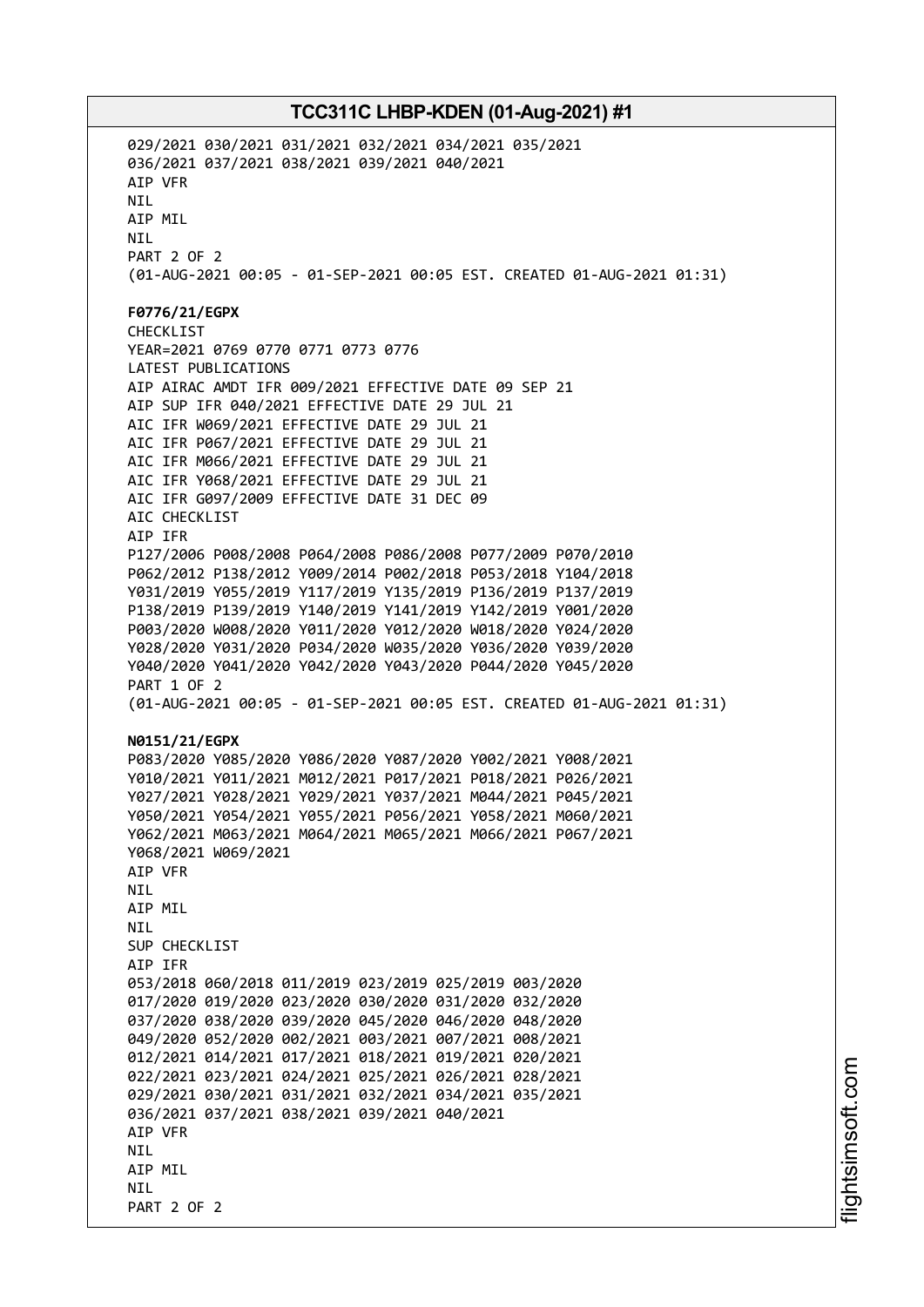029/2021 030/2021 031/2021 032/2021 034/2021 035/2021
036/2021 037/2021 038/2021 039/2021 040/2021
AIP VFR
NIL
AIP MIL
NIL
PART 2 OF 2
(01-AUG-2021 00:05 - 01-SEP-2021 00:05 EST. CREATED 01-AUG-2021 01:31)

**F0776/21/EGPX**
CHECKLIST
YEAR=2021 0769 0770 0771 0773 0776
LATEST PUBLICATIONS
AIP AIRAC AMDT IFR 009/2021 EFFECTIVE DATE 09 SEP 21
AIP SUP IFR 040/2021 EFFECTIVE DATE 29 JUL 21
AIC IFR W069/2021 EFFECTIVE DATE 29 JUL 21
AIC IFR P067/2021 EFFECTIVE DATE 29 JUL 21
AIC IFR M066/2021 EFFECTIVE DATE 29 JUL 21
AIC IFR Y068/2021 EFFECTIVE DATE 29 JUL 21
AIC IFR G097/2009 EFFECTIVE DATE 31 DEC 09
AIC CHECKLIST
AIP IFR
P127/2006 P008/2008 P064/2008 P086/2008 P077/2009 P070/2010
P062/2012 P138/2012 Y009/2014 P002/2018 P053/2018 Y104/2018
Y031/2019 Y055/2019 Y117/2019 Y135/2019 P136/2019 P137/2019
P138/2019 P139/2019 Y140/2019 Y141/2019 Y142/2019 Y001/2020
P003/2020 W008/2020 Y011/2020 Y012/2020 W018/2020 Y024/2020
Y028/2020 Y031/2020 P034/2020 W035/2020 Y036/2020 Y039/2020
Y040/2020 Y041/2020 Y042/2020 Y043/2020 P044/2020 Y045/2020
PART 1 OF 2
(01-AUG-2021 00:05 - 01-SEP-2021 00:05 EST. CREATED 01-AUG-2021 01:31)

**N0151/21/EGPX**
P083/2020 Y085/2020 Y086/2020 Y087/2020 Y002/2021 Y008/2021
Y010/2021 Y011/2021 M012/2021 P017/2021 P018/2021 P026/2021
Y027/2021 Y028/2021 Y029/2021 Y037/2021 M044/2021 P045/2021
Y050/2021 Y054/2021 Y055/2021 P056/2021 Y058/2021 M060/2021
Y062/2021 M063/2021 M064/2021 M065/2021 M066/2021 P067/2021
Y068/2021 W069/2021
AIP VFR
NIL
AIP MIL
NIL
SUP CHECKLIST
AIP IFR
053/2018 060/2018 011/2019 023/2019 025/2019 003/2020
017/2020 019/2020 023/2020 030/2020 031/2020 032/2020
037/2020 038/2020 039/2020 045/2020 046/2020 048/2020
049/2020 052/2020 002/2021 003/2021 007/2021 008/2021
012/2021 014/2021 017/2021 018/2021 019/2021 020/2021
022/2021 023/2021 024/2021 025/2021 026/2021 028/2021
029/2021 030/2021 031/2021 032/2021 034/2021 035/2021
036/2021 037/2021 038/2021 039/2021 040/2021
AIP VFR
NIL
AIP MIL
NIL
PART 2 OF 2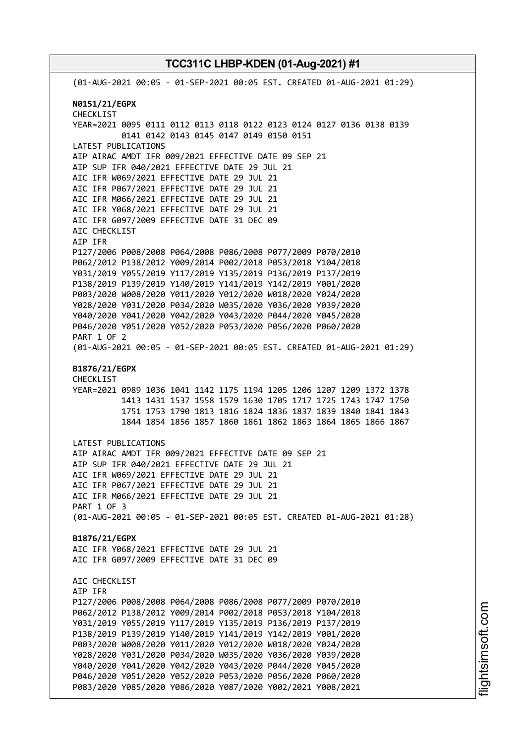(01-AUG-2021 00:05 - 01-SEP-2021 00:05 EST. CREATED 01-AUG-2021 01:29)

**N0151/21/EGPX**
CHECKLIST
YEAR=2021 0095 0111 0112 0113 0118 0122 0123 0124 0127 0136 0138 0139
0141 0142 0143 0145 0147 0149 0150 0151
LATEST PUBLICATIONS
AIP AIRAC AMDT IFR 009/2021 EFFECTIVE DATE 09 SEP 21
AIP SUP IFR 040/2021 EFFECTIVE DATE 29 JUL 21
AIC IFR W069/2021 EFFECTIVE DATE 29 JUL 21
AIC IFR P067/2021 EFFECTIVE DATE 29 JUL 21
AIC IFR M066/2021 EFFECTIVE DATE 29 JUL 21
AIC IFR Y068/2021 EFFECTIVE DATE 29 JUL 21
AIC IFR G097/2009 EFFECTIVE DATE 31 DEC 09
AIC CHECKLIST
AIP IFR
P127/2006 P008/2008 P064/2008 P086/2008 P077/2009 P070/2010
P062/2012 P138/2012 Y009/2014 P002/2018 P053/2018 Y104/2018
Y031/2019 Y055/2019 Y117/2019 Y135/2019 P136/2019 P137/2019
P138/2019 P139/2019 Y140/2019 Y141/2019 Y142/2019 Y001/2020
P003/2020 W008/2020 Y011/2020 Y012/2020 W018/2020 Y024/2020
Y028/2020 Y031/2020 P034/2020 W035/2020 Y036/2020 Y039/2020
Y040/2020 Y041/2020 Y042/2020 Y043/2020 P044/2020 Y045/2020
P046/2020 Y051/2020 Y052/2020 P053/2020 P056/2020 P060/2020
PART 1 OF 2
(01-AUG-2021 00:05 - 01-SEP-2021 00:05 EST. CREATED 01-AUG-2021 01:29)

**B1876/21/EGPX**
CHECKLIST
YEAR=2021 0989 1036 1041 1142 1175 1194 1205 1206 1207 1209 1372 1378
1413 1431 1537 1558 1579 1630 1705 1717 1725 1743 1747 1750
1751 1753 1790 1813 1816 1824 1836 1837 1839 1840 1841 1843
1844 1854 1856 1857 1860 1861 1862 1863 1864 1865 1866 1867

LATEST PUBLICATIONS
AIP AIRAC AMDT IFR 009/2021 EFFECTIVE DATE 09 SEP 21
AIP SUP IFR 040/2021 EFFECTIVE DATE 29 JUL 21
AIC IFR W069/2021 EFFECTIVE DATE 29 JUL 21
AIC IFR P067/2021 EFFECTIVE DATE 29 JUL 21
AIC IFR M066/2021 EFFECTIVE DATE 29 JUL 21
PART 1 OF 3
(01-AUG-2021 00:05 - 01-SEP-2021 00:05 EST. CREATED 01-AUG-2021 01:28)

**B1876/21/EGPX**
AIC IFR Y068/2021 EFFECTIVE DATE 29 JUL 21
AIC IFR G097/2009 EFFECTIVE DATE 31 DEC 09

AIC CHECKLIST
AIP IFR
P127/2006 P008/2008 P064/2008 P086/2008 P077/2009 P070/2010
P062/2012 P138/2012 Y009/2014 P002/2018 P053/2018 Y104/2018
Y031/2019 Y055/2019 Y117/2019 Y135/2019 P136/2019 P137/2019
P138/2019 P139/2019 Y140/2019 Y141/2019 Y142/2019 Y001/2020
P003/2020 W008/2020 Y011/2020 Y012/2020 W018/2020 Y024/2020
Y028/2020 Y031/2020 P034/2020 W035/2020 Y036/2020 Y039/2020
Y040/2020 Y041/2020 Y042/2020 Y043/2020 P044/2020 Y045/2020
P046/2020 Y051/2020 Y052/2020 P053/2020 P056/2020 P060/2020
P083/2020 Y085/2020 Y086/2020 Y087/2020 Y002/2021 Y008/2021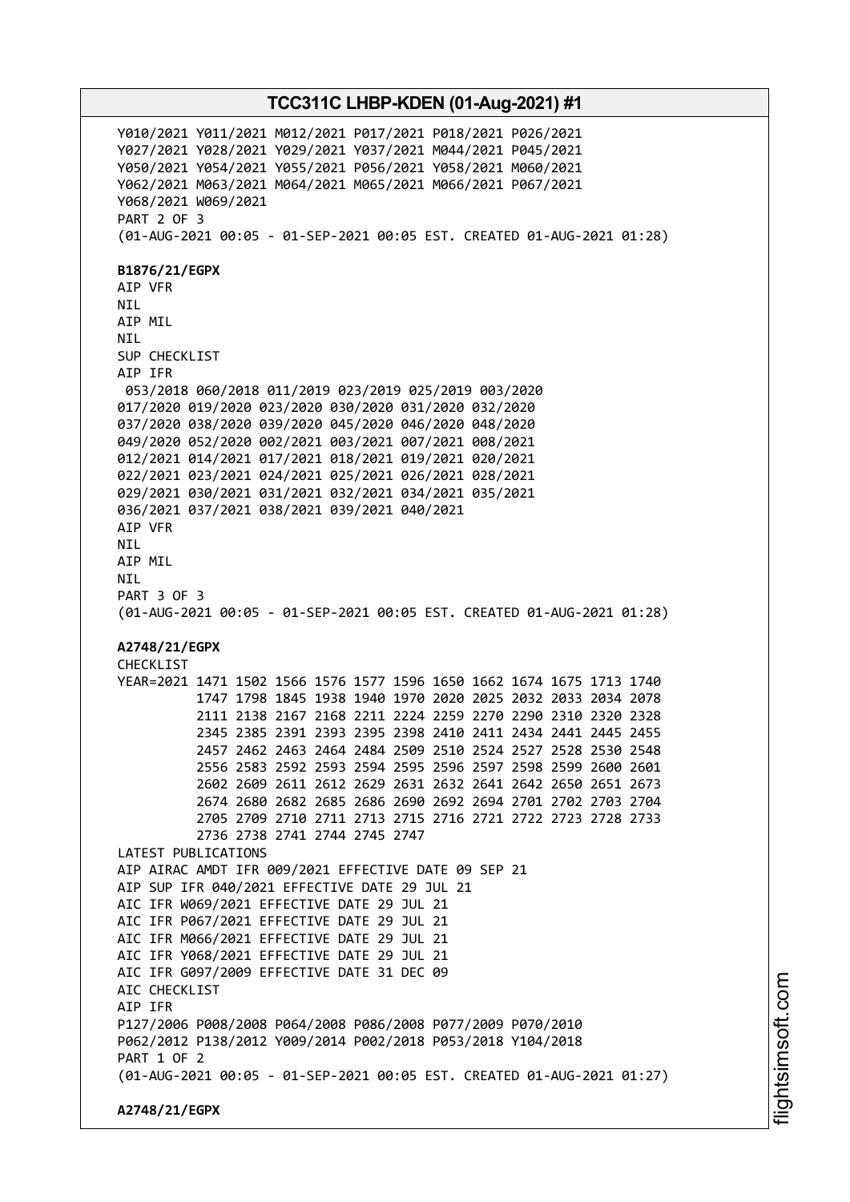Y010/2021 Y011/2021 M012/2021 P017/2021 P018/2021 P026/2021
Y027/2021 Y028/2021 Y029/2021 Y037/2021 M044/2021 P045/2021
Y050/2021 Y054/2021 Y055/2021 P056/2021 Y058/2021 M060/2021
Y062/2021 M063/2021 M064/2021 M065/2021 M066/2021 P067/2021
Y068/2021 W069/2021
PART 2 OF 3
(01-AUG-2021 00:05 - 01-SEP-2021 00:05 EST. CREATED 01-AUG-2021 01:28)

**B1876/21/EGPX**
AIP VFR
NIL
AIP MIL
NIL
SUP CHECKLIST
AIP IFR
053/2018 060/2018 011/2019 023/2019 025/2019 003/2020
017/2020 019/2020 023/2020 030/2020 031/2020 032/2020
037/2020 038/2020 039/2020 045/2020 046/2020 048/2020
049/2020 052/2020 002/2021 003/2021 007/2021 008/2021
012/2021 014/2021 017/2021 018/2021 019/2021 020/2021
022/2021 023/2021 024/2021 025/2021 026/2021 028/2021
029/2021 030/2021 031/2021 032/2021 034/2021 035/2021
036/2021 037/2021 038/2021 039/2021 040/2021
AIP VFR
NIL
AIP MIL
NIL
PART 3 OF 3
(01-AUG-2021 00:05 - 01-SEP-2021 00:05 EST. CREATED 01-AUG-2021 01:28)

**A2748/21/EGPX**
CHECKLIST
YEAR=2021 1471 1502 1566 1576 1577 1596 1650 1662 1674 1675 1713 1740
1747 1798 1845 1938 1940 1970 2020 2025 2032 2033 2034 2078
2111 2138 2167 2168 2211 2224 2259 2270 2290 2310 2320 2328
2345 2385 2391 2393 2395 2398 2410 2411 2434 2441 2445 2455
2457 2462 2463 2464 2484 2509 2510 2524 2527 2528 2530 2548
2556 2583 2592 2593 2594 2595 2596 2597 2598 2599 2600 2601
2602 2609 2611 2612 2629 2631 2632 2641 2642 2650 2651 2673
2674 2680 2682 2685 2686 2690 2692 2694 2701 2702 2703 2704
2705 2709 2710 2711 2713 2715 2716 2721 2722 2723 2728 2733
2736 2738 2741 2744 2745 2747
LATEST PUBLICATIONS
AIP AIRAC AMDT IFR 009/2021 EFFECTIVE DATE 09 SEP 21
AIP SUP IFR 040/2021 EFFECTIVE DATE 29 JUL 21
AIC IFR W069/2021 EFFECTIVE DATE 29 JUL 21
AIC IFR P067/2021 EFFECTIVE DATE 29 JUL 21
AIC IFR M066/2021 EFFECTIVE DATE 29 JUL 21
AIC IFR Y068/2021 EFFECTIVE DATE 29 JUL 21
AIC IFR G097/2009 EFFECTIVE DATE 31 DEC 09
AIC CHECKLIST
AIP IFR
P127/2006 P008/2008 P064/2008 P086/2008 P077/2009 P070/2010
P062/2012 P138/2012 Y009/2014 P002/2018 P053/2018 Y104/2018
PART 1 OF 2
(01-AUG-2021 00:05 - 01-SEP-2021 00:05 EST. CREATED 01-AUG-2021 01:27)

**A2748/21/EGPX**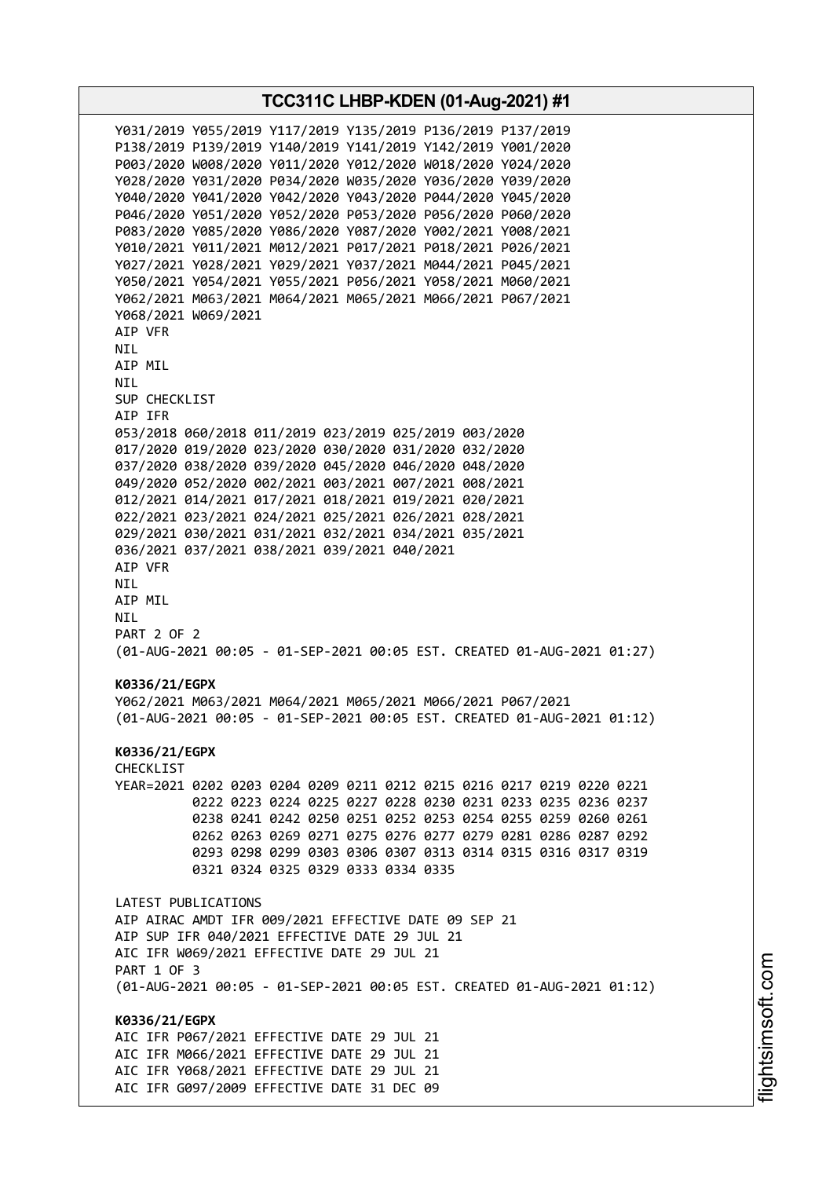Y031/2019 Y055/2019 Y117/2019 Y135/2019 P136/2019 P137/2019
P138/2019 P139/2019 Y140/2019 Y141/2019 Y142/2019 Y001/2020
P003/2020 W008/2020 Y011/2020 Y012/2020 W018/2020 Y024/2020
Y028/2020 Y031/2020 P034/2020 W035/2020 Y036/2020 Y039/2020
Y040/2020 Y041/2020 Y042/2020 Y043/2020 P044/2020 Y045/2020
P046/2020 Y051/2020 Y052/2020 P053/2020 P056/2020 P060/2020
P083/2020 Y085/2020 Y086/2020 Y087/2020 Y002/2021 Y008/2021
Y010/2021 Y011/2021 M012/2021 P017/2021 P018/2021 P026/2021
Y027/2021 Y028/2021 Y029/2021 Y037/2021 M044/2021 P045/2021
Y050/2021 Y054/2021 Y055/2021 P056/2021 Y058/2021 M060/2021
Y062/2021 M063/2021 M064/2021 M065/2021 M066/2021 P067/2021
Y068/2021 W069/2021
AIP VFR
NIL
AIP MIL
NIL
SUP CHECKLIST
AIP IFR
053/2018 060/2018 011/2019 023/2019 025/2019 003/2020
017/2020 019/2020 023/2020 030/2020 031/2020 032/2020
037/2020 038/2020 039/2020 045/2020 046/2020 048/2020
049/2020 052/2020 002/2021 003/2021 007/2021 008/2021
012/2021 014/2021 017/2021 018/2021 019/2021 020/2021
022/2021 023/2021 024/2021 025/2021 026/2021 028/2021
029/2021 030/2021 031/2021 032/2021 034/2021 035/2021
036/2021 037/2021 038/2021 039/2021 040/2021
AIP VFR
NIL
AIP MIL
NIL
PART 2 OF 2
(01-AUG-2021 00:05 - 01-SEP-2021 00:05 EST. CREATED 01-AUG-2021 01:27)

**K0336/21/EGPX**
Y062/2021 M063/2021 M064/2021 M065/2021 M066/2021 P067/2021
(01-AUG-2021 00:05 - 01-SEP-2021 00:05 EST. CREATED 01-AUG-2021 01:12)

**K0336/21/EGPX**
CHECKLIST
YEAR=2021 0202 0203 0204 0209 0211 0212 0215 0216 0217 0219 0220 0221
0222 0223 0224 0225 0227 0228 0230 0231 0233 0235 0236 0237
0238 0241 0242 0250 0251 0252 0253 0254 0255 0259 0260 0261
0262 0263 0269 0271 0275 0276 0277 0279 0281 0286 0287 0292
0293 0298 0299 0303 0306 0307 0313 0314 0315 0316 0317 0319
0321 0324 0325 0329 0333 0334 0335

LATEST PUBLICATIONS
AIP AIRAC AMDT IFR 009/2021 EFFECTIVE DATE 09 SEP 21
AIP SUP IFR 040/2021 EFFECTIVE DATE 29 JUL 21
AIC IFR W069/2021 EFFECTIVE DATE 29 JUL 21
PART 1 OF 3
(01-AUG-2021 00:05 - 01-SEP-2021 00:05 EST. CREATED 01-AUG-2021 01:12)

**K0336/21/EGPX**
AIC IFR P067/2021 EFFECTIVE DATE 29 JUL 21
AIC IFR M066/2021 EFFECTIVE DATE 29 JUL 21
AIC IFR Y068/2021 EFFECTIVE DATE 29 JUL 21
AIC IFR G097/2009 EFFECTIVE DATE 31 DEC 09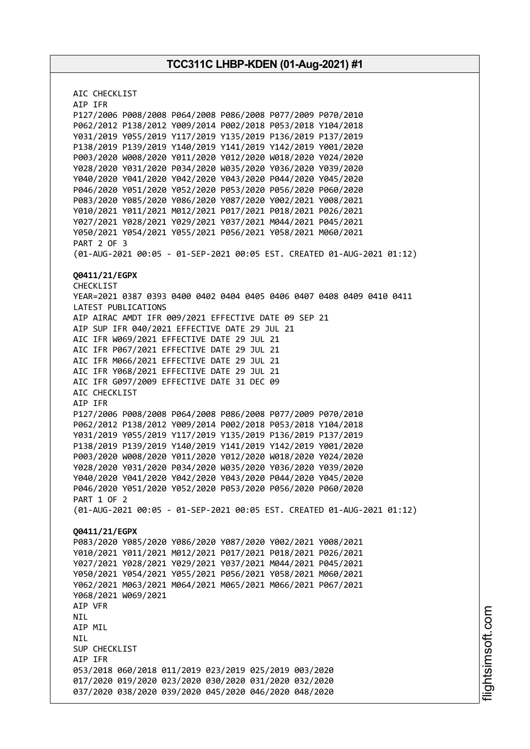AIC CHECKLIST
AIP IFR
P127/2006 P008/2008 P064/2008 P086/2008 P077/2009 P070/2010
P062/2012 P138/2012 Y009/2014 P002/2018 P053/2018 Y104/2018
Y031/2019 Y055/2019 Y117/2019 Y135/2019 P136/2019 P137/2019
P138/2019 P139/2019 Y140/2019 Y141/2019 Y142/2019 Y001/2020
P003/2020 W008/2020 Y011/2020 Y012/2020 W018/2020 Y024/2020
Y028/2020 Y031/2020 P034/2020 W035/2020 Y036/2020 Y039/2020
Y040/2020 Y041/2020 Y042/2020 Y043/2020 P044/2020 Y045/2020
P046/2020 Y051/2020 Y052/2020 P053/2020 P056/2020 P060/2020
P083/2020 Y085/2020 Y086/2020 Y087/2020 Y002/2021 Y008/2021
Y010/2021 Y011/2021 M012/2021 P017/2021 P018/2021 P026/2021
Y027/2021 Y028/2021 Y029/2021 Y037/2021 M044/2021 P045/2021
Y050/2021 Y054/2021 Y055/2021 P056/2021 Y058/2021 M060/2021
PART 2 OF 3
(01-AUG-2021 00:05 - 01-SEP-2021 00:05 EST. CREATED 01-AUG-2021 01:12)

**Q0411/21/EGPX**
CHECKLIST
YEAR=2021 0387 0393 0400 0402 0404 0405 0406 0407 0408 0409 0410 0411
LATEST PUBLICATIONS
AIP AIRAC AMDT IFR 009/2021 EFFECTIVE DATE 09 SEP 21
AIP SUP IFR 040/2021 EFFECTIVE DATE 29 JUL 21
AIC IFR W069/2021 EFFECTIVE DATE 29 JUL 21
AIC IFR P067/2021 EFFECTIVE DATE 29 JUL 21
AIC IFR M066/2021 EFFECTIVE DATE 29 JUL 21
AIC IFR Y068/2021 EFFECTIVE DATE 29 JUL 21
AIC IFR G097/2009 EFFECTIVE DATE 31 DEC 09
AIC CHECKLIST
AIP IFR
P127/2006 P008/2008 P064/2008 P086/2008 P077/2009 P070/2010
P062/2012 P138/2012 Y009/2014 P002/2018 P053/2018 Y104/2018
Y031/2019 Y055/2019 Y117/2019 Y135/2019 P136/2019 P137/2019
P138/2019 P139/2019 Y140/2019 Y141/2019 Y142/2019 Y001/2020
P003/2020 W008/2020 Y011/2020 Y012/2020 W018/2020 Y024/2020
Y028/2020 Y031/2020 P034/2020 W035/2020 Y036/2020 Y039/2020
Y040/2020 Y041/2020 Y042/2020 Y043/2020 P044/2020 Y045/2020
P046/2020 Y051/2020 Y052/2020 P053/2020 P056/2020 P060/2020
PART 1 OF 2
(01-AUG-2021 00:05 - 01-SEP-2021 00:05 EST. CREATED 01-AUG-2021 01:12)

**Q0411/21/EGPX**
P083/2020 Y085/2020 Y086/2020 Y087/2020 Y002/2021 Y008/2021
Y010/2021 Y011/2021 M012/2021 P017/2021 P018/2021 P026/2021
Y027/2021 Y028/2021 Y029/2021 Y037/2021 M044/2021 P045/2021
Y050/2021 Y054/2021 Y055/2021 P056/2021 Y058/2021 M060/2021
Y062/2021 M063/2021 M064/2021 M065/2021 M066/2021 P067/2021
Y068/2021 W069/2021
AIP VFR
NIL
AIP MIL
NIL
SUP CHECKLIST
AIP IFR
053/2018 060/2018 011/2019 023/2019 025/2019 003/2020
017/2020 019/2020 023/2020 030/2020 031/2020 032/2020
037/2020 038/2020 039/2020 045/2020 046/2020 048/2020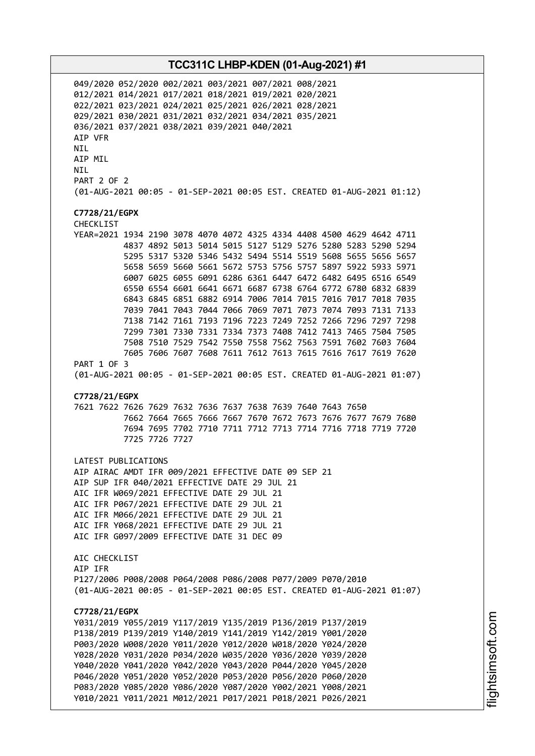049/2020 052/2020 002/2021 003/2021 007/2021 008/2021
012/2021 014/2021 017/2021 018/2021 019/2021 020/2021
022/2021 023/2021 024/2021 025/2021 026/2021 028/2021
029/2021 030/2021 031/2021 032/2021 034/2021 035/2021
036/2021 037/2021 038/2021 039/2021 040/2021
AIP VFR
NIL
AIP MIL
NIL
PART 2 OF 2
(01-AUG-2021 00:05 - 01-SEP-2021 00:05 EST. CREATED 01-AUG-2021 01:12)

**C7728/21/EGPX**
CHECKLIST
YEAR=2021 1934 2190 3078 4070 4072 4325 4334 4408 4500 4629 4642 4711
4837 4892 5013 5014 5015 5127 5129 5276 5280 5283 5290 5294
5295 5317 5320 5346 5432 5494 5514 5519 5608 5655 5656 5657
5658 5659 5660 5661 5672 5753 5756 5757 5897 5922 5933 5971
6007 6025 6055 6091 6286 6361 6447 6472 6482 6495 6516 6549
6550 6554 6601 6641 6671 6687 6738 6764 6772 6780 6832 6839
6843 6845 6851 6882 6914 7006 7014 7015 7016 7017 7018 7035
7039 7041 7043 7044 7066 7069 7071 7073 7074 7093 7131 7133
7138 7142 7161 7193 7196 7223 7249 7252 7266 7296 7297 7298
7299 7301 7330 7331 7334 7373 7408 7412 7413 7465 7504 7505
7508 7510 7529 7542 7550 7558 7562 7563 7591 7602 7603 7604
7605 7606 7607 7608 7611 7612 7613 7615 7616 7617 7619 7620
PART 1 OF 3
(01-AUG-2021 00:05 - 01-SEP-2021 00:05 EST. CREATED 01-AUG-2021 01:07)

**C7728/21/EGPX**
7621 7622 7626 7629 7632 7636 7637 7638 7639 7640 7643 7650
7662 7664 7665 7666 7667 7670 7672 7673 7676 7677 7679 7680
7694 7695 7702 7710 7711 7712 7713 7714 7716 7718 7719 7720
7725 7726 7727

LATEST PUBLICATIONS
AIP AIRAC AMDT IFR 009/2021 EFFECTIVE DATE 09 SEP 21
AIP SUP IFR 040/2021 EFFECTIVE DATE 29 JUL 21
AIC IFR W069/2021 EFFECTIVE DATE 29 JUL 21
AIC IFR P067/2021 EFFECTIVE DATE 29 JUL 21
AIC IFR M066/2021 EFFECTIVE DATE 29 JUL 21
AIC IFR Y068/2021 EFFECTIVE DATE 29 JUL 21
AIC IFR G097/2009 EFFECTIVE DATE 31 DEC 09

AIC CHECKLIST
AIP IFR
P127/2006 P008/2008 P064/2008 P086/2008 P077/2009 P070/2010
(01-AUG-2021 00:05 - 01-SEP-2021 00:05 EST. CREATED 01-AUG-2021 01:07)

**C7728/21/EGPX**
Y031/2019 Y055/2019 Y117/2019 Y135/2019 P136/2019 P137/2019
P138/2019 P139/2019 Y140/2019 Y141/2019 Y142/2019 Y001/2020
P003/2020 W008/2020 Y011/2020 Y012/2020 W018/2020 Y024/2020
Y028/2020 Y031/2020 P034/2020 W035/2020 Y036/2020 Y039/2020
Y040/2020 Y041/2020 Y042/2020 Y043/2020 P044/2020 Y045/2020
P046/2020 Y051/2020 Y052/2020 P053/2020 P056/2020 P060/2020
P083/2020 Y085/2020 Y086/2020 Y087/2020 Y002/2021 Y008/2021
Y010/2021 Y011/2021 M012/2021 P017/2021 P018/2021 P026/2021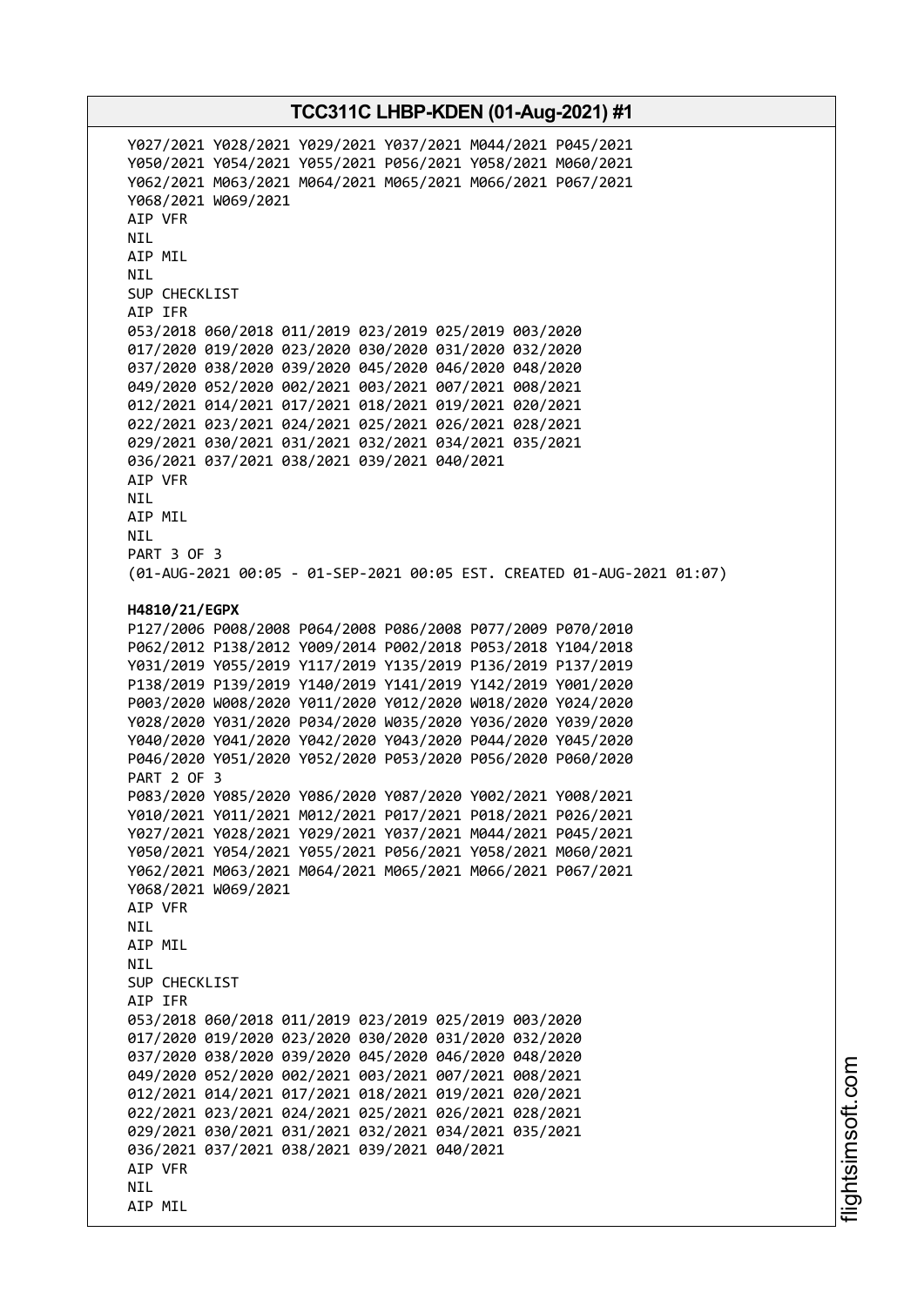Y027/2021 Y028/2021 Y029/2021 Y037/2021 M044/2021 P045/2021
Y050/2021 Y054/2021 Y055/2021 P056/2021 Y058/2021 M060/2021
Y062/2021 M063/2021 M064/2021 M065/2021 M066/2021 P067/2021
Y068/2021 W069/2021
AIP VFR
NIL
AIP MIL
NIL
SUP CHECKLIST
AIP IFR
053/2018 060/2018 011/2019 023/2019 025/2019 003/2020
017/2020 019/2020 023/2020 030/2020 031/2020 032/2020
037/2020 038/2020 039/2020 045/2020 046/2020 048/2020
049/2020 052/2020 002/2021 003/2021 007/2021 008/2021
012/2021 014/2021 017/2021 018/2021 019/2021 020/2021
022/2021 023/2021 024/2021 025/2021 026/2021 028/2021
029/2021 030/2021 031/2021 032/2021 034/2021 035/2021
036/2021 037/2021 038/2021 039/2021 040/2021
AIP VFR
NIL
AIP MIL
NIL
PART 3 OF 3
(01-AUG-2021 00:05 - 01-SEP-2021 00:05 EST. CREATED 01-AUG-2021 01:07)

**H4810/21/EGPX**
P127/2006 P008/2008 P064/2008 P086/2008 P077/2009 P070/2010
P062/2012 P138/2012 Y009/2014 P002/2018 P053/2018 Y104/2018
Y031/2019 Y055/2019 Y117/2019 Y135/2019 P136/2019 P137/2019
P138/2019 P139/2019 Y140/2019 Y141/2019 Y142/2019 Y001/2020
P003/2020 W008/2020 Y011/2020 Y012/2020 W018/2020 Y024/2020
Y028/2020 Y031/2020 P034/2020 W035/2020 Y036/2020 Y039/2020
Y040/2020 Y041/2020 Y042/2020 Y043/2020 P044/2020 Y045/2020
P046/2020 Y051/2020 Y052/2020 P053/2020 P056/2020 P060/2020
PART 2 OF 3
P083/2020 Y085/2020 Y086/2020 Y087/2020 Y002/2021 Y008/2021
Y010/2021 Y011/2021 M012/2021 P017/2021 P018/2021 P026/2021
Y027/2021 Y028/2021 Y029/2021 Y037/2021 M044/2021 P045/2021
Y050/2021 Y054/2021 Y055/2021 P056/2021 Y058/2021 M060/2021
Y062/2021 M063/2021 M064/2021 M065/2021 M066/2021 P067/2021
Y068/2021 W069/2021
AIP VFR
NIL
AIP MIL
NIL
SUP CHECKLIST
AIP IFR
053/2018 060/2018 011/2019 023/2019 025/2019 003/2020
017/2020 019/2020 023/2020 030/2020 031/2020 032/2020
037/2020 038/2020 039/2020 045/2020 046/2020 048/2020
049/2020 052/2020 002/2021 003/2021 007/2021 008/2021
012/2021 014/2021 017/2021 018/2021 019/2021 020/2021
022/2021 023/2021 024/2021 025/2021 026/2021 028/2021
029/2021 030/2021 031/2021 032/2021 034/2021 035/2021
036/2021 037/2021 038/2021 039/2021 040/2021
AIP VFR
NIL
AIP MIL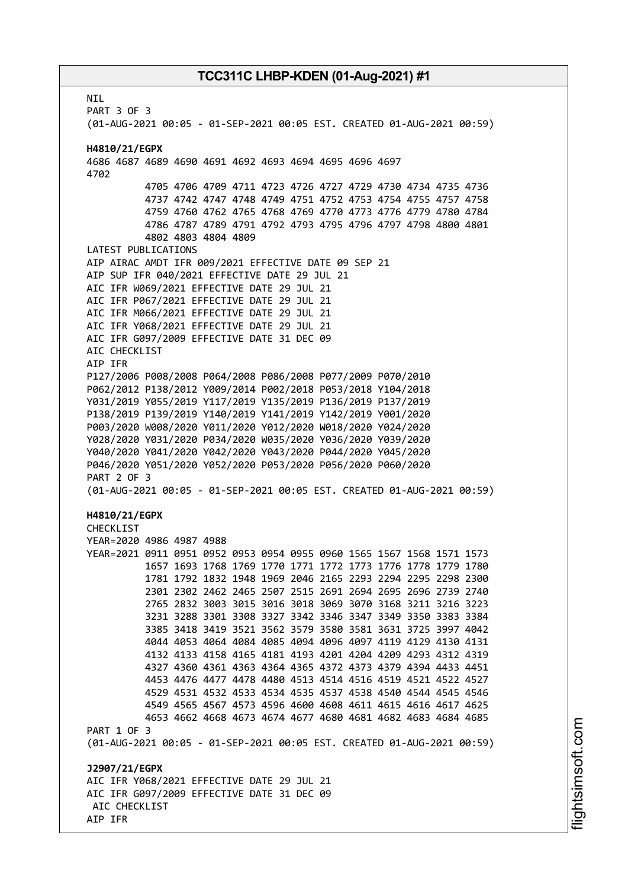NIL
PART 3 OF 3
(01-AUG-2021 00:05 - 01-SEP-2021 00:05 EST. CREATED 01-AUG-2021 00:59)

**H4810/21/EGPX**
4686 4687 4689 4690 4691 4692 4693 4694 4695 4696 4697
4702
4705 4706 4709 4711 4723 4726 4727 4729 4730 4734 4735 4736
4737 4742 4747 4748 4749 4751 4752 4753 4754 4755 4757 4758
4759 4760 4762 4765 4768 4769 4770 4773 4776 4779 4780 4784
4786 4787 4789 4791 4792 4793 4795 4796 4797 4798 4800 4801
4802 4803 4804 4809
LATEST PUBLICATIONS
AIP AIRAC AMDT IFR 009/2021 EFFECTIVE DATE 09 SEP 21
AIP SUP IFR 040/2021 EFFECTIVE DATE 29 JUL 21
AIC IFR W069/2021 EFFECTIVE DATE 29 JUL 21
AIC IFR P067/2021 EFFECTIVE DATE 29 JUL 21
AIC IFR M066/2021 EFFECTIVE DATE 29 JUL 21
AIC IFR Y068/2021 EFFECTIVE DATE 29 JUL 21
AIC IFR G097/2009 EFFECTIVE DATE 31 DEC 09
AIC CHECKLIST
AIP IFR
P127/2006 P008/2008 P064/2008 P086/2008 P077/2009 P070/2010
P062/2012 P138/2012 Y009/2014 P002/2018 P053/2018 Y104/2018
Y031/2019 Y055/2019 Y117/2019 Y135/2019 P136/2019 P137/2019
P138/2019 P139/2019 Y140/2019 Y141/2019 Y142/2019 Y001/2020
P003/2020 W008/2020 Y011/2020 Y012/2020 W018/2020 Y024/2020
Y028/2020 Y031/2020 P034/2020 W035/2020 Y036/2020 Y039/2020
Y040/2020 Y041/2020 Y042/2020 Y043/2020 P044/2020 Y045/2020
P046/2020 Y051/2020 Y052/2020 P053/2020 P056/2020 P060/2020
PART 2 OF 3
(01-AUG-2021 00:05 - 01-SEP-2021 00:05 EST. CREATED 01-AUG-2021 00:59)

**H4810/21/EGPX**
CHECKLIST
YEAR=2020 4986 4987 4988
YEAR=2021 0911 0951 0952 0953 0954 0955 0960 1565 1567 1568 1571 1573
1657 1693 1768 1769 1770 1771 1772 1773 1776 1778 1779 1780
1781 1792 1832 1948 1969 2046 2165 2293 2294 2295 2298 2300
2301 2302 2462 2465 2507 2515 2691 2694 2695 2696 2739 2740
2765 2832 3003 3015 3016 3018 3069 3070 3168 3211 3216 3223
3231 3288 3301 3308 3327 3342 3346 3347 3349 3350 3383 3384
3385 3418 3419 3521 3562 3579 3580 3581 3631 3725 3997 4042
4044 4053 4064 4084 4085 4094 4096 4097 4119 4129 4130 4131
4132 4133 4158 4165 4181 4193 4201 4204 4209 4293 4312 4319
4327 4360 4361 4363 4364 4365 4372 4373 4379 4394 4433 4451
4453 4476 4477 4478 4480 4513 4514 4516 4519 4521 4522 4527
4529 4531 4532 4533 4534 4535 4537 4538 4540 4544 4545 4546
4549 4565 4567 4573 4596 4600 4608 4611 4615 4616 4617 4625
4653 4662 4668 4673 4674 4677 4680 4681 4682 4683 4684 4685
PART 1 OF 3
(01-AUG-2021 00:05 - 01-SEP-2021 00:05 EST. CREATED 01-AUG-2021 00:59)

**J2907/21/EGPX**
AIC IFR Y068/2021 EFFECTIVE DATE 29 JUL 21
AIC IFR G097/2009 EFFECTIVE DATE 31 DEC 09
AIC CHECKLIST
AIP IFR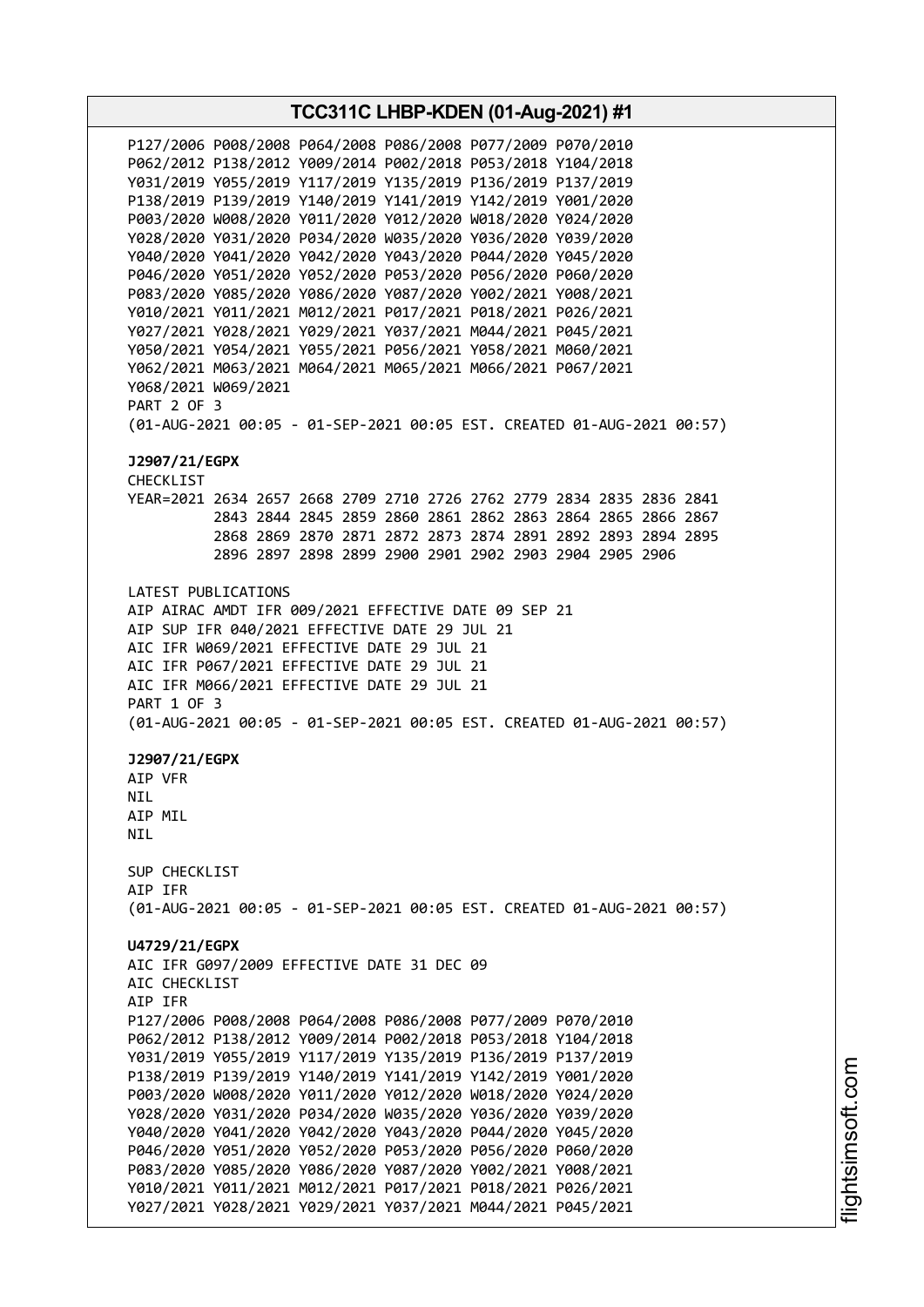P127/2006 P008/2008 P064/2008 P086/2008 P077/2009 P070/2010
P062/2012 P138/2012 Y009/2014 P002/2018 P053/2018 Y104/2018
Y031/2019 Y055/2019 Y117/2019 Y135/2019 P136/2019 P137/2019
P138/2019 P139/2019 Y140/2019 Y141/2019 Y142/2019 Y001/2020
P003/2020 W008/2020 Y011/2020 Y012/2020 W018/2020 Y024/2020
Y028/2020 Y031/2020 P034/2020 W035/2020 Y036/2020 Y039/2020
Y040/2020 Y041/2020 Y042/2020 Y043/2020 P044/2020 Y045/2020
P046/2020 Y051/2020 Y052/2020 P053/2020 P056/2020 P060/2020
P083/2020 Y085/2020 Y086/2020 Y087/2020 Y002/2021 Y008/2021
Y010/2021 Y011/2021 M012/2021 P017/2021 P018/2021 P026/2021
Y027/2021 Y028/2021 Y029/2021 Y037/2021 M044/2021 P045/2021
Y050/2021 Y054/2021 Y055/2021 P056/2021 Y058/2021 M060/2021
Y062/2021 M063/2021 M064/2021 M065/2021 M066/2021 P067/2021
Y068/2021 W069/2021
PART 2 OF 3
(01-AUG-2021 00:05 - 01-SEP-2021 00:05 EST. CREATED 01-AUG-2021 00:57)

**J2907/21/EGPX**
CHECKLIST
YEAR=2021 2634 2657 2668 2709 2710 2726 2762 2779 2834 2835 2836 2841
2843 2844 2845 2859 2860 2861 2862 2863 2864 2865 2866 2867
2868 2869 2870 2871 2872 2873 2874 2891 2892 2893 2894 2895
2896 2897 2898 2899 2900 2901 2902 2903 2904 2905 2906

LATEST PUBLICATIONS
AIP AIRAC AMDT IFR 009/2021 EFFECTIVE DATE 09 SEP 21
AIP SUP IFR 040/2021 EFFECTIVE DATE 29 JUL 21
AIC IFR W069/2021 EFFECTIVE DATE 29 JUL 21
AIC IFR P067/2021 EFFECTIVE DATE 29 JUL 21
AIC IFR M066/2021 EFFECTIVE DATE 29 JUL 21
PART 1 OF 3
(01-AUG-2021 00:05 - 01-SEP-2021 00:05 EST. CREATED 01-AUG-2021 00:57)

**J2907/21/EGPX**
AIP VFR
NIL
AIP MIL
NIL

SUP CHECKLIST
AIP IFR
(01-AUG-2021 00:05 - 01-SEP-2021 00:05 EST. CREATED 01-AUG-2021 00:57)

**U4729/21/EGPX**
AIC IFR G097/2009 EFFECTIVE DATE 31 DEC 09
AIC CHECKLIST
AIP IFR
P127/2006 P008/2008 P064/2008 P086/2008 P077/2009 P070/2010
P062/2012 P138/2012 Y009/2014 P002/2018 P053/2018 Y104/2018
Y031/2019 Y055/2019 Y117/2019 Y135/2019 P136/2019 P137/2019
P138/2019 P139/2019 Y140/2019 Y141/2019 Y142/2019 Y001/2020
P003/2020 W008/2020 Y011/2020 Y012/2020 W018/2020 Y024/2020
Y028/2020 Y031/2020 P034/2020 W035/2020 Y036/2020 Y039/2020
Y040/2020 Y041/2020 Y042/2020 Y043/2020 P044/2020 Y045/2020
P046/2020 Y051/2020 Y052/2020 P053/2020 P056/2020 P060/2020
P083/2020 Y085/2020 Y086/2020 Y087/2020 Y002/2021 Y008/2021
Y010/2021 Y011/2021 M012/2021 P017/2021 P018/2021 P026/2021
Y027/2021 Y028/2021 Y029/2021 Y037/2021 M044/2021 P045/2021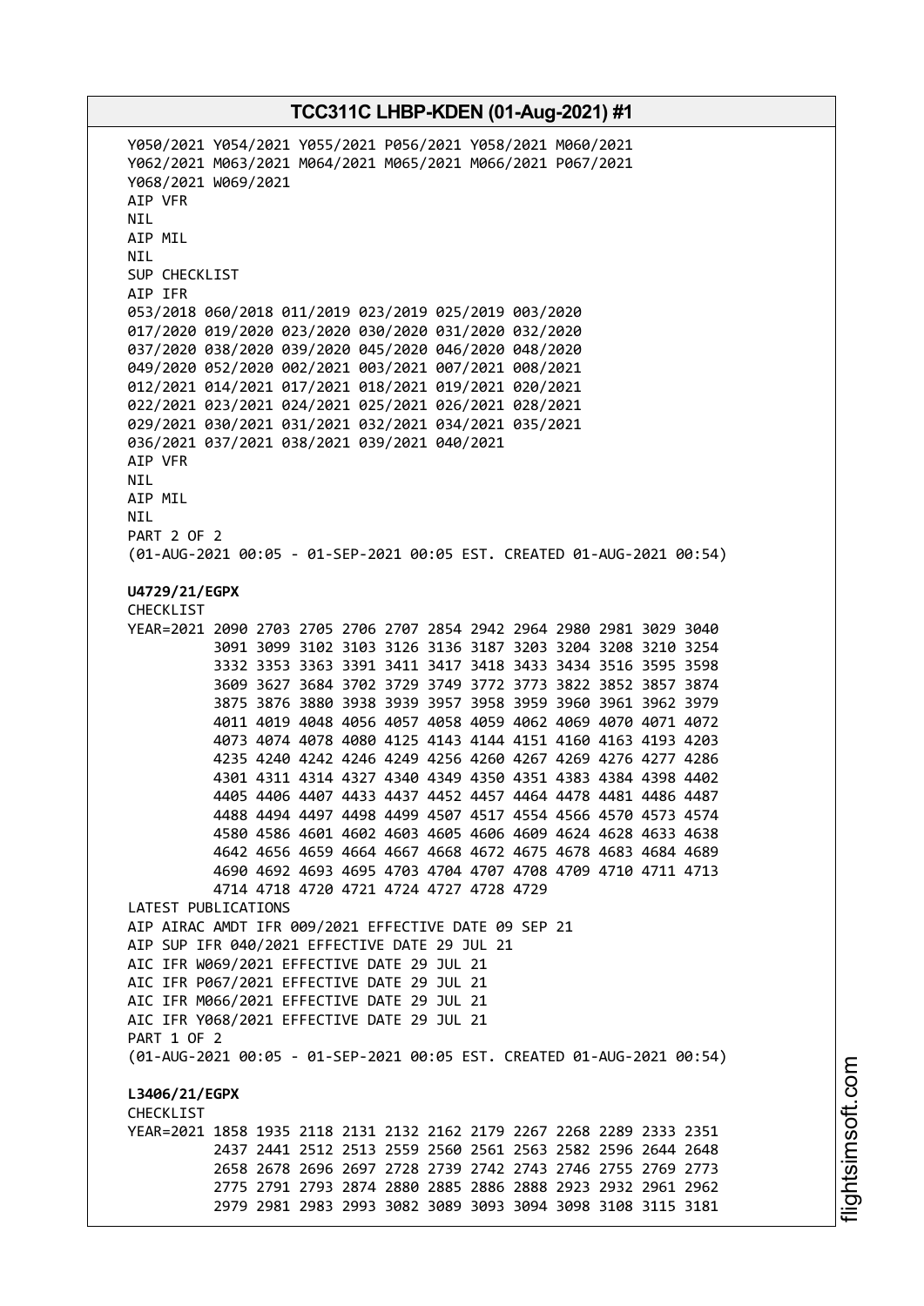Y050/2021 Y054/2021 Y055/2021 P056/2021 Y058/2021 M060/2021
Y062/2021 M063/2021 M064/2021 M065/2021 M066/2021 P067/2021
Y068/2021 W069/2021
AIP VFR
NIL
AIP MIL
NIL
SUP CHECKLIST
AIP IFR
053/2018 060/2018 011/2019 023/2019 025/2019 003/2020
017/2020 019/2020 023/2020 030/2020 031/2020 032/2020
037/2020 038/2020 039/2020 045/2020 046/2020 048/2020
049/2020 052/2020 002/2021 003/2021 007/2021 008/2021
012/2021 014/2021 017/2021 018/2021 019/2021 020/2021
022/2021 023/2021 024/2021 025/2021 026/2021 028/2021
029/2021 030/2021 031/2021 032/2021 034/2021 035/2021
036/2021 037/2021 038/2021 039/2021 040/2021
AIP VFR
NIL
AIP MIL
NIL
PART 2 OF 2
(01-AUG-2021 00:05 - 01-SEP-2021 00:05 EST. CREATED 01-AUG-2021 00:54)

**U4729/21/EGPX**
CHECKLIST
YEAR=2021 2090 2703 2705 2706 2707 2854 2942 2964 2980 2981 3029 3040
3091 3099 3102 3103 3126 3136 3187 3203 3204 3208 3210 3254
3332 3353 3363 3391 3411 3417 3418 3433 3434 3516 3595 3598
3609 3627 3684 3702 3729 3749 3772 3773 3822 3852 3857 3874
3875 3876 3880 3938 3939 3957 3958 3959 3960 3961 3962 3979
4011 4019 4048 4056 4057 4058 4059 4062 4069 4070 4071 4072
4073 4074 4078 4080 4125 4143 4144 4151 4160 4163 4193 4203
4235 4240 4242 4246 4249 4256 4260 4267 4269 4276 4277 4286
4301 4311 4314 4327 4340 4349 4350 4351 4383 4384 4398 4402
4405 4406 4407 4433 4437 4452 4457 4464 4478 4481 4486 4487
4488 4494 4497 4498 4499 4507 4517 4554 4566 4570 4573 4574
4580 4586 4601 4602 4603 4605 4606 4609 4624 4628 4633 4638
4642 4656 4659 4664 4667 4668 4672 4675 4678 4683 4684 4689
4690 4692 4693 4695 4703 4704 4707 4708 4709 4710 4711 4713
4714 4718 4720 4721 4724 4727 4728 4729
LATEST PUBLICATIONS
AIP AIRAC AMDT IFR 009/2021 EFFECTIVE DATE 09 SEP 21
AIP SUP IFR 040/2021 EFFECTIVE DATE 29 JUL 21
AIC IFR W069/2021 EFFECTIVE DATE 29 JUL 21
AIC IFR P067/2021 EFFECTIVE DATE 29 JUL 21
AIC IFR M066/2021 EFFECTIVE DATE 29 JUL 21
AIC IFR Y068/2021 EFFECTIVE DATE 29 JUL 21
PART 1 OF 2
(01-AUG-2021 00:05 - 01-SEP-2021 00:05 EST. CREATED 01-AUG-2021 00:54)

**L3406/21/EGPX**
CHECKLIST
YEAR=2021 1858 1935 2118 2131 2132 2162 2179 2267 2268 2289 2333 2351
2437 2441 2512 2513 2559 2560 2561 2563 2582 2596 2644 2648
2658 2678 2696 2697 2728 2739 2742 2743 2746 2755 2769 2773
2775 2791 2793 2874 2880 2885 2886 2888 2923 2932 2961 2962
2979 2981 2983 2993 3082 3089 3093 3094 3098 3108 3115 3181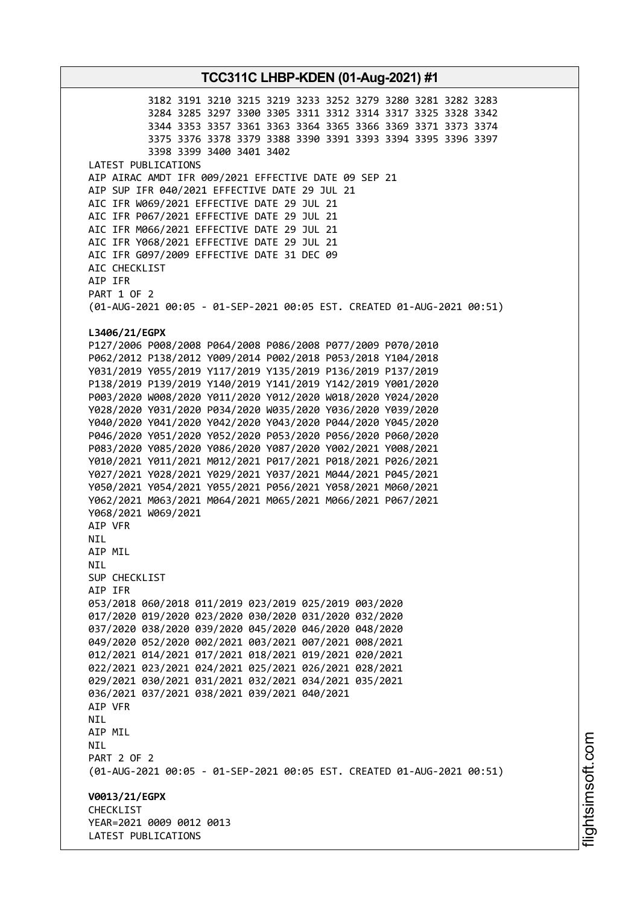3182 3191 3210 3215 3219 3233 3252 3279 3280 3281 3282 3283
3284 3285 3297 3300 3305 3311 3312 3314 3317 3325 3328 3342
3344 3353 3357 3361 3363 3364 3365 3366 3369 3371 3373 3374
3375 3376 3378 3379 3388 3390 3391 3393 3394 3395 3396 3397
3398 3399 3400 3401 3402

LATEST PUBLICATIONS
AIP AIRAC AMDT IFR 009/2021 EFFECTIVE DATE 09 SEP 21
AIP SUP IFR 040/2021 EFFECTIVE DATE 29 JUL 21
AIC IFR W069/2021 EFFECTIVE DATE 29 JUL 21
AIC IFR P067/2021 EFFECTIVE DATE 29 JUL 21
AIC IFR M066/2021 EFFECTIVE DATE 29 JUL 21
AIC IFR Y068/2021 EFFECTIVE DATE 29 JUL 21
AIC IFR G097/2009 EFFECTIVE DATE 31 DEC 09
AIC CHECKLIST
AIP IFR
PART 1 OF 2
(01-AUG-2021 00:05 - 01-SEP-2021 00:05 EST. CREATED 01-AUG-2021 00:51)

**L3406/21/EGPX**
P127/2006 P008/2008 P064/2008 P086/2008 P077/2009 P070/2010
P062/2012 P138/2012 Y009/2014 P002/2018 P053/2018 Y104/2018
Y031/2019 Y055/2019 Y117/2019 Y135/2019 P136/2019 P137/2019
P138/2019 P139/2019 Y140/2019 Y141/2019 Y142/2019 Y001/2020
P003/2020 W008/2020 Y011/2020 Y012/2020 W018/2020 Y024/2020
Y028/2020 Y031/2020 P034/2020 W035/2020 Y036/2020 Y039/2020
Y040/2020 Y041/2020 Y042/2020 Y043/2020 P044/2020 Y045/2020
P046/2020 Y051/2020 Y052/2020 P053/2020 P056/2020 P060/2020
P083/2020 Y085/2020 Y086/2020 Y087/2020 Y002/2021 Y008/2021
Y010/2021 Y011/2021 M012/2021 P017/2021 P018/2021 P026/2021
Y027/2021 Y028/2021 Y029/2021 Y037/2021 M044/2021 P045/2021
Y050/2021 Y054/2021 Y055/2021 P056/2021 Y058/2021 M060/2021
Y062/2021 M063/2021 M064/2021 M065/2021 M066/2021 P067/2021
Y068/2021 W069/2021
AIP VFR
NIL
AIP MIL
NIL
SUP CHECKLIST
AIP IFR
053/2018 060/2018 011/2019 023/2019 025/2019 003/2020
017/2020 019/2020 023/2020 030/2020 031/2020 032/2020
037/2020 038/2020 039/2020 045/2020 046/2020 048/2020
049/2020 052/2020 002/2021 003/2021 007/2021 008/2021
012/2021 014/2021 017/2021 018/2021 019/2021 020/2021
022/2021 023/2021 024/2021 025/2021 026/2021 028/2021
029/2021 030/2021 031/2021 032/2021 034/2021 035/2021
036/2021 037/2021 038/2021 039/2021 040/2021
AIP VFR
NIL
AIP MIL
NIL
PART 2 OF 2
(01-AUG-2021 00:05 - 01-SEP-2021 00:05 EST. CREATED 01-AUG-2021 00:51)

**V0013/21/EGPX**
CHECKLIST
YEAR=2021 0009 0012 0013
LATEST PUBLICATIONS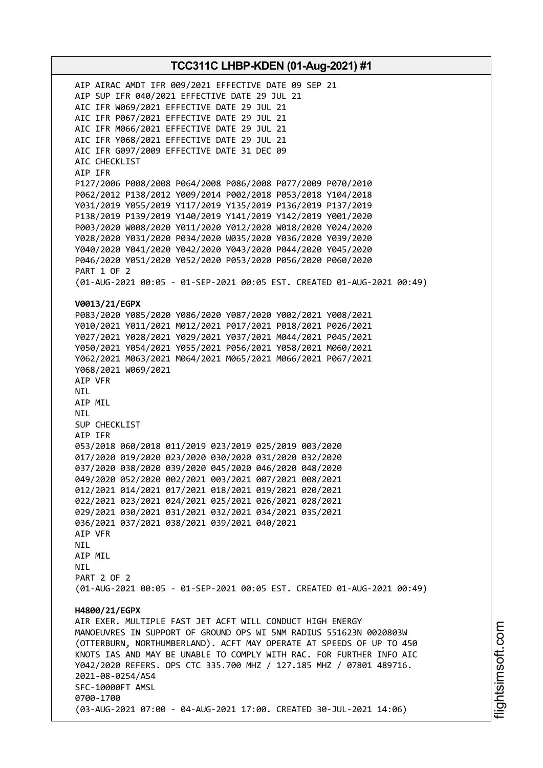AIP AIRAC AMDT IFR 009/2021 EFFECTIVE DATE 09 SEP 21
AIP SUP IFR 040/2021 EFFECTIVE DATE 29 JUL 21
AIC IFR W069/2021 EFFECTIVE DATE 29 JUL 21
AIC IFR P067/2021 EFFECTIVE DATE 29 JUL 21
AIC IFR M066/2021 EFFECTIVE DATE 29 JUL 21
AIC IFR Y068/2021 EFFECTIVE DATE 29 JUL 21
AIC IFR G097/2009 EFFECTIVE DATE 31 DEC 09
AIC CHECKLIST
AIP IFR
P127/2006 P008/2008 P064/2008 P086/2008 P077/2009 P070/2010
P062/2012 P138/2012 Y009/2014 P002/2018 P053/2018 Y104/2018
Y031/2019 Y055/2019 Y117/2019 Y135/2019 P136/2019 P137/2019
P138/2019 P139/2019 Y140/2019 Y141/2019 Y142/2019 Y001/2020
P003/2020 W008/2020 Y011/2020 Y012/2020 W018/2020 Y024/2020
Y028/2020 Y031/2020 P034/2020 W035/2020 Y036/2020 Y039/2020
Y040/2020 Y041/2020 Y042/2020 Y043/2020 P044/2020 Y045/2020
P046/2020 Y051/2020 Y052/2020 P053/2020 P056/2020 P060/2020
PART 1 OF 2
(01-AUG-2021 00:05 - 01-SEP-2021 00:05 EST. CREATED 01-AUG-2021 00:49)

**V0013/21/EGPX**
P083/2020 Y085/2020 Y086/2020 Y087/2020 Y002/2021 Y008/2021
Y010/2021 Y011/2021 M012/2021 P017/2021 P018/2021 P026/2021
Y027/2021 Y028/2021 Y029/2021 Y037/2021 M044/2021 P045/2021
Y050/2021 Y054/2021 Y055/2021 P056/2021 Y058/2021 M060/2021
Y062/2021 M063/2021 M064/2021 M065/2021 M066/2021 P067/2021
Y068/2021 W069/2021
AIP VFR
NIL
AIP MIL
NIL
SUP CHECKLIST
AIP IFR
053/2018 060/2018 011/2019 023/2019 025/2019 003/2020
017/2020 019/2020 023/2020 030/2020 031/2020 032/2020
037/2020 038/2020 039/2020 045/2020 046/2020 048/2020
049/2020 052/2020 002/2021 003/2021 007/2021 008/2021
012/2021 014/2021 017/2021 018/2021 019/2021 020/2021
022/2021 023/2021 024/2021 025/2021 026/2021 028/2021
029/2021 030/2021 031/2021 032/2021 034/2021 035/2021
036/2021 037/2021 038/2021 039/2021 040/2021
AIP VFR
NIL
AIP MIL
NIL
PART 2 OF 2
(01-AUG-2021 00:05 - 01-SEP-2021 00:05 EST. CREATED 01-AUG-2021 00:49)

**H4800/21/EGPX**
AIR EXER. MULTIPLE FAST JET ACFT WILL CONDUCT HIGH ENERGY
MANOEUVRES IN SUPPORT OF GROUND OPS WI 5NM RADIUS 551623N 0020803W
(OTTERBURN, NORTHUMBERLAND). ACFT MAY OPERATE AT SPEEDS OF UP TO 450
KNOTS IAS AND MAY BE UNABLE TO COMPLY WITH RAC. FOR FURTHER INFO AIC
Y042/2020 REFERS. OPS CTC 335.700 MHZ / 127.185 MHZ / 07801 489716.
2021-08-0254/AS4
SFC-10000FT AMSL
0700-1700
(03-AUG-2021 07:00 - 04-AUG-2021 17:00. CREATED 30-JUL-2021 14:06)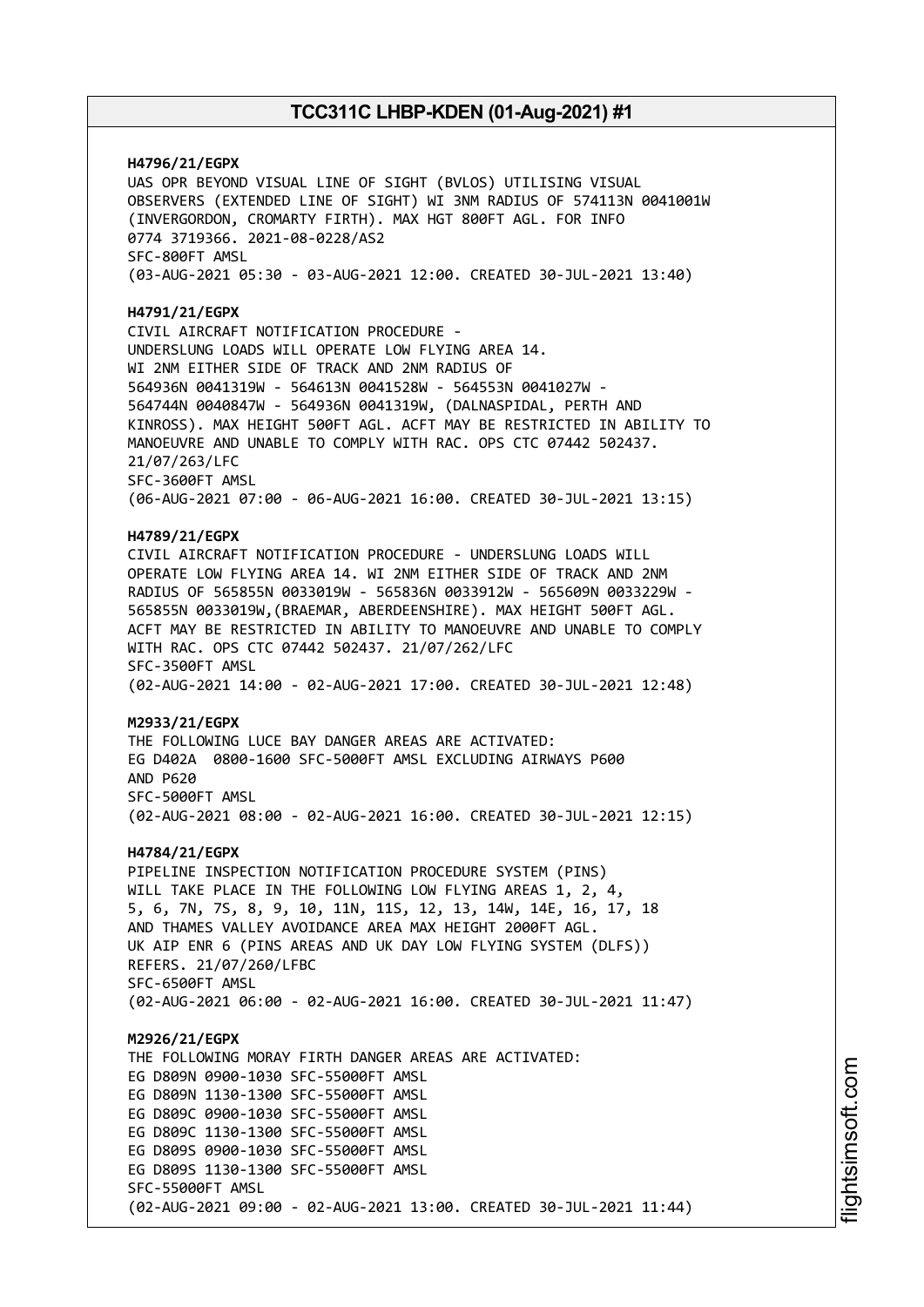**H4796/21/EGPX**
UAS OPR BEYOND VISUAL LINE OF SIGHT (BVLOS) UTILISING VISUAL OBSERVERS (EXTENDED LINE OF SIGHT) WI 3NM RADIUS OF 574113N 0041001W (INVERGORDON, CROMARTY FIRTH). MAX HGT 800FT AGL. FOR INFO 0774 3719366. 2021-08-0228/AS2
SFC-800FT AMSL
(03-AUG-2021 05:30 - 03-AUG-2021 12:00. CREATED 30-JUL-2021 13:40)

**H4791/21/EGPX**
CIVIL AIRCRAFT NOTIFICATION PROCEDURE -
UNDERSLUNG LOADS WILL OPERATE LOW FLYING AREA 14.
WI 2NM EITHER SIDE OF TRACK AND 2NM RADIUS OF
564936N 0041319W - 564613N 0041528W - 564553N 0041027W -
564744N 0040847W - 564936N 0041319W, (DALNASPIDAL, PERTH AND KINROSS). MAX HEIGHT 500FT AGL. ACFT MAY BE RESTRICTED IN ABILITY TO MANOEUVRE AND UNABLE TO COMPLY WITH RAC. OPS CTC 07442 502437. 21/07/263/LFC
SFC-3600FT AMSL
(06-AUG-2021 07:00 - 06-AUG-2021 16:00. CREATED 30-JUL-2021 13:15)

**H4789/21/EGPX**
CIVIL AIRCRAFT NOTIFICATION PROCEDURE - UNDERSLUNG LOADS WILL OPERATE LOW FLYING AREA 14. WI 2NM EITHER SIDE OF TRACK AND 2NM RADIUS OF 565855N 0033019W - 565836N 0033912W - 565609N 0033229W - 565855N 0033019W,(BRAEMAR, ABERDEENSHIRE). MAX HEIGHT 500FT AGL. ACFT MAY BE RESTRICTED IN ABILITY TO MANOEUVRE AND UNABLE TO COMPLY WITH RAC. OPS CTC 07442 502437. 21/07/262/LFC
SFC-3500FT AMSL
(02-AUG-2021 14:00 - 02-AUG-2021 17:00. CREATED 30-JUL-2021 12:48)

**M2933/21/EGPX**
THE FOLLOWING LUCE BAY DANGER AREAS ARE ACTIVATED:
EG D402A 0800-1600 SFC-5000FT AMSL EXCLUDING AIRWAYS P600 AND P620
SFC-5000FT AMSL
(02-AUG-2021 08:00 - 02-AUG-2021 16:00. CREATED 30-JUL-2021 12:15)

**H4784/21/EGPX**
PIPELINE INSPECTION NOTIFICATION PROCEDURE SYSTEM (PINS) WILL TAKE PLACE IN THE FOLLOWING LOW FLYING AREAS 1, 2, 4, 5, 6, 7N, 7S, 8, 9, 10, 11N, 11S, 12, 13, 14W, 14E, 16, 17, 18 AND THAMES VALLEY AVOIDANCE AREA MAX HEIGHT 2000FT AGL.
UK AIP ENR 6 (PINS AREAS AND UK DAY LOW FLYING SYSTEM (DLFS)) REFERS. 21/07/260/LFBC
SFC-6500FT AMSL
(02-AUG-2021 06:00 - 02-AUG-2021 16:00. CREATED 30-JUL-2021 11:47)

**M2926/21/EGPX**
THE FOLLOWING MORAY FIRTH DANGER AREAS ARE ACTIVATED:
EG D809N 0900-1030 SFC-55000FT AMSL
EG D809N 1130-1300 SFC-55000FT AMSL
EG D809C 0900-1030 SFC-55000FT AMSL
EG D809C 1130-1300 SFC-55000FT AMSL
EG D809S 0900-1030 SFC-55000FT AMSL
EG D809S 1130-1300 SFC-55000FT AMSL
SFC-55000FT AMSL
(02-AUG-2021 09:00 - 02-AUG-2021 13:00. CREATED 30-JUL-2021 11:44)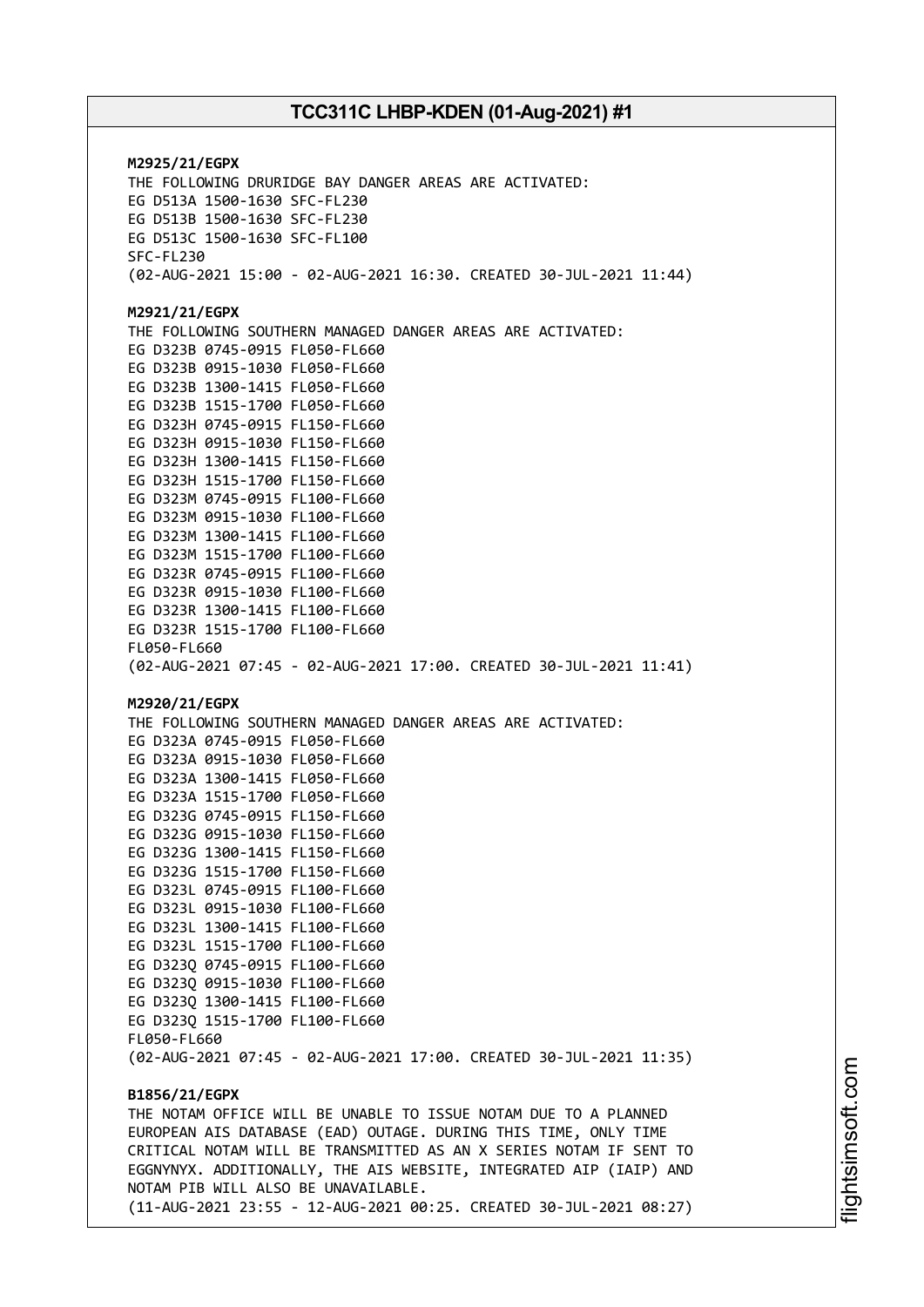**M2925/21/EGPX**
THE FOLLOWING DRURIDGE BAY DANGER AREAS ARE ACTIVATED:
EG D513A 1500-1630 SFC-FL230
EG D513B 1500-1630 SFC-FL230
EG D513C 1500-1630 SFC-FL100
SFC-FL230
(02-AUG-2021 15:00 - 02-AUG-2021 16:30. CREATED 30-JUL-2021 11:44)

**M2921/21/EGPX**
THE FOLLOWING SOUTHERN MANAGED DANGER AREAS ARE ACTIVATED:
EG D323B 0745-0915 FL050-FL660
EG D323B 0915-1030 FL050-FL660
EG D323B 1300-1415 FL050-FL660
EG D323B 1515-1700 FL050-FL660
EG D323H 0745-0915 FL150-FL660
EG D323H 0915-1030 FL150-FL660
EG D323H 1300-1415 FL150-FL660
EG D323H 1515-1700 FL150-FL660
EG D323M 0745-0915 FL100-FL660
EG D323M 0915-1030 FL100-FL660
EG D323M 1300-1415 FL100-FL660
EG D323M 1515-1700 FL100-FL660
EG D323R 0745-0915 FL100-FL660
EG D323R 0915-1030 FL100-FL660
EG D323R 1300-1415 FL100-FL660
EG D323R 1515-1700 FL100-FL660
FL050-FL660
(02-AUG-2021 07:45 - 02-AUG-2021 17:00. CREATED 30-JUL-2021 11:41)

**M2920/21/EGPX**
THE FOLLOWING SOUTHERN MANAGED DANGER AREAS ARE ACTIVATED:
EG D323A 0745-0915 FL050-FL660
EG D323A 0915-1030 FL050-FL660
EG D323A 1300-1415 FL050-FL660
EG D323A 1515-1700 FL050-FL660
EG D323G 0745-0915 FL150-FL660
EG D323G 0915-1030 FL150-FL660
EG D323G 1300-1415 FL150-FL660
EG D323G 1515-1700 FL150-FL660
EG D323L 0745-0915 FL100-FL660
EG D323L 0915-1030 FL100-FL660
EG D323L 1300-1415 FL100-FL660
EG D323L 1515-1700 FL100-FL660
EG D323Q 0745-0915 FL100-FL660
EG D323Q 0915-1030 FL100-FL660
EG D323Q 1300-1415 FL100-FL660
EG D323Q 1515-1700 FL100-FL660
FL050-FL660
(02-AUG-2021 07:45 - 02-AUG-2021 17:00. CREATED 30-JUL-2021 11:35)

**B1856/21/EGPX**
THE NOTAM OFFICE WILL BE UNABLE TO ISSUE NOTAM DUE TO A PLANNED EUROPEAN AIS DATABASE (EAD) OUTAGE. DURING THIS TIME, ONLY TIME CRITICAL NOTAM WILL BE TRANSMITTED AS AN X SERIES NOTAM IF SENT TO EGGNYNYX. ADDITIONALLY, THE AIS WEBSITE, INTEGRATED AIP (IAIP) AND NOTAM PIB WILL ALSO BE UNAVAILABLE.
(11-AUG-2021 23:55 - 12-AUG-2021 00:25. CREATED 30-JUL-2021 08:27)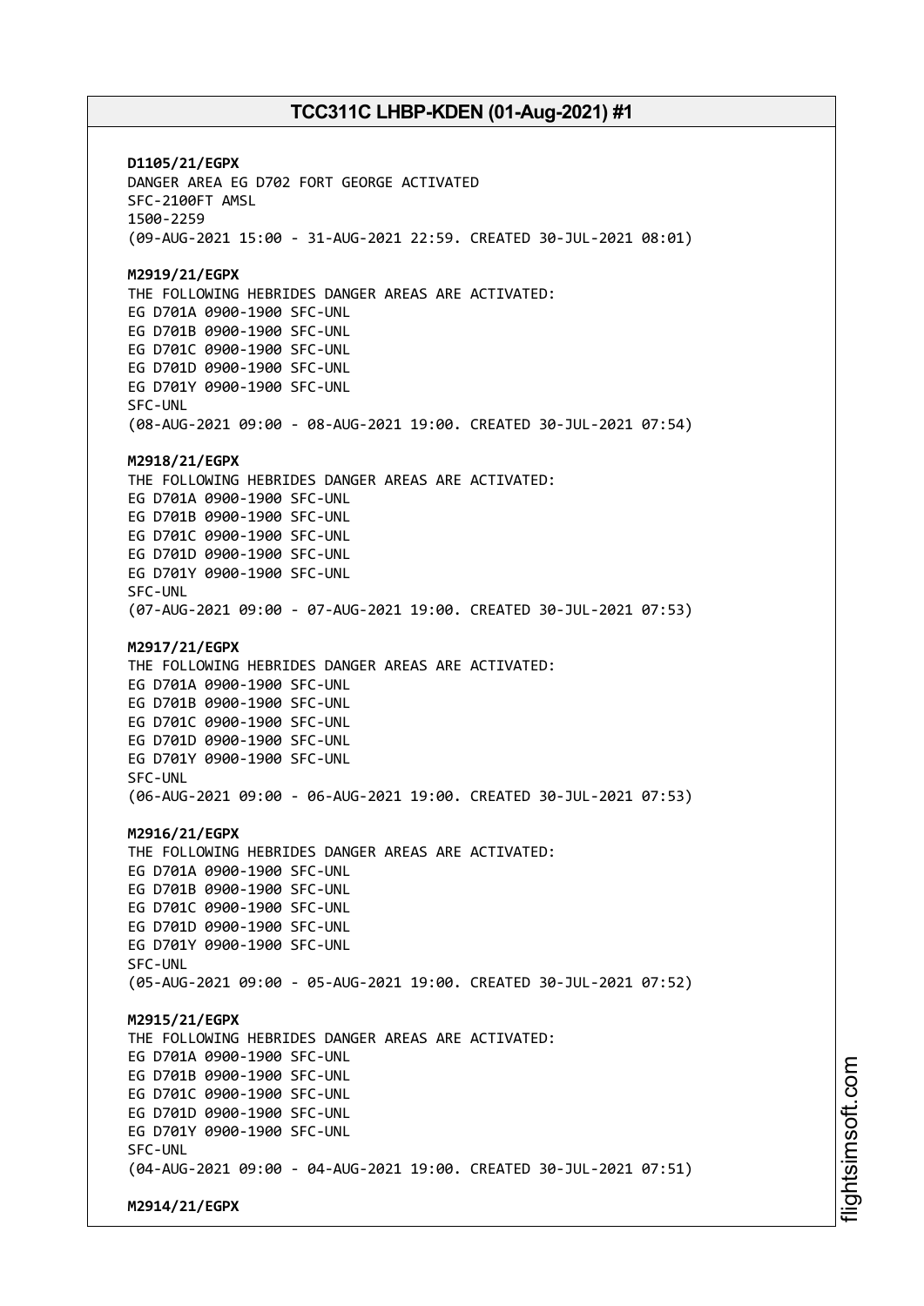**D1105/21/EGPX**
DANGER AREA EG D702 FORT GEORGE ACTIVATED
SFC-2100FT AMSL
1500-2259
(09-AUG-2021 15:00 - 31-AUG-2021 22:59. CREATED 30-JUL-2021 08:01)

**M2919/21/EGPX**
THE FOLLOWING HEBRIDES DANGER AREAS ARE ACTIVATED:
EG D701A 0900-1900 SFC-UNL
EG D701B 0900-1900 SFC-UNL
EG D701C 0900-1900 SFC-UNL
EG D701D 0900-1900 SFC-UNL
EG D701Y 0900-1900 SFC-UNL
SFC-UNL
(08-AUG-2021 09:00 - 08-AUG-2021 19:00. CREATED 30-JUL-2021 07:54)

**M2918/21/EGPX**
THE FOLLOWING HEBRIDES DANGER AREAS ARE ACTIVATED:
EG D701A 0900-1900 SFC-UNL
EG D701B 0900-1900 SFC-UNL
EG D701C 0900-1900 SFC-UNL
EG D701D 0900-1900 SFC-UNL
EG D701Y 0900-1900 SFC-UNL
SFC-UNL
(07-AUG-2021 09:00 - 07-AUG-2021 19:00. CREATED 30-JUL-2021 07:53)

**M2917/21/EGPX**
THE FOLLOWING HEBRIDES DANGER AREAS ARE ACTIVATED:
EG D701A 0900-1900 SFC-UNL
EG D701B 0900-1900 SFC-UNL
EG D701C 0900-1900 SFC-UNL
EG D701D 0900-1900 SFC-UNL
EG D701Y 0900-1900 SFC-UNL
SFC-UNL
(06-AUG-2021 09:00 - 06-AUG-2021 19:00. CREATED 30-JUL-2021 07:53)

**M2916/21/EGPX**
THE FOLLOWING HEBRIDES DANGER AREAS ARE ACTIVATED:
EG D701A 0900-1900 SFC-UNL
EG D701B 0900-1900 SFC-UNL
EG D701C 0900-1900 SFC-UNL
EG D701D 0900-1900 SFC-UNL
EG D701Y 0900-1900 SFC-UNL
SFC-UNL
(05-AUG-2021 09:00 - 05-AUG-2021 19:00. CREATED 30-JUL-2021 07:52)

**M2915/21/EGPX**
THE FOLLOWING HEBRIDES DANGER AREAS ARE ACTIVATED:
EG D701A 0900-1900 SFC-UNL
EG D701B 0900-1900 SFC-UNL
EG D701C 0900-1900 SFC-UNL
EG D701D 0900-1900 SFC-UNL
EG D701Y 0900-1900 SFC-UNL
SFC-UNL
(04-AUG-2021 09:00 - 04-AUG-2021 19:00. CREATED 30-JUL-2021 07:51)

**M2914/21/EGPX**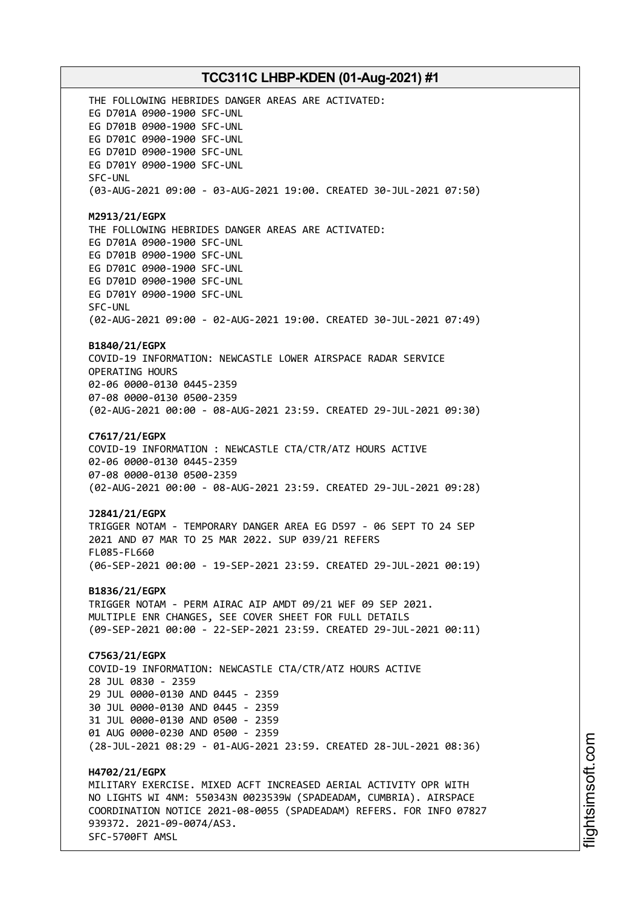THE FOLLOWING HEBRIDES DANGER AREAS ARE ACTIVATED:
EG D701A 0900-1900 SFC-UNL
EG D701B 0900-1900 SFC-UNL
EG D701C 0900-1900 SFC-UNL
EG D701D 0900-1900 SFC-UNL
EG D701Y 0900-1900 SFC-UNL
SFC-UNL
(03-AUG-2021 09:00 - 03-AUG-2021 19:00. CREATED 30-JUL-2021 07:50)

**M2913/21/EGPX**
THE FOLLOWING HEBRIDES DANGER AREAS ARE ACTIVATED:
EG D701A 0900-1900 SFC-UNL
EG D701B 0900-1900 SFC-UNL
EG D701C 0900-1900 SFC-UNL
EG D701D 0900-1900 SFC-UNL
EG D701Y 0900-1900 SFC-UNL
SFC-UNL
(02-AUG-2021 09:00 - 02-AUG-2021 19:00. CREATED 30-JUL-2021 07:49)

**B1840/21/EGPX**
COVID-19 INFORMATION: NEWCASTLE LOWER AIRSPACE RADAR SERVICE OPERATING HOURS
02-06 0000-0130 0445-2359
07-08 0000-0130 0500-2359
(02-AUG-2021 00:00 - 08-AUG-2021 23:59. CREATED 29-JUL-2021 09:30)

**C7617/21/EGPX**
COVID-19 INFORMATION : NEWCASTLE CTA/CTR/ATZ HOURS ACTIVE
02-06 0000-0130 0445-2359
07-08 0000-0130 0500-2359
(02-AUG-2021 00:00 - 08-AUG-2021 23:59. CREATED 29-JUL-2021 09:28)

**J2841/21/EGPX**
TRIGGER NOTAM - TEMPORARY DANGER AREA EG D597 - 06 SEPT TO 24 SEP 2021 AND 07 MAR TO 25 MAR 2022. SUP 039/21 REFERS
FL085-FL660
(06-SEP-2021 00:00 - 19-SEP-2021 23:59. CREATED 29-JUL-2021 00:19)

**B1836/21/EGPX**
TRIGGER NOTAM - PERM AIRAC AIP AMDT 09/21 WEF 09 SEP 2021.
MULTIPLE ENR CHANGES, SEE COVER SHEET FOR FULL DETAILS
(09-SEP-2021 00:00 - 22-SEP-2021 23:59. CREATED 29-JUL-2021 00:11)

**C7563/21/EGPX**
COVID-19 INFORMATION: NEWCASTLE CTA/CTR/ATZ HOURS ACTIVE
28 JUL 0830 - 2359
29 JUL 0000-0130 AND 0445 - 2359
30 JUL 0000-0130 AND 0445 - 2359
31 JUL 0000-0130 AND 0500 - 2359
01 AUG 0000-0230 AND 0500 - 2359
(28-JUL-2021 08:29 - 01-AUG-2021 23:59. CREATED 28-JUL-2021 08:36)

**H4702/21/EGPX**
MILITARY EXERCISE. MIXED ACFT INCREASED AERIAL ACTIVITY OPR WITH NO LIGHTS WI 4NM: 550343N 0023539W (SPADEADAM, CUMBRIA). AIRSPACE COORDINATION NOTICE 2021-08-0055 (SPADEADAM) REFERS. FOR INFO 07827 939372. 2021-09-0074/AS3.
SFC-5700FT AMSL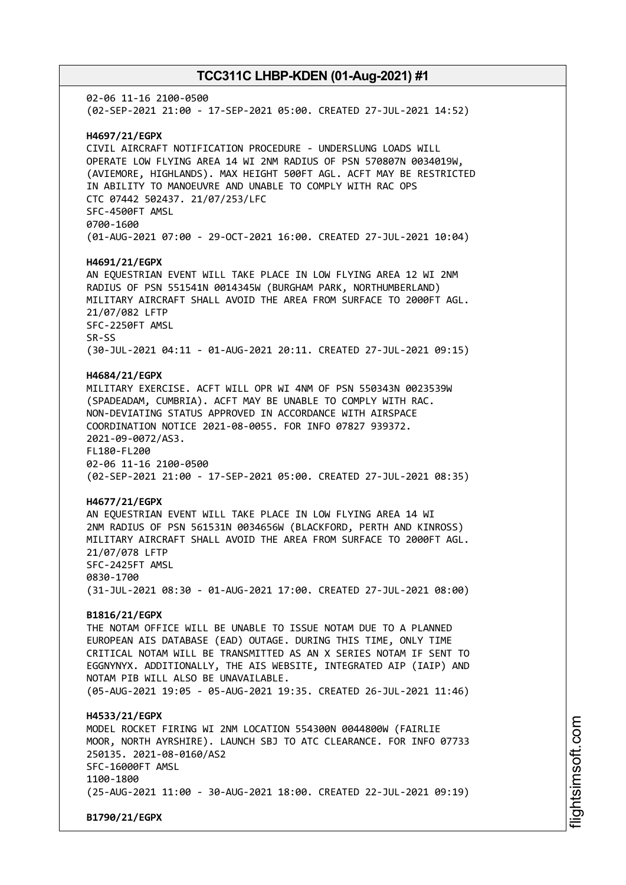02-06 11-16 2100-0500
(02-SEP-2021 21:00 - 17-SEP-2021 05:00. CREATED 27-JUL-2021 14:52)

**H4697/21/EGPX**
CIVIL AIRCRAFT NOTIFICATION PROCEDURE - UNDERSLUNG LOADS WILL OPERATE LOW FLYING AREA 14 WI 2NM RADIUS OF PSN 570807N 0034019W, (AVIEMORE, HIGHLANDS). MAX HEIGHT 500FT AGL. ACFT MAY BE RESTRICTED IN ABILITY TO MANOEUVRE AND UNABLE TO COMPLY WITH RAC OPS
CTC 07442 502437. 21/07/253/LFC
SFC-4500FT AMSL
0700-1600
(01-AUG-2021 07:00 - 29-OCT-2021 16:00. CREATED 27-JUL-2021 10:04)

**H4691/21/EGPX**
AN EQUESTRIAN EVENT WILL TAKE PLACE IN LOW FLYING AREA 12 WI 2NM RADIUS OF PSN 551541N 0014345W (BURGHAM PARK, NORTHUMBERLAND) MILITARY AIRCRAFT SHALL AVOID THE AREA FROM SURFACE TO 2000FT AGL.
21/07/082 LFTP
SFC-2250FT AMSL
SR-SS
(30-JUL-2021 04:11 - 01-AUG-2021 20:11. CREATED 27-JUL-2021 09:15)

**H4684/21/EGPX**
MILITARY EXERCISE. ACFT WILL OPR WI 4NM OF PSN 550343N 0023539W (SPADEADAM, CUMBRIA). ACFT MAY BE UNABLE TO COMPLY WITH RAC. NON-DEVIATING STATUS APPROVED IN ACCORDANCE WITH AIRSPACE COORDINATION NOTICE 2021-08-0055. FOR INFO 07827 939372.
2021-09-0072/AS3.
FL180-FL200
02-06 11-16 2100-0500
(02-SEP-2021 21:00 - 17-SEP-2021 05:00. CREATED 27-JUL-2021 08:35)

**H4677/21/EGPX**
AN EQUESTRIAN EVENT WILL TAKE PLACE IN LOW FLYING AREA 14 WI 2NM RADIUS OF PSN 561531N 0034656W (BLACKFORD, PERTH AND KINROSS) MILITARY AIRCRAFT SHALL AVOID THE AREA FROM SURFACE TO 2000FT AGL.
21/07/078 LFTP
SFC-2425FT AMSL
0830-1700
(31-JUL-2021 08:30 - 01-AUG-2021 17:00. CREATED 27-JUL-2021 08:00)

**B1816/21/EGPX**
THE NOTAM OFFICE WILL BE UNABLE TO ISSUE NOTAM DUE TO A PLANNED EUROPEAN AIS DATABASE (EAD) OUTAGE. DURING THIS TIME, ONLY TIME CRITICAL NOTAM WILL BE TRANSMITTED AS AN X SERIES NOTAM IF SENT TO EGGNYNYX. ADDITIONALLY, THE AIS WEBSITE, INTEGRATED AIP (IAIP) AND NOTAM PIB WILL ALSO BE UNAVAILABLE.
(05-AUG-2021 19:05 - 05-AUG-2021 19:35. CREATED 26-JUL-2021 11:46)

**H4533/21/EGPX**
MODEL ROCKET FIRING WI 2NM LOCATION 554300N 0044800W (FAIRLIE MOOR, NORTH AYRSHIRE). LAUNCH SBJ TO ATC CLEARANCE. FOR INFO 07733 250135. 2021-08-0160/AS2
SFC-16000FT AMSL
1100-1800
(25-AUG-2021 11:00 - 30-AUG-2021 18:00. CREATED 22-JUL-2021 09:19)

**B1790/21/EGPX**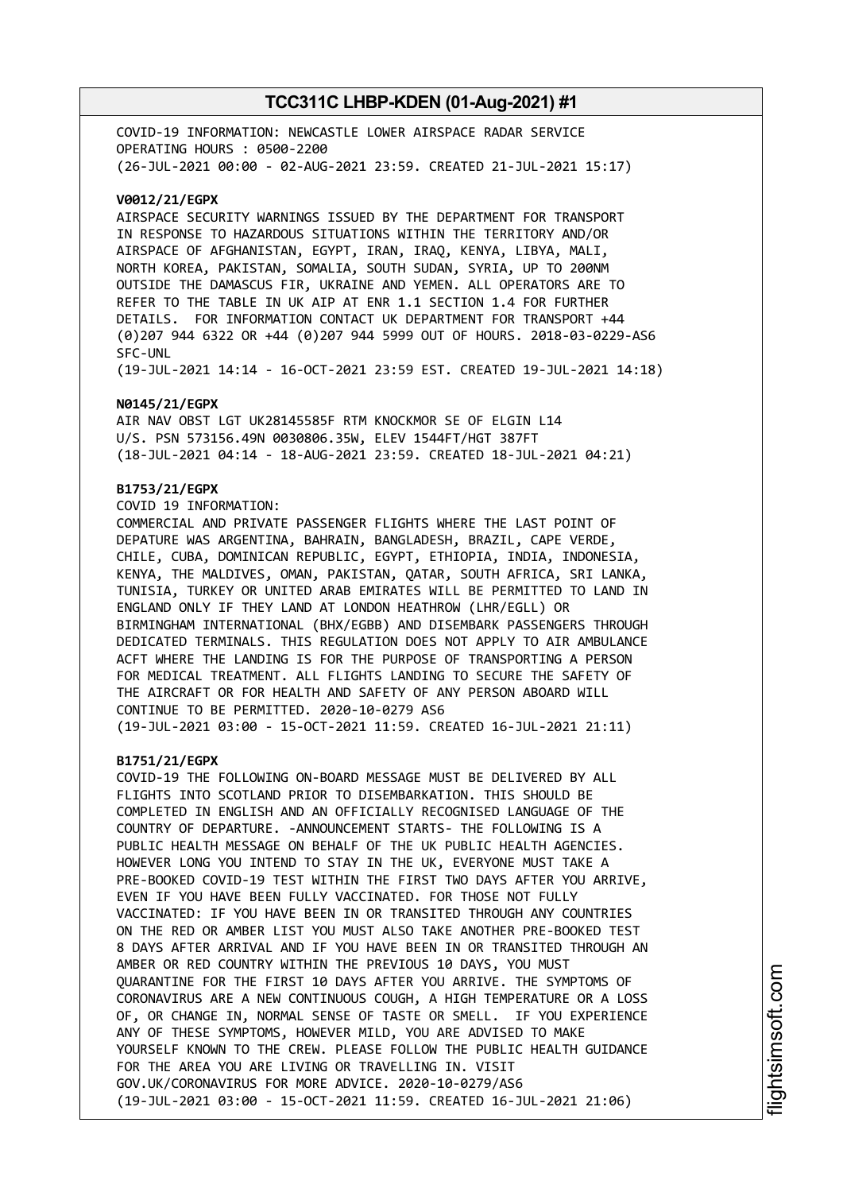COVID-19 INFORMATION: NEWCASTLE LOWER AIRSPACE RADAR SERVICE
OPERATING HOURS : 0500-2200
(26-JUL-2021 00:00 - 02-AUG-2021 23:59. CREATED 21-JUL-2021 15:17)

**V0012/21/EGPX**
AIRSPACE SECURITY WARNINGS ISSUED BY THE DEPARTMENT FOR TRANSPORT
IN RESPONSE TO HAZARDOUS SITUATIONS WITHIN THE TERRITORY AND/OR
AIRSPACE OF AFGHANISTAN, EGYPT, IRAN, IRAQ, KENYA, LIBYA, MALI,
NORTH KOREA, PAKISTAN, SOMALIA, SOUTH SUDAN, SYRIA, UP TO 200NM
OUTSIDE THE DAMASCUS FIR, UKRAINE AND YEMEN. ALL OPERATORS ARE TO
REFER TO THE TABLE IN UK AIP AT ENR 1.1 SECTION 1.4 FOR FURTHER
DETAILS. FOR INFORMATION CONTACT UK DEPARTMENT FOR TRANSPORT +44
(0)207 944 6322 OR +44 (0)207 944 5999 OUT OF HOURS. 2018-03-0229-AS6
SFC-UNL
(19-JUL-2021 14:14 - 16-OCT-2021 23:59 EST. CREATED 19-JUL-2021 14:18)

**N0145/21/EGPX**
AIR NAV OBST LGT UK28145585F RTM KNOCKMOR SE OF ELGIN L14
U/S. PSN 573156.49N 0030806.35W, ELEV 1544FT/HGT 387FT
(18-JUL-2021 04:14 - 18-AUG-2021 23:59. CREATED 18-JUL-2021 04:21)

**B1753/21/EGPX**
COVID 19 INFORMATION:
COMMERCIAL AND PRIVATE PASSENGER FLIGHTS WHERE THE LAST POINT OF
DEPATURE WAS ARGENTINA, BAHRAIN, BANGLADESH, BRAZIL, CAPE VERDE,
CHILE, CUBA, DOMINICAN REPUBLIC, EGYPT, ETHIOPIA, INDIA, INDONESIA,
KENYA, THE MALDIVES, OMAN, PAKISTAN, QATAR, SOUTH AFRICA, SRI LANKA,
TUNISIA, TURKEY OR UNITED ARAB EMIRATES WILL BE PERMITTED TO LAND IN
ENGLAND ONLY IF THEY LAND AT LONDON HEATHROW (LHR/EGLL) OR
BIRMINGHAM INTERNATIONAL (BHX/EGBB) AND DISEMBARK PASSENGERS THROUGH
DEDICATED TERMINALS. THIS REGULATION DOES NOT APPLY TO AIR AMBULANCE
ACFT WHERE THE LANDING IS FOR THE PURPOSE OF TRANSPORTING A PERSON
FOR MEDICAL TREATMENT. ALL FLIGHTS LANDING TO SECURE THE SAFETY OF
THE AIRCRAFT OR FOR HEALTH AND SAFETY OF ANY PERSON ABOARD WILL
CONTINUE TO BE PERMITTED. 2020-10-0279 AS6
(19-JUL-2021 03:00 - 15-OCT-2021 11:59. CREATED 16-JUL-2021 21:11)

**B1751/21/EGPX**
COVID-19 THE FOLLOWING ON-BOARD MESSAGE MUST BE DELIVERED BY ALL
FLIGHTS INTO SCOTLAND PRIOR TO DISEMBARKATION. THIS SHOULD BE
COMPLETED IN ENGLISH AND AN OFFICIALLY RECOGNISED LANGUAGE OF THE
COUNTRY OF DEPARTURE. -ANNOUNCEMENT STARTS- THE FOLLOWING IS A
PUBLIC HEALTH MESSAGE ON BEHALF OF THE UK PUBLIC HEALTH AGENCIES.
HOWEVER LONG YOU INTEND TO STAY IN THE UK, EVERYONE MUST TAKE A
PRE-BOOKED COVID-19 TEST WITHIN THE FIRST TWO DAYS AFTER YOU ARRIVE,
EVEN IF YOU HAVE BEEN FULLY VACCINATED. FOR THOSE NOT FULLY
VACCINATED: IF YOU HAVE BEEN IN OR TRANSITED THROUGH ANY COUNTRIES
ON THE RED OR AMBER LIST YOU MUST ALSO TAKE ANOTHER PRE-BOOKED TEST
8 DAYS AFTER ARRIVAL AND IF YOU HAVE BEEN IN OR TRANSITED THROUGH AN
AMBER OR RED COUNTRY WITHIN THE PREVIOUS 10 DAYS, YOU MUST
QUARANTINE FOR THE FIRST 10 DAYS AFTER YOU ARRIVE. THE SYMPTOMS OF
CORONAVIRUS ARE A NEW CONTINUOUS COUGH, A HIGH TEMPERATURE OR A LOSS
OF, OR CHANGE IN, NORMAL SENSE OF TASTE OR SMELL. IF YOU EXPERIENCE
ANY OF THESE SYMPTOMS, HOWEVER MILD, YOU ARE ADVISED TO MAKE
YOURSELF KNOWN TO THE CREW. PLEASE FOLLOW THE PUBLIC HEALTH GUIDANCE
FOR THE AREA YOU ARE LIVING OR TRAVELLING IN. VISIT
GOV.UK/CORONAVIRUS FOR MORE ADVICE. 2020-10-0279/AS6
(19-JUL-2021 03:00 - 15-OCT-2021 11:59. CREATED 16-JUL-2021 21:06)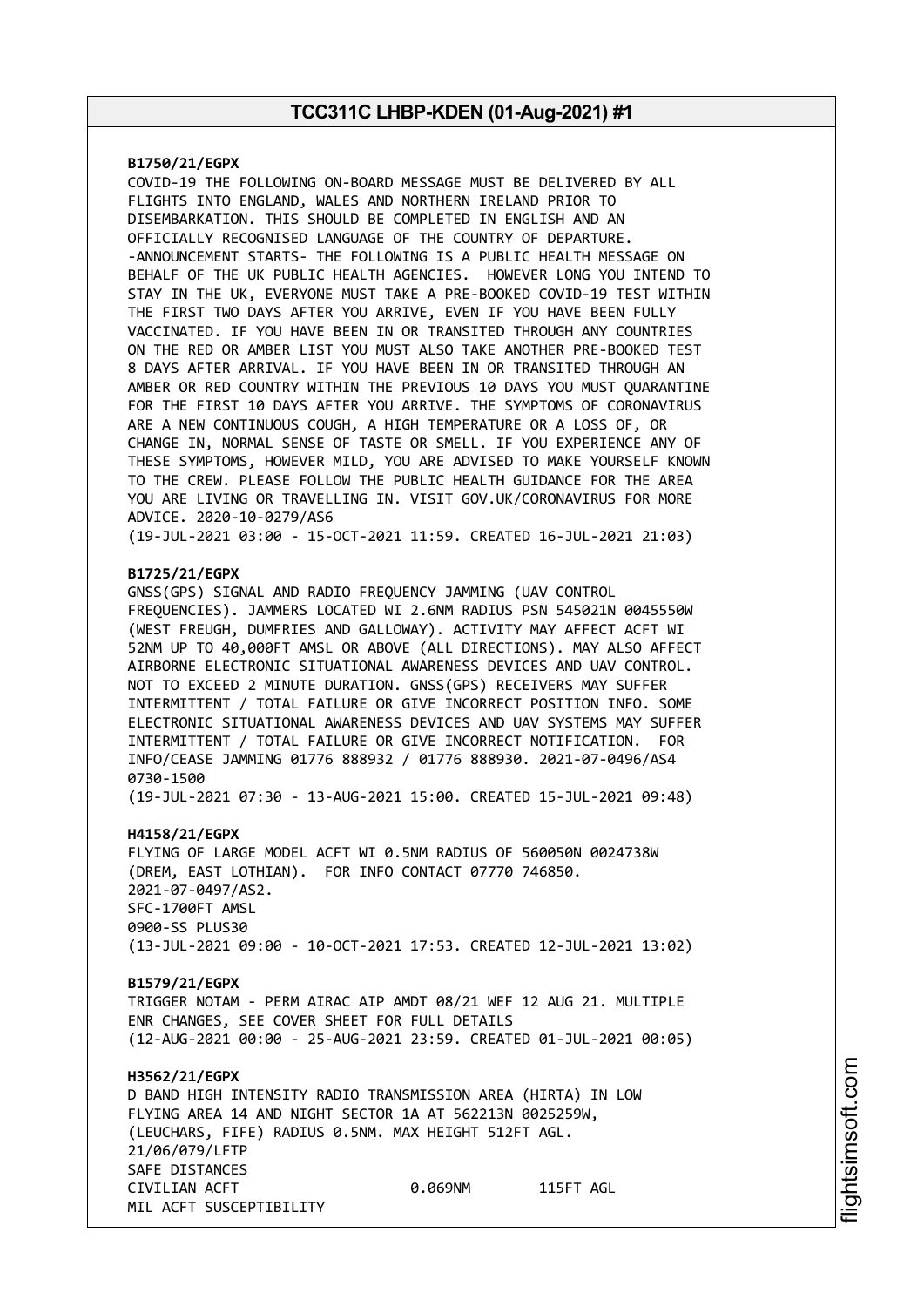**B1750/21/EGPX**
COVID-19 THE FOLLOWING ON-BOARD MESSAGE MUST BE DELIVERED BY ALL FLIGHTS INTO ENGLAND, WALES AND NORTHERN IRELAND PRIOR TO DISEMBARKATION. THIS SHOULD BE COMPLETED IN ENGLISH AND AN OFFICIALLY RECOGNISED LANGUAGE OF THE COUNTRY OF DEPARTURE. -ANNOUNCEMENT STARTS- THE FOLLOWING IS A PUBLIC HEALTH MESSAGE ON BEHALF OF THE UK PUBLIC HEALTH AGENCIES. HOWEVER LONG YOU INTEND TO STAY IN THE UK, EVERYONE MUST TAKE A PRE-BOOKED COVID-19 TEST WITHIN THE FIRST TWO DAYS AFTER YOU ARRIVE, EVEN IF YOU HAVE BEEN FULLY VACCINATED. IF YOU HAVE BEEN IN OR TRANSITED THROUGH ANY COUNTRIES ON THE RED OR AMBER LIST YOU MUST ALSO TAKE ANOTHER PRE-BOOKED TEST 8 DAYS AFTER ARRIVAL. IF YOU HAVE BEEN IN OR TRANSITED THROUGH AN AMBER OR RED COUNTRY WITHIN THE PREVIOUS 10 DAYS YOU MUST QUARANTINE FOR THE FIRST 10 DAYS AFTER YOU ARRIVE. THE SYMPTOMS OF CORONAVIRUS ARE A NEW CONTINUOUS COUGH, A HIGH TEMPERATURE OR A LOSS OF, OR CHANGE IN, NORMAL SENSE OF TASTE OR SMELL. IF YOU EXPERIENCE ANY OF THESE SYMPTOMS, HOWEVER MILD, YOU ARE ADVISED TO MAKE YOURSELF KNOWN TO THE CREW. PLEASE FOLLOW THE PUBLIC HEALTH GUIDANCE FOR THE AREA YOU ARE LIVING OR TRAVELLING IN. VISIT GOV.UK/CORONAVIRUS FOR MORE ADVICE. 2020-10-0279/AS6
(19-JUL-2021 03:00 - 15-OCT-2021 11:59. CREATED 16-JUL-2021 21:03)

**B1725/21/EGPX**
GNSS(GPS) SIGNAL AND RADIO FREQUENCY JAMMING (UAV CONTROL FREQUENCIES). JAMMERS LOCATED WI 2.6NM RADIUS PSN 545021N 0045550W (WEST FREUGH, DUMFRIES AND GALLOWAY). ACTIVITY MAY AFFECT ACFT WI 52NM UP TO 40,000FT AMSL OR ABOVE (ALL DIRECTIONS). MAY ALSO AFFECT AIRBORNE ELECTRONIC SITUATIONAL AWARENESS DEVICES AND UAV CONTROL. NOT TO EXCEED 2 MINUTE DURATION. GNSS(GPS) RECEIVERS MAY SUFFER INTERMITTENT / TOTAL FAILURE OR GIVE INCORRECT POSITION INFO. SOME ELECTRONIC SITUATIONAL AWARENESS DEVICES AND UAV SYSTEMS MAY SUFFER INTERMITTENT / TOTAL FAILURE OR GIVE INCORRECT NOTIFICATION. FOR INFO/CEASE JAMMING 01776 888932 / 01776 888930. 2021-07-0496/AS4
0730-1500
(19-JUL-2021 07:30 - 13-AUG-2021 15:00. CREATED 15-JUL-2021 09:48)

**H4158/21/EGPX**
FLYING OF LARGE MODEL ACFT WI 0.5NM RADIUS OF 560050N 0024738W (DREM, EAST LOTHIAN). FOR INFO CONTACT 07770 746850.
2021-07-0497/AS2.
SFC-1700FT AMSL
0900-SS PLUS30
(13-JUL-2021 09:00 - 10-OCT-2021 17:53. CREATED 12-JUL-2021 13:02)

**B1579/21/EGPX**
TRIGGER NOTAM - PERM AIRAC AIP AMDT 08/21 WEF 12 AUG 21. MULTIPLE ENR CHANGES, SEE COVER SHEET FOR FULL DETAILS
(12-AUG-2021 00:00 - 25-AUG-2021 23:59. CREATED 01-JUL-2021 00:05)

**H3562/21/EGPX**
D BAND HIGH INTENSITY RADIO TRANSMISSION AREA (HIRTA) IN LOW FLYING AREA 14 AND NIGHT SECTOR 1A AT 562213N 0025259W, (LEUCHARS, FIFE) RADIUS 0.5NM. MAX HEIGHT 512FT AGL.
21/06/079/LFTP
SAFE DISTANCES
CIVILIAN ACFT 0.069NM 115FT AGL
MIL ACFT SUSCEPTIBILITY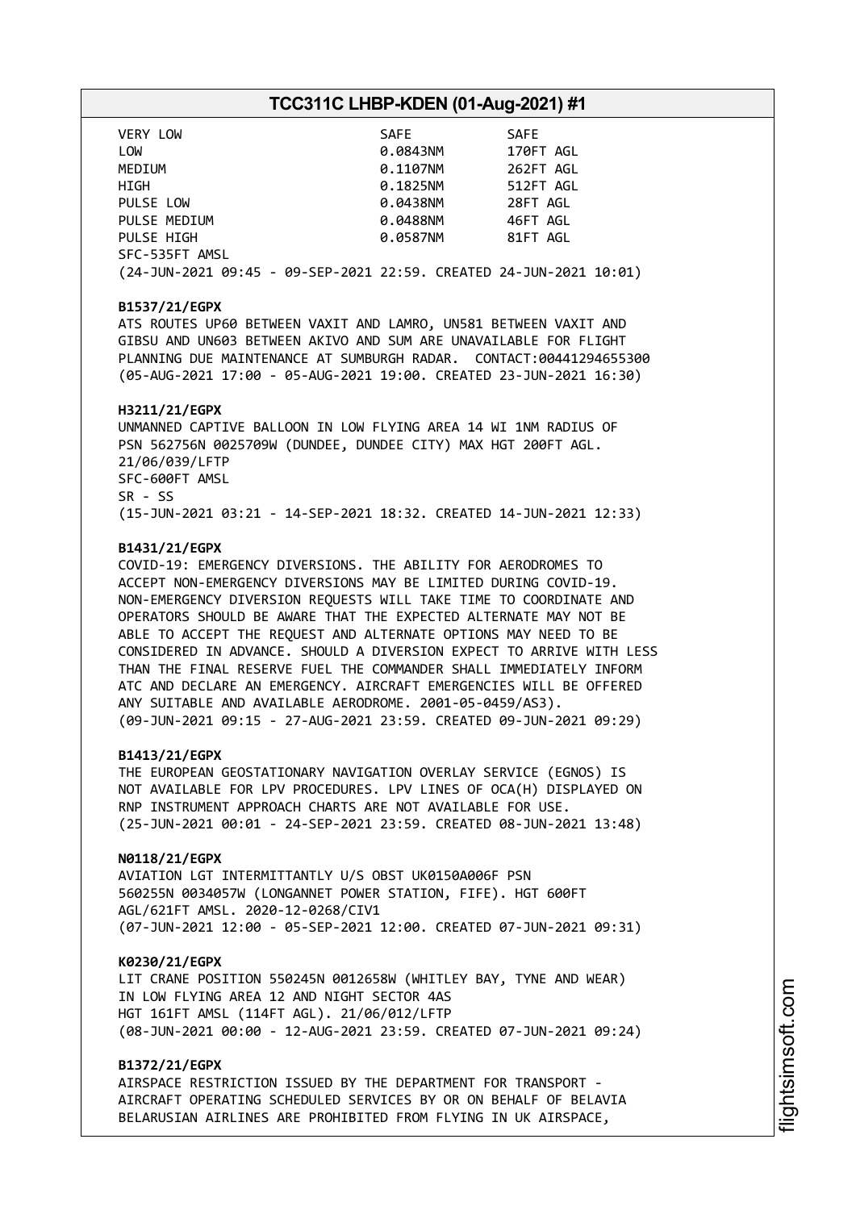| VERY LOW | SAFE | SAFE |
|---|---|---|
| LOW | 0.0843NM | 170FT AGL |
| MEDIUM | 0.1107NM | 262FT AGL |
| HIGH | 0.1825NM | 512FT AGL |
| PULSE LOW | 0.0438NM | 28FT AGL |
| PULSE MEDIUM | 0.0488NM | 46FT AGL |
| PULSE HIGH | 0.0587NM | 81FT AGL |

SFC-535FT AMSL
(24-JUN-2021 09:45 - 09-SEP-2021 22:59. CREATED 24-JUN-2021 10:01)

**B1537/21/EGPX**
ATS ROUTES UP60 BETWEEN VAXIT AND LAMRO, UN581 BETWEEN VAXIT AND GIBSU AND UN603 BETWEEN AKIVO AND SUM ARE UNAVAILABLE FOR FLIGHT PLANNING DUE MAINTENANCE AT SUMBURGH RADAR. CONTACT:00441294655300
(05-AUG-2021 17:00 - 05-AUG-2021 19:00. CREATED 23-JUN-2021 16:30)

**H3211/21/EGPX**
UNMANNED CAPTIVE BALLOON IN LOW FLYING AREA 14 WI 1NM RADIUS OF PSN 562756N 0025709W (DUNDEE, DUNDEE CITY) MAX HGT 200FT AGL. 21/06/039/LFTP
SFC-600FT AMSL
SR - SS
(15-JUN-2021 03:21 - 14-SEP-2021 18:32. CREATED 14-JUN-2021 12:33)

**B1431/21/EGPX**
COVID-19: EMERGENCY DIVERSIONS. THE ABILITY FOR AERODROMES TO ACCEPT NON-EMERGENCY DIVERSIONS MAY BE LIMITED DURING COVID-19. NON-EMERGENCY DIVERSION REQUESTS WILL TAKE TIME TO COORDINATE AND OPERATORS SHOULD BE AWARE THAT THE EXPECTED ALTERNATE MAY NOT BE ABLE TO ACCEPT THE REQUEST AND ALTERNATE OPTIONS MAY NEED TO BE CONSIDERED IN ADVANCE. SHOULD A DIVERSION EXPECT TO ARRIVE WITH LESS THAN THE FINAL RESERVE FUEL THE COMMANDER SHALL IMMEDIATELY INFORM ATC AND DECLARE AN EMERGENCY. AIRCRAFT EMERGENCIES WILL BE OFFERED ANY SUITABLE AND AVAILABLE AERODROME. 2001-05-0459/AS3).
(09-JUN-2021 09:15 - 27-AUG-2021 23:59. CREATED 09-JUN-2021 09:29)

**B1413/21/EGPX**
THE EUROPEAN GEOSTATIONARY NAVIGATION OVERLAY SERVICE (EGNOS) IS NOT AVAILABLE FOR LPV PROCEDURES. LPV LINES OF OCA(H) DISPLAYED ON RNP INSTRUMENT APPROACH CHARTS ARE NOT AVAILABLE FOR USE.
(25-JUN-2021 00:01 - 24-SEP-2021 23:59. CREATED 08-JUN-2021 13:48)

**N0118/21/EGPX**
AVIATION LGT INTERMITTANTLY U/S OBST UK0150A006F PSN 560255N 0034057W (LONGANNET POWER STATION, FIFE). HGT 600FT AGL/621FT AMSL. 2020-12-0268/CIV1
(07-JUN-2021 12:00 - 05-SEP-2021 12:00. CREATED 07-JUN-2021 09:31)

**K0230/21/EGPX**
LIT CRANE POSITION 550245N 0012658W (WHITLEY BAY, TYNE AND WEAR) IN LOW FLYING AREA 12 AND NIGHT SECTOR 4AS
HGT 161FT AMSL (114FT AGL). 21/06/012/LFTP
(08-JUN-2021 00:00 - 12-AUG-2021 23:59. CREATED 07-JUN-2021 09:24)

**B1372/21/EGPX**
AIRSPACE RESTRICTION ISSUED BY THE DEPARTMENT FOR TRANSPORT - AIRCRAFT OPERATING SCHEDULED SERVICES BY OR ON BEHALF OF BELAVIA BELARUSIAN AIRLINES ARE PROHIBITED FROM FLYING IN UK AIRSPACE,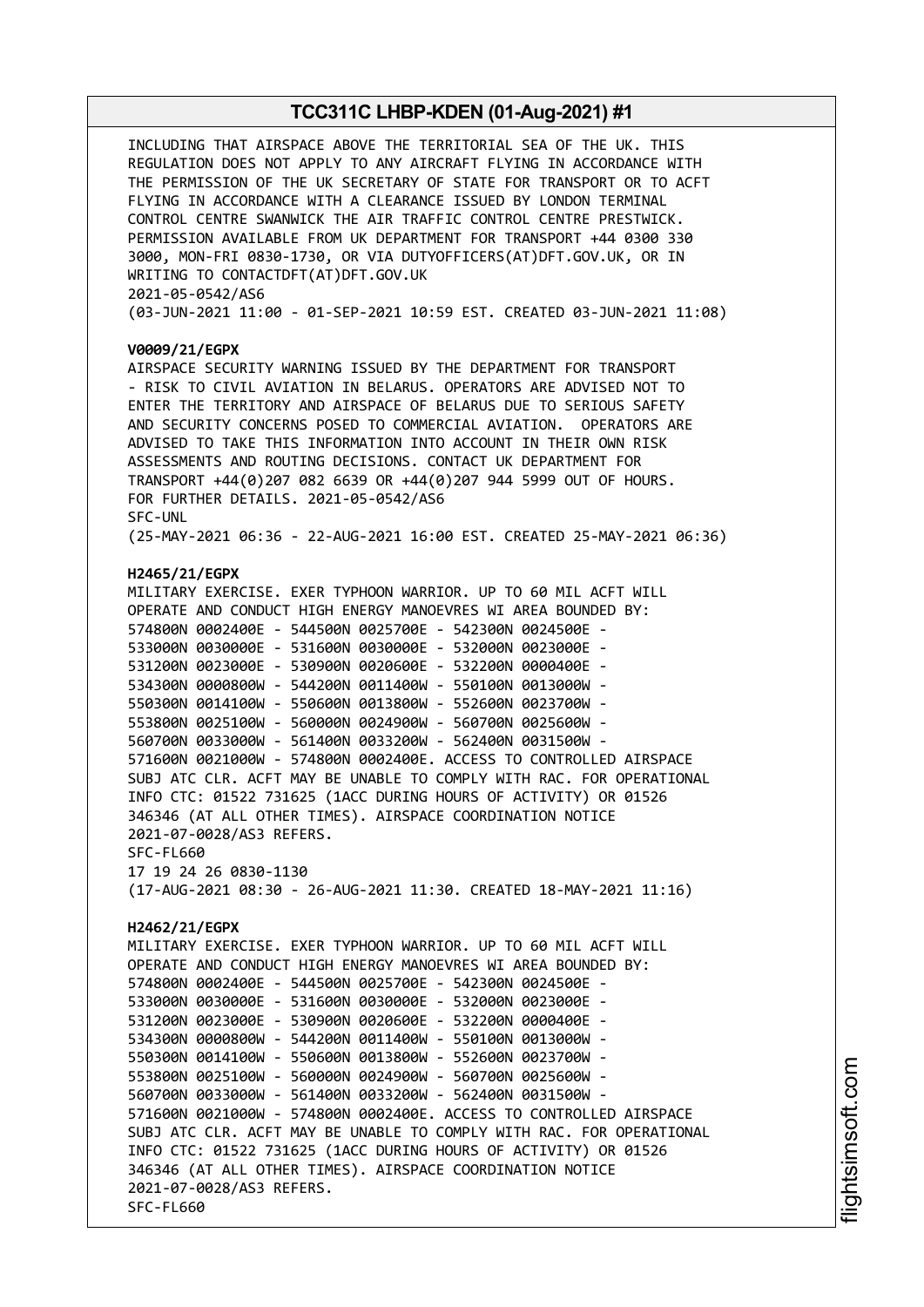INCLUDING THAT AIRSPACE ABOVE THE TERRITORIAL SEA OF THE UK. THIS REGULATION DOES NOT APPLY TO ANY AIRCRAFT FLYING IN ACCORDANCE WITH THE PERMISSION OF THE UK SECRETARY OF STATE FOR TRANSPORT OR TO ACFT FLYING IN ACCORDANCE WITH A CLEARANCE ISSUED BY LONDON TERMINAL CONTROL CENTRE SWANWICK THE AIR TRAFFIC CONTROL CENTRE PRESTWICK. PERMISSION AVAILABLE FROM UK DEPARTMENT FOR TRANSPORT +44 0300 330 3000, MON-FRI 0830-1730, OR VIA DUTYOFFICERS(AT)DFT.GOV.UK, OR IN WRITING TO CONTACTDFT(AT)DFT.GOV.UK
2021-05-0542/AS6
(03-JUN-2021 11:00 - 01-SEP-2021 10:59 EST. CREATED 03-JUN-2021 11:08)

**V0009/21/EGPX**
AIRSPACE SECURITY WARNING ISSUED BY THE DEPARTMENT FOR TRANSPORT - RISK TO CIVIL AVIATION IN BELARUS. OPERATORS ARE ADVISED NOT TO ENTER THE TERRITORY AND AIRSPACE OF BELARUS DUE TO SERIOUS SAFETY AND SECURITY CONCERNS POSED TO COMMERCIAL AVIATION. OPERATORS ARE ADVISED TO TAKE THIS INFORMATION INTO ACCOUNT IN THEIR OWN RISK ASSESSMENTS AND ROUTING DECISIONS. CONTACT UK DEPARTMENT FOR TRANSPORT +44(0)207 082 6639 OR +44(0)207 944 5999 OUT OF HOURS. FOR FURTHER DETAILS. 2021-05-0542/AS6
SFC-UNL
(25-MAY-2021 06:36 - 22-AUG-2021 16:00 EST. CREATED 25-MAY-2021 06:36)

**H2465/21/EGPX**
MILITARY EXERCISE. EXER TYPHOON WARRIOR. UP TO 60 MIL ACFT WILL OPERATE AND CONDUCT HIGH ENERGY MANOEVRES WI AREA BOUNDED BY:
574800N 0002400E - 544500N 0025700E - 542300N 0024500E -
533000N 0030000E - 531600N 0030000E - 532000N 0023000E -
531200N 0023000E - 530900N 0020600E - 532200N 0000400E -
534300N 0000800W - 544200N 0011400W - 550100N 0013000W -
550300N 0014100W - 550600N 0013800W - 552600N 0023700W -
553800N 0025100W - 560000N 0024900W - 560700N 0025600W -
560700N 0033000W - 561400N 0033200W - 562400N 0031500W -
571600N 0021000W - 574800N 0002400E. ACCESS TO CONTROLLED AIRSPACE SUBJ ATC CLR. ACFT MAY BE UNABLE TO COMPLY WITH RAC. FOR OPERATIONAL INFO CTC: 01522 731625 (1ACC DURING HOURS OF ACTIVITY) OR 01526 346346 (AT ALL OTHER TIMES). AIRSPACE COORDINATION NOTICE 2021-07-0028/AS3 REFERS.
SFC-FL660
17 19 24 26 0830-1130
(17-AUG-2021 08:30 - 26-AUG-2021 11:30. CREATED 18-MAY-2021 11:16)

**H2462/21/EGPX**
MILITARY EXERCISE. EXER TYPHOON WARRIOR. UP TO 60 MIL ACFT WILL OPERATE AND CONDUCT HIGH ENERGY MANOEVRES WI AREA BOUNDED BY:
574800N 0002400E - 544500N 0025700E - 542300N 0024500E -
533000N 0030000E - 531600N 0030000E - 532000N 0023000E -
531200N 0023000E - 530900N 0020600E - 532200N 0000400E -
534300N 0000800W - 544200N 0011400W - 550100N 0013000W -
550300N 0014100W - 550600N 0013800W - 552600N 0023700W -
553800N 0025100W - 560000N 0024900W - 560700N 0025600W -
560700N 0033000W - 561400N 0033200W - 562400N 0031500W -
571600N 0021000W - 574800N 0002400E. ACCESS TO CONTROLLED AIRSPACE SUBJ ATC CLR. ACFT MAY BE UNABLE TO COMPLY WITH RAC. FOR OPERATIONAL INFO CTC: 01522 731625 (1ACC DURING HOURS OF ACTIVITY) OR 01526 346346 (AT ALL OTHER TIMES). AIRSPACE COORDINATION NOTICE 2021-07-0028/AS3 REFERS.
SFC-FL660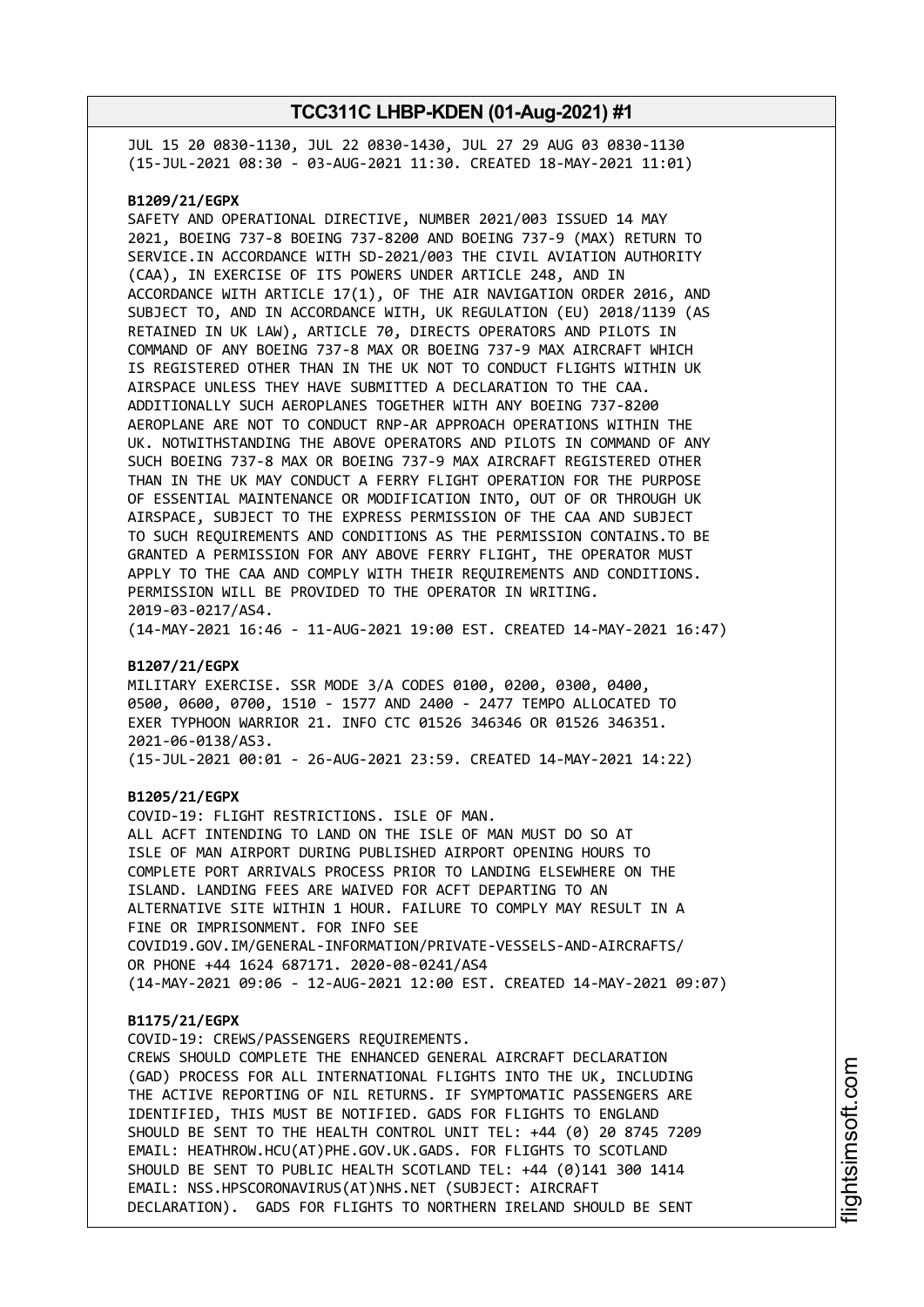JUL 15 20 0830-1130, JUL 22 0830-1430, JUL 27 29 AUG 03 0830-1130
(15-JUL-2021 08:30 - 03-AUG-2021 11:30. CREATED 18-MAY-2021 11:01)

**B1209/21/EGPX**
SAFETY AND OPERATIONAL DIRECTIVE, NUMBER 2021/003 ISSUED 14 MAY 2021, BOEING 737-8 BOEING 737-8200 AND BOEING 737-9 (MAX) RETURN TO SERVICE.IN ACCORDANCE WITH SD-2021/003 THE CIVIL AVIATION AUTHORITY (CAA), IN EXERCISE OF ITS POWERS UNDER ARTICLE 248, AND IN ACCORDANCE WITH ARTICLE 17(1), OF THE AIR NAVIGATION ORDER 2016, AND SUBJECT TO, AND IN ACCORDANCE WITH, UK REGULATION (EU) 2018/1139 (AS RETAINED IN UK LAW), ARTICLE 70, DIRECTS OPERATORS AND PILOTS IN COMMAND OF ANY BOEING 737-8 MAX OR BOEING 737-9 MAX AIRCRAFT WHICH IS REGISTERED OTHER THAN IN THE UK NOT TO CONDUCT FLIGHTS WITHIN UK AIRSPACE UNLESS THEY HAVE SUBMITTED A DECLARATION TO THE CAA. ADDITIONALLY SUCH AEROPLANES TOGETHER WITH ANY BOEING 737-8200 AEROPLANE ARE NOT TO CONDUCT RNP-AR APPROACH OPERATIONS WITHIN THE UK. NOTWITHSTANDING THE ABOVE OPERATORS AND PILOTS IN COMMAND OF ANY SUCH BOEING 737-8 MAX OR BOEING 737-9 MAX AIRCRAFT REGISTERED OTHER THAN IN THE UK MAY CONDUCT A FERRY FLIGHT OPERATION FOR THE PURPOSE OF ESSENTIAL MAINTENANCE OR MODIFICATION INTO, OUT OF OR THROUGH UK AIRSPACE, SUBJECT TO THE EXPRESS PERMISSION OF THE CAA AND SUBJECT TO SUCH REQUIREMENTS AND CONDITIONS AS THE PERMISSION CONTAINS.TO BE GRANTED A PERMISSION FOR ANY ABOVE FERRY FLIGHT, THE OPERATOR MUST APPLY TO THE CAA AND COMPLY WITH THEIR REQUIREMENTS AND CONDITIONS. PERMISSION WILL BE PROVIDED TO THE OPERATOR IN WRITING.
2019-03-0217/AS4.
(14-MAY-2021 16:46 - 11-AUG-2021 19:00 EST. CREATED 14-MAY-2021 16:47)

**B1207/21/EGPX**
MILITARY EXERCISE. SSR MODE 3/A CODES 0100, 0200, 0300, 0400, 0500, 0600, 0700, 1510 - 1577 AND 2400 - 2477 TEMPO ALLOCATED TO EXER TYPHOON WARRIOR 21. INFO CTC 01526 346346 OR 01526 346351.
2021-06-0138/AS3.
(15-JUL-2021 00:01 - 26-AUG-2021 23:59. CREATED 14-MAY-2021 14:22)

**B1205/21/EGPX**
COVID-19: FLIGHT RESTRICTIONS. ISLE OF MAN.
ALL ACFT INTENDING TO LAND ON THE ISLE OF MAN MUST DO SO AT ISLE OF MAN AIRPORT DURING PUBLISHED AIRPORT OPENING HOURS TO COMPLETE PORT ARRIVALS PROCESS PRIOR TO LANDING ELSEWHERE ON THE ISLAND. LANDING FEES ARE WAIVED FOR ACFT DEPARTING TO AN ALTERNATIVE SITE WITHIN 1 HOUR. FAILURE TO COMPLY MAY RESULT IN A FINE OR IMPRISONMENT. FOR INFO SEE
COVID19.GOV.IM/GENERAL-INFORMATION/PRIVATE-VESSELS-AND-AIRCRAFTS/ OR PHONE +44 1624 687171. 2020-08-0241/AS4
(14-MAY-2021 09:06 - 12-AUG-2021 12:00 EST. CREATED 14-MAY-2021 09:07)

**B1175/21/EGPX**
COVID-19: CREWS/PASSENGERS REQUIREMENTS.
CREWS SHOULD COMPLETE THE ENHANCED GENERAL AIRCRAFT DECLARATION (GAD) PROCESS FOR ALL INTERNATIONAL FLIGHTS INTO THE UK, INCLUDING THE ACTIVE REPORTING OF NIL RETURNS. IF SYMPTOMATIC PASSENGERS ARE IDENTIFIED, THIS MUST BE NOTIFIED. GADS FOR FLIGHTS TO ENGLAND SHOULD BE SENT TO THE HEALTH CONTROL UNIT TEL: +44 (0) 20 8745 7209 EMAIL: HEATHROW.HCU(AT)PHE.GOV.UK.GADS. FOR FLIGHTS TO SCOTLAND SHOULD BE SENT TO PUBLIC HEALTH SCOTLAND TEL: +44 (0)141 300 1414 EMAIL: NSS.HPSCORONAVIRUS(AT)NHS.NET (SUBJECT: AIRCRAFT DECLARATION). GADS FOR FLIGHTS TO NORTHERN IRELAND SHOULD BE SENT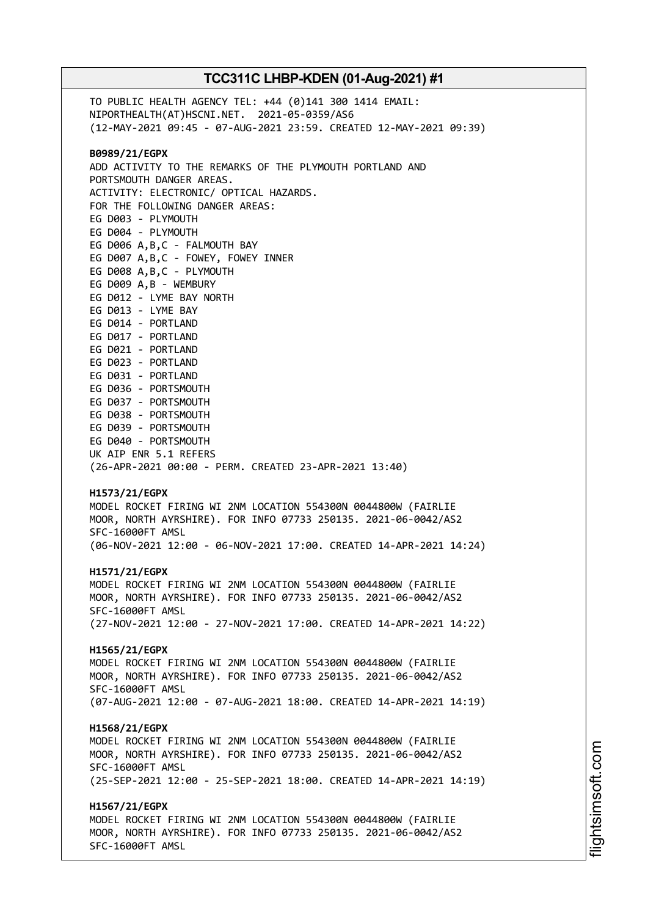TO PUBLIC HEALTH AGENCY TEL: +44 (0)141 300 1414 EMAIL: NIPORTHEALTH(AT)HSCNI.NET. 2021-05-0359/AS6
(12-MAY-2021 09:45 - 07-AUG-2021 23:59. CREATED 12-MAY-2021 09:39)

**B0989/21/EGPX**
ADD ACTIVITY TO THE REMARKS OF THE PLYMOUTH PORTLAND AND PORTSMOUTH DANGER AREAS.
ACTIVITY: ELECTRONIC/ OPTICAL HAZARDS.
FOR THE FOLLOWING DANGER AREAS:
EG D003 - PLYMOUTH
EG D004 - PLYMOUTH
EG D006 A,B,C - FALMOUTH BAY
EG D007 A,B,C - FOWEY, FOWEY INNER
EG D008 A,B,C - PLYMOUTH
EG D009 A,B - WEMBURY
EG D012 - LYME BAY NORTH
EG D013 - LYME BAY
EG D014 - PORTLAND
EG D017 - PORTLAND
EG D021 - PORTLAND
EG D023 - PORTLAND
EG D031 - PORTLAND
EG D036 - PORTSMOUTH
EG D037 - PORTSMOUTH
EG D038 - PORTSMOUTH
EG D039 - PORTSMOUTH
EG D040 - PORTSMOUTH
UK AIP ENR 5.1 REFERS
(26-APR-2021 00:00 - PERM. CREATED 23-APR-2021 13:40)

**H1573/21/EGPX**
MODEL ROCKET FIRING WI 2NM LOCATION 554300N 0044800W (FAIRLIE MOOR, NORTH AYRSHIRE). FOR INFO 07733 250135. 2021-06-0042/AS2
SFC-16000FT AMSL
(06-NOV-2021 12:00 - 06-NOV-2021 17:00. CREATED 14-APR-2021 14:24)

**H1571/21/EGPX**
MODEL ROCKET FIRING WI 2NM LOCATION 554300N 0044800W (FAIRLIE MOOR, NORTH AYRSHIRE). FOR INFO 07733 250135. 2021-06-0042/AS2
SFC-16000FT AMSL
(27-NOV-2021 12:00 - 27-NOV-2021 17:00. CREATED 14-APR-2021 14:22)

**H1565/21/EGPX**
MODEL ROCKET FIRING WI 2NM LOCATION 554300N 0044800W (FAIRLIE MOOR, NORTH AYRSHIRE). FOR INFO 07733 250135. 2021-06-0042/AS2
SFC-16000FT AMSL
(07-AUG-2021 12:00 - 07-AUG-2021 18:00. CREATED 14-APR-2021 14:19)

**H1568/21/EGPX**
MODEL ROCKET FIRING WI 2NM LOCATION 554300N 0044800W (FAIRLIE MOOR, NORTH AYRSHIRE). FOR INFO 07733 250135. 2021-06-0042/AS2
SFC-16000FT AMSL
(25-SEP-2021 12:00 - 25-SEP-2021 18:00. CREATED 14-APR-2021 14:19)

**H1567/21/EGPX**
MODEL ROCKET FIRING WI 2NM LOCATION 554300N 0044800W (FAIRLIE MOOR, NORTH AYRSHIRE). FOR INFO 07733 250135. 2021-06-0042/AS2
SFC-16000FT AMSL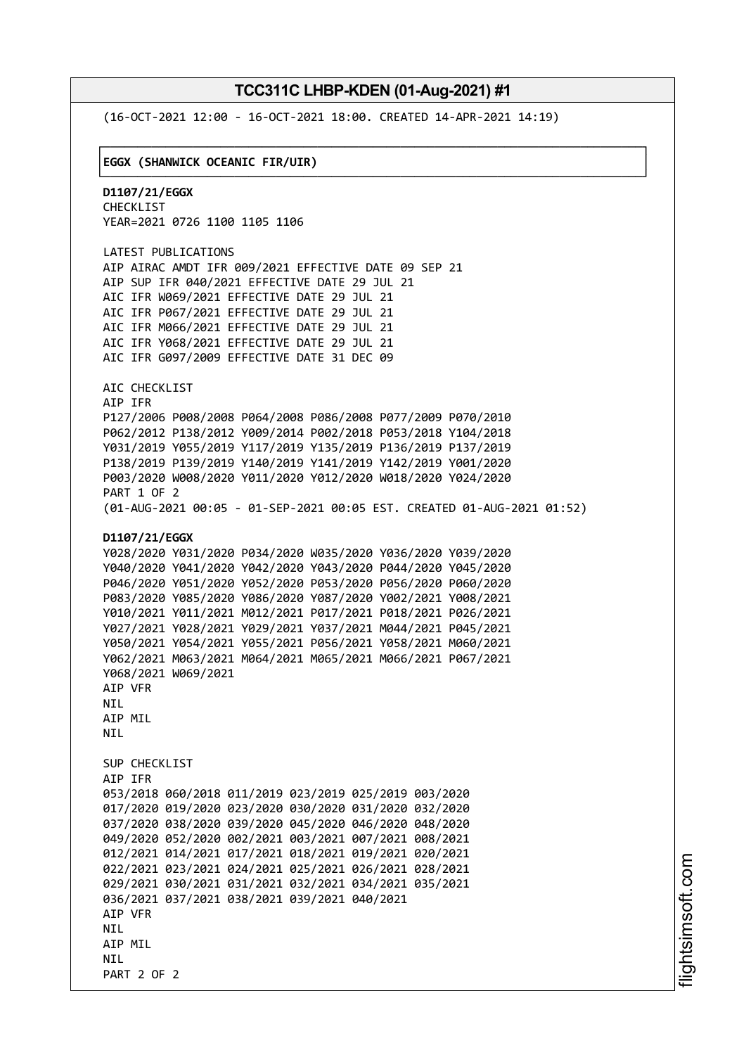(16-OCT-2021 12:00 - 16-OCT-2021 18:00. CREATED 14-APR-2021 14:19)

**EGGX (SHANWICK OCEANIC FIR/UIR)**

**D1107/21/EGGX**
CHECKLIST
YEAR=2021 0726 1100 1105 1106

LATEST PUBLICATIONS
AIP AIRAC AMDT IFR 009/2021 EFFECTIVE DATE 09 SEP 21
AIP SUP IFR 040/2021 EFFECTIVE DATE 29 JUL 21
AIC IFR W069/2021 EFFECTIVE DATE 29 JUL 21
AIC IFR P067/2021 EFFECTIVE DATE 29 JUL 21
AIC IFR M066/2021 EFFECTIVE DATE 29 JUL 21
AIC IFR Y068/2021 EFFECTIVE DATE 29 JUL 21
AIC IFR G097/2009 EFFECTIVE DATE 31 DEC 09

AIC CHECKLIST
AIP IFR
P127/2006 P008/2008 P064/2008 P086/2008 P077/2009 P070/2010
P062/2012 P138/2012 Y009/2014 P002/2018 P053/2018 Y104/2018
Y031/2019 Y055/2019 Y117/2019 Y135/2019 P136/2019 P137/2019
P138/2019 P139/2019 Y140/2019 Y141/2019 Y142/2019 Y001/2020
P003/2020 W008/2020 Y011/2020 Y012/2020 W018/2020 Y024/2020
PART 1 OF 2
(01-AUG-2021 00:05 - 01-SEP-2021 00:05 EST. CREATED 01-AUG-2021 01:52)

**D1107/21/EGGX**
Y028/2020 Y031/2020 P034/2020 W035/2020 Y036/2020 Y039/2020
Y040/2020 Y041/2020 Y042/2020 Y043/2020 P044/2020 Y045/2020
P046/2020 Y051/2020 Y052/2020 P053/2020 P056/2020 P060/2020
P083/2020 Y085/2020 Y086/2020 Y087/2020 Y002/2021 Y008/2021
Y010/2021 Y011/2021 M012/2021 P017/2021 P018/2021 P026/2021
Y027/2021 Y028/2021 Y029/2021 Y037/2021 M044/2021 P045/2021
Y050/2021 Y054/2021 Y055/2021 P056/2021 Y058/2021 M060/2021
Y062/2021 M063/2021 M064/2021 M065/2021 M066/2021 P067/2021
Y068/2021 W069/2021
AIP VFR
NIL
AIP MIL
NIL

SUP CHECKLIST
AIP IFR
053/2018 060/2018 011/2019 023/2019 025/2019 003/2020
017/2020 019/2020 023/2020 030/2020 031/2020 032/2020
037/2020 038/2020 039/2020 045/2020 046/2020 048/2020
049/2020 052/2020 002/2021 003/2021 007/2021 008/2021
012/2021 014/2021 017/2021 018/2021 019/2021 020/2021
022/2021 023/2021 024/2021 025/2021 026/2021 028/2021
029/2021 030/2021 031/2021 032/2021 034/2021 035/2021
036/2021 037/2021 038/2021 039/2021 040/2021
AIP VFR
NIL
AIP MIL
NIL
PART 2 OF 2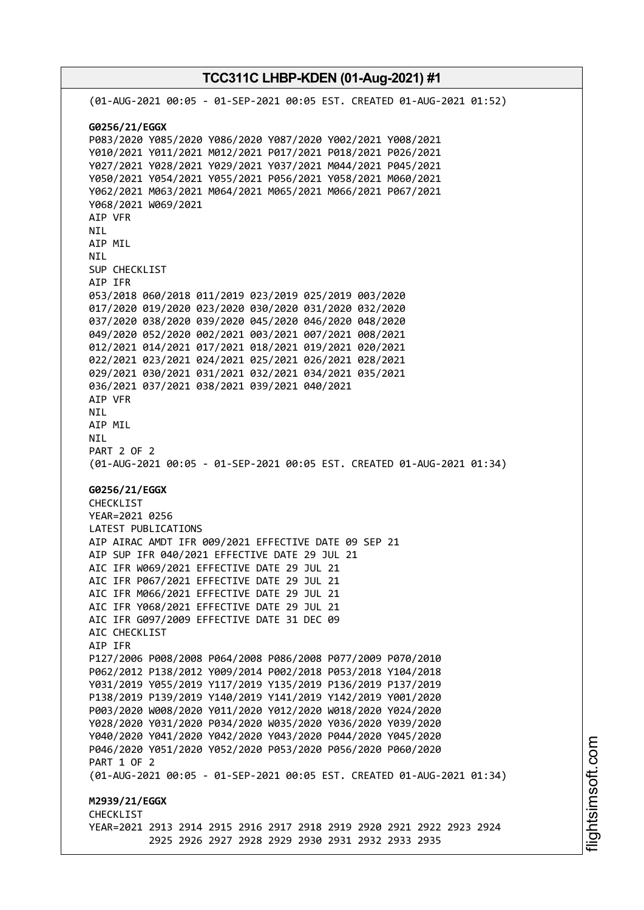(01-AUG-2021 00:05 - 01-SEP-2021 00:05 EST. CREATED 01-AUG-2021 01:52)

**G0256/21/EGGX**
P083/2020 Y085/2020 Y086/2020 Y087/2020 Y002/2021 Y008/2021
Y010/2021 Y011/2021 M012/2021 P017/2021 P018/2021 P026/2021
Y027/2021 Y028/2021 Y029/2021 Y037/2021 M044/2021 P045/2021
Y050/2021 Y054/2021 Y055/2021 P056/2021 Y058/2021 M060/2021
Y062/2021 M063/2021 M064/2021 M065/2021 M066/2021 P067/2021
Y068/2021 W069/2021
AIP VFR
NIL
AIP MIL
NIL
SUP CHECKLIST
AIP IFR
053/2018 060/2018 011/2019 023/2019 025/2019 003/2020
017/2020 019/2020 023/2020 030/2020 031/2020 032/2020
037/2020 038/2020 039/2020 045/2020 046/2020 048/2020
049/2020 052/2020 002/2021 003/2021 007/2021 008/2021
012/2021 014/2021 017/2021 018/2021 019/2021 020/2021
022/2021 023/2021 024/2021 025/2021 026/2021 028/2021
029/2021 030/2021 031/2021 032/2021 034/2021 035/2021
036/2021 037/2021 038/2021 039/2021 040/2021
AIP VFR
NIL
AIP MIL
NIL
PART 2 OF 2
(01-AUG-2021 00:05 - 01-SEP-2021 00:05 EST. CREATED 01-AUG-2021 01:34)

**G0256/21/EGGX**
CHECKLIST
YEAR=2021 0256
LATEST PUBLICATIONS
AIP AIRAC AMDT IFR 009/2021 EFFECTIVE DATE 09 SEP 21
AIP SUP IFR 040/2021 EFFECTIVE DATE 29 JUL 21
AIC IFR W069/2021 EFFECTIVE DATE 29 JUL 21
AIC IFR P067/2021 EFFECTIVE DATE 29 JUL 21
AIC IFR M066/2021 EFFECTIVE DATE 29 JUL 21
AIC IFR Y068/2021 EFFECTIVE DATE 29 JUL 21
AIC IFR G097/2009 EFFECTIVE DATE 31 DEC 09
AIC CHECKLIST
AIP IFR
P127/2006 P008/2008 P064/2008 P086/2008 P077/2009 P070/2010
P062/2012 P138/2012 Y009/2014 P002/2018 P053/2018 Y104/2018
Y031/2019 Y055/2019 Y117/2019 Y135/2019 P136/2019 P137/2019
P138/2019 P139/2019 Y140/2019 Y141/2019 Y142/2019 Y001/2020
P003/2020 W008/2020 Y011/2020 Y012/2020 W018/2020 Y024/2020
Y028/2020 Y031/2020 P034/2020 W035/2020 Y036/2020 Y039/2020
Y040/2020 Y041/2020 Y042/2020 Y043/2020 P044/2020 Y045/2020
P046/2020 Y051/2020 Y052/2020 P053/2020 P056/2020 P060/2020
PART 1 OF 2
(01-AUG-2021 00:05 - 01-SEP-2021 00:05 EST. CREATED 01-AUG-2021 01:34)

**M2939/21/EGGX**
CHECKLIST
YEAR=2021 2913 2914 2915 2916 2917 2918 2919 2920 2921 2922 2923 2924
2925 2926 2927 2928 2929 2930 2931 2932 2933 2935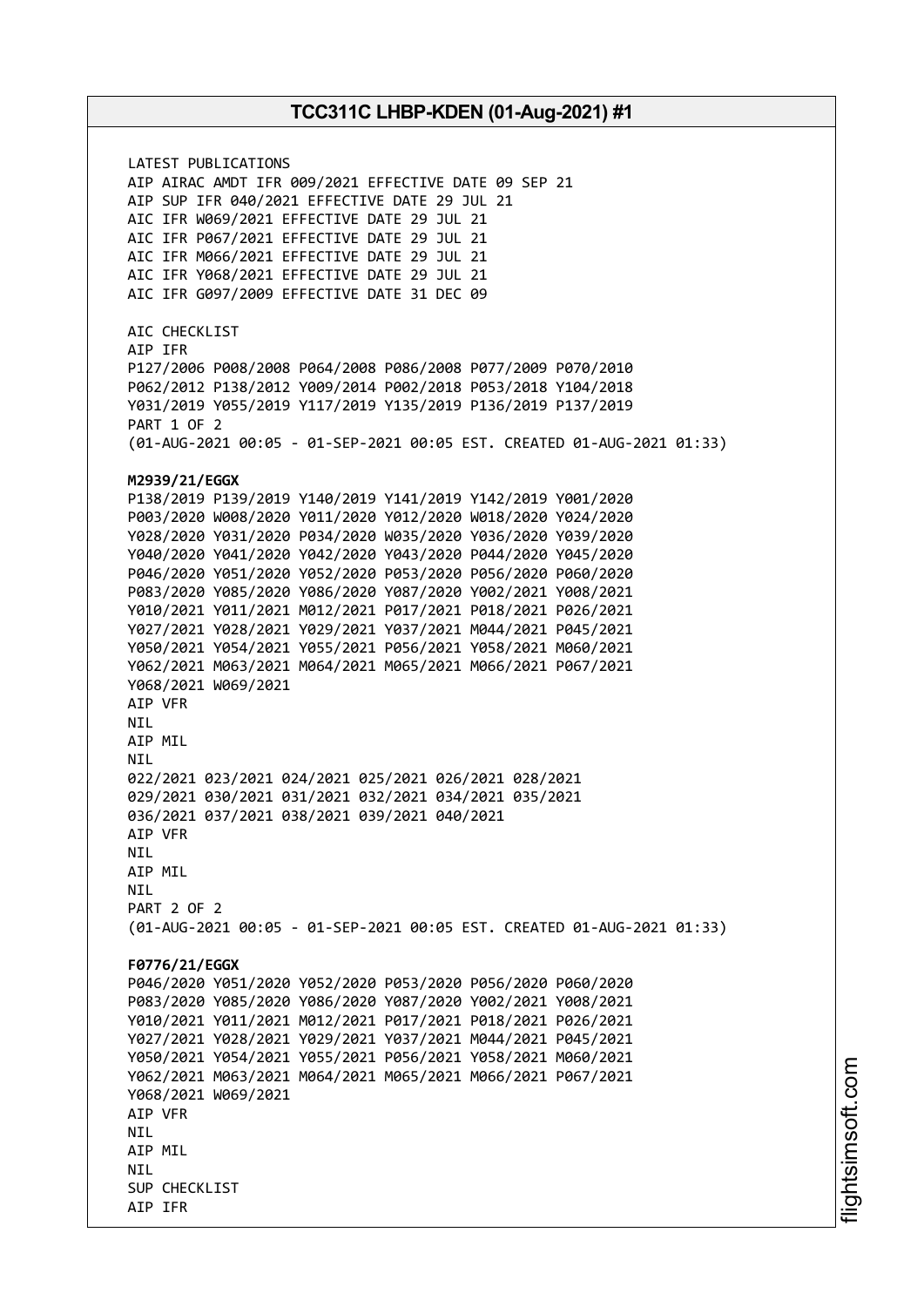LATEST PUBLICATIONS
AIP AIRAC AMDT IFR 009/2021 EFFECTIVE DATE 09 SEP 21
AIP SUP IFR 040/2021 EFFECTIVE DATE 29 JUL 21
AIC IFR W069/2021 EFFECTIVE DATE 29 JUL 21
AIC IFR P067/2021 EFFECTIVE DATE 29 JUL 21
AIC IFR M066/2021 EFFECTIVE DATE 29 JUL 21
AIC IFR Y068/2021 EFFECTIVE DATE 29 JUL 21
AIC IFR G097/2009 EFFECTIVE DATE 31 DEC 09

AIC CHECKLIST
AIP IFR
P127/2006 P008/2008 P064/2008 P086/2008 P077/2009 P070/2010
P062/2012 P138/2012 Y009/2014 P002/2018 P053/2018 Y104/2018
Y031/2019 Y055/2019 Y117/2019 Y135/2019 P136/2019 P137/2019
PART 1 OF 2
(01-AUG-2021 00:05 - 01-SEP-2021 00:05 EST. CREATED 01-AUG-2021 01:33)

**M2939/21/EGGX**
P138/2019 P139/2019 Y140/2019 Y141/2019 Y142/2019 Y001/2020
P003/2020 W008/2020 Y011/2020 Y012/2020 W018/2020 Y024/2020
Y028/2020 Y031/2020 P034/2020 W035/2020 Y036/2020 Y039/2020
Y040/2020 Y041/2020 Y042/2020 Y043/2020 P044/2020 Y045/2020
P046/2020 Y051/2020 Y052/2020 P053/2020 P056/2020 P060/2020
P083/2020 Y085/2020 Y086/2020 Y087/2020 Y002/2021 Y008/2021
Y010/2021 Y011/2021 M012/2021 P017/2021 P018/2021 P026/2021
Y027/2021 Y028/2021 Y029/2021 Y037/2021 M044/2021 P045/2021
Y050/2021 Y054/2021 Y055/2021 P056/2021 Y058/2021 M060/2021
Y062/2021 M063/2021 M064/2021 M065/2021 M066/2021 P067/2021
Y068/2021 W069/2021
AIP VFR
NIL
AIP MIL
NIL
022/2021 023/2021 024/2021 025/2021 026/2021 028/2021
029/2021 030/2021 031/2021 032/2021 034/2021 035/2021
036/2021 037/2021 038/2021 039/2021 040/2021
AIP VFR
NIL
AIP MIL
NIL
PART 2 OF 2
(01-AUG-2021 00:05 - 01-SEP-2021 00:05 EST. CREATED 01-AUG-2021 01:33)

**F0776/21/EGGX**
P046/2020 Y051/2020 Y052/2020 P053/2020 P056/2020 P060/2020
P083/2020 Y085/2020 Y086/2020 Y087/2020 Y002/2021 Y008/2021
Y010/2021 Y011/2021 M012/2021 P017/2021 P018/2021 P026/2021
Y027/2021 Y028/2021 Y029/2021 Y037/2021 M044/2021 P045/2021
Y050/2021 Y054/2021 Y055/2021 P056/2021 Y058/2021 M060/2021
Y062/2021 M063/2021 M064/2021 M065/2021 M066/2021 P067/2021
Y068/2021 W069/2021
AIP VFR
NIL
AIP MIL
NIL
SUP CHECKLIST
AIP IFR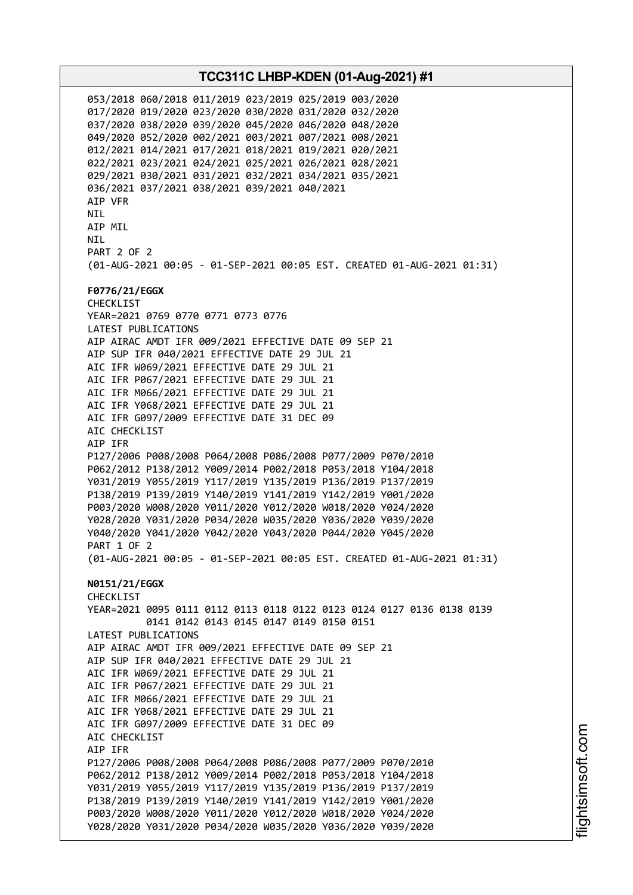053/2018 060/2018 011/2019 023/2019 025/2019 003/2020
017/2020 019/2020 023/2020 030/2020 031/2020 032/2020
037/2020 038/2020 039/2020 045/2020 046/2020 048/2020
049/2020 052/2020 002/2021 003/2021 007/2021 008/2021
012/2021 014/2021 017/2021 018/2021 019/2021 020/2021
022/2021 023/2021 024/2021 025/2021 026/2021 028/2021
029/2021 030/2021 031/2021 032/2021 034/2021 035/2021
036/2021 037/2021 038/2021 039/2021 040/2021
AIP VFR
NIL
AIP MIL
NIL
PART 2 OF 2
(01-AUG-2021 00:05 - 01-SEP-2021 00:05 EST. CREATED 01-AUG-2021 01:31)

**F0776/21/EGGX**
CHECKLIST
YEAR=2021 0769 0770 0771 0773 0776
LATEST PUBLICATIONS
AIP AIRAC AMDT IFR 009/2021 EFFECTIVE DATE 09 SEP 21
AIP SUP IFR 040/2021 EFFECTIVE DATE 29 JUL 21
AIC IFR W069/2021 EFFECTIVE DATE 29 JUL 21
AIC IFR P067/2021 EFFECTIVE DATE 29 JUL 21
AIC IFR M066/2021 EFFECTIVE DATE 29 JUL 21
AIC IFR Y068/2021 EFFECTIVE DATE 29 JUL 21
AIC IFR G097/2009 EFFECTIVE DATE 31 DEC 09
AIC CHECKLIST
AIP IFR
P127/2006 P008/2008 P064/2008 P086/2008 P077/2009 P070/2010
P062/2012 P138/2012 Y009/2014 P002/2018 P053/2018 Y104/2018
Y031/2019 Y055/2019 Y117/2019 Y135/2019 P136/2019 P137/2019
P138/2019 P139/2019 Y140/2019 Y141/2019 Y142/2019 Y001/2020
P003/2020 W008/2020 Y011/2020 Y012/2020 W018/2020 Y024/2020
Y028/2020 Y031/2020 P034/2020 W035/2020 Y036/2020 Y039/2020
Y040/2020 Y041/2020 Y042/2020 Y043/2020 P044/2020 Y045/2020
PART 1 OF 2
(01-AUG-2021 00:05 - 01-SEP-2021 00:05 EST. CREATED 01-AUG-2021 01:31)

**N0151/21/EGGX**
CHECKLIST
YEAR=2021 0095 0111 0112 0113 0118 0122 0123 0124 0127 0136 0138 0139
0141 0142 0143 0145 0147 0149 0150 0151
LATEST PUBLICATIONS
AIP AIRAC AMDT IFR 009/2021 EFFECTIVE DATE 09 SEP 21
AIP SUP IFR 040/2021 EFFECTIVE DATE 29 JUL 21
AIC IFR W069/2021 EFFECTIVE DATE 29 JUL 21
AIC IFR P067/2021 EFFECTIVE DATE 29 JUL 21
AIC IFR M066/2021 EFFECTIVE DATE 29 JUL 21
AIC IFR Y068/2021 EFFECTIVE DATE 29 JUL 21
AIC IFR G097/2009 EFFECTIVE DATE 31 DEC 09
AIC CHECKLIST
AIP IFR
P127/2006 P008/2008 P064/2008 P086/2008 P077/2009 P070/2010
P062/2012 P138/2012 Y009/2014 P002/2018 P053/2018 Y104/2018
Y031/2019 Y055/2019 Y117/2019 Y135/2019 P136/2019 P137/2019
P138/2019 P139/2019 Y140/2019 Y141/2019 Y142/2019 Y001/2020
P003/2020 W008/2020 Y011/2020 Y012/2020 W018/2020 Y024/2020
Y028/2020 Y031/2020 P034/2020 W035/2020 Y036/2020 Y039/2020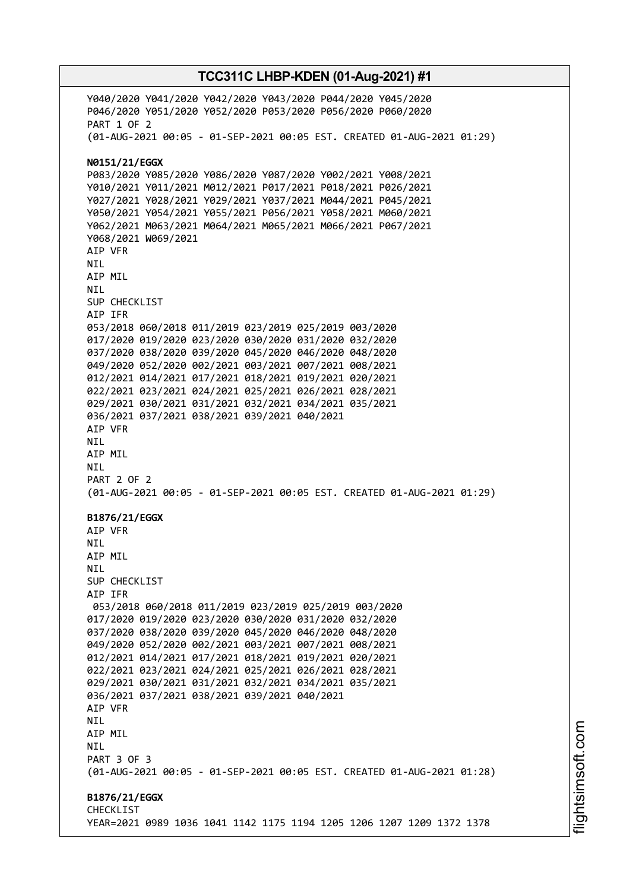Y040/2020 Y041/2020 Y042/2020 Y043/2020 P044/2020 Y045/2020
P046/2020 Y051/2020 Y052/2020 P053/2020 P056/2020 P060/2020
PART 1 OF 2
(01-AUG-2021 00:05 - 01-SEP-2021 00:05 EST. CREATED 01-AUG-2021 01:29)

**N0151/21/EGGX**
P083/2020 Y085/2020 Y086/2020 Y087/2020 Y002/2021 Y008/2021
Y010/2021 Y011/2021 M012/2021 P017/2021 P018/2021 P026/2021
Y027/2021 Y028/2021 Y029/2021 Y037/2021 M044/2021 P045/2021
Y050/2021 Y054/2021 Y055/2021 P056/2021 Y058/2021 M060/2021
Y062/2021 M063/2021 M064/2021 M065/2021 M066/2021 P067/2021
Y068/2021 W069/2021
AIP VFR
NIL
AIP MIL
NIL
SUP CHECKLIST
AIP IFR
053/2018 060/2018 011/2019 023/2019 025/2019 003/2020
017/2020 019/2020 023/2020 030/2020 031/2020 032/2020
037/2020 038/2020 039/2020 045/2020 046/2020 048/2020
049/2020 052/2020 002/2021 003/2021 007/2021 008/2021
012/2021 014/2021 017/2021 018/2021 019/2021 020/2021
022/2021 023/2021 024/2021 025/2021 026/2021 028/2021
029/2021 030/2021 031/2021 032/2021 034/2021 035/2021
036/2021 037/2021 038/2021 039/2021 040/2021
AIP VFR
NIL
AIP MIL
NIL
PART 2 OF 2
(01-AUG-2021 00:05 - 01-SEP-2021 00:05 EST. CREATED 01-AUG-2021 01:29)

**B1876/21/EGGX**
AIP VFR
NIL
AIP MIL
NIL
SUP CHECKLIST
AIP IFR
053/2018 060/2018 011/2019 023/2019 025/2019 003/2020
017/2020 019/2020 023/2020 030/2020 031/2020 032/2020
037/2020 038/2020 039/2020 045/2020 046/2020 048/2020
049/2020 052/2020 002/2021 003/2021 007/2021 008/2021
012/2021 014/2021 017/2021 018/2021 019/2021 020/2021
022/2021 023/2021 024/2021 025/2021 026/2021 028/2021
029/2021 030/2021 031/2021 032/2021 034/2021 035/2021
036/2021 037/2021 038/2021 039/2021 040/2021
AIP VFR
NIL
AIP MIL
NIL
PART 3 OF 3
(01-AUG-2021 00:05 - 01-SEP-2021 00:05 EST. CREATED 01-AUG-2021 01:28)

**B1876/21/EGGX**
CHECKLIST
YEAR=2021 0989 1036 1041 1142 1175 1194 1205 1206 1207 1209 1372 1378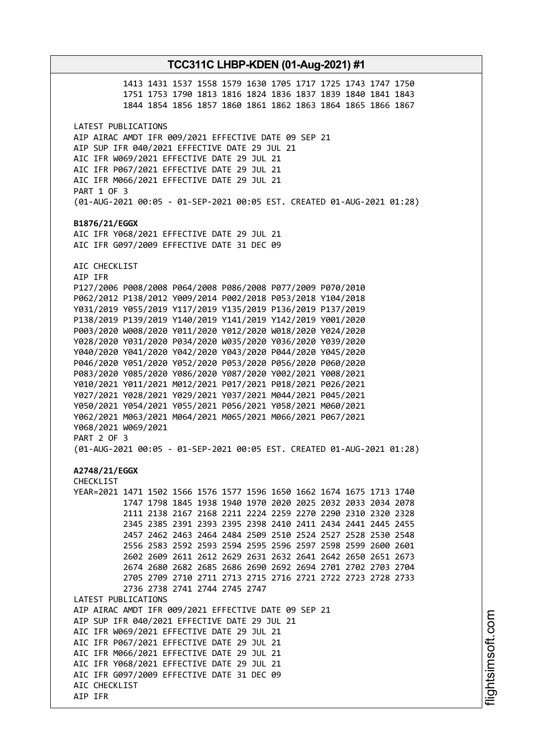```
          1413 1431 1537 1558 1579 1630 1705 1717 1725 1743 1747 1750
          1751 1753 1790 1813 1816 1824 1836 1837 1839 1840 1841 1843
          1844 1854 1856 1857 1860 1861 1862 1863 1864 1865 1866 1867
```

LATEST PUBLICATIONS
AIP AIRAC AMDT IFR 009/2021 EFFECTIVE DATE 09 SEP 21
AIP SUP IFR 040/2021 EFFECTIVE DATE 29 JUL 21
AIC IFR W069/2021 EFFECTIVE DATE 29 JUL 21
AIC IFR P067/2021 EFFECTIVE DATE 29 JUL 21
AIC IFR M066/2021 EFFECTIVE DATE 29 JUL 21
PART 1 OF 3
(01-AUG-2021 00:05 - 01-SEP-2021 00:05 EST. CREATED 01-AUG-2021 01:28)

**B1876/21/EGGX**
AIC IFR Y068/2021 EFFECTIVE DATE 29 JUL 21
AIC IFR G097/2009 EFFECTIVE DATE 31 DEC 09

AIC CHECKLIST
AIP IFR
P127/2006 P008/2008 P064/2008 P086/2008 P077/2009 P070/2010
P062/2012 P138/2012 Y009/2014 P002/2018 P053/2018 Y104/2018
Y031/2019 Y055/2019 Y117/2019 Y135/2019 P136/2019 P137/2019
P138/2019 P139/2019 Y140/2019 Y141/2019 Y142/2019 Y001/2020
P003/2020 W008/2020 Y011/2020 Y012/2020 W018/2020 Y024/2020
Y028/2020 Y031/2020 P034/2020 W035/2020 Y036/2020 Y039/2020
Y040/2020 Y041/2020 Y042/2020 Y043/2020 P044/2020 Y045/2020
P046/2020 Y051/2020 Y052/2020 P053/2020 P056/2020 P060/2020
P083/2020 Y085/2020 Y086/2020 Y087/2020 Y002/2021 Y008/2021
Y010/2021 Y011/2021 M012/2021 P017/2021 P018/2021 P026/2021
Y027/2021 Y028/2021 Y029/2021 Y037/2021 M044/2021 P045/2021
Y050/2021 Y054/2021 Y055/2021 P056/2021 Y058/2021 M060/2021
Y062/2021 M063/2021 M064/2021 M065/2021 M066/2021 P067/2021
Y068/2021 W069/2021
PART 2 OF 3
(01-AUG-2021 00:05 - 01-SEP-2021 00:05 EST. CREATED 01-AUG-2021 01:28)

**A2748/21/EGGX**
CHECKLIST

```
YEAR=2021 1471 1502 1566 1576 1577 1596 1650 1662 1674 1675 1713 1740
          1747 1798 1845 1938 1940 1970 2020 2025 2032 2033 2034 2078
          2111 2138 2167 2168 2211 2224 2259 2270 2290 2310 2320 2328
          2345 2385 2391 2393 2395 2398 2410 2411 2434 2441 2445 2455
          2457 2462 2463 2464 2484 2509 2510 2524 2527 2528 2530 2548
          2556 2583 2592 2593 2594 2595 2596 2597 2598 2599 2600 2601
          2602 2609 2611 2612 2629 2631 2632 2641 2642 2650 2651 2673
          2674 2680 2682 2685 2686 2690 2692 2694 2701 2702 2703 2704
          2705 2709 2710 2711 2713 2715 2716 2721 2722 2723 2728 2733
          2736 2738 2741 2744 2745 2747
```

LATEST PUBLICATIONS
AIP AIRAC AMDT IFR 009/2021 EFFECTIVE DATE 09 SEP 21
AIP SUP IFR 040/2021 EFFECTIVE DATE 29 JUL 21
AIC IFR W069/2021 EFFECTIVE DATE 29 JUL 21
AIC IFR P067/2021 EFFECTIVE DATE 29 JUL 21
AIC IFR M066/2021 EFFECTIVE DATE 29 JUL 21
AIC IFR Y068/2021 EFFECTIVE DATE 29 JUL 21
AIC IFR G097/2009 EFFECTIVE DATE 31 DEC 09
AIC CHECKLIST
AIP IFR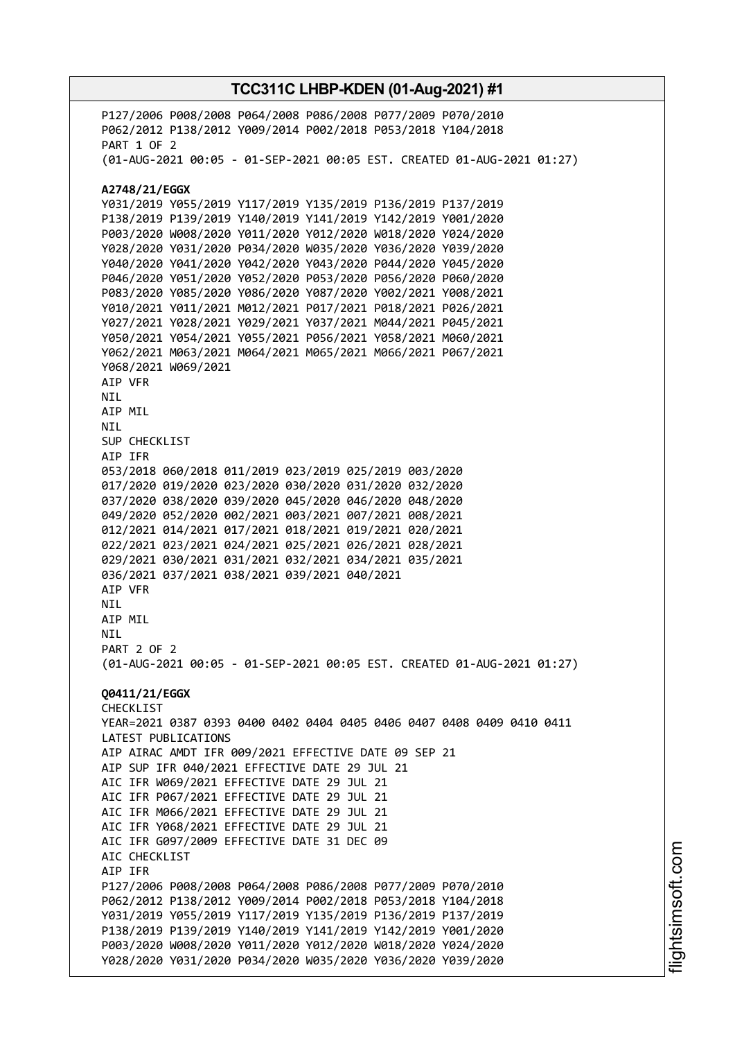P127/2006 P008/2008 P064/2008 P086/2008 P077/2009 P070/2010
P062/2012 P138/2012 Y009/2014 P002/2018 P053/2018 Y104/2018
PART 1 OF 2
(01-AUG-2021 00:05 - 01-SEP-2021 00:05 EST. CREATED 01-AUG-2021 01:27)

**A2748/21/EGGX**
Y031/2019 Y055/2019 Y117/2019 Y135/2019 P136/2019 P137/2019
P138/2019 P139/2019 Y140/2019 Y141/2019 Y142/2019 Y001/2020
P003/2020 W008/2020 Y011/2020 Y012/2020 W018/2020 Y024/2020
Y028/2020 Y031/2020 P034/2020 W035/2020 Y036/2020 Y039/2020
Y040/2020 Y041/2020 Y042/2020 Y043/2020 P044/2020 Y045/2020
P046/2020 Y051/2020 Y052/2020 P053/2020 P056/2020 P060/2020
P083/2020 Y085/2020 Y086/2020 Y087/2020 Y002/2021 Y008/2021
Y010/2021 Y011/2021 M012/2021 P017/2021 P018/2021 P026/2021
Y027/2021 Y028/2021 Y029/2021 Y037/2021 M044/2021 P045/2021
Y050/2021 Y054/2021 Y055/2021 P056/2021 Y058/2021 M060/2021
Y062/2021 M063/2021 M064/2021 M065/2021 M066/2021 P067/2021
Y068/2021 W069/2021
AIP VFR
NIL
AIP MIL
NIL
SUP CHECKLIST
AIP IFR
053/2018 060/2018 011/2019 023/2019 025/2019 003/2020
017/2020 019/2020 023/2020 030/2020 031/2020 032/2020
037/2020 038/2020 039/2020 045/2020 046/2020 048/2020
049/2020 052/2020 002/2021 003/2021 007/2021 008/2021
012/2021 014/2021 017/2021 018/2021 019/2021 020/2021
022/2021 023/2021 024/2021 025/2021 026/2021 028/2021
029/2021 030/2021 031/2021 032/2021 034/2021 035/2021
036/2021 037/2021 038/2021 039/2021 040/2021
AIP VFR
NIL
AIP MIL
NIL
PART 2 OF 2
(01-AUG-2021 00:05 - 01-SEP-2021 00:05 EST. CREATED 01-AUG-2021 01:27)

**Q0411/21/EGGX**
CHECKLIST
YEAR=2021 0387 0393 0400 0402 0404 0405 0406 0407 0408 0409 0410 0411
LATEST PUBLICATIONS
AIP AIRAC AMDT IFR 009/2021 EFFECTIVE DATE 09 SEP 21
AIP SUP IFR 040/2021 EFFECTIVE DATE 29 JUL 21
AIC IFR W069/2021 EFFECTIVE DATE 29 JUL 21
AIC IFR P067/2021 EFFECTIVE DATE 29 JUL 21
AIC IFR M066/2021 EFFECTIVE DATE 29 JUL 21
AIC IFR Y068/2021 EFFECTIVE DATE 29 JUL 21
AIC IFR G097/2009 EFFECTIVE DATE 31 DEC 09
AIC CHECKLIST
AIP IFR
P127/2006 P008/2008 P064/2008 P086/2008 P077/2009 P070/2010
P062/2012 P138/2012 Y009/2014 P002/2018 P053/2018 Y104/2018
Y031/2019 Y055/2019 Y117/2019 Y135/2019 P136/2019 P137/2019
P138/2019 P139/2019 Y140/2019 Y141/2019 Y142/2019 Y001/2020
P003/2020 W008/2020 Y011/2020 Y012/2020 W018/2020 Y024/2020
Y028/2020 Y031/2020 P034/2020 W035/2020 Y036/2020 Y039/2020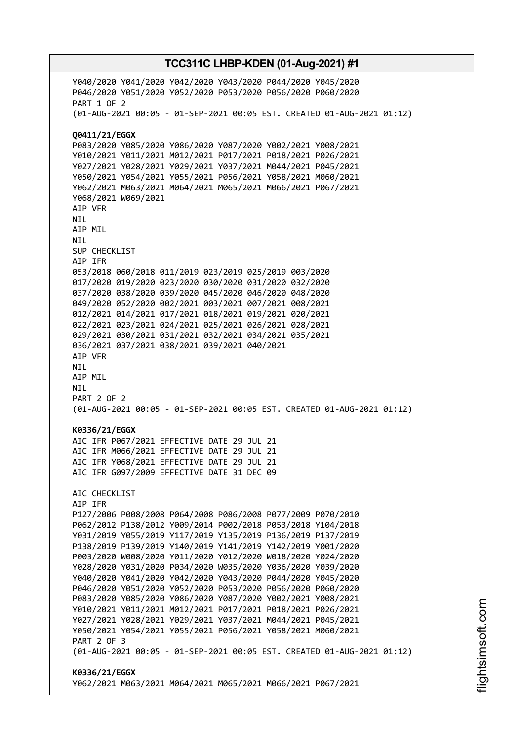Y040/2020 Y041/2020 Y042/2020 Y043/2020 P044/2020 Y045/2020
P046/2020 Y051/2020 Y052/2020 P053/2020 P056/2020 P060/2020
PART 1 OF 2
(01-AUG-2021 00:05 - 01-SEP-2021 00:05 EST. CREATED 01-AUG-2021 01:12)

**Q0411/21/EGGX**
P083/2020 Y085/2020 Y086/2020 Y087/2020 Y002/2021 Y008/2021
Y010/2021 Y011/2021 M012/2021 P017/2021 P018/2021 P026/2021
Y027/2021 Y028/2021 Y029/2021 Y037/2021 M044/2021 P045/2021
Y050/2021 Y054/2021 Y055/2021 P056/2021 Y058/2021 M060/2021
Y062/2021 M063/2021 M064/2021 M065/2021 M066/2021 P067/2021
Y068/2021 W069/2021
AIP VFR
NIL
AIP MIL
NIL
SUP CHECKLIST
AIP IFR
053/2018 060/2018 011/2019 023/2019 025/2019 003/2020
017/2020 019/2020 023/2020 030/2020 031/2020 032/2020
037/2020 038/2020 039/2020 045/2020 046/2020 048/2020
049/2020 052/2020 002/2021 003/2021 007/2021 008/2021
012/2021 014/2021 017/2021 018/2021 019/2021 020/2021
022/2021 023/2021 024/2021 025/2021 026/2021 028/2021
029/2021 030/2021 031/2021 032/2021 034/2021 035/2021
036/2021 037/2021 038/2021 039/2021 040/2021
AIP VFR
NIL
AIP MIL
NIL
PART 2 OF 2
(01-AUG-2021 00:05 - 01-SEP-2021 00:05 EST. CREATED 01-AUG-2021 01:12)

**K0336/21/EGGX**
AIC IFR P067/2021 EFFECTIVE DATE 29 JUL 21
AIC IFR M066/2021 EFFECTIVE DATE 29 JUL 21
AIC IFR Y068/2021 EFFECTIVE DATE 29 JUL 21
AIC IFR G097/2009 EFFECTIVE DATE 31 DEC 09

AIC CHECKLIST
AIP IFR
P127/2006 P008/2008 P064/2008 P086/2008 P077/2009 P070/2010
P062/2012 P138/2012 Y009/2014 P002/2018 P053/2018 Y104/2018
Y031/2019 Y055/2019 Y117/2019 Y135/2019 P136/2019 P137/2019
P138/2019 P139/2019 Y140/2019 Y141/2019 Y142/2019 Y001/2020
P003/2020 W008/2020 Y011/2020 Y012/2020 W018/2020 Y024/2020
Y028/2020 Y031/2020 P034/2020 W035/2020 Y036/2020 Y039/2020
Y040/2020 Y041/2020 Y042/2020 Y043/2020 P044/2020 Y045/2020
P046/2020 Y051/2020 Y052/2020 P053/2020 P056/2020 P060/2020
P083/2020 Y085/2020 Y086/2020 Y087/2020 Y002/2021 Y008/2021
Y010/2021 Y011/2021 M012/2021 P017/2021 P018/2021 P026/2021
Y027/2021 Y028/2021 Y029/2021 Y037/2021 M044/2021 P045/2021
Y050/2021 Y054/2021 Y055/2021 P056/2021 Y058/2021 M060/2021
PART 2 OF 3
(01-AUG-2021 00:05 - 01-SEP-2021 00:05 EST. CREATED 01-AUG-2021 01:12)

**K0336/21/EGGX**
Y062/2021 M063/2021 M064/2021 M065/2021 M066/2021 P067/2021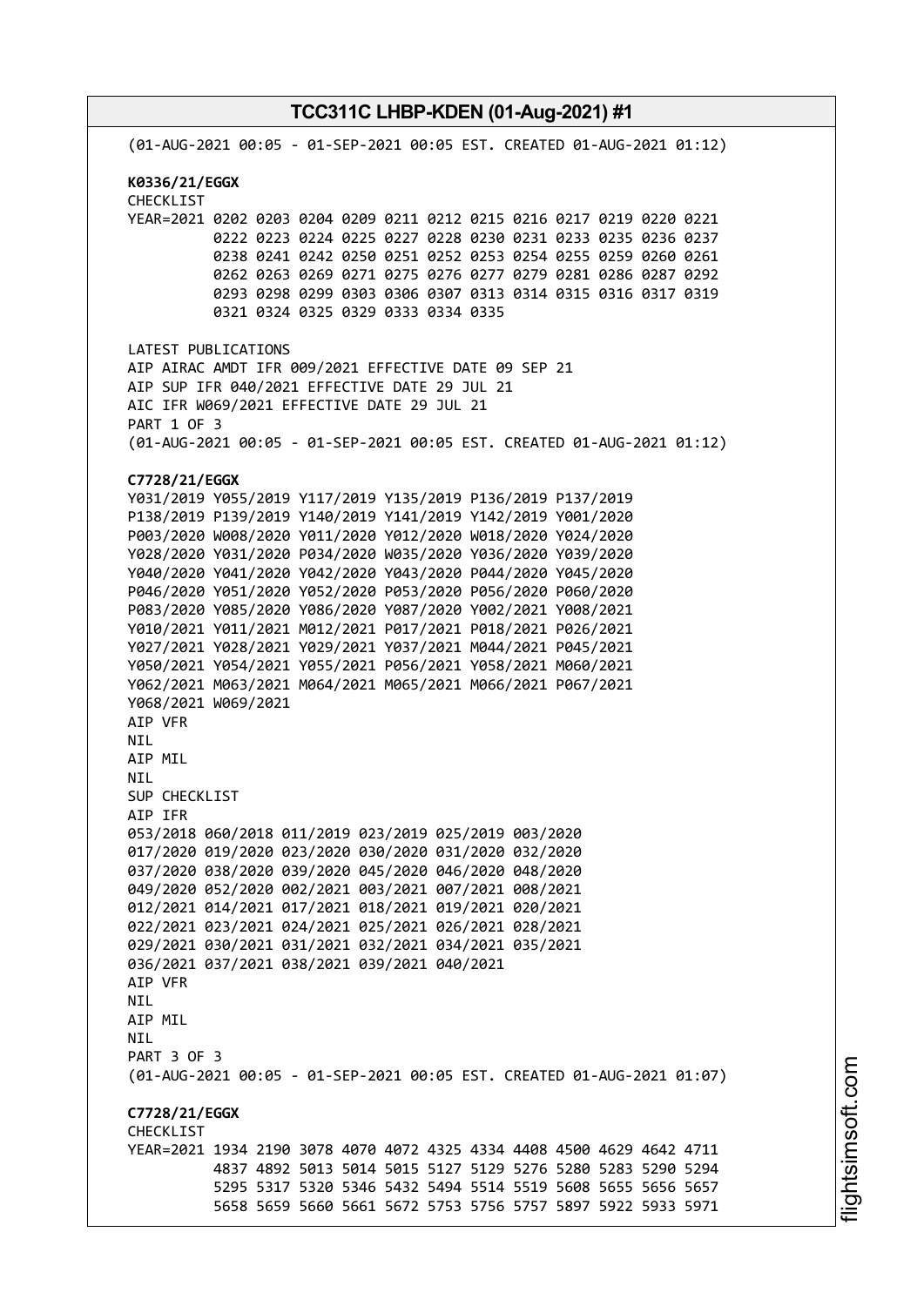(01-AUG-2021 00:05 - 01-SEP-2021 00:05 EST. CREATED 01-AUG-2021 01:12)

**K0336/21/EGGX**
CHECKLIST
YEAR=2021 0202 0203 0204 0209 0211 0212 0215 0216 0217 0219 0220 0221
0222 0223 0224 0225 0227 0228 0230 0231 0233 0235 0236 0237
0238 0241 0242 0250 0251 0252 0253 0254 0255 0259 0260 0261
0262 0263 0269 0271 0275 0276 0277 0279 0281 0286 0287 0292
0293 0298 0299 0303 0306 0307 0313 0314 0315 0316 0317 0319
0321 0324 0325 0329 0333 0334 0335

LATEST PUBLICATIONS
AIP AIRAC AMDT IFR 009/2021 EFFECTIVE DATE 09 SEP 21
AIP SUP IFR 040/2021 EFFECTIVE DATE 29 JUL 21
AIC IFR W069/2021 EFFECTIVE DATE 29 JUL 21
PART 1 OF 3
(01-AUG-2021 00:05 - 01-SEP-2021 00:05 EST. CREATED 01-AUG-2021 01:12)

**C7728/21/EGGX**
Y031/2019 Y055/2019 Y117/2019 Y135/2019 P136/2019 P137/2019
P138/2019 P139/2019 Y140/2019 Y141/2019 Y142/2019 Y001/2020
P003/2020 W008/2020 Y011/2020 Y012/2020 W018/2020 Y024/2020
Y028/2020 Y031/2020 P034/2020 W035/2020 Y036/2020 Y039/2020
Y040/2020 Y041/2020 Y042/2020 Y043/2020 P044/2020 Y045/2020
P046/2020 Y051/2020 Y052/2020 P053/2020 P056/2020 P060/2020
P083/2020 Y085/2020 Y086/2020 Y087/2020 Y002/2021 Y008/2021
Y010/2021 Y011/2021 M012/2021 P017/2021 P018/2021 P026/2021
Y027/2021 Y028/2021 Y029/2021 Y037/2021 M044/2021 P045/2021
Y050/2021 Y054/2021 Y055/2021 P056/2021 Y058/2021 M060/2021
Y062/2021 M063/2021 M064/2021 M065/2021 M066/2021 P067/2021
Y068/2021 W069/2021
AIP VFR
NIL
AIP MIL
NIL
SUP CHECKLIST
AIP IFR
053/2018 060/2018 011/2019 023/2019 025/2019 003/2020
017/2020 019/2020 023/2020 030/2020 031/2020 032/2020
037/2020 038/2020 039/2020 045/2020 046/2020 048/2020
049/2020 052/2020 002/2021 003/2021 007/2021 008/2021
012/2021 014/2021 017/2021 018/2021 019/2021 020/2021
022/2021 023/2021 024/2021 025/2021 026/2021 028/2021
029/2021 030/2021 031/2021 032/2021 034/2021 035/2021
036/2021 037/2021 038/2021 039/2021 040/2021
AIP VFR
NIL
AIP MIL
NIL
PART 3 OF 3
(01-AUG-2021 00:05 - 01-SEP-2021 00:05 EST. CREATED 01-AUG-2021 01:07)

**C7728/21/EGGX**
CHECKLIST
YEAR=2021 1934 2190 3078 4070 4072 4325 4334 4408 4500 4629 4642 4711
4837 4892 5013 5014 5015 5127 5129 5276 5280 5283 5290 5294
5295 5317 5320 5346 5432 5494 5514 5519 5608 5655 5656 5657
5658 5659 5660 5661 5672 5753 5756 5757 5897 5922 5933 5971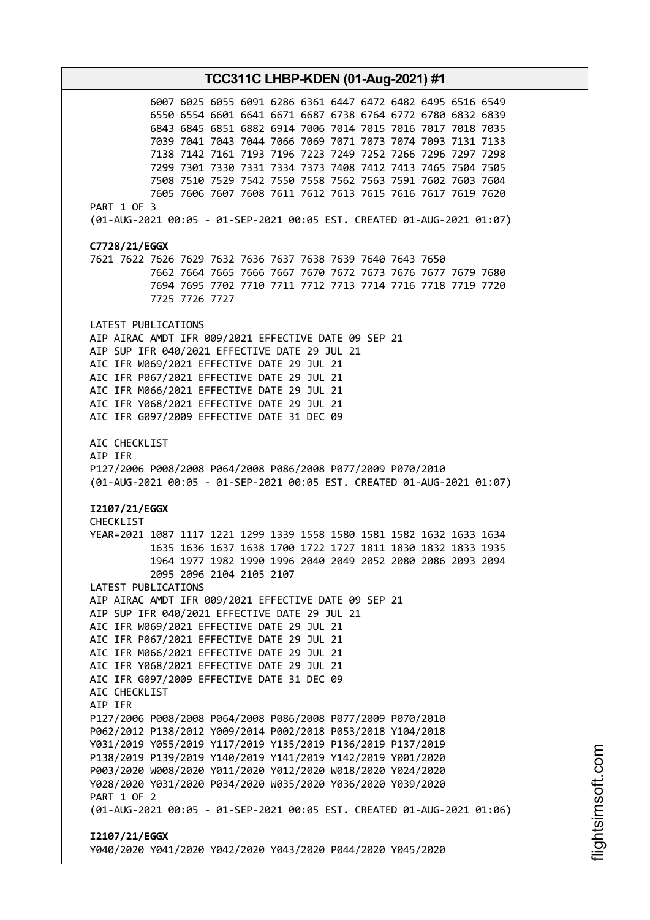```
          6007 6025 6055 6091 6286 6361 6447 6472 6482 6495 6516 6549
          6550 6554 6601 6641 6671 6687 6738 6764 6772 6780 6832 6839
          6843 6845 6851 6882 6914 7006 7014 7015 7016 7017 7018 7035
          7039 7041 7043 7044 7066 7069 7071 7073 7074 7093 7131 7133
          7138 7142 7161 7193 7196 7223 7249 7252 7266 7296 7297 7298
          7299 7301 7330 7331 7334 7373 7408 7412 7413 7465 7504 7505
          7508 7510 7529 7542 7550 7558 7562 7563 7591 7602 7603 7604
          7605 7606 7607 7608 7611 7612 7613 7615 7616 7617 7619 7620
PART 1 OF 3
(01-AUG-2021 00:05 - 01-SEP-2021 00:05 EST. CREATED 01-AUG-2021 01:07)
```

**C7728/21/EGGX**

```
7621 7622 7626 7629 7632 7636 7637 7638 7639 7640 7643 7650
          7662 7664 7665 7666 7667 7670 7672 7673 7676 7677 7679 7680
          7694 7695 7702 7710 7711 7712 7713 7714 7716 7718 7719 7720
          7725 7726 7727

LATEST PUBLICATIONS
AIP AIRAC AMDT IFR 009/2021 EFFECTIVE DATE 09 SEP 21
AIP SUP IFR 040/2021 EFFECTIVE DATE 29 JUL 21
AIC IFR W069/2021 EFFECTIVE DATE 29 JUL 21
AIC IFR P067/2021 EFFECTIVE DATE 29 JUL 21
AIC IFR M066/2021 EFFECTIVE DATE 29 JUL 21
AIC IFR Y068/2021 EFFECTIVE DATE 29 JUL 21
AIC IFR G097/2009 EFFECTIVE DATE 31 DEC 09

AIC CHECKLIST
AIP IFR
P127/2006 P008/2008 P064/2008 P086/2008 P077/2009 P070/2010
(01-AUG-2021 00:05 - 01-SEP-2021 00:05 EST. CREATED 01-AUG-2021 01:07)
```

**I2107/21/EGGX**

```
CHECKLIST
YEAR=2021 1087 1117 1221 1299 1339 1558 1580 1581 1582 1632 1633 1634
          1635 1636 1637 1638 1700 1722 1727 1811 1830 1832 1833 1935
          1964 1977 1982 1990 1996 2040 2049 2052 2080 2086 2093 2094
          2095 2096 2104 2105 2107
LATEST PUBLICATIONS
AIP AIRAC AMDT IFR 009/2021 EFFECTIVE DATE 09 SEP 21
AIP SUP IFR 040/2021 EFFECTIVE DATE 29 JUL 21
AIC IFR W069/2021 EFFECTIVE DATE 29 JUL 21
AIC IFR P067/2021 EFFECTIVE DATE 29 JUL 21
AIC IFR M066/2021 EFFECTIVE DATE 29 JUL 21
AIC IFR Y068/2021 EFFECTIVE DATE 29 JUL 21
AIC IFR G097/2009 EFFECTIVE DATE 31 DEC 09
AIC CHECKLIST
AIP IFR
P127/2006 P008/2008 P064/2008 P086/2008 P077/2009 P070/2010
P062/2012 P138/2012 Y009/2014 P002/2018 P053/2018 Y104/2018
Y031/2019 Y055/2019 Y117/2019 Y135/2019 P136/2019 P137/2019
P138/2019 P139/2019 Y140/2019 Y141/2019 Y142/2019 Y001/2020
P003/2020 W008/2020 Y011/2020 Y012/2020 W018/2020 Y024/2020
Y028/2020 Y031/2020 P034/2020 W035/2020 Y036/2020 Y039/2020
PART 1 OF 2
(01-AUG-2021 00:05 - 01-SEP-2021 00:05 EST. CREATED 01-AUG-2021 01:06)
```

**I2107/21/EGGX**

```
Y040/2020 Y041/2020 Y042/2020 Y043/2020 P044/2020 Y045/2020
```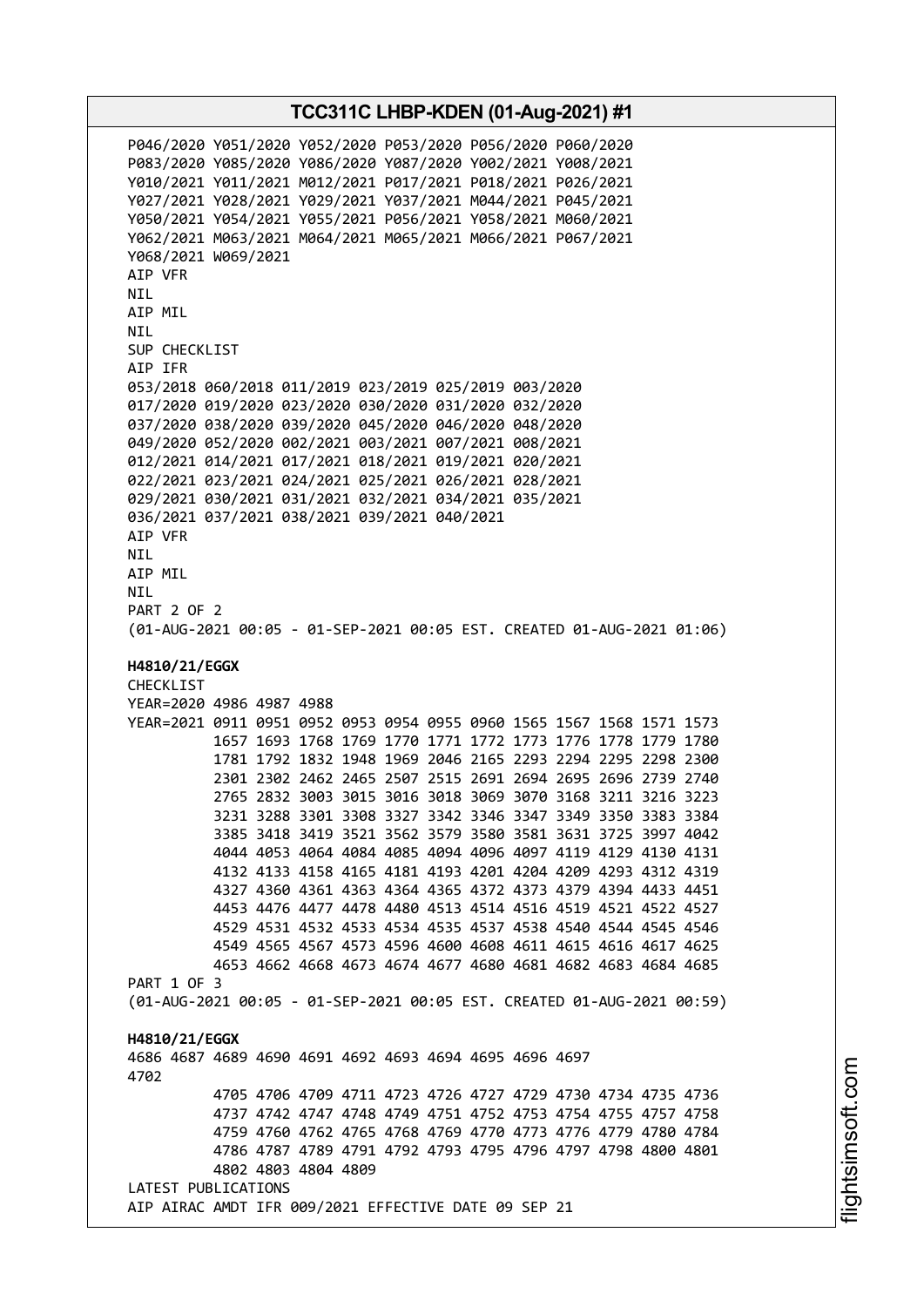P046/2020 Y051/2020 Y052/2020 P053/2020 P056/2020 P060/2020
P083/2020 Y085/2020 Y086/2020 Y087/2020 Y002/2021 Y008/2021
Y010/2021 Y011/2021 M012/2021 P017/2021 P018/2021 P026/2021
Y027/2021 Y028/2021 Y029/2021 Y037/2021 M044/2021 P045/2021
Y050/2021 Y054/2021 Y055/2021 P056/2021 Y058/2021 M060/2021
Y062/2021 M063/2021 M064/2021 M065/2021 M066/2021 P067/2021
Y068/2021 W069/2021
AIP VFR
NIL
AIP MIL
NIL
SUP CHECKLIST
AIP IFR
053/2018 060/2018 011/2019 023/2019 025/2019 003/2020
017/2020 019/2020 023/2020 030/2020 031/2020 032/2020
037/2020 038/2020 039/2020 045/2020 046/2020 048/2020
049/2020 052/2020 002/2021 003/2021 007/2021 008/2021
012/2021 014/2021 017/2021 018/2021 019/2021 020/2021
022/2021 023/2021 024/2021 025/2021 026/2021 028/2021
029/2021 030/2021 031/2021 032/2021 034/2021 035/2021
036/2021 037/2021 038/2021 039/2021 040/2021
AIP VFR
NIL
AIP MIL
NIL
PART 2 OF 2
(01-AUG-2021 00:05 - 01-SEP-2021 00:05 EST. CREATED 01-AUG-2021 01:06)

**H4810/21/EGGX**
CHECKLIST
YEAR=2020 4986 4987 4988
YEAR=2021 0911 0951 0952 0953 0954 0955 0960 1565 1567 1568 1571 1573
1657 1693 1768 1769 1770 1771 1772 1773 1776 1778 1779 1780
1781 1792 1832 1948 1969 2046 2165 2293 2294 2295 2298 2300
2301 2302 2462 2465 2507 2515 2691 2694 2695 2696 2739 2740
2765 2832 3003 3015 3016 3018 3069 3070 3168 3211 3216 3223
3231 3288 3301 3308 3327 3342 3346 3347 3349 3350 3383 3384
3385 3418 3419 3521 3562 3579 3580 3581 3631 3725 3997 4042
4044 4053 4064 4084 4085 4094 4096 4097 4119 4129 4130 4131
4132 4133 4158 4165 4181 4193 4201 4204 4209 4293 4312 4319
4327 4360 4361 4363 4364 4365 4372 4373 4379 4394 4433 4451
4453 4476 4477 4478 4480 4513 4514 4516 4519 4521 4522 4527
4529 4531 4532 4533 4534 4535 4537 4538 4540 4544 4545 4546
4549 4565 4567 4573 4596 4600 4608 4611 4615 4616 4617 4625
4653 4662 4668 4673 4674 4677 4680 4681 4682 4683 4684 4685
PART 1 OF 3
(01-AUG-2021 00:05 - 01-SEP-2021 00:05 EST. CREATED 01-AUG-2021 00:59)

**H4810/21/EGGX**
4686 4687 4689 4690 4691 4692 4693 4694 4695 4696 4697
4702
4705 4706 4709 4711 4723 4726 4727 4729 4730 4734 4735 4736
4737 4742 4747 4748 4749 4751 4752 4753 4754 4755 4757 4758
4759 4760 4762 4765 4768 4769 4770 4773 4776 4779 4780 4784
4786 4787 4789 4791 4792 4793 4795 4796 4797 4798 4800 4801
4802 4803 4804 4809
LATEST PUBLICATIONS
AIP AIRAC AMDT IFR 009/2021 EFFECTIVE DATE 09 SEP 21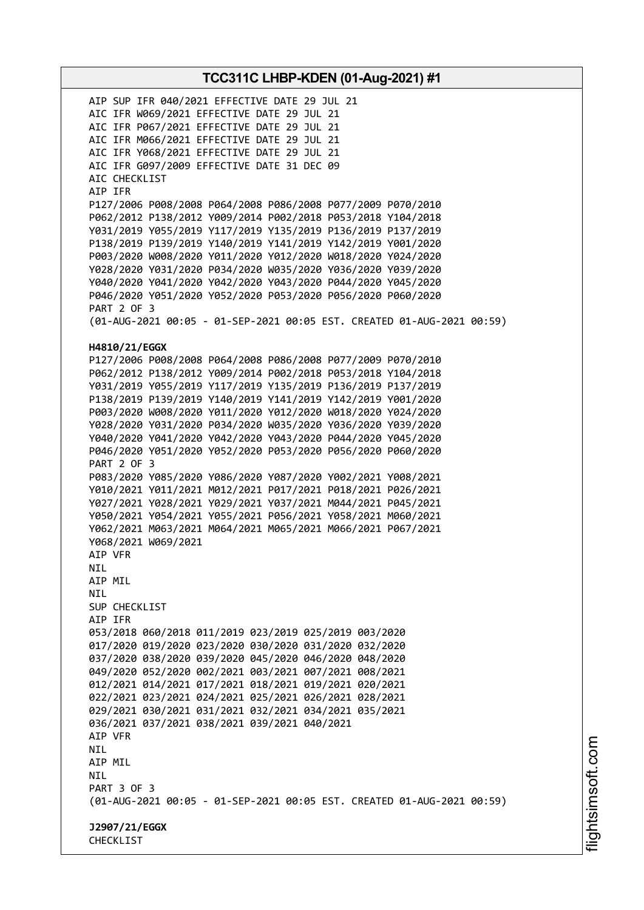AIP SUP IFR 040/2021 EFFECTIVE DATE 29 JUL 21
AIC IFR W069/2021 EFFECTIVE DATE 29 JUL 21
AIC IFR P067/2021 EFFECTIVE DATE 29 JUL 21
AIC IFR M066/2021 EFFECTIVE DATE 29 JUL 21
AIC IFR Y068/2021 EFFECTIVE DATE 29 JUL 21
AIC IFR G097/2009 EFFECTIVE DATE 31 DEC 09
AIC CHECKLIST
AIP IFR
P127/2006 P008/2008 P064/2008 P086/2008 P077/2009 P070/2010
P062/2012 P138/2012 Y009/2014 P002/2018 P053/2018 Y104/2018
Y031/2019 Y055/2019 Y117/2019 Y135/2019 P136/2019 P137/2019
P138/2019 P139/2019 Y140/2019 Y141/2019 Y142/2019 Y001/2020
P003/2020 W008/2020 Y011/2020 Y012/2020 W018/2020 Y024/2020
Y028/2020 Y031/2020 P034/2020 W035/2020 Y036/2020 Y039/2020
Y040/2020 Y041/2020 Y042/2020 Y043/2020 P044/2020 Y045/2020
P046/2020 Y051/2020 Y052/2020 P053/2020 P056/2020 P060/2020
PART 2 OF 3
(01-AUG-2021 00:05 - 01-SEP-2021 00:05 EST. CREATED 01-AUG-2021 00:59)

**H4810/21/EGGX**
P127/2006 P008/2008 P064/2008 P086/2008 P077/2009 P070/2010
P062/2012 P138/2012 Y009/2014 P002/2018 P053/2018 Y104/2018
Y031/2019 Y055/2019 Y117/2019 Y135/2019 P136/2019 P137/2019
P138/2019 P139/2019 Y140/2019 Y141/2019 Y142/2019 Y001/2020
P003/2020 W008/2020 Y011/2020 Y012/2020 W018/2020 Y024/2020
Y028/2020 Y031/2020 P034/2020 W035/2020 Y036/2020 Y039/2020
Y040/2020 Y041/2020 Y042/2020 Y043/2020 P044/2020 Y045/2020
P046/2020 Y051/2020 Y052/2020 P053/2020 P056/2020 P060/2020
PART 2 OF 3
P083/2020 Y085/2020 Y086/2020 Y087/2020 Y002/2021 Y008/2021
Y010/2021 Y011/2021 M012/2021 P017/2021 P018/2021 P026/2021
Y027/2021 Y028/2021 Y029/2021 Y037/2021 M044/2021 P045/2021
Y050/2021 Y054/2021 Y055/2021 P056/2021 Y058/2021 M060/2021
Y062/2021 M063/2021 M064/2021 M065/2021 M066/2021 P067/2021
Y068/2021 W069/2021
AIP VFR
NIL
AIP MIL
NIL
SUP CHECKLIST
AIP IFR
053/2018 060/2018 011/2019 023/2019 025/2019 003/2020
017/2020 019/2020 023/2020 030/2020 031/2020 032/2020
037/2020 038/2020 039/2020 045/2020 046/2020 048/2020
049/2020 052/2020 002/2021 003/2021 007/2021 008/2021
012/2021 014/2021 017/2021 018/2021 019/2021 020/2021
022/2021 023/2021 024/2021 025/2021 026/2021 028/2021
029/2021 030/2021 031/2021 032/2021 034/2021 035/2021
036/2021 037/2021 038/2021 039/2021 040/2021
AIP VFR
NIL
AIP MIL
NIL
PART 3 OF 3
(01-AUG-2021 00:05 - 01-SEP-2021 00:05 EST. CREATED 01-AUG-2021 00:59)

**J2907/21/EGGX**
CHECKLIST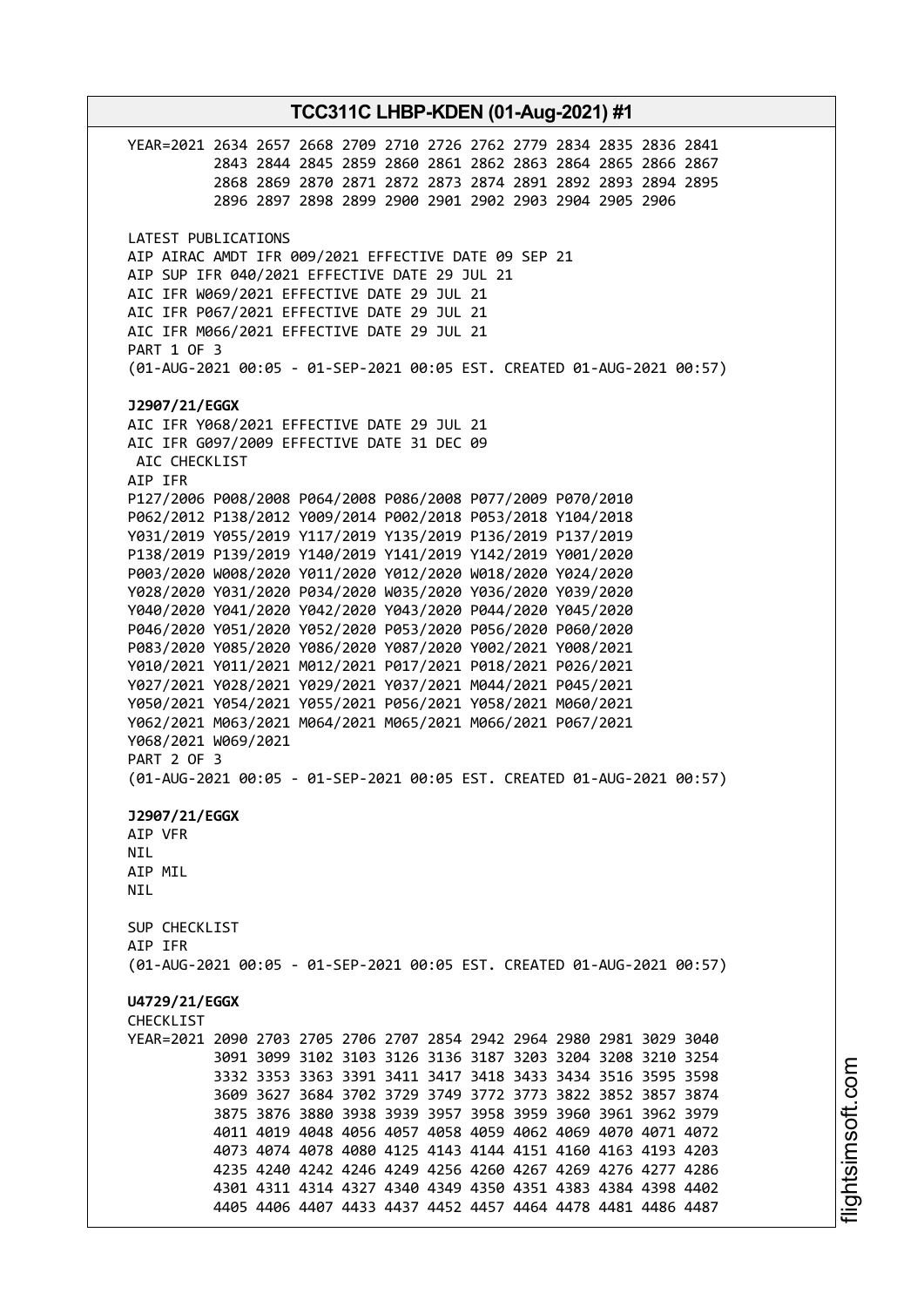```
YEAR=2021 2634 2657 2668 2709 2710 2726 2762 2779 2834 2835 2836 2841
          2843 2844 2845 2859 2860 2861 2862 2863 2864 2865 2866 2867
          2868 2869 2870 2871 2872 2873 2874 2891 2892 2893 2894 2895
          2896 2897 2898 2899 2900 2901 2902 2903 2904 2905 2906
```

LATEST PUBLICATIONS
AIP AIRAC AMDT IFR 009/2021 EFFECTIVE DATE 09 SEP 21
AIP SUP IFR 040/2021 EFFECTIVE DATE 29 JUL 21
AIC IFR W069/2021 EFFECTIVE DATE 29 JUL 21
AIC IFR P067/2021 EFFECTIVE DATE 29 JUL 21
AIC IFR M066/2021 EFFECTIVE DATE 29 JUL 21
PART 1 OF 3
(01-AUG-2021 00:05 - 01-SEP-2021 00:05 EST. CREATED 01-AUG-2021 00:57)

**J2907/21/EGGX**
AIC IFR Y068/2021 EFFECTIVE DATE 29 JUL 21
AIC IFR G097/2009 EFFECTIVE DATE 31 DEC 09
AIC CHECKLIST
AIP IFR
P127/2006 P008/2008 P064/2008 P086/2008 P077/2009 P070/2010
P062/2012 P138/2012 Y009/2014 P002/2018 P053/2018 Y104/2018
Y031/2019 Y055/2019 Y117/2019 Y135/2019 P136/2019 P137/2019
P138/2019 P139/2019 Y140/2019 Y141/2019 Y142/2019 Y001/2020
P003/2020 W008/2020 Y011/2020 Y012/2020 W018/2020 Y024/2020
Y028/2020 Y031/2020 P034/2020 W035/2020 Y036/2020 Y039/2020
Y040/2020 Y041/2020 Y042/2020 Y043/2020 P044/2020 Y045/2020
P046/2020 Y051/2020 Y052/2020 P053/2020 P056/2020 P060/2020
P083/2020 Y085/2020 Y086/2020 Y087/2020 Y002/2021 Y008/2021
Y010/2021 Y011/2021 M012/2021 P017/2021 P018/2021 P026/2021
Y027/2021 Y028/2021 Y029/2021 Y037/2021 M044/2021 P045/2021
Y050/2021 Y054/2021 Y055/2021 P056/2021 Y058/2021 M060/2021
Y062/2021 M063/2021 M064/2021 M065/2021 M066/2021 P067/2021
Y068/2021 W069/2021
PART 2 OF 3
(01-AUG-2021 00:05 - 01-SEP-2021 00:05 EST. CREATED 01-AUG-2021 00:57)

**J2907/21/EGGX**
AIP VFR
NIL
AIP MIL
NIL

SUP CHECKLIST
AIP IFR
(01-AUG-2021 00:05 - 01-SEP-2021 00:05 EST. CREATED 01-AUG-2021 00:57)

**U4729/21/EGGX**
CHECKLIST

```
YEAR=2021 2090 2703 2705 2706 2707 2854 2942 2964 2980 2981 3029 3040
          3091 3099 3102 3103 3126 3136 3187 3203 3204 3208 3210 3254
          3332 3353 3363 3391 3411 3417 3418 3433 3434 3516 3595 3598
          3609 3627 3684 3702 3729 3749 3772 3773 3822 3852 3857 3874
          3875 3876 3880 3938 3939 3957 3958 3959 3960 3961 3962 3979
          4011 4019 4048 4056 4057 4058 4059 4062 4069 4070 4071 4072
          4073 4074 4078 4080 4125 4143 4144 4151 4160 4163 4193 4203
          4235 4240 4242 4246 4249 4256 4260 4267 4269 4276 4277 4286
          4301 4311 4314 4327 4340 4349 4350 4351 4383 4384 4398 4402
          4405 4406 4407 4433 4437 4452 4457 4464 4478 4481 4486 4487
```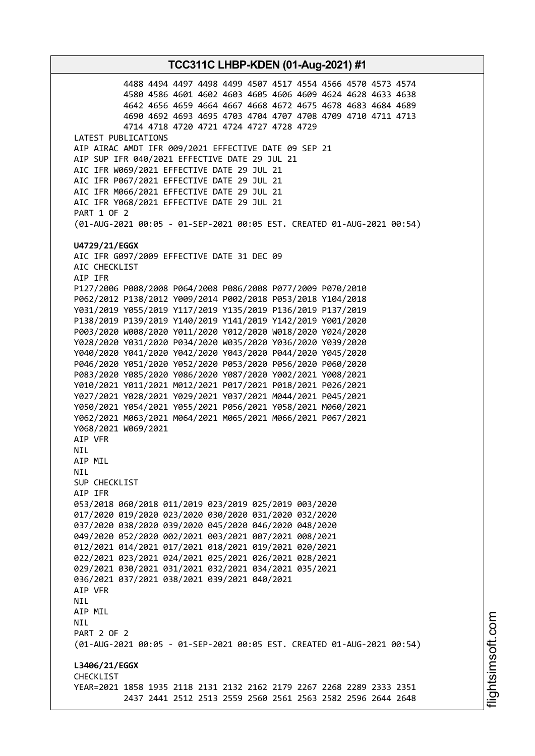```
          4488 4494 4497 4498 4499 4507 4517 4554 4566 4570 4573 4574
          4580 4586 4601 4602 4603 4605 4606 4609 4624 4628 4633 4638
          4642 4656 4659 4664 4667 4668 4672 4675 4678 4683 4684 4689
          4690 4692 4693 4695 4703 4704 4707 4708 4709 4710 4711 4713
          4714 4718 4720 4721 4724 4727 4728 4729
LATEST PUBLICATIONS
AIP AIRAC AMDT IFR 009/2021 EFFECTIVE DATE 09 SEP 21
AIP SUP IFR 040/2021 EFFECTIVE DATE 29 JUL 21
AIC IFR W069/2021 EFFECTIVE DATE 29 JUL 21
AIC IFR P067/2021 EFFECTIVE DATE 29 JUL 21
AIC IFR M066/2021 EFFECTIVE DATE 29 JUL 21
AIC IFR Y068/2021 EFFECTIVE DATE 29 JUL 21
PART 1 OF 2
(01-AUG-2021 00:05 - 01-SEP-2021 00:05 EST. CREATED 01-AUG-2021 00:54)
```

**U4729/21/EGGX**

```
AIC IFR G097/2009 EFFECTIVE DATE 31 DEC 09
AIC CHECKLIST
AIP IFR
P127/2006 P008/2008 P064/2008 P086/2008 P077/2009 P070/2010
P062/2012 P138/2012 Y009/2014 P002/2018 P053/2018 Y104/2018
Y031/2019 Y055/2019 Y117/2019 Y135/2019 P136/2019 P137/2019
P138/2019 P139/2019 Y140/2019 Y141/2019 Y142/2019 Y001/2020
P003/2020 W008/2020 Y011/2020 Y012/2020 W018/2020 Y024/2020
Y028/2020 Y031/2020 P034/2020 W035/2020 Y036/2020 Y039/2020
Y040/2020 Y041/2020 Y042/2020 Y043/2020 P044/2020 Y045/2020
P046/2020 Y051/2020 Y052/2020 P053/2020 P056/2020 P060/2020
P083/2020 Y085/2020 Y086/2020 Y087/2020 Y002/2021 Y008/2021
Y010/2021 Y011/2021 M012/2021 P017/2021 P018/2021 P026/2021
Y027/2021 Y028/2021 Y029/2021 Y037/2021 M044/2021 P045/2021
Y050/2021 Y054/2021 Y055/2021 P056/2021 Y058/2021 M060/2021
Y062/2021 M063/2021 M064/2021 M065/2021 M066/2021 P067/2021
Y068/2021 W069/2021
AIP VFR
NIL
AIP MIL
NIL
SUP CHECKLIST
AIP IFR
053/2018 060/2018 011/2019 023/2019 025/2019 003/2020
017/2020 019/2020 023/2020 030/2020 031/2020 032/2020
037/2020 038/2020 039/2020 045/2020 046/2020 048/2020
049/2020 052/2020 002/2021 003/2021 007/2021 008/2021
012/2021 014/2021 017/2021 018/2021 019/2021 020/2021
022/2021 023/2021 024/2021 025/2021 026/2021 028/2021
029/2021 030/2021 031/2021 032/2021 034/2021 035/2021
036/2021 037/2021 038/2021 039/2021 040/2021
AIP VFR
NIL
AIP MIL
NIL
PART 2 OF 2
(01-AUG-2021 00:05 - 01-SEP-2021 00:05 EST. CREATED 01-AUG-2021 00:54)
```

**L3406/21/EGGX**

```
CHECKLIST
YEAR=2021 1858 1935 2118 2131 2132 2162 2179 2267 2268 2289 2333 2351
          2437 2441 2512 2513 2559 2560 2561 2563 2582 2596 2644 2648
```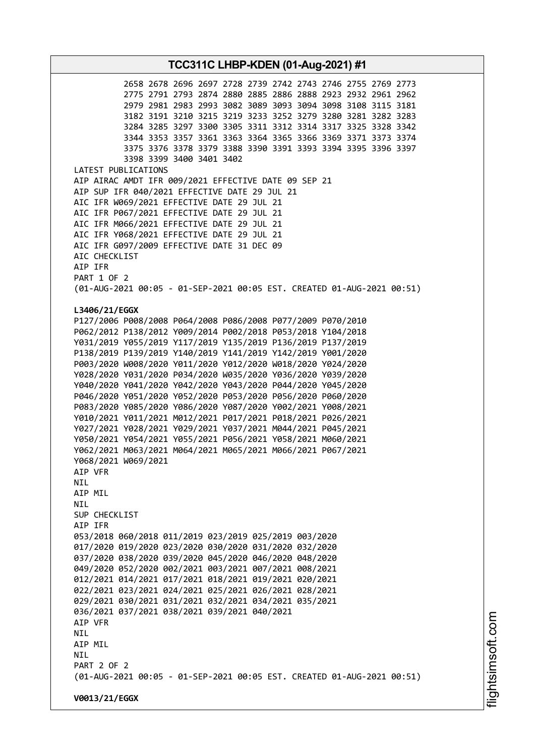2658 2678 2696 2697 2728 2739 2742 2743 2746 2755 2769 2773
2775 2791 2793 2874 2880 2885 2886 2888 2923 2932 2961 2962
2979 2981 2983 2993 3082 3089 3093 3094 3098 3108 3115 3181
3182 3191 3210 3215 3219 3233 3252 3279 3280 3281 3282 3283
3284 3285 3297 3300 3305 3311 3312 3314 3317 3325 3328 3342
3344 3353 3357 3361 3363 3364 3365 3366 3369 3371 3373 3374
3375 3376 3378 3379 3388 3390 3391 3393 3394 3395 3396 3397
3398 3399 3400 3401 3402

LATEST PUBLICATIONS
AIP AIRAC AMDT IFR 009/2021 EFFECTIVE DATE 09 SEP 21
AIP SUP IFR 040/2021 EFFECTIVE DATE 29 JUL 21
AIC IFR W069/2021 EFFECTIVE DATE 29 JUL 21
AIC IFR P067/2021 EFFECTIVE DATE 29 JUL 21
AIC IFR M066/2021 EFFECTIVE DATE 29 JUL 21
AIC IFR Y068/2021 EFFECTIVE DATE 29 JUL 21
AIC IFR G097/2009 EFFECTIVE DATE 31 DEC 09
AIC CHECKLIST
AIP IFR
PART 1 OF 2
(01-AUG-2021 00:05 - 01-SEP-2021 00:05 EST. CREATED 01-AUG-2021 00:51)

**L3406/21/EGGX**
P127/2006 P008/2008 P064/2008 P086/2008 P077/2009 P070/2010
P062/2012 P138/2012 Y009/2014 P002/2018 P053/2018 Y104/2018
Y031/2019 Y055/2019 Y117/2019 Y135/2019 P136/2019 P137/2019
P138/2019 P139/2019 Y140/2019 Y141/2019 Y142/2019 Y001/2020
P003/2020 W008/2020 Y011/2020 Y012/2020 W018/2020 Y024/2020
Y028/2020 Y031/2020 P034/2020 W035/2020 Y036/2020 Y039/2020
Y040/2020 Y041/2020 Y042/2020 Y043/2020 P044/2020 Y045/2020
P046/2020 Y051/2020 Y052/2020 P053/2020 P056/2020 P060/2020
P083/2020 Y085/2020 Y086/2020 Y087/2020 Y002/2021 Y008/2021
Y010/2021 Y011/2021 M012/2021 P017/2021 P018/2021 P026/2021
Y027/2021 Y028/2021 Y029/2021 Y037/2021 M044/2021 P045/2021
Y050/2021 Y054/2021 Y055/2021 P056/2021 Y058/2021 M060/2021
Y062/2021 M063/2021 M064/2021 M065/2021 M066/2021 P067/2021
Y068/2021 W069/2021
AIP VFR
NIL
AIP MIL
NIL
SUP CHECKLIST
AIP IFR
053/2018 060/2018 011/2019 023/2019 025/2019 003/2020
017/2020 019/2020 023/2020 030/2020 031/2020 032/2020
037/2020 038/2020 039/2020 045/2020 046/2020 048/2020
049/2020 052/2020 002/2021 003/2021 007/2021 008/2021
012/2021 014/2021 017/2021 018/2021 019/2021 020/2021
022/2021 023/2021 024/2021 025/2021 026/2021 028/2021
029/2021 030/2021 031/2021 032/2021 034/2021 035/2021
036/2021 037/2021 038/2021 039/2021 040/2021
AIP VFR
NIL
AIP MIL
NIL
PART 2 OF 2
(01-AUG-2021 00:05 - 01-SEP-2021 00:05 EST. CREATED 01-AUG-2021 00:51)

**V0013/21/EGGX**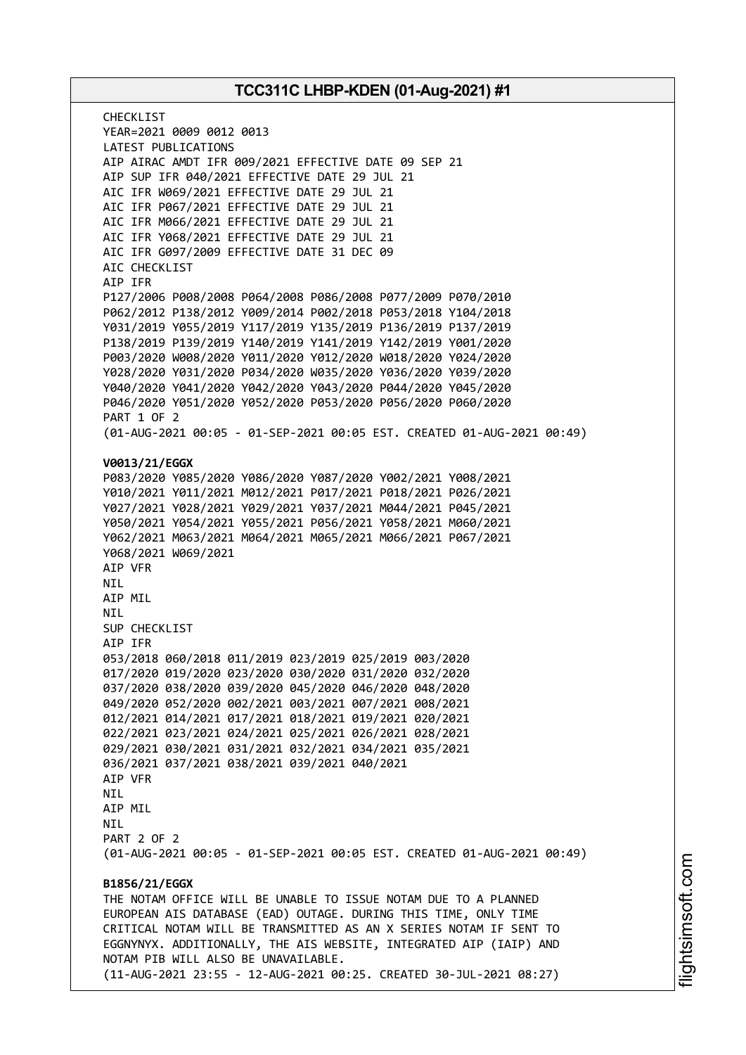CHECKLIST
YEAR=2021 0009 0012 0013
LATEST PUBLICATIONS
AIP AIRAC AMDT IFR 009/2021 EFFECTIVE DATE 09 SEP 21
AIP SUP IFR 040/2021 EFFECTIVE DATE 29 JUL 21
AIC IFR W069/2021 EFFECTIVE DATE 29 JUL 21
AIC IFR P067/2021 EFFECTIVE DATE 29 JUL 21
AIC IFR M066/2021 EFFECTIVE DATE 29 JUL 21
AIC IFR Y068/2021 EFFECTIVE DATE 29 JUL 21
AIC IFR G097/2009 EFFECTIVE DATE 31 DEC 09
AIC CHECKLIST
AIP IFR
P127/2006 P008/2008 P064/2008 P086/2008 P077/2009 P070/2010
P062/2012 P138/2012 Y009/2014 P002/2018 P053/2018 Y104/2018
Y031/2019 Y055/2019 Y117/2019 Y135/2019 P136/2019 P137/2019
P138/2019 P139/2019 Y140/2019 Y141/2019 Y142/2019 Y001/2020
P003/2020 W008/2020 Y011/2020 Y012/2020 W018/2020 Y024/2020
Y028/2020 Y031/2020 P034/2020 W035/2020 Y036/2020 Y039/2020
Y040/2020 Y041/2020 Y042/2020 Y043/2020 P044/2020 Y045/2020
P046/2020 Y051/2020 Y052/2020 P053/2020 P056/2020 P060/2020
PART 1 OF 2
(01-AUG-2021 00:05 - 01-SEP-2021 00:05 EST. CREATED 01-AUG-2021 00:49)

**V0013/21/EGGX**
P083/2020 Y085/2020 Y086/2020 Y087/2020 Y002/2021 Y008/2021
Y010/2021 Y011/2021 M012/2021 P017/2021 P018/2021 P026/2021
Y027/2021 Y028/2021 Y029/2021 Y037/2021 M044/2021 P045/2021
Y050/2021 Y054/2021 Y055/2021 P056/2021 Y058/2021 M060/2021
Y062/2021 M063/2021 M064/2021 M065/2021 M066/2021 P067/2021
Y068/2021 W069/2021
AIP VFR
NIL
AIP MIL
NIL
SUP CHECKLIST
AIP IFR
053/2018 060/2018 011/2019 023/2019 025/2019 003/2020
017/2020 019/2020 023/2020 030/2020 031/2020 032/2020
037/2020 038/2020 039/2020 045/2020 046/2020 048/2020
049/2020 052/2020 002/2021 003/2021 007/2021 008/2021
012/2021 014/2021 017/2021 018/2021 019/2021 020/2021
022/2021 023/2021 024/2021 025/2021 026/2021 028/2021
029/2021 030/2021 031/2021 032/2021 034/2021 035/2021
036/2021 037/2021 038/2021 039/2021 040/2021
AIP VFR
NIL
AIP MIL
NIL
PART 2 OF 2
(01-AUG-2021 00:05 - 01-SEP-2021 00:05 EST. CREATED 01-AUG-2021 00:49)

**B1856/21/EGGX**
THE NOTAM OFFICE WILL BE UNABLE TO ISSUE NOTAM DUE TO A PLANNED EUROPEAN AIS DATABASE (EAD) OUTAGE. DURING THIS TIME, ONLY TIME CRITICAL NOTAM WILL BE TRANSMITTED AS AN X SERIES NOTAM IF SENT TO EGGNYNYX. ADDITIONALLY, THE AIS WEBSITE, INTEGRATED AIP (IAIP) AND NOTAM PIB WILL ALSO BE UNAVAILABLE.
(11-AUG-2021 23:55 - 12-AUG-2021 00:25. CREATED 30-JUL-2021 08:27)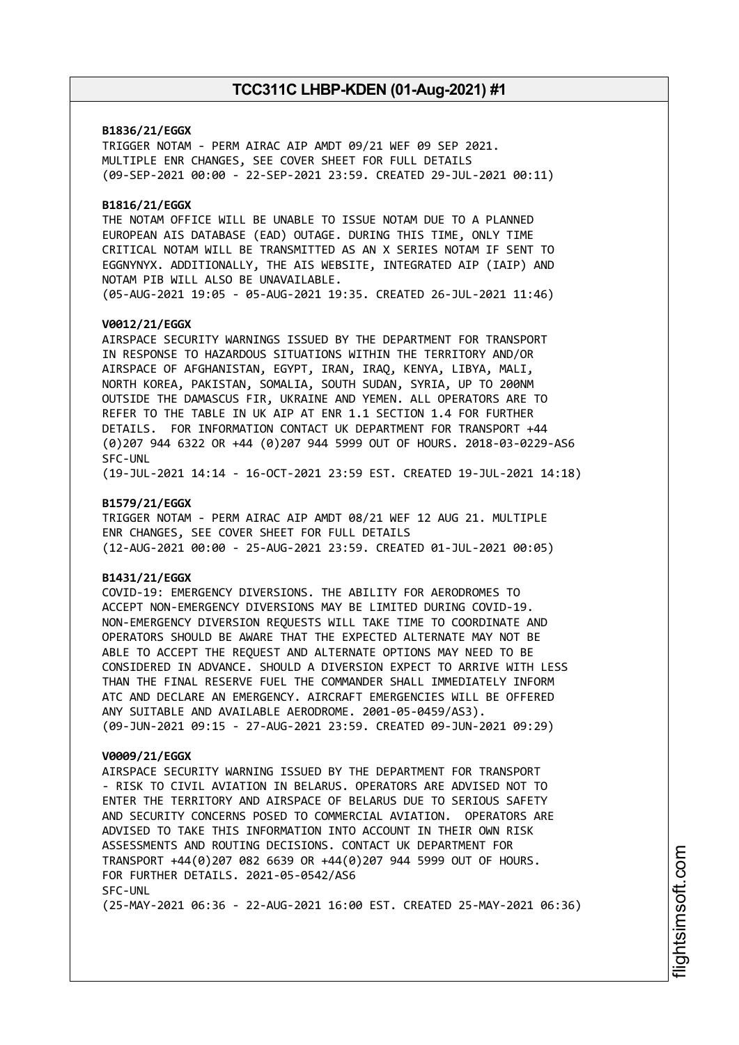**B1836/21/EGGX**
TRIGGER NOTAM - PERM AIRAC AIP AMDT 09/21 WEF 09 SEP 2021.
MULTIPLE ENR CHANGES, SEE COVER SHEET FOR FULL DETAILS
(09-SEP-2021 00:00 - 22-SEP-2021 23:59. CREATED 29-JUL-2021 00:11)

**B1816/21/EGGX**
THE NOTAM OFFICE WILL BE UNABLE TO ISSUE NOTAM DUE TO A PLANNED
EUROPEAN AIS DATABASE (EAD) OUTAGE. DURING THIS TIME, ONLY TIME
CRITICAL NOTAM WILL BE TRANSMITTED AS AN X SERIES NOTAM IF SENT TO
EGGNYNYX. ADDITIONALLY, THE AIS WEBSITE, INTEGRATED AIP (IAIP) AND
NOTAM PIB WILL ALSO BE UNAVAILABLE.
(05-AUG-2021 19:05 - 05-AUG-2021 19:35. CREATED 26-JUL-2021 11:46)

**V0012/21/EGGX**
AIRSPACE SECURITY WARNINGS ISSUED BY THE DEPARTMENT FOR TRANSPORT
IN RESPONSE TO HAZARDOUS SITUATIONS WITHIN THE TERRITORY AND/OR
AIRSPACE OF AFGHANISTAN, EGYPT, IRAN, IRAQ, KENYA, LIBYA, MALI,
NORTH KOREA, PAKISTAN, SOMALIA, SOUTH SUDAN, SYRIA, UP TO 200NM
OUTSIDE THE DAMASCUS FIR, UKRAINE AND YEMEN. ALL OPERATORS ARE TO
REFER TO THE TABLE IN UK AIP AT ENR 1.1 SECTION 1.4 FOR FURTHER
DETAILS. FOR INFORMATION CONTACT UK DEPARTMENT FOR TRANSPORT +44
(0)207 944 6322 OR +44 (0)207 944 5999 OUT OF HOURS. 2018-03-0229-AS6
SFC-UNL
(19-JUL-2021 14:14 - 16-OCT-2021 23:59 EST. CREATED 19-JUL-2021 14:18)

**B1579/21/EGGX**
TRIGGER NOTAM - PERM AIRAC AIP AMDT 08/21 WEF 12 AUG 21. MULTIPLE
ENR CHANGES, SEE COVER SHEET FOR FULL DETAILS
(12-AUG-2021 00:00 - 25-AUG-2021 23:59. CREATED 01-JUL-2021 00:05)

**B1431/21/EGGX**
COVID-19: EMERGENCY DIVERSIONS. THE ABILITY FOR AERODROMES TO
ACCEPT NON-EMERGENCY DIVERSIONS MAY BE LIMITED DURING COVID-19.
NON-EMERGENCY DIVERSION REQUESTS WILL TAKE TIME TO COORDINATE AND
OPERATORS SHOULD BE AWARE THAT THE EXPECTED ALTERNATE MAY NOT BE
ABLE TO ACCEPT THE REQUEST AND ALTERNATE OPTIONS MAY NEED TO BE
CONSIDERED IN ADVANCE. SHOULD A DIVERSION EXPECT TO ARRIVE WITH LESS
THAN THE FINAL RESERVE FUEL THE COMMANDER SHALL IMMEDIATELY INFORM
ATC AND DECLARE AN EMERGENCY. AIRCRAFT EMERGENCIES WILL BE OFFERED
ANY SUITABLE AND AVAILABLE AERODROME. 2001-05-0459/AS3).
(09-JUN-2021 09:15 - 27-AUG-2021 23:59. CREATED 09-JUN-2021 09:29)

**V0009/21/EGGX**
AIRSPACE SECURITY WARNING ISSUED BY THE DEPARTMENT FOR TRANSPORT
- RISK TO CIVIL AVIATION IN BELARUS. OPERATORS ARE ADVISED NOT TO
ENTER THE TERRITORY AND AIRSPACE OF BELARUS DUE TO SERIOUS SAFETY
AND SECURITY CONCERNS POSED TO COMMERCIAL AVIATION. OPERATORS ARE
ADVISED TO TAKE THIS INFORMATION INTO ACCOUNT IN THEIR OWN RISK
ASSESSMENTS AND ROUTING DECISIONS. CONTACT UK DEPARTMENT FOR
TRANSPORT +44(0)207 082 6639 OR +44(0)207 944 5999 OUT OF HOURS.
FOR FURTHER DETAILS. 2021-05-0542/AS6
SFC-UNL
(25-MAY-2021 06:36 - 22-AUG-2021 16:00 EST. CREATED 25-MAY-2021 06:36)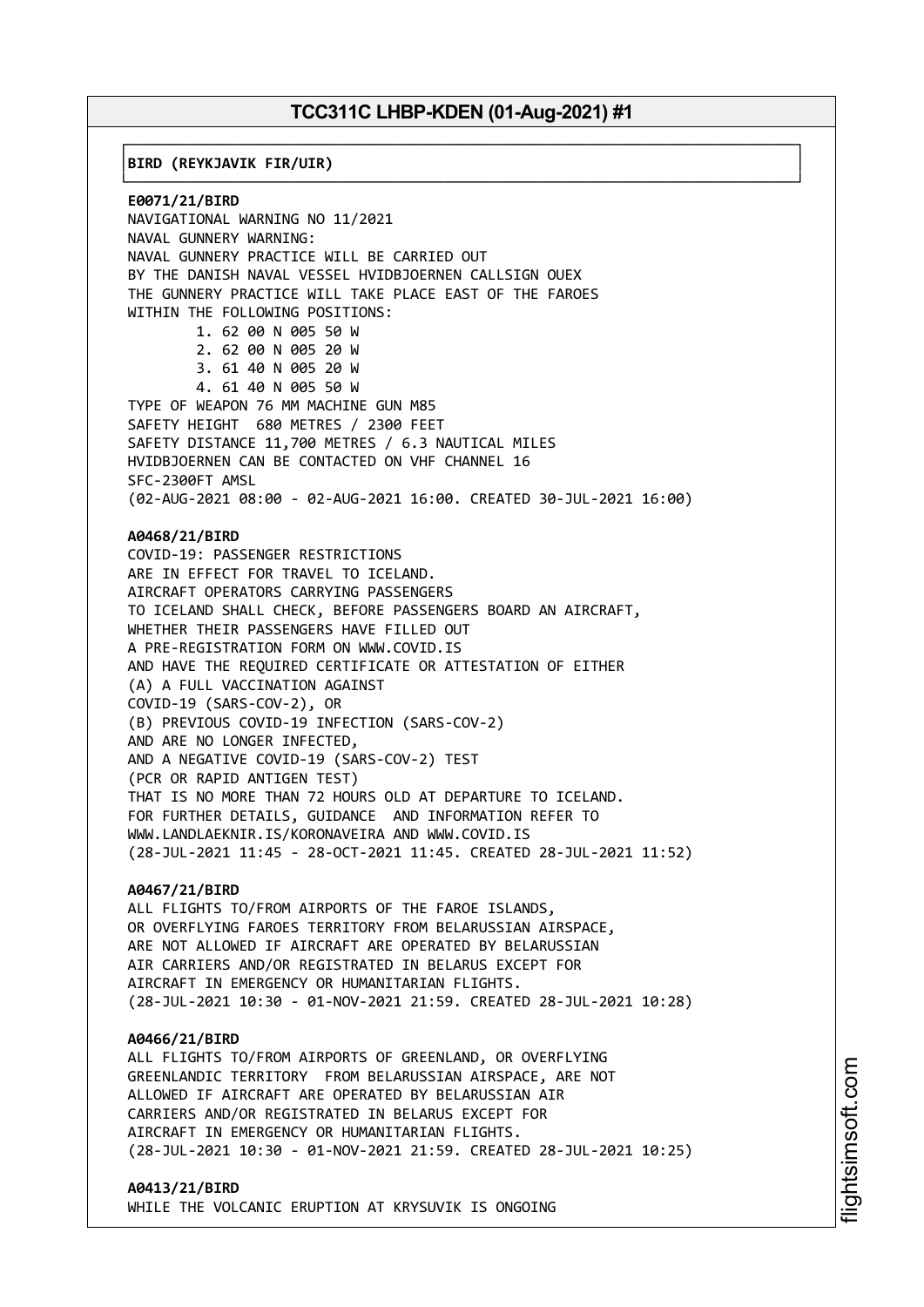**BIRD (REYKJAVIK FIR/UIR)**

**E0071/21/BIRD**
NAVIGATIONAL WARNING NO 11/2021
NAVAL GUNNERY WARNING:
NAVAL GUNNERY PRACTICE WILL BE CARRIED OUT
BY THE DANISH NAVAL VESSEL HVIDBJOERNEN CALLSIGN OUEX
THE GUNNERY PRACTICE WILL TAKE PLACE EAST OF THE FAROES
WITHIN THE FOLLOWING POSITIONS:

1. 62 00 N 005 50 W
2. 62 00 N 005 20 W
3. 61 40 N 005 20 W
4. 61 40 N 005 50 W

TYPE OF WEAPON 76 MM MACHINE GUN M85
SAFETY HEIGHT 680 METRES / 2300 FEET
SAFETY DISTANCE 11,700 METRES / 6.3 NAUTICAL MILES
HVIDBJOERNEN CAN BE CONTACTED ON VHF CHANNEL 16
SFC-2300FT AMSL
(02-AUG-2021 08:00 - 02-AUG-2021 16:00. CREATED 30-JUL-2021 16:00)

**A0468/21/BIRD**
COVID-19: PASSENGER RESTRICTIONS
ARE IN EFFECT FOR TRAVEL TO ICELAND.
AIRCRAFT OPERATORS CARRYING PASSENGERS
TO ICELAND SHALL CHECK, BEFORE PASSENGERS BOARD AN AIRCRAFT,
WHETHER THEIR PASSENGERS HAVE FILLED OUT
A PRE-REGISTRATION FORM ON WWW.COVID.IS
AND HAVE THE REQUIRED CERTIFICATE OR ATTESTATION OF EITHER
(A) A FULL VACCINATION AGAINST
COVID-19 (SARS-COV-2), OR
(B) PREVIOUS COVID-19 INFECTION (SARS-COV-2)
AND ARE NO LONGER INFECTED,
AND A NEGATIVE COVID-19 (SARS-COV-2) TEST
(PCR OR RAPID ANTIGEN TEST)
THAT IS NO MORE THAN 72 HOURS OLD AT DEPARTURE TO ICELAND.
FOR FURTHER DETAILS, GUIDANCE AND INFORMATION REFER TO
WWW.LANDLAEKNIR.IS/KORONAVEIRA AND WWW.COVID.IS
(28-JUL-2021 11:45 - 28-OCT-2021 11:45. CREATED 28-JUL-2021 11:52)

**A0467/21/BIRD**
ALL FLIGHTS TO/FROM AIRPORTS OF THE FAROE ISLANDS,
OR OVERFLYING FAROES TERRITORY FROM BELARUSSIAN AIRSPACE,
ARE NOT ALLOWED IF AIRCRAFT ARE OPERATED BY BELARUSSIAN
AIR CARRIERS AND/OR REGISTRATED IN BELARUS EXCEPT FOR
AIRCRAFT IN EMERGENCY OR HUMANITARIAN FLIGHTS.
(28-JUL-2021 10:30 - 01-NOV-2021 21:59. CREATED 28-JUL-2021 10:28)

**A0466/21/BIRD**
ALL FLIGHTS TO/FROM AIRPORTS OF GREENLAND, OR OVERFLYING
GREENLANDIC TERRITORY FROM BELARUSSIAN AIRSPACE, ARE NOT
ALLOWED IF AIRCRAFT ARE OPERATED BY BELARUSSIAN AIR
CARRIERS AND/OR REGISTRATED IN BELARUS EXCEPT FOR
AIRCRAFT IN EMERGENCY OR HUMANITARIAN FLIGHTS.
(28-JUL-2021 10:30 - 01-NOV-2021 21:59. CREATED 28-JUL-2021 10:25)

**A0413/21/BIRD**
WHILE THE VOLCANIC ERUPTION AT KRYSUVIK IS ONGOING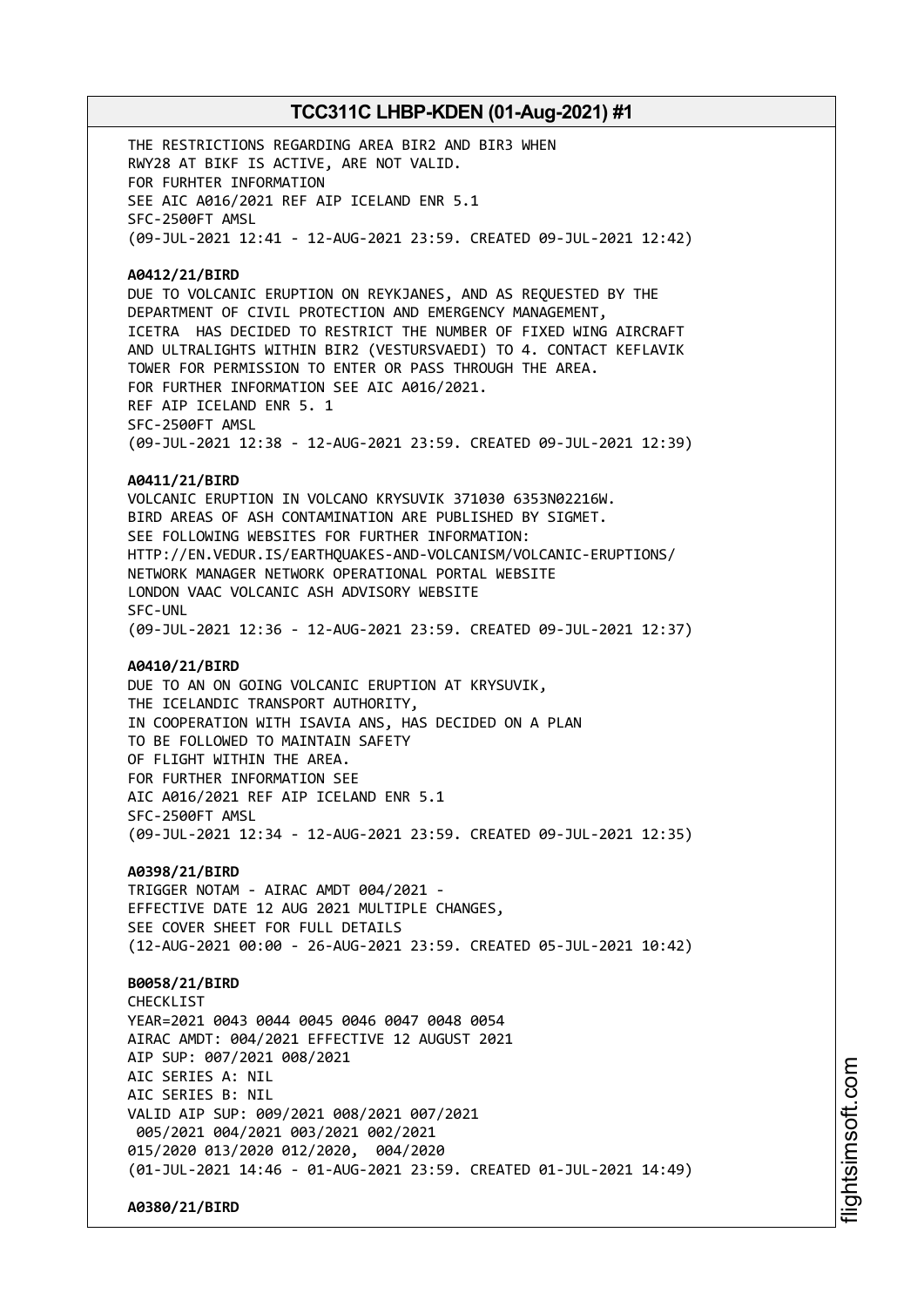THE RESTRICTIONS REGARDING AREA BIR2 AND BIR3 WHEN
RWY28 AT BIKF IS ACTIVE, ARE NOT VALID.
FOR FURHTER INFORMATION
SEE AIC A016/2021 REF AIP ICELAND ENR 5.1
SFC-2500FT AMSL
(09-JUL-2021 12:41 - 12-AUG-2021 23:59. CREATED 09-JUL-2021 12:42)

**A0412/21/BIRD**
DUE TO VOLCANIC ERUPTION ON REYKJANES, AND AS REQUESTED BY THE
DEPARTMENT OF CIVIL PROTECTION AND EMERGENCY MANAGEMENT,
ICETRA HAS DECIDED TO RESTRICT THE NUMBER OF FIXED WING AIRCRAFT
AND ULTRALIGHTS WITHIN BIR2 (VESTURSVAEDI) TO 4. CONTACT KEFLAVIK
TOWER FOR PERMISSION TO ENTER OR PASS THROUGH THE AREA.
FOR FURTHER INFORMATION SEE AIC A016/2021.
REF AIP ICELAND ENR 5. 1
SFC-2500FT AMSL
(09-JUL-2021 12:38 - 12-AUG-2021 23:59. CREATED 09-JUL-2021 12:39)

**A0411/21/BIRD**
VOLCANIC ERUPTION IN VOLCANO KRYSUVIK 371030 6353N02216W.
BIRD AREAS OF ASH CONTAMINATION ARE PUBLISHED BY SIGMET.
SEE FOLLOWING WEBSITES FOR FURTHER INFORMATION:
HTTP://EN.VEDUR.IS/EARTHQUAKES-AND-VOLCANISM/VOLCANIC-ERUPTIONS/
NETWORK MANAGER NETWORK OPERATIONAL PORTAL WEBSITE
LONDON VAAC VOLCANIC ASH ADVISORY WEBSITE
SFC-UNL
(09-JUL-2021 12:36 - 12-AUG-2021 23:59. CREATED 09-JUL-2021 12:37)

**A0410/21/BIRD**
DUE TO AN ON GOING VOLCANIC ERUPTION AT KRYSUVIK,
THE ICELANDIC TRANSPORT AUTHORITY,
IN COOPERATION WITH ISAVIA ANS, HAS DECIDED ON A PLAN
TO BE FOLLOWED TO MAINTAIN SAFETY
OF FLIGHT WITHIN THE AREA.
FOR FURTHER INFORMATION SEE
AIC A016/2021 REF AIP ICELAND ENR 5.1
SFC-2500FT AMSL
(09-JUL-2021 12:34 - 12-AUG-2021 23:59. CREATED 09-JUL-2021 12:35)

**A0398/21/BIRD**
TRIGGER NOTAM - AIRAC AMDT 004/2021 -
EFFECTIVE DATE 12 AUG 2021 MULTIPLE CHANGES,
SEE COVER SHEET FOR FULL DETAILS
(12-AUG-2021 00:00 - 26-AUG-2021 23:59. CREATED 05-JUL-2021 10:42)

**B0058/21/BIRD**
CHECKLIST
YEAR=2021 0043 0044 0045 0046 0047 0048 0054
AIRAC AMDT: 004/2021 EFFECTIVE 12 AUGUST 2021
AIP SUP: 007/2021 008/2021
AIC SERIES A: NIL
AIC SERIES B: NIL
VALID AIP SUP: 009/2021 008/2021 007/2021
005/2021 004/2021 003/2021 002/2021
015/2020 013/2020 012/2020, 004/2020
(01-JUL-2021 14:46 - 01-AUG-2021 23:59. CREATED 01-JUL-2021 14:49)

**A0380/21/BIRD**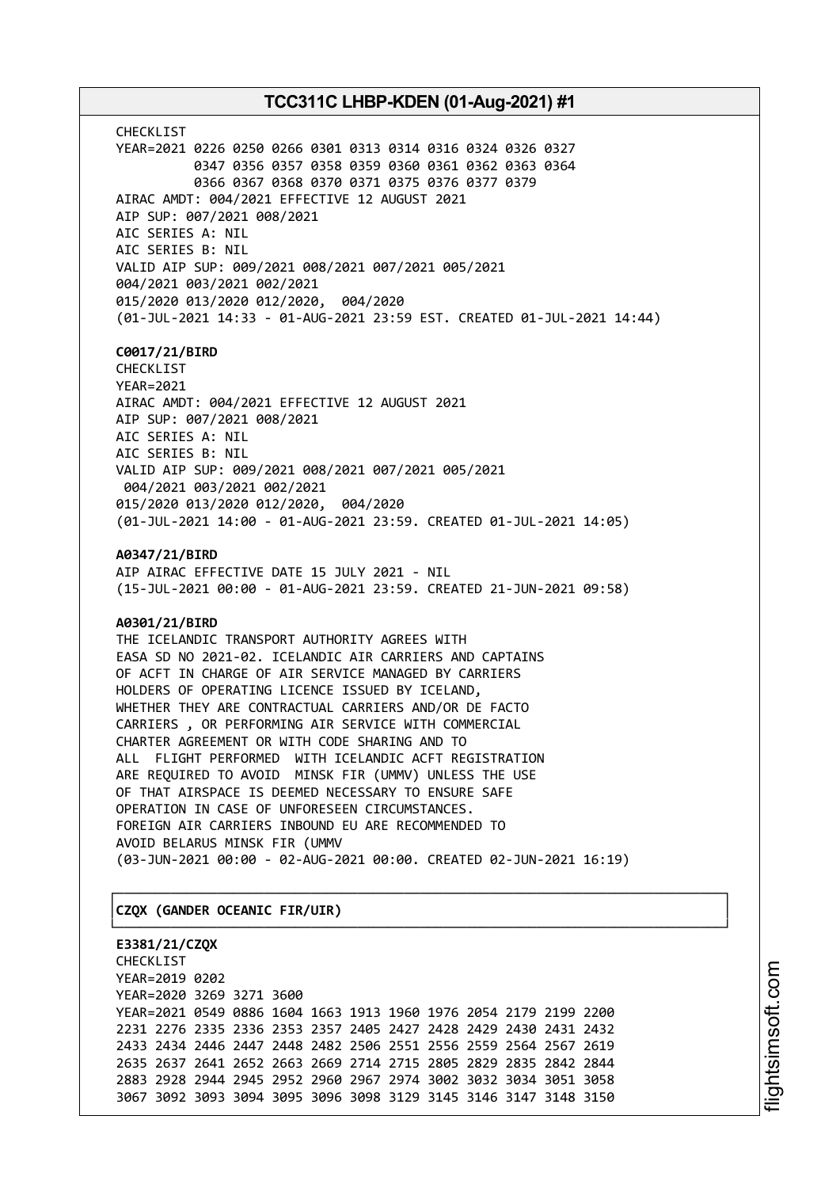CHECKLIST
YEAR=2021 0226 0250 0266 0301 0313 0314 0316 0324 0326 0327
0347 0356 0357 0358 0359 0360 0361 0362 0363 0364
0366 0367 0368 0370 0371 0375 0376 0377 0379
AIRAC AMDT: 004/2021 EFFECTIVE 12 AUGUST 2021
AIP SUP: 007/2021 008/2021
AIC SERIES A: NIL
AIC SERIES B: NIL
VALID AIP SUP: 009/2021 008/2021 007/2021 005/2021
004/2021 003/2021 002/2021
015/2020 013/2020 012/2020, 004/2020
(01-JUL-2021 14:33 - 01-AUG-2021 23:59 EST. CREATED 01-JUL-2021 14:44)

**C0017/21/BIRD**
CHECKLIST
YEAR=2021
AIRAC AMDT: 004/2021 EFFECTIVE 12 AUGUST 2021
AIP SUP: 007/2021 008/2021
AIC SERIES A: NIL
AIC SERIES B: NIL
VALID AIP SUP: 009/2021 008/2021 007/2021 005/2021
004/2021 003/2021 002/2021
015/2020 013/2020 012/2020, 004/2020
(01-JUL-2021 14:00 - 01-AUG-2021 23:59. CREATED 01-JUL-2021 14:05)

**A0347/21/BIRD**
AIP AIRAC EFFECTIVE DATE 15 JULY 2021 - NIL
(15-JUL-2021 00:00 - 01-AUG-2021 23:59. CREATED 21-JUN-2021 09:58)

**A0301/21/BIRD**
THE ICELANDIC TRANSPORT AUTHORITY AGREES WITH
EASA SD NO 2021-02. ICELANDIC AIR CARRIERS AND CAPTAINS
OF ACFT IN CHARGE OF AIR SERVICE MANAGED BY CARRIERS
HOLDERS OF OPERATING LICENCE ISSUED BY ICELAND,
WHETHER THEY ARE CONTRACTUAL CARRIERS AND/OR DE FACTO
CARRIERS , OR PERFORMING AIR SERVICE WITH COMMERCIAL
CHARTER AGREEMENT OR WITH CODE SHARING AND TO
ALL FLIGHT PERFORMED WITH ICELANDIC ACFT REGISTRATION
ARE REQUIRED TO AVOID MINSK FIR (UMMV) UNLESS THE USE
OF THAT AIRSPACE IS DEEMED NECESSARY TO ENSURE SAFE
OPERATION IN CASE OF UNFORESEEN CIRCUMSTANCES.
FOREIGN AIR CARRIERS INBOUND EU ARE RECOMMENDED TO
AVOID BELARUS MINSK FIR (UMMV
(03-JUN-2021 00:00 - 02-AUG-2021 00:00. CREATED 02-JUN-2021 16:19)

**CZQX (GANDER OCEANIC FIR/UIR)**

**E3381/21/CZQX**
CHECKLIST
YEAR=2019 0202
YEAR=2020 3269 3271 3600
YEAR=2021 0549 0886 1604 1663 1913 1960 1976 2054 2179 2199 2200
2231 2276 2335 2336 2353 2357 2405 2427 2428 2429 2430 2431 2432
2433 2434 2446 2447 2448 2482 2506 2551 2556 2559 2564 2567 2619
2635 2637 2641 2652 2663 2669 2714 2715 2805 2829 2835 2842 2844
2883 2928 2944 2945 2952 2960 2967 2974 3002 3032 3034 3051 3058
3067 3092 3093 3094 3095 3096 3098 3129 3145 3146 3147 3148 3150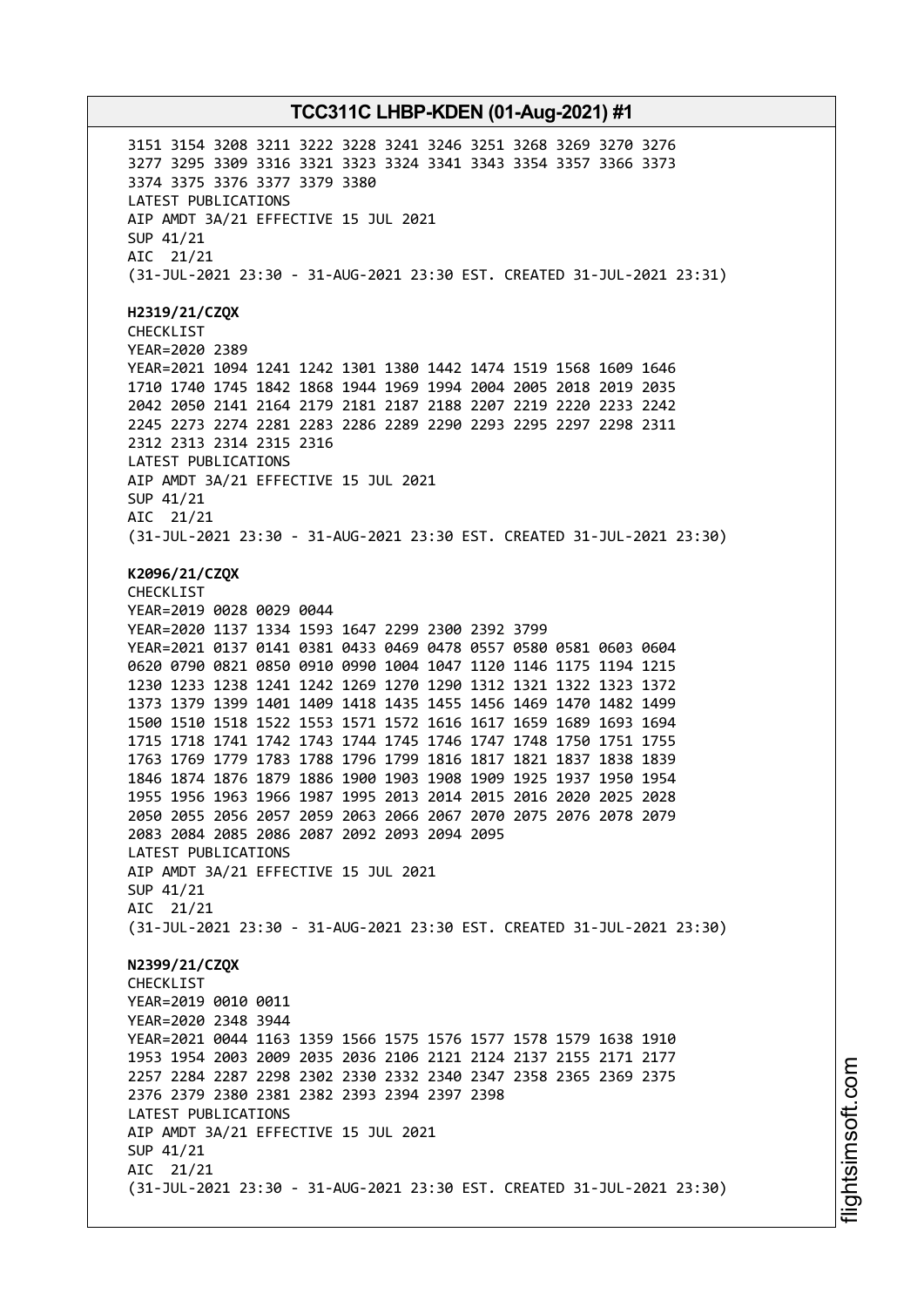3151 3154 3208 3211 3222 3228 3241 3246 3251 3268 3269 3270 3276
3277 3295 3309 3316 3321 3323 3324 3341 3343 3354 3357 3366 3373
3374 3375 3376 3377 3379 3380
LATEST PUBLICATIONS
AIP AMDT 3A/21 EFFECTIVE 15 JUL 2021
SUP 41/21
AIC 21/21
(31-JUL-2021 23:30 - 31-AUG-2021 23:30 EST. CREATED 31-JUL-2021 23:31)

**H2319/21/CZQX**
CHECKLIST
YEAR=2020 2389
YEAR=2021 1094 1241 1242 1301 1380 1442 1474 1519 1568 1609 1646
1710 1740 1745 1842 1868 1944 1969 1994 2004 2005 2018 2019 2035
2042 2050 2141 2164 2179 2181 2187 2188 2207 2219 2220 2233 2242
2245 2273 2274 2281 2283 2286 2289 2290 2293 2295 2297 2298 2311
2312 2313 2314 2315 2316
LATEST PUBLICATIONS
AIP AMDT 3A/21 EFFECTIVE 15 JUL 2021
SUP 41/21
AIC 21/21
(31-JUL-2021 23:30 - 31-AUG-2021 23:30 EST. CREATED 31-JUL-2021 23:30)

**K2096/21/CZQX**
CHECKLIST
YEAR=2019 0028 0029 0044
YEAR=2020 1137 1334 1593 1647 2299 2300 2392 3799
YEAR=2021 0137 0141 0381 0433 0469 0478 0557 0580 0581 0603 0604
0620 0790 0821 0850 0910 0990 1004 1047 1120 1146 1175 1194 1215
1230 1233 1238 1241 1242 1269 1270 1290 1312 1321 1322 1323 1372
1373 1379 1399 1401 1409 1418 1435 1455 1456 1469 1470 1482 1499
1500 1510 1518 1522 1553 1571 1572 1616 1617 1659 1689 1693 1694
1715 1718 1741 1742 1743 1744 1745 1746 1747 1748 1750 1751 1755
1763 1769 1779 1783 1788 1796 1799 1816 1817 1821 1837 1838 1839
1846 1874 1876 1879 1886 1900 1903 1908 1909 1925 1937 1950 1954
1955 1956 1963 1966 1987 1995 2013 2014 2015 2016 2020 2025 2028
2050 2055 2056 2057 2059 2063 2066 2067 2070 2075 2076 2078 2079
2083 2084 2085 2086 2087 2092 2093 2094 2095
LATEST PUBLICATIONS
AIP AMDT 3A/21 EFFECTIVE 15 JUL 2021
SUP 41/21
AIC 21/21
(31-JUL-2021 23:30 - 31-AUG-2021 23:30 EST. CREATED 31-JUL-2021 23:30)

**N2399/21/CZQX**
CHECKLIST
YEAR=2019 0010 0011
YEAR=2020 2348 3944
YEAR=2021 0044 1163 1359 1566 1575 1576 1577 1578 1579 1638 1910
1953 1954 2003 2009 2035 2036 2106 2121 2124 2137 2155 2171 2177
2257 2284 2287 2298 2302 2330 2332 2340 2347 2358 2365 2369 2375
2376 2379 2380 2381 2382 2393 2394 2397 2398
LATEST PUBLICATIONS
AIP AMDT 3A/21 EFFECTIVE 15 JUL 2021
SUP 41/21
AIC 21/21
(31-JUL-2021 23:30 - 31-AUG-2021 23:30 EST. CREATED 31-JUL-2021 23:30)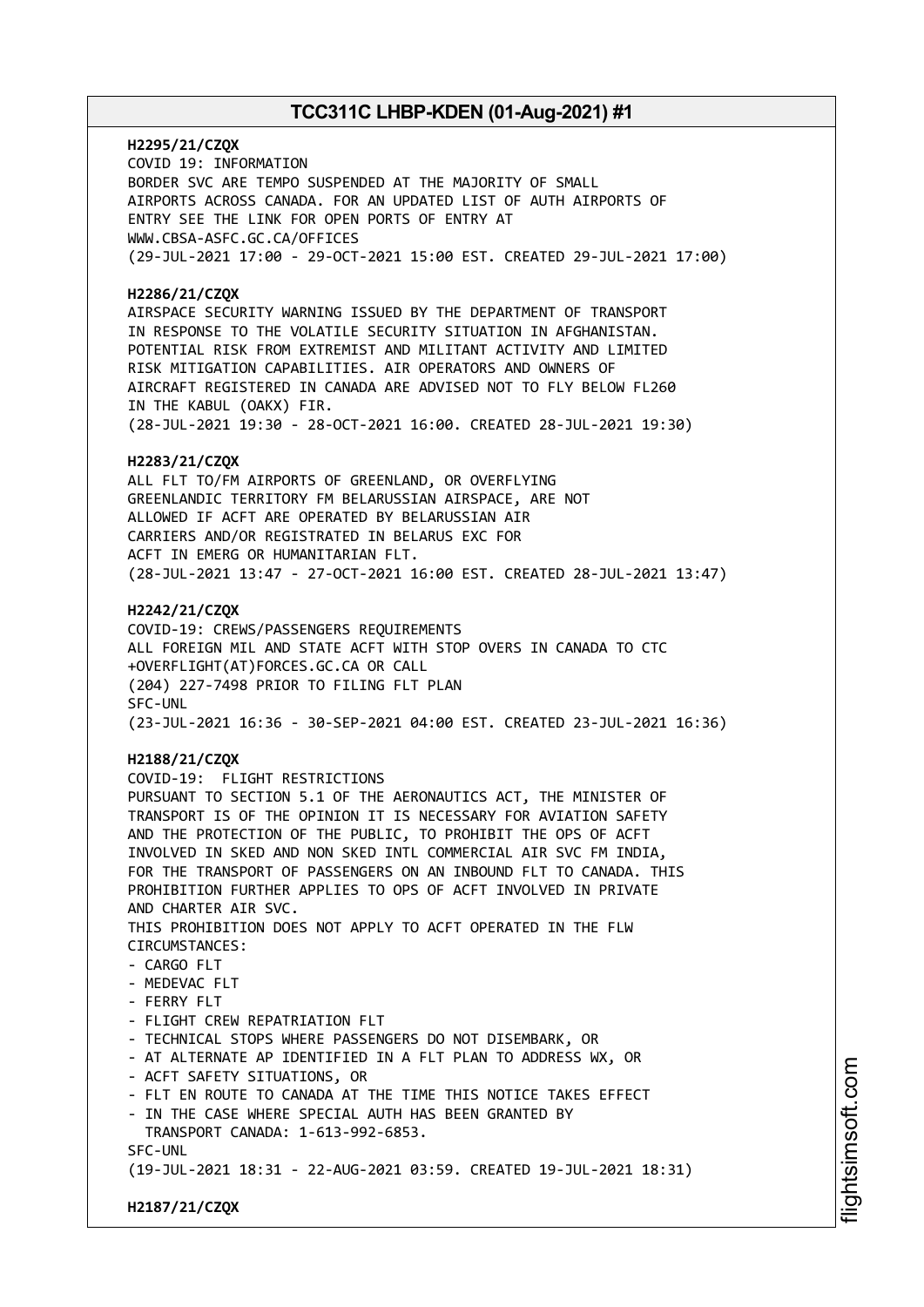**H2295/21/CZQX**
COVID 19: INFORMATION
BORDER SVC ARE TEMPO SUSPENDED AT THE MAJORITY OF SMALL
AIRPORTS ACROSS CANADA. FOR AN UPDATED LIST OF AUTH AIRPORTS OF
ENTRY SEE THE LINK FOR OPEN PORTS OF ENTRY AT
WWW.CBSA-ASFC.GC.CA/OFFICES
(29-JUL-2021 17:00 - 29-OCT-2021 15:00 EST. CREATED 29-JUL-2021 17:00)

**H2286/21/CZQX**
AIRSPACE SECURITY WARNING ISSUED BY THE DEPARTMENT OF TRANSPORT
IN RESPONSE TO THE VOLATILE SECURITY SITUATION IN AFGHANISTAN.
POTENTIAL RISK FROM EXTREMIST AND MILITANT ACTIVITY AND LIMITED
RISK MITIGATION CAPABILITIES. AIR OPERATORS AND OWNERS OF
AIRCRAFT REGISTERED IN CANADA ARE ADVISED NOT TO FLY BELOW FL260
IN THE KABUL (OAKX) FIR.
(28-JUL-2021 19:30 - 28-OCT-2021 16:00. CREATED 28-JUL-2021 19:30)

**H2283/21/CZQX**
ALL FLT TO/FM AIRPORTS OF GREENLAND, OR OVERFLYING
GREENLANDIC TERRITORY FM BELARUSSIAN AIRSPACE, ARE NOT
ALLOWED IF ACFT ARE OPERATED BY BELARUSSIAN AIR
CARRIERS AND/OR REGISTRATED IN BELARUS EXC FOR
ACFT IN EMERG OR HUMANITARIAN FLT.
(28-JUL-2021 13:47 - 27-OCT-2021 16:00 EST. CREATED 28-JUL-2021 13:47)

**H2242/21/CZQX**
COVID-19: CREWS/PASSENGERS REQUIREMENTS
ALL FOREIGN MIL AND STATE ACFT WITH STOP OVERS IN CANADA TO CTC
+OVERFLIGHT(AT)FORCES.GC.CA OR CALL
(204) 227-7498 PRIOR TO FILING FLT PLAN
SFC-UNL
(23-JUL-2021 16:36 - 30-SEP-2021 04:00 EST. CREATED 23-JUL-2021 16:36)

**H2188/21/CZQX**
COVID-19: FLIGHT RESTRICTIONS
PURSUANT TO SECTION 5.1 OF THE AERONAUTICS ACT, THE MINISTER OF
TRANSPORT IS OF THE OPINION IT IS NECESSARY FOR AVIATION SAFETY
AND THE PROTECTION OF THE PUBLIC, TO PROHIBIT THE OPS OF ACFT
INVOLVED IN SKED AND NON SKED INTL COMMERCIAL AIR SVC FM INDIA,
FOR THE TRANSPORT OF PASSENGERS ON AN INBOUND FLT TO CANADA. THIS
PROHIBITION FURTHER APPLIES TO OPS OF ACFT INVOLVED IN PRIVATE
AND CHARTER AIR SVC.
THIS PROHIBITION DOES NOT APPLY TO ACFT OPERATED IN THE FLW
CIRCUMSTANCES:
- CARGO FLT
- MEDEVAC FLT
- FERRY FLT
- FLIGHT CREW REPATRIATION FLT
- TECHNICAL STOPS WHERE PASSENGERS DO NOT DISEMBARK, OR
- AT ALTERNATE AP IDENTIFIED IN A FLT PLAN TO ADDRESS WX, OR
- ACFT SAFETY SITUATIONS, OR
- FLT EN ROUTE TO CANADA AT THE TIME THIS NOTICE TAKES EFFECT
- IN THE CASE WHERE SPECIAL AUTH HAS BEEN GRANTED BY
  TRANSPORT CANADA: 1-613-992-6853.
SFC-UNL
(19-JUL-2021 18:31 - 22-AUG-2021 03:59. CREATED 19-JUL-2021 18:31)

**H2187/21/CZQX**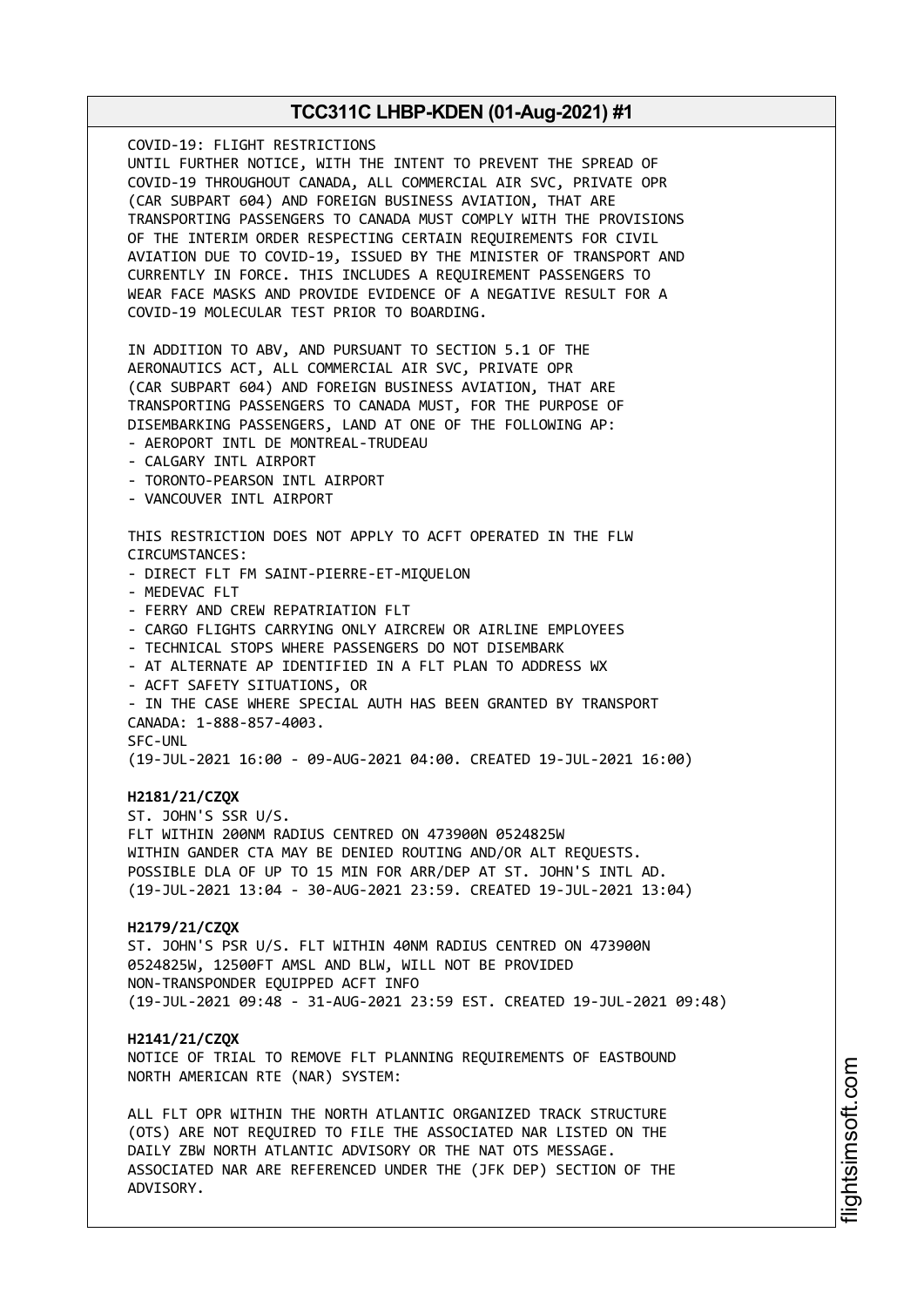COVID-19: FLIGHT RESTRICTIONS
UNTIL FURTHER NOTICE, WITH THE INTENT TO PREVENT THE SPREAD OF COVID-19 THROUGHOUT CANADA, ALL COMMERCIAL AIR SVC, PRIVATE OPR (CAR SUBPART 604) AND FOREIGN BUSINESS AVIATION, THAT ARE TRANSPORTING PASSENGERS TO CANADA MUST COMPLY WITH THE PROVISIONS OF THE INTERIM ORDER RESPECTING CERTAIN REQUIREMENTS FOR CIVIL AVIATION DUE TO COVID-19, ISSUED BY THE MINISTER OF TRANSPORT AND CURRENTLY IN FORCE. THIS INCLUDES A REQUIREMENT PASSENGERS TO WEAR FACE MASKS AND PROVIDE EVIDENCE OF A NEGATIVE RESULT FOR A COVID-19 MOLECULAR TEST PRIOR TO BOARDING.

IN ADDITION TO ABV, AND PURSUANT TO SECTION 5.1 OF THE AERONAUTICS ACT, ALL COMMERCIAL AIR SVC, PRIVATE OPR (CAR SUBPART 604) AND FOREIGN BUSINESS AVIATION, THAT ARE TRANSPORTING PASSENGERS TO CANADA MUST, FOR THE PURPOSE OF DISEMBARKING PASSENGERS, LAND AT ONE OF THE FOLLOWING AP:
- AEROPORT INTL DE MONTREAL-TRUDEAU
- CALGARY INTL AIRPORT
- TORONTO-PEARSON INTL AIRPORT
- VANCOUVER INTL AIRPORT

THIS RESTRICTION DOES NOT APPLY TO ACFT OPERATED IN THE FLW CIRCUMSTANCES:
- DIRECT FLT FM SAINT-PIERRE-ET-MIQUELON
- MEDEVAC FLT
- FERRY AND CREW REPATRIATION FLT
- CARGO FLIGHTS CARRYING ONLY AIRCREW OR AIRLINE EMPLOYEES
- TECHNICAL STOPS WHERE PASSENGERS DO NOT DISEMBARK
- AT ALTERNATE AP IDENTIFIED IN A FLT PLAN TO ADDRESS WX
- ACFT SAFETY SITUATIONS, OR
- IN THE CASE WHERE SPECIAL AUTH HAS BEEN GRANTED BY TRANSPORT CANADA: 1-888-857-4003.
SFC-UNL
(19-JUL-2021 16:00 - 09-AUG-2021 04:00. CREATED 19-JUL-2021 16:00)

**H2181/21/CZQX**
ST. JOHN'S SSR U/S.
FLT WITHIN 200NM RADIUS CENTRED ON 473900N 0524825W WITHIN GANDER CTA MAY BE DENIED ROUTING AND/OR ALT REQUESTS.
POSSIBLE DLA OF UP TO 15 MIN FOR ARR/DEP AT ST. JOHN'S INTL AD.
(19-JUL-2021 13:04 - 30-AUG-2021 23:59. CREATED 19-JUL-2021 13:04)

**H2179/21/CZQX**
ST. JOHN'S PSR U/S. FLT WITHIN 40NM RADIUS CENTRED ON 473900N 0524825W, 12500FT AMSL AND BLW, WILL NOT BE PROVIDED NON-TRANSPONDER EQUIPPED ACFT INFO
(19-JUL-2021 09:48 - 31-AUG-2021 23:59 EST. CREATED 19-JUL-2021 09:48)

**H2141/21/CZQX**
NOTICE OF TRIAL TO REMOVE FLT PLANNING REQUIREMENTS OF EASTBOUND NORTH AMERICAN RTE (NAR) SYSTEM:

ALL FLT OPR WITHIN THE NORTH ATLANTIC ORGANIZED TRACK STRUCTURE (OTS) ARE NOT REQUIRED TO FILE THE ASSOCIATED NAR LISTED ON THE DAILY ZBW NORTH ATLANTIC ADVISORY OR THE NAT OTS MESSAGE. ASSOCIATED NAR ARE REFERENCED UNDER THE (JFK DEP) SECTION OF THE ADVISORY.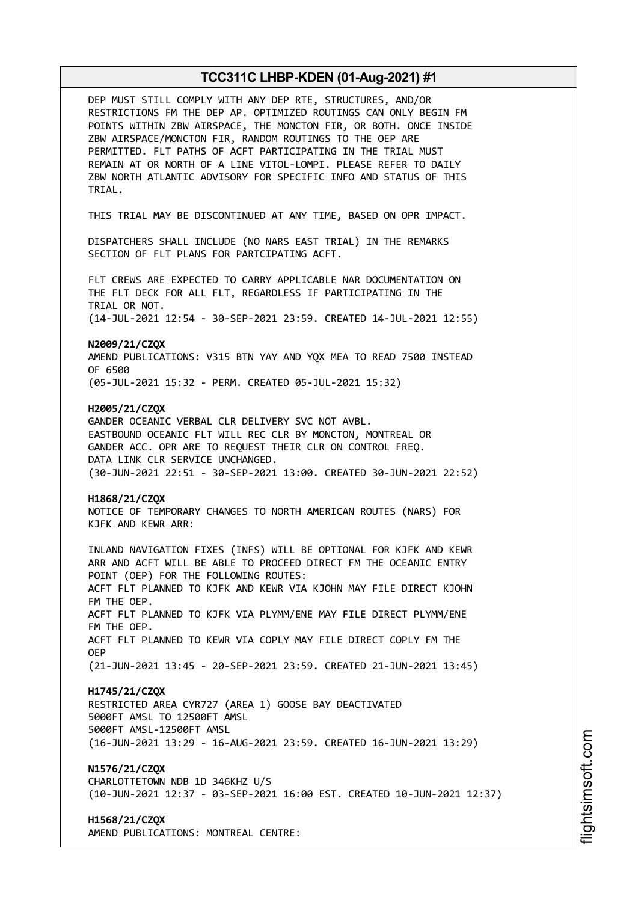DEP MUST STILL COMPLY WITH ANY DEP RTE, STRUCTURES, AND/OR RESTRICTIONS FM THE DEP AP. OPTIMIZED ROUTINGS CAN ONLY BEGIN FM POINTS WITHIN ZBW AIRSPACE, THE MONCTON FIR, OR BOTH. ONCE INSIDE ZBW AIRSPACE/MONCTON FIR, RANDOM ROUTINGS TO THE OEP ARE PERMITTED. FLT PATHS OF ACFT PARTICIPATING IN THE TRIAL MUST REMAIN AT OR NORTH OF A LINE VITOL-LOMPI. PLEASE REFER TO DAILY ZBW NORTH ATLANTIC ADVISORY FOR SPECIFIC INFO AND STATUS OF THIS TRIAL.

THIS TRIAL MAY BE DISCONTINUED AT ANY TIME, BASED ON OPR IMPACT.

DISPATCHERS SHALL INCLUDE (NO NARS EAST TRIAL) IN THE REMARKS SECTION OF FLT PLANS FOR PARTCIPATING ACFT.

FLT CREWS ARE EXPECTED TO CARRY APPLICABLE NAR DOCUMENTATION ON THE FLT DECK FOR ALL FLT, REGARDLESS IF PARTICIPATING IN THE TRIAL OR NOT.
(14-JUL-2021 12:54 - 30-SEP-2021 23:59. CREATED 14-JUL-2021 12:55)

**N2009/21/CZQX**
AMEND PUBLICATIONS: V315 BTN YAY AND YQX MEA TO READ 7500 INSTEAD OF 6500
(05-JUL-2021 15:32 - PERM. CREATED 05-JUL-2021 15:32)

**H2005/21/CZQX**
GANDER OCEANIC VERBAL CLR DELIVERY SVC NOT AVBL.
EASTBOUND OCEANIC FLT WILL REC CLR BY MONCTON, MONTREAL OR GANDER ACC. OPR ARE TO REQUEST THEIR CLR ON CONTROL FREQ.
DATA LINK CLR SERVICE UNCHANGED.
(30-JUN-2021 22:51 - 30-SEP-2021 13:00. CREATED 30-JUN-2021 22:52)

**H1868/21/CZQX**
NOTICE OF TEMPORARY CHANGES TO NORTH AMERICAN ROUTES (NARS) FOR KJFK AND KEWR ARR:

INLAND NAVIGATION FIXES (INFS) WILL BE OPTIONAL FOR KJFK AND KEWR ARR AND ACFT WILL BE ABLE TO PROCEED DIRECT FM THE OCEANIC ENTRY POINT (OEP) FOR THE FOLLOWING ROUTES:
ACFT FLT PLANNED TO KJFK AND KEWR VIA KJOHN MAY FILE DIRECT KJOHN FM THE OEP.
ACFT FLT PLANNED TO KJFK VIA PLYMM/ENE MAY FILE DIRECT PLYMM/ENE FM THE OEP.
ACFT FLT PLANNED TO KEWR VIA COPLY MAY FILE DIRECT COPLY FM THE OEP
(21-JUN-2021 13:45 - 20-SEP-2021 23:59. CREATED 21-JUN-2021 13:45)

**H1745/21/CZQX**
RESTRICTED AREA CYR727 (AREA 1) GOOSE BAY DEACTIVATED
5000FT AMSL TO 12500FT AMSL
5000FT AMSL-12500FT AMSL
(16-JUN-2021 13:29 - 16-AUG-2021 23:59. CREATED 16-JUN-2021 13:29)

**N1576/21/CZQX**
CHARLOTTETOWN NDB 1D 346KHZ U/S
(10-JUN-2021 12:37 - 03-SEP-2021 16:00 EST. CREATED 10-JUN-2021 12:37)

**H1568/21/CZQX**
AMEND PUBLICATIONS: MONTREAL CENTRE: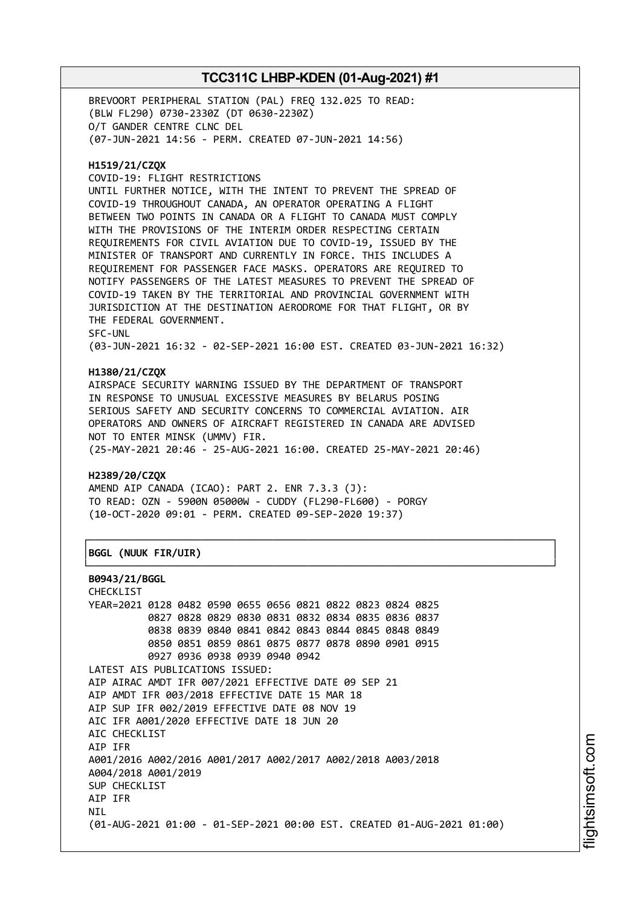BREVOORT PERIPHERAL STATION (PAL) FREQ 132.025 TO READ:
(BLW FL290) 0730-2330Z (DT 0630-2230Z)
O/T GANDER CENTRE CLNC DEL
(07-JUN-2021 14:56 - PERM. CREATED 07-JUN-2021 14:56)

**H1519/21/CZQX**
COVID-19: FLIGHT RESTRICTIONS
UNTIL FURTHER NOTICE, WITH THE INTENT TO PREVENT THE SPREAD OF COVID-19 THROUGHOUT CANADA, AN OPERATOR OPERATING A FLIGHT BETWEEN TWO POINTS IN CANADA OR A FLIGHT TO CANADA MUST COMPLY WITH THE PROVISIONS OF THE INTERIM ORDER RESPECTING CERTAIN REQUIREMENTS FOR CIVIL AVIATION DUE TO COVID-19, ISSUED BY THE MINISTER OF TRANSPORT AND CURRENTLY IN FORCE. THIS INCLUDES A REQUIREMENT FOR PASSENGER FACE MASKS. OPERATORS ARE REQUIRED TO NOTIFY PASSENGERS OF THE LATEST MEASURES TO PREVENT THE SPREAD OF COVID-19 TAKEN BY THE TERRITORIAL AND PROVINCIAL GOVERNMENT WITH JURISDICTION AT THE DESTINATION AERODROME FOR THAT FLIGHT, OR BY THE FEDERAL GOVERNMENT.
SFC-UNL
(03-JUN-2021 16:32 - 02-SEP-2021 16:00 EST. CREATED 03-JUN-2021 16:32)

**H1380/21/CZQX**
AIRSPACE SECURITY WARNING ISSUED BY THE DEPARTMENT OF TRANSPORT IN RESPONSE TO UNUSUAL EXCESSIVE MEASURES BY BELARUS POSING SERIOUS SAFETY AND SECURITY CONCERNS TO COMMERCIAL AVIATION. AIR OPERATORS AND OWNERS OF AIRCRAFT REGISTERED IN CANADA ARE ADVISED NOT TO ENTER MINSK (UMMV) FIR.
(25-MAY-2021 20:46 - 25-AUG-2021 16:00. CREATED 25-MAY-2021 20:46)

**H2389/20/CZQX**
AMEND AIP CANADA (ICAO): PART 2. ENR 7.3.3 (J):
TO READ: OZN - 5900N 05000W - CUDDY (FL290-FL600) - PORGY
(10-OCT-2020 09:01 - PERM. CREATED 09-SEP-2020 19:37)

**BGGL (NUUK FIR/UIR)**

**B0943/21/BGGL**
CHECKLIST
YEAR=2021 0128 0482 0590 0655 0656 0821 0822 0823 0824 0825
0827 0828 0829 0830 0831 0832 0834 0835 0836 0837
0838 0839 0840 0841 0842 0843 0844 0845 0848 0849
0850 0851 0859 0861 0875 0877 0878 0890 0901 0915
0927 0936 0938 0939 0940 0942
LATEST AIS PUBLICATIONS ISSUED:
AIP AIRAC AMDT IFR 007/2021 EFFECTIVE DATE 09 SEP 21
AIP AMDT IFR 003/2018 EFFECTIVE DATE 15 MAR 18
AIP SUP IFR 002/2019 EFFECTIVE DATE 08 NOV 19
AIC IFR A001/2020 EFFECTIVE DATE 18 JUN 20
AIC CHECKLIST
AIP IFR
A001/2016 A002/2016 A001/2017 A002/2017 A002/2018 A003/2018
A004/2018 A001/2019
SUP CHECKLIST
AIP IFR
NIL
(01-AUG-2021 01:00 - 01-SEP-2021 00:00 EST. CREATED 01-AUG-2021 01:00)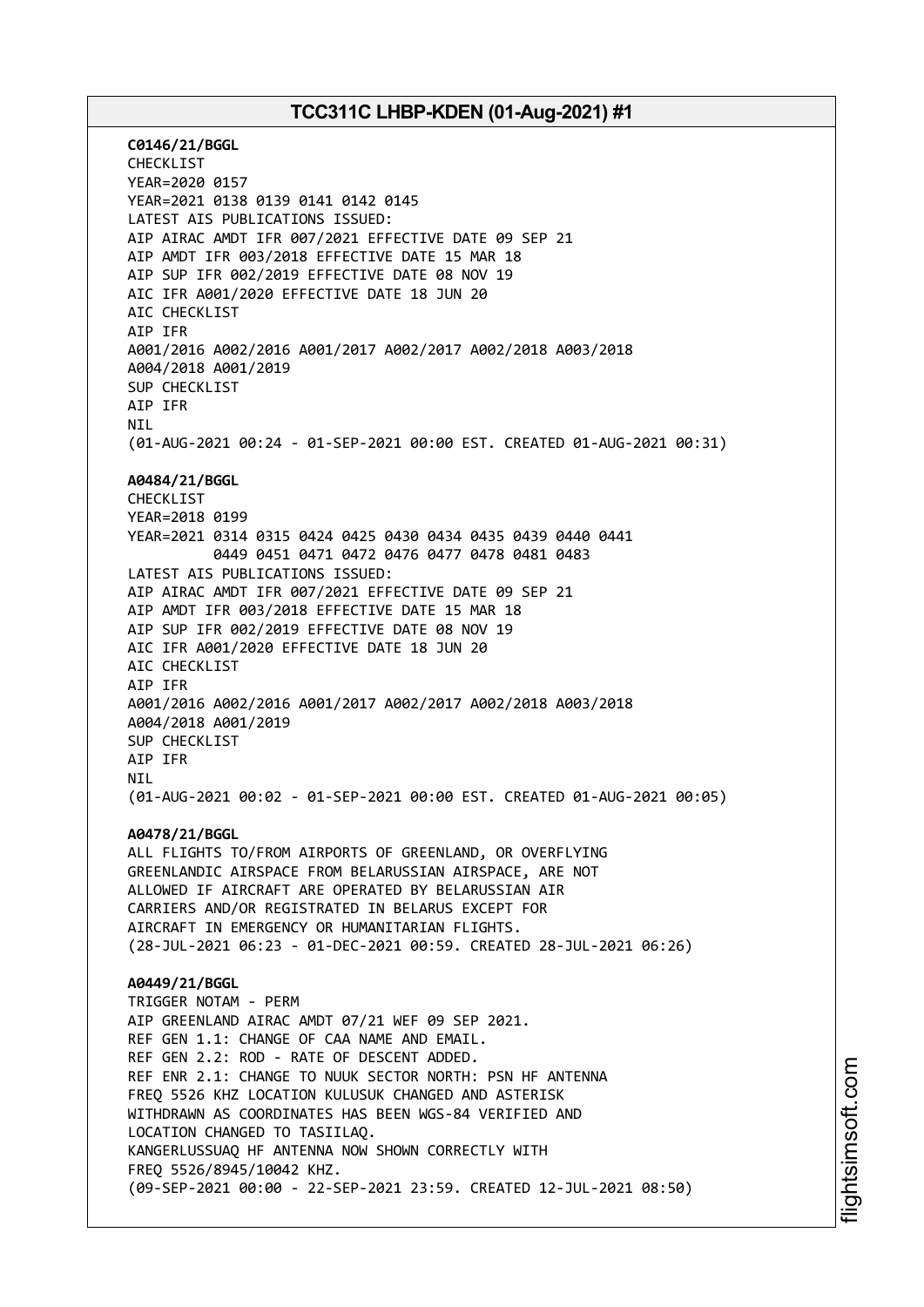**C0146/21/BGGL**
CHECKLIST
YEAR=2020 0157
YEAR=2021 0138 0139 0141 0142 0145
LATEST AIS PUBLICATIONS ISSUED:
AIP AIRAC AMDT IFR 007/2021 EFFECTIVE DATE 09 SEP 21
AIP AMDT IFR 003/2018 EFFECTIVE DATE 15 MAR 18
AIP SUP IFR 002/2019 EFFECTIVE DATE 08 NOV 19
AIC IFR A001/2020 EFFECTIVE DATE 18 JUN 20
AIC CHECKLIST
AIP IFR
A001/2016 A002/2016 A001/2017 A002/2017 A002/2018 A003/2018
A004/2018 A001/2019
SUP CHECKLIST
AIP IFR
NIL
(01-AUG-2021 00:24 - 01-SEP-2021 00:00 EST. CREATED 01-AUG-2021 00:31)

**A0484/21/BGGL**
CHECKLIST
YEAR=2018 0199
YEAR=2021 0314 0315 0424 0425 0430 0434 0435 0439 0440 0441
0449 0451 0471 0472 0476 0477 0478 0481 0483
LATEST AIS PUBLICATIONS ISSUED:
AIP AIRAC AMDT IFR 007/2021 EFFECTIVE DATE 09 SEP 21
AIP AMDT IFR 003/2018 EFFECTIVE DATE 15 MAR 18
AIP SUP IFR 002/2019 EFFECTIVE DATE 08 NOV 19
AIC IFR A001/2020 EFFECTIVE DATE 18 JUN 20
AIC CHECKLIST
AIP IFR
A001/2016 A002/2016 A001/2017 A002/2017 A002/2018 A003/2018
A004/2018 A001/2019
SUP CHECKLIST
AIP IFR
NIL
(01-AUG-2021 00:02 - 01-SEP-2021 00:00 EST. CREATED 01-AUG-2021 00:05)

**A0478/21/BGGL**
ALL FLIGHTS TO/FROM AIRPORTS OF GREENLAND, OR OVERFLYING
GREENLANDIC AIRSPACE FROM BELARUSSIAN AIRSPACE, ARE NOT
ALLOWED IF AIRCRAFT ARE OPERATED BY BELARUSSIAN AIR
CARRIERS AND/OR REGISTRATED IN BELARUS EXCEPT FOR
AIRCRAFT IN EMERGENCY OR HUMANITARIAN FLIGHTS.
(28-JUL-2021 06:23 - 01-DEC-2021 00:59. CREATED 28-JUL-2021 06:26)

**A0449/21/BGGL**
TRIGGER NOTAM - PERM
AIP GREENLAND AIRAC AMDT 07/21 WEF 09 SEP 2021.
REF GEN 1.1: CHANGE OF CAA NAME AND EMAIL.
REF GEN 2.2: ROD - RATE OF DESCENT ADDED.
REF ENR 2.1: CHANGE TO NUUK SECTOR NORTH: PSN HF ANTENNA
FREQ 5526 KHZ LOCATION KULUSUK CHANGED AND ASTERISK
WITHDRAWN AS COORDINATES HAS BEEN WGS-84 VERIFIED AND
LOCATION CHANGED TO TASIILAQ.
KANGERLUSSUAQ HF ANTENNA NOW SHOWN CORRECTLY WITH
FREQ 5526/8945/10042 KHZ.
(09-SEP-2021 00:00 - 22-SEP-2021 23:59. CREATED 12-JUL-2021 08:50)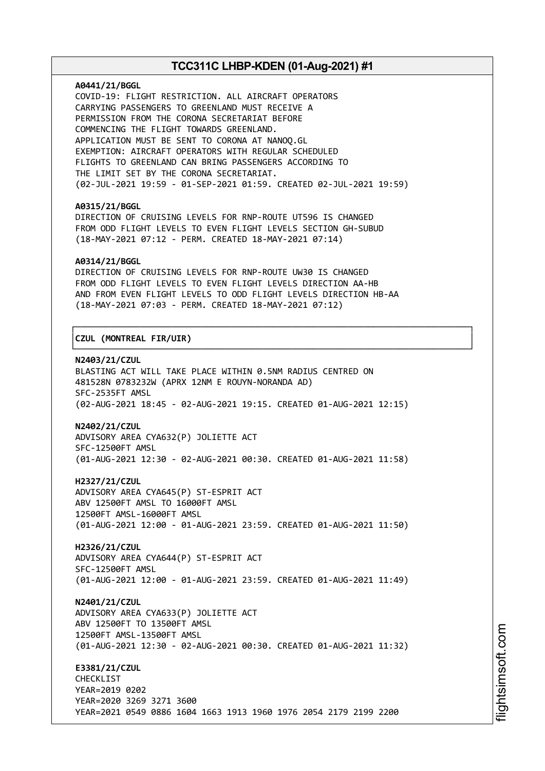**A0441/21/BGGL**
COVID-19: FLIGHT RESTRICTION. ALL AIRCRAFT OPERATORS
CARRYING PASSENGERS TO GREENLAND MUST RECEIVE A
PERMISSION FROM THE CORONA SECRETARIAT BEFORE
COMMENCING THE FLIGHT TOWARDS GREENLAND.
APPLICATION MUST BE SENT TO CORONA AT NANOQ.GL
EXEMPTION: AIRCRAFT OPERATORS WITH REGULAR SCHEDULED
FLIGHTS TO GREENLAND CAN BRING PASSENGERS ACCORDING TO
THE LIMIT SET BY THE CORONA SECRETARIAT.
(02-JUL-2021 19:59 - 01-SEP-2021 01:59. CREATED 02-JUL-2021 19:59)

**A0315/21/BGGL**
DIRECTION OF CRUISING LEVELS FOR RNP-ROUTE UT596 IS CHANGED
FROM ODD FLIGHT LEVELS TO EVEN FLIGHT LEVELS SECTION GH-SUBUD
(18-MAY-2021 07:12 - PERM. CREATED 18-MAY-2021 07:14)

**A0314/21/BGGL**
DIRECTION OF CRUISING LEVELS FOR RNP-ROUTE UW30 IS CHANGED
FROM ODD FLIGHT LEVELS TO EVEN FLIGHT LEVELS DIRECTION AA-HB
AND FROM EVEN FLIGHT LEVELS TO ODD FLIGHT LEVELS DIRECTION HB-AA
(18-MAY-2021 07:03 - PERM. CREATED 18-MAY-2021 07:12)

## CZUL (MONTREAL FIR/UIR)

**N2403/21/CZUL**
BLASTING ACT WILL TAKE PLACE WITHIN 0.5NM RADIUS CENTRED ON
481528N 0783232W (APRX 12NM E ROUYN-NORANDA AD)
SFC-2535FT AMSL
(02-AUG-2021 18:45 - 02-AUG-2021 19:15. CREATED 01-AUG-2021 12:15)

**N2402/21/CZUL**
ADVISORY AREA CYA632(P) JOLIETTE ACT
SFC-12500FT AMSL
(01-AUG-2021 12:30 - 02-AUG-2021 00:30. CREATED 01-AUG-2021 11:58)

**H2327/21/CZUL**
ADVISORY AREA CYA645(P) ST-ESPRIT ACT
ABV 12500FT AMSL TO 16000FT AMSL
12500FT AMSL-16000FT AMSL
(01-AUG-2021 12:00 - 01-AUG-2021 23:59. CREATED 01-AUG-2021 11:50)

**H2326/21/CZUL**
ADVISORY AREA CYA644(P) ST-ESPRIT ACT
SFC-12500FT AMSL
(01-AUG-2021 12:00 - 01-AUG-2021 23:59. CREATED 01-AUG-2021 11:49)

**N2401/21/CZUL**
ADVISORY AREA CYA633(P) JOLIETTE ACT
ABV 12500FT TO 13500FT AMSL
12500FT AMSL-13500FT AMSL
(01-AUG-2021 12:30 - 02-AUG-2021 00:30. CREATED 01-AUG-2021 11:32)

**E3381/21/CZUL**
CHECKLIST
YEAR=2019 0202
YEAR=2020 3269 3271 3600
YEAR=2021 0549 0886 1604 1663 1913 1960 1976 2054 2179 2199 2200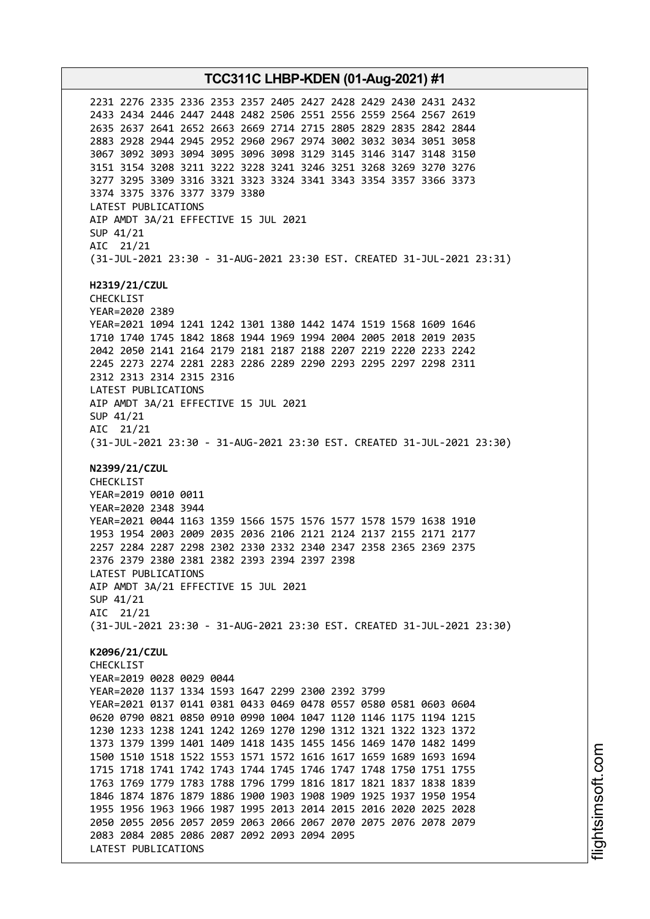2231 2276 2335 2336 2353 2357 2405 2427 2428 2429 2430 2431 2432
2433 2434 2446 2447 2448 2482 2506 2551 2556 2559 2564 2567 2619
2635 2637 2641 2652 2663 2669 2714 2715 2805 2829 2835 2842 2844
2883 2928 2944 2945 2952 2960 2967 2974 3002 3032 3034 3051 3058
3067 3092 3093 3094 3095 3096 3098 3129 3145 3146 3147 3148 3150
3151 3154 3208 3211 3222 3228 3241 3246 3251 3268 3269 3270 3276
3277 3295 3309 3316 3321 3323 3324 3341 3343 3354 3357 3366 3373
3374 3375 3376 3377 3379 3380
LATEST PUBLICATIONS
AIP AMDT 3A/21 EFFECTIVE 15 JUL 2021
SUP 41/21
AIC 21/21
(31-JUL-2021 23:30 - 31-AUG-2021 23:30 EST. CREATED 31-JUL-2021 23:31)

**H2319/21/CZUL**
CHECKLIST
YEAR=2020 2389
YEAR=2021 1094 1241 1242 1301 1380 1442 1474 1519 1568 1609 1646
1710 1740 1745 1842 1868 1944 1969 1994 2004 2005 2018 2019 2035
2042 2050 2141 2164 2179 2181 2187 2188 2207 2219 2220 2233 2242
2245 2273 2274 2281 2283 2286 2289 2290 2293 2295 2297 2298 2311
2312 2313 2314 2315 2316
LATEST PUBLICATIONS
AIP AMDT 3A/21 EFFECTIVE 15 JUL 2021
SUP 41/21
AIC 21/21
(31-JUL-2021 23:30 - 31-AUG-2021 23:30 EST. CREATED 31-JUL-2021 23:30)

**N2399/21/CZUL**
CHECKLIST
YEAR=2019 0010 0011
YEAR=2020 2348 3944
YEAR=2021 0044 1163 1359 1566 1575 1576 1577 1578 1579 1638 1910
1953 1954 2003 2009 2035 2036 2106 2121 2124 2137 2155 2171 2177
2257 2284 2287 2298 2302 2330 2332 2340 2347 2358 2365 2369 2375
2376 2379 2380 2381 2382 2393 2394 2397 2398
LATEST PUBLICATIONS
AIP AMDT 3A/21 EFFECTIVE 15 JUL 2021
SUP 41/21
AIC 21/21
(31-JUL-2021 23:30 - 31-AUG-2021 23:30 EST. CREATED 31-JUL-2021 23:30)

**K2096/21/CZUL**
CHECKLIST
YEAR=2019 0028 0029 0044
YEAR=2020 1137 1334 1593 1647 2299 2300 2392 3799
YEAR=2021 0137 0141 0381 0433 0469 0478 0557 0580 0581 0603 0604
0620 0790 0821 0850 0910 0990 1004 1047 1120 1146 1175 1194 1215
1230 1233 1238 1241 1242 1269 1270 1290 1312 1321 1322 1323 1372
1373 1379 1399 1401 1409 1418 1435 1455 1456 1469 1470 1482 1499
1500 1510 1518 1522 1553 1571 1572 1616 1617 1659 1689 1693 1694
1715 1718 1741 1742 1743 1744 1745 1746 1747 1748 1750 1751 1755
1763 1769 1779 1783 1788 1796 1799 1816 1817 1821 1837 1838 1839
1846 1874 1876 1879 1886 1900 1903 1908 1909 1925 1937 1950 1954
1955 1956 1963 1966 1987 1995 2013 2014 2015 2016 2020 2025 2028
2050 2055 2056 2057 2059 2063 2066 2067 2070 2075 2076 2078 2079
2083 2084 2085 2086 2087 2092 2093 2094 2095
LATEST PUBLICATIONS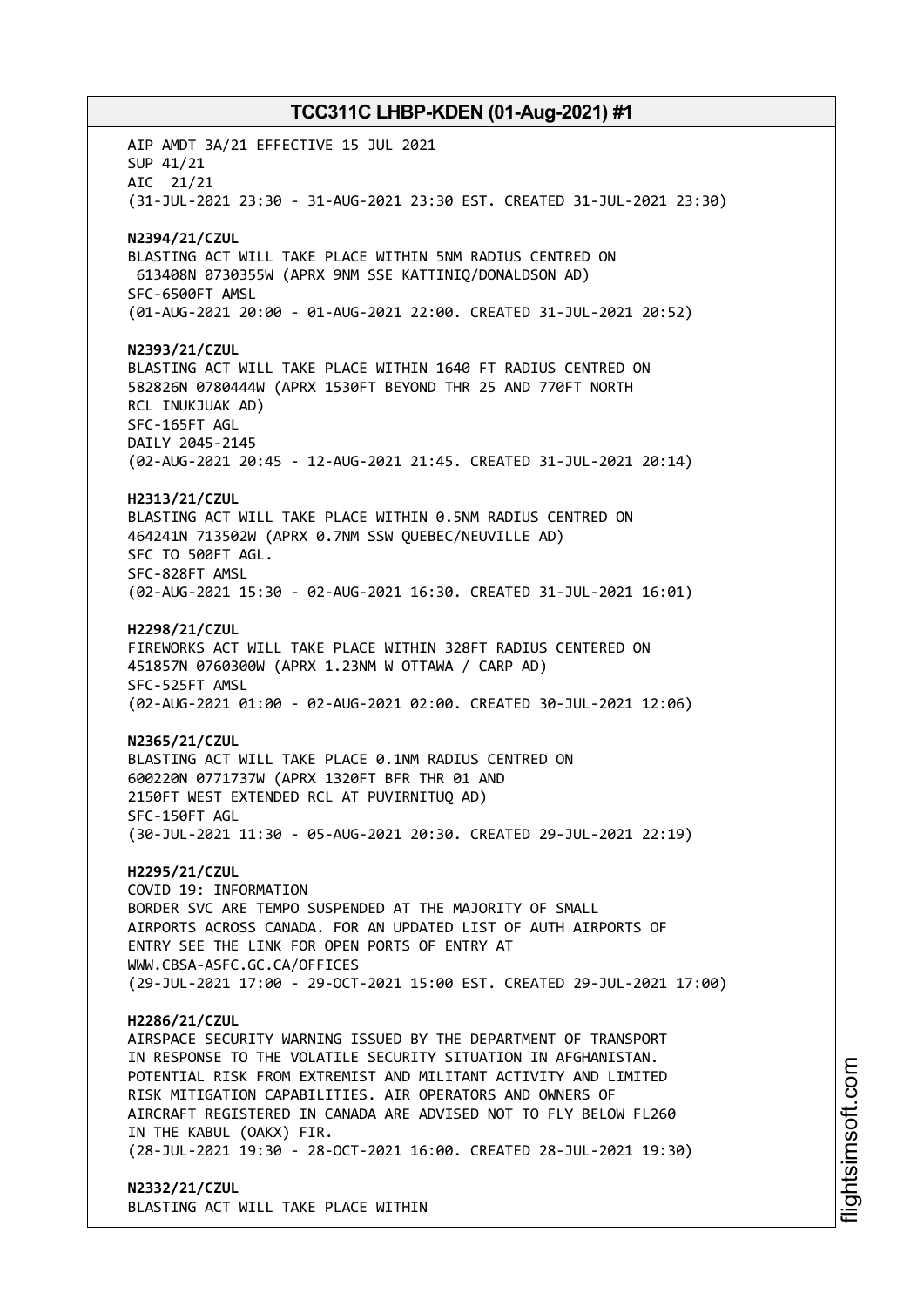AIP AMDT 3A/21 EFFECTIVE 15 JUL 2021
SUP 41/21
AIC 21/21
(31-JUL-2021 23:30 - 31-AUG-2021 23:30 EST. CREATED 31-JUL-2021 23:30)

**N2394/21/CZUL**
BLASTING ACT WILL TAKE PLACE WITHIN 5NM RADIUS CENTRED ON
613408N 0730355W (APRX 9NM SSE KATTINIQ/DONALDSON AD)
SFC-6500FT AMSL
(01-AUG-2021 20:00 - 01-AUG-2021 22:00. CREATED 31-JUL-2021 20:52)

**N2393/21/CZUL**
BLASTING ACT WILL TAKE PLACE WITHIN 1640 FT RADIUS CENTRED ON
582826N 0780444W (APRX 1530FT BEYOND THR 25 AND 770FT NORTH
RCL INUKJUAK AD)
SFC-165FT AGL
DAILY 2045-2145
(02-AUG-2021 20:45 - 12-AUG-2021 21:45. CREATED 31-JUL-2021 20:14)

**H2313/21/CZUL**
BLASTING ACT WILL TAKE PLACE WITHIN 0.5NM RADIUS CENTRED ON
464241N 713502W (APRX 0.7NM SSW QUEBEC/NEUVILLE AD)
SFC TO 500FT AGL.
SFC-828FT AMSL
(02-AUG-2021 15:30 - 02-AUG-2021 16:30. CREATED 31-JUL-2021 16:01)

**H2298/21/CZUL**
FIREWORKS ACT WILL TAKE PLACE WITHIN 328FT RADIUS CENTERED ON
451857N 0760300W (APRX 1.23NM W OTTAWA / CARP AD)
SFC-525FT AMSL
(02-AUG-2021 01:00 - 02-AUG-2021 02:00. CREATED 30-JUL-2021 12:06)

**N2365/21/CZUL**
BLASTING ACT WILL TAKE PLACE 0.1NM RADIUS CENTRED ON
600220N 0771737W (APRX 1320FT BFR THR 01 AND
2150FT WEST EXTENDED RCL AT PUVIRNITUQ AD)
SFC-150FT AGL
(30-JUL-2021 11:30 - 05-AUG-2021 20:30. CREATED 29-JUL-2021 22:19)

**H2295/21/CZUL**
COVID 19: INFORMATION
BORDER SVC ARE TEMPO SUSPENDED AT THE MAJORITY OF SMALL
AIRPORTS ACROSS CANADA. FOR AN UPDATED LIST OF AUTH AIRPORTS OF
ENTRY SEE THE LINK FOR OPEN PORTS OF ENTRY AT
WWW.CBSA-ASFC.GC.CA/OFFICES
(29-JUL-2021 17:00 - 29-OCT-2021 15:00 EST. CREATED 29-JUL-2021 17:00)

**H2286/21/CZUL**
AIRSPACE SECURITY WARNING ISSUED BY THE DEPARTMENT OF TRANSPORT
IN RESPONSE TO THE VOLATILE SECURITY SITUATION IN AFGHANISTAN.
POTENTIAL RISK FROM EXTREMIST AND MILITANT ACTIVITY AND LIMITED
RISK MITIGATION CAPABILITIES. AIR OPERATORS AND OWNERS OF
AIRCRAFT REGISTERED IN CANADA ARE ADVISED NOT TO FLY BELOW FL260
IN THE KABUL (OAKX) FIR.
(28-JUL-2021 19:30 - 28-OCT-2021 16:00. CREATED 28-JUL-2021 19:30)

**N2332/21/CZUL**
BLASTING ACT WILL TAKE PLACE WITHIN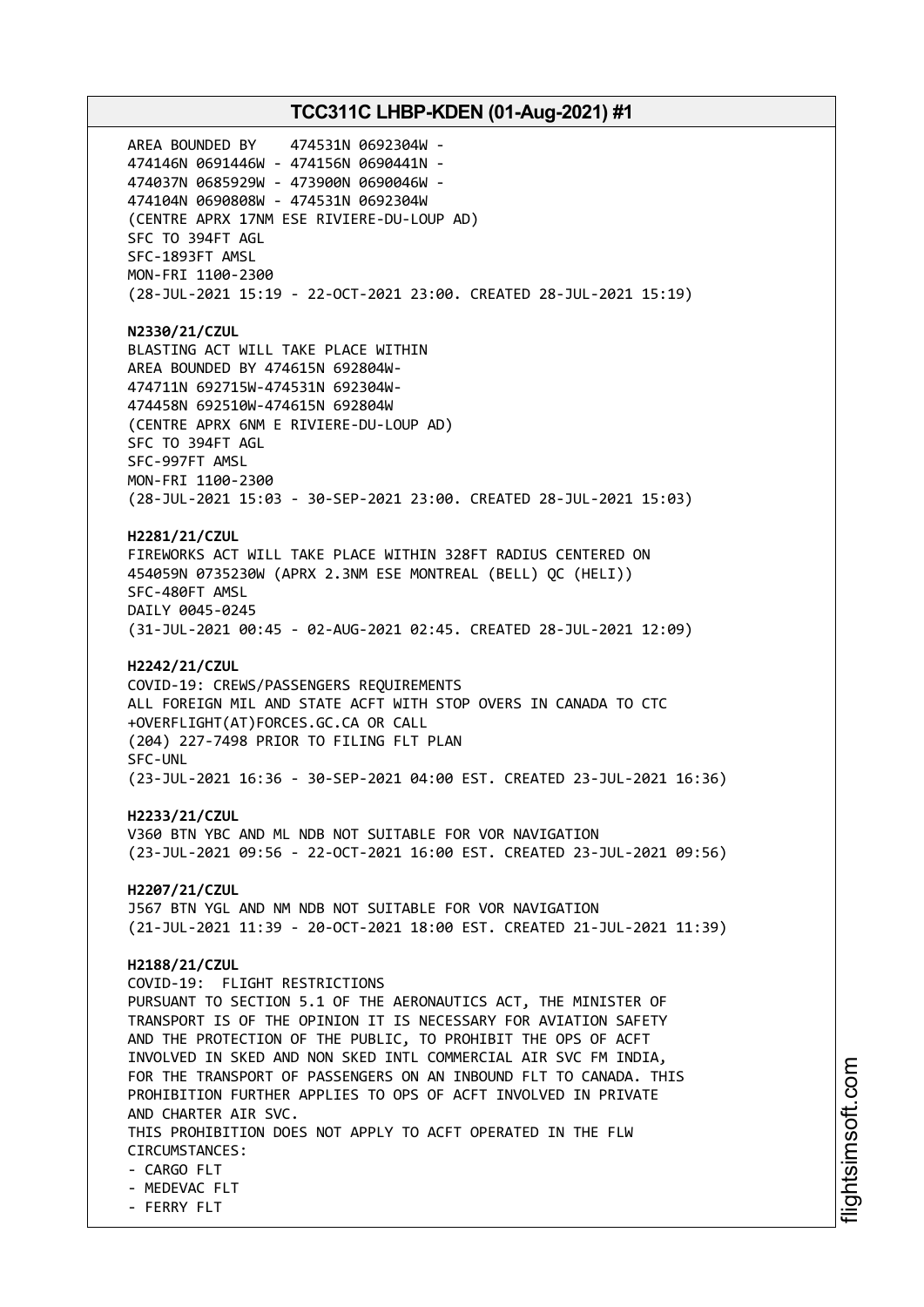AREA BOUNDED BY 474531N 0692304W -
474146N 0691446W - 474156N 0690441N -
474037N 0685929W - 473900N 0690046W -
474104N 0690808W - 474531N 0692304W
(CENTRE APRX 17NM ESE RIVIERE-DU-LOUP AD)
SFC TO 394FT AGL
SFC-1893FT AMSL
MON-FRI 1100-2300
(28-JUL-2021 15:19 - 22-OCT-2021 23:00. CREATED 28-JUL-2021 15:19)

**N2330/21/CZUL**
BLASTING ACT WILL TAKE PLACE WITHIN
AREA BOUNDED BY 474615N 692804W-
474711N 692715W-474531N 692304W-
474458N 692510W-474615N 692804W
(CENTRE APRX 6NM E RIVIERE-DU-LOUP AD)
SFC TO 394FT AGL
SFC-997FT AMSL
MON-FRI 1100-2300
(28-JUL-2021 15:03 - 30-SEP-2021 23:00. CREATED 28-JUL-2021 15:03)

**H2281/21/CZUL**
FIREWORKS ACT WILL TAKE PLACE WITHIN 328FT RADIUS CENTERED ON
454059N 0735230W (APRX 2.3NM ESE MONTREAL (BELL) QC (HELI))
SFC-480FT AMSL
DAILY 0045-0245
(31-JUL-2021 00:45 - 02-AUG-2021 02:45. CREATED 28-JUL-2021 12:09)

**H2242/21/CZUL**
COVID-19: CREWS/PASSENGERS REQUIREMENTS
ALL FOREIGN MIL AND STATE ACFT WITH STOP OVERS IN CANADA TO CTC
+OVERFLIGHT(AT)FORCES.GC.CA OR CALL
(204) 227-7498 PRIOR TO FILING FLT PLAN
SFC-UNL
(23-JUL-2021 16:36 - 30-SEP-2021 04:00 EST. CREATED 23-JUL-2021 16:36)

**H2233/21/CZUL**
V360 BTN YBC AND ML NDB NOT SUITABLE FOR VOR NAVIGATION
(23-JUL-2021 09:56 - 22-OCT-2021 16:00 EST. CREATED 23-JUL-2021 09:56)

**H2207/21/CZUL**
J567 BTN YGL AND NM NDB NOT SUITABLE FOR VOR NAVIGATION
(21-JUL-2021 11:39 - 20-OCT-2021 18:00 EST. CREATED 21-JUL-2021 11:39)

**H2188/21/CZUL**
COVID-19: FLIGHT RESTRICTIONS
PURSUANT TO SECTION 5.1 OF THE AERONAUTICS ACT, THE MINISTER OF
TRANSPORT IS OF THE OPINION IT IS NECESSARY FOR AVIATION SAFETY
AND THE PROTECTION OF THE PUBLIC, TO PROHIBIT THE OPS OF ACFT
INVOLVED IN SKED AND NON SKED INTL COMMERCIAL AIR SVC FM INDIA,
FOR THE TRANSPORT OF PASSENGERS ON AN INBOUND FLT TO CANADA. THIS
PROHIBITION FURTHER APPLIES TO OPS OF ACFT INVOLVED IN PRIVATE
AND CHARTER AIR SVC.
THIS PROHIBITION DOES NOT APPLY TO ACFT OPERATED IN THE FLW
CIRCUMSTANCES:
- CARGO FLT
- MEDEVAC FLT
- FERRY FLT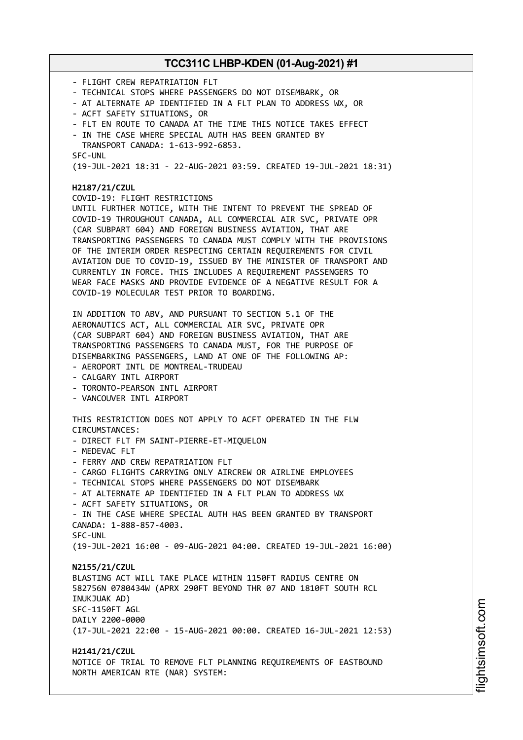- FLIGHT CREW REPATRIATION FLT
- TECHNICAL STOPS WHERE PASSENGERS DO NOT DISEMBARK, OR
- AT ALTERNATE AP IDENTIFIED IN A FLT PLAN TO ADDRESS WX, OR
- ACFT SAFETY SITUATIONS, OR
- FLT EN ROUTE TO CANADA AT THE TIME THIS NOTICE TAKES EFFECT
- IN THE CASE WHERE SPECIAL AUTH HAS BEEN GRANTED BY TRANSPORT CANADA: 1-613-992-6853.

SFC-UNL
(19-JUL-2021 18:31 - 22-AUG-2021 03:59. CREATED 19-JUL-2021 18:31)

**H2187/21/CZUL**
COVID-19: FLIGHT RESTRICTIONS
UNTIL FURTHER NOTICE, WITH THE INTENT TO PREVENT THE SPREAD OF COVID-19 THROUGHOUT CANADA, ALL COMMERCIAL AIR SVC, PRIVATE OPR (CAR SUBPART 604) AND FOREIGN BUSINESS AVIATION, THAT ARE TRANSPORTING PASSENGERS TO CANADA MUST COMPLY WITH THE PROVISIONS OF THE INTERIM ORDER RESPECTING CERTAIN REQUIREMENTS FOR CIVIL AVIATION DUE TO COVID-19, ISSUED BY THE MINISTER OF TRANSPORT AND CURRENTLY IN FORCE. THIS INCLUDES A REQUIREMENT PASSENGERS TO WEAR FACE MASKS AND PROVIDE EVIDENCE OF A NEGATIVE RESULT FOR A COVID-19 MOLECULAR TEST PRIOR TO BOARDING.

IN ADDITION TO ABV, AND PURSUANT TO SECTION 5.1 OF THE AERONAUTICS ACT, ALL COMMERCIAL AIR SVC, PRIVATE OPR (CAR SUBPART 604) AND FOREIGN BUSINESS AVIATION, THAT ARE TRANSPORTING PASSENGERS TO CANADA MUST, FOR THE PURPOSE OF DISEMBARKING PASSENGERS, LAND AT ONE OF THE FOLLOWING AP:
- AEROPORT INTL DE MONTREAL-TRUDEAU
- CALGARY INTL AIRPORT
- TORONTO-PEARSON INTL AIRPORT
- VANCOUVER INTL AIRPORT

THIS RESTRICTION DOES NOT APPLY TO ACFT OPERATED IN THE FLW CIRCUMSTANCES:
- DIRECT FLT FM SAINT-PIERRE-ET-MIQUELON
- MEDEVAC FLT
- FERRY AND CREW REPATRIATION FLT
- CARGO FLIGHTS CARRYING ONLY AIRCREW OR AIRLINE EMPLOYEES
- TECHNICAL STOPS WHERE PASSENGERS DO NOT DISEMBARK
- AT ALTERNATE AP IDENTIFIED IN A FLT PLAN TO ADDRESS WX
- ACFT SAFETY SITUATIONS, OR
- IN THE CASE WHERE SPECIAL AUTH HAS BEEN GRANTED BY TRANSPORT CANADA: 1-888-857-4003.

SFC-UNL
(19-JUL-2021 16:00 - 09-AUG-2021 04:00. CREATED 19-JUL-2021 16:00)

**N2155/21/CZUL**
BLASTING ACT WILL TAKE PLACE WITHIN 1150FT RADIUS CENTRE ON 582756N 0780434W (APRX 290FT BEYOND THR 07 AND 1810FT SOUTH RCL INUKJUAK AD)
SFC-1150FT AGL
DAILY 2200-0000
(17-JUL-2021 22:00 - 15-AUG-2021 00:00. CREATED 16-JUL-2021 12:53)

**H2141/21/CZUL**
NOTICE OF TRIAL TO REMOVE FLT PLANNING REQUIREMENTS OF EASTBOUND NORTH AMERICAN RTE (NAR) SYSTEM: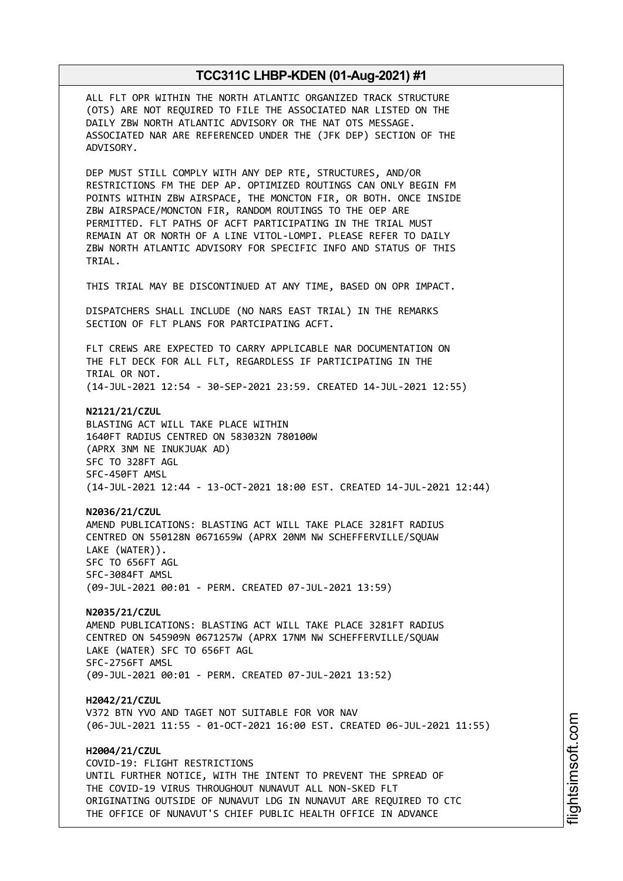ALL FLT OPR WITHIN THE NORTH ATLANTIC ORGANIZED TRACK STRUCTURE (OTS) ARE NOT REQUIRED TO FILE THE ASSOCIATED NAR LISTED ON THE DAILY ZBW NORTH ATLANTIC ADVISORY OR THE NAT OTS MESSAGE. ASSOCIATED NAR ARE REFERENCED UNDER THE (JFK DEP) SECTION OF THE ADVISORY.

DEP MUST STILL COMPLY WITH ANY DEP RTE, STRUCTURES, AND/OR RESTRICTIONS FM THE DEP AP. OPTIMIZED ROUTINGS CAN ONLY BEGIN FM POINTS WITHIN ZBW AIRSPACE, THE MONCTON FIR, OR BOTH. ONCE INSIDE ZBW AIRSPACE/MONCTON FIR, RANDOM ROUTINGS TO THE OEP ARE PERMITTED. FLT PATHS OF ACFT PARTICIPATING IN THE TRIAL MUST REMAIN AT OR NORTH OF A LINE VITOL-LOMPI. PLEASE REFER TO DAILY ZBW NORTH ATLANTIC ADVISORY FOR SPECIFIC INFO AND STATUS OF THIS TRIAL.

THIS TRIAL MAY BE DISCONTINUED AT ANY TIME, BASED ON OPR IMPACT.

DISPATCHERS SHALL INCLUDE (NO NARS EAST TRIAL) IN THE REMARKS SECTION OF FLT PLANS FOR PARTCIPATING ACFT.

FLT CREWS ARE EXPECTED TO CARRY APPLICABLE NAR DOCUMENTATION ON THE FLT DECK FOR ALL FLT, REGARDLESS IF PARTICIPATING IN THE TRIAL OR NOT.
(14-JUL-2021 12:54 - 30-SEP-2021 23:59. CREATED 14-JUL-2021 12:55)

**N2121/21/CZUL**
BLASTING ACT WILL TAKE PLACE WITHIN
1640FT RADIUS CENTRED ON 583032N 780100W
(APRX 3NM NE INUKJUAK AD)
SFC TO 328FT AGL
SFC-450FT AMSL
(14-JUL-2021 12:44 - 13-OCT-2021 18:00 EST. CREATED 14-JUL-2021 12:44)

**N2036/21/CZUL**
AMEND PUBLICATIONS: BLASTING ACT WILL TAKE PLACE 3281FT RADIUS CENTRED ON 550128N 0671659W (APRX 20NM NW SCHEFFERVILLE/SQUAW LAKE (WATER)).
SFC TO 656FT AGL
SFC-3084FT AMSL
(09-JUL-2021 00:01 - PERM. CREATED 07-JUL-2021 13:59)

**N2035/21/CZUL**
AMEND PUBLICATIONS: BLASTING ACT WILL TAKE PLACE 3281FT RADIUS CENTRED ON 545909N 0671257W (APRX 17NM NW SCHEFFERVILLE/SQUAW LAKE (WATER) SFC TO 656FT AGL
SFC-2756FT AMSL
(09-JUL-2021 00:01 - PERM. CREATED 07-JUL-2021 13:52)

**H2042/21/CZUL**
V372 BTN YVO AND TAGET NOT SUITABLE FOR VOR NAV
(06-JUL-2021 11:55 - 01-OCT-2021 16:00 EST. CREATED 06-JUL-2021 11:55)

**H2004/21/CZUL**
COVID-19: FLIGHT RESTRICTIONS
UNTIL FURTHER NOTICE, WITH THE INTENT TO PREVENT THE SPREAD OF THE COVID-19 VIRUS THROUGHOUT NUNAVUT ALL NON-SKED FLT ORIGINATING OUTSIDE OF NUNAVUT LDG IN NUNAVUT ARE REQUIRED TO CTC THE OFFICE OF NUNAVUT'S CHIEF PUBLIC HEALTH OFFICE IN ADVANCE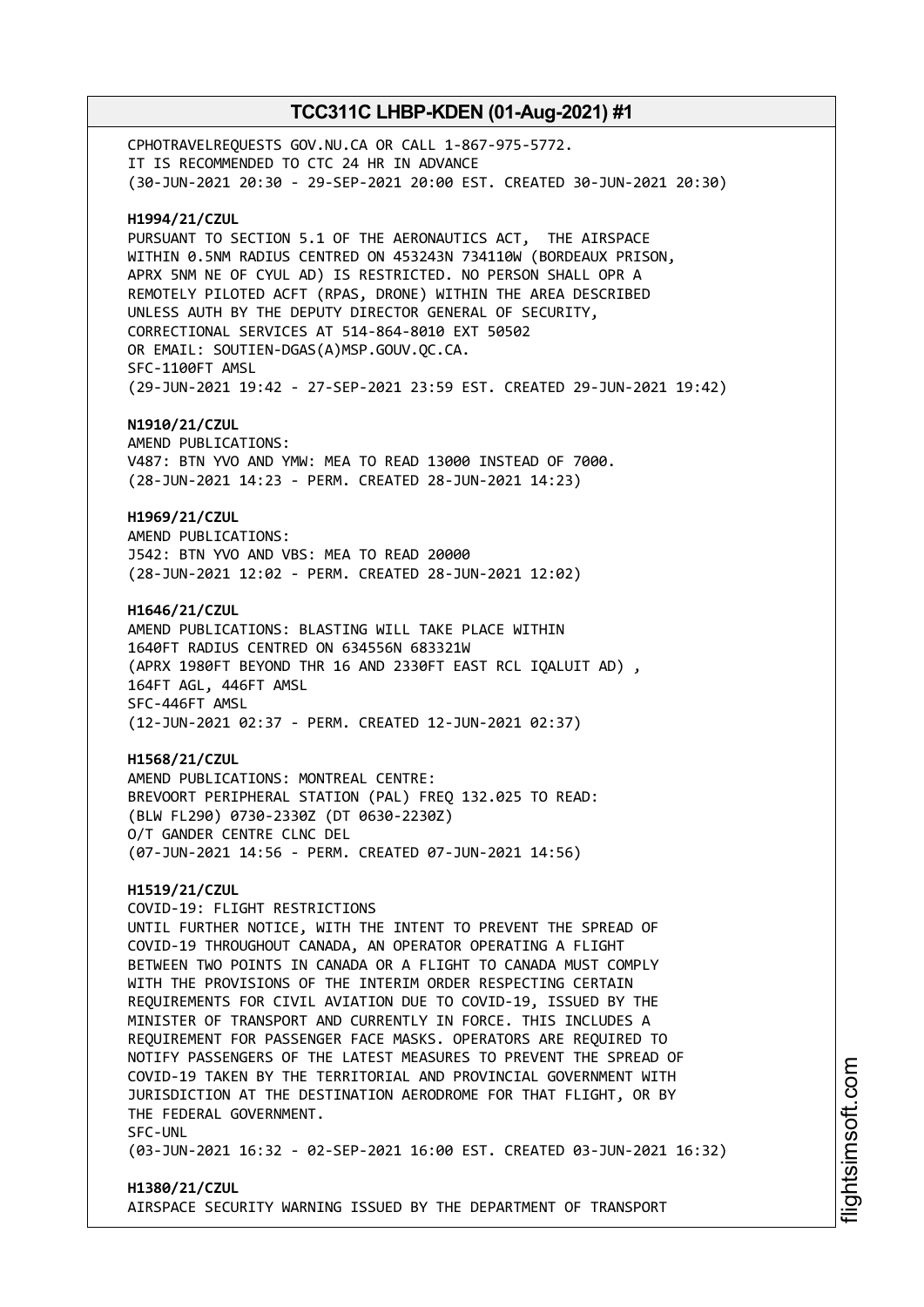CPHOTRAVELREQUESTS GOV.NU.CA OR CALL 1-867-975-5772.
IT IS RECOMMENDED TO CTC 24 HR IN ADVANCE
(30-JUN-2021 20:30 - 29-SEP-2021 20:00 EST. CREATED 30-JUN-2021 20:30)

**H1994/21/CZUL**
PURSUANT TO SECTION 5.1 OF THE AERONAUTICS ACT, THE AIRSPACE WITHIN 0.5NM RADIUS CENTRED ON 453243N 734110W (BORDEAUX PRISON, APRX 5NM NE OF CYUL AD) IS RESTRICTED. NO PERSON SHALL OPR A REMOTELY PILOTED ACFT (RPAS, DRONE) WITHIN THE AREA DESCRIBED UNLESS AUTH BY THE DEPUTY DIRECTOR GENERAL OF SECURITY, CORRECTIONAL SERVICES AT 514-864-8010 EXT 50502
OR EMAIL: SOUTIEN-DGAS(A)MSP.GOUV.QC.CA.
SFC-1100FT AMSL
(29-JUN-2021 19:42 - 27-SEP-2021 23:59 EST. CREATED 29-JUN-2021 19:42)

**N1910/21/CZUL**
AMEND PUBLICATIONS:
V487: BTN YVO AND YMW: MEA TO READ 13000 INSTEAD OF 7000.
(28-JUN-2021 14:23 - PERM. CREATED 28-JUN-2021 14:23)

**H1969/21/CZUL**
AMEND PUBLICATIONS:
J542: BTN YVO AND VBS: MEA TO READ 20000
(28-JUN-2021 12:02 - PERM. CREATED 28-JUN-2021 12:02)

**H1646/21/CZUL**
AMEND PUBLICATIONS: BLASTING WILL TAKE PLACE WITHIN 1640FT RADIUS CENTRED ON 634556N 683321W
(APRX 1980FT BEYOND THR 16 AND 2330FT EAST RCL IQALUIT AD) ,
164FT AGL, 446FT AMSL
SFC-446FT AMSL
(12-JUN-2021 02:37 - PERM. CREATED 12-JUN-2021 02:37)

**H1568/21/CZUL**
AMEND PUBLICATIONS: MONTREAL CENTRE:
BREVOORT PERIPHERAL STATION (PAL) FREQ 132.025 TO READ:
(BLW FL290) 0730-2330Z (DT 0630-2230Z)
O/T GANDER CENTRE CLNC DEL
(07-JUN-2021 14:56 - PERM. CREATED 07-JUN-2021 14:56)

**H1519/21/CZUL**
COVID-19: FLIGHT RESTRICTIONS
UNTIL FURTHER NOTICE, WITH THE INTENT TO PREVENT THE SPREAD OF COVID-19 THROUGHOUT CANADA, AN OPERATOR OPERATING A FLIGHT BETWEEN TWO POINTS IN CANADA OR A FLIGHT TO CANADA MUST COMPLY WITH THE PROVISIONS OF THE INTERIM ORDER RESPECTING CERTAIN REQUIREMENTS FOR CIVIL AVIATION DUE TO COVID-19, ISSUED BY THE MINISTER OF TRANSPORT AND CURRENTLY IN FORCE. THIS INCLUDES A REQUIREMENT FOR PASSENGER FACE MASKS. OPERATORS ARE REQUIRED TO NOTIFY PASSENGERS OF THE LATEST MEASURES TO PREVENT THE SPREAD OF COVID-19 TAKEN BY THE TERRITORIAL AND PROVINCIAL GOVERNMENT WITH JURISDICTION AT THE DESTINATION AERODROME FOR THAT FLIGHT, OR BY THE FEDERAL GOVERNMENT.
SFC-UNL
(03-JUN-2021 16:32 - 02-SEP-2021 16:00 EST. CREATED 03-JUN-2021 16:32)

**H1380/21/CZUL**
AIRSPACE SECURITY WARNING ISSUED BY THE DEPARTMENT OF TRANSPORT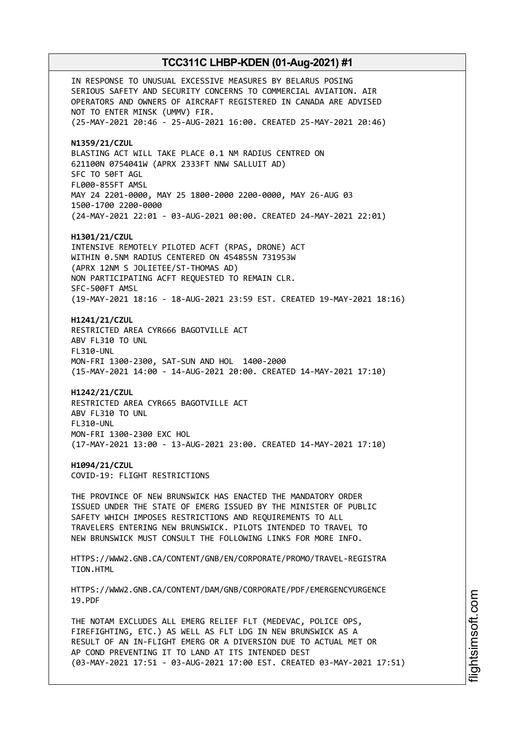IN RESPONSE TO UNUSUAL EXCESSIVE MEASURES BY BELARUS POSING SERIOUS SAFETY AND SECURITY CONCERNS TO COMMERCIAL AVIATION. AIR OPERATORS AND OWNERS OF AIRCRAFT REGISTERED IN CANADA ARE ADVISED NOT TO ENTER MINSK (UMMV) FIR.
(25-MAY-2021 20:46 - 25-AUG-2021 16:00. CREATED 25-MAY-2021 20:46)

**N1359/21/CZUL**
BLASTING ACT WILL TAKE PLACE 0.1 NM RADIUS CENTRED ON 621100N 0754041W (APRX 2333FT NNW SALLUIT AD)
SFC TO 50FT AGL
FL000-855FT AMSL
MAY 24 2201-0000, MAY 25 1800-2000 2200-0000, MAY 26-AUG 03 1500-1700 2200-0000
(24-MAY-2021 22:01 - 03-AUG-2021 00:00. CREATED 24-MAY-2021 22:01)

**H1301/21/CZUL**
INTENSIVE REMOTELY PILOTED ACFT (RPAS, DRONE) ACT WITHIN 0.5NM RADIUS CENTERED ON 454855N 731953W (APRX 12NM S JOLIETEE/ST-THOMAS AD)
NON PARTICIPATING ACFT REQUESTED TO REMAIN CLR.
SFC-500FT AMSL
(19-MAY-2021 18:16 - 18-AUG-2021 23:59 EST. CREATED 19-MAY-2021 18:16)

**H1241/21/CZUL**
RESTRICTED AREA CYR666 BAGOTVILLE ACT
ABV FL310 TO UNL
FL310-UNL
MON-FRI 1300-2300, SAT-SUN AND HOL 1400-2000
(15-MAY-2021 14:00 - 14-AUG-2021 20:00. CREATED 14-MAY-2021 17:10)

**H1242/21/CZUL**
RESTRICTED AREA CYR665 BAGOTVILLE ACT
ABV FL310 TO UNL
FL310-UNL
MON-FRI 1300-2300 EXC HOL
(17-MAY-2021 13:00 - 13-AUG-2021 23:00. CREATED 14-MAY-2021 17:10)

**H1094/21/CZUL**
COVID-19: FLIGHT RESTRICTIONS

THE PROVINCE OF NEW BRUNSWICK HAS ENACTED THE MANDATORY ORDER ISSUED UNDER THE STATE OF EMERG ISSUED BY THE MINISTER OF PUBLIC SAFETY WHICH IMPOSES RESTRICTIONS AND REQUIREMENTS TO ALL TRAVELERS ENTERING NEW BRUNSWICK. PILOTS INTENDED TO TRAVEL TO NEW BRUNSWICK MUST CONSULT THE FOLLOWING LINKS FOR MORE INFO.

HTTPS://WWW2.GNB.CA/CONTENT/GNB/EN/CORPORATE/PROMO/TRAVEL-REGISTRA TION.HTML

HTTPS://WWW2.GNB.CA/CONTENT/DAM/GNB/CORPORATE/PDF/EMERGENCYURGENCE 19.PDF

THE NOTAM EXCLUDES ALL EMERG RELIEF FLT (MEDEVAC, POLICE OPS, FIREFIGHTING, ETC.) AS WELL AS FLT LDG IN NEW BRUNSWICK AS A RESULT OF AN IN-FLIGHT EMERG OR A DIVERSION DUE TO ACTUAL MET OR AP COND PREVENTING IT TO LAND AT ITS INTENDED DEST
(03-MAY-2021 17:51 - 03-AUG-2021 17:00 EST. CREATED 03-MAY-2021 17:51)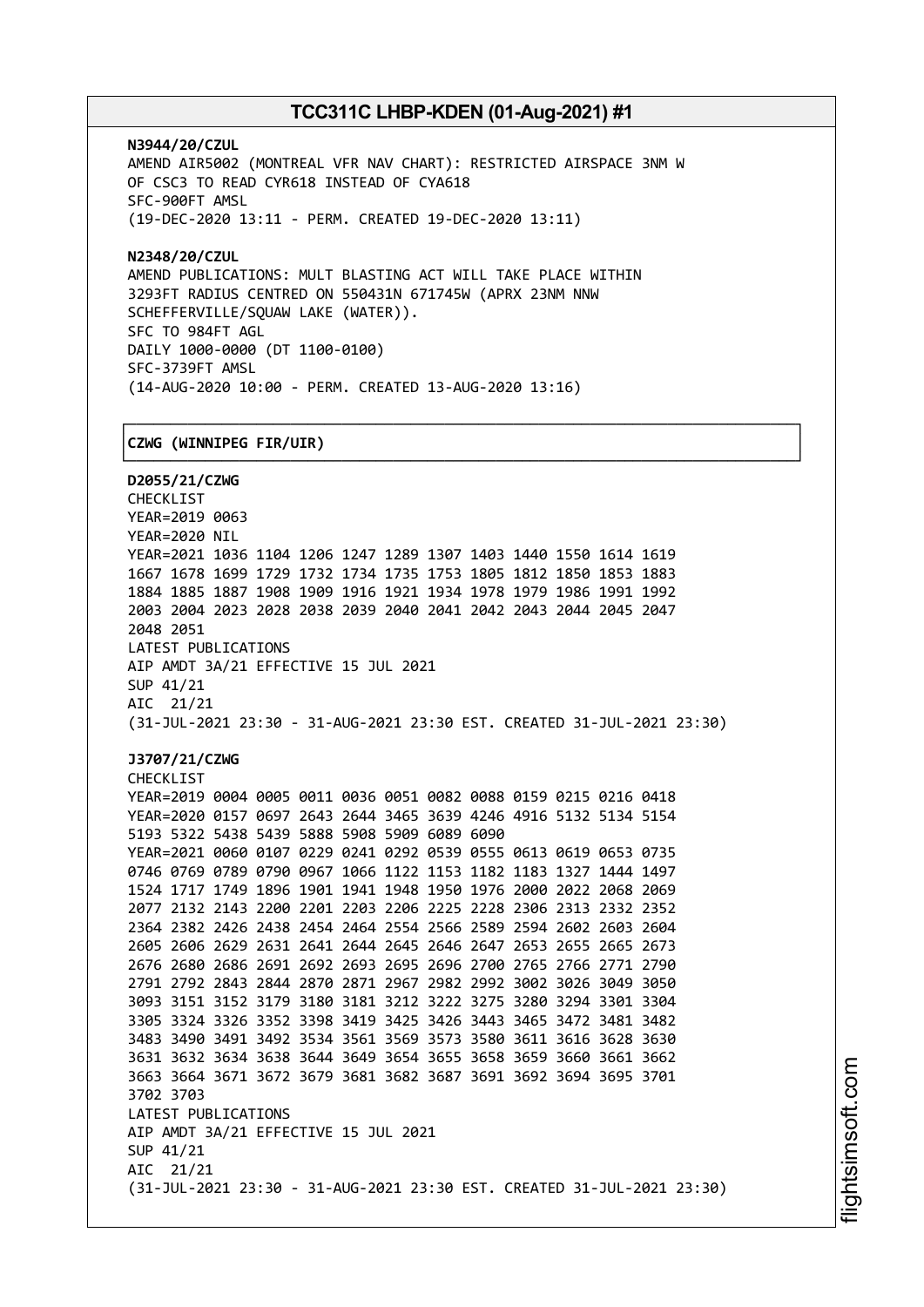**N3944/20/CZUL**
AMEND AIR5002 (MONTREAL VFR NAV CHART): RESTRICTED AIRSPACE 3NM W OF CSC3 TO READ CYR618 INSTEAD OF CYA618
SFC-900FT AMSL
(19-DEC-2020 13:11 - PERM. CREATED 19-DEC-2020 13:11)

**N2348/20/CZUL**
AMEND PUBLICATIONS: MULT BLASTING ACT WILL TAKE PLACE WITHIN 3293FT RADIUS CENTRED ON 550431N 671745W (APRX 23NM NNW SCHEFFERVILLE/SQUAW LAKE (WATER)).
SFC TO 984FT AGL
DAILY 1000-0000 (DT 1100-0100)
SFC-3739FT AMSL
(14-AUG-2020 10:00 - PERM. CREATED 13-AUG-2020 13:16)

## CZWG (WINNIPEG FIR/UIR)

**D2055/21/CZWG**
CHECKLIST
YEAR=2019 0063
YEAR=2020 NIL
YEAR=2021 1036 1104 1206 1247 1289 1307 1403 1440 1550 1614 1619 1667 1678 1699 1729 1732 1734 1735 1753 1805 1812 1850 1853 1883 1884 1885 1887 1908 1909 1916 1921 1934 1978 1979 1986 1991 1992 2003 2004 2023 2028 2038 2039 2040 2041 2042 2043 2044 2045 2047 2048 2051
LATEST PUBLICATIONS
AIP AMDT 3A/21 EFFECTIVE 15 JUL 2021
SUP 41/21
AIC 21/21
(31-JUL-2021 23:30 - 31-AUG-2021 23:30 EST. CREATED 31-JUL-2021 23:30)

**J3707/21/CZWG**
CHECKLIST
YEAR=2019 0004 0005 0011 0036 0051 0082 0088 0159 0215 0216 0418
YEAR=2020 0157 0697 2643 2644 3465 3639 4246 4916 5132 5134 5154 5193 5322 5438 5439 5888 5908 5909 6089 6090
YEAR=2021 0060 0107 0229 0241 0292 0539 0555 0613 0619 0653 0735 0746 0769 0789 0790 0967 1066 1122 1153 1182 1183 1327 1444 1497 1524 1717 1749 1896 1901 1941 1948 1950 1976 2000 2022 2068 2069 2077 2132 2143 2200 2201 2203 2206 2225 2228 2306 2313 2332 2352 2364 2382 2426 2438 2454 2464 2554 2566 2589 2594 2602 2603 2604 2605 2606 2629 2631 2641 2644 2645 2646 2647 2653 2655 2665 2673 2676 2680 2686 2691 2692 2693 2695 2696 2700 2765 2766 2771 2790 2791 2792 2843 2844 2870 2871 2967 2982 2992 3002 3026 3049 3050 3093 3151 3152 3179 3180 3181 3212 3222 3275 3280 3294 3301 3304 3305 3324 3326 3352 3398 3419 3425 3426 3443 3465 3472 3481 3482 3483 3490 3491 3492 3534 3561 3569 3573 3580 3611 3616 3628 3630 3631 3632 3634 3638 3644 3649 3654 3655 3658 3659 3660 3661 3662 3663 3664 3671 3672 3679 3681 3682 3687 3691 3692 3694 3695 3701 3702 3703
LATEST PUBLICATIONS
AIP AMDT 3A/21 EFFECTIVE 15 JUL 2021
SUP 41/21
AIC 21/21
(31-JUL-2021 23:30 - 31-AUG-2021 23:30 EST. CREATED 31-JUL-2021 23:30)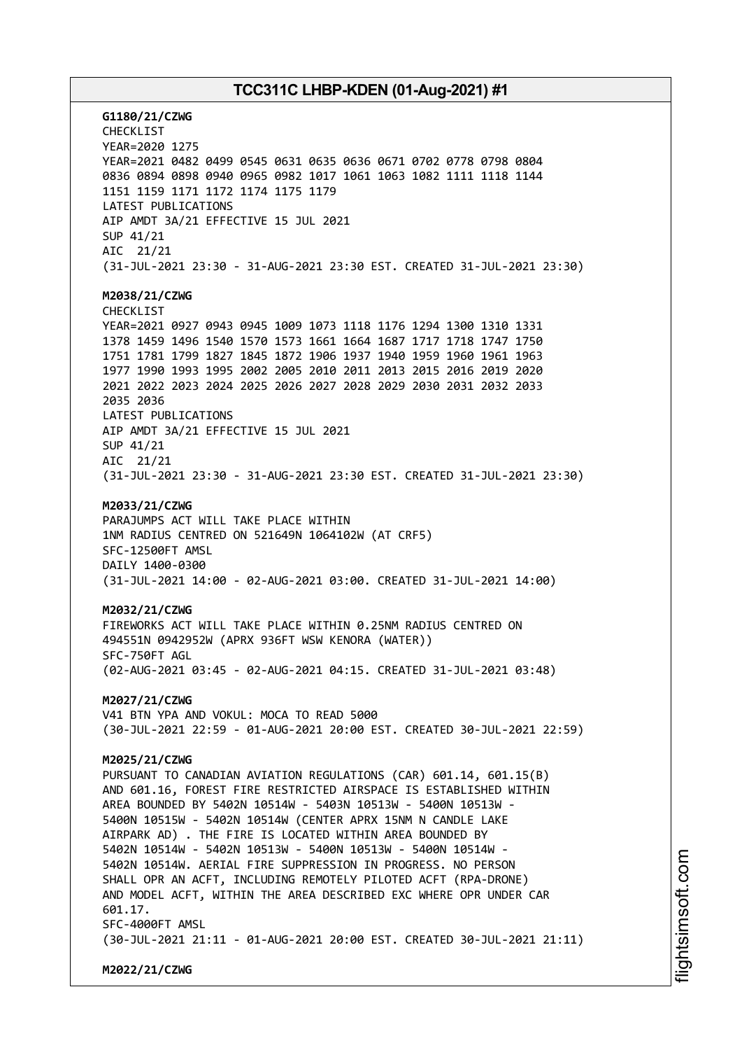**G1180/21/CZWG**
CHECKLIST
YEAR=2020 1275
YEAR=2021 0482 0499 0545 0631 0635 0636 0671 0702 0778 0798 0804
0836 0894 0898 0940 0965 0982 1017 1061 1063 1082 1111 1118 1144
1151 1159 1171 1172 1174 1175 1179
LATEST PUBLICATIONS
AIP AMDT 3A/21 EFFECTIVE 15 JUL 2021
SUP 41/21
AIC 21/21
(31-JUL-2021 23:30 - 31-AUG-2021 23:30 EST. CREATED 31-JUL-2021 23:30)

**M2038/21/CZWG**
CHECKLIST
YEAR=2021 0927 0943 0945 1009 1073 1118 1176 1294 1300 1310 1331
1378 1459 1496 1540 1570 1573 1661 1664 1687 1717 1718 1747 1750
1751 1781 1799 1827 1845 1872 1906 1937 1940 1959 1960 1961 1963
1977 1990 1993 1995 2002 2005 2010 2011 2013 2015 2016 2019 2020
2021 2022 2023 2024 2025 2026 2027 2028 2029 2030 2031 2032 2033
2035 2036
LATEST PUBLICATIONS
AIP AMDT 3A/21 EFFECTIVE 15 JUL 2021
SUP 41/21
AIC 21/21
(31-JUL-2021 23:30 - 31-AUG-2021 23:30 EST. CREATED 31-JUL-2021 23:30)

**M2033/21/CZWG**
PARAJUMPS ACT WILL TAKE PLACE WITHIN
1NM RADIUS CENTRED ON 521649N 1064102W (AT CRF5)
SFC-12500FT AMSL
DAILY 1400-0300
(31-JUL-2021 14:00 - 02-AUG-2021 03:00. CREATED 31-JUL-2021 14:00)

**M2032/21/CZWG**
FIREWORKS ACT WILL TAKE PLACE WITHIN 0.25NM RADIUS CENTRED ON
494551N 0942952W (APRX 936FT WSW KENORA (WATER))
SFC-750FT AGL
(02-AUG-2021 03:45 - 02-AUG-2021 04:15. CREATED 31-JUL-2021 03:48)

**M2027/21/CZWG**
V41 BTN YPA AND VOKUL: MOCA TO READ 5000
(30-JUL-2021 22:59 - 01-AUG-2021 20:00 EST. CREATED 30-JUL-2021 22:59)

**M2025/21/CZWG**
PURSUANT TO CANADIAN AVIATION REGULATIONS (CAR) 601.14, 601.15(B)
AND 601.16, FOREST FIRE RESTRICTED AIRSPACE IS ESTABLISHED WITHIN
AREA BOUNDED BY 5402N 10514W - 5403N 10513W - 5400N 10513W -
5400N 10515W - 5402N 10514W (CENTER APRX 15NM N CANDLE LAKE
AIRPARK AD) . THE FIRE IS LOCATED WITHIN AREA BOUNDED BY
5402N 10514W - 5402N 10513W - 5400N 10513W - 5400N 10514W -
5402N 10514W. AERIAL FIRE SUPPRESSION IN PROGRESS. NO PERSON
SHALL OPR AN ACFT, INCLUDING REMOTELY PILOTED ACFT (RPA-DRONE)
AND MODEL ACFT, WITHIN THE AREA DESCRIBED EXC WHERE OPR UNDER CAR
601.17.
SFC-4000FT AMSL
(30-JUL-2021 21:11 - 01-AUG-2021 20:00 EST. CREATED 30-JUL-2021 21:11)

**M2022/21/CZWG**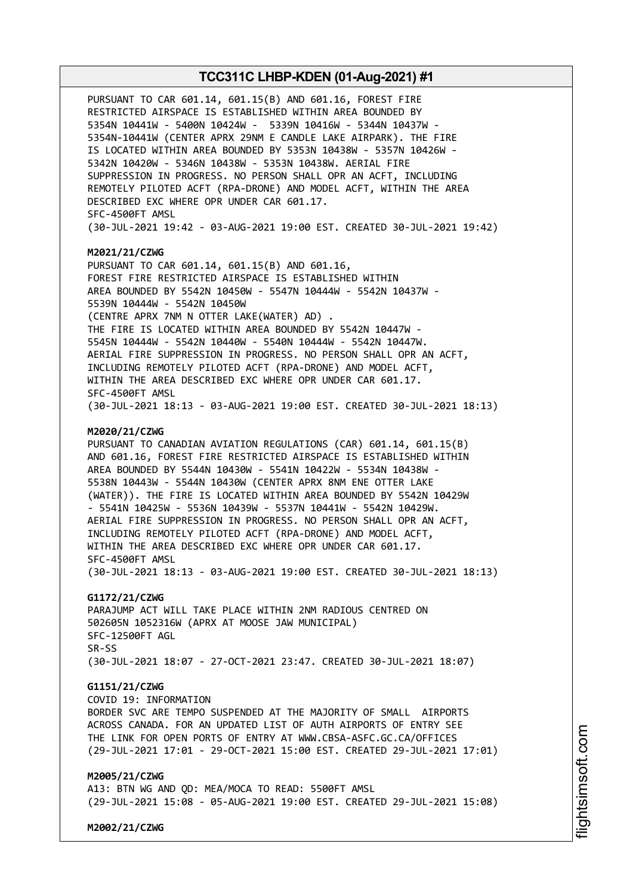PURSUANT TO CAR 601.14, 601.15(B) AND 601.16, FOREST FIRE RESTRICTED AIRSPACE IS ESTABLISHED WITHIN AREA BOUNDED BY 5354N 10441W - 5400N 10424W - 5339N 10416W - 5344N 10437W - 5354N-10441W (CENTER APRX 29NM E CANDLE LAKE AIRPARK). THE FIRE IS LOCATED WITHIN AREA BOUNDED BY 5353N 10438W - 5357N 10426W - 5342N 10420W - 5346N 10438W - 5353N 10438W. AERIAL FIRE SUPPRESSION IN PROGRESS. NO PERSON SHALL OPR AN ACFT, INCLUDING REMOTELY PILOTED ACFT (RPA-DRONE) AND MODEL ACFT, WITHIN THE AREA DESCRIBED EXC WHERE OPR UNDER CAR 601.17.
SFC-4500FT AMSL
(30-JUL-2021 19:42 - 03-AUG-2021 19:00 EST. CREATED 30-JUL-2021 19:42)

**M2021/21/CZWG**
PURSUANT TO CAR 601.14, 601.15(B) AND 601.16,
FOREST FIRE RESTRICTED AIRSPACE IS ESTABLISHED WITHIN
AREA BOUNDED BY 5542N 10450W - 5547N 10444W - 5542N 10437W -
5539N 10444W - 5542N 10450W
(CENTRE APRX 7NM N OTTER LAKE(WATER) AD) .
THE FIRE IS LOCATED WITHIN AREA BOUNDED BY 5542N 10447W -
5545N 10444W - 5542N 10440W - 5540N 10444W - 5542N 10447W.
AERIAL FIRE SUPPRESSION IN PROGRESS. NO PERSON SHALL OPR AN ACFT,
INCLUDING REMOTELY PILOTED ACFT (RPA-DRONE) AND MODEL ACFT,
WITHIN THE AREA DESCRIBED EXC WHERE OPR UNDER CAR 601.17.
SFC-4500FT AMSL
(30-JUL-2021 18:13 - 03-AUG-2021 19:00 EST. CREATED 30-JUL-2021 18:13)

**M2020/21/CZWG**
PURSUANT TO CANADIAN AVIATION REGULATIONS (CAR) 601.14, 601.15(B) AND 601.16, FOREST FIRE RESTRICTED AIRSPACE IS ESTABLISHED WITHIN AREA BOUNDED BY 5544N 10430W - 5541N 10422W - 5534N 10438W - 5538N 10443W - 5544N 10430W (CENTER APRX 8NM ENE OTTER LAKE (WATER)). THE FIRE IS LOCATED WITHIN AREA BOUNDED BY 5542N 10429W - 5541N 10425W - 5536N 10439W - 5537N 10441W - 5542N 10429W.
AERIAL FIRE SUPPRESSION IN PROGRESS. NO PERSON SHALL OPR AN ACFT,
INCLUDING REMOTELY PILOTED ACFT (RPA-DRONE) AND MODEL ACFT,
WITHIN THE AREA DESCRIBED EXC WHERE OPR UNDER CAR 601.17.
SFC-4500FT AMSL
(30-JUL-2021 18:13 - 03-AUG-2021 19:00 EST. CREATED 30-JUL-2021 18:13)

**G1172/21/CZWG**
PARAJUMP ACT WILL TAKE PLACE WITHIN 2NM RADIOUS CENTRED ON
502605N 1052316W (APRX AT MOOSE JAW MUNICIPAL)
SFC-12500FT AGL
SR-SS
(30-JUL-2021 18:07 - 27-OCT-2021 23:47. CREATED 30-JUL-2021 18:07)

**G1151/21/CZWG**
COVID 19: INFORMATION
BORDER SVC ARE TEMPO SUSPENDED AT THE MAJORITY OF SMALL AIRPORTS
ACROSS CANADA. FOR AN UPDATED LIST OF AUTH AIRPORTS OF ENTRY SEE
THE LINK FOR OPEN PORTS OF ENTRY AT WWW.CBSA-ASFC.GC.CA/OFFICES
(29-JUL-2021 17:01 - 29-OCT-2021 15:00 EST. CREATED 29-JUL-2021 17:01)

**M2005/21/CZWG**
A13: BTN WG AND QD: MEA/MOCA TO READ: 5500FT AMSL
(29-JUL-2021 15:08 - 05-AUG-2021 19:00 EST. CREATED 29-JUL-2021 15:08)

**M2002/21/CZWG**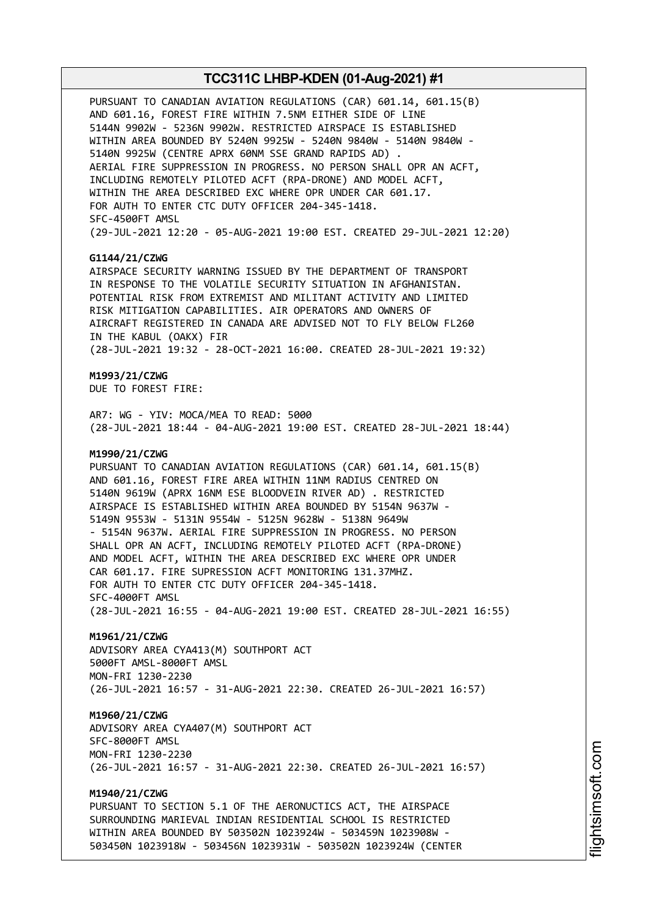PURSUANT TO CANADIAN AVIATION REGULATIONS (CAR) 601.14, 601.15(B) AND 601.16, FOREST FIRE WITHIN 7.5NM EITHER SIDE OF LINE 5144N 9902W - 5236N 9902W. RESTRICTED AIRSPACE IS ESTABLISHED WITHIN AREA BOUNDED BY 5240N 9925W - 5240N 9840W - 5140N 9840W - 5140N 9925W (CENTRE APRX 60NM SSE GRAND RAPIDS AD) . AERIAL FIRE SUPPRESSION IN PROGRESS. NO PERSON SHALL OPR AN ACFT, INCLUDING REMOTELY PILOTED ACFT (RPA-DRONE) AND MODEL ACFT, WITHIN THE AREA DESCRIBED EXC WHERE OPR UNDER CAR 601.17. FOR AUTH TO ENTER CTC DUTY OFFICER 204-345-1418.
SFC-4500FT AMSL
(29-JUL-2021 12:20 - 05-AUG-2021 19:00 EST. CREATED 29-JUL-2021 12:20)

**G1144/21/CZWG**
AIRSPACE SECURITY WARNING ISSUED BY THE DEPARTMENT OF TRANSPORT IN RESPONSE TO THE VOLATILE SECURITY SITUATION IN AFGHANISTAN. POTENTIAL RISK FROM EXTREMIST AND MILITANT ACTIVITY AND LIMITED RISK MITIGATION CAPABILITIES. AIR OPERATORS AND OWNERS OF AIRCRAFT REGISTERED IN CANADA ARE ADVISED NOT TO FLY BELOW FL260 IN THE KABUL (OAKX) FIR
(28-JUL-2021 19:32 - 28-OCT-2021 16:00. CREATED 28-JUL-2021 19:32)

**M1993/21/CZWG**
DUE TO FOREST FIRE:

AR7: WG - YIV: MOCA/MEA TO READ: 5000
(28-JUL-2021 18:44 - 04-AUG-2021 19:00 EST. CREATED 28-JUL-2021 18:44)

**M1990/21/CZWG**
PURSUANT TO CANADIAN AVIATION REGULATIONS (CAR) 601.14, 601.15(B) AND 601.16, FOREST FIRE AREA WITHIN 11NM RADIUS CENTRED ON 5140N 9619W (APRX 16NM ESE BLOODVEIN RIVER AD) . RESTRICTED AIRSPACE IS ESTABLISHED WITHIN AREA BOUNDED BY 5154N 9637W - 5149N 9553W - 5131N 9554W - 5125N 9628W - 5138N 9649W - 5154N 9637W. AERIAL FIRE SUPPRESSION IN PROGRESS. NO PERSON SHALL OPR AN ACFT, INCLUDING REMOTELY PILOTED ACFT (RPA-DRONE) AND MODEL ACFT, WITHIN THE AREA DESCRIBED EXC WHERE OPR UNDER CAR 601.17. FIRE SUPRESSION ACFT MONITORING 131.37MHZ. FOR AUTH TO ENTER CTC DUTY OFFICER 204-345-1418.
SFC-4000FT AMSL
(28-JUL-2021 16:55 - 04-AUG-2021 19:00 EST. CREATED 28-JUL-2021 16:55)

**M1961/21/CZWG**
ADVISORY AREA CYA413(M) SOUTHPORT ACT
5000FT AMSL-8000FT AMSL
MON-FRI 1230-2230
(26-JUL-2021 16:57 - 31-AUG-2021 22:30. CREATED 26-JUL-2021 16:57)

**M1960/21/CZWG**
ADVISORY AREA CYA407(M) SOUTHPORT ACT
SFC-8000FT AMSL
MON-FRI 1230-2230
(26-JUL-2021 16:57 - 31-AUG-2021 22:30. CREATED 26-JUL-2021 16:57)

**M1940/21/CZWG**
PURSUANT TO SECTION 5.1 OF THE AERONUCTICS ACT, THE AIRSPACE SURROUNDING MARIEVAL INDIAN RESIDENTIAL SCHOOL IS RESTRICTED WITHIN AREA BOUNDED BY 503502N 1023924W - 503459N 1023908W - 503450N 1023918W - 503456N 1023931W - 503502N 1023924W (CENTER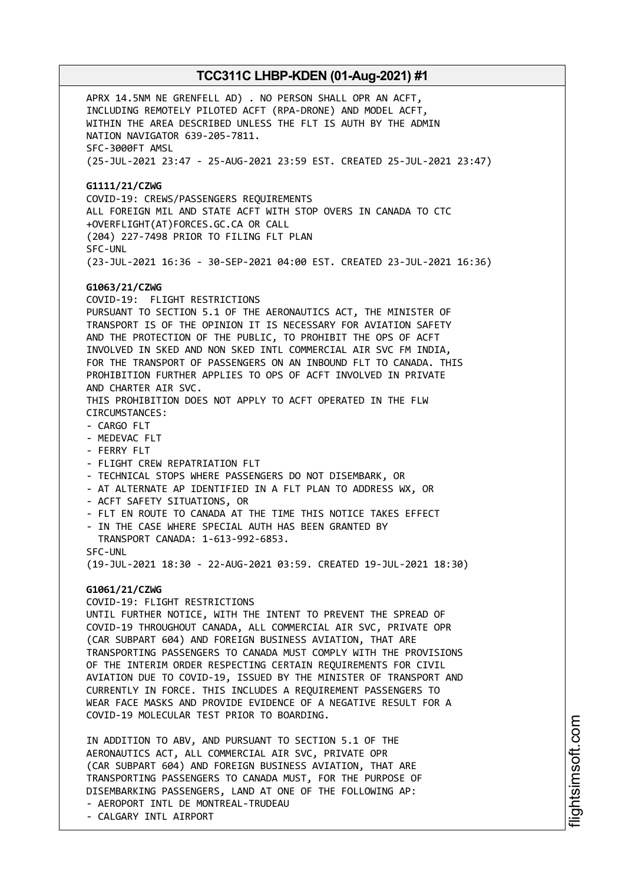APRX 14.5NM NE GRENFELL AD) . NO PERSON SHALL OPR AN ACFT, INCLUDING REMOTELY PILOTED ACFT (RPA-DRONE) AND MODEL ACFT, WITHIN THE AREA DESCRIBED UNLESS THE FLT IS AUTH BY THE ADMIN NATION NAVIGATOR 639-205-7811.
SFC-3000FT AMSL
(25-JUL-2021 23:47 - 25-AUG-2021 23:59 EST. CREATED 25-JUL-2021 23:47)

**G1111/21/CZWG**
COVID-19: CREWS/PASSENGERS REQUIREMENTS
ALL FOREIGN MIL AND STATE ACFT WITH STOP OVERS IN CANADA TO CTC +OVERFLIGHT(AT)FORCES.GC.CA OR CALL
(204) 227-7498 PRIOR TO FILING FLT PLAN
SFC-UNL
(23-JUL-2021 16:36 - 30-SEP-2021 04:00 EST. CREATED 23-JUL-2021 16:36)

**G1063/21/CZWG**
COVID-19: FLIGHT RESTRICTIONS
PURSUANT TO SECTION 5.1 OF THE AERONAUTICS ACT, THE MINISTER OF TRANSPORT IS OF THE OPINION IT IS NECESSARY FOR AVIATION SAFETY AND THE PROTECTION OF THE PUBLIC, TO PROHIBIT THE OPS OF ACFT INVOLVED IN SKED AND NON SKED INTL COMMERCIAL AIR SVC FM INDIA, FOR THE TRANSPORT OF PASSENGERS ON AN INBOUND FLT TO CANADA. THIS PROHIBITION FURTHER APPLIES TO OPS OF ACFT INVOLVED IN PRIVATE AND CHARTER AIR SVC.
THIS PROHIBITION DOES NOT APPLY TO ACFT OPERATED IN THE FLW CIRCUMSTANCES:
- CARGO FLT
- MEDEVAC FLT
- FERRY FLT
- FLIGHT CREW REPATRIATION FLT
- TECHNICAL STOPS WHERE PASSENGERS DO NOT DISEMBARK, OR
- AT ALTERNATE AP IDENTIFIED IN A FLT PLAN TO ADDRESS WX, OR
- ACFT SAFETY SITUATIONS, OR
- FLT EN ROUTE TO CANADA AT THE TIME THIS NOTICE TAKES EFFECT
- IN THE CASE WHERE SPECIAL AUTH HAS BEEN GRANTED BY TRANSPORT CANADA: 1-613-992-6853.

SFC-UNL
(19-JUL-2021 18:30 - 22-AUG-2021 03:59. CREATED 19-JUL-2021 18:30)

**G1061/21/CZWG**
COVID-19: FLIGHT RESTRICTIONS
UNTIL FURTHER NOTICE, WITH THE INTENT TO PREVENT THE SPREAD OF COVID-19 THROUGHOUT CANADA, ALL COMMERCIAL AIR SVC, PRIVATE OPR (CAR SUBPART 604) AND FOREIGN BUSINESS AVIATION, THAT ARE TRANSPORTING PASSENGERS TO CANADA MUST COMPLY WITH THE PROVISIONS OF THE INTERIM ORDER RESPECTING CERTAIN REQUIREMENTS FOR CIVIL AVIATION DUE TO COVID-19, ISSUED BY THE MINISTER OF TRANSPORT AND CURRENTLY IN FORCE. THIS INCLUDES A REQUIREMENT PASSENGERS TO WEAR FACE MASKS AND PROVIDE EVIDENCE OF A NEGATIVE RESULT FOR A COVID-19 MOLECULAR TEST PRIOR TO BOARDING.

IN ADDITION TO ABV, AND PURSUANT TO SECTION 5.1 OF THE AERONAUTICS ACT, ALL COMMERCIAL AIR SVC, PRIVATE OPR (CAR SUBPART 604) AND FOREIGN BUSINESS AVIATION, THAT ARE TRANSPORTING PASSENGERS TO CANADA MUST, FOR THE PURPOSE OF DISEMBARKING PASSENGERS, LAND AT ONE OF THE FOLLOWING AP:
- AEROPORT INTL DE MONTREAL-TRUDEAU
- CALGARY INTL AIRPORT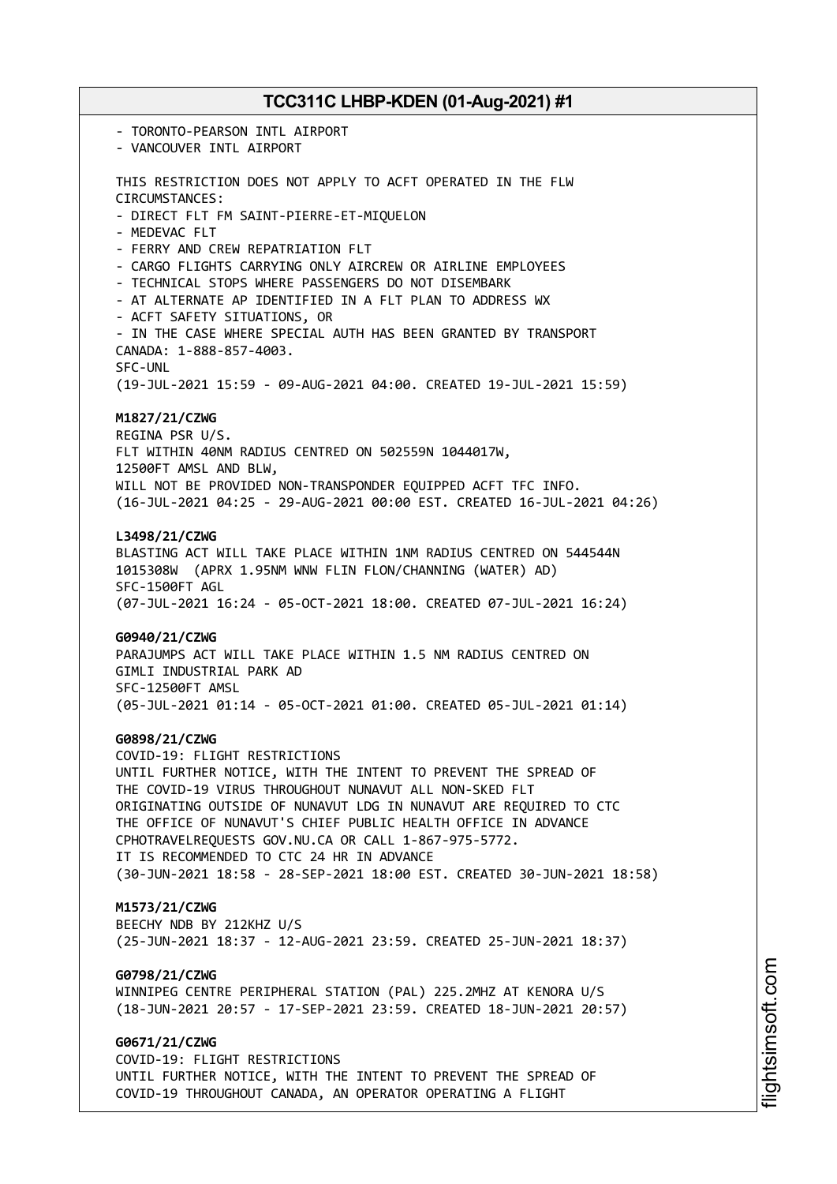- TORONTO-PEARSON INTL AIRPORT
- VANCOUVER INTL AIRPORT

THIS RESTRICTION DOES NOT APPLY TO ACFT OPERATED IN THE FLW CIRCUMSTANCES:
- DIRECT FLT FM SAINT-PIERRE-ET-MIQUELON
- MEDEVAC FLT
- FERRY AND CREW REPATRIATION FLT
- CARGO FLIGHTS CARRYING ONLY AIRCREW OR AIRLINE EMPLOYEES
- TECHNICAL STOPS WHERE PASSENGERS DO NOT DISEMBARK
- AT ALTERNATE AP IDENTIFIED IN A FLT PLAN TO ADDRESS WX
- ACFT SAFETY SITUATIONS, OR
- IN THE CASE WHERE SPECIAL AUTH HAS BEEN GRANTED BY TRANSPORT CANADA: 1-888-857-4003.

SFC-UNL
(19-JUL-2021 15:59 - 09-AUG-2021 04:00. CREATED 19-JUL-2021 15:59)

**M1827/21/CZWG**
REGINA PSR U/S.
FLT WITHIN 40NM RADIUS CENTRED ON 502559N 1044017W,
12500FT AMSL AND BLW,
WILL NOT BE PROVIDED NON-TRANSPONDER EQUIPPED ACFT TFC INFO.
(16-JUL-2021 04:25 - 29-AUG-2021 00:00 EST. CREATED 16-JUL-2021 04:26)

**L3498/21/CZWG**
BLASTING ACT WILL TAKE PLACE WITHIN 1NM RADIUS CENTRED ON 544544N 1015308W (APRX 1.95NM WNW FLIN FLON/CHANNING (WATER) AD)
SFC-1500FT AGL
(07-JUL-2021 16:24 - 05-OCT-2021 18:00. CREATED 07-JUL-2021 16:24)

**G0940/21/CZWG**
PARAJUMPS ACT WILL TAKE PLACE WITHIN 1.5 NM RADIUS CENTRED ON GIMLI INDUSTRIAL PARK AD
SFC-12500FT AMSL
(05-JUL-2021 01:14 - 05-OCT-2021 01:00. CREATED 05-JUL-2021 01:14)

**G0898/21/CZWG**
COVID-19: FLIGHT RESTRICTIONS
UNTIL FURTHER NOTICE, WITH THE INTENT TO PREVENT THE SPREAD OF THE COVID-19 VIRUS THROUGHOUT NUNAVUT ALL NON-SKED FLT ORIGINATING OUTSIDE OF NUNAVUT LDG IN NUNAVUT ARE REQUIRED TO CTC THE OFFICE OF NUNAVUT'S CHIEF PUBLIC HEALTH OFFICE IN ADVANCE CPHOTRAVELREQUESTS GOV.NU.CA OR CALL 1-867-975-5772.
IT IS RECOMMENDED TO CTC 24 HR IN ADVANCE
(30-JUN-2021 18:58 - 28-SEP-2021 18:00 EST. CREATED 30-JUN-2021 18:58)

**M1573/21/CZWG**
BEECHY NDB BY 212KHZ U/S
(25-JUN-2021 18:37 - 12-AUG-2021 23:59. CREATED 25-JUN-2021 18:37)

**G0798/21/CZWG**
WINNIPEG CENTRE PERIPHERAL STATION (PAL) 225.2MHZ AT KENORA U/S
(18-JUN-2021 20:57 - 17-SEP-2021 23:59. CREATED 18-JUN-2021 20:57)

**G0671/21/CZWG**
COVID-19: FLIGHT RESTRICTIONS
UNTIL FURTHER NOTICE, WITH THE INTENT TO PREVENT THE SPREAD OF COVID-19 THROUGHOUT CANADA, AN OPERATOR OPERATING A FLIGHT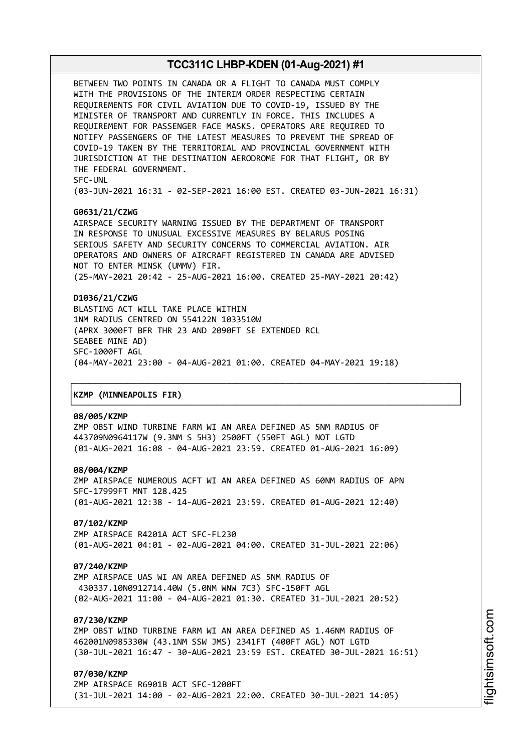BETWEEN TWO POINTS IN CANADA OR A FLIGHT TO CANADA MUST COMPLY WITH THE PROVISIONS OF THE INTERIM ORDER RESPECTING CERTAIN REQUIREMENTS FOR CIVIL AVIATION DUE TO COVID-19, ISSUED BY THE MINISTER OF TRANSPORT AND CURRENTLY IN FORCE. THIS INCLUDES A REQUIREMENT FOR PASSENGER FACE MASKS. OPERATORS ARE REQUIRED TO NOTIFY PASSENGERS OF THE LATEST MEASURES TO PREVENT THE SPREAD OF COVID-19 TAKEN BY THE TERRITORIAL AND PROVINCIAL GOVERNMENT WITH JURISDICTION AT THE DESTINATION AERODROME FOR THAT FLIGHT, OR BY THE FEDERAL GOVERNMENT.
SFC-UNL
(03-JUN-2021 16:31 - 02-SEP-2021 16:00 EST. CREATED 03-JUN-2021 16:31)

**G0631/21/CZWG**
AIRSPACE SECURITY WARNING ISSUED BY THE DEPARTMENT OF TRANSPORT IN RESPONSE TO UNUSUAL EXCESSIVE MEASURES BY BELARUS POSING SERIOUS SAFETY AND SECURITY CONCERNS TO COMMERCIAL AVIATION. AIR OPERATORS AND OWNERS OF AIRCRAFT REGISTERED IN CANADA ARE ADVISED NOT TO ENTER MINSK (UMMV) FIR.
(25-MAY-2021 20:42 - 25-AUG-2021 16:00. CREATED 25-MAY-2021 20:42)

**D1036/21/CZWG**
BLASTING ACT WILL TAKE PLACE WITHIN
1NM RADIUS CENTRED ON 554122N 1033510W
(APRX 3000FT BFR THR 23 AND 2090FT SE EXTENDED RCL
SEABEE MINE AD)
SFC-1000FT AGL
(04-MAY-2021 23:00 - 04-AUG-2021 01:00. CREATED 04-MAY-2021 19:18)

**KZMP (MINNEAPOLIS FIR)**

**08/005/KZMP**
ZMP OBST WIND TURBINE FARM WI AN AREA DEFINED AS 5NM RADIUS OF 443709N0964117W (9.3NM S 5H3) 2500FT (550FT AGL) NOT LGTD
(01-AUG-2021 16:08 - 04-AUG-2021 23:59. CREATED 01-AUG-2021 16:09)

**08/004/KZMP**
ZMP AIRSPACE NUMEROUS ACFT WI AN AREA DEFINED AS 60NM RADIUS OF APN SFC-17999FT MNT 128.425
(01-AUG-2021 12:38 - 14-AUG-2021 23:59. CREATED 01-AUG-2021 12:40)

**07/102/KZMP**
ZMP AIRSPACE R4201A ACT SFC-FL230
(01-AUG-2021 04:01 - 02-AUG-2021 04:00. CREATED 31-JUL-2021 22:06)

**07/240/KZMP**
ZMP AIRSPACE UAS WI AN AREA DEFINED AS 5NM RADIUS OF 430337.10N0912714.40W (5.0NM WNW 7C3) SFC-150FT AGL
(02-AUG-2021 11:00 - 04-AUG-2021 01:30. CREATED 31-JUL-2021 20:52)

**07/230/KZMP**
ZMP OBST WIND TURBINE FARM WI AN AREA DEFINED AS 1.46NM RADIUS OF 462001N0985330W (43.1NM SSW JMS) 2341FT (400FT AGL) NOT LGTD
(30-JUL-2021 16:47 - 30-AUG-2021 23:59 EST. CREATED 30-JUL-2021 16:51)

**07/030/KZMP**
ZMP AIRSPACE R6901B ACT SFC-1200FT
(31-JUL-2021 14:00 - 02-AUG-2021 22:00. CREATED 30-JUL-2021 14:05)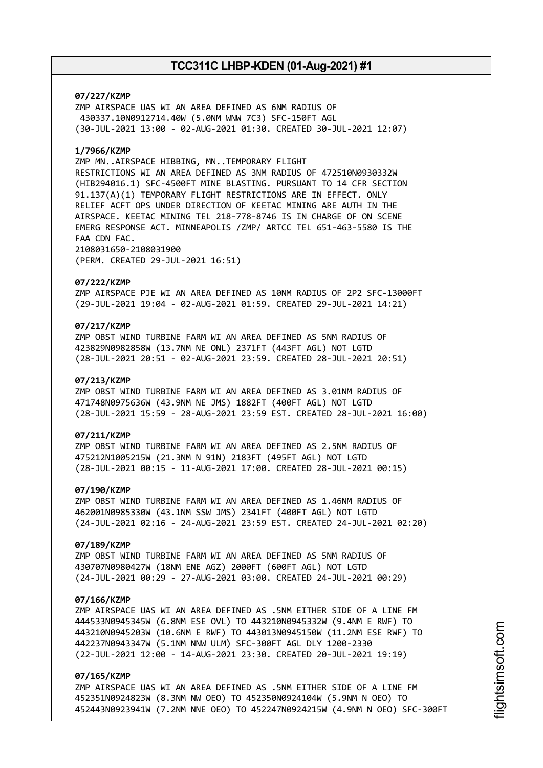**07/227/KZMP**
ZMP AIRSPACE UAS WI AN AREA DEFINED AS 6NM RADIUS OF 430337.10N0912714.40W (5.0NM WNW 7C3) SFC-150FT AGL
(30-JUL-2021 13:00 - 02-AUG-2021 01:30. CREATED 30-JUL-2021 12:07)

**1/7966/KZMP**
ZMP MN..AIRSPACE HIBBING, MN..TEMPORARY FLIGHT RESTRICTIONS WI AN AREA DEFINED AS 3NM RADIUS OF 472510N0930332W (HIB294016.1) SFC-4500FT MINE BLASTING. PURSUANT TO 14 CFR SECTION 91.137(A)(1) TEMPORARY FLIGHT RESTRICTIONS ARE IN EFFECT. ONLY RELIEF ACFT OPS UNDER DIRECTION OF KEETAC MINING ARE AUTH IN THE AIRSPACE. KEETAC MINING TEL 218-778-8746 IS IN CHARGE OF ON SCENE EMERG RESPONSE ACT. MINNEAPOLIS /ZMP/ ARTCC TEL 651-463-5580 IS THE FAA CDN FAC.
2108031650-2108031900
(PERM. CREATED 29-JUL-2021 16:51)

**07/222/KZMP**
ZMP AIRSPACE PJE WI AN AREA DEFINED AS 10NM RADIUS OF 2P2 SFC-13000FT
(29-JUL-2021 19:04 - 02-AUG-2021 01:59. CREATED 29-JUL-2021 14:21)

**07/217/KZMP**
ZMP OBST WIND TURBINE FARM WI AN AREA DEFINED AS 5NM RADIUS OF 423829N0982858W (13.7NM NE ONL) 2371FT (443FT AGL) NOT LGTD
(28-JUL-2021 20:51 - 02-AUG-2021 23:59. CREATED 28-JUL-2021 20:51)

**07/213/KZMP**
ZMP OBST WIND TURBINE FARM WI AN AREA DEFINED AS 3.01NM RADIUS OF 471748N0975636W (43.9NM NE JMS) 1882FT (400FT AGL) NOT LGTD
(28-JUL-2021 15:59 - 28-AUG-2021 23:59 EST. CREATED 28-JUL-2021 16:00)

**07/211/KZMP**
ZMP OBST WIND TURBINE FARM WI AN AREA DEFINED AS 2.5NM RADIUS OF 475212N1005215W (21.3NM N 91N) 2183FT (495FT AGL) NOT LGTD
(28-JUL-2021 00:15 - 11-AUG-2021 17:00. CREATED 28-JUL-2021 00:15)

**07/190/KZMP**
ZMP OBST WIND TURBINE FARM WI AN AREA DEFINED AS 1.46NM RADIUS OF 462001N0985330W (43.1NM SSW JMS) 2341FT (400FT AGL) NOT LGTD
(24-JUL-2021 02:16 - 24-AUG-2021 23:59 EST. CREATED 24-JUL-2021 02:20)

**07/189/KZMP**
ZMP OBST WIND TURBINE FARM WI AN AREA DEFINED AS 5NM RADIUS OF 430707N0980427W (18NM ENE AGZ) 2000FT (600FT AGL) NOT LGTD
(24-JUL-2021 00:29 - 27-AUG-2021 03:00. CREATED 24-JUL-2021 00:29)

**07/166/KZMP**
ZMP AIRSPACE UAS WI AN AREA DEFINED AS .5NM EITHER SIDE OF A LINE FM 444533N0945345W (6.8NM ESE OVL) TO 443210N0945332W (9.4NM E RWF) TO 443210N0945203W (10.6NM E RWF) TO 443013N0945150W (11.2NM ESE RWF) TO 442237N0943347W (5.1NM NNW ULM) SFC-300FT AGL DLY 1200-2330
(22-JUL-2021 12:00 - 14-AUG-2021 23:30. CREATED 20-JUL-2021 19:19)

**07/165/KZMP**
ZMP AIRSPACE UAS WI AN AREA DEFINED AS .5NM EITHER SIDE OF A LINE FM 452351N0924823W (8.3NM NW OEO) TO 452350N0924104W (5.9NM N OEO) TO 452443N0923941W (7.2NM NNE OEO) TO 452247N0924215W (4.9NM N OEO) SFC-300FT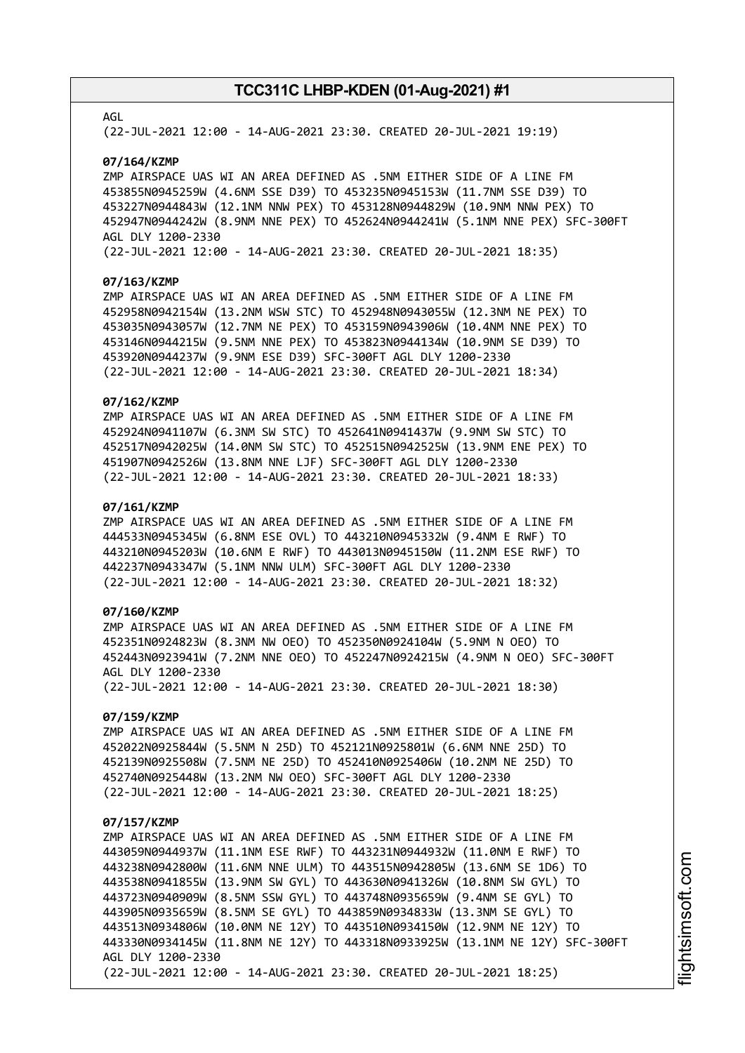AGL
(22-JUL-2021 12:00 - 14-AUG-2021 23:30. CREATED 20-JUL-2021 19:19)

**07/164/KZMP**
ZMP AIRSPACE UAS WI AN AREA DEFINED AS .5NM EITHER SIDE OF A LINE FM 453855N0945259W (4.6NM SSE D39) TO 453235N0945153W (11.7NM SSE D39) TO 453227N0944843W (12.1NM NNW PEX) TO 453128N0944829W (10.9NM NNW PEX) TO 452947N0944242W (8.9NM NNE PEX) TO 452624N0944241W (5.1NM NNE PEX) SFC-300FT AGL DLY 1200-2330
(22-JUL-2021 12:00 - 14-AUG-2021 23:30. CREATED 20-JUL-2021 18:35)

**07/163/KZMP**
ZMP AIRSPACE UAS WI AN AREA DEFINED AS .5NM EITHER SIDE OF A LINE FM 452958N0942154W (13.2NM WSW STC) TO 452948N0943055W (12.3NM NE PEX) TO 453035N0943057W (12.7NM NE PEX) TO 453159N0943906W (10.4NM NNE PEX) TO 453146N0944215W (9.5NM NNE PEX) TO 453823N0944134W (10.9NM SE D39) TO 453920N0944237W (9.9NM ESE D39) SFC-300FT AGL DLY 1200-2330
(22-JUL-2021 12:00 - 14-AUG-2021 23:30. CREATED 20-JUL-2021 18:34)

**07/162/KZMP**
ZMP AIRSPACE UAS WI AN AREA DEFINED AS .5NM EITHER SIDE OF A LINE FM 452924N0941107W (6.3NM SW STC) TO 452641N0941437W (9.9NM SW STC) TO 452517N0942025W (14.0NM SW STC) TO 452515N0942525W (13.9NM ENE PEX) TO 451907N0942526W (13.8NM NNE LJF) SFC-300FT AGL DLY 1200-2330
(22-JUL-2021 12:00 - 14-AUG-2021 23:30. CREATED 20-JUL-2021 18:33)

**07/161/KZMP**
ZMP AIRSPACE UAS WI AN AREA DEFINED AS .5NM EITHER SIDE OF A LINE FM 444533N0945345W (6.8NM ESE OVL) TO 443210N0945332W (9.4NM E RWF) TO 443210N0945203W (10.6NM E RWF) TO 443013N0945150W (11.2NM ESE RWF) TO 442237N0943347W (5.1NM NNW ULM) SFC-300FT AGL DLY 1200-2330
(22-JUL-2021 12:00 - 14-AUG-2021 23:30. CREATED 20-JUL-2021 18:32)

**07/160/KZMP**
ZMP AIRSPACE UAS WI AN AREA DEFINED AS .5NM EITHER SIDE OF A LINE FM 452351N0924823W (8.3NM NW OEO) TO 452350N0924104W (5.9NM N OEO) TO 452443N0923941W (7.2NM NNE OEO) TO 452247N0924215W (4.9NM N OEO) SFC-300FT AGL DLY 1200-2330
(22-JUL-2021 12:00 - 14-AUG-2021 23:30. CREATED 20-JUL-2021 18:30)

**07/159/KZMP**
ZMP AIRSPACE UAS WI AN AREA DEFINED AS .5NM EITHER SIDE OF A LINE FM 452022N0925844W (5.5NM N 25D) TO 452121N0925801W (6.6NM NNE 25D) TO 452139N0925508W (7.5NM NE 25D) TO 452410N0925406W (10.2NM NE 25D) TO 452740N0925448W (13.2NM NW OEO) SFC-300FT AGL DLY 1200-2330
(22-JUL-2021 12:00 - 14-AUG-2021 23:30. CREATED 20-JUL-2021 18:25)

**07/157/KZMP**
ZMP AIRSPACE UAS WI AN AREA DEFINED AS .5NM EITHER SIDE OF A LINE FM 443059N0944937W (11.1NM ESE RWF) TO 443231N0944932W (11.0NM E RWF) TO 443238N0942800W (11.6NM NNE ULM) TO 443515N0942805W (13.6NM SE 1D6) TO 443538N0941855W (13.9NM SW GYL) TO 443630N0941326W (10.8NM SW GYL) TO 443723N0940909W (8.5NM SSW GYL) TO 443748N0935659W (9.4NM SE GYL) TO 443905N0935659W (8.5NM SE GYL) TO 443859N0934833W (13.3NM SE GYL) TO 443513N0934806W (10.0NM NE 12Y) TO 443510N0934150W (12.9NM NE 12Y) TO 443330N0934145W (11.8NM NE 12Y) TO 443318N0933925W (13.1NM NE 12Y) SFC-300FT AGL DLY 1200-2330
(22-JUL-2021 12:00 - 14-AUG-2021 23:30. CREATED 20-JUL-2021 18:25)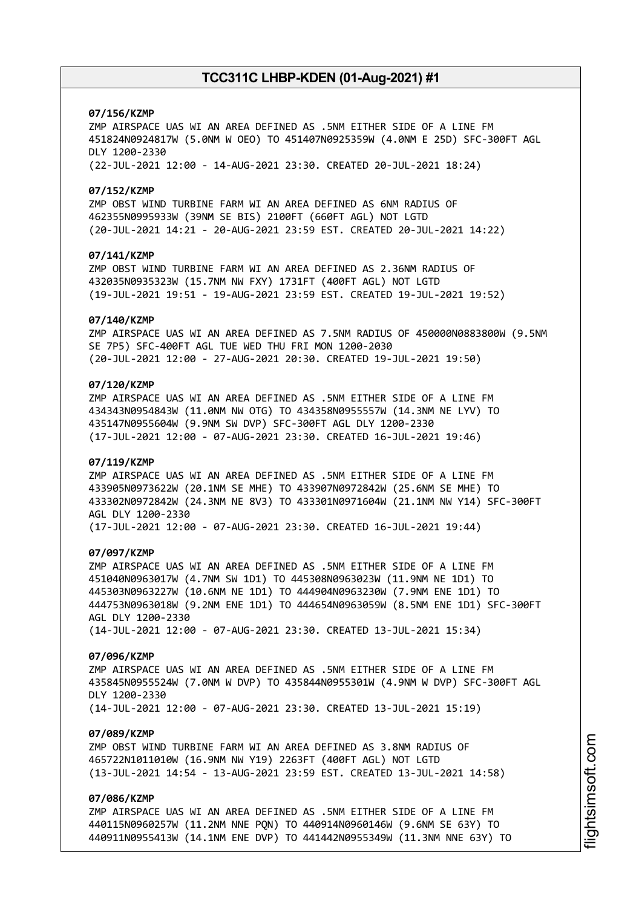**07/156/KZMP**
ZMP AIRSPACE UAS WI AN AREA DEFINED AS .5NM EITHER SIDE OF A LINE FM 451824N0924817W (5.0NM W OEO) TO 451407N0925359W (4.0NM E 25D) SFC-300FT AGL DLY 1200-2330
(22-JUL-2021 12:00 - 14-AUG-2021 23:30. CREATED 20-JUL-2021 18:24)

**07/152/KZMP**
ZMP OBST WIND TURBINE FARM WI AN AREA DEFINED AS 6NM RADIUS OF 462355N0995933W (39NM SE BIS) 2100FT (660FT AGL) NOT LGTD
(20-JUL-2021 14:21 - 20-AUG-2021 23:59 EST. CREATED 20-JUL-2021 14:22)

**07/141/KZMP**
ZMP OBST WIND TURBINE FARM WI AN AREA DEFINED AS 2.36NM RADIUS OF 432035N0935323W (15.7NM NW FXY) 1731FT (400FT AGL) NOT LGTD
(19-JUL-2021 19:51 - 19-AUG-2021 23:59 EST. CREATED 19-JUL-2021 19:52)

**07/140/KZMP**
ZMP AIRSPACE UAS WI AN AREA DEFINED AS 7.5NM RADIUS OF 450000N0883800W (9.5NM SE 7P5) SFC-400FT AGL TUE WED THU FRI MON 1200-2030
(20-JUL-2021 12:00 - 27-AUG-2021 20:30. CREATED 19-JUL-2021 19:50)

**07/120/KZMP**
ZMP AIRSPACE UAS WI AN AREA DEFINED AS .5NM EITHER SIDE OF A LINE FM 434343N0954843W (11.0NM NW OTG) TO 434358N0955557W (14.3NM NE LYV) TO 435147N0955604W (9.9NM SW DVP) SFC-300FT AGL DLY 1200-2330
(17-JUL-2021 12:00 - 07-AUG-2021 23:30. CREATED 16-JUL-2021 19:46)

**07/119/KZMP**
ZMP AIRSPACE UAS WI AN AREA DEFINED AS .5NM EITHER SIDE OF A LINE FM 433905N0973622W (20.1NM SE MHE) TO 433907N0972842W (25.6NM SE MHE) TO 433302N0972842W (24.3NM NE 8V3) TO 433301N0971604W (21.1NM NW Y14) SFC-300FT AGL DLY 1200-2330
(17-JUL-2021 12:00 - 07-AUG-2021 23:30. CREATED 16-JUL-2021 19:44)

**07/097/KZMP**
ZMP AIRSPACE UAS WI AN AREA DEFINED AS .5NM EITHER SIDE OF A LINE FM 451040N0963017W (4.7NM SW 1D1) TO 445308N0963023W (11.9NM NE 1D1) TO 445303N0963227W (10.6NM NE 1D1) TO 444904N0963230W (7.9NM ENE 1D1) TO 444753N0963018W (9.2NM ENE 1D1) TO 444654N0963059W (8.5NM ENE 1D1) SFC-300FT AGL DLY 1200-2330
(14-JUL-2021 12:00 - 07-AUG-2021 23:30. CREATED 13-JUL-2021 15:34)

**07/096/KZMP**
ZMP AIRSPACE UAS WI AN AREA DEFINED AS .5NM EITHER SIDE OF A LINE FM 435845N0955524W (7.0NM W DVP) TO 435844N0955301W (4.9NM W DVP) SFC-300FT AGL DLY 1200-2330
(14-JUL-2021 12:00 - 07-AUG-2021 23:30. CREATED 13-JUL-2021 15:19)

**07/089/KZMP**
ZMP OBST WIND TURBINE FARM WI AN AREA DEFINED AS 3.8NM RADIUS OF 465722N1011010W (16.9NM NW Y19) 2263FT (400FT AGL) NOT LGTD
(13-JUL-2021 14:54 - 13-AUG-2021 23:59 EST. CREATED 13-JUL-2021 14:58)

**07/086/KZMP**
ZMP AIRSPACE UAS WI AN AREA DEFINED AS .5NM EITHER SIDE OF A LINE FM 440115N0960257W (11.2NM NNE PQN) TO 440914N0960146W (9.6NM SE 63Y) TO 440911N0955413W (14.1NM ENE DVP) TO 441442N0955349W (11.3NM NNE 63Y) TO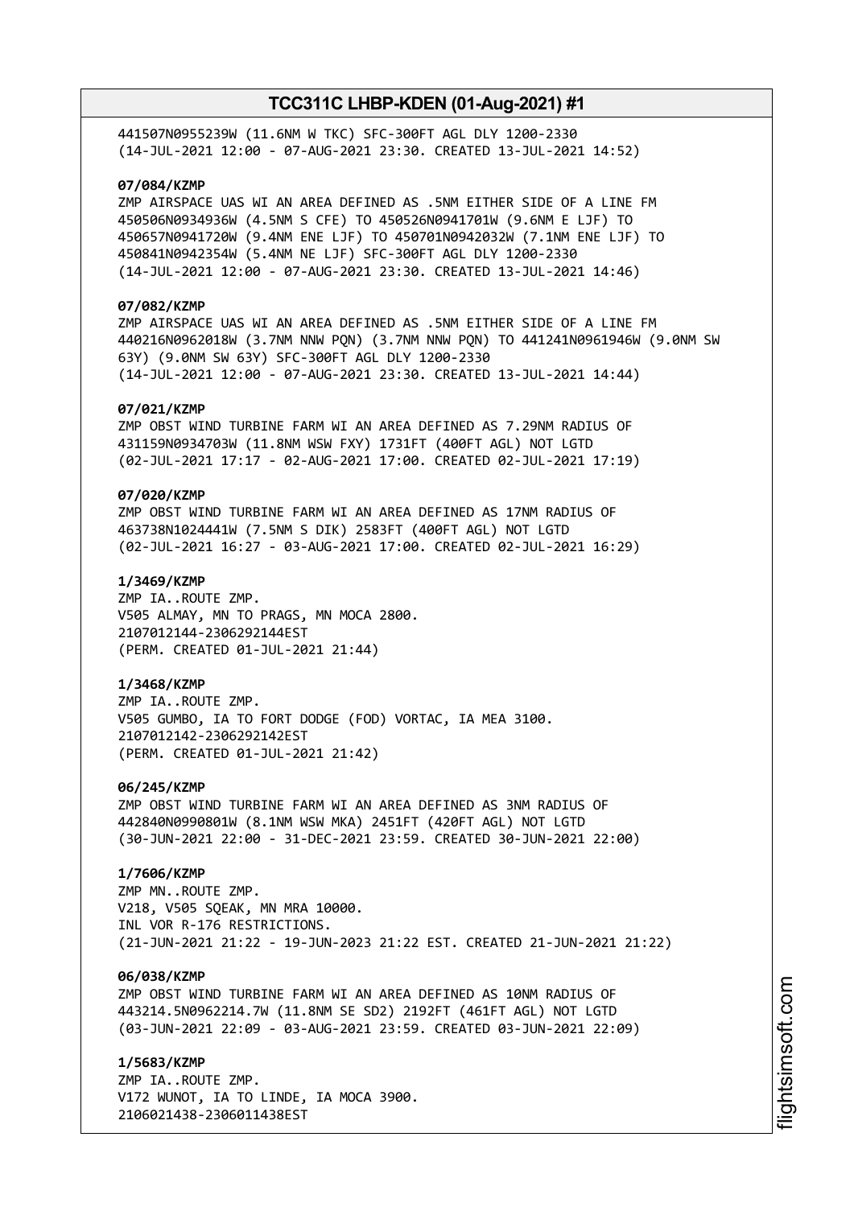441507N0955239W (11.6NM W TKC) SFC-300FT AGL DLY 1200-2330
(14-JUL-2021 12:00 - 07-AUG-2021 23:30. CREATED 13-JUL-2021 14:52)

**07/084/KZMP**
ZMP AIRSPACE UAS WI AN AREA DEFINED AS .5NM EITHER SIDE OF A LINE FM
450506N0934936W (4.5NM S CFE) TO 450526N0941701W (9.6NM E LJF) TO
450657N0941720W (9.4NM ENE LJF) TO 450701N0942032W (7.1NM ENE LJF) TO
450841N0942354W (5.4NM NE LJF) SFC-300FT AGL DLY 1200-2330
(14-JUL-2021 12:00 - 07-AUG-2021 23:30. CREATED 13-JUL-2021 14:46)

**07/082/KZMP**
ZMP AIRSPACE UAS WI AN AREA DEFINED AS .5NM EITHER SIDE OF A LINE FM
440216N0962018W (3.7NM NNW PQN) (3.7NM NNW PQN) TO 441241N0961946W (9.0NM SW
63Y) (9.0NM SW 63Y) SFC-300FT AGL DLY 1200-2330
(14-JUL-2021 12:00 - 07-AUG-2021 23:30. CREATED 13-JUL-2021 14:44)

**07/021/KZMP**
ZMP OBST WIND TURBINE FARM WI AN AREA DEFINED AS 7.29NM RADIUS OF
431159N0934703W (11.8NM WSW FXY) 1731FT (400FT AGL) NOT LGTD
(02-JUL-2021 17:17 - 02-AUG-2021 17:00. CREATED 02-JUL-2021 17:19)

**07/020/KZMP**
ZMP OBST WIND TURBINE FARM WI AN AREA DEFINED AS 17NM RADIUS OF
463738N1024441W (7.5NM S DIK) 2583FT (400FT AGL) NOT LGTD
(02-JUL-2021 16:27 - 03-AUG-2021 17:00. CREATED 02-JUL-2021 16:29)

**1/3469/KZMP**
ZMP IA..ROUTE ZMP.
V505 ALMAY, MN TO PRAGS, MN MOCA 2800.
2107012144-2306292144EST
(PERM. CREATED 01-JUL-2021 21:44)

**1/3468/KZMP**
ZMP IA..ROUTE ZMP.
V505 GUMBO, IA TO FORT DODGE (FOD) VORTAC, IA MEA 3100.
2107012142-2306292142EST
(PERM. CREATED 01-JUL-2021 21:42)

**06/245/KZMP**
ZMP OBST WIND TURBINE FARM WI AN AREA DEFINED AS 3NM RADIUS OF
442840N0990801W (8.1NM WSW MKA) 2451FT (420FT AGL) NOT LGTD
(30-JUN-2021 22:00 - 31-DEC-2021 23:59. CREATED 30-JUN-2021 22:00)

**1/7606/KZMP**
ZMP MN..ROUTE ZMP.
V218, V505 SQEAK, MN MRA 10000.
INL VOR R-176 RESTRICTIONS.
(21-JUN-2021 21:22 - 19-JUN-2023 21:22 EST. CREATED 21-JUN-2021 21:22)

**06/038/KZMP**
ZMP OBST WIND TURBINE FARM WI AN AREA DEFINED AS 10NM RADIUS OF
443214.5N0962214.7W (11.8NM SE SD2) 2192FT (461FT AGL) NOT LGTD
(03-JUN-2021 22:09 - 03-AUG-2021 23:59. CREATED 03-JUN-2021 22:09)

**1/5683/KZMP**
ZMP IA..ROUTE ZMP.
V172 WUNOT, IA TO LINDE, IA MOCA 3900.
2106021438-2306011438EST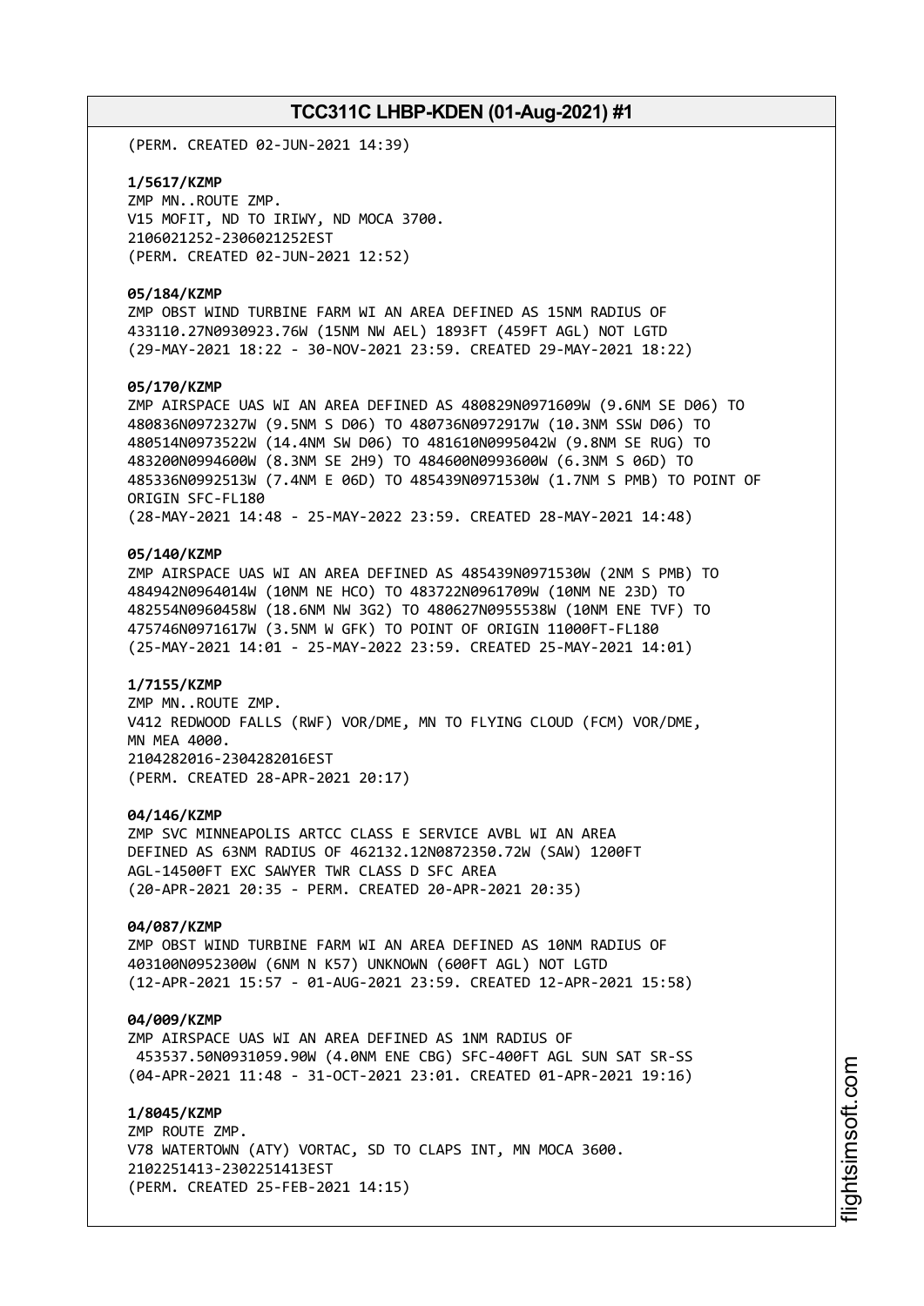(PERM. CREATED 02-JUN-2021 14:39)

**1/5617/KZMP**
ZMP MN..ROUTE ZMP.
V15 MOFIT, ND TO IRIWY, ND MOCA 3700.
2106021252-2306021252EST
(PERM. CREATED 02-JUN-2021 12:52)

**05/184/KZMP**
ZMP OBST WIND TURBINE FARM WI AN AREA DEFINED AS 15NM RADIUS OF
433110.27N0930923.76W (15NM NW AEL) 1893FT (459FT AGL) NOT LGTD
(29-MAY-2021 18:22 - 30-NOV-2021 23:59. CREATED 29-MAY-2021 18:22)

**05/170/KZMP**
ZMP AIRSPACE UAS WI AN AREA DEFINED AS 480829N0971609W (9.6NM SE D06) TO
480836N0972327W (9.5NM S D06) TO 480736N0972917W (10.3NM SSW D06) TO
480514N0973522W (14.4NM SW D06) TO 481610N0995042W (9.8NM SE RUG) TO
483200N0994600W (8.3NM SE 2H9) TO 484600N0993600W (6.3NM S 06D) TO
485336N0992513W (7.4NM E 06D) TO 485439N0971530W (1.7NM S PMB) TO POINT OF
ORIGIN SFC-FL180
(28-MAY-2021 14:48 - 25-MAY-2022 23:59. CREATED 28-MAY-2021 14:48)

**05/140/KZMP**
ZMP AIRSPACE UAS WI AN AREA DEFINED AS 485439N0971530W (2NM S PMB) TO
484942N0964014W (10NM NE HCO) TO 483722N0961709W (10NM NE 23D) TO
482554N0960458W (18.6NM NW 3G2) TO 480627N0955538W (10NM ENE TVF) TO
475746N0971617W (3.5NM W GFK) TO POINT OF ORIGIN 11000FT-FL180
(25-MAY-2021 14:01 - 25-MAY-2022 23:59. CREATED 25-MAY-2021 14:01)

**1/7155/KZMP**
ZMP MN..ROUTE ZMP.
V412 REDWOOD FALLS (RWF) VOR/DME, MN TO FLYING CLOUD (FCM) VOR/DME,
MN MEA 4000.
2104282016-2304282016EST
(PERM. CREATED 28-APR-2021 20:17)

**04/146/KZMP**
ZMP SVC MINNEAPOLIS ARTCC CLASS E SERVICE AVBL WI AN AREA
DEFINED AS 63NM RADIUS OF 462132.12N0872350.72W (SAW) 1200FT
AGL-14500FT EXC SAWYER TWR CLASS D SFC AREA
(20-APR-2021 20:35 - PERM. CREATED 20-APR-2021 20:35)

**04/087/KZMP**
ZMP OBST WIND TURBINE FARM WI AN AREA DEFINED AS 10NM RADIUS OF
403100N0952300W (6NM N K57) UNKNOWN (600FT AGL) NOT LGTD
(12-APR-2021 15:57 - 01-AUG-2021 23:59. CREATED 12-APR-2021 15:58)

**04/009/KZMP**
ZMP AIRSPACE UAS WI AN AREA DEFINED AS 1NM RADIUS OF
453537.50N0931059.90W (4.0NM ENE CBG) SFC-400FT AGL SUN SAT SR-SS
(04-APR-2021 11:48 - 31-OCT-2021 23:01. CREATED 01-APR-2021 19:16)

**1/8045/KZMP**
ZMP ROUTE ZMP.
V78 WATERTOWN (ATY) VORTAC, SD TO CLAPS INT, MN MOCA 3600.
2102251413-2302251413EST
(PERM. CREATED 25-FEB-2021 14:15)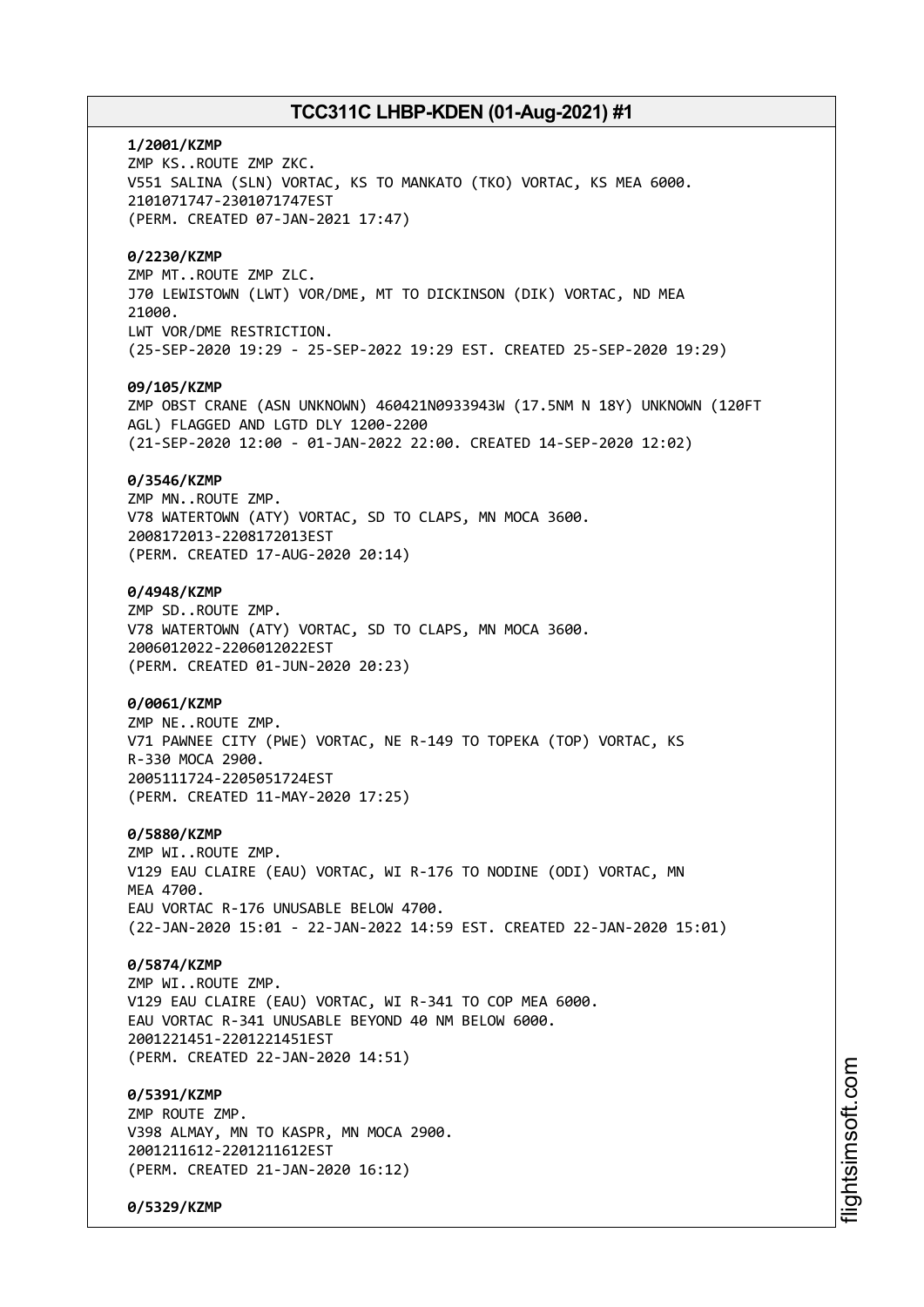**1/2001/KZMP**
ZMP KS..ROUTE ZMP ZKC.
V551 SALINA (SLN) VORTAC, KS TO MANKATO (TKO) VORTAC, KS MEA 6000.
2101071747-2301071747EST
(PERM. CREATED 07-JAN-2021 17:47)

**0/2230/KZMP**
ZMP MT..ROUTE ZMP ZLC.
J70 LEWISTOWN (LWT) VOR/DME, MT TO DICKINSON (DIK) VORTAC, ND MEA
21000.
LWT VOR/DME RESTRICTION.
(25-SEP-2020 19:29 - 25-SEP-2022 19:29 EST. CREATED 25-SEP-2020 19:29)

**09/105/KZMP**
ZMP OBST CRANE (ASN UNKNOWN) 460421N0933943W (17.5NM N 18Y) UNKNOWN (120FT
AGL) FLAGGED AND LGTD DLY 1200-2200
(21-SEP-2020 12:00 - 01-JAN-2022 22:00. CREATED 14-SEP-2020 12:02)

**0/3546/KZMP**
ZMP MN..ROUTE ZMP.
V78 WATERTOWN (ATY) VORTAC, SD TO CLAPS, MN MOCA 3600.
2008172013-2208172013EST
(PERM. CREATED 17-AUG-2020 20:14)

**0/4948/KZMP**
ZMP SD..ROUTE ZMP.
V78 WATERTOWN (ATY) VORTAC, SD TO CLAPS, MN MOCA 3600.
2006012022-2206012022EST
(PERM. CREATED 01-JUN-2020 20:23)

**0/0061/KZMP**
ZMP NE..ROUTE ZMP.
V71 PAWNEE CITY (PWE) VORTAC, NE R-149 TO TOPEKA (TOP) VORTAC, KS
R-330 MOCA 2900.
2005111724-2205051724EST
(PERM. CREATED 11-MAY-2020 17:25)

**0/5880/KZMP**
ZMP WI..ROUTE ZMP.
V129 EAU CLAIRE (EAU) VORTAC, WI R-176 TO NODINE (ODI) VORTAC, MN
MEA 4700.
EAU VORTAC R-176 UNUSABLE BELOW 4700.
(22-JAN-2020 15:01 - 22-JAN-2022 14:59 EST. CREATED 22-JAN-2020 15:01)

**0/5874/KZMP**
ZMP WI..ROUTE ZMP.
V129 EAU CLAIRE (EAU) VORTAC, WI R-341 TO COP MEA 6000.
EAU VORTAC R-341 UNUSABLE BEYOND 40 NM BELOW 6000.
2001221451-2201221451EST
(PERM. CREATED 22-JAN-2020 14:51)

**0/5391/KZMP**
ZMP ROUTE ZMP.
V398 ALMAY, MN TO KASPR, MN MOCA 2900.
2001211612-2201211612EST
(PERM. CREATED 21-JAN-2020 16:12)

**0/5329/KZMP**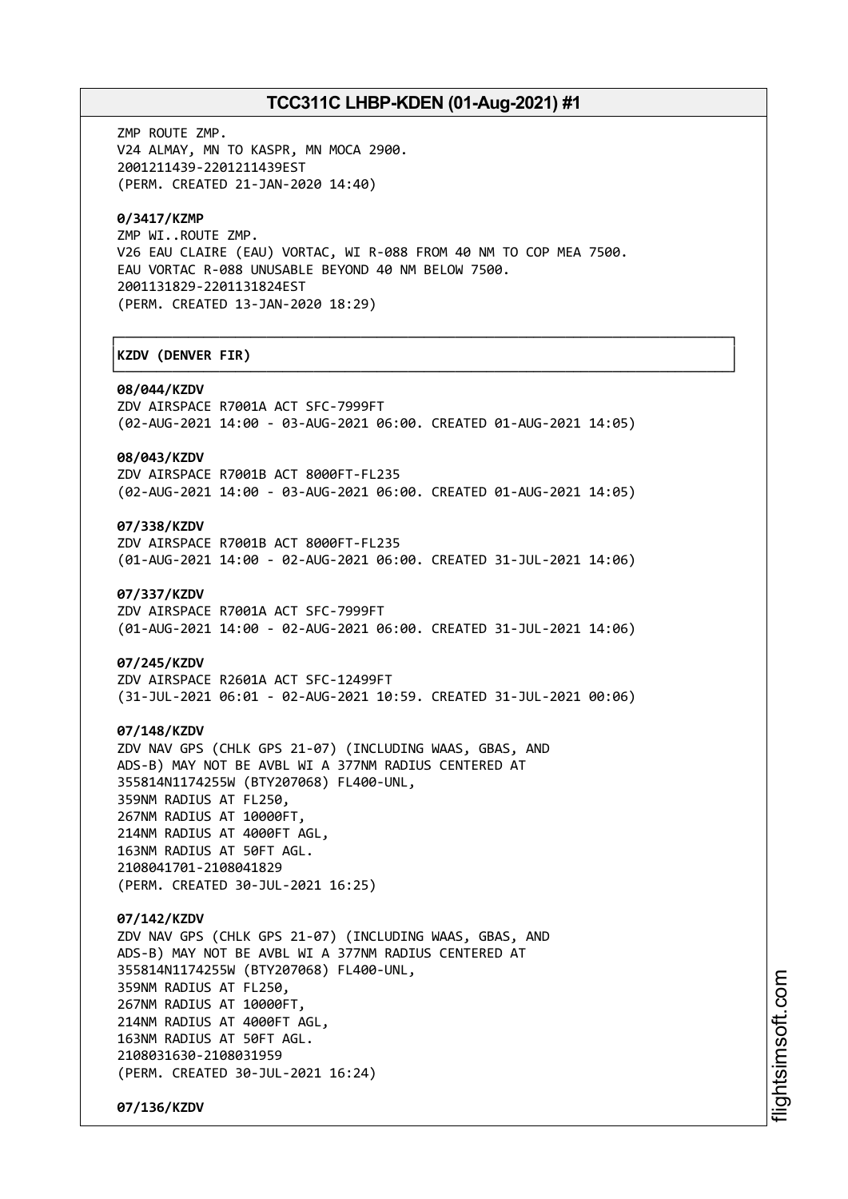ZMP ROUTE ZMP.
V24 ALMAY, MN TO KASPR, MN MOCA 2900.
2001211439-2201211439EST
(PERM. CREATED 21-JAN-2020 14:40)

**0/3417/KZMP**
ZMP WI..ROUTE ZMP.
V26 EAU CLAIRE (EAU) VORTAC, WI R-088 FROM 40 NM TO COP MEA 7500.
EAU VORTAC R-088 UNUSABLE BEYOND 40 NM BELOW 7500.
2001131829-2201131824EST
(PERM. CREATED 13-JAN-2020 18:29)

## KZDV (DENVER FIR)

**08/044/KZDV**
ZDV AIRSPACE R7001A ACT SFC-7999FT
(02-AUG-2021 14:00 - 03-AUG-2021 06:00. CREATED 01-AUG-2021 14:05)

**08/043/KZDV**
ZDV AIRSPACE R7001B ACT 8000FT-FL235
(02-AUG-2021 14:00 - 03-AUG-2021 06:00. CREATED 01-AUG-2021 14:05)

**07/338/KZDV**
ZDV AIRSPACE R7001B ACT 8000FT-FL235
(01-AUG-2021 14:00 - 02-AUG-2021 06:00. CREATED 31-JUL-2021 14:06)

**07/337/KZDV**
ZDV AIRSPACE R7001A ACT SFC-7999FT
(01-AUG-2021 14:00 - 02-AUG-2021 06:00. CREATED 31-JUL-2021 14:06)

**07/245/KZDV**
ZDV AIRSPACE R2601A ACT SFC-12499FT
(31-JUL-2021 06:01 - 02-AUG-2021 10:59. CREATED 31-JUL-2021 00:06)

**07/148/KZDV**
ZDV NAV GPS (CHLK GPS 21-07) (INCLUDING WAAS, GBAS, AND
ADS-B) MAY NOT BE AVBL WI A 377NM RADIUS CENTERED AT
355814N1174255W (BTY207068) FL400-UNL,
359NM RADIUS AT FL250,
267NM RADIUS AT 10000FT,
214NM RADIUS AT 4000FT AGL,
163NM RADIUS AT 50FT AGL.
2108041701-2108041829
(PERM. CREATED 30-JUL-2021 16:25)

**07/142/KZDV**
ZDV NAV GPS (CHLK GPS 21-07) (INCLUDING WAAS, GBAS, AND
ADS-B) MAY NOT BE AVBL WI A 377NM RADIUS CENTERED AT
355814N1174255W (BTY207068) FL400-UNL,
359NM RADIUS AT FL250,
267NM RADIUS AT 10000FT,
214NM RADIUS AT 4000FT AGL,
163NM RADIUS AT 50FT AGL.
2108031630-2108031959
(PERM. CREATED 30-JUL-2021 16:24)

**07/136/KZDV**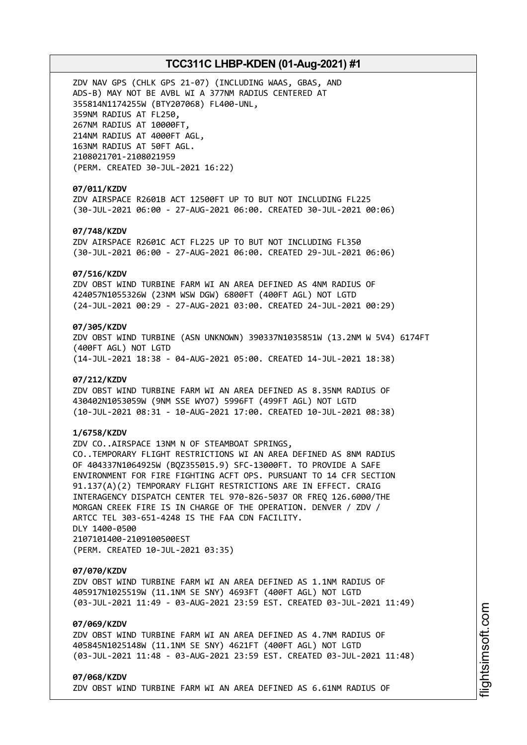ZDV NAV GPS (CHLK GPS 21-07) (INCLUDING WAAS, GBAS, AND ADS-B) MAY NOT BE AVBL WI A 377NM RADIUS CENTERED AT 355814N1174255W (BTY207068) FL400-UNL,
359NM RADIUS AT FL250,
267NM RADIUS AT 10000FT,
214NM RADIUS AT 4000FT AGL,
163NM RADIUS AT 50FT AGL.
2108021701-2108021959
(PERM. CREATED 30-JUL-2021 16:22)

**07/011/KZDV**
ZDV AIRSPACE R2601B ACT 12500FT UP TO BUT NOT INCLUDING FL225
(30-JUL-2021 06:00 - 27-AUG-2021 06:00. CREATED 30-JUL-2021 00:06)

**07/748/KZDV**
ZDV AIRSPACE R2601C ACT FL225 UP TO BUT NOT INCLUDING FL350
(30-JUL-2021 06:00 - 27-AUG-2021 06:00. CREATED 29-JUL-2021 06:06)

**07/516/KZDV**
ZDV OBST WIND TURBINE FARM WI AN AREA DEFINED AS 4NM RADIUS OF 424057N1055326W (23NM WSW DGW) 6800FT (400FT AGL) NOT LGTD
(24-JUL-2021 00:29 - 27-AUG-2021 03:00. CREATED 24-JUL-2021 00:29)

**07/305/KZDV**
ZDV OBST WIND TURBINE (ASN UNKNOWN) 390337N1035851W (13.2NM W 5V4) 6174FT (400FT AGL) NOT LGTD
(14-JUL-2021 18:38 - 04-AUG-2021 05:00. CREATED 14-JUL-2021 18:38)

**07/212/KZDV**
ZDV OBST WIND TURBINE FARM WI AN AREA DEFINED AS 8.35NM RADIUS OF 430402N1053059W (9NM SSE WYO7) 5996FT (499FT AGL) NOT LGTD
(10-JUL-2021 08:31 - 10-AUG-2021 17:00. CREATED 10-JUL-2021 08:38)

**1/6758/KZDV**
ZDV CO..AIRSPACE 13NM N OF STEAMBOAT SPRINGS, CO..TEMPORARY FLIGHT RESTRICTIONS WI AN AREA DEFINED AS 8NM RADIUS OF 404337N1064925W (BQZ355015.9) SFC-13000FT. TO PROVIDE A SAFE ENVIRONMENT FOR FIRE FIGHTING ACFT OPS. PURSUANT TO 14 CFR SECTION 91.137(A)(2) TEMPORARY FLIGHT RESTRICTIONS ARE IN EFFECT. CRAIG INTERAGENCY DISPATCH CENTER TEL 970-826-5037 OR FREQ 126.6000/THE MORGAN CREEK FIRE IS IN CHARGE OF THE OPERATION. DENVER / ZDV / ARTCC TEL 303-651-4248 IS THE FAA CDN FACILITY.
DLY 1400-0500
2107101400-2109100500EST
(PERM. CREATED 10-JUL-2021 03:35)

**07/070/KZDV**
ZDV OBST WIND TURBINE FARM WI AN AREA DEFINED AS 1.1NM RADIUS OF 405917N1025519W (11.1NM SE SNY) 4693FT (400FT AGL) NOT LGTD
(03-JUL-2021 11:49 - 03-AUG-2021 23:59 EST. CREATED 03-JUL-2021 11:49)

**07/069/KZDV**
ZDV OBST WIND TURBINE FARM WI AN AREA DEFINED AS 4.7NM RADIUS OF 405845N1025148W (11.1NM SE SNY) 4621FT (400FT AGL) NOT LGTD
(03-JUL-2021 11:48 - 03-AUG-2021 23:59 EST. CREATED 03-JUL-2021 11:48)

**07/068/KZDV**
ZDV OBST WIND TURBINE FARM WI AN AREA DEFINED AS 6.61NM RADIUS OF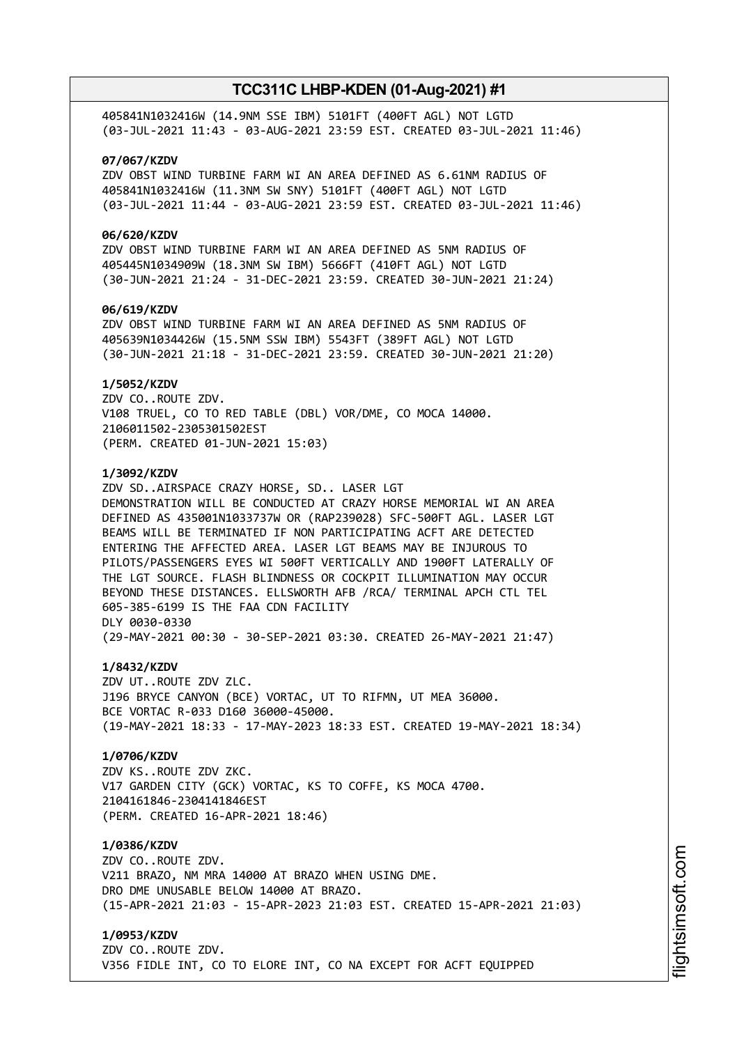405841N1032416W (14.9NM SSE IBM) 5101FT (400FT AGL) NOT LGTD
(03-JUL-2021 11:43 - 03-AUG-2021 23:59 EST. CREATED 03-JUL-2021 11:46)

**07/067/KZDV**
ZDV OBST WIND TURBINE FARM WI AN AREA DEFINED AS 6.61NM RADIUS OF
405841N1032416W (11.3NM SW SNY) 5101FT (400FT AGL) NOT LGTD
(03-JUL-2021 11:44 - 03-AUG-2021 23:59 EST. CREATED 03-JUL-2021 11:46)

**06/620/KZDV**
ZDV OBST WIND TURBINE FARM WI AN AREA DEFINED AS 5NM RADIUS OF
405445N1034909W (18.3NM SW IBM) 5666FT (410FT AGL) NOT LGTD
(30-JUN-2021 21:24 - 31-DEC-2021 23:59. CREATED 30-JUN-2021 21:24)

**06/619/KZDV**
ZDV OBST WIND TURBINE FARM WI AN AREA DEFINED AS 5NM RADIUS OF
405639N1034426W (15.5NM SSW IBM) 5543FT (389FT AGL) NOT LGTD
(30-JUN-2021 21:18 - 31-DEC-2021 23:59. CREATED 30-JUN-2021 21:20)

**1/5052/KZDV**
ZDV CO..ROUTE ZDV.
V108 TRUEL, CO TO RED TABLE (DBL) VOR/DME, CO MOCA 14000.
2106011502-2305301502EST
(PERM. CREATED 01-JUN-2021 15:03)

**1/3092/KZDV**
ZDV SD..AIRSPACE CRAZY HORSE, SD.. LASER LGT
DEMONSTRATION WILL BE CONDUCTED AT CRAZY HORSE MEMORIAL WI AN AREA
DEFINED AS 435001N1033737W OR (RAP239028) SFC-500FT AGL. LASER LGT
BEAMS WILL BE TERMINATED IF NON PARTICIPATING ACFT ARE DETECTED
ENTERING THE AFFECTED AREA. LASER LGT BEAMS MAY BE INJUROUS TO
PILOTS/PASSENGERS EYES WI 500FT VERTICALLY AND 1900FT LATERALLY OF
THE LGT SOURCE. FLASH BLINDNESS OR COCKPIT ILLUMINATION MAY OCCUR
BEYOND THESE DISTANCES. ELLSWORTH AFB /RCA/ TERMINAL APCH CTL TEL
605-385-6199 IS THE FAA CDN FACILITY
DLY 0030-0330
(29-MAY-2021 00:30 - 30-SEP-2021 03:30. CREATED 26-MAY-2021 21:47)

**1/8432/KZDV**
ZDV UT..ROUTE ZDV ZLC.
J196 BRYCE CANYON (BCE) VORTAC, UT TO RIFMN, UT MEA 36000.
BCE VORTAC R-033 D160 36000-45000.
(19-MAY-2021 18:33 - 17-MAY-2023 18:33 EST. CREATED 19-MAY-2021 18:34)

**1/0706/KZDV**
ZDV KS..ROUTE ZDV ZKC.
V17 GARDEN CITY (GCK) VORTAC, KS TO COFFE, KS MOCA 4700.
2104161846-2304141846EST
(PERM. CREATED 16-APR-2021 18:46)

**1/0386/KZDV**
ZDV CO..ROUTE ZDV.
V211 BRAZO, NM MRA 14000 AT BRAZO WHEN USING DME.
DRO DME UNUSABLE BELOW 14000 AT BRAZO.
(15-APR-2021 21:03 - 15-APR-2023 21:03 EST. CREATED 15-APR-2021 21:03)

**1/0953/KZDV**
ZDV CO..ROUTE ZDV.
V356 FIDLE INT, CO TO ELORE INT, CO NA EXCEPT FOR ACFT EQUIPPED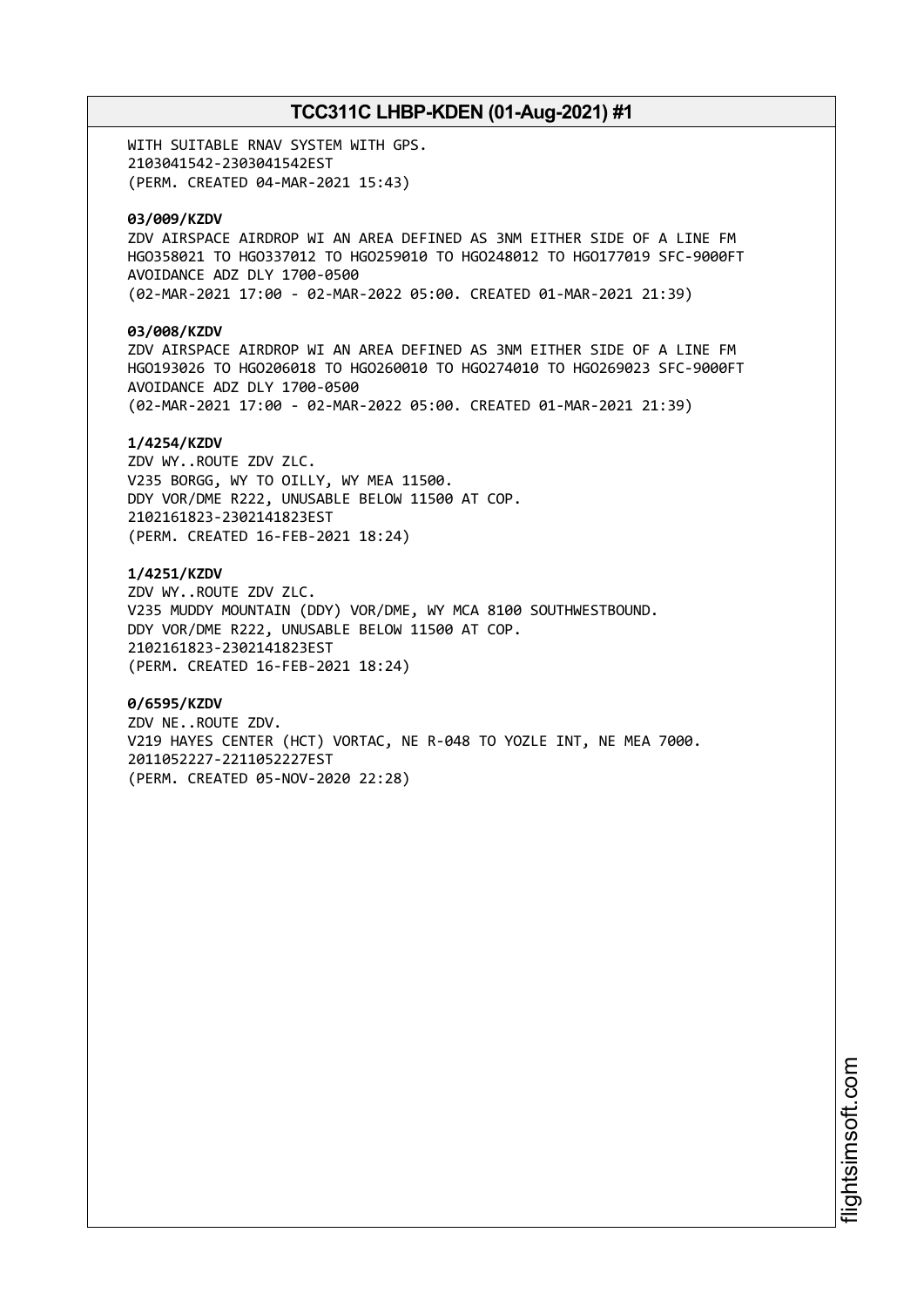WITH SUITABLE RNAV SYSTEM WITH GPS.
2103041542-2303041542EST
(PERM. CREATED 04-MAR-2021 15:43)

**03/009/KZDV**
ZDV AIRSPACE AIRDROP WI AN AREA DEFINED AS 3NM EITHER SIDE OF A LINE FM HGO358021 TO HGO337012 TO HGO259010 TO HGO248012 TO HGO177019 SFC-9000FT AVOIDANCE ADZ DLY 1700-0500
(02-MAR-2021 17:00 - 02-MAR-2022 05:00. CREATED 01-MAR-2021 21:39)

**03/008/KZDV**
ZDV AIRSPACE AIRDROP WI AN AREA DEFINED AS 3NM EITHER SIDE OF A LINE FM HGO193026 TO HGO206018 TO HGO260010 TO HGO274010 TO HGO269023 SFC-9000FT AVOIDANCE ADZ DLY 1700-0500
(02-MAR-2021 17:00 - 02-MAR-2022 05:00. CREATED 01-MAR-2021 21:39)

**1/4254/KZDV**
ZDV WY..ROUTE ZDV ZLC.
V235 BORGG, WY TO OILLY, WY MEA 11500.
DDY VOR/DME R222, UNUSABLE BELOW 11500 AT COP.
2102161823-2302141823EST
(PERM. CREATED 16-FEB-2021 18:24)

**1/4251/KZDV**
ZDV WY..ROUTE ZDV ZLC.
V235 MUDDY MOUNTAIN (DDY) VOR/DME, WY MCA 8100 SOUTHWESTBOUND.
DDY VOR/DME R222, UNUSABLE BELOW 11500 AT COP.
2102161823-2302141823EST
(PERM. CREATED 16-FEB-2021 18:24)

**0/6595/KZDV**
ZDV NE..ROUTE ZDV.
V219 HAYES CENTER (HCT) VORTAC, NE R-048 TO YOZLE INT, NE MEA 7000.
2011052227-2211052227EST
(PERM. CREATED 05-NOV-2020 22:28)